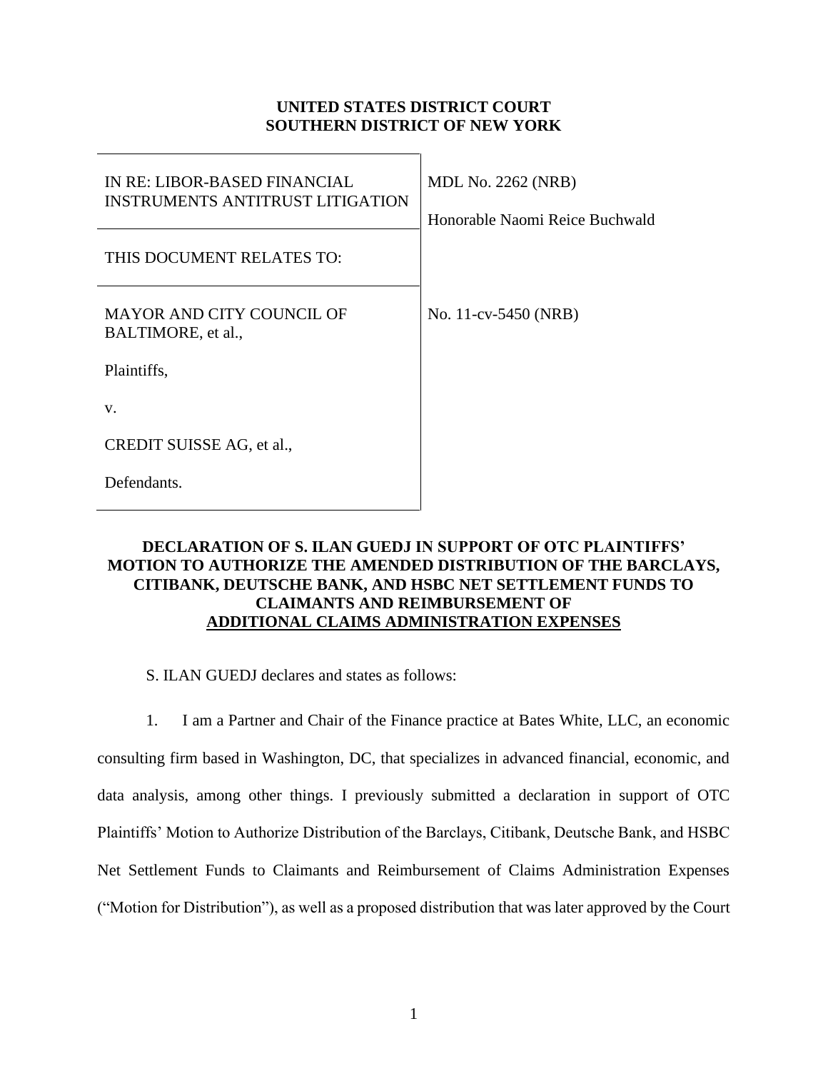**UNITED STATES DISTRICT COURT**
**SOUTHERN DISTRICT OF NEW YORK**

| | |
|---|---|
| IN RE: LIBOR-BASED FINANCIAL INSTRUMENTS ANTITRUST LITIGATION | MDL No. 2262 (NRB)<br><br>Honorable Naomi Reice Buchwald |
| THIS DOCUMENT RELATES TO: | |
| MAYOR AND CITY COUNCIL OF BALTIMORE, et al.,<br><br>Plaintiffs,<br><br>v.<br><br>CREDIT SUISSE AG, et al.,<br><br>Defendants. | No. 11-cv-5450 (NRB) |

**DECLARATION OF S. ILAN GUEDJ IN SUPPORT OF OTC PLAINTIFFS' MOTION TO AUTHORIZE THE AMENDED DISTRIBUTION OF THE BARCLAYS, CITIBANK, DEUTSCHE BANK, AND HSBC NET SETTLEMENT FUNDS TO CLAIMANTS AND REIMBURSEMENT OF ADDITIONAL CLAIMS ADMINISTRATION EXPENSES**

S. ILAN GUEDJ declares and states as follows:

1. I am a Partner and Chair of the Finance practice at Bates White, LLC, an economic consulting firm based in Washington, DC, that specializes in advanced financial, economic, and data analysis, among other things. I previously submitted a declaration in support of OTC Plaintiffs' Motion to Authorize Distribution of the Barclays, Citibank, Deutsche Bank, and HSBC Net Settlement Funds to Claimants and Reimbursement of Claims Administration Expenses ("Motion for Distribution"), as well as a proposed distribution that was later approved by the Court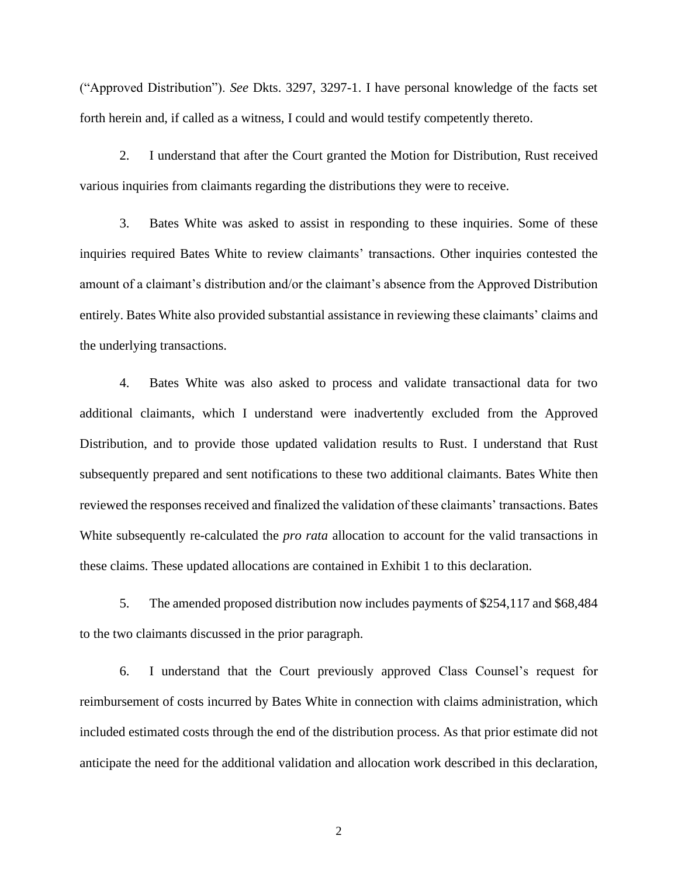("Approved Distribution"). *See* Dkts. 3297, 3297-1. I have personal knowledge of the facts set forth herein and, if called as a witness, I could and would testify competently thereto.

2. I understand that after the Court granted the Motion for Distribution, Rust received various inquiries from claimants regarding the distributions they were to receive.

3. Bates White was asked to assist in responding to these inquiries. Some of these inquiries required Bates White to review claimants' transactions. Other inquiries contested the amount of a claimant's distribution and/or the claimant's absence from the Approved Distribution entirely. Bates White also provided substantial assistance in reviewing these claimants' claims and the underlying transactions.

4. Bates White was also asked to process and validate transactional data for two additional claimants, which I understand were inadvertently excluded from the Approved Distribution, and to provide those updated validation results to Rust. I understand that Rust subsequently prepared and sent notifications to these two additional claimants. Bates White then reviewed the responses received and finalized the validation of these claimants' transactions. Bates White subsequently re-calculated the *pro rata* allocation to account for the valid transactions in these claims. These updated allocations are contained in Exhibit 1 to this declaration.

5. The amended proposed distribution now includes payments of $254,117 and $68,484 to the two claimants discussed in the prior paragraph.

6. I understand that the Court previously approved Class Counsel's request for reimbursement of costs incurred by Bates White in connection with claims administration, which included estimated costs through the end of the distribution process. As that prior estimate did not anticipate the need for the additional validation and allocation work described in this declaration,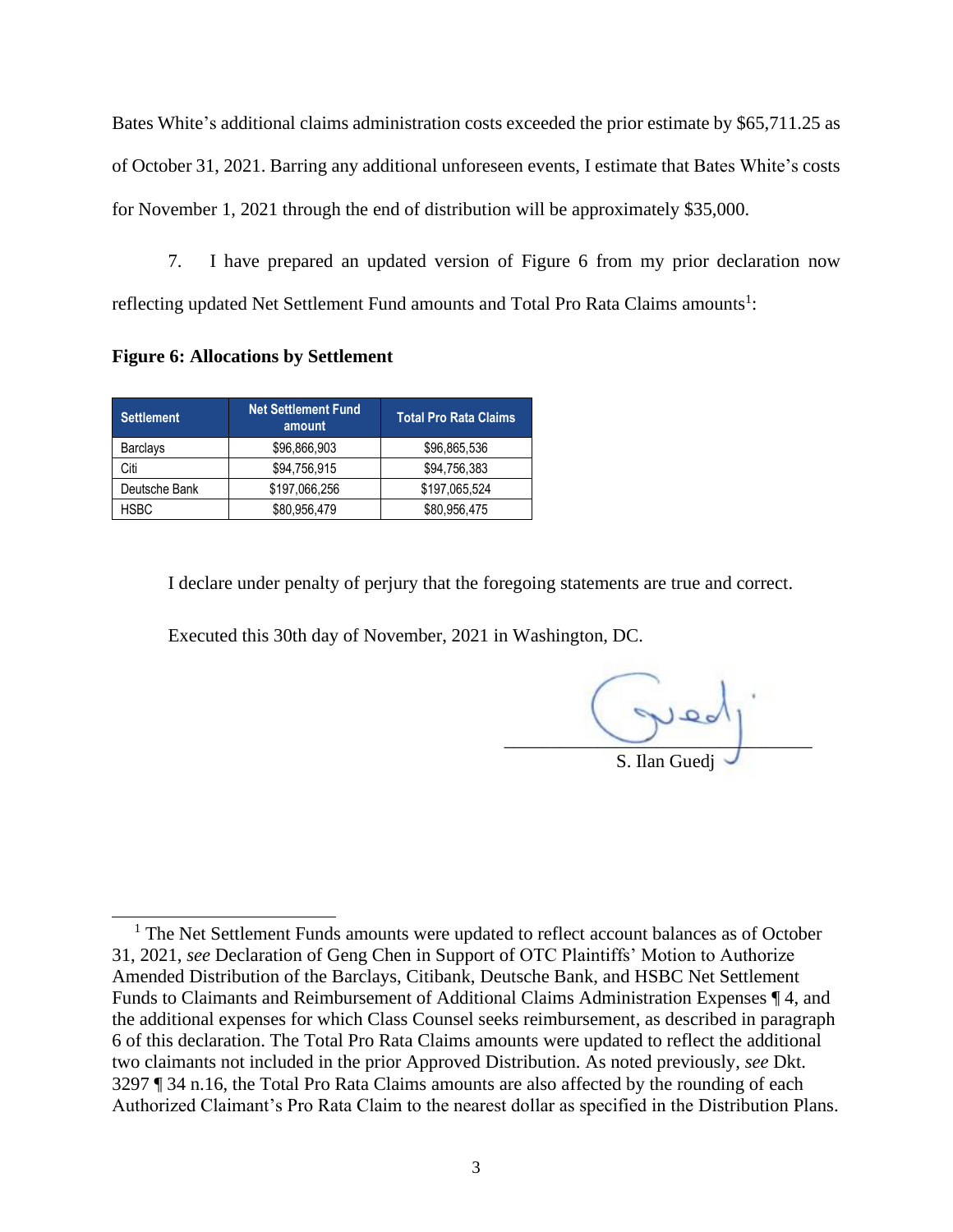Bates White's additional claims administration costs exceeded the prior estimate by $65,711.25 as of October 31, 2021. Barring any additional unforeseen events, I estimate that Bates White's costs for November 1, 2021 through the end of distribution will be approximately $35,000.

7. I have prepared an updated version of Figure 6 from my prior declaration now reflecting updated Net Settlement Fund amounts and Total Pro Rata Claims amounts[1]:

**Figure 6: Allocations by Settlement**

| Settlement | Net Settlement Fund amount | Total Pro Rata Claims |
|---|---|---|
| Barclays | $96,866,903 | $96,865,536 |
| Citi | $94,756,915 | $94,756,383 |
| Deutsche Bank | $197,066,256 | $197,065,524 |
| HSBC | $80,956,479 | $80,956,475 |

I declare under penalty of perjury that the foregoing statements are true and correct.

Executed this 30th day of November, 2021 in Washington, DC.

S. Ilan Guedj

[1] The Net Settlement Funds amounts were updated to reflect account balances as of October 31, 2021, *see* Declaration of Geng Chen in Support of OTC Plaintiffs' Motion to Authorize Amended Distribution of the Barclays, Citibank, Deutsche Bank, and HSBC Net Settlement Funds to Claimants and Reimbursement of Additional Claims Administration Expenses ¶ 4, and the additional expenses for which Class Counsel seeks reimbursement, as described in paragraph 6 of this declaration. The Total Pro Rata Claims amounts were updated to reflect the additional two claimants not included in the prior Approved Distribution. As noted previously, *see* Dkt. 3297 ¶ 34 n.16, the Total Pro Rata Claims amounts are also affected by the rounding of each Authorized Claimant's Pro Rata Claim to the nearest dollar as specified in the Distribution Plans.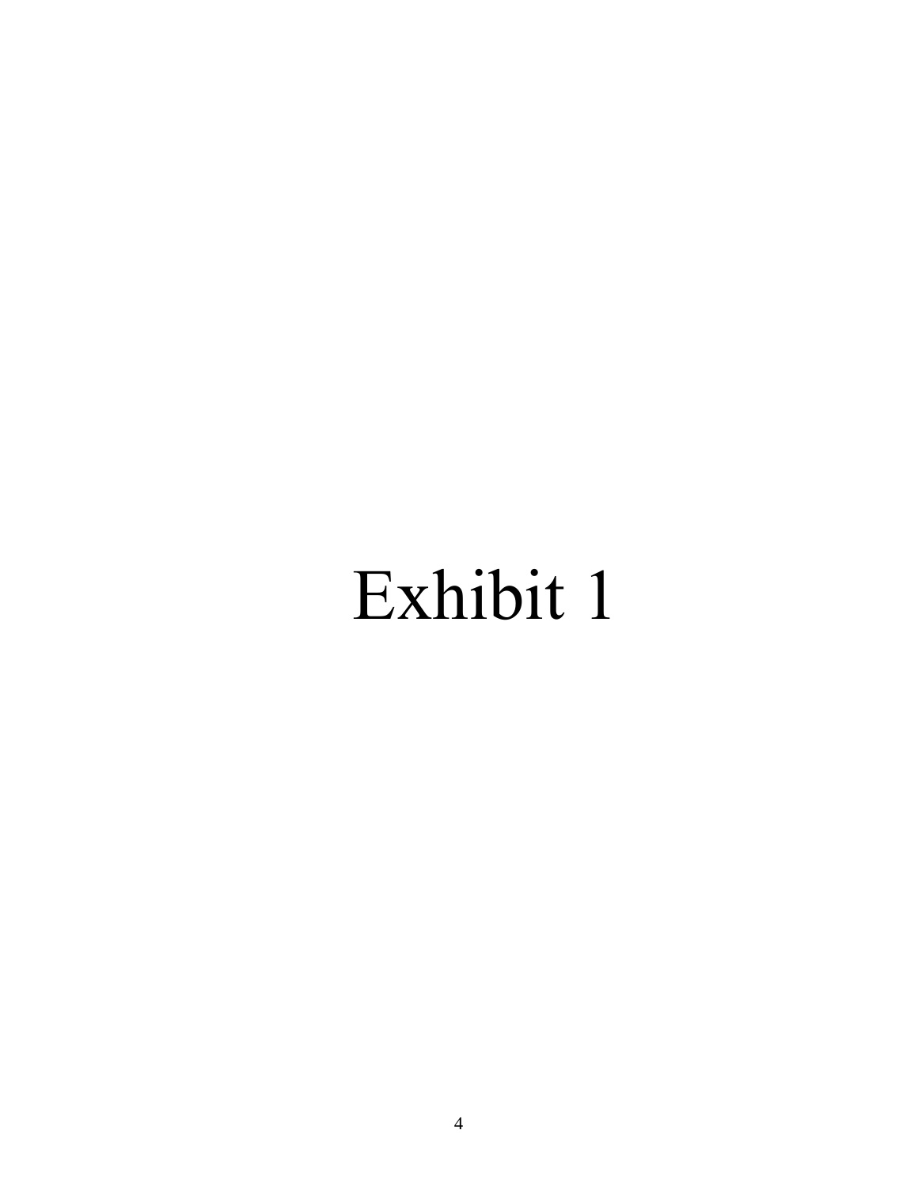# Exhibit 1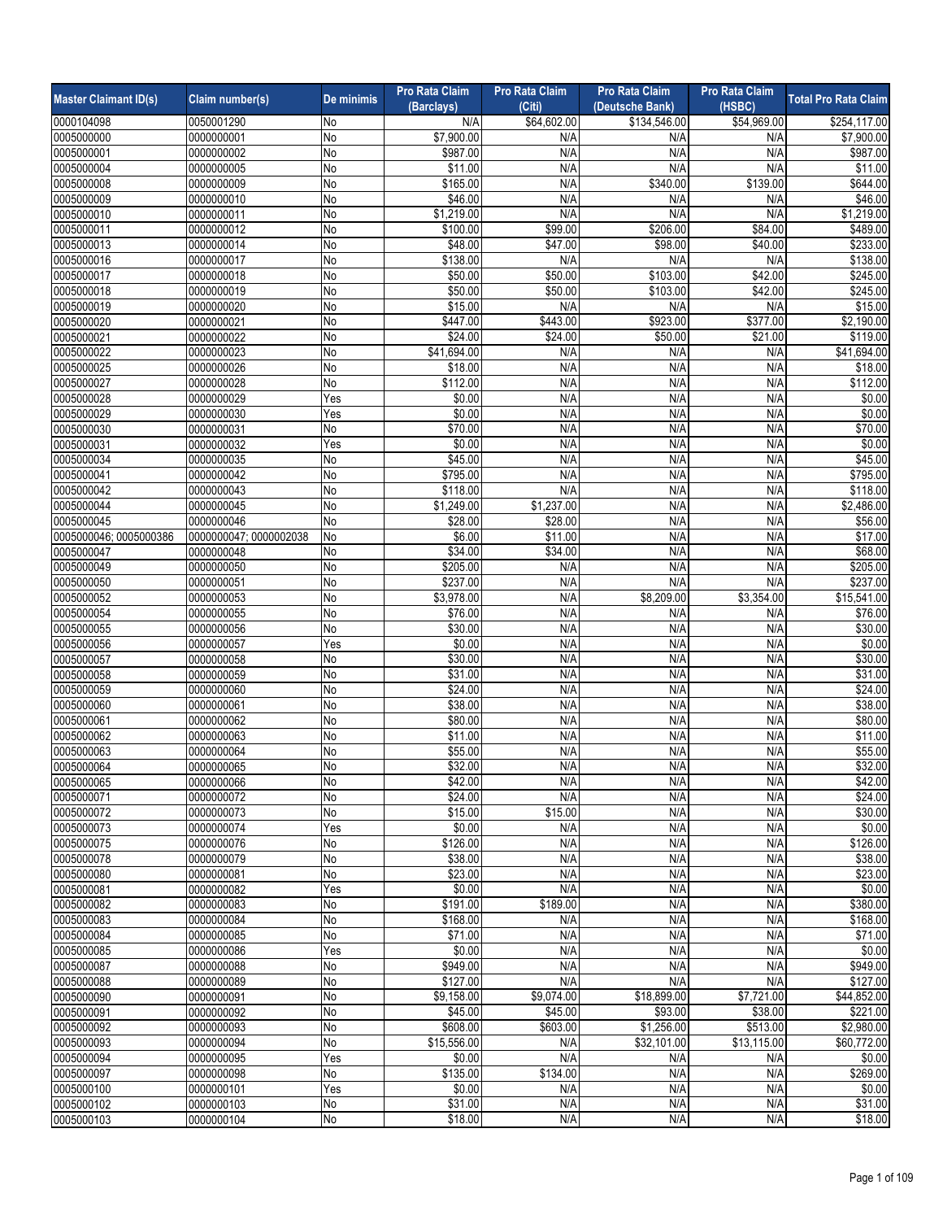| Master Claimant ID(s) | Claim number(s) | De minimis | Pro Rata Claim (Barclays) | Pro Rata Claim (Citi) | Pro Rata Claim (Deutsche Bank) | Pro Rata Claim (HSBC) | Total Pro Rata Claim |
|---|---|---|---|---|---|---|---|
| 0000104098 | 0050001290 | No | N/A | $64,602.00 | $134,546.00 | $54,969.00 | $254,117.00 |
| 0005000000 | 0000000001 | No | $7,900.00 | N/A | N/A | N/A | $7,900.00 |
| 0005000001 | 0000000002 | No | $987.00 | N/A | N/A | N/A | $987.00 |
| 0005000004 | 0000000005 | No | $11.00 | N/A | N/A | N/A | $11.00 |
| 0005000008 | 0000000009 | No | $165.00 | N/A | $340.00 | $139.00 | $644.00 |
| 0005000009 | 0000000010 | No | $46.00 | N/A | N/A | N/A | $46.00 |
| 0005000010 | 0000000011 | No | $1,219.00 | N/A | N/A | N/A | $1,219.00 |
| 0005000011 | 0000000012 | No | $100.00 | $99.00 | $206.00 | $84.00 | $489.00 |
| 0005000013 | 0000000014 | No | $48.00 | $47.00 | $98.00 | $40.00 | $233.00 |
| 0005000016 | 0000000017 | No | $138.00 | N/A | N/A | N/A | $138.00 |
| 0005000017 | 0000000018 | No | $50.00 | $50.00 | $103.00 | $42.00 | $245.00 |
| 0005000018 | 0000000019 | No | $50.00 | $50.00 | $103.00 | $42.00 | $245.00 |
| 0005000019 | 0000000020 | No | $15.00 | N/A | N/A | N/A | $15.00 |
| 0005000020 | 0000000021 | No | $447.00 | $443.00 | $923.00 | $377.00 | $2,190.00 |
| 0005000021 | 0000000022 | No | $24.00 | $24.00 | $50.00 | $21.00 | $119.00 |
| 0005000022 | 0000000023 | No | $41,694.00 | N/A | N/A | N/A | $41,694.00 |
| 0005000025 | 0000000026 | No | $18.00 | N/A | N/A | N/A | $18.00 |
| 0005000027 | 0000000028 | No | $112.00 | N/A | N/A | N/A | $112.00 |
| 0005000028 | 0000000029 | Yes | $0.00 | N/A | N/A | N/A | $0.00 |
| 0005000029 | 0000000030 | Yes | $0.00 | N/A | N/A | N/A | $0.00 |
| 0005000030 | 0000000031 | No | $70.00 | N/A | N/A | N/A | $70.00 |
| 0005000031 | 0000000032 | Yes | $0.00 | N/A | N/A | N/A | $0.00 |
| 0005000034 | 0000000035 | No | $45.00 | N/A | N/A | N/A | $45.00 |
| 0005000041 | 0000000042 | No | $795.00 | N/A | N/A | N/A | $795.00 |
| 0005000042 | 0000000043 | No | $118.00 | N/A | N/A | N/A | $118.00 |
| 0005000044 | 0000000045 | No | $1,249.00 | $1,237.00 | N/A | N/A | $2,486.00 |
| 0005000045 | 0000000046 | No | $28.00 | $28.00 | N/A | N/A | $56.00 |
| 0005000046; 0005000386 | 0000000047; 0000002038 | No | $6.00 | $11.00 | N/A | N/A | $17.00 |
| 0005000047 | 0000000048 | No | $34.00 | $34.00 | N/A | N/A | $68.00 |
| 0005000049 | 0000000050 | No | $205.00 | N/A | N/A | N/A | $205.00 |
| 0005000050 | 0000000051 | No | $237.00 | N/A | N/A | N/A | $237.00 |
| 0005000052 | 0000000053 | No | $3,978.00 | N/A | $8,209.00 | $3,354.00 | $15,541.00 |
| 0005000054 | 0000000055 | No | $76.00 | N/A | N/A | N/A | $76.00 |
| 0005000055 | 0000000056 | No | $30.00 | N/A | N/A | N/A | $30.00 |
| 0005000056 | 0000000057 | Yes | $0.00 | N/A | N/A | N/A | $0.00 |
| 0005000057 | 0000000058 | No | $30.00 | N/A | N/A | N/A | $30.00 |
| 0005000058 | 0000000059 | No | $31.00 | N/A | N/A | N/A | $31.00 |
| 0005000059 | 0000000060 | No | $24.00 | N/A | N/A | N/A | $24.00 |
| 0005000060 | 0000000061 | No | $38.00 | N/A | N/A | N/A | $38.00 |
| 0005000061 | 0000000062 | No | $80.00 | N/A | N/A | N/A | $80.00 |
| 0005000062 | 0000000063 | No | $11.00 | N/A | N/A | N/A | $11.00 |
| 0005000063 | 0000000064 | No | $55.00 | N/A | N/A | N/A | $55.00 |
| 0005000064 | 0000000065 | No | $32.00 | N/A | N/A | N/A | $32.00 |
| 0005000065 | 0000000066 | No | $42.00 | N/A | N/A | N/A | $42.00 |
| 0005000071 | 0000000072 | No | $24.00 | N/A | N/A | N/A | $24.00 |
| 0005000072 | 0000000073 | No | $15.00 | $15.00 | N/A | N/A | $30.00 |
| 0005000073 | 0000000074 | Yes | $0.00 | N/A | N/A | N/A | $0.00 |
| 0005000075 | 0000000076 | No | $126.00 | N/A | N/A | N/A | $126.00 |
| 0005000078 | 0000000079 | No | $38.00 | N/A | N/A | N/A | $38.00 |
| 0005000080 | 0000000081 | No | $23.00 | N/A | N/A | N/A | $23.00 |
| 0005000081 | 0000000082 | Yes | $0.00 | N/A | N/A | N/A | $0.00 |
| 0005000082 | 0000000083 | No | $191.00 | $189.00 | N/A | N/A | $380.00 |
| 0005000083 | 0000000084 | No | $168.00 | N/A | N/A | N/A | $168.00 |
| 0005000084 | 0000000085 | No | $71.00 | N/A | N/A | N/A | $71.00 |
| 0005000085 | 0000000086 | Yes | $0.00 | N/A | N/A | N/A | $0.00 |
| 0005000087 | 0000000088 | No | $949.00 | N/A | N/A | N/A | $949.00 |
| 0005000088 | 0000000089 | No | $127.00 | N/A | N/A | N/A | $127.00 |
| 0005000090 | 0000000091 | No | $9,158.00 | $9,074.00 | $18,899.00 | $7,721.00 | $44,852.00 |
| 0005000091 | 0000000092 | No | $45.00 | $45.00 | $93.00 | $38.00 | $221.00 |
| 0005000092 | 0000000093 | No | $608.00 | $603.00 | $1,256.00 | $513.00 | $2,980.00 |
| 0005000093 | 0000000094 | No | $15,556.00 | N/A | $32,101.00 | $13,115.00 | $60,772.00 |
| 0005000094 | 0000000095 | Yes | $0.00 | N/A | N/A | N/A | $0.00 |
| 0005000097 | 0000000098 | No | $135.00 | $134.00 | N/A | N/A | $269.00 |
| 0005000100 | 0000000101 | Yes | $0.00 | N/A | N/A | N/A | $0.00 |
| 0005000102 | 0000000103 | No | $31.00 | N/A | N/A | N/A | $31.00 |
| 0005000103 | 0000000104 | No | $18.00 | N/A | N/A | N/A | $18.00 |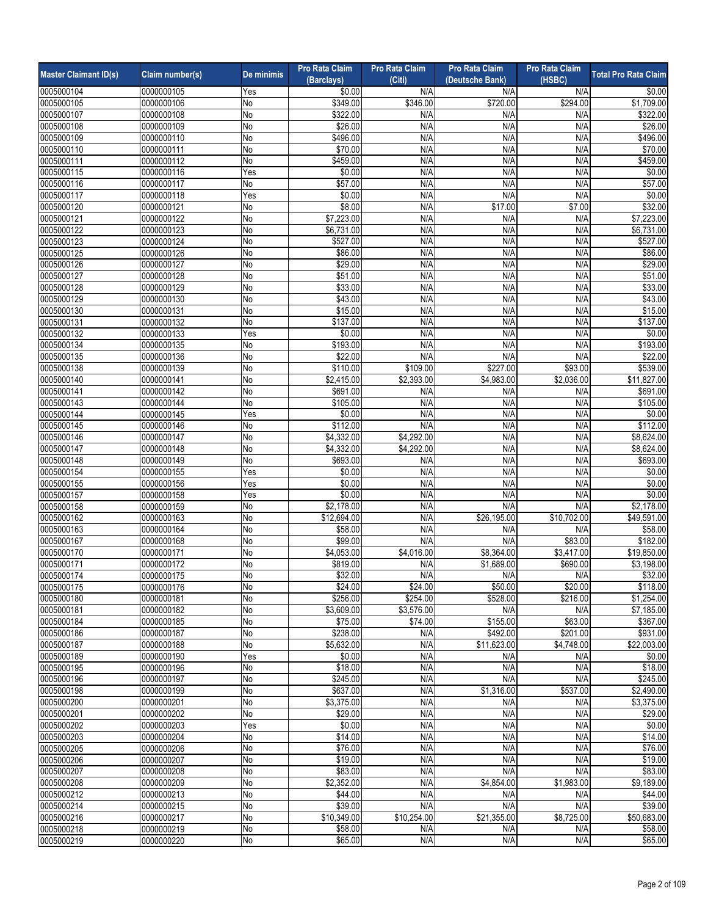| Master Claimant ID(s) | Claim number(s) | De minimis | Pro Rata Claim (Barclays) | Pro Rata Claim (Citi) | Pro Rata Claim (Deutsche Bank) | Pro Rata Claim (HSBC) | Total Pro Rata Claim |
|---|---|---|---|---|---|---|---|
| 0005000104 | 0000000105 | Yes | $0.00 | N/A | N/A | N/A | $0.00 |
| 0005000105 | 0000000106 | No | $349.00 | $346.00 | $720.00 | $294.00 | $1,709.00 |
| 0005000107 | 0000000108 | No | $322.00 | N/A | N/A | N/A | $322.00 |
| 0005000108 | 0000000109 | No | $26.00 | N/A | N/A | N/A | $26.00 |
| 0005000109 | 0000000110 | No | $496.00 | N/A | N/A | N/A | $496.00 |
| 0005000110 | 0000000111 | No | $70.00 | N/A | N/A | N/A | $70.00 |
| 0005000111 | 0000000112 | No | $459.00 | N/A | N/A | N/A | $459.00 |
| 0005000115 | 0000000116 | Yes | $0.00 | N/A | N/A | N/A | $0.00 |
| 0005000116 | 0000000117 | No | $57.00 | N/A | N/A | N/A | $57.00 |
| 0005000117 | 0000000118 | Yes | $0.00 | N/A | N/A | N/A | $0.00 |
| 0005000120 | 0000000121 | No | $8.00 | N/A | $17.00 | $7.00 | $32.00 |
| 0005000121 | 0000000122 | No | $7,223.00 | N/A | N/A | N/A | $7,223.00 |
| 0005000122 | 0000000123 | No | $6,731.00 | N/A | N/A | N/A | $6,731.00 |
| 0005000123 | 0000000124 | No | $527.00 | N/A | N/A | N/A | $527.00 |
| 0005000125 | 0000000126 | No | $86.00 | N/A | N/A | N/A | $86.00 |
| 0005000126 | 0000000127 | No | $29.00 | N/A | N/A | N/A | $29.00 |
| 0005000127 | 0000000128 | No | $51.00 | N/A | N/A | N/A | $51.00 |
| 0005000128 | 0000000129 | No | $33.00 | N/A | N/A | N/A | $33.00 |
| 0005000129 | 0000000130 | No | $43.00 | N/A | N/A | N/A | $43.00 |
| 0005000130 | 0000000131 | No | $15.00 | N/A | N/A | N/A | $15.00 |
| 0005000131 | 0000000132 | No | $137.00 | N/A | N/A | N/A | $137.00 |
| 0005000132 | 0000000133 | Yes | $0.00 | N/A | N/A | N/A | $0.00 |
| 0005000134 | 0000000135 | No | $193.00 | N/A | N/A | N/A | $193.00 |
| 0005000135 | 0000000136 | No | $22.00 | N/A | N/A | N/A | $22.00 |
| 0005000138 | 0000000139 | No | $110.00 | $109.00 | $227.00 | $93.00 | $539.00 |
| 0005000140 | 0000000141 | No | $2,415.00 | $2,393.00 | $4,983.00 | $2,036.00 | $11,827.00 |
| 0005000141 | 0000000142 | No | $691.00 | N/A | N/A | N/A | $691.00 |
| 0005000143 | 0000000144 | No | $105.00 | N/A | N/A | N/A | $105.00 |
| 0005000144 | 0000000145 | Yes | $0.00 | N/A | N/A | N/A | $0.00 |
| 0005000145 | 0000000146 | No | $112.00 | N/A | N/A | N/A | $112.00 |
| 0005000146 | 0000000147 | No | $4,332.00 | $4,292.00 | N/A | N/A | $8,624.00 |
| 0005000147 | 0000000148 | No | $4,332.00 | $4,292.00 | N/A | N/A | $8,624.00 |
| 0005000148 | 0000000149 | No | $693.00 | N/A | N/A | N/A | $693.00 |
| 0005000154 | 0000000155 | Yes | $0.00 | N/A | N/A | N/A | $0.00 |
| 0005000155 | 0000000156 | Yes | $0.00 | N/A | N/A | N/A | $0.00 |
| 0005000157 | 0000000158 | Yes | $0.00 | N/A | N/A | N/A | $0.00 |
| 0005000158 | 0000000159 | No | $2,178.00 | N/A | N/A | N/A | $2,178.00 |
| 0005000162 | 0000000163 | No | $12,694.00 | N/A | $26,195.00 | $10,702.00 | $49,591.00 |
| 0005000163 | 0000000164 | No | $58.00 | N/A | N/A | N/A | $58.00 |
| 0005000167 | 0000000168 | No | $99.00 | N/A | N/A | $83.00 | $182.00 |
| 0005000170 | 0000000171 | No | $4,053.00 | $4,016.00 | $8,364.00 | $3,417.00 | $19,850.00 |
| 0005000171 | 0000000172 | No | $819.00 | N/A | $1,689.00 | $690.00 | $3,198.00 |
| 0005000174 | 0000000175 | No | $32.00 | N/A | N/A | N/A | $32.00 |
| 0005000175 | 0000000176 | No | $24.00 | $24.00 | $50.00 | $20.00 | $118.00 |
| 0005000180 | 0000000181 | No | $256.00 | $254.00 | $528.00 | $216.00 | $1,254.00 |
| 0005000181 | 0000000182 | No | $3,609.00 | $3,576.00 | N/A | N/A | $7,185.00 |
| 0005000184 | 0000000185 | No | $75.00 | $74.00 | $155.00 | $63.00 | $367.00 |
| 0005000186 | 0000000187 | No | $238.00 | N/A | $492.00 | $201.00 | $931.00 |
| 0005000187 | 0000000188 | No | $5,632.00 | N/A | $11,623.00 | $4,748.00 | $22,003.00 |
| 0005000189 | 0000000190 | Yes | $0.00 | N/A | N/A | N/A | $0.00 |
| 0005000195 | 0000000196 | No | $18.00 | N/A | N/A | N/A | $18.00 |
| 0005000196 | 0000000197 | No | $245.00 | N/A | N/A | N/A | $245.00 |
| 0005000198 | 0000000199 | No | $637.00 | N/A | $1,316.00 | $537.00 | $2,490.00 |
| 0005000200 | 0000000201 | No | $3,375.00 | N/A | N/A | N/A | $3,375.00 |
| 0005000201 | 0000000202 | No | $29.00 | N/A | N/A | N/A | $29.00 |
| 0005000202 | 0000000203 | Yes | $0.00 | N/A | N/A | N/A | $0.00 |
| 0005000203 | 0000000204 | No | $14.00 | N/A | N/A | N/A | $14.00 |
| 0005000205 | 0000000206 | No | $76.00 | N/A | N/A | N/A | $76.00 |
| 0005000206 | 0000000207 | No | $19.00 | N/A | N/A | N/A | $19.00 |
| 0005000207 | 0000000208 | No | $83.00 | N/A | N/A | N/A | $83.00 |
| 0005000208 | 0000000209 | No | $2,352.00 | N/A | $4,854.00 | $1,983.00 | $9,189.00 |
| 0005000212 | 0000000213 | No | $44.00 | N/A | N/A | N/A | $44.00 |
| 0005000214 | 0000000215 | No | $39.00 | N/A | N/A | N/A | $39.00 |
| 0005000216 | 0000000217 | No | $10,349.00 | $10,254.00 | $21,355.00 | $8,725.00 | $50,683.00 |
| 0005000218 | 0000000219 | No | $58.00 | N/A | N/A | N/A | $58.00 |
| 0005000219 | 0000000220 | No | $65.00 | N/A | N/A | N/A | $65.00 |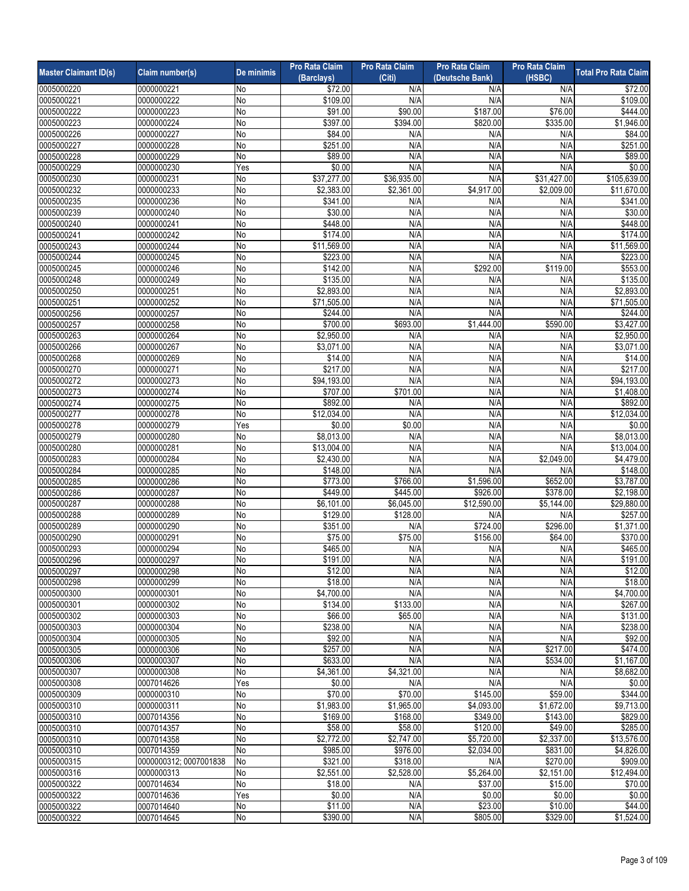| Master Claimant ID(s) | Claim number(s) | De minimis | Pro Rata Claim (Barclays) | Pro Rata Claim (Citi) | Pro Rata Claim (Deutsche Bank) | Pro Rata Claim (HSBC) | Total Pro Rata Claim |
|---|---|---|---|---|---|---|---|
| 0005000220 | 0000000221 | No | $72.00 | N/A | N/A | N/A | $72.00 |
| 0005000221 | 0000000222 | No | $109.00 | N/A | N/A | N/A | $109.00 |
| 0005000222 | 0000000223 | No | $91.00 | $90.00 | $187.00 | $76.00 | $444.00 |
| 0005000223 | 0000000224 | No | $397.00 | $394.00 | $820.00 | $335.00 | $1,946.00 |
| 0005000226 | 0000000227 | No | $84.00 | N/A | N/A | N/A | $84.00 |
| 0005000227 | 0000000228 | No | $251.00 | N/A | N/A | N/A | $251.00 |
| 0005000228 | 0000000229 | No | $89.00 | N/A | N/A | N/A | $89.00 |
| 0005000229 | 0000000230 | Yes | $0.00 | N/A | N/A | N/A | $0.00 |
| 0005000230 | 0000000231 | No | $37,277.00 | $36,935.00 | N/A | $31,427.00 | $105,639.00 |
| 0005000232 | 0000000233 | No | $2,383.00 | $2,361.00 | $4,917.00 | $2,009.00 | $11,670.00 |
| 0005000235 | 0000000236 | No | $341.00 | N/A | N/A | N/A | $341.00 |
| 0005000239 | 0000000240 | No | $30.00 | N/A | N/A | N/A | $30.00 |
| 0005000240 | 0000000241 | No | $448.00 | N/A | N/A | N/A | $448.00 |
| 0005000241 | 0000000242 | No | $174.00 | N/A | N/A | N/A | $174.00 |
| 0005000243 | 0000000244 | No | $11,569.00 | N/A | N/A | N/A | $11,569.00 |
| 0005000244 | 0000000245 | No | $223.00 | N/A | N/A | N/A | $223.00 |
| 0005000245 | 0000000246 | No | $142.00 | N/A | $292.00 | $119.00 | $553.00 |
| 0005000248 | 0000000249 | No | $135.00 | N/A | N/A | N/A | $135.00 |
| 0005000250 | 0000000251 | No | $2,893.00 | N/A | N/A | N/A | $2,893.00 |
| 0005000251 | 0000000252 | No | $71,505.00 | N/A | N/A | N/A | $71,505.00 |
| 0005000256 | 0000000257 | No | $244.00 | N/A | N/A | N/A | $244.00 |
| 0005000257 | 0000000258 | No | $700.00 | $693.00 | $1,444.00 | $590.00 | $3,427.00 |
| 0005000263 | 0000000264 | No | $2,950.00 | N/A | N/A | N/A | $2,950.00 |
| 0005000266 | 0000000267 | No | $3,071.00 | N/A | N/A | N/A | $3,071.00 |
| 0005000268 | 0000000269 | No | $14.00 | N/A | N/A | N/A | $14.00 |
| 0005000270 | 0000000271 | No | $217.00 | N/A | N/A | N/A | $217.00 |
| 0005000272 | 0000000273 | No | $94,193.00 | N/A | N/A | N/A | $94,193.00 |
| 0005000273 | 0000000274 | No | $707.00 | $701.00 | N/A | N/A | $1,408.00 |
| 0005000274 | 0000000275 | No | $892.00 | N/A | N/A | N/A | $892.00 |
| 0005000277 | 0000000278 | No | $12,034.00 | N/A | N/A | N/A | $12,034.00 |
| 0005000278 | 0000000279 | Yes | $0.00 | $0.00 | N/A | N/A | $0.00 |
| 0005000279 | 0000000280 | No | $8,013.00 | N/A | N/A | N/A | $8,013.00 |
| 0005000280 | 0000000281 | No | $13,004.00 | N/A | N/A | N/A | $13,004.00 |
| 0005000283 | 0000000284 | No | $2,430.00 | N/A | N/A | $2,049.00 | $4,479.00 |
| 0005000284 | 0000000285 | No | $148.00 | N/A | N/A | N/A | $148.00 |
| 0005000285 | 0000000286 | No | $773.00 | $766.00 | $1,596.00 | $652.00 | $3,787.00 |
| 0005000286 | 0000000287 | No | $449.00 | $445.00 | $926.00 | $378.00 | $2,198.00 |
| 0005000287 | 0000000288 | No | $6,101.00 | $6,045.00 | $12,590.00 | $5,144.00 | $29,880.00 |
| 0005000288 | 0000000289 | No | $129.00 | $128.00 | N/A | N/A | $257.00 |
| 0005000289 | 0000000290 | No | $351.00 | N/A | $724.00 | $296.00 | $1,371.00 |
| 0005000290 | 0000000291 | No | $75.00 | $75.00 | $156.00 | $64.00 | $370.00 |
| 0005000293 | 0000000294 | No | $465.00 | N/A | N/A | N/A | $465.00 |
| 0005000296 | 0000000297 | No | $191.00 | N/A | N/A | N/A | $191.00 |
| 0005000297 | 0000000298 | No | $12.00 | N/A | N/A | N/A | $12.00 |
| 0005000298 | 0000000299 | No | $18.00 | N/A | N/A | N/A | $18.00 |
| 0005000300 | 0000000301 | No | $4,700.00 | N/A | N/A | N/A | $4,700.00 |
| 0005000301 | 0000000302 | No | $134.00 | $133.00 | N/A | N/A | $267.00 |
| 0005000302 | 0000000303 | No | $66.00 | $65.00 | N/A | N/A | $131.00 |
| 0005000303 | 0000000304 | No | $238.00 | N/A | N/A | N/A | $238.00 |
| 0005000304 | 0000000305 | No | $92.00 | N/A | N/A | N/A | $92.00 |
| 0005000305 | 0000000306 | No | $257.00 | N/A | N/A | $217.00 | $474.00 |
| 0005000306 | 0000000307 | No | $633.00 | N/A | N/A | $534.00 | $1,167.00 |
| 0005000307 | 0000000308 | No | $4,361.00 | $4,321.00 | N/A | N/A | $8,682.00 |
| 0005000308 | 0007014626 | Yes | $0.00 | N/A | N/A | N/A | $0.00 |
| 0005000309 | 0000000310 | No | $70.00 | $70.00 | $145.00 | $59.00 | $344.00 |
| 0005000310 | 0000000311 | No | $1,983.00 | $1,965.00 | $4,093.00 | $1,672.00 | $9,713.00 |
| 0005000310 | 0007014356 | No | $169.00 | $168.00 | $349.00 | $143.00 | $829.00 |
| 0005000310 | 0007014357 | No | $58.00 | $58.00 | $120.00 | $49.00 | $285.00 |
| 0005000310 | 0007014358 | No | $2,772.00 | $2,747.00 | $5,720.00 | $2,337.00 | $13,576.00 |
| 0005000310 | 0007014359 | No | $985.00 | $976.00 | $2,034.00 | $831.00 | $4,826.00 |
| 0005000315 | 0000000312; 0007001838 | No | $321.00 | $318.00 | N/A | $270.00 | $909.00 |
| 0005000316 | 0000000313 | No | $2,551.00 | $2,528.00 | $5,264.00 | $2,151.00 | $12,494.00 |
| 0005000322 | 0007014634 | No | $18.00 | N/A | $37.00 | $15.00 | $70.00 |
| 0005000322 | 0007014636 | Yes | $0.00 | N/A | $0.00 | $0.00 | $0.00 |
| 0005000322 | 0007014640 | No | $11.00 | N/A | $23.00 | $10.00 | $44.00 |
| 0005000322 | 0007014645 | No | $390.00 | N/A | $805.00 | $329.00 | $1,524.00 |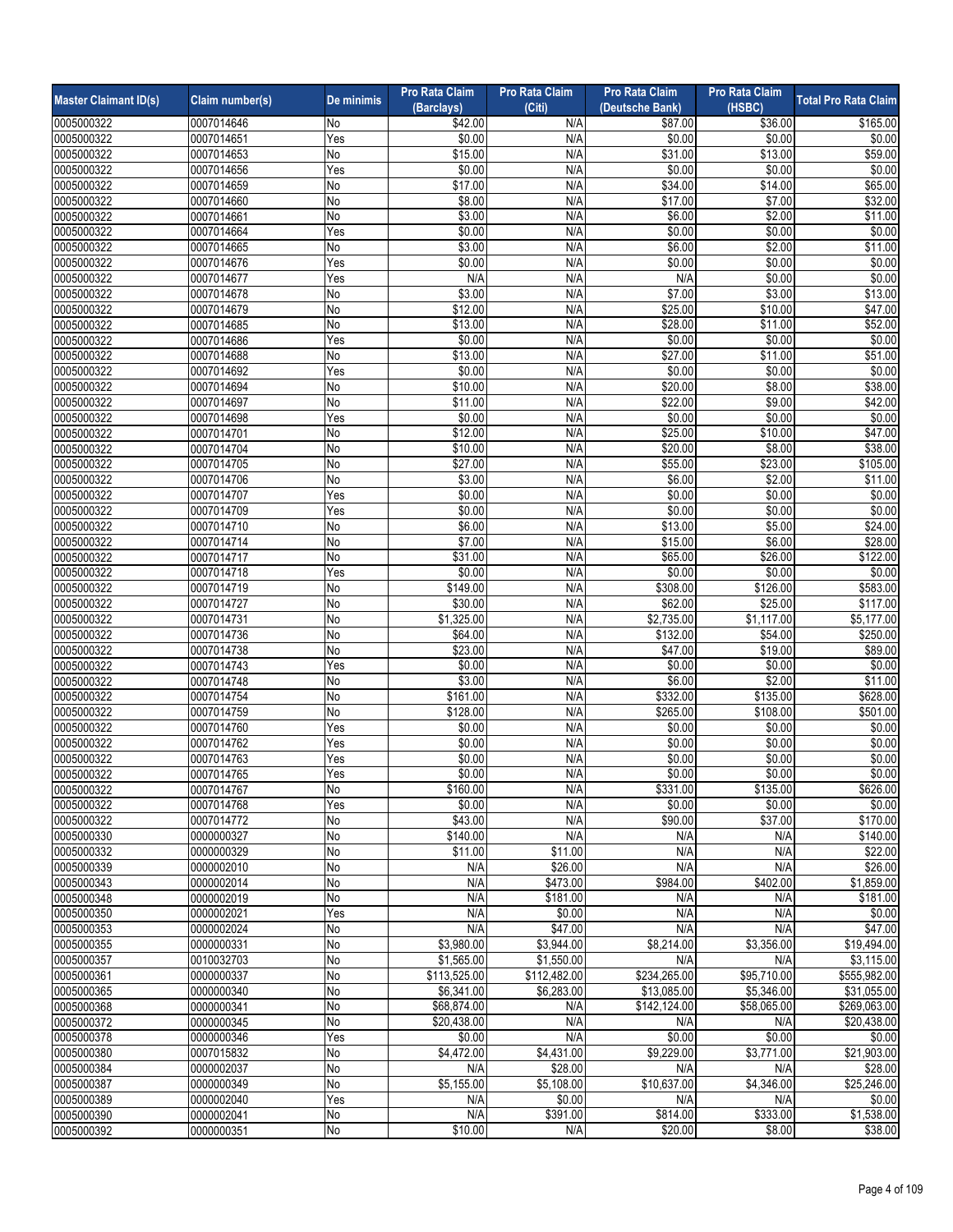| Master Claimant ID(s) | Claim number(s) | De minimis | Pro Rata Claim (Barclays) | Pro Rata Claim (Citi) | Pro Rata Claim (Deutsche Bank) | Pro Rata Claim (HSBC) | Total Pro Rata Claim |
|---|---|---|---|---|---|---|---|
| 0005000322 | 0007014646 | No | $42.00 | N/A | $87.00 | $36.00 | $165.00 |
| 0005000322 | 0007014651 | Yes | $0.00 | N/A | $0.00 | $0.00 | $0.00 |
| 0005000322 | 0007014653 | No | $15.00 | N/A | $31.00 | $13.00 | $59.00 |
| 0005000322 | 0007014656 | Yes | $0.00 | N/A | $0.00 | $0.00 | $0.00 |
| 0005000322 | 0007014659 | No | $17.00 | N/A | $34.00 | $14.00 | $65.00 |
| 0005000322 | 0007014660 | No | $8.00 | N/A | $17.00 | $7.00 | $32.00 |
| 0005000322 | 0007014661 | No | $3.00 | N/A | $6.00 | $2.00 | $11.00 |
| 0005000322 | 0007014664 | Yes | $0.00 | N/A | $0.00 | $0.00 | $0.00 |
| 0005000322 | 0007014665 | No | $3.00 | N/A | $6.00 | $2.00 | $11.00 |
| 0005000322 | 0007014676 | Yes | $0.00 | N/A | $0.00 | $0.00 | $0.00 |
| 0005000322 | 0007014677 | Yes | N/A | N/A | N/A | $0.00 | $0.00 |
| 0005000322 | 0007014678 | No | $3.00 | N/A | $7.00 | $3.00 | $13.00 |
| 0005000322 | 0007014679 | No | $12.00 | N/A | $25.00 | $10.00 | $47.00 |
| 0005000322 | 0007014685 | No | $13.00 | N/A | $28.00 | $11.00 | $52.00 |
| 0005000322 | 0007014686 | Yes | $0.00 | N/A | $0.00 | $0.00 | $0.00 |
| 0005000322 | 0007014688 | No | $13.00 | N/A | $27.00 | $11.00 | $51.00 |
| 0005000322 | 0007014692 | Yes | $0.00 | N/A | $0.00 | $0.00 | $0.00 |
| 0005000322 | 0007014694 | No | $10.00 | N/A | $20.00 | $8.00 | $38.00 |
| 0005000322 | 0007014697 | No | $11.00 | N/A | $22.00 | $9.00 | $42.00 |
| 0005000322 | 0007014698 | Yes | $0.00 | N/A | $0.00 | $0.00 | $0.00 |
| 0005000322 | 0007014701 | No | $12.00 | N/A | $25.00 | $10.00 | $47.00 |
| 0005000322 | 0007014704 | No | $10.00 | N/A | $20.00 | $8.00 | $38.00 |
| 0005000322 | 0007014705 | No | $27.00 | N/A | $55.00 | $23.00 | $105.00 |
| 0005000322 | 0007014706 | No | $3.00 | N/A | $6.00 | $2.00 | $11.00 |
| 0005000322 | 0007014707 | Yes | $0.00 | N/A | $0.00 | $0.00 | $0.00 |
| 0005000322 | 0007014709 | Yes | $0.00 | N/A | $0.00 | $0.00 | $0.00 |
| 0005000322 | 0007014710 | No | $6.00 | N/A | $13.00 | $5.00 | $24.00 |
| 0005000322 | 0007014714 | No | $7.00 | N/A | $15.00 | $6.00 | $28.00 |
| 0005000322 | 0007014717 | No | $31.00 | N/A | $65.00 | $26.00 | $122.00 |
| 0005000322 | 0007014718 | Yes | $0.00 | N/A | $0.00 | $0.00 | $0.00 |
| 0005000322 | 0007014719 | No | $149.00 | N/A | $308.00 | $126.00 | $583.00 |
| 0005000322 | 0007014727 | No | $30.00 | N/A | $62.00 | $25.00 | $117.00 |
| 0005000322 | 0007014731 | No | $1,325.00 | N/A | $2,735.00 | $1,117.00 | $5,177.00 |
| 0005000322 | 0007014736 | No | $64.00 | N/A | $132.00 | $54.00 | $250.00 |
| 0005000322 | 0007014738 | No | $23.00 | N/A | $47.00 | $19.00 | $89.00 |
| 0005000322 | 0007014743 | Yes | $0.00 | N/A | $0.00 | $0.00 | $0.00 |
| 0005000322 | 0007014748 | No | $3.00 | N/A | $6.00 | $2.00 | $11.00 |
| 0005000322 | 0007014754 | No | $161.00 | N/A | $332.00 | $135.00 | $628.00 |
| 0005000322 | 0007014759 | No | $128.00 | N/A | $265.00 | $108.00 | $501.00 |
| 0005000322 | 0007014760 | Yes | $0.00 | N/A | $0.00 | $0.00 | $0.00 |
| 0005000322 | 0007014762 | Yes | $0.00 | N/A | $0.00 | $0.00 | $0.00 |
| 0005000322 | 0007014763 | Yes | $0.00 | N/A | $0.00 | $0.00 | $0.00 |
| 0005000322 | 0007014765 | Yes | $0.00 | N/A | $0.00 | $0.00 | $0.00 |
| 0005000322 | 0007014767 | No | $160.00 | N/A | $331.00 | $135.00 | $626.00 |
| 0005000322 | 0007014768 | Yes | $0.00 | N/A | $0.00 | $0.00 | $0.00 |
| 0005000322 | 0007014772 | No | $43.00 | N/A | $90.00 | $37.00 | $170.00 |
| 0005000330 | 0000000327 | No | $140.00 | N/A | N/A | N/A | $140.00 |
| 0005000332 | 0000000329 | No | $11.00 | $11.00 | N/A | N/A | $22.00 |
| 0005000339 | 0000002010 | No | N/A | $26.00 | N/A | N/A | $26.00 |
| 0005000343 | 0000002014 | No | N/A | $473.00 | $984.00 | $402.00 | $1,859.00 |
| 0005000348 | 0000002019 | No | N/A | $181.00 | N/A | N/A | $181.00 |
| 0005000350 | 0000002021 | Yes | N/A | $0.00 | N/A | N/A | $0.00 |
| 0005000353 | 0000002024 | No | N/A | $47.00 | N/A | N/A | $47.00 |
| 0005000355 | 0000000331 | No | $3,980.00 | $3,944.00 | $8,214.00 | $3,356.00 | $19,494.00 |
| 0005000357 | 0010032703 | No | $1,565.00 | $1,550.00 | N/A | N/A | $3,115.00 |
| 0005000361 | 0000000337 | No | $113,525.00 | $112,482.00 | $234,265.00 | $95,710.00 | $555,982.00 |
| 0005000365 | 0000000340 | No | $6,341.00 | $6,283.00 | $13,085.00 | $5,346.00 | $31,055.00 |
| 0005000368 | 0000000341 | No | $68,874.00 | N/A | $142,124.00 | $58,065.00 | $269,063.00 |
| 0005000372 | 0000000345 | No | $20,438.00 | N/A | N/A | N/A | $20,438.00 |
| 0005000378 | 0000000346 | Yes | $0.00 | N/A | $0.00 | $0.00 | $0.00 |
| 0005000380 | 0007015832 | No | $4,472.00 | $4,431.00 | $9,229.00 | $3,771.00 | $21,903.00 |
| 0005000384 | 0000002037 | No | N/A | $28.00 | N/A | N/A | $28.00 |
| 0005000387 | 0000000349 | No | $5,155.00 | $5,108.00 | $10,637.00 | $4,346.00 | $25,246.00 |
| 0005000389 | 0000002040 | Yes | N/A | $0.00 | N/A | N/A | $0.00 |
| 0005000390 | 0000002041 | No | N/A | $391.00 | $814.00 | $333.00 | $1,538.00 |
| 0005000392 | 0000000351 | No | $10.00 | N/A | $20.00 | $8.00 | $38.00 |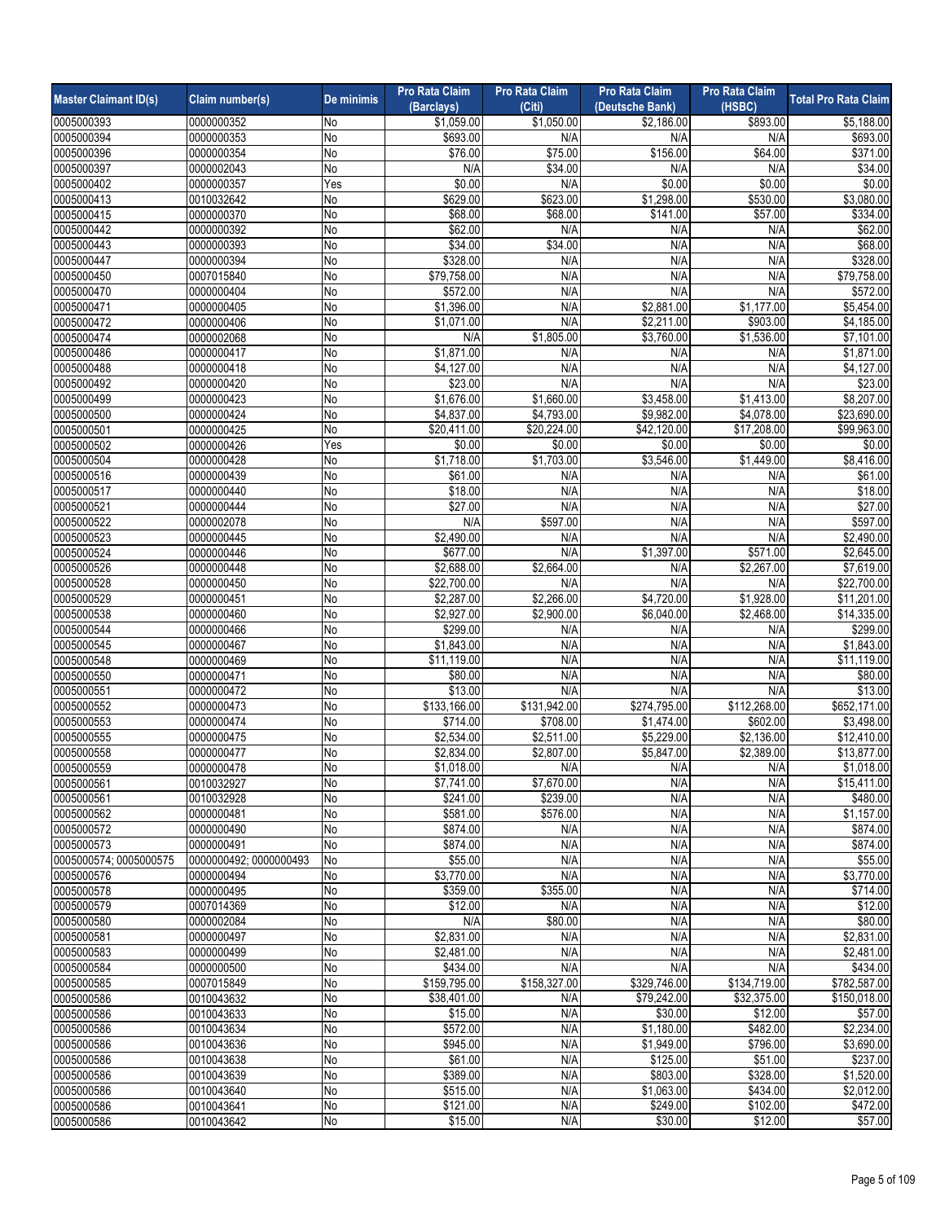| Master Claimant ID(s) | Claim number(s) | De minimis | Pro Rata Claim (Barclays) | Pro Rata Claim (Citi) | Pro Rata Claim (Deutsche Bank) | Pro Rata Claim (HSBC) | Total Pro Rata Claim |
|---|---|---|---|---|---|---|---|
| 0005000393 | 0000000352 | No | $1,059.00 | $1,050.00 | $2,186.00 | $893.00 | $5,188.00 |
| 0005000394 | 0000000353 | No | $693.00 | N/A | N/A | N/A | $693.00 |
| 0005000396 | 0000000354 | No | $76.00 | $75.00 | $156.00 | $64.00 | $371.00 |
| 0005000397 | 0000002043 | No | N/A | $34.00 | N/A | N/A | $34.00 |
| 0005000402 | 0000000357 | Yes | $0.00 | N/A | $0.00 | $0.00 | $0.00 |
| 0005000413 | 0010032642 | No | $629.00 | $623.00 | $1,298.00 | $530.00 | $3,080.00 |
| 0005000415 | 0000000370 | No | $68.00 | $68.00 | $141.00 | $57.00 | $334.00 |
| 0005000442 | 0000000392 | No | $62.00 | N/A | N/A | N/A | $62.00 |
| 0005000443 | 0000000393 | No | $34.00 | $34.00 | N/A | N/A | $68.00 |
| 0005000447 | 0000000394 | No | $328.00 | N/A | N/A | N/A | $328.00 |
| 0005000450 | 0007015840 | No | $79,758.00 | N/A | N/A | N/A | $79,758.00 |
| 0005000470 | 0000000404 | No | $572.00 | N/A | N/A | N/A | $572.00 |
| 0005000471 | 0000000405 | No | $1,396.00 | N/A | $2,881.00 | $1,177.00 | $5,454.00 |
| 0005000472 | 0000000406 | No | $1,071.00 | N/A | $2,211.00 | $903.00 | $4,185.00 |
| 0005000474 | 0000002068 | No | N/A | $1,805.00 | $3,760.00 | $1,536.00 | $7,101.00 |
| 0005000486 | 0000000417 | No | $1,871.00 | N/A | N/A | N/A | $1,871.00 |
| 0005000488 | 0000000418 | No | $4,127.00 | N/A | N/A | N/A | $4,127.00 |
| 0005000492 | 0000000420 | No | $23.00 | N/A | N/A | N/A | $23.00 |
| 0005000499 | 0000000423 | No | $1,676.00 | $1,660.00 | $3,458.00 | $1,413.00 | $8,207.00 |
| 0005000500 | 0000000424 | No | $4,837.00 | $4,793.00 | $9,982.00 | $4,078.00 | $23,690.00 |
| 0005000501 | 0000000425 | No | $20,411.00 | $20,224.00 | $42,120.00 | $17,208.00 | $99,963.00 |
| 0005000502 | 0000000426 | Yes | $0.00 | $0.00 | $0.00 | $0.00 | $0.00 |
| 0005000504 | 0000000428 | No | $1,718.00 | $1,703.00 | $3,546.00 | $1,449.00 | $8,416.00 |
| 0005000516 | 0000000439 | No | $61.00 | N/A | N/A | N/A | $61.00 |
| 0005000517 | 0000000440 | No | $18.00 | N/A | N/A | N/A | $18.00 |
| 0005000521 | 0000000444 | No | $27.00 | N/A | N/A | N/A | $27.00 |
| 0005000522 | 0000002078 | No | N/A | $597.00 | N/A | N/A | $597.00 |
| 0005000523 | 0000000445 | No | $2,490.00 | N/A | N/A | N/A | $2,490.00 |
| 0005000524 | 0000000446 | No | $677.00 | N/A | $1,397.00 | $571.00 | $2,645.00 |
| 0005000526 | 0000000448 | No | $2,688.00 | $2,664.00 | N/A | $2,267.00 | $7,619.00 |
| 0005000528 | 0000000450 | No | $22,700.00 | N/A | N/A | N/A | $22,700.00 |
| 0005000529 | 0000000451 | No | $2,287.00 | $2,266.00 | $4,720.00 | $1,928.00 | $11,201.00 |
| 0005000538 | 0000000460 | No | $2,927.00 | $2,900.00 | $6,040.00 | $2,468.00 | $14,335.00 |
| 0005000544 | 0000000466 | No | $299.00 | N/A | N/A | N/A | $299.00 |
| 0005000545 | 0000000467 | No | $1,843.00 | N/A | N/A | N/A | $1,843.00 |
| 0005000548 | 0000000469 | No | $11,119.00 | N/A | N/A | N/A | $11,119.00 |
| 0005000550 | 0000000471 | No | $80.00 | N/A | N/A | N/A | $80.00 |
| 0005000551 | 0000000472 | No | $13.00 | N/A | N/A | N/A | $13.00 |
| 0005000552 | 0000000473 | No | $133,166.00 | $131,942.00 | $274,795.00 | $112,268.00 | $652,171.00 |
| 0005000553 | 0000000474 | No | $714.00 | $708.00 | $1,474.00 | $602.00 | $3,498.00 |
| 0005000555 | 0000000475 | No | $2,534.00 | $2,511.00 | $5,229.00 | $2,136.00 | $12,410.00 |
| 0005000558 | 0000000477 | No | $2,834.00 | $2,807.00 | $5,847.00 | $2,389.00 | $13,877.00 |
| 0005000559 | 0000000478 | No | $1,018.00 | N/A | N/A | N/A | $1,018.00 |
| 0005000561 | 0010032927 | No | $7,741.00 | $7,670.00 | N/A | N/A | $15,411.00 |
| 0005000561 | 0010032928 | No | $241.00 | $239.00 | N/A | N/A | $480.00 |
| 0005000562 | 0000000481 | No | $581.00 | $576.00 | N/A | N/A | $1,157.00 |
| 0005000572 | 0000000490 | No | $874.00 | N/A | N/A | N/A | $874.00 |
| 0005000573 | 0000000491 | No | $874.00 | N/A | N/A | N/A | $874.00 |
| 0005000574; 0005000575 | 0000000492; 0000000493 | No | $55.00 | N/A | N/A | N/A | $55.00 |
| 0005000576 | 0000000494 | No | $3,770.00 | N/A | N/A | N/A | $3,770.00 |
| 0005000578 | 0000000495 | No | $359.00 | $355.00 | N/A | N/A | $714.00 |
| 0005000579 | 0007014369 | No | $12.00 | N/A | N/A | N/A | $12.00 |
| 0005000580 | 0000002084 | No | N/A | $80.00 | N/A | N/A | $80.00 |
| 0005000581 | 0000000497 | No | $2,831.00 | N/A | N/A | N/A | $2,831.00 |
| 0005000583 | 0000000499 | No | $2,481.00 | N/A | N/A | N/A | $2,481.00 |
| 0005000584 | 0000000500 | No | $434.00 | N/A | N/A | N/A | $434.00 |
| 0005000585 | 0007015849 | No | $159,795.00 | $158,327.00 | $329,746.00 | $134,719.00 | $782,587.00 |
| 0005000586 | 0010043632 | No | $38,401.00 | N/A | $79,242.00 | $32,375.00 | $150,018.00 |
| 0005000586 | 0010043633 | No | $15.00 | N/A | $30.00 | $12.00 | $57.00 |
| 0005000586 | 0010043634 | No | $572.00 | N/A | $1,180.00 | $482.00 | $2,234.00 |
| 0005000586 | 0010043636 | No | $945.00 | N/A | $1,949.00 | $796.00 | $3,690.00 |
| 0005000586 | 0010043638 | No | $61.00 | N/A | $125.00 | $51.00 | $237.00 |
| 0005000586 | 0010043639 | No | $389.00 | N/A | $803.00 | $328.00 | $1,520.00 |
| 0005000586 | 0010043640 | No | $515.00 | N/A | $1,063.00 | $434.00 | $2,012.00 |
| 0005000586 | 0010043641 | No | $121.00 | N/A | $249.00 | $102.00 | $472.00 |
| 0005000586 | 0010043642 | No | $15.00 | N/A | $30.00 | $12.00 | $57.00 |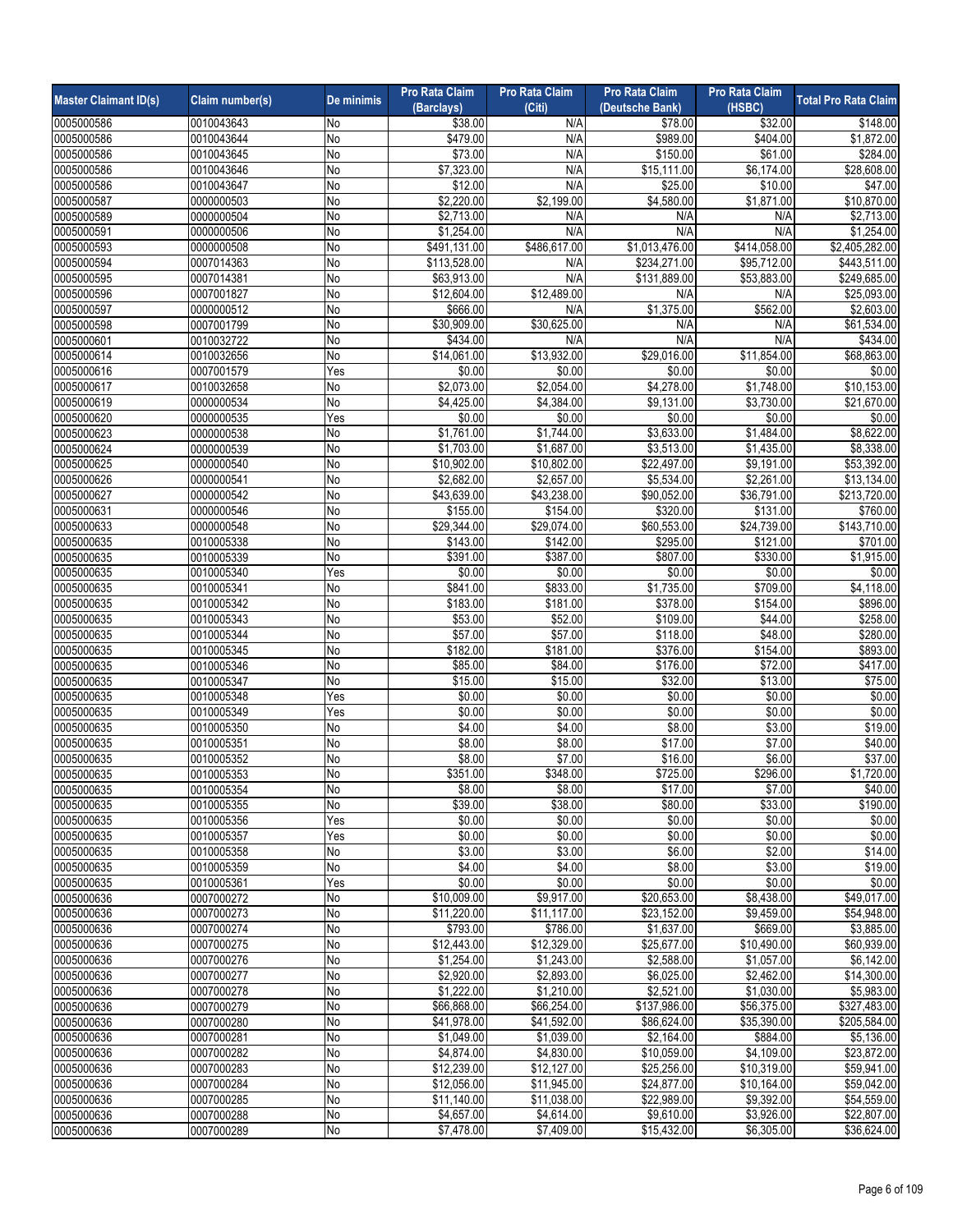| Master Claimant ID(s) | Claim number(s) | De minimis | Pro Rata Claim (Barclays) | Pro Rata Claim (Citi) | Pro Rata Claim (Deutsche Bank) | Pro Rata Claim (HSBC) | Total Pro Rata Claim |
|---|---|---|---|---|---|---|---|
| 0005000586 | 0010043643 | No | $38.00 | N/A | $78.00 | $32.00 | $148.00 |
| 0005000586 | 0010043644 | No | $479.00 | N/A | $989.00 | $404.00 | $1,872.00 |
| 0005000586 | 0010043645 | No | $73.00 | N/A | $150.00 | $61.00 | $284.00 |
| 0005000586 | 0010043646 | No | $7,323.00 | N/A | $15,111.00 | $6,174.00 | $28,608.00 |
| 0005000586 | 0010043647 | No | $12.00 | N/A | $25.00 | $10.00 | $47.00 |
| 0005000587 | 0000000503 | No | $2,220.00 | $2,199.00 | $4,580.00 | $1,871.00 | $10,870.00 |
| 0005000589 | 0000000504 | No | $2,713.00 | N/A | N/A | N/A | $2,713.00 |
| 0005000591 | 0000000506 | No | $1,254.00 | N/A | N/A | N/A | $1,254.00 |
| 0005000593 | 0000000508 | No | $491,131.00 | $486,617.00 | $1,013,476.00 | $414,058.00 | $2,405,282.00 |
| 0005000594 | 0007014363 | No | $113,528.00 | N/A | $234,271.00 | $95,712.00 | $443,511.00 |
| 0005000595 | 0007014381 | No | $63,913.00 | N/A | $131,889.00 | $53,883.00 | $249,685.00 |
| 0005000596 | 0007001827 | No | $12,604.00 | $12,489.00 | N/A | N/A | $25,093.00 |
| 0005000597 | 0000000512 | No | $666.00 | N/A | $1,375.00 | $562.00 | $2,603.00 |
| 0005000598 | 0007001799 | No | $30,909.00 | $30,625.00 | N/A | N/A | $61,534.00 |
| 0005000601 | 0010032722 | No | $434.00 | N/A | N/A | N/A | $434.00 |
| 0005000614 | 0010032656 | No | $14,061.00 | $13,932.00 | $29,016.00 | $11,854.00 | $68,863.00 |
| 0005000616 | 0007001579 | Yes | $0.00 | $0.00 | $0.00 | $0.00 | $0.00 |
| 0005000617 | 0010032658 | No | $2,073.00 | $2,054.00 | $4,278.00 | $1,748.00 | $10,153.00 |
| 0005000619 | 0000000534 | No | $4,425.00 | $4,384.00 | $9,131.00 | $3,730.00 | $21,670.00 |
| 0005000620 | 0000000535 | Yes | $0.00 | $0.00 | $0.00 | $0.00 | $0.00 |
| 0005000623 | 0000000538 | No | $1,761.00 | $1,744.00 | $3,633.00 | $1,484.00 | $8,622.00 |
| 0005000624 | 0000000539 | No | $1,703.00 | $1,687.00 | $3,513.00 | $1,435.00 | $8,338.00 |
| 0005000625 | 0000000540 | No | $10,902.00 | $10,802.00 | $22,497.00 | $9,191.00 | $53,392.00 |
| 0005000626 | 0000000541 | No | $2,682.00 | $2,657.00 | $5,534.00 | $2,261.00 | $13,134.00 |
| 0005000627 | 0000000542 | No | $43,639.00 | $43,238.00 | $90,052.00 | $36,791.00 | $213,720.00 |
| 0005000631 | 0000000546 | No | $155.00 | $154.00 | $320.00 | $131.00 | $760.00 |
| 0005000633 | 0000000548 | No | $29,344.00 | $29,074.00 | $60,553.00 | $24,739.00 | $143,710.00 |
| 0005000635 | 0010005338 | No | $143.00 | $142.00 | $295.00 | $121.00 | $701.00 |
| 0005000635 | 0010005339 | No | $391.00 | $387.00 | $807.00 | $330.00 | $1,915.00 |
| 0005000635 | 0010005340 | Yes | $0.00 | $0.00 | $0.00 | $0.00 | $0.00 |
| 0005000635 | 0010005341 | No | $841.00 | $833.00 | $1,735.00 | $709.00 | $4,118.00 |
| 0005000635 | 0010005342 | No | $183.00 | $181.00 | $378.00 | $154.00 | $896.00 |
| 0005000635 | 0010005343 | No | $53.00 | $52.00 | $109.00 | $44.00 | $258.00 |
| 0005000635 | 0010005344 | No | $57.00 | $57.00 | $118.00 | $48.00 | $280.00 |
| 0005000635 | 0010005345 | No | $182.00 | $181.00 | $376.00 | $154.00 | $893.00 |
| 0005000635 | 0010005346 | No | $85.00 | $84.00 | $176.00 | $72.00 | $417.00 |
| 0005000635 | 0010005347 | No | $15.00 | $15.00 | $32.00 | $13.00 | $75.00 |
| 0005000635 | 0010005348 | Yes | $0.00 | $0.00 | $0.00 | $0.00 | $0.00 |
| 0005000635 | 0010005349 | Yes | $0.00 | $0.00 | $0.00 | $0.00 | $0.00 |
| 0005000635 | 0010005350 | No | $4.00 | $4.00 | $8.00 | $3.00 | $19.00 |
| 0005000635 | 0010005351 | No | $8.00 | $8.00 | $17.00 | $7.00 | $40.00 |
| 0005000635 | 0010005352 | No | $8.00 | $7.00 | $16.00 | $6.00 | $37.00 |
| 0005000635 | 0010005353 | No | $351.00 | $348.00 | $725.00 | $296.00 | $1,720.00 |
| 0005000635 | 0010005354 | No | $8.00 | $8.00 | $17.00 | $7.00 | $40.00 |
| 0005000635 | 0010005355 | No | $39.00 | $38.00 | $80.00 | $33.00 | $190.00 |
| 0005000635 | 0010005356 | Yes | $0.00 | $0.00 | $0.00 | $0.00 | $0.00 |
| 0005000635 | 0010005357 | Yes | $0.00 | $0.00 | $0.00 | $0.00 | $0.00 |
| 0005000635 | 0010005358 | No | $3.00 | $3.00 | $6.00 | $2.00 | $14.00 |
| 0005000635 | 0010005359 | No | $4.00 | $4.00 | $8.00 | $3.00 | $19.00 |
| 0005000635 | 0010005361 | Yes | $0.00 | $0.00 | $0.00 | $0.00 | $0.00 |
| 0005000636 | 0007000272 | No | $10,009.00 | $9,917.00 | $20,653.00 | $8,438.00 | $49,017.00 |
| 0005000636 | 0007000273 | No | $11,220.00 | $11,117.00 | $23,152.00 | $9,459.00 | $54,948.00 |
| 0005000636 | 0007000274 | No | $793.00 | $786.00 | $1,637.00 | $669.00 | $3,885.00 |
| 0005000636 | 0007000275 | No | $12,443.00 | $12,329.00 | $25,677.00 | $10,490.00 | $60,939.00 |
| 0005000636 | 0007000276 | No | $1,254.00 | $1,243.00 | $2,588.00 | $1,057.00 | $6,142.00 |
| 0005000636 | 0007000277 | No | $2,920.00 | $2,893.00 | $6,025.00 | $2,462.00 | $14,300.00 |
| 0005000636 | 0007000278 | No | $1,222.00 | $1,210.00 | $2,521.00 | $1,030.00 | $5,983.00 |
| 0005000636 | 0007000279 | No | $66,868.00 | $66,254.00 | $137,986.00 | $56,375.00 | $327,483.00 |
| 0005000636 | 0007000280 | No | $41,978.00 | $41,592.00 | $86,624.00 | $35,390.00 | $205,584.00 |
| 0005000636 | 0007000281 | No | $1,049.00 | $1,039.00 | $2,164.00 | $884.00 | $5,136.00 |
| 0005000636 | 0007000282 | No | $4,874.00 | $4,830.00 | $10,059.00 | $4,109.00 | $23,872.00 |
| 0005000636 | 0007000283 | No | $12,239.00 | $12,127.00 | $25,256.00 | $10,319.00 | $59,941.00 |
| 0005000636 | 0007000284 | No | $12,056.00 | $11,945.00 | $24,877.00 | $10,164.00 | $59,042.00 |
| 0005000636 | 0007000285 | No | $11,140.00 | $11,038.00 | $22,989.00 | $9,392.00 | $54,559.00 |
| 0005000636 | 0007000288 | No | $4,657.00 | $4,614.00 | $9,610.00 | $3,926.00 | $22,807.00 |
| 0005000636 | 0007000289 | No | $7,478.00 | $7,409.00 | $15,432.00 | $6,305.00 | $36,624.00 |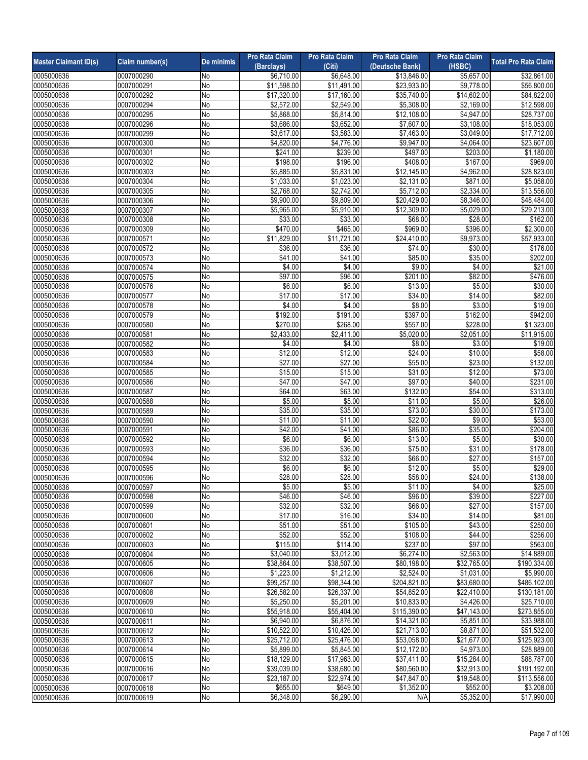| Master Claimant ID(s) | Claim number(s) | De minimis | Pro Rata Claim (Barclays) | Pro Rata Claim (Citi) | Pro Rata Claim (Deutsche Bank) | Pro Rata Claim (HSBC) | Total Pro Rata Claim |
|---|---|---|---|---|---|---|---|
| 0005000636 | 0007000290 | No | $6,710.00 | $6,648.00 | $13,846.00 | $5,657.00 | $32,861.00 |
| 0005000636 | 0007000291 | No | $11,598.00 | $11,491.00 | $23,933.00 | $9,778.00 | $56,800.00 |
| 0005000636 | 0007000292 | No | $17,320.00 | $17,160.00 | $35,740.00 | $14,602.00 | $84,822.00 |
| 0005000636 | 0007000294 | No | $2,572.00 | $2,549.00 | $5,308.00 | $2,169.00 | $12,598.00 |
| 0005000636 | 0007000295 | No | $5,868.00 | $5,814.00 | $12,108.00 | $4,947.00 | $28,737.00 |
| 0005000636 | 0007000296 | No | $3,686.00 | $3,652.00 | $7,607.00 | $3,108.00 | $18,053.00 |
| 0005000636 | 0007000299 | No | $3,617.00 | $3,583.00 | $7,463.00 | $3,049.00 | $17,712.00 |
| 0005000636 | 0007000300 | No | $4,820.00 | $4,776.00 | $9,947.00 | $4,064.00 | $23,607.00 |
| 0005000636 | 0007000301 | No | $241.00 | $239.00 | $497.00 | $203.00 | $1,180.00 |
| 0005000636 | 0007000302 | No | $198.00 | $196.00 | $408.00 | $167.00 | $969.00 |
| 0005000636 | 0007000303 | No | $5,885.00 | $5,831.00 | $12,145.00 | $4,962.00 | $28,823.00 |
| 0005000636 | 0007000304 | No | $1,033.00 | $1,023.00 | $2,131.00 | $871.00 | $5,058.00 |
| 0005000636 | 0007000305 | No | $2,768.00 | $2,742.00 | $5,712.00 | $2,334.00 | $13,556.00 |
| 0005000636 | 0007000306 | No | $9,900.00 | $9,809.00 | $20,429.00 | $8,346.00 | $48,484.00 |
| 0005000636 | 0007000307 | No | $5,965.00 | $5,910.00 | $12,309.00 | $5,029.00 | $29,213.00 |
| 0005000636 | 0007000308 | No | $33.00 | $33.00 | $68.00 | $28.00 | $162.00 |
| 0005000636 | 0007000309 | No | $470.00 | $465.00 | $969.00 | $396.00 | $2,300.00 |
| 0005000636 | 0007000571 | No | $11,829.00 | $11,721.00 | $24,410.00 | $9,973.00 | $57,933.00 |
| 0005000636 | 0007000572 | No | $36.00 | $36.00 | $74.00 | $30.00 | $176.00 |
| 0005000636 | 0007000573 | No | $41.00 | $41.00 | $85.00 | $35.00 | $202.00 |
| 0005000636 | 0007000574 | No | $4.00 | $4.00 | $9.00 | $4.00 | $21.00 |
| 0005000636 | 0007000575 | No | $97.00 | $96.00 | $201.00 | $82.00 | $476.00 |
| 0005000636 | 0007000576 | No | $6.00 | $6.00 | $13.00 | $5.00 | $30.00 |
| 0005000636 | 0007000577 | No | $17.00 | $17.00 | $34.00 | $14.00 | $82.00 |
| 0005000636 | 0007000578 | No | $4.00 | $4.00 | $8.00 | $3.00 | $19.00 |
| 0005000636 | 0007000579 | No | $192.00 | $191.00 | $397.00 | $162.00 | $942.00 |
| 0005000636 | 0007000580 | No | $270.00 | $268.00 | $557.00 | $228.00 | $1,323.00 |
| 0005000636 | 0007000581 | No | $2,433.00 | $2,411.00 | $5,020.00 | $2,051.00 | $11,915.00 |
| 0005000636 | 0007000582 | No | $4.00 | $4.00 | $8.00 | $3.00 | $19.00 |
| 0005000636 | 0007000583 | No | $12.00 | $12.00 | $24.00 | $10.00 | $58.00 |
| 0005000636 | 0007000584 | No | $27.00 | $27.00 | $55.00 | $23.00 | $132.00 |
| 0005000636 | 0007000585 | No | $15.00 | $15.00 | $31.00 | $12.00 | $73.00 |
| 0005000636 | 0007000586 | No | $47.00 | $47.00 | $97.00 | $40.00 | $231.00 |
| 0005000636 | 0007000587 | No | $64.00 | $63.00 | $132.00 | $54.00 | $313.00 |
| 0005000636 | 0007000588 | No | $5.00 | $5.00 | $11.00 | $5.00 | $26.00 |
| 0005000636 | 0007000589 | No | $35.00 | $35.00 | $73.00 | $30.00 | $173.00 |
| 0005000636 | 0007000590 | No | $11.00 | $11.00 | $22.00 | $9.00 | $53.00 |
| 0005000636 | 0007000591 | No | $42.00 | $41.00 | $86.00 | $35.00 | $204.00 |
| 0005000636 | 0007000592 | No | $6.00 | $6.00 | $13.00 | $5.00 | $30.00 |
| 0005000636 | 0007000593 | No | $36.00 | $36.00 | $75.00 | $31.00 | $178.00 |
| 0005000636 | 0007000594 | No | $32.00 | $32.00 | $66.00 | $27.00 | $157.00 |
| 0005000636 | 0007000595 | No | $6.00 | $6.00 | $12.00 | $5.00 | $29.00 |
| 0005000636 | 0007000596 | No | $28.00 | $28.00 | $58.00 | $24.00 | $138.00 |
| 0005000636 | 0007000597 | No | $5.00 | $5.00 | $11.00 | $4.00 | $25.00 |
| 0005000636 | 0007000598 | No | $46.00 | $46.00 | $96.00 | $39.00 | $227.00 |
| 0005000636 | 0007000599 | No | $32.00 | $32.00 | $66.00 | $27.00 | $157.00 |
| 0005000636 | 0007000600 | No | $17.00 | $16.00 | $34.00 | $14.00 | $81.00 |
| 0005000636 | 0007000601 | No | $51.00 | $51.00 | $105.00 | $43.00 | $250.00 |
| 0005000636 | 0007000602 | No | $52.00 | $52.00 | $108.00 | $44.00 | $256.00 |
| 0005000636 | 0007000603 | No | $115.00 | $114.00 | $237.00 | $97.00 | $563.00 |
| 0005000636 | 0007000604 | No | $3,040.00 | $3,012.00 | $6,274.00 | $2,563.00 | $14,889.00 |
| 0005000636 | 0007000605 | No | $38,864.00 | $38,507.00 | $80,198.00 | $32,765.00 | $190,334.00 |
| 0005000636 | 0007000606 | No | $1,223.00 | $1,212.00 | $2,524.00 | $1,031.00 | $5,990.00 |
| 0005000636 | 0007000607 | No | $99,257.00 | $98,344.00 | $204,821.00 | $83,680.00 | $486,102.00 |
| 0005000636 | 0007000608 | No | $26,582.00 | $26,337.00 | $54,852.00 | $22,410.00 | $130,181.00 |
| 0005000636 | 0007000609 | No | $5,250.00 | $5,201.00 | $10,833.00 | $4,426.00 | $25,710.00 |
| 0005000636 | 0007000610 | No | $55,918.00 | $55,404.00 | $115,390.00 | $47,143.00 | $273,855.00 |
| 0005000636 | 0007000611 | No | $6,940.00 | $6,876.00 | $14,321.00 | $5,851.00 | $33,988.00 |
| 0005000636 | 0007000612 | No | $10,522.00 | $10,426.00 | $21,713.00 | $8,871.00 | $51,532.00 |
| 0005000636 | 0007000613 | No | $25,712.00 | $25,476.00 | $53,058.00 | $21,677.00 | $125,923.00 |
| 0005000636 | 0007000614 | No | $5,899.00 | $5,845.00 | $12,172.00 | $4,973.00 | $28,889.00 |
| 0005000636 | 0007000615 | No | $18,129.00 | $17,963.00 | $37,411.00 | $15,284.00 | $88,787.00 |
| 0005000636 | 0007000616 | No | $39,039.00 | $38,680.00 | $80,560.00 | $32,913.00 | $191,192.00 |
| 0005000636 | 0007000617 | No | $23,187.00 | $22,974.00 | $47,847.00 | $19,548.00 | $113,556.00 |
| 0005000636 | 0007000618 | No | $655.00 | $649.00 | $1,352.00 | $552.00 | $3,208.00 |
| 0005000636 | 0007000619 | No | $6,348.00 | $6,290.00 | N/A | $5,352.00 | $17,990.00 |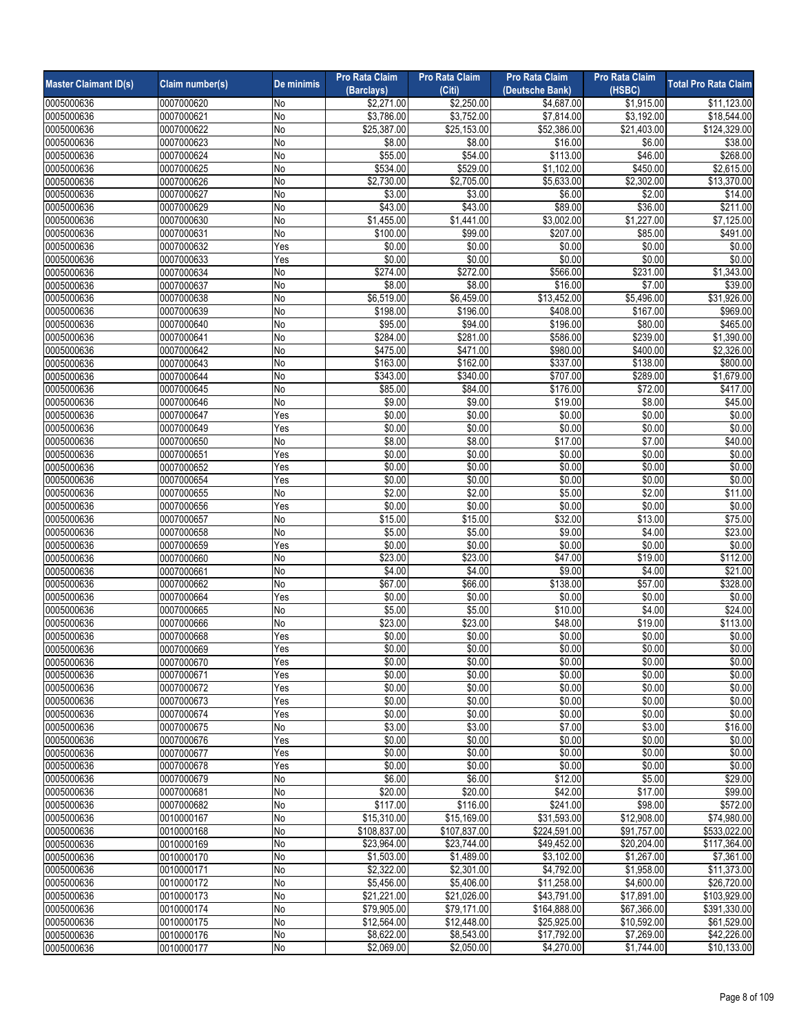| Master Claimant ID(s) | Claim number(s) | De minimis | Pro Rata Claim (Barclays) | Pro Rata Claim (Citi) | Pro Rata Claim (Deutsche Bank) | Pro Rata Claim (HSBC) | Total Pro Rata Claim |
|---|---|---|---|---|---|---|---|
| 0005000636 | 0007000620 | No | $2,271.00 | $2,250.00 | $4,687.00 | $1,915.00 | $11,123.00 |
| 0005000636 | 0007000621 | No | $3,786.00 | $3,752.00 | $7,814.00 | $3,192.00 | $18,544.00 |
| 0005000636 | 0007000622 | No | $25,387.00 | $25,153.00 | $52,386.00 | $21,403.00 | $124,329.00 |
| 0005000636 | 0007000623 | No | $8.00 | $8.00 | $16.00 | $6.00 | $38.00 |
| 0005000636 | 0007000624 | No | $55.00 | $54.00 | $113.00 | $46.00 | $268.00 |
| 0005000636 | 0007000625 | No | $534.00 | $529.00 | $1,102.00 | $450.00 | $2,615.00 |
| 0005000636 | 0007000626 | No | $2,730.00 | $2,705.00 | $5,633.00 | $2,302.00 | $13,370.00 |
| 0005000636 | 0007000627 | No | $3.00 | $3.00 | $6.00 | $2.00 | $14.00 |
| 0005000636 | 0007000629 | No | $43.00 | $43.00 | $89.00 | $36.00 | $211.00 |
| 0005000636 | 0007000630 | No | $1,455.00 | $1,441.00 | $3,002.00 | $1,227.00 | $7,125.00 |
| 0005000636 | 0007000631 | No | $100.00 | $99.00 | $207.00 | $85.00 | $491.00 |
| 0005000636 | 0007000632 | Yes | $0.00 | $0.00 | $0.00 | $0.00 | $0.00 |
| 0005000636 | 0007000633 | Yes | $0.00 | $0.00 | $0.00 | $0.00 | $0.00 |
| 0005000636 | 0007000634 | No | $274.00 | $272.00 | $566.00 | $231.00 | $1,343.00 |
| 0005000636 | 0007000637 | No | $8.00 | $8.00 | $16.00 | $7.00 | $39.00 |
| 0005000636 | 0007000638 | No | $6,519.00 | $6,459.00 | $13,452.00 | $5,496.00 | $31,926.00 |
| 0005000636 | 0007000639 | No | $198.00 | $196.00 | $408.00 | $167.00 | $969.00 |
| 0005000636 | 0007000640 | No | $95.00 | $94.00 | $196.00 | $80.00 | $465.00 |
| 0005000636 | 0007000641 | No | $284.00 | $281.00 | $586.00 | $239.00 | $1,390.00 |
| 0005000636 | 0007000642 | No | $475.00 | $471.00 | $980.00 | $400.00 | $2,326.00 |
| 0005000636 | 0007000643 | No | $163.00 | $162.00 | $337.00 | $138.00 | $800.00 |
| 0005000636 | 0007000644 | No | $343.00 | $340.00 | $707.00 | $289.00 | $1,679.00 |
| 0005000636 | 0007000645 | No | $85.00 | $84.00 | $176.00 | $72.00 | $417.00 |
| 0005000636 | 0007000646 | No | $9.00 | $9.00 | $19.00 | $8.00 | $45.00 |
| 0005000636 | 0007000647 | Yes | $0.00 | $0.00 | $0.00 | $0.00 | $0.00 |
| 0005000636 | 0007000649 | Yes | $0.00 | $0.00 | $0.00 | $0.00 | $0.00 |
| 0005000636 | 0007000650 | No | $8.00 | $8.00 | $17.00 | $7.00 | $40.00 |
| 0005000636 | 0007000651 | Yes | $0.00 | $0.00 | $0.00 | $0.00 | $0.00 |
| 0005000636 | 0007000652 | Yes | $0.00 | $0.00 | $0.00 | $0.00 | $0.00 |
| 0005000636 | 0007000654 | Yes | $0.00 | $0.00 | $0.00 | $0.00 | $0.00 |
| 0005000636 | 0007000655 | No | $2.00 | $2.00 | $5.00 | $2.00 | $11.00 |
| 0005000636 | 0007000656 | Yes | $0.00 | $0.00 | $0.00 | $0.00 | $0.00 |
| 0005000636 | 0007000657 | No | $15.00 | $15.00 | $32.00 | $13.00 | $75.00 |
| 0005000636 | 0007000658 | No | $5.00 | $5.00 | $9.00 | $4.00 | $23.00 |
| 0005000636 | 0007000659 | Yes | $0.00 | $0.00 | $0.00 | $0.00 | $0.00 |
| 0005000636 | 0007000660 | No | $23.00 | $23.00 | $47.00 | $19.00 | $112.00 |
| 0005000636 | 0007000661 | No | $4.00 | $4.00 | $9.00 | $4.00 | $21.00 |
| 0005000636 | 0007000662 | No | $67.00 | $66.00 | $138.00 | $57.00 | $328.00 |
| 0005000636 | 0007000664 | Yes | $0.00 | $0.00 | $0.00 | $0.00 | $0.00 |
| 0005000636 | 0007000665 | No | $5.00 | $5.00 | $10.00 | $4.00 | $24.00 |
| 0005000636 | 0007000666 | No | $23.00 | $23.00 | $48.00 | $19.00 | $113.00 |
| 0005000636 | 0007000668 | Yes | $0.00 | $0.00 | $0.00 | $0.00 | $0.00 |
| 0005000636 | 0007000669 | Yes | $0.00 | $0.00 | $0.00 | $0.00 | $0.00 |
| 0005000636 | 0007000670 | Yes | $0.00 | $0.00 | $0.00 | $0.00 | $0.00 |
| 0005000636 | 0007000671 | Yes | $0.00 | $0.00 | $0.00 | $0.00 | $0.00 |
| 0005000636 | 0007000672 | Yes | $0.00 | $0.00 | $0.00 | $0.00 | $0.00 |
| 0005000636 | 0007000673 | Yes | $0.00 | $0.00 | $0.00 | $0.00 | $0.00 |
| 0005000636 | 0007000674 | Yes | $0.00 | $0.00 | $0.00 | $0.00 | $0.00 |
| 0005000636 | 0007000675 | No | $3.00 | $3.00 | $7.00 | $3.00 | $16.00 |
| 0005000636 | 0007000676 | Yes | $0.00 | $0.00 | $0.00 | $0.00 | $0.00 |
| 0005000636 | 0007000677 | Yes | $0.00 | $0.00 | $0.00 | $0.00 | $0.00 |
| 0005000636 | 0007000678 | Yes | $0.00 | $0.00 | $0.00 | $0.00 | $0.00 |
| 0005000636 | 0007000679 | No | $6.00 | $6.00 | $12.00 | $5.00 | $29.00 |
| 0005000636 | 0007000681 | No | $20.00 | $20.00 | $42.00 | $17.00 | $99.00 |
| 0005000636 | 0007000682 | No | $117.00 | $116.00 | $241.00 | $98.00 | $572.00 |
| 0005000636 | 0010000167 | No | $15,310.00 | $15,169.00 | $31,593.00 | $12,908.00 | $74,980.00 |
| 0005000636 | 0010000168 | No | $108,837.00 | $107,837.00 | $224,591.00 | $91,757.00 | $533,022.00 |
| 0005000636 | 0010000169 | No | $23,964.00 | $23,744.00 | $49,452.00 | $20,204.00 | $117,364.00 |
| 0005000636 | 0010000170 | No | $1,503.00 | $1,489.00 | $3,102.00 | $1,267.00 | $7,361.00 |
| 0005000636 | 0010000171 | No | $2,322.00 | $2,301.00 | $4,792.00 | $1,958.00 | $11,373.00 |
| 0005000636 | 0010000172 | No | $5,456.00 | $5,406.00 | $11,258.00 | $4,600.00 | $26,720.00 |
| 0005000636 | 0010000173 | No | $21,221.00 | $21,026.00 | $43,791.00 | $17,891.00 | $103,929.00 |
| 0005000636 | 0010000174 | No | $79,905.00 | $79,171.00 | $164,888.00 | $67,366.00 | $391,330.00 |
| 0005000636 | 0010000175 | No | $12,564.00 | $12,448.00 | $25,925.00 | $10,592.00 | $61,529.00 |
| 0005000636 | 0010000176 | No | $8,622.00 | $8,543.00 | $17,792.00 | $7,269.00 | $42,226.00 |
| 0005000636 | 0010000177 | No | $2,069.00 | $2,050.00 | $4,270.00 | $1,744.00 | $10,133.00 |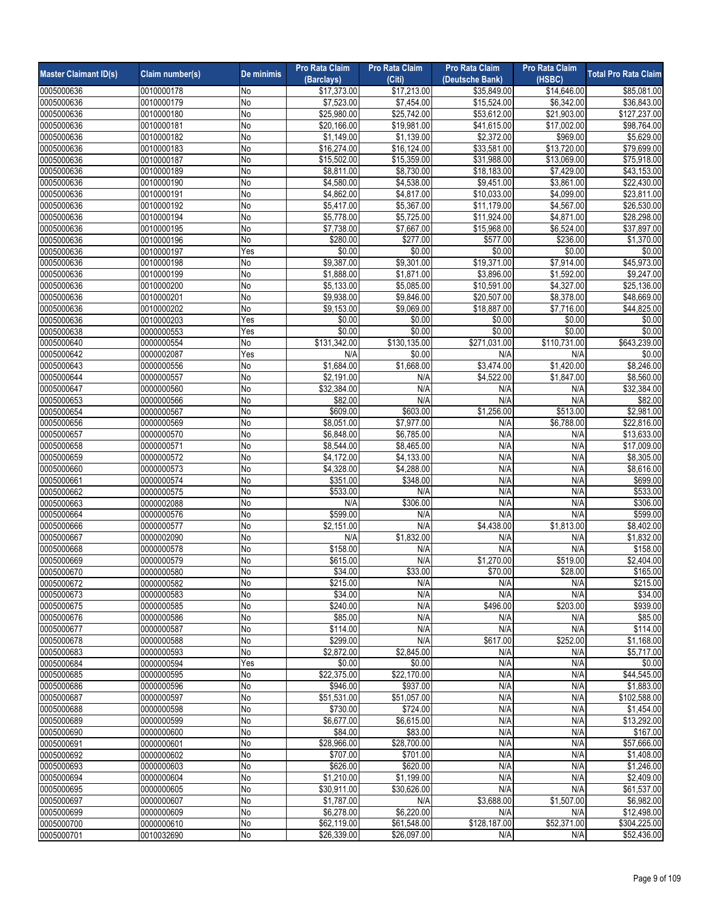| Master Claimant ID(s) | Claim number(s) | De minimis | Pro Rata Claim (Barclays) | Pro Rata Claim (Citi) | Pro Rata Claim (Deutsche Bank) | Pro Rata Claim (HSBC) | Total Pro Rata Claim |
|---|---|---|---|---|---|---|---|
| 0005000636 | 0010000178 | No | $17,373.00 | $17,213.00 | $35,849.00 | $14,646.00 | $85,081.00 |
| 0005000636 | 0010000179 | No | $7,523.00 | $7,454.00 | $15,524.00 | $6,342.00 | $36,843.00 |
| 0005000636 | 0010000180 | No | $25,980.00 | $25,742.00 | $53,612.00 | $21,903.00 | $127,237.00 |
| 0005000636 | 0010000181 | No | $20,166.00 | $19,981.00 | $41,615.00 | $17,002.00 | $98,764.00 |
| 0005000636 | 0010000182 | No | $1,149.00 | $1,139.00 | $2,372.00 | $969.00 | $5,629.00 |
| 0005000636 | 0010000183 | No | $16,274.00 | $16,124.00 | $33,581.00 | $13,720.00 | $79,699.00 |
| 0005000636 | 0010000187 | No | $15,502.00 | $15,359.00 | $31,988.00 | $13,069.00 | $75,918.00 |
| 0005000636 | 0010000189 | No | $8,811.00 | $8,730.00 | $18,183.00 | $7,429.00 | $43,153.00 |
| 0005000636 | 0010000190 | No | $4,580.00 | $4,538.00 | $9,451.00 | $3,861.00 | $22,430.00 |
| 0005000636 | 0010000191 | No | $4,862.00 | $4,817.00 | $10,033.00 | $4,099.00 | $23,811.00 |
| 0005000636 | 0010000192 | No | $5,417.00 | $5,367.00 | $11,179.00 | $4,567.00 | $26,530.00 |
| 0005000636 | 0010000194 | No | $5,778.00 | $5,725.00 | $11,924.00 | $4,871.00 | $28,298.00 |
| 0005000636 | 0010000195 | No | $7,738.00 | $7,667.00 | $15,968.00 | $6,524.00 | $37,897.00 |
| 0005000636 | 0010000196 | No | $280.00 | $277.00 | $577.00 | $236.00 | $1,370.00 |
| 0005000636 | 0010000197 | Yes | $0.00 | $0.00 | $0.00 | $0.00 | $0.00 |
| 0005000636 | 0010000198 | No | $9,387.00 | $9,301.00 | $19,371.00 | $7,914.00 | $45,973.00 |
| 0005000636 | 0010000199 | No | $1,888.00 | $1,871.00 | $3,896.00 | $1,592.00 | $9,247.00 |
| 0005000636 | 0010000200 | No | $5,133.00 | $5,085.00 | $10,591.00 | $4,327.00 | $25,136.00 |
| 0005000636 | 0010000201 | No | $9,938.00 | $9,846.00 | $20,507.00 | $8,378.00 | $48,669.00 |
| 0005000636 | 0010000202 | No | $9,153.00 | $9,069.00 | $18,887.00 | $7,716.00 | $44,825.00 |
| 0005000636 | 0010000203 | Yes | $0.00 | $0.00 | $0.00 | $0.00 | $0.00 |
| 0005000638 | 0000000553 | Yes | $0.00 | $0.00 | $0.00 | $0.00 | $0.00 |
| 0005000640 | 0000000554 | No | $131,342.00 | $130,135.00 | $271,031.00 | $110,731.00 | $643,239.00 |
| 0005000642 | 0000002087 | Yes | N/A | $0.00 | N/A | N/A | $0.00 |
| 0005000643 | 0000000556 | No | $1,684.00 | $1,668.00 | $3,474.00 | $1,420.00 | $8,246.00 |
| 0005000644 | 0000000557 | No | $2,191.00 | N/A | $4,522.00 | $1,847.00 | $8,560.00 |
| 0005000647 | 0000000560 | No | $32,384.00 | N/A | N/A | N/A | $32,384.00 |
| 0005000653 | 0000000566 | No | $82.00 | N/A | N/A | N/A | $82.00 |
| 0005000654 | 0000000567 | No | $609.00 | $603.00 | $1,256.00 | $513.00 | $2,981.00 |
| 0005000656 | 0000000569 | No | $8,051.00 | $7,977.00 | N/A | $6,788.00 | $22,816.00 |
| 0005000657 | 0000000570 | No | $6,848.00 | $6,785.00 | N/A | N/A | $13,633.00 |
| 0005000658 | 0000000571 | No | $8,544.00 | $8,465.00 | N/A | N/A | $17,009.00 |
| 0005000659 | 0000000572 | No | $4,172.00 | $4,133.00 | N/A | N/A | $8,305.00 |
| 0005000660 | 0000000573 | No | $4,328.00 | $4,288.00 | N/A | N/A | $8,616.00 |
| 0005000661 | 0000000574 | No | $351.00 | $348.00 | N/A | N/A | $699.00 |
| 0005000662 | 0000000575 | No | $533.00 | N/A | N/A | N/A | $533.00 |
| 0005000663 | 0000002088 | No | N/A | $306.00 | N/A | N/A | $306.00 |
| 0005000664 | 0000000576 | No | $599.00 | N/A | N/A | N/A | $599.00 |
| 0005000666 | 0000000577 | No | $2,151.00 | N/A | $4,438.00 | $1,813.00 | $8,402.00 |
| 0005000667 | 0000002090 | No | N/A | $1,832.00 | N/A | N/A | $1,832.00 |
| 0005000668 | 0000000578 | No | $158.00 | N/A | N/A | N/A | $158.00 |
| 0005000669 | 0000000579 | No | $615.00 | N/A | $1,270.00 | $519.00 | $2,404.00 |
| 0005000670 | 0000000580 | No | $34.00 | $33.00 | $70.00 | $28.00 | $165.00 |
| 0005000672 | 0000000582 | No | $215.00 | N/A | N/A | N/A | $215.00 |
| 0005000673 | 0000000583 | No | $34.00 | N/A | N/A | N/A | $34.00 |
| 0005000675 | 0000000585 | No | $240.00 | N/A | $496.00 | $203.00 | $939.00 |
| 0005000676 | 0000000586 | No | $85.00 | N/A | N/A | N/A | $85.00 |
| 0005000677 | 0000000587 | No | $114.00 | N/A | N/A | N/A | $114.00 |
| 0005000678 | 0000000588 | No | $299.00 | N/A | $617.00 | $252.00 | $1,168.00 |
| 0005000683 | 0000000593 | No | $2,872.00 | $2,845.00 | N/A | N/A | $5,717.00 |
| 0005000684 | 0000000594 | Yes | $0.00 | $0.00 | N/A | N/A | $0.00 |
| 0005000685 | 0000000595 | No | $22,375.00 | $22,170.00 | N/A | N/A | $44,545.00 |
| 0005000686 | 0000000596 | No | $946.00 | $937.00 | N/A | N/A | $1,883.00 |
| 0005000687 | 0000000597 | No | $51,531.00 | $51,057.00 | N/A | N/A | $102,588.00 |
| 0005000688 | 0000000598 | No | $730.00 | $724.00 | N/A | N/A | $1,454.00 |
| 0005000689 | 0000000599 | No | $6,677.00 | $6,615.00 | N/A | N/A | $13,292.00 |
| 0005000690 | 0000000600 | No | $84.00 | $83.00 | N/A | N/A | $167.00 |
| 0005000691 | 0000000601 | No | $28,966.00 | $28,700.00 | N/A | N/A | $57,666.00 |
| 0005000692 | 0000000602 | No | $707.00 | $701.00 | N/A | N/A | $1,408.00 |
| 0005000693 | 0000000603 | No | $626.00 | $620.00 | N/A | N/A | $1,246.00 |
| 0005000694 | 0000000604 | No | $1,210.00 | $1,199.00 | N/A | N/A | $2,409.00 |
| 0005000695 | 0000000605 | No | $30,911.00 | $30,626.00 | N/A | N/A | $61,537.00 |
| 0005000697 | 0000000607 | No | $1,787.00 | N/A | $3,688.00 | $1,507.00 | $6,982.00 |
| 0005000699 | 0000000609 | No | $6,278.00 | $6,220.00 | N/A | N/A | $12,498.00 |
| 0005000700 | 0000000610 | No | $62,119.00 | $61,548.00 | $128,187.00 | $52,371.00 | $304,225.00 |
| 0005000701 | 0010032690 | No | $26,339.00 | $26,097.00 | N/A | N/A | $52,436.00 |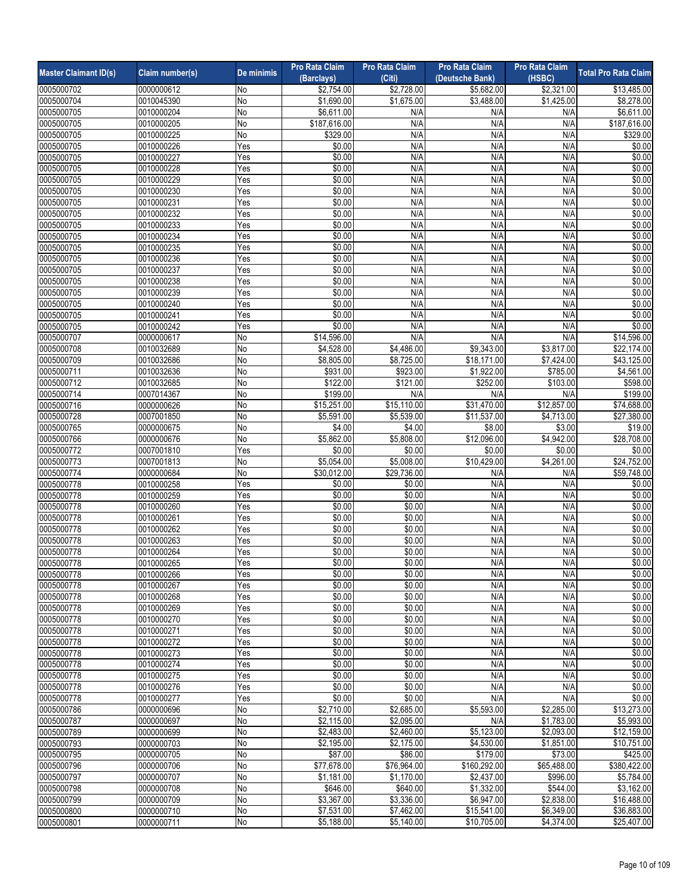| Master Claimant ID(s) | Claim number(s) | De minimis | Pro Rata Claim (Barclays) | Pro Rata Claim (Citi) | Pro Rata Claim (Deutsche Bank) | Pro Rata Claim (HSBC) | Total Pro Rata Claim |
|---|---|---|---|---|---|---|---|
| 0005000702 | 0000000612 | No | $2,754.00 | $2,728.00 | $5,682.00 | $2,321.00 | $13,485.00 |
| 0005000704 | 0010045390 | No | $1,690.00 | $1,675.00 | $3,488.00 | $1,425.00 | $8,278.00 |
| 0005000705 | 0010000204 | No | $6,611.00 | N/A | N/A | N/A | $6,611.00 |
| 0005000705 | 0010000205 | No | $187,616.00 | N/A | N/A | N/A | $187,616.00 |
| 0005000705 | 0010000225 | No | $329.00 | N/A | N/A | N/A | $329.00 |
| 0005000705 | 0010000226 | Yes | $0.00 | N/A | N/A | N/A | $0.00 |
| 0005000705 | 0010000227 | Yes | $0.00 | N/A | N/A | N/A | $0.00 |
| 0005000705 | 0010000228 | Yes | $0.00 | N/A | N/A | N/A | $0.00 |
| 0005000705 | 0010000229 | Yes | $0.00 | N/A | N/A | N/A | $0.00 |
| 0005000705 | 0010000230 | Yes | $0.00 | N/A | N/A | N/A | $0.00 |
| 0005000705 | 0010000231 | Yes | $0.00 | N/A | N/A | N/A | $0.00 |
| 0005000705 | 0010000232 | Yes | $0.00 | N/A | N/A | N/A | $0.00 |
| 0005000705 | 0010000233 | Yes | $0.00 | N/A | N/A | N/A | $0.00 |
| 0005000705 | 0010000234 | Yes | $0.00 | N/A | N/A | N/A | $0.00 |
| 0005000705 | 0010000235 | Yes | $0.00 | N/A | N/A | N/A | $0.00 |
| 0005000705 | 0010000236 | Yes | $0.00 | N/A | N/A | N/A | $0.00 |
| 0005000705 | 0010000237 | Yes | $0.00 | N/A | N/A | N/A | $0.00 |
| 0005000705 | 0010000238 | Yes | $0.00 | N/A | N/A | N/A | $0.00 |
| 0005000705 | 0010000239 | Yes | $0.00 | N/A | N/A | N/A | $0.00 |
| 0005000705 | 0010000240 | Yes | $0.00 | N/A | N/A | N/A | $0.00 |
| 0005000705 | 0010000241 | Yes | $0.00 | N/A | N/A | N/A | $0.00 |
| 0005000705 | 0010000242 | Yes | $0.00 | N/A | N/A | N/A | $0.00 |
| 0005000707 | 0000000617 | No | $14,596.00 | N/A | N/A | N/A | $14,596.00 |
| 0005000708 | 0010032689 | No | $4,528.00 | $4,486.00 | $9,343.00 | $3,817.00 | $22,174.00 |
| 0005000709 | 0010032686 | No | $8,805.00 | $8,725.00 | $18,171.00 | $7,424.00 | $43,125.00 |
| 0005000711 | 0010032636 | No | $931.00 | $923.00 | $1,922.00 | $785.00 | $4,561.00 |
| 0005000712 | 0010032685 | No | $122.00 | $121.00 | $252.00 | $103.00 | $598.00 |
| 0005000714 | 0007014367 | No | $199.00 | N/A | N/A | N/A | $199.00 |
| 0005000716 | 0000000626 | No | $15,251.00 | $15,110.00 | $31,470.00 | $12,857.00 | $74,688.00 |
| 0005000728 | 0007001850 | No | $5,591.00 | $5,539.00 | $11,537.00 | $4,713.00 | $27,380.00 |
| 0005000765 | 0000000675 | No | $4.00 | $4.00 | $8.00 | $3.00 | $19.00 |
| 0005000766 | 0000000676 | No | $5,862.00 | $5,808.00 | $12,096.00 | $4,942.00 | $28,708.00 |
| 0005000772 | 0007001810 | Yes | $0.00 | $0.00 | $0.00 | $0.00 | $0.00 |
| 0005000773 | 0007001813 | No | $5,054.00 | $5,008.00 | $10,429.00 | $4,261.00 | $24,752.00 |
| 0005000774 | 0000000684 | No | $30,012.00 | $29,736.00 | N/A | N/A | $59,748.00 |
| 0005000778 | 0010000258 | Yes | $0.00 | $0.00 | N/A | N/A | $0.00 |
| 0005000778 | 0010000259 | Yes | $0.00 | $0.00 | N/A | N/A | $0.00 |
| 0005000778 | 0010000260 | Yes | $0.00 | $0.00 | N/A | N/A | $0.00 |
| 0005000778 | 0010000261 | Yes | $0.00 | $0.00 | N/A | N/A | $0.00 |
| 0005000778 | 0010000262 | Yes | $0.00 | $0.00 | N/A | N/A | $0.00 |
| 0005000778 | 0010000263 | Yes | $0.00 | $0.00 | N/A | N/A | $0.00 |
| 0005000778 | 0010000264 | Yes | $0.00 | $0.00 | N/A | N/A | $0.00 |
| 0005000778 | 0010000265 | Yes | $0.00 | $0.00 | N/A | N/A | $0.00 |
| 0005000778 | 0010000266 | Yes | $0.00 | $0.00 | N/A | N/A | $0.00 |
| 0005000778 | 0010000267 | Yes | $0.00 | $0.00 | N/A | N/A | $0.00 |
| 0005000778 | 0010000268 | Yes | $0.00 | $0.00 | N/A | N/A | $0.00 |
| 0005000778 | 0010000269 | Yes | $0.00 | $0.00 | N/A | N/A | $0.00 |
| 0005000778 | 0010000270 | Yes | $0.00 | $0.00 | N/A | N/A | $0.00 |
| 0005000778 | 0010000271 | Yes | $0.00 | $0.00 | N/A | N/A | $0.00 |
| 0005000778 | 0010000272 | Yes | $0.00 | $0.00 | N/A | N/A | $0.00 |
| 0005000778 | 0010000273 | Yes | $0.00 | $0.00 | N/A | N/A | $0.00 |
| 0005000778 | 0010000274 | Yes | $0.00 | $0.00 | N/A | N/A | $0.00 |
| 0005000778 | 0010000275 | Yes | $0.00 | $0.00 | N/A | N/A | $0.00 |
| 0005000778 | 0010000276 | Yes | $0.00 | $0.00 | N/A | N/A | $0.00 |
| 0005000778 | 0010000277 | Yes | $0.00 | $0.00 | N/A | N/A | $0.00 |
| 0005000786 | 0000000696 | No | $2,710.00 | $2,685.00 | $5,593.00 | $2,285.00 | $13,273.00 |
| 0005000787 | 0000000697 | No | $2,115.00 | $2,095.00 | N/A | $1,783.00 | $5,993.00 |
| 0005000789 | 0000000699 | No | $2,483.00 | $2,460.00 | $5,123.00 | $2,093.00 | $12,159.00 |
| 0005000793 | 0000000703 | No | $2,195.00 | $2,175.00 | $4,530.00 | $1,851.00 | $10,751.00 |
| 0005000795 | 0000000705 | No | $87.00 | $86.00 | $179.00 | $73.00 | $425.00 |
| 0005000796 | 0000000706 | No | $77,678.00 | $76,964.00 | $160,292.00 | $65,488.00 | $380,422.00 |
| 0005000797 | 0000000707 | No | $1,181.00 | $1,170.00 | $2,437.00 | $996.00 | $5,784.00 |
| 0005000798 | 0000000708 | No | $646.00 | $640.00 | $1,332.00 | $544.00 | $3,162.00 |
| 0005000799 | 0000000709 | No | $3,367.00 | $3,336.00 | $6,947.00 | $2,838.00 | $16,488.00 |
| 0005000800 | 0000000710 | No | $7,531.00 | $7,462.00 | $15,541.00 | $6,349.00 | $36,883.00 |
| 0005000801 | 0000000711 | No | $5,188.00 | $5,140.00 | $10,705.00 | $4,374.00 | $25,407.00 |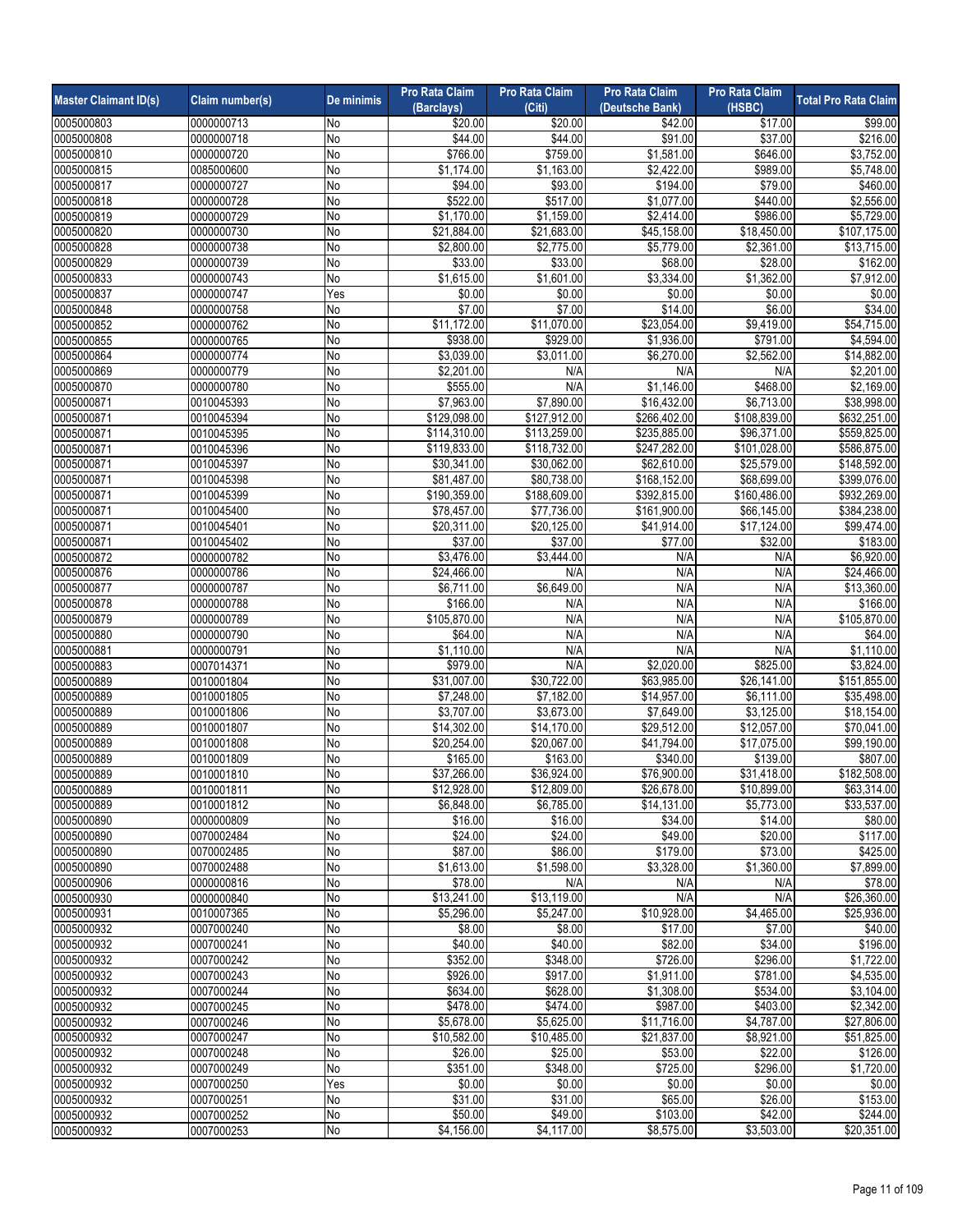| Master Claimant ID(s) | Claim number(s) | De minimis | Pro Rata Claim (Barclays) | Pro Rata Claim (Citi) | Pro Rata Claim (Deutsche Bank) | Pro Rata Claim (HSBC) | Total Pro Rata Claim |
|---|---|---|---|---|---|---|---|
| 0005000803 | 0000000713 | No | $20.00 | $20.00 | $42.00 | $17.00 | $99.00 |
| 0005000808 | 0000000718 | No | $44.00 | $44.00 | $91.00 | $37.00 | $216.00 |
| 0005000810 | 0000000720 | No | $766.00 | $759.00 | $1,581.00 | $646.00 | $3,752.00 |
| 0005000815 | 0085000600 | No | $1,174.00 | $1,163.00 | $2,422.00 | $989.00 | $5,748.00 |
| 0005000817 | 0000000727 | No | $94.00 | $93.00 | $194.00 | $79.00 | $460.00 |
| 0005000818 | 0000000728 | No | $522.00 | $517.00 | $1,077.00 | $440.00 | $2,556.00 |
| 0005000819 | 0000000729 | No | $1,170.00 | $1,159.00 | $2,414.00 | $986.00 | $5,729.00 |
| 0005000820 | 0000000730 | No | $21,884.00 | $21,683.00 | $45,158.00 | $18,450.00 | $107,175.00 |
| 0005000828 | 0000000738 | No | $2,800.00 | $2,775.00 | $5,779.00 | $2,361.00 | $13,715.00 |
| 0005000829 | 0000000739 | No | $33.00 | $33.00 | $68.00 | $28.00 | $162.00 |
| 0005000833 | 0000000743 | No | $1,615.00 | $1,601.00 | $3,334.00 | $1,362.00 | $7,912.00 |
| 0005000837 | 0000000747 | Yes | $0.00 | $0.00 | $0.00 | $0.00 | $0.00 |
| 0005000848 | 0000000758 | No | $7.00 | $7.00 | $14.00 | $6.00 | $34.00 |
| 0005000852 | 0000000762 | No | $11,172.00 | $11,070.00 | $23,054.00 | $9,419.00 | $54,715.00 |
| 0005000855 | 0000000765 | No | $938.00 | $929.00 | $1,936.00 | $791.00 | $4,594.00 |
| 0005000864 | 0000000774 | No | $3,039.00 | $3,011.00 | $6,270.00 | $2,562.00 | $14,882.00 |
| 0005000869 | 0000000779 | No | $2,201.00 | N/A | N/A | N/A | $2,201.00 |
| 0005000870 | 0000000780 | No | $555.00 | N/A | $1,146.00 | $468.00 | $2,169.00 |
| 0005000871 | 0010045393 | No | $7,963.00 | $7,890.00 | $16,432.00 | $6,713.00 | $38,998.00 |
| 0005000871 | 0010045394 | No | $129,098.00 | $127,912.00 | $266,402.00 | $108,839.00 | $632,251.00 |
| 0005000871 | 0010045395 | No | $114,310.00 | $113,259.00 | $235,885.00 | $96,371.00 | $559,825.00 |
| 0005000871 | 0010045396 | No | $119,833.00 | $118,732.00 | $247,282.00 | $101,028.00 | $586,875.00 |
| 0005000871 | 0010045397 | No | $30,341.00 | $30,062.00 | $62,610.00 | $25,579.00 | $148,592.00 |
| 0005000871 | 0010045398 | No | $81,487.00 | $80,738.00 | $168,152.00 | $68,699.00 | $399,076.00 |
| 0005000871 | 0010045399 | No | $190,359.00 | $188,609.00 | $392,815.00 | $160,486.00 | $932,269.00 |
| 0005000871 | 0010045400 | No | $78,457.00 | $77,736.00 | $161,900.00 | $66,145.00 | $384,238.00 |
| 0005000871 | 0010045401 | No | $20,311.00 | $20,125.00 | $41,914.00 | $17,124.00 | $99,474.00 |
| 0005000871 | 0010045402 | No | $37.00 | $37.00 | $77.00 | $32.00 | $183.00 |
| 0005000872 | 0000000782 | No | $3,476.00 | $3,444.00 | N/A | N/A | $6,920.00 |
| 0005000876 | 0000000786 | No | $24,466.00 | N/A | N/A | N/A | $24,466.00 |
| 0005000877 | 0000000787 | No | $6,711.00 | $6,649.00 | N/A | N/A | $13,360.00 |
| 0005000878 | 0000000788 | No | $166.00 | N/A | N/A | N/A | $166.00 |
| 0005000879 | 0000000789 | No | $105,870.00 | N/A | N/A | N/A | $105,870.00 |
| 0005000880 | 0000000790 | No | $64.00 | N/A | N/A | N/A | $64.00 |
| 0005000881 | 0000000791 | No | $1,110.00 | N/A | N/A | N/A | $1,110.00 |
| 0005000883 | 0007014371 | No | $979.00 | N/A | $2,020.00 | $825.00 | $3,824.00 |
| 0005000889 | 0010001804 | No | $31,007.00 | $30,722.00 | $63,985.00 | $26,141.00 | $151,855.00 |
| 0005000889 | 0010001805 | No | $7,248.00 | $7,182.00 | $14,957.00 | $6,111.00 | $35,498.00 |
| 0005000889 | 0010001806 | No | $3,707.00 | $3,673.00 | $7,649.00 | $3,125.00 | $18,154.00 |
| 0005000889 | 0010001807 | No | $14,302.00 | $14,170.00 | $29,512.00 | $12,057.00 | $70,041.00 |
| 0005000889 | 0010001808 | No | $20,254.00 | $20,067.00 | $41,794.00 | $17,075.00 | $99,190.00 |
| 0005000889 | 0010001809 | No | $165.00 | $163.00 | $340.00 | $139.00 | $807.00 |
| 0005000889 | 0010001810 | No | $37,266.00 | $36,924.00 | $76,900.00 | $31,418.00 | $182,508.00 |
| 0005000889 | 0010001811 | No | $12,928.00 | $12,809.00 | $26,678.00 | $10,899.00 | $63,314.00 |
| 0005000889 | 0010001812 | No | $6,848.00 | $6,785.00 | $14,131.00 | $5,773.00 | $33,537.00 |
| 0005000890 | 0000000809 | No | $16.00 | $16.00 | $34.00 | $14.00 | $80.00 |
| 0005000890 | 0070002484 | No | $24.00 | $24.00 | $49.00 | $20.00 | $117.00 |
| 0005000890 | 0070002485 | No | $87.00 | $86.00 | $179.00 | $73.00 | $425.00 |
| 0005000890 | 0070002488 | No | $1,613.00 | $1,598.00 | $3,328.00 | $1,360.00 | $7,899.00 |
| 0005000906 | 0000000816 | No | $78.00 | N/A | N/A | N/A | $78.00 |
| 0005000930 | 0000000840 | No | $13,241.00 | $13,119.00 | N/A | N/A | $26,360.00 |
| 0005000931 | 0010007365 | No | $5,296.00 | $5,247.00 | $10,928.00 | $4,465.00 | $25,936.00 |
| 0005000932 | 0007000240 | No | $8.00 | $8.00 | $17.00 | $7.00 | $40.00 |
| 0005000932 | 0007000241 | No | $40.00 | $40.00 | $82.00 | $34.00 | $196.00 |
| 0005000932 | 0007000242 | No | $352.00 | $348.00 | $726.00 | $296.00 | $1,722.00 |
| 0005000932 | 0007000243 | No | $926.00 | $917.00 | $1,911.00 | $781.00 | $4,535.00 |
| 0005000932 | 0007000244 | No | $634.00 | $628.00 | $1,308.00 | $534.00 | $3,104.00 |
| 0005000932 | 0007000245 | No | $478.00 | $474.00 | $987.00 | $403.00 | $2,342.00 |
| 0005000932 | 0007000246 | No | $5,678.00 | $5,625.00 | $11,716.00 | $4,787.00 | $27,806.00 |
| 0005000932 | 0007000247 | No | $10,582.00 | $10,485.00 | $21,837.00 | $8,921.00 | $51,825.00 |
| 0005000932 | 0007000248 | No | $26.00 | $25.00 | $53.00 | $22.00 | $126.00 |
| 0005000932 | 0007000249 | No | $351.00 | $348.00 | $725.00 | $296.00 | $1,720.00 |
| 0005000932 | 0007000250 | Yes | $0.00 | $0.00 | $0.00 | $0.00 | $0.00 |
| 0005000932 | 0007000251 | No | $31.00 | $31.00 | $65.00 | $26.00 | $153.00 |
| 0005000932 | 0007000252 | No | $50.00 | $49.00 | $103.00 | $42.00 | $244.00 |
| 0005000932 | 0007000253 | No | $4,156.00 | $4,117.00 | $8,575.00 | $3,503.00 | $20,351.00 |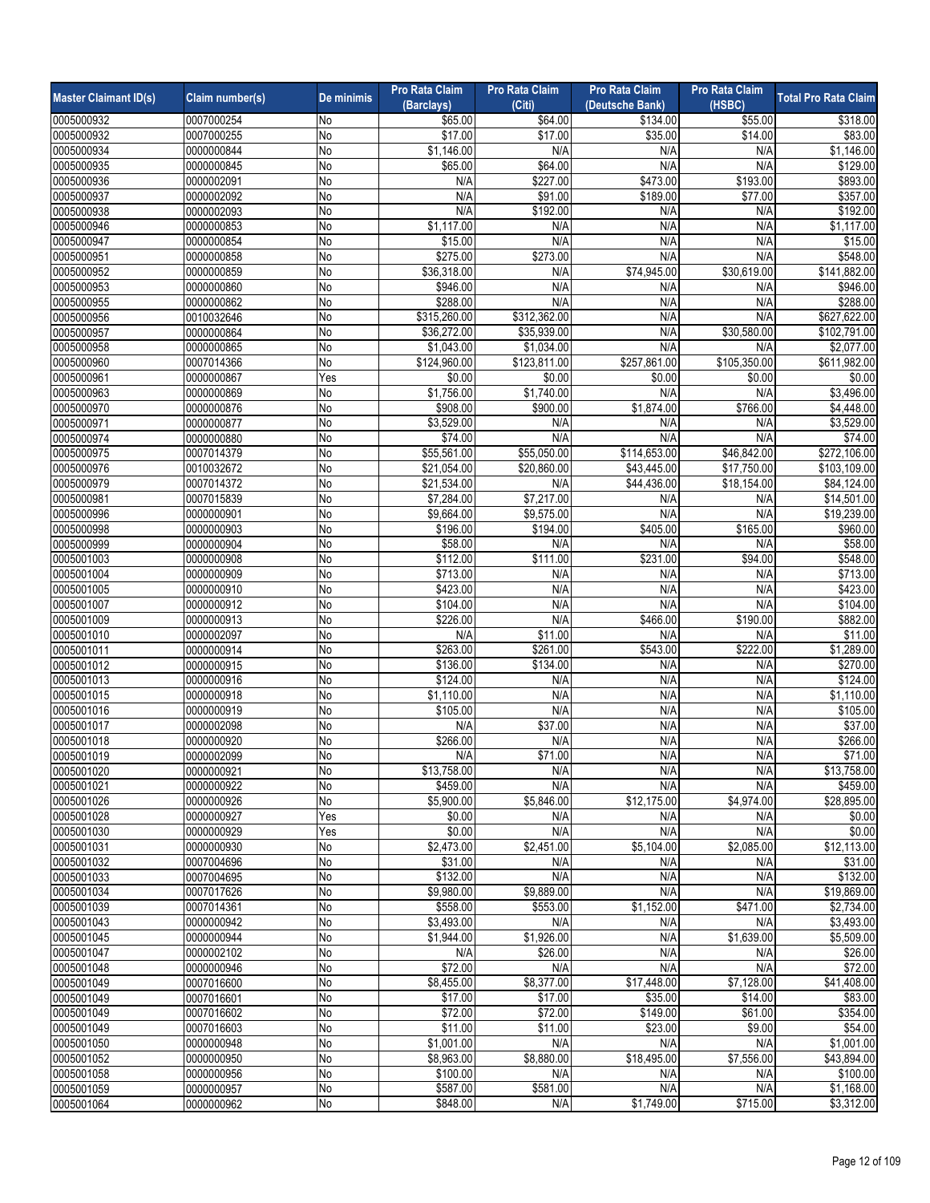| Master Claimant ID(s) | Claim number(s) | De minimis | Pro Rata Claim (Barclays) | Pro Rata Claim (Citi) | Pro Rata Claim (Deutsche Bank) | Pro Rata Claim (HSBC) | Total Pro Rata Claim |
|---|---|---|---|---|---|---|---|
| 0005000932 | 0007000254 | No | $65.00 | $64.00 | $134.00 | $55.00 | $318.00 |
| 0005000932 | 0007000255 | No | $17.00 | $17.00 | $35.00 | $14.00 | $83.00 |
| 0005000934 | 0000000844 | No | $1,146.00 | N/A | N/A | N/A | $1,146.00 |
| 0005000935 | 0000000845 | No | $65.00 | $64.00 | N/A | N/A | $129.00 |
| 0005000936 | 0000002091 | No | N/A | $227.00 | $473.00 | $193.00 | $893.00 |
| 0005000937 | 0000002092 | No | N/A | $91.00 | $189.00 | $77.00 | $357.00 |
| 0005000938 | 0000002093 | No | N/A | $192.00 | N/A | N/A | $192.00 |
| 0005000946 | 0000000853 | No | $1,117.00 | N/A | N/A | N/A | $1,117.00 |
| 0005000947 | 0000000854 | No | $15.00 | N/A | N/A | N/A | $15.00 |
| 0005000951 | 0000000858 | No | $275.00 | $273.00 | N/A | N/A | $548.00 |
| 0005000952 | 0000000859 | No | $36,318.00 | N/A | $74,945.00 | $30,619.00 | $141,882.00 |
| 0005000953 | 0000000860 | No | $946.00 | N/A | N/A | N/A | $946.00 |
| 0005000955 | 0000000862 | No | $288.00 | N/A | N/A | N/A | $288.00 |
| 0005000956 | 0010032646 | No | $315,260.00 | $312,362.00 | N/A | N/A | $627,622.00 |
| 0005000957 | 0000000864 | No | $36,272.00 | $35,939.00 | N/A | $30,580.00 | $102,791.00 |
| 0005000958 | 0000000865 | No | $1,043.00 | $1,034.00 | N/A | N/A | $2,077.00 |
| 0005000960 | 0007014366 | No | $124,960.00 | $123,811.00 | $257,861.00 | $105,350.00 | $611,982.00 |
| 0005000961 | 0000000867 | Yes | $0.00 | $0.00 | $0.00 | $0.00 | $0.00 |
| 0005000963 | 0000000869 | No | $1,756.00 | $1,740.00 | N/A | N/A | $3,496.00 |
| 0005000970 | 0000000876 | No | $908.00 | $900.00 | $1,874.00 | $766.00 | $4,448.00 |
| 0005000971 | 0000000877 | No | $3,529.00 | N/A | N/A | N/A | $3,529.00 |
| 0005000974 | 0000000880 | No | $74.00 | N/A | N/A | N/A | $74.00 |
| 0005000975 | 0007014379 | No | $55,561.00 | $55,050.00 | $114,653.00 | $46,842.00 | $272,106.00 |
| 0005000976 | 0010032672 | No | $21,054.00 | $20,860.00 | $43,445.00 | $17,750.00 | $103,109.00 |
| 0005000979 | 0007014372 | No | $21,534.00 | N/A | $44,436.00 | $18,154.00 | $84,124.00 |
| 0005000981 | 0007015839 | No | $7,284.00 | $7,217.00 | N/A | N/A | $14,501.00 |
| 0005000996 | 0000000901 | No | $9,664.00 | $9,575.00 | N/A | N/A | $19,239.00 |
| 0005000998 | 0000000903 | No | $196.00 | $194.00 | $405.00 | $165.00 | $960.00 |
| 0005000999 | 0000000904 | No | $58.00 | N/A | N/A | N/A | $58.00 |
| 0005001003 | 0000000908 | No | $112.00 | $111.00 | $231.00 | $94.00 | $548.00 |
| 0005001004 | 0000000909 | No | $713.00 | N/A | N/A | N/A | $713.00 |
| 0005001005 | 0000000910 | No | $423.00 | N/A | N/A | N/A | $423.00 |
| 0005001007 | 0000000912 | No | $104.00 | N/A | N/A | N/A | $104.00 |
| 0005001009 | 0000000913 | No | $226.00 | N/A | $466.00 | $190.00 | $882.00 |
| 0005001010 | 0000002097 | No | N/A | $11.00 | N/A | N/A | $11.00 |
| 0005001011 | 0000000914 | No | $263.00 | $261.00 | $543.00 | $222.00 | $1,289.00 |
| 0005001012 | 0000000915 | No | $136.00 | $134.00 | N/A | N/A | $270.00 |
| 0005001013 | 0000000916 | No | $124.00 | N/A | N/A | N/A | $124.00 |
| 0005001015 | 0000000918 | No | $1,110.00 | N/A | N/A | N/A | $1,110.00 |
| 0005001016 | 0000000919 | No | $105.00 | N/A | N/A | N/A | $105.00 |
| 0005001017 | 0000002098 | No | N/A | $37.00 | N/A | N/A | $37.00 |
| 0005001018 | 0000000920 | No | $266.00 | N/A | N/A | N/A | $266.00 |
| 0005001019 | 0000002099 | No | N/A | $71.00 | N/A | N/A | $71.00 |
| 0005001020 | 0000000921 | No | $13,758.00 | N/A | N/A | N/A | $13,758.00 |
| 0005001021 | 0000000922 | No | $459.00 | N/A | N/A | N/A | $459.00 |
| 0005001026 | 0000000926 | No | $5,900.00 | $5,846.00 | $12,175.00 | $4,974.00 | $28,895.00 |
| 0005001028 | 0000000927 | Yes | $0.00 | N/A | N/A | N/A | $0.00 |
| 0005001030 | 0000000929 | Yes | $0.00 | N/A | N/A | N/A | $0.00 |
| 0005001031 | 0000000930 | No | $2,473.00 | $2,451.00 | $5,104.00 | $2,085.00 | $12,113.00 |
| 0005001032 | 0007004696 | No | $31.00 | N/A | N/A | N/A | $31.00 |
| 0005001033 | 0007004695 | No | $132.00 | N/A | N/A | N/A | $132.00 |
| 0005001034 | 0007017626 | No | $9,980.00 | $9,889.00 | N/A | N/A | $19,869.00 |
| 0005001039 | 0007014361 | No | $558.00 | $553.00 | $1,152.00 | $471.00 | $2,734.00 |
| 0005001043 | 0000000942 | No | $3,493.00 | N/A | N/A | N/A | $3,493.00 |
| 0005001045 | 0000000944 | No | $1,944.00 | $1,926.00 | N/A | $1,639.00 | $5,509.00 |
| 0005001047 | 0000002102 | No | N/A | $26.00 | N/A | N/A | $26.00 |
| 0005001048 | 0000000946 | No | $72.00 | N/A | N/A | N/A | $72.00 |
| 0005001049 | 0007016600 | No | $8,455.00 | $8,377.00 | $17,448.00 | $7,128.00 | $41,408.00 |
| 0005001049 | 0007016601 | No | $17.00 | $17.00 | $35.00 | $14.00 | $83.00 |
| 0005001049 | 0007016602 | No | $72.00 | $72.00 | $149.00 | $61.00 | $354.00 |
| 0005001049 | 0007016603 | No | $11.00 | $11.00 | $23.00 | $9.00 | $54.00 |
| 0005001050 | 0000000948 | No | $1,001.00 | N/A | N/A | N/A | $1,001.00 |
| 0005001052 | 0000000950 | No | $8,963.00 | $8,880.00 | $18,495.00 | $7,556.00 | $43,894.00 |
| 0005001058 | 0000000956 | No | $100.00 | N/A | N/A | N/A | $100.00 |
| 0005001059 | 0000000957 | No | $587.00 | $581.00 | N/A | N/A | $1,168.00 |
| 0005001064 | 0000000962 | No | $848.00 | N/A | $1,749.00 | $715.00 | $3,312.00 |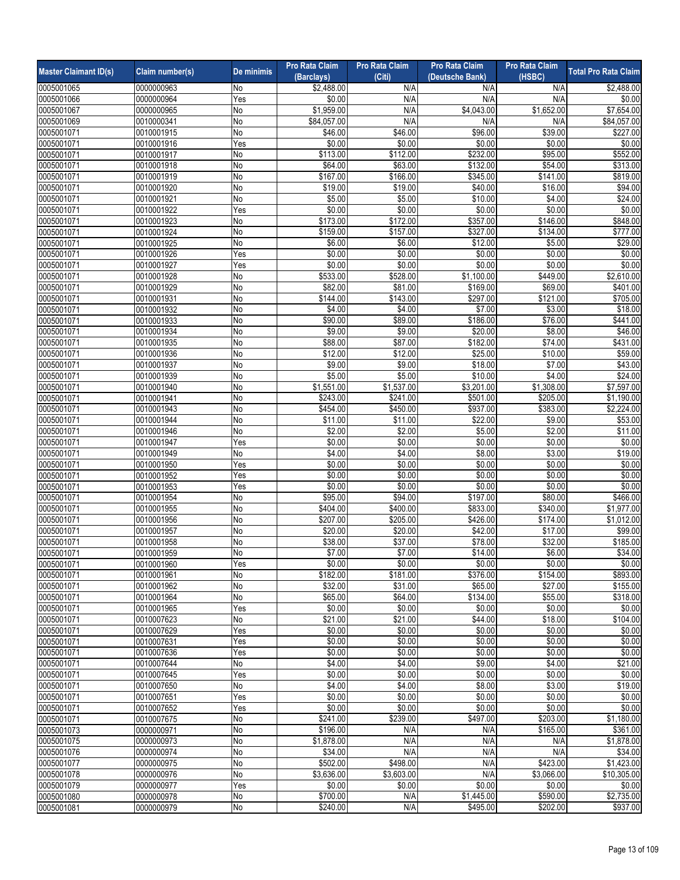| Master Claimant ID(s) | Claim number(s) | De minimis | Pro Rata Claim (Barclays) | Pro Rata Claim (Citi) | Pro Rata Claim (Deutsche Bank) | Pro Rata Claim (HSBC) | Total Pro Rata Claim |
|---|---|---|---|---|---|---|---|
| 0005001065 | 0000000963 | No | $2,488.00 | N/A | N/A | N/A | $2,488.00 |
| 0005001066 | 0000000964 | Yes | $0.00 | N/A | N/A | N/A | $0.00 |
| 0005001067 | 0000000965 | No | $1,959.00 | N/A | $4,043.00 | $1,652.00 | $7,654.00 |
| 0005001069 | 0010000341 | No | $84,057.00 | N/A | N/A | N/A | $84,057.00 |
| 0005001071 | 0010001915 | No | $46.00 | $46.00 | $96.00 | $39.00 | $227.00 |
| 0005001071 | 0010001916 | Yes | $0.00 | $0.00 | $0.00 | $0.00 | $0.00 |
| 0005001071 | 0010001917 | No | $113.00 | $112.00 | $232.00 | $95.00 | $552.00 |
| 0005001071 | 0010001918 | No | $64.00 | $63.00 | $132.00 | $54.00 | $313.00 |
| 0005001071 | 0010001919 | No | $167.00 | $166.00 | $345.00 | $141.00 | $819.00 |
| 0005001071 | 0010001920 | No | $19.00 | $19.00 | $40.00 | $16.00 | $94.00 |
| 0005001071 | 0010001921 | No | $5.00 | $5.00 | $10.00 | $4.00 | $24.00 |
| 0005001071 | 0010001922 | Yes | $0.00 | $0.00 | $0.00 | $0.00 | $0.00 |
| 0005001071 | 0010001923 | No | $173.00 | $172.00 | $357.00 | $146.00 | $848.00 |
| 0005001071 | 0010001924 | No | $159.00 | $157.00 | $327.00 | $134.00 | $777.00 |
| 0005001071 | 0010001925 | No | $6.00 | $6.00 | $12.00 | $5.00 | $29.00 |
| 0005001071 | 0010001926 | Yes | $0.00 | $0.00 | $0.00 | $0.00 | $0.00 |
| 0005001071 | 0010001927 | Yes | $0.00 | $0.00 | $0.00 | $0.00 | $0.00 |
| 0005001071 | 0010001928 | No | $533.00 | $528.00 | $1,100.00 | $449.00 | $2,610.00 |
| 0005001071 | 0010001929 | No | $82.00 | $81.00 | $169.00 | $69.00 | $401.00 |
| 0005001071 | 0010001931 | No | $144.00 | $143.00 | $297.00 | $121.00 | $705.00 |
| 0005001071 | 0010001932 | No | $4.00 | $4.00 | $7.00 | $3.00 | $18.00 |
| 0005001071 | 0010001933 | No | $90.00 | $89.00 | $186.00 | $76.00 | $441.00 |
| 0005001071 | 0010001934 | No | $9.00 | $9.00 | $20.00 | $8.00 | $46.00 |
| 0005001071 | 0010001935 | No | $88.00 | $87.00 | $182.00 | $74.00 | $431.00 |
| 0005001071 | 0010001936 | No | $12.00 | $12.00 | $25.00 | $10.00 | $59.00 |
| 0005001071 | 0010001937 | No | $9.00 | $9.00 | $18.00 | $7.00 | $43.00 |
| 0005001071 | 0010001939 | No | $5.00 | $5.00 | $10.00 | $4.00 | $24.00 |
| 0005001071 | 0010001940 | No | $1,551.00 | $1,537.00 | $3,201.00 | $1,308.00 | $7,597.00 |
| 0005001071 | 0010001941 | No | $243.00 | $241.00 | $501.00 | $205.00 | $1,190.00 |
| 0005001071 | 0010001943 | No | $454.00 | $450.00 | $937.00 | $383.00 | $2,224.00 |
| 0005001071 | 0010001944 | No | $11.00 | $11.00 | $22.00 | $9.00 | $53.00 |
| 0005001071 | 0010001946 | No | $2.00 | $2.00 | $5.00 | $2.00 | $11.00 |
| 0005001071 | 0010001947 | Yes | $0.00 | $0.00 | $0.00 | $0.00 | $0.00 |
| 0005001071 | 0010001949 | No | $4.00 | $4.00 | $8.00 | $3.00 | $19.00 |
| 0005001071 | 0010001950 | Yes | $0.00 | $0.00 | $0.00 | $0.00 | $0.00 |
| 0005001071 | 0010001952 | Yes | $0.00 | $0.00 | $0.00 | $0.00 | $0.00 |
| 0005001071 | 0010001953 | Yes | $0.00 | $0.00 | $0.00 | $0.00 | $0.00 |
| 0005001071 | 0010001954 | No | $95.00 | $94.00 | $197.00 | $80.00 | $466.00 |
| 0005001071 | 0010001955 | No | $404.00 | $400.00 | $833.00 | $340.00 | $1,977.00 |
| 0005001071 | 0010001956 | No | $207.00 | $205.00 | $426.00 | $174.00 | $1,012.00 |
| 0005001071 | 0010001957 | No | $20.00 | $20.00 | $42.00 | $17.00 | $99.00 |
| 0005001071 | 0010001958 | No | $38.00 | $37.00 | $78.00 | $32.00 | $185.00 |
| 0005001071 | 0010001959 | No | $7.00 | $7.00 | $14.00 | $6.00 | $34.00 |
| 0005001071 | 0010001960 | Yes | $0.00 | $0.00 | $0.00 | $0.00 | $0.00 |
| 0005001071 | 0010001961 | No | $182.00 | $181.00 | $376.00 | $154.00 | $893.00 |
| 0005001071 | 0010001962 | No | $32.00 | $31.00 | $65.00 | $27.00 | $155.00 |
| 0005001071 | 0010001964 | No | $65.00 | $64.00 | $134.00 | $55.00 | $318.00 |
| 0005001071 | 0010001965 | Yes | $0.00 | $0.00 | $0.00 | $0.00 | $0.00 |
| 0005001071 | 0010007623 | No | $21.00 | $21.00 | $44.00 | $18.00 | $104.00 |
| 0005001071 | 0010007629 | Yes | $0.00 | $0.00 | $0.00 | $0.00 | $0.00 |
| 0005001071 | 0010007631 | Yes | $0.00 | $0.00 | $0.00 | $0.00 | $0.00 |
| 0005001071 | 0010007636 | Yes | $0.00 | $0.00 | $0.00 | $0.00 | $0.00 |
| 0005001071 | 0010007644 | No | $4.00 | $4.00 | $9.00 | $4.00 | $21.00 |
| 0005001071 | 0010007645 | Yes | $0.00 | $0.00 | $0.00 | $0.00 | $0.00 |
| 0005001071 | 0010007650 | No | $4.00 | $4.00 | $8.00 | $3.00 | $19.00 |
| 0005001071 | 0010007651 | Yes | $0.00 | $0.00 | $0.00 | $0.00 | $0.00 |
| 0005001071 | 0010007652 | Yes | $0.00 | $0.00 | $0.00 | $0.00 | $0.00 |
| 0005001071 | 0010007675 | No | $241.00 | $239.00 | $497.00 | $203.00 | $1,180.00 |
| 0005001073 | 0000000971 | No | $196.00 | N/A | N/A | $165.00 | $361.00 |
| 0005001075 | 0000000973 | No | $1,878.00 | N/A | N/A | N/A | $1,878.00 |
| 0005001076 | 0000000974 | No | $34.00 | N/A | N/A | N/A | $34.00 |
| 0005001077 | 0000000975 | No | $502.00 | $498.00 | N/A | $423.00 | $1,423.00 |
| 0005001078 | 0000000976 | No | $3,636.00 | $3,603.00 | N/A | $3,066.00 | $10,305.00 |
| 0005001079 | 0000000977 | Yes | $0.00 | $0.00 | $0.00 | $0.00 | $0.00 |
| 0005001080 | 0000000978 | No | $700.00 | N/A | $1,445.00 | $590.00 | $2,735.00 |
| 0005001081 | 0000000979 | No | $240.00 | N/A | $495.00 | $202.00 | $937.00 |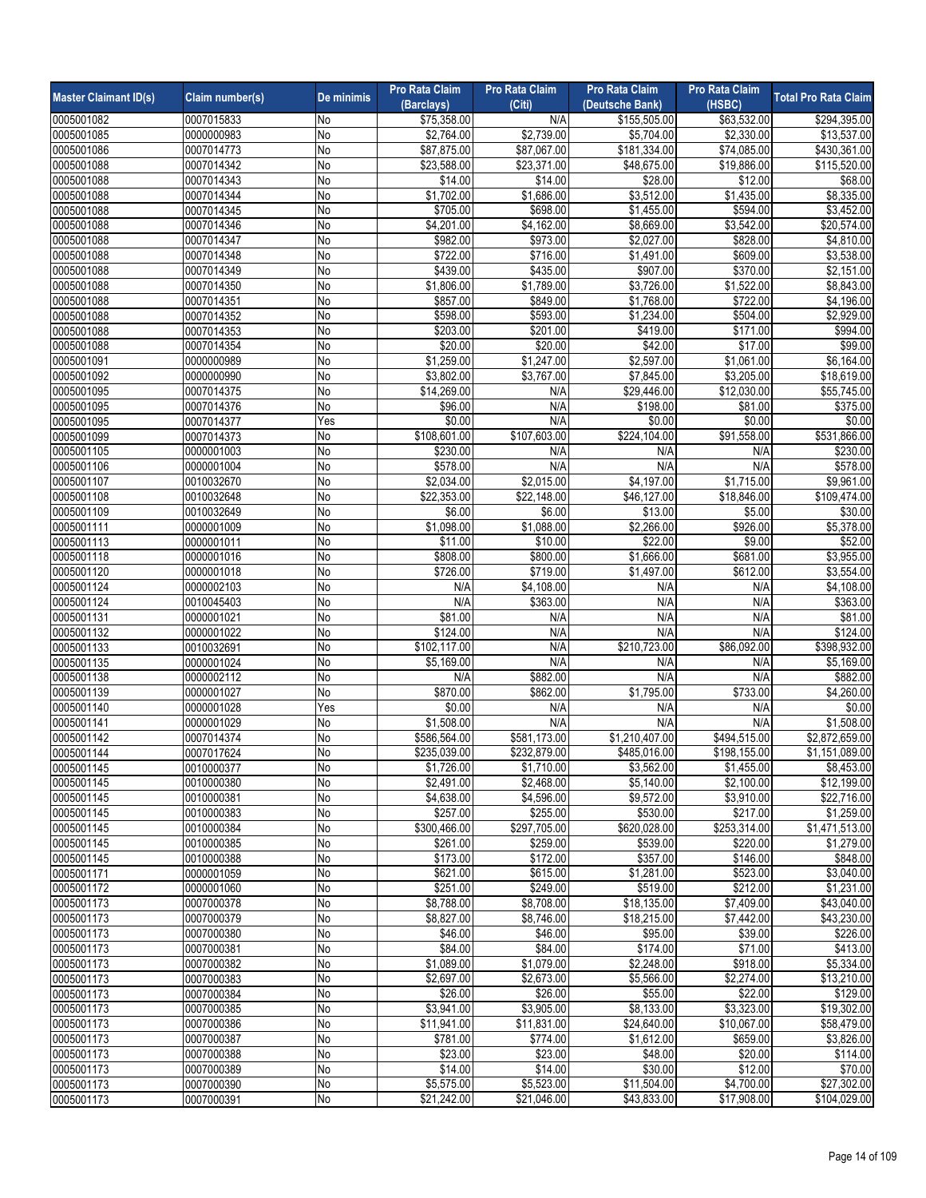| Master Claimant ID(s) | Claim number(s) | De minimis | Pro Rata Claim (Barclays) | Pro Rata Claim (Citi) | Pro Rata Claim (Deutsche Bank) | Pro Rata Claim (HSBC) | Total Pro Rata Claim |
|---|---|---|---|---|---|---|---|
| 0005001082 | 0007015833 | No | $75,358.00 | N/A | $155,505.00 | $63,532.00 | $294,395.00 |
| 0005001085 | 0000000983 | No | $2,764.00 | $2,739.00 | $5,704.00 | $2,330.00 | $13,537.00 |
| 0005001086 | 0007014773 | No | $87,875.00 | $87,067.00 | $181,334.00 | $74,085.00 | $430,361.00 |
| 0005001088 | 0007014342 | No | $23,588.00 | $23,371.00 | $48,675.00 | $19,886.00 | $115,520.00 |
| 0005001088 | 0007014343 | No | $14.00 | $14.00 | $28.00 | $12.00 | $68.00 |
| 0005001088 | 0007014344 | No | $1,702.00 | $1,686.00 | $3,512.00 | $1,435.00 | $8,335.00 |
| 0005001088 | 0007014345 | No | $705.00 | $698.00 | $1,455.00 | $594.00 | $3,452.00 |
| 0005001088 | 0007014346 | No | $4,201.00 | $4,162.00 | $8,669.00 | $3,542.00 | $20,574.00 |
| 0005001088 | 0007014347 | No | $982.00 | $973.00 | $2,027.00 | $828.00 | $4,810.00 |
| 0005001088 | 0007014348 | No | $722.00 | $716.00 | $1,491.00 | $609.00 | $3,538.00 |
| 0005001088 | 0007014349 | No | $439.00 | $435.00 | $907.00 | $370.00 | $2,151.00 |
| 0005001088 | 0007014350 | No | $1,806.00 | $1,789.00 | $3,726.00 | $1,522.00 | $8,843.00 |
| 0005001088 | 0007014351 | No | $857.00 | $849.00 | $1,768.00 | $722.00 | $4,196.00 |
| 0005001088 | 0007014352 | No | $598.00 | $593.00 | $1,234.00 | $504.00 | $2,929.00 |
| 0005001088 | 0007014353 | No | $203.00 | $201.00 | $419.00 | $171.00 | $994.00 |
| 0005001088 | 0007014354 | No | $20.00 | $20.00 | $42.00 | $17.00 | $99.00 |
| 0005001091 | 0000000989 | No | $1,259.00 | $1,247.00 | $2,597.00 | $1,061.00 | $6,164.00 |
| 0005001092 | 0000000990 | No | $3,802.00 | $3,767.00 | $7,845.00 | $3,205.00 | $18,619.00 |
| 0005001095 | 0007014375 | No | $14,269.00 | N/A | $29,446.00 | $12,030.00 | $55,745.00 |
| 0005001095 | 0007014376 | No | $96.00 | N/A | $198.00 | $81.00 | $375.00 |
| 0005001095 | 0007014377 | Yes | $0.00 | N/A | $0.00 | $0.00 | $0.00 |
| 0005001099 | 0007014373 | No | $108,601.00 | $107,603.00 | $224,104.00 | $91,558.00 | $531,866.00 |
| 0005001105 | 0000001003 | No | $230.00 | N/A | N/A | N/A | $230.00 |
| 0005001106 | 0000001004 | No | $578.00 | N/A | N/A | N/A | $578.00 |
| 0005001107 | 0010032670 | No | $2,034.00 | $2,015.00 | $4,197.00 | $1,715.00 | $9,961.00 |
| 0005001108 | 0010032648 | No | $22,353.00 | $22,148.00 | $46,127.00 | $18,846.00 | $109,474.00 |
| 0005001109 | 0010032649 | No | $6.00 | $6.00 | $13.00 | $5.00 | $30.00 |
| 0005001111 | 0000001009 | No | $1,098.00 | $1,088.00 | $2,266.00 | $926.00 | $5,378.00 |
| 0005001113 | 0000001011 | No | $11.00 | $10.00 | $22.00 | $9.00 | $52.00 |
| 0005001118 | 0000001016 | No | $808.00 | $800.00 | $1,666.00 | $681.00 | $3,955.00 |
| 0005001120 | 0000001018 | No | $726.00 | $719.00 | $1,497.00 | $612.00 | $3,554.00 |
| 0005001124 | 0000002103 | No | N/A | $4,108.00 | N/A | N/A | $4,108.00 |
| 0005001124 | 0010045403 | No | N/A | $363.00 | N/A | N/A | $363.00 |
| 0005001131 | 0000001021 | No | $81.00 | N/A | N/A | N/A | $81.00 |
| 0005001132 | 0000001022 | No | $124.00 | N/A | N/A | N/A | $124.00 |
| 0005001133 | 0010032691 | No | $102,117.00 | N/A | $210,723.00 | $86,092.00 | $398,932.00 |
| 0005001135 | 0000001024 | No | $5,169.00 | N/A | N/A | N/A | $5,169.00 |
| 0005001138 | 0000002112 | No | N/A | $882.00 | N/A | N/A | $882.00 |
| 0005001139 | 0000001027 | No | $870.00 | $862.00 | $1,795.00 | $733.00 | $4,260.00 |
| 0005001140 | 0000001028 | Yes | $0.00 | N/A | N/A | N/A | $0.00 |
| 0005001141 | 0000001029 | No | $1,508.00 | N/A | N/A | N/A | $1,508.00 |
| 0005001142 | 0007014374 | No | $586,564.00 | $581,173.00 | $1,210,407.00 | $494,515.00 | $2,872,659.00 |
| 0005001144 | 0007017624 | No | $235,039.00 | $232,879.00 | $485,016.00 | $198,155.00 | $1,151,089.00 |
| 0005001145 | 0010000377 | No | $1,726.00 | $1,710.00 | $3,562.00 | $1,455.00 | $8,453.00 |
| 0005001145 | 0010000380 | No | $2,491.00 | $2,468.00 | $5,140.00 | $2,100.00 | $12,199.00 |
| 0005001145 | 0010000381 | No | $4,638.00 | $4,596.00 | $9,572.00 | $3,910.00 | $22,716.00 |
| 0005001145 | 0010000383 | No | $257.00 | $255.00 | $530.00 | $217.00 | $1,259.00 |
| 0005001145 | 0010000384 | No | $300,466.00 | $297,705.00 | $620,028.00 | $253,314.00 | $1,471,513.00 |
| 0005001145 | 0010000385 | No | $261.00 | $259.00 | $539.00 | $220.00 | $1,279.00 |
| 0005001145 | 0010000388 | No | $173.00 | $172.00 | $357.00 | $146.00 | $848.00 |
| 0005001171 | 0000001059 | No | $621.00 | $615.00 | $1,281.00 | $523.00 | $3,040.00 |
| 0005001172 | 0000001060 | No | $251.00 | $249.00 | $519.00 | $212.00 | $1,231.00 |
| 0005001173 | 0007000378 | No | $8,788.00 | $8,708.00 | $18,135.00 | $7,409.00 | $43,040.00 |
| 0005001173 | 0007000379 | No | $8,827.00 | $8,746.00 | $18,215.00 | $7,442.00 | $43,230.00 |
| 0005001173 | 0007000380 | No | $46.00 | $46.00 | $95.00 | $39.00 | $226.00 |
| 0005001173 | 0007000381 | No | $84.00 | $84.00 | $174.00 | $71.00 | $413.00 |
| 0005001173 | 0007000382 | No | $1,089.00 | $1,079.00 | $2,248.00 | $918.00 | $5,334.00 |
| 0005001173 | 0007000383 | No | $2,697.00 | $2,673.00 | $5,566.00 | $2,274.00 | $13,210.00 |
| 0005001173 | 0007000384 | No | $26.00 | $26.00 | $55.00 | $22.00 | $129.00 |
| 0005001173 | 0007000385 | No | $3,941.00 | $3,905.00 | $8,133.00 | $3,323.00 | $19,302.00 |
| 0005001173 | 0007000386 | No | $11,941.00 | $11,831.00 | $24,640.00 | $10,067.00 | $58,479.00 |
| 0005001173 | 0007000387 | No | $781.00 | $774.00 | $1,612.00 | $659.00 | $3,826.00 |
| 0005001173 | 0007000388 | No | $23.00 | $23.00 | $48.00 | $20.00 | $114.00 |
| 0005001173 | 0007000389 | No | $14.00 | $14.00 | $30.00 | $12.00 | $70.00 |
| 0005001173 | 0007000390 | No | $5,575.00 | $5,523.00 | $11,504.00 | $4,700.00 | $27,302.00 |
| 0005001173 | 0007000391 | No | $21,242.00 | $21,046.00 | $43,833.00 | $17,908.00 | $104,029.00 |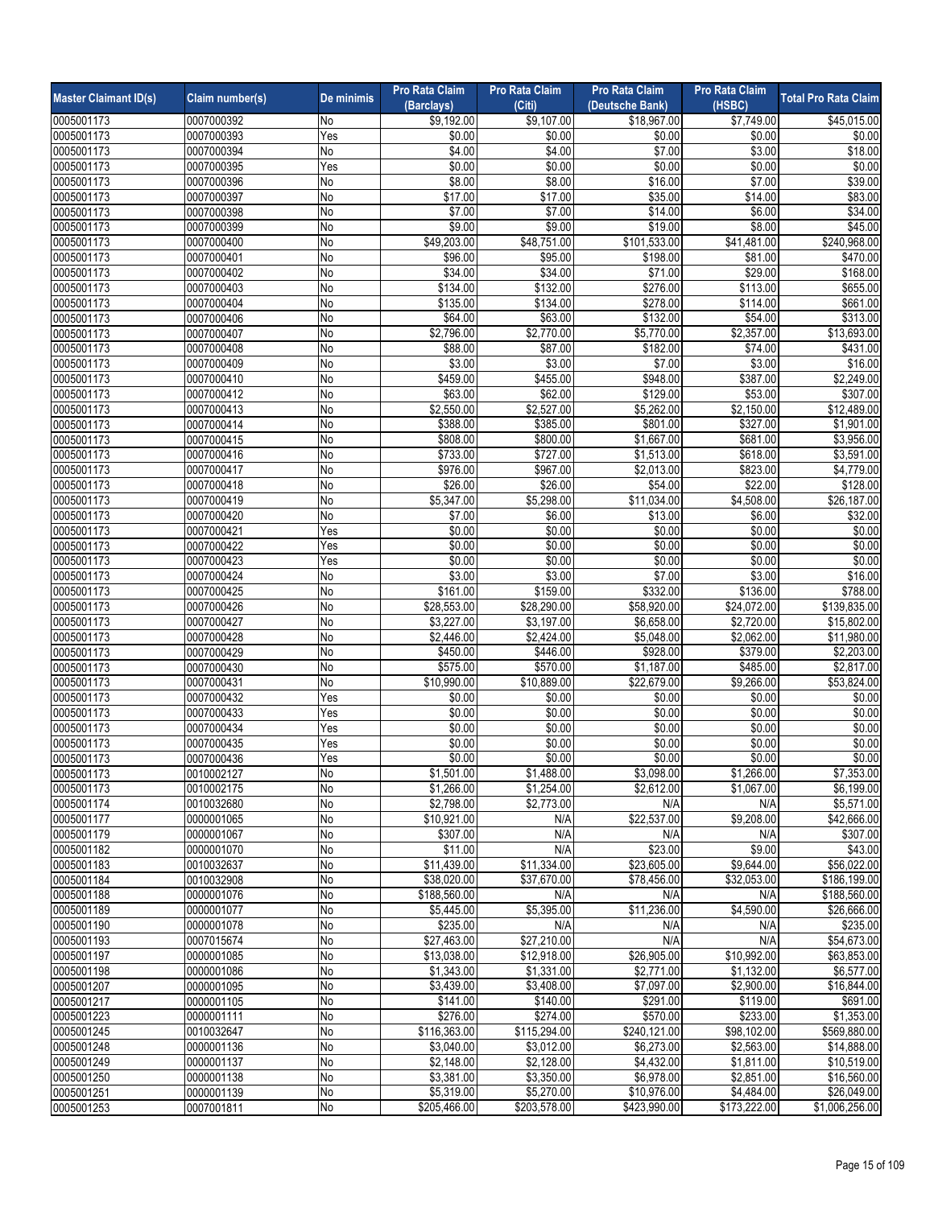| Master Claimant ID(s) | Claim number(s) | De minimis | Pro Rata Claim (Barclays) | Pro Rata Claim (Citi) | Pro Rata Claim (Deutsche Bank) | Pro Rata Claim (HSBC) | Total Pro Rata Claim |
|---|---|---|---|---|---|---|---|
| 0005001173 | 0007000392 | No | $9,192.00 | $9,107.00 | $18,967.00 | $7,749.00 | $45,015.00 |
| 0005001173 | 0007000393 | Yes | $0.00 | $0.00 | $0.00 | $0.00 | $0.00 |
| 0005001173 | 0007000394 | No | $4.00 | $4.00 | $7.00 | $3.00 | $18.00 |
| 0005001173 | 0007000395 | Yes | $0.00 | $0.00 | $0.00 | $0.00 | $0.00 |
| 0005001173 | 0007000396 | No | $8.00 | $8.00 | $16.00 | $7.00 | $39.00 |
| 0005001173 | 0007000397 | No | $17.00 | $17.00 | $35.00 | $14.00 | $83.00 |
| 0005001173 | 0007000398 | No | $7.00 | $7.00 | $14.00 | $6.00 | $34.00 |
| 0005001173 | 0007000399 | No | $9.00 | $9.00 | $19.00 | $8.00 | $45.00 |
| 0005001173 | 0007000400 | No | $49,203.00 | $48,751.00 | $101,533.00 | $41,481.00 | $240,968.00 |
| 0005001173 | 0007000401 | No | $96.00 | $95.00 | $198.00 | $81.00 | $470.00 |
| 0005001173 | 0007000402 | No | $34.00 | $34.00 | $71.00 | $29.00 | $168.00 |
| 0005001173 | 0007000403 | No | $134.00 | $132.00 | $276.00 | $113.00 | $655.00 |
| 0005001173 | 0007000404 | No | $135.00 | $134.00 | $278.00 | $114.00 | $661.00 |
| 0005001173 | 0007000406 | No | $64.00 | $63.00 | $132.00 | $54.00 | $313.00 |
| 0005001173 | 0007000407 | No | $2,796.00 | $2,770.00 | $5,770.00 | $2,357.00 | $13,693.00 |
| 0005001173 | 0007000408 | No | $88.00 | $87.00 | $182.00 | $74.00 | $431.00 |
| 0005001173 | 0007000409 | No | $3.00 | $3.00 | $7.00 | $3.00 | $16.00 |
| 0005001173 | 0007000410 | No | $459.00 | $455.00 | $948.00 | $387.00 | $2,249.00 |
| 0005001173 | 0007000412 | No | $63.00 | $62.00 | $129.00 | $53.00 | $307.00 |
| 0005001173 | 0007000413 | No | $2,550.00 | $2,527.00 | $5,262.00 | $2,150.00 | $12,489.00 |
| 0005001173 | 0007000414 | No | $388.00 | $385.00 | $801.00 | $327.00 | $1,901.00 |
| 0005001173 | 0007000415 | No | $808.00 | $800.00 | $1,667.00 | $681.00 | $3,956.00 |
| 0005001173 | 0007000416 | No | $733.00 | $727.00 | $1,513.00 | $618.00 | $3,591.00 |
| 0005001173 | 0007000417 | No | $976.00 | $967.00 | $2,013.00 | $823.00 | $4,779.00 |
| 0005001173 | 0007000418 | No | $26.00 | $26.00 | $54.00 | $22.00 | $128.00 |
| 0005001173 | 0007000419 | No | $5,347.00 | $5,298.00 | $11,034.00 | $4,508.00 | $26,187.00 |
| 0005001173 | 0007000420 | No | $7.00 | $6.00 | $13.00 | $6.00 | $32.00 |
| 0005001173 | 0007000421 | Yes | $0.00 | $0.00 | $0.00 | $0.00 | $0.00 |
| 0005001173 | 0007000422 | Yes | $0.00 | $0.00 | $0.00 | $0.00 | $0.00 |
| 0005001173 | 0007000423 | Yes | $0.00 | $0.00 | $0.00 | $0.00 | $0.00 |
| 0005001173 | 0007000424 | No | $3.00 | $3.00 | $7.00 | $3.00 | $16.00 |
| 0005001173 | 0007000425 | No | $161.00 | $159.00 | $332.00 | $136.00 | $788.00 |
| 0005001173 | 0007000426 | No | $28,553.00 | $28,290.00 | $58,920.00 | $24,072.00 | $139,835.00 |
| 0005001173 | 0007000427 | No | $3,227.00 | $3,197.00 | $6,658.00 | $2,720.00 | $15,802.00 |
| 0005001173 | 0007000428 | No | $2,446.00 | $2,424.00 | $5,048.00 | $2,062.00 | $11,980.00 |
| 0005001173 | 0007000429 | No | $450.00 | $446.00 | $928.00 | $379.00 | $2,203.00 |
| 0005001173 | 0007000430 | No | $575.00 | $570.00 | $1,187.00 | $485.00 | $2,817.00 |
| 0005001173 | 0007000431 | No | $10,990.00 | $10,889.00 | $22,679.00 | $9,266.00 | $53,824.00 |
| 0005001173 | 0007000432 | Yes | $0.00 | $0.00 | $0.00 | $0.00 | $0.00 |
| 0005001173 | 0007000433 | Yes | $0.00 | $0.00 | $0.00 | $0.00 | $0.00 |
| 0005001173 | 0007000434 | Yes | $0.00 | $0.00 | $0.00 | $0.00 | $0.00 |
| 0005001173 | 0007000435 | Yes | $0.00 | $0.00 | $0.00 | $0.00 | $0.00 |
| 0005001173 | 0007000436 | Yes | $0.00 | $0.00 | $0.00 | $0.00 | $0.00 |
| 0005001173 | 0010002127 | No | $1,501.00 | $1,488.00 | $3,098.00 | $1,266.00 | $7,353.00 |
| 0005001173 | 0010002175 | No | $1,266.00 | $1,254.00 | $2,612.00 | $1,067.00 | $6,199.00 |
| 0005001174 | 0010032680 | No | $2,798.00 | $2,773.00 | N/A | N/A | $5,571.00 |
| 0005001177 | 0000001065 | No | $10,921.00 | N/A | $22,537.00 | $9,208.00 | $42,666.00 |
| 0005001179 | 0000001067 | No | $307.00 | N/A | N/A | N/A | $307.00 |
| 0005001182 | 0000001070 | No | $11.00 | N/A | $23.00 | $9.00 | $43.00 |
| 0005001183 | 0010032637 | No | $11,439.00 | $11,334.00 | $23,605.00 | $9,644.00 | $56,022.00 |
| 0005001184 | 0010032908 | No | $38,020.00 | $37,670.00 | $78,456.00 | $32,053.00 | $186,199.00 |
| 0005001188 | 0000001076 | No | $188,560.00 | N/A | N/A | N/A | $188,560.00 |
| 0005001189 | 0000001077 | No | $5,445.00 | $5,395.00 | $11,236.00 | $4,590.00 | $26,666.00 |
| 0005001190 | 0000001078 | No | $235.00 | N/A | N/A | N/A | $235.00 |
| 0005001193 | 0007015674 | No | $27,463.00 | $27,210.00 | N/A | N/A | $54,673.00 |
| 0005001197 | 0000001085 | No | $13,038.00 | $12,918.00 | $26,905.00 | $10,992.00 | $63,853.00 |
| 0005001198 | 0000001086 | No | $1,343.00 | $1,331.00 | $2,771.00 | $1,132.00 | $6,577.00 |
| 0005001207 | 0000001095 | No | $3,439.00 | $3,408.00 | $7,097.00 | $2,900.00 | $16,844.00 |
| 0005001217 | 0000001105 | No | $141.00 | $140.00 | $291.00 | $119.00 | $691.00 |
| 0005001223 | 0000001111 | No | $276.00 | $274.00 | $570.00 | $233.00 | $1,353.00 |
| 0005001245 | 0010032647 | No | $116,363.00 | $115,294.00 | $240,121.00 | $98,102.00 | $569,880.00 |
| 0005001248 | 0000001136 | No | $3,040.00 | $3,012.00 | $6,273.00 | $2,563.00 | $14,888.00 |
| 0005001249 | 0000001137 | No | $2,148.00 | $2,128.00 | $4,432.00 | $1,811.00 | $10,519.00 |
| 0005001250 | 0000001138 | No | $3,381.00 | $3,350.00 | $6,978.00 | $2,851.00 | $16,560.00 |
| 0005001251 | 0000001139 | No | $5,319.00 | $5,270.00 | $10,976.00 | $4,484.00 | $26,049.00 |
| 0005001253 | 0007001811 | No | $205,466.00 | $203,578.00 | $423,990.00 | $173,222.00 | $1,006,256.00 |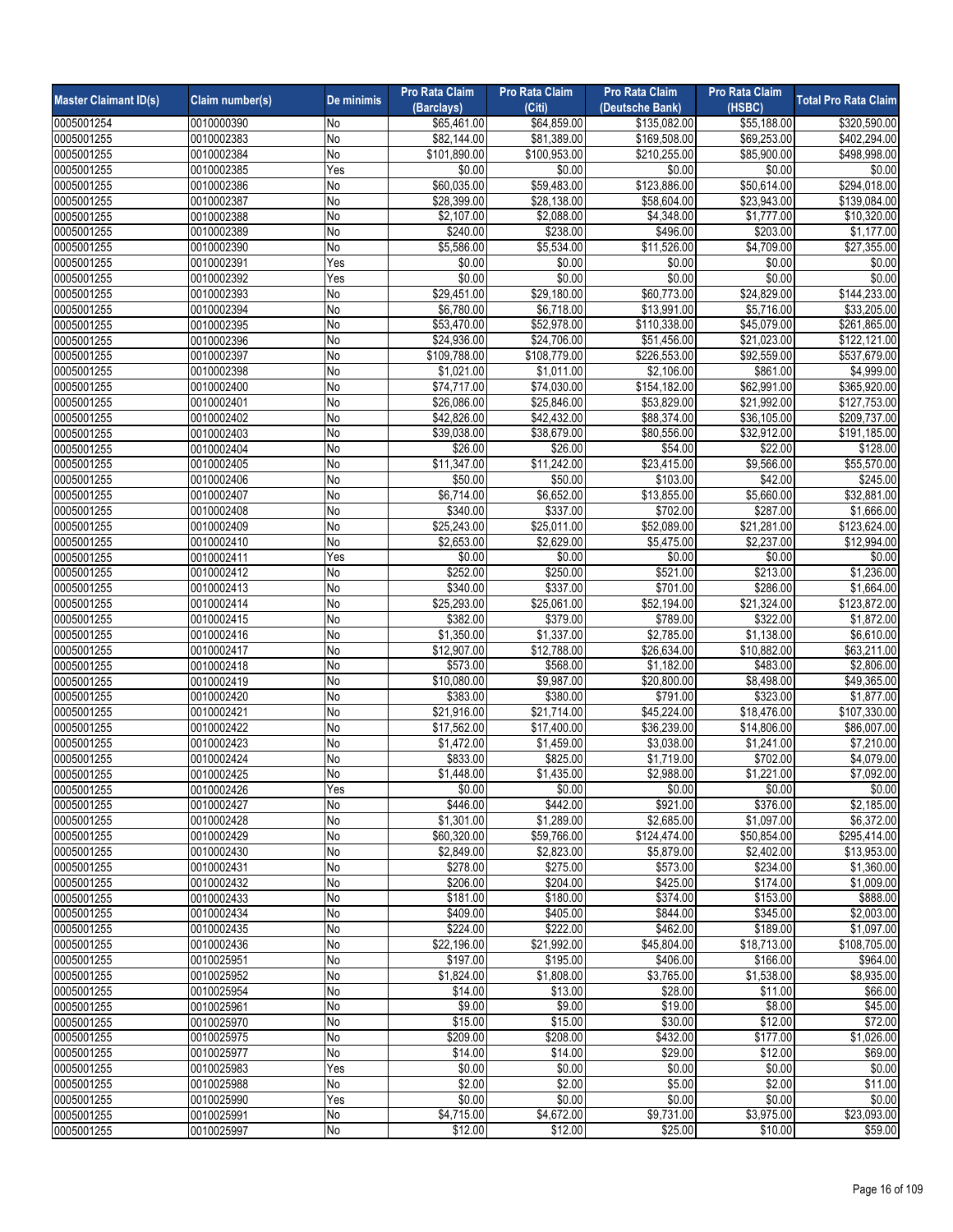| Master Claimant ID(s) | Claim number(s) | De minimis | Pro Rata Claim (Barclays) | Pro Rata Claim (Citi) | Pro Rata Claim (Deutsche Bank) | Pro Rata Claim (HSBC) | Total Pro Rata Claim |
|---|---|---|---|---|---|---|---|
| 0005001254 | 0010000390 | No | $65,461.00 | $64,859.00 | $135,082.00 | $55,188.00 | $320,590.00 |
| 0005001255 | 0010002383 | No | $82,144.00 | $81,389.00 | $169,508.00 | $69,253.00 | $402,294.00 |
| 0005001255 | 0010002384 | No | $101,890.00 | $100,953.00 | $210,255.00 | $85,900.00 | $498,998.00 |
| 0005001255 | 0010002385 | Yes | $0.00 | $0.00 | $0.00 | $0.00 | $0.00 |
| 0005001255 | 0010002386 | No | $60,035.00 | $59,483.00 | $123,886.00 | $50,614.00 | $294,018.00 |
| 0005001255 | 0010002387 | No | $28,399.00 | $28,138.00 | $58,604.00 | $23,943.00 | $139,084.00 |
| 0005001255 | 0010002388 | No | $2,107.00 | $2,088.00 | $4,348.00 | $1,777.00 | $10,320.00 |
| 0005001255 | 0010002389 | No | $240.00 | $238.00 | $496.00 | $203.00 | $1,177.00 |
| 0005001255 | 0010002390 | No | $5,586.00 | $5,534.00 | $11,526.00 | $4,709.00 | $27,355.00 |
| 0005001255 | 0010002391 | Yes | $0.00 | $0.00 | $0.00 | $0.00 | $0.00 |
| 0005001255 | 0010002392 | Yes | $0.00 | $0.00 | $0.00 | $0.00 | $0.00 |
| 0005001255 | 0010002393 | No | $29,451.00 | $29,180.00 | $60,773.00 | $24,829.00 | $144,233.00 |
| 0005001255 | 0010002394 | No | $6,780.00 | $6,718.00 | $13,991.00 | $5,716.00 | $33,205.00 |
| 0005001255 | 0010002395 | No | $53,470.00 | $52,978.00 | $110,338.00 | $45,079.00 | $261,865.00 |
| 0005001255 | 0010002396 | No | $24,936.00 | $24,706.00 | $51,456.00 | $21,023.00 | $122,121.00 |
| 0005001255 | 0010002397 | No | $109,788.00 | $108,779.00 | $226,553.00 | $92,559.00 | $537,679.00 |
| 0005001255 | 0010002398 | No | $1,021.00 | $1,011.00 | $2,106.00 | $861.00 | $4,999.00 |
| 0005001255 | 0010002400 | No | $74,717.00 | $74,030.00 | $154,182.00 | $62,991.00 | $365,920.00 |
| 0005001255 | 0010002401 | No | $26,086.00 | $25,846.00 | $53,829.00 | $21,992.00 | $127,753.00 |
| 0005001255 | 0010002402 | No | $42,826.00 | $42,432.00 | $88,374.00 | $36,105.00 | $209,737.00 |
| 0005001255 | 0010002403 | No | $39,038.00 | $38,679.00 | $80,556.00 | $32,912.00 | $191,185.00 |
| 0005001255 | 0010002404 | No | $26.00 | $26.00 | $54.00 | $22.00 | $128.00 |
| 0005001255 | 0010002405 | No | $11,347.00 | $11,242.00 | $23,415.00 | $9,566.00 | $55,570.00 |
| 0005001255 | 0010002406 | No | $50.00 | $50.00 | $103.00 | $42.00 | $245.00 |
| 0005001255 | 0010002407 | No | $6,714.00 | $6,652.00 | $13,855.00 | $5,660.00 | $32,881.00 |
| 0005001255 | 0010002408 | No | $340.00 | $337.00 | $702.00 | $287.00 | $1,666.00 |
| 0005001255 | 0010002409 | No | $25,243.00 | $25,011.00 | $52,089.00 | $21,281.00 | $123,624.00 |
| 0005001255 | 0010002410 | No | $2,653.00 | $2,629.00 | $5,475.00 | $2,237.00 | $12,994.00 |
| 0005001255 | 0010002411 | Yes | $0.00 | $0.00 | $0.00 | $0.00 | $0.00 |
| 0005001255 | 0010002412 | No | $252.00 | $250.00 | $521.00 | $213.00 | $1,236.00 |
| 0005001255 | 0010002413 | No | $340.00 | $337.00 | $701.00 | $286.00 | $1,664.00 |
| 0005001255 | 0010002414 | No | $25,293.00 | $25,061.00 | $52,194.00 | $21,324.00 | $123,872.00 |
| 0005001255 | 0010002415 | No | $382.00 | $379.00 | $789.00 | $322.00 | $1,872.00 |
| 0005001255 | 0010002416 | No | $1,350.00 | $1,337.00 | $2,785.00 | $1,138.00 | $6,610.00 |
| 0005001255 | 0010002417 | No | $12,907.00 | $12,788.00 | $26,634.00 | $10,882.00 | $63,211.00 |
| 0005001255 | 0010002418 | No | $573.00 | $568.00 | $1,182.00 | $483.00 | $2,806.00 |
| 0005001255 | 0010002419 | No | $10,080.00 | $9,987.00 | $20,800.00 | $8,498.00 | $49,365.00 |
| 0005001255 | 0010002420 | No | $383.00 | $380.00 | $791.00 | $323.00 | $1,877.00 |
| 0005001255 | 0010002421 | No | $21,916.00 | $21,714.00 | $45,224.00 | $18,476.00 | $107,330.00 |
| 0005001255 | 0010002422 | No | $17,562.00 | $17,400.00 | $36,239.00 | $14,806.00 | $86,007.00 |
| 0005001255 | 0010002423 | No | $1,472.00 | $1,459.00 | $3,038.00 | $1,241.00 | $7,210.00 |
| 0005001255 | 0010002424 | No | $833.00 | $825.00 | $1,719.00 | $702.00 | $4,079.00 |
| 0005001255 | 0010002425 | No | $1,448.00 | $1,435.00 | $2,988.00 | $1,221.00 | $7,092.00 |
| 0005001255 | 0010002426 | Yes | $0.00 | $0.00 | $0.00 | $0.00 | $0.00 |
| 0005001255 | 0010002427 | No | $446.00 | $442.00 | $921.00 | $376.00 | $2,185.00 |
| 0005001255 | 0010002428 | No | $1,301.00 | $1,289.00 | $2,685.00 | $1,097.00 | $6,372.00 |
| 0005001255 | 0010002429 | No | $60,320.00 | $59,766.00 | $124,474.00 | $50,854.00 | $295,414.00 |
| 0005001255 | 0010002430 | No | $2,849.00 | $2,823.00 | $5,879.00 | $2,402.00 | $13,953.00 |
| 0005001255 | 0010002431 | No | $278.00 | $275.00 | $573.00 | $234.00 | $1,360.00 |
| 0005001255 | 0010002432 | No | $206.00 | $204.00 | $425.00 | $174.00 | $1,009.00 |
| 0005001255 | 0010002433 | No | $181.00 | $180.00 | $374.00 | $153.00 | $888.00 |
| 0005001255 | 0010002434 | No | $409.00 | $405.00 | $844.00 | $345.00 | $2,003.00 |
| 0005001255 | 0010002435 | No | $224.00 | $222.00 | $462.00 | $189.00 | $1,097.00 |
| 0005001255 | 0010002436 | No | $22,196.00 | $21,992.00 | $45,804.00 | $18,713.00 | $108,705.00 |
| 0005001255 | 0010025951 | No | $197.00 | $195.00 | $406.00 | $166.00 | $964.00 |
| 0005001255 | 0010025952 | No | $1,824.00 | $1,808.00 | $3,765.00 | $1,538.00 | $8,935.00 |
| 0005001255 | 0010025954 | No | $14.00 | $13.00 | $28.00 | $11.00 | $66.00 |
| 0005001255 | 0010025961 | No | $9.00 | $9.00 | $19.00 | $8.00 | $45.00 |
| 0005001255 | 0010025970 | No | $15.00 | $15.00 | $30.00 | $12.00 | $72.00 |
| 0005001255 | 0010025975 | No | $209.00 | $208.00 | $432.00 | $177.00 | $1,026.00 |
| 0005001255 | 0010025977 | No | $14.00 | $14.00 | $29.00 | $12.00 | $69.00 |
| 0005001255 | 0010025983 | Yes | $0.00 | $0.00 | $0.00 | $0.00 | $0.00 |
| 0005001255 | 0010025988 | No | $2.00 | $2.00 | $5.00 | $2.00 | $11.00 |
| 0005001255 | 0010025990 | Yes | $0.00 | $0.00 | $0.00 | $0.00 | $0.00 |
| 0005001255 | 0010025991 | No | $4,715.00 | $4,672.00 | $9,731.00 | $3,975.00 | $23,093.00 |
| 0005001255 | 0010025997 | No | $12.00 | $12.00 | $25.00 | $10.00 | $59.00 |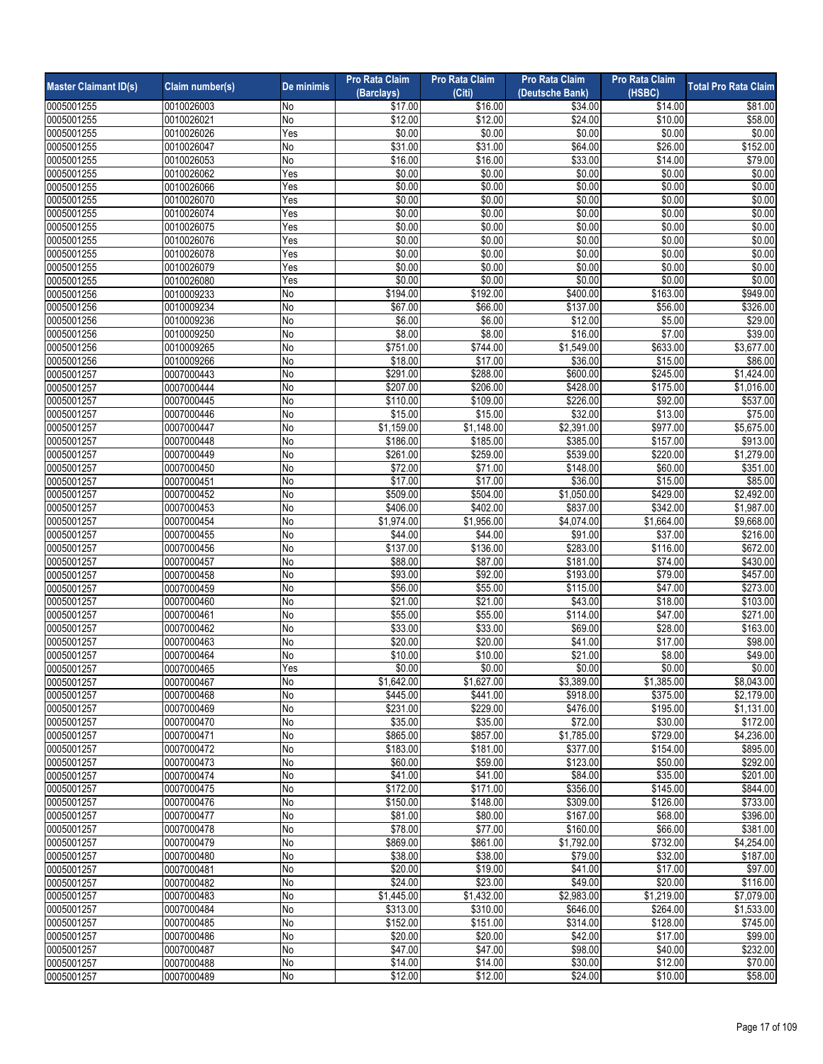| Master Claimant ID(s) | Claim number(s) | De minimis | Pro Rata Claim (Barclays) | Pro Rata Claim (Citi) | Pro Rata Claim (Deutsche Bank) | Pro Rata Claim (HSBC) | Total Pro Rata Claim |
|---|---|---|---|---|---|---|---|
| 0005001255 | 0010026003 | No | $17.00 | $16.00 | $34.00 | $14.00 | $81.00 |
| 0005001255 | 0010026021 | No | $12.00 | $12.00 | $24.00 | $10.00 | $58.00 |
| 0005001255 | 0010026026 | Yes | $0.00 | $0.00 | $0.00 | $0.00 | $0.00 |
| 0005001255 | 0010026047 | No | $31.00 | $31.00 | $64.00 | $26.00 | $152.00 |
| 0005001255 | 0010026053 | No | $16.00 | $16.00 | $33.00 | $14.00 | $79.00 |
| 0005001255 | 0010026062 | Yes | $0.00 | $0.00 | $0.00 | $0.00 | $0.00 |
| 0005001255 | 0010026066 | Yes | $0.00 | $0.00 | $0.00 | $0.00 | $0.00 |
| 0005001255 | 0010026070 | Yes | $0.00 | $0.00 | $0.00 | $0.00 | $0.00 |
| 0005001255 | 0010026074 | Yes | $0.00 | $0.00 | $0.00 | $0.00 | $0.00 |
| 0005001255 | 0010026075 | Yes | $0.00 | $0.00 | $0.00 | $0.00 | $0.00 |
| 0005001255 | 0010026076 | Yes | $0.00 | $0.00 | $0.00 | $0.00 | $0.00 |
| 0005001255 | 0010026078 | Yes | $0.00 | $0.00 | $0.00 | $0.00 | $0.00 |
| 0005001255 | 0010026079 | Yes | $0.00 | $0.00 | $0.00 | $0.00 | $0.00 |
| 0005001255 | 0010026080 | Yes | $0.00 | $0.00 | $0.00 | $0.00 | $0.00 |
| 0005001256 | 0010009233 | No | $194.00 | $192.00 | $400.00 | $163.00 | $949.00 |
| 0005001256 | 0010009234 | No | $67.00 | $66.00 | $137.00 | $56.00 | $326.00 |
| 0005001256 | 0010009236 | No | $6.00 | $6.00 | $12.00 | $5.00 | $29.00 |
| 0005001256 | 0010009250 | No | $8.00 | $8.00 | $16.00 | $7.00 | $39.00 |
| 0005001256 | 0010009265 | No | $751.00 | $744.00 | $1,549.00 | $633.00 | $3,677.00 |
| 0005001256 | 0010009266 | No | $18.00 | $17.00 | $36.00 | $15.00 | $86.00 |
| 0005001257 | 0007000443 | No | $291.00 | $288.00 | $600.00 | $245.00 | $1,424.00 |
| 0005001257 | 0007000444 | No | $207.00 | $206.00 | $428.00 | $175.00 | $1,016.00 |
| 0005001257 | 0007000445 | No | $110.00 | $109.00 | $226.00 | $92.00 | $537.00 |
| 0005001257 | 0007000446 | No | $15.00 | $15.00 | $32.00 | $13.00 | $75.00 |
| 0005001257 | 0007000447 | No | $1,159.00 | $1,148.00 | $2,391.00 | $977.00 | $5,675.00 |
| 0005001257 | 0007000448 | No | $186.00 | $185.00 | $385.00 | $157.00 | $913.00 |
| 0005001257 | 0007000449 | No | $261.00 | $259.00 | $539.00 | $220.00 | $1,279.00 |
| 0005001257 | 0007000450 | No | $72.00 | $71.00 | $148.00 | $60.00 | $351.00 |
| 0005001257 | 0007000451 | No | $17.00 | $17.00 | $36.00 | $15.00 | $85.00 |
| 0005001257 | 0007000452 | No | $509.00 | $504.00 | $1,050.00 | $429.00 | $2,492.00 |
| 0005001257 | 0007000453 | No | $406.00 | $402.00 | $837.00 | $342.00 | $1,987.00 |
| 0005001257 | 0007000454 | No | $1,974.00 | $1,956.00 | $4,074.00 | $1,664.00 | $9,668.00 |
| 0005001257 | 0007000455 | No | $44.00 | $44.00 | $91.00 | $37.00 | $216.00 |
| 0005001257 | 0007000456 | No | $137.00 | $136.00 | $283.00 | $116.00 | $672.00 |
| 0005001257 | 0007000457 | No | $88.00 | $87.00 | $181.00 | $74.00 | $430.00 |
| 0005001257 | 0007000458 | No | $93.00 | $92.00 | $193.00 | $79.00 | $457.00 |
| 0005001257 | 0007000459 | No | $56.00 | $55.00 | $115.00 | $47.00 | $273.00 |
| 0005001257 | 0007000460 | No | $21.00 | $21.00 | $43.00 | $18.00 | $103.00 |
| 0005001257 | 0007000461 | No | $55.00 | $55.00 | $114.00 | $47.00 | $271.00 |
| 0005001257 | 0007000462 | No | $33.00 | $33.00 | $69.00 | $28.00 | $163.00 |
| 0005001257 | 0007000463 | No | $20.00 | $20.00 | $41.00 | $17.00 | $98.00 |
| 0005001257 | 0007000464 | No | $10.00 | $10.00 | $21.00 | $8.00 | $49.00 |
| 0005001257 | 0007000465 | Yes | $0.00 | $0.00 | $0.00 | $0.00 | $0.00 |
| 0005001257 | 0007000467 | No | $1,642.00 | $1,627.00 | $3,389.00 | $1,385.00 | $8,043.00 |
| 0005001257 | 0007000468 | No | $445.00 | $441.00 | $918.00 | $375.00 | $2,179.00 |
| 0005001257 | 0007000469 | No | $231.00 | $229.00 | $476.00 | $195.00 | $1,131.00 |
| 0005001257 | 0007000470 | No | $35.00 | $35.00 | $72.00 | $30.00 | $172.00 |
| 0005001257 | 0007000471 | No | $865.00 | $857.00 | $1,785.00 | $729.00 | $4,236.00 |
| 0005001257 | 0007000472 | No | $183.00 | $181.00 | $377.00 | $154.00 | $895.00 |
| 0005001257 | 0007000473 | No | $60.00 | $59.00 | $123.00 | $50.00 | $292.00 |
| 0005001257 | 0007000474 | No | $41.00 | $41.00 | $84.00 | $35.00 | $201.00 |
| 0005001257 | 0007000475 | No | $172.00 | $171.00 | $356.00 | $145.00 | $844.00 |
| 0005001257 | 0007000476 | No | $150.00 | $148.00 | $309.00 | $126.00 | $733.00 |
| 0005001257 | 0007000477 | No | $81.00 | $80.00 | $167.00 | $68.00 | $396.00 |
| 0005001257 | 0007000478 | No | $78.00 | $77.00 | $160.00 | $66.00 | $381.00 |
| 0005001257 | 0007000479 | No | $869.00 | $861.00 | $1,792.00 | $732.00 | $4,254.00 |
| 0005001257 | 0007000480 | No | $38.00 | $38.00 | $79.00 | $32.00 | $187.00 |
| 0005001257 | 0007000481 | No | $20.00 | $19.00 | $41.00 | $17.00 | $97.00 |
| 0005001257 | 0007000482 | No | $24.00 | $23.00 | $49.00 | $20.00 | $116.00 |
| 0005001257 | 0007000483 | No | $1,445.00 | $1,432.00 | $2,983.00 | $1,219.00 | $7,079.00 |
| 0005001257 | 0007000484 | No | $313.00 | $310.00 | $646.00 | $264.00 | $1,533.00 |
| 0005001257 | 0007000485 | No | $152.00 | $151.00 | $314.00 | $128.00 | $745.00 |
| 0005001257 | 0007000486 | No | $20.00 | $20.00 | $42.00 | $17.00 | $99.00 |
| 0005001257 | 0007000487 | No | $47.00 | $47.00 | $98.00 | $40.00 | $232.00 |
| 0005001257 | 0007000488 | No | $14.00 | $14.00 | $30.00 | $12.00 | $70.00 |
| 0005001257 | 0007000489 | No | $12.00 | $12.00 | $24.00 | $10.00 | $58.00 |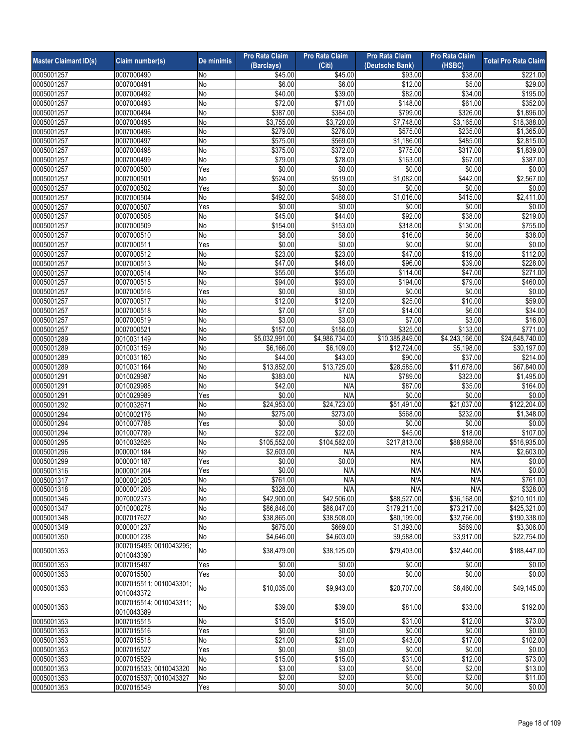| Master Claimant ID(s) | Claim number(s) | De minimis | Pro Rata Claim (Barclays) | Pro Rata Claim (Citi) | Pro Rata Claim (Deutsche Bank) | Pro Rata Claim (HSBC) | Total Pro Rata Claim |
|---|---|---|---|---|---|---|---|
| 0005001257 | 0007000490 | No | $45.00 | $45.00 | $93.00 | $38.00 | $221.00 |
| 0005001257 | 0007000491 | No | $6.00 | $6.00 | $12.00 | $5.00 | $29.00 |
| 0005001257 | 0007000492 | No | $40.00 | $39.00 | $82.00 | $34.00 | $195.00 |
| 0005001257 | 0007000493 | No | $72.00 | $71.00 | $148.00 | $61.00 | $352.00 |
| 0005001257 | 0007000494 | No | $387.00 | $384.00 | $799.00 | $326.00 | $1,896.00 |
| 0005001257 | 0007000495 | No | $3,755.00 | $3,720.00 | $7,748.00 | $3,165.00 | $18,388.00 |
| 0005001257 | 0007000496 | No | $279.00 | $276.00 | $575.00 | $235.00 | $1,365.00 |
| 0005001257 | 0007000497 | No | $575.00 | $569.00 | $1,186.00 | $485.00 | $2,815.00 |
| 0005001257 | 0007000498 | No | $375.00 | $372.00 | $775.00 | $317.00 | $1,839.00 |
| 0005001257 | 0007000499 | No | $79.00 | $78.00 | $163.00 | $67.00 | $387.00 |
| 0005001257 | 0007000500 | Yes | $0.00 | $0.00 | $0.00 | $0.00 | $0.00 |
| 0005001257 | 0007000501 | No | $524.00 | $519.00 | $1,082.00 | $442.00 | $2,567.00 |
| 0005001257 | 0007000502 | Yes | $0.00 | $0.00 | $0.00 | $0.00 | $0.00 |
| 0005001257 | 0007000504 | No | $492.00 | $488.00 | $1,016.00 | $415.00 | $2,411.00 |
| 0005001257 | 0007000507 | Yes | $0.00 | $0.00 | $0.00 | $0.00 | $0.00 |
| 0005001257 | 0007000508 | No | $45.00 | $44.00 | $92.00 | $38.00 | $219.00 |
| 0005001257 | 0007000509 | No | $154.00 | $153.00 | $318.00 | $130.00 | $755.00 |
| 0005001257 | 0007000510 | No | $8.00 | $8.00 | $16.00 | $6.00 | $38.00 |
| 0005001257 | 0007000511 | Yes | $0.00 | $0.00 | $0.00 | $0.00 | $0.00 |
| 0005001257 | 0007000512 | No | $23.00 | $23.00 | $47.00 | $19.00 | $112.00 |
| 0005001257 | 0007000513 | No | $47.00 | $46.00 | $96.00 | $39.00 | $228.00 |
| 0005001257 | 0007000514 | No | $55.00 | $55.00 | $114.00 | $47.00 | $271.00 |
| 0005001257 | 0007000515 | No | $94.00 | $93.00 | $194.00 | $79.00 | $460.00 |
| 0005001257 | 0007000516 | Yes | $0.00 | $0.00 | $0.00 | $0.00 | $0.00 |
| 0005001257 | 0007000517 | No | $12.00 | $12.00 | $25.00 | $10.00 | $59.00 |
| 0005001257 | 0007000518 | No | $7.00 | $7.00 | $14.00 | $6.00 | $34.00 |
| 0005001257 | 0007000519 | No | $3.00 | $3.00 | $7.00 | $3.00 | $16.00 |
| 0005001257 | 0007000521 | No | $157.00 | $156.00 | $325.00 | $133.00 | $771.00 |
| 0005001289 | 0010031149 | No | $5,032,991.00 | $4,986,734.00 | $10,385,849.00 | $4,243,166.00 | $24,648,740.00 |
| 0005001289 | 0010031159 | No | $6,166.00 | $6,109.00 | $12,724.00 | $5,198.00 | $30,197.00 |
| 0005001289 | 0010031160 | No | $44.00 | $43.00 | $90.00 | $37.00 | $214.00 |
| 0005001289 | 0010031164 | No | $13,852.00 | $13,725.00 | $28,585.00 | $11,678.00 | $67,840.00 |
| 0005001291 | 0010029987 | No | $383.00 | N/A | $789.00 | $323.00 | $1,495.00 |
| 0005001291 | 0010029988 | No | $42.00 | N/A | $87.00 | $35.00 | $164.00 |
| 0005001291 | 0010029989 | Yes | $0.00 | N/A | $0.00 | $0.00 | $0.00 |
| 0005001292 | 0010032671 | No | $24,953.00 | $24,723.00 | $51,491.00 | $21,037.00 | $122,204.00 |
| 0005001294 | 0010002176 | No | $275.00 | $273.00 | $568.00 | $232.00 | $1,348.00 |
| 0005001294 | 0010007788 | Yes | $0.00 | $0.00 | $0.00 | $0.00 | $0.00 |
| 0005001294 | 0010007789 | No | $22.00 | $22.00 | $45.00 | $18.00 | $107.00 |
| 0005001295 | 0010032626 | No | $105,552.00 | $104,582.00 | $217,813.00 | $88,988.00 | $516,935.00 |
| 0005001296 | 0000001184 | No | $2,603.00 | N/A | N/A | N/A | $2,603.00 |
| 0005001299 | 0000001187 | Yes | $0.00 | $0.00 | N/A | N/A | $0.00 |
| 0005001316 | 0000001204 | Yes | $0.00 | N/A | N/A | N/A | $0.00 |
| 0005001317 | 0000001205 | No | $761.00 | N/A | N/A | N/A | $761.00 |
| 0005001318 | 0000001206 | No | $328.00 | N/A | N/A | N/A | $328.00 |
| 0005001346 | 0070002373 | No | $42,900.00 | $42,506.00 | $88,527.00 | $36,168.00 | $210,101.00 |
| 0005001347 | 0010000278 | No | $86,846.00 | $86,047.00 | $179,211.00 | $73,217.00 | $425,321.00 |
| 0005001348 | 0007017627 | No | $38,865.00 | $38,508.00 | $80,199.00 | $32,766.00 | $190,338.00 |
| 0005001349 | 0000001237 | No | $675.00 | $669.00 | $1,393.00 | $569.00 | $3,306.00 |
| 0005001350 | 0000001238 | No | $4,646.00 | $4,603.00 | $9,588.00 | $3,917.00 | $22,754.00 |
| 0005001353 | 0007015495; 0010043295; 0010043390 | No | $38,479.00 | $38,125.00 | $79,403.00 | $32,440.00 | $188,447.00 |
| 0005001353 | 0007015497 | Yes | $0.00 | $0.00 | $0.00 | $0.00 | $0.00 |
| 0005001353 | 0007015500 | Yes | $0.00 | $0.00 | $0.00 | $0.00 | $0.00 |
| 0005001353 | 0007015511; 0010043301; 0010043372 | No | $10,035.00 | $9,943.00 | $20,707.00 | $8,460.00 | $49,145.00 |
| 0005001353 | 0007015514; 0010043311; 0010043389 | No | $39.00 | $39.00 | $81.00 | $33.00 | $192.00 |
| 0005001353 | 0007015515 | No | $15.00 | $15.00 | $31.00 | $12.00 | $73.00 |
| 0005001353 | 0007015516 | Yes | $0.00 | $0.00 | $0.00 | $0.00 | $0.00 |
| 0005001353 | 0007015518 | No | $21.00 | $21.00 | $43.00 | $17.00 | $102.00 |
| 0005001353 | 0007015527 | Yes | $0.00 | $0.00 | $0.00 | $0.00 | $0.00 |
| 0005001353 | 0007015529 | No | $15.00 | $15.00 | $31.00 | $12.00 | $73.00 |
| 0005001353 | 0007015533; 0010043320 | No | $3.00 | $3.00 | $5.00 | $2.00 | $13.00 |
| 0005001353 | 0007015537; 0010043327 | No | $2.00 | $2.00 | $5.00 | $2.00 | $11.00 |
| 0005001353 | 0007015549 | Yes | $0.00 | $0.00 | $0.00 | $0.00 | $0.00 |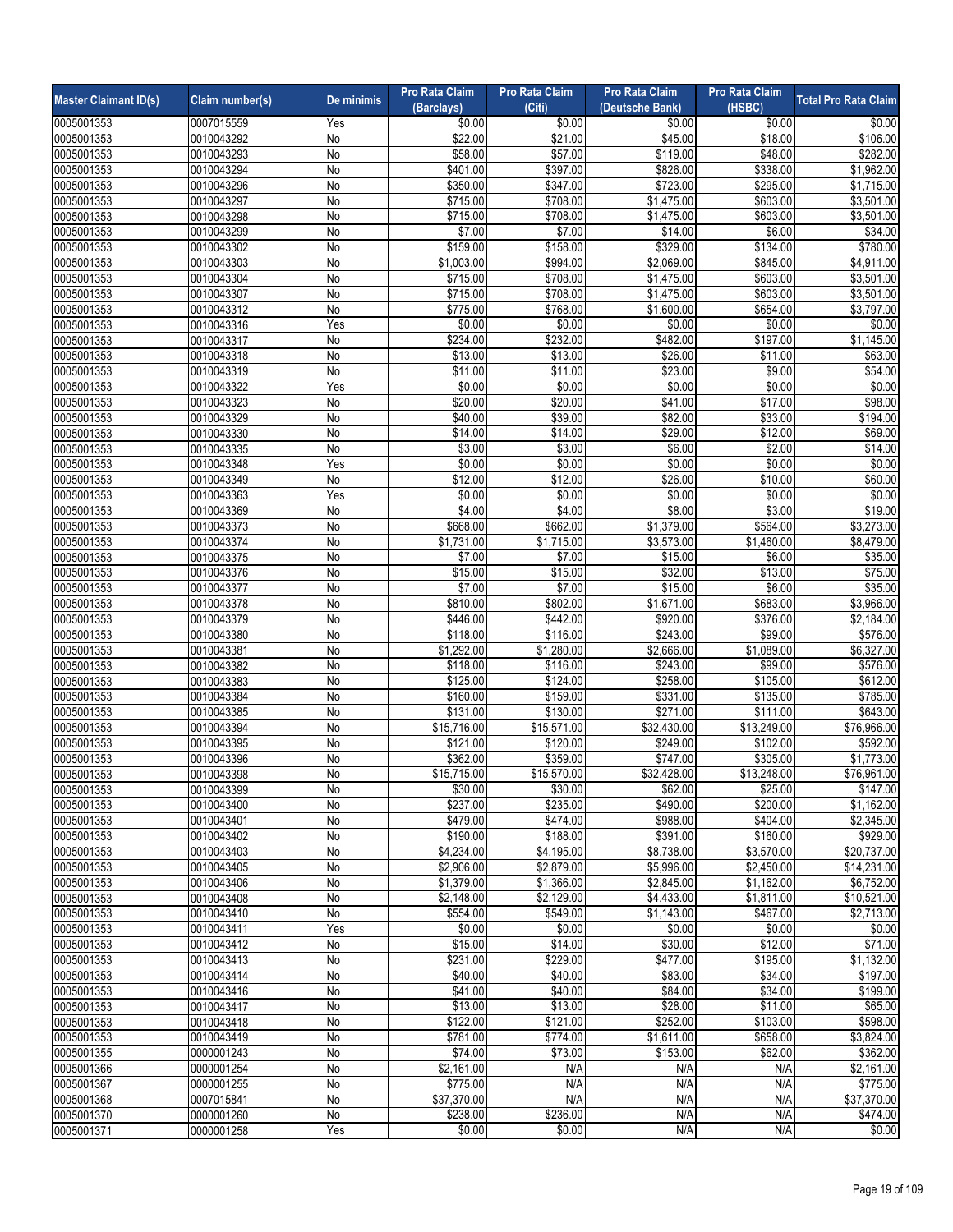| Master Claimant ID(s) | Claim number(s) | De minimis | Pro Rata Claim (Barclays) | Pro Rata Claim (Citi) | Pro Rata Claim (Deutsche Bank) | Pro Rata Claim (HSBC) | Total Pro Rata Claim |
|---|---|---|---|---|---|---|---|
| 0005001353 | 0007015559 | Yes | $0.00 | $0.00 | $0.00 | $0.00 | $0.00 |
| 0005001353 | 0010043292 | No | $22.00 | $21.00 | $45.00 | $18.00 | $106.00 |
| 0005001353 | 0010043293 | No | $58.00 | $57.00 | $119.00 | $48.00 | $282.00 |
| 0005001353 | 0010043294 | No | $401.00 | $397.00 | $826.00 | $338.00 | $1,962.00 |
| 0005001353 | 0010043296 | No | $350.00 | $347.00 | $723.00 | $295.00 | $1,715.00 |
| 0005001353 | 0010043297 | No | $715.00 | $708.00 | $1,475.00 | $603.00 | $3,501.00 |
| 0005001353 | 0010043298 | No | $715.00 | $708.00 | $1,475.00 | $603.00 | $3,501.00 |
| 0005001353 | 0010043299 | No | $7.00 | $7.00 | $14.00 | $6.00 | $34.00 |
| 0005001353 | 0010043302 | No | $159.00 | $158.00 | $329.00 | $134.00 | $780.00 |
| 0005001353 | 0010043303 | No | $1,003.00 | $994.00 | $2,069.00 | $845.00 | $4,911.00 |
| 0005001353 | 0010043304 | No | $715.00 | $708.00 | $1,475.00 | $603.00 | $3,501.00 |
| 0005001353 | 0010043307 | No | $715.00 | $708.00 | $1,475.00 | $603.00 | $3,501.00 |
| 0005001353 | 0010043312 | No | $775.00 | $768.00 | $1,600.00 | $654.00 | $3,797.00 |
| 0005001353 | 0010043316 | Yes | $0.00 | $0.00 | $0.00 | $0.00 | $0.00 |
| 0005001353 | 0010043317 | No | $234.00 | $232.00 | $482.00 | $197.00 | $1,145.00 |
| 0005001353 | 0010043318 | No | $13.00 | $13.00 | $26.00 | $11.00 | $63.00 |
| 0005001353 | 0010043319 | No | $11.00 | $11.00 | $23.00 | $9.00 | $54.00 |
| 0005001353 | 0010043322 | Yes | $0.00 | $0.00 | $0.00 | $0.00 | $0.00 |
| 0005001353 | 0010043323 | No | $20.00 | $20.00 | $41.00 | $17.00 | $98.00 |
| 0005001353 | 0010043329 | No | $40.00 | $39.00 | $82.00 | $33.00 | $194.00 |
| 0005001353 | 0010043330 | No | $14.00 | $14.00 | $29.00 | $12.00 | $69.00 |
| 0005001353 | 0010043335 | No | $3.00 | $3.00 | $6.00 | $2.00 | $14.00 |
| 0005001353 | 0010043348 | Yes | $0.00 | $0.00 | $0.00 | $0.00 | $0.00 |
| 0005001353 | 0010043349 | No | $12.00 | $12.00 | $26.00 | $10.00 | $60.00 |
| 0005001353 | 0010043363 | Yes | $0.00 | $0.00 | $0.00 | $0.00 | $0.00 |
| 0005001353 | 0010043369 | No | $4.00 | $4.00 | $8.00 | $3.00 | $19.00 |
| 0005001353 | 0010043373 | No | $668.00 | $662.00 | $1,379.00 | $564.00 | $3,273.00 |
| 0005001353 | 0010043374 | No | $1,731.00 | $1,715.00 | $3,573.00 | $1,460.00 | $8,479.00 |
| 0005001353 | 0010043375 | No | $7.00 | $7.00 | $15.00 | $6.00 | $35.00 |
| 0005001353 | 0010043376 | No | $15.00 | $15.00 | $32.00 | $13.00 | $75.00 |
| 0005001353 | 0010043377 | No | $7.00 | $7.00 | $15.00 | $6.00 | $35.00 |
| 0005001353 | 0010043378 | No | $810.00 | $802.00 | $1,671.00 | $683.00 | $3,966.00 |
| 0005001353 | 0010043379 | No | $446.00 | $442.00 | $920.00 | $376.00 | $2,184.00 |
| 0005001353 | 0010043380 | No | $118.00 | $116.00 | $243.00 | $99.00 | $576.00 |
| 0005001353 | 0010043381 | No | $1,292.00 | $1,280.00 | $2,666.00 | $1,089.00 | $6,327.00 |
| 0005001353 | 0010043382 | No | $118.00 | $116.00 | $243.00 | $99.00 | $576.00 |
| 0005001353 | 0010043383 | No | $125.00 | $124.00 | $258.00 | $105.00 | $612.00 |
| 0005001353 | 0010043384 | No | $160.00 | $159.00 | $331.00 | $135.00 | $785.00 |
| 0005001353 | 0010043385 | No | $131.00 | $130.00 | $271.00 | $111.00 | $643.00 |
| 0005001353 | 0010043394 | No | $15,716.00 | $15,571.00 | $32,430.00 | $13,249.00 | $76,966.00 |
| 0005001353 | 0010043395 | No | $121.00 | $120.00 | $249.00 | $102.00 | $592.00 |
| 0005001353 | 0010043396 | No | $362.00 | $359.00 | $747.00 | $305.00 | $1,773.00 |
| 0005001353 | 0010043398 | No | $15,715.00 | $15,570.00 | $32,428.00 | $13,248.00 | $76,961.00 |
| 0005001353 | 0010043399 | No | $30.00 | $30.00 | $62.00 | $25.00 | $147.00 |
| 0005001353 | 0010043400 | No | $237.00 | $235.00 | $490.00 | $200.00 | $1,162.00 |
| 0005001353 | 0010043401 | No | $479.00 | $474.00 | $988.00 | $404.00 | $2,345.00 |
| 0005001353 | 0010043402 | No | $190.00 | $188.00 | $391.00 | $160.00 | $929.00 |
| 0005001353 | 0010043403 | No | $4,234.00 | $4,195.00 | $8,738.00 | $3,570.00 | $20,737.00 |
| 0005001353 | 0010043405 | No | $2,906.00 | $2,879.00 | $5,996.00 | $2,450.00 | $14,231.00 |
| 0005001353 | 0010043406 | No | $1,379.00 | $1,366.00 | $2,845.00 | $1,162.00 | $6,752.00 |
| 0005001353 | 0010043408 | No | $2,148.00 | $2,129.00 | $4,433.00 | $1,811.00 | $10,521.00 |
| 0005001353 | 0010043410 | No | $554.00 | $549.00 | $1,143.00 | $467.00 | $2,713.00 |
| 0005001353 | 0010043411 | Yes | $0.00 | $0.00 | $0.00 | $0.00 | $0.00 |
| 0005001353 | 0010043412 | No | $15.00 | $14.00 | $30.00 | $12.00 | $71.00 |
| 0005001353 | 0010043413 | No | $231.00 | $229.00 | $477.00 | $195.00 | $1,132.00 |
| 0005001353 | 0010043414 | No | $40.00 | $40.00 | $83.00 | $34.00 | $197.00 |
| 0005001353 | 0010043416 | No | $41.00 | $40.00 | $84.00 | $34.00 | $199.00 |
| 0005001353 | 0010043417 | No | $13.00 | $13.00 | $28.00 | $11.00 | $65.00 |
| 0005001353 | 0010043418 | No | $122.00 | $121.00 | $252.00 | $103.00 | $598.00 |
| 0005001353 | 0010043419 | No | $781.00 | $774.00 | $1,611.00 | $658.00 | $3,824.00 |
| 0005001355 | 0000001243 | No | $74.00 | $73.00 | $153.00 | $62.00 | $362.00 |
| 0005001366 | 0000001254 | No | $2,161.00 | N/A | N/A | N/A | $2,161.00 |
| 0005001367 | 0000001255 | No | $775.00 | N/A | N/A | N/A | $775.00 |
| 0005001368 | 0007015841 | No | $37,370.00 | N/A | N/A | N/A | $37,370.00 |
| 0005001370 | 0000001260 | No | $238.00 | $236.00 | N/A | N/A | $474.00 |
| 0005001371 | 0000001258 | Yes | $0.00 | $0.00 | N/A | N/A | $0.00 |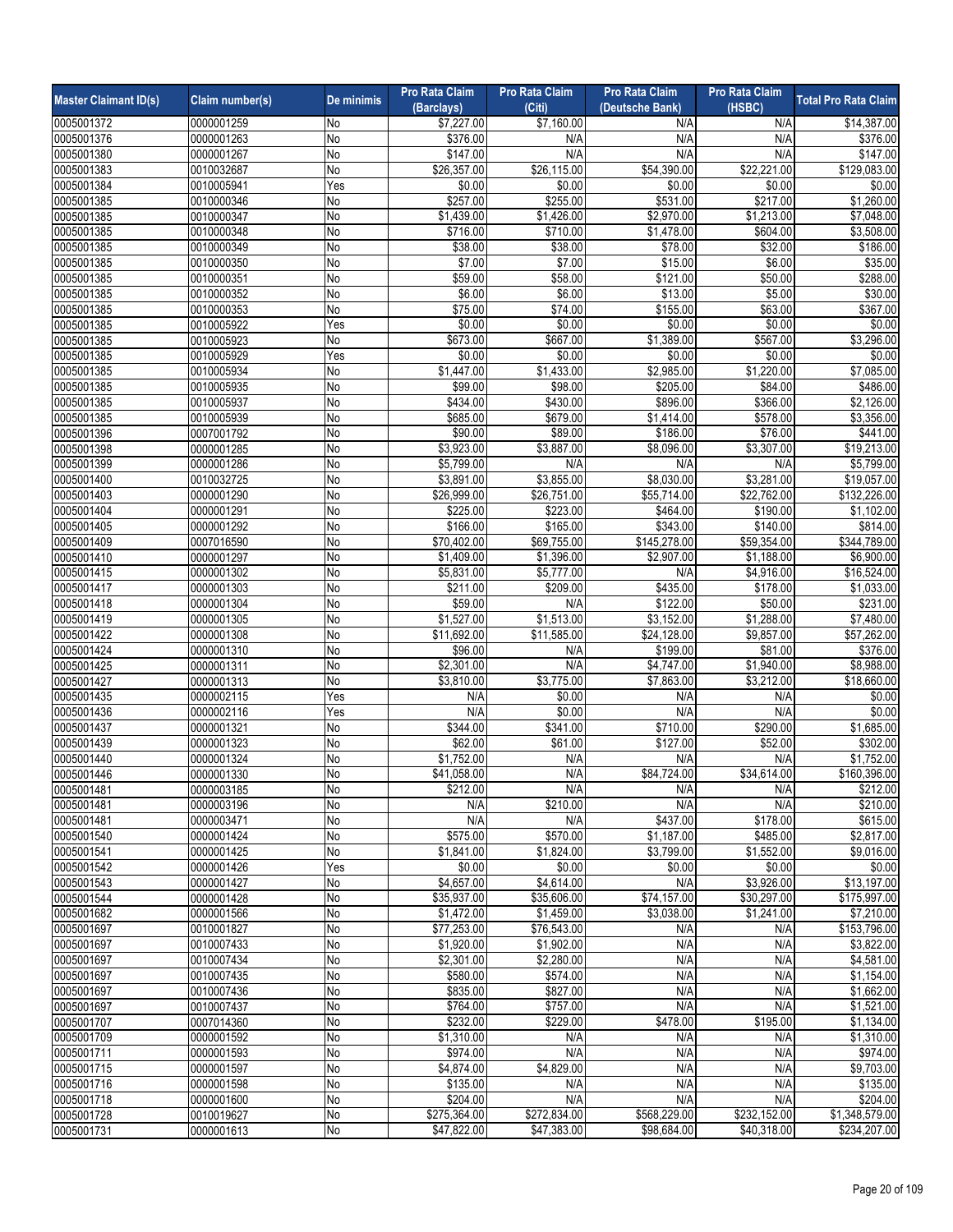| Master Claimant ID(s) | Claim number(s) | De minimis | Pro Rata Claim (Barclays) | Pro Rata Claim (Citi) | Pro Rata Claim (Deutsche Bank) | Pro Rata Claim (HSBC) | Total Pro Rata Claim |
|---|---|---|---|---|---|---|---|
| 0005001372 | 0000001259 | No | $7,227.00 | $7,160.00 | N/A | N/A | $14,387.00 |
| 0005001376 | 0000001263 | No | $376.00 | N/A | N/A | N/A | $376.00 |
| 0005001380 | 0000001267 | No | $147.00 | N/A | N/A | N/A | $147.00 |
| 0005001383 | 0010032687 | No | $26,357.00 | $26,115.00 | $54,390.00 | $22,221.00 | $129,083.00 |
| 0005001384 | 0010005941 | Yes | $0.00 | $0.00 | $0.00 | $0.00 | $0.00 |
| 0005001385 | 0010000346 | No | $257.00 | $255.00 | $531.00 | $217.00 | $1,260.00 |
| 0005001385 | 0010000347 | No | $1,439.00 | $1,426.00 | $2,970.00 | $1,213.00 | $7,048.00 |
| 0005001385 | 0010000348 | No | $716.00 | $710.00 | $1,478.00 | $604.00 | $3,508.00 |
| 0005001385 | 0010000349 | No | $38.00 | $38.00 | $78.00 | $32.00 | $186.00 |
| 0005001385 | 0010000350 | No | $7.00 | $7.00 | $15.00 | $6.00 | $35.00 |
| 0005001385 | 0010000351 | No | $59.00 | $58.00 | $121.00 | $50.00 | $288.00 |
| 0005001385 | 0010000352 | No | $6.00 | $6.00 | $13.00 | $5.00 | $30.00 |
| 0005001385 | 0010000353 | No | $75.00 | $74.00 | $155.00 | $63.00 | $367.00 |
| 0005001385 | 0010005922 | Yes | $0.00 | $0.00 | $0.00 | $0.00 | $0.00 |
| 0005001385 | 0010005923 | No | $673.00 | $667.00 | $1,389.00 | $567.00 | $3,296.00 |
| 0005001385 | 0010005929 | Yes | $0.00 | $0.00 | $0.00 | $0.00 | $0.00 |
| 0005001385 | 0010005934 | No | $1,447.00 | $1,433.00 | $2,985.00 | $1,220.00 | $7,085.00 |
| 0005001385 | 0010005935 | No | $99.00 | $98.00 | $205.00 | $84.00 | $486.00 |
| 0005001385 | 0010005937 | No | $434.00 | $430.00 | $896.00 | $366.00 | $2,126.00 |
| 0005001385 | 0010005939 | No | $685.00 | $679.00 | $1,414.00 | $578.00 | $3,356.00 |
| 0005001396 | 0007001792 | No | $90.00 | $89.00 | $186.00 | $76.00 | $441.00 |
| 0005001398 | 0000001285 | No | $3,923.00 | $3,887.00 | $8,096.00 | $3,307.00 | $19,213.00 |
| 0005001399 | 0000001286 | No | $5,799.00 | N/A | N/A | N/A | $5,799.00 |
| 0005001400 | 0010032725 | No | $3,891.00 | $3,855.00 | $8,030.00 | $3,281.00 | $19,057.00 |
| 0005001403 | 0000001290 | No | $26,999.00 | $26,751.00 | $55,714.00 | $22,762.00 | $132,226.00 |
| 0005001404 | 0000001291 | No | $225.00 | $223.00 | $464.00 | $190.00 | $1,102.00 |
| 0005001405 | 0000001292 | No | $166.00 | $165.00 | $343.00 | $140.00 | $814.00 |
| 0005001409 | 0007016590 | No | $70,402.00 | $69,755.00 | $145,278.00 | $59,354.00 | $344,789.00 |
| 0005001410 | 0000001297 | No | $1,409.00 | $1,396.00 | $2,907.00 | $1,188.00 | $6,900.00 |
| 0005001415 | 0000001302 | No | $5,831.00 | $5,777.00 | N/A | $4,916.00 | $16,524.00 |
| 0005001417 | 0000001303 | No | $211.00 | $209.00 | $435.00 | $178.00 | $1,033.00 |
| 0005001418 | 0000001304 | No | $59.00 | N/A | $122.00 | $50.00 | $231.00 |
| 0005001419 | 0000001305 | No | $1,527.00 | $1,513.00 | $3,152.00 | $1,288.00 | $7,480.00 |
| 0005001422 | 0000001308 | No | $11,692.00 | $11,585.00 | $24,128.00 | $9,857.00 | $57,262.00 |
| 0005001424 | 0000001310 | No | $96.00 | N/A | $199.00 | $81.00 | $376.00 |
| 0005001425 | 0000001311 | No | $2,301.00 | N/A | $4,747.00 | $1,940.00 | $8,988.00 |
| 0005001427 | 0000001313 | No | $3,810.00 | $3,775.00 | $7,863.00 | $3,212.00 | $18,660.00 |
| 0005001435 | 0000002115 | Yes | N/A | $0.00 | N/A | N/A | $0.00 |
| 0005001436 | 0000002116 | Yes | N/A | $0.00 | N/A | N/A | $0.00 |
| 0005001437 | 0000001321 | No | $344.00 | $341.00 | $710.00 | $290.00 | $1,685.00 |
| 0005001439 | 0000001323 | No | $62.00 | $61.00 | $127.00 | $52.00 | $302.00 |
| 0005001440 | 0000001324 | No | $1,752.00 | N/A | N/A | N/A | $1,752.00 |
| 0005001446 | 0000001330 | No | $41,058.00 | N/A | $84,724.00 | $34,614.00 | $160,396.00 |
| 0005001481 | 0000003185 | No | $212.00 | N/A | N/A | N/A | $212.00 |
| 0005001481 | 0000003196 | No | N/A | $210.00 | N/A | N/A | $210.00 |
| 0005001481 | 0000003471 | No | N/A | N/A | $437.00 | $178.00 | $615.00 |
| 0005001540 | 0000001424 | No | $575.00 | $570.00 | $1,187.00 | $485.00 | $2,817.00 |
| 0005001541 | 0000001425 | No | $1,841.00 | $1,824.00 | $3,799.00 | $1,552.00 | $9,016.00 |
| 0005001542 | 0000001426 | Yes | $0.00 | $0.00 | $0.00 | $0.00 | $0.00 |
| 0005001543 | 0000001427 | No | $4,657.00 | $4,614.00 | N/A | $3,926.00 | $13,197.00 |
| 0005001544 | 0000001428 | No | $35,937.00 | $35,606.00 | $74,157.00 | $30,297.00 | $175,997.00 |
| 0005001682 | 0000001566 | No | $1,472.00 | $1,459.00 | $3,038.00 | $1,241.00 | $7,210.00 |
| 0005001697 | 0010001827 | No | $77,253.00 | $76,543.00 | N/A | N/A | $153,796.00 |
| 0005001697 | 0010007433 | No | $1,920.00 | $1,902.00 | N/A | N/A | $3,822.00 |
| 0005001697 | 0010007434 | No | $2,301.00 | $2,280.00 | N/A | N/A | $4,581.00 |
| 0005001697 | 0010007435 | No | $580.00 | $574.00 | N/A | N/A | $1,154.00 |
| 0005001697 | 0010007436 | No | $835.00 | $827.00 | N/A | N/A | $1,662.00 |
| 0005001697 | 0010007437 | No | $764.00 | $757.00 | N/A | N/A | $1,521.00 |
| 0005001707 | 0007014360 | No | $232.00 | $229.00 | $478.00 | $195.00 | $1,134.00 |
| 0005001709 | 0000001592 | No | $1,310.00 | N/A | N/A | N/A | $1,310.00 |
| 0005001711 | 0000001593 | No | $974.00 | N/A | N/A | N/A | $974.00 |
| 0005001715 | 0000001597 | No | $4,874.00 | $4,829.00 | N/A | N/A | $9,703.00 |
| 0005001716 | 0000001598 | No | $135.00 | N/A | N/A | N/A | $135.00 |
| 0005001718 | 0000001600 | No | $204.00 | N/A | N/A | N/A | $204.00 |
| 0005001728 | 0010019627 | No | $275,364.00 | $272,834.00 | $568,229.00 | $232,152.00 | $1,348,579.00 |
| 0005001731 | 0000001613 | No | $47,822.00 | $47,383.00 | $98,684.00 | $40,318.00 | $234,207.00 |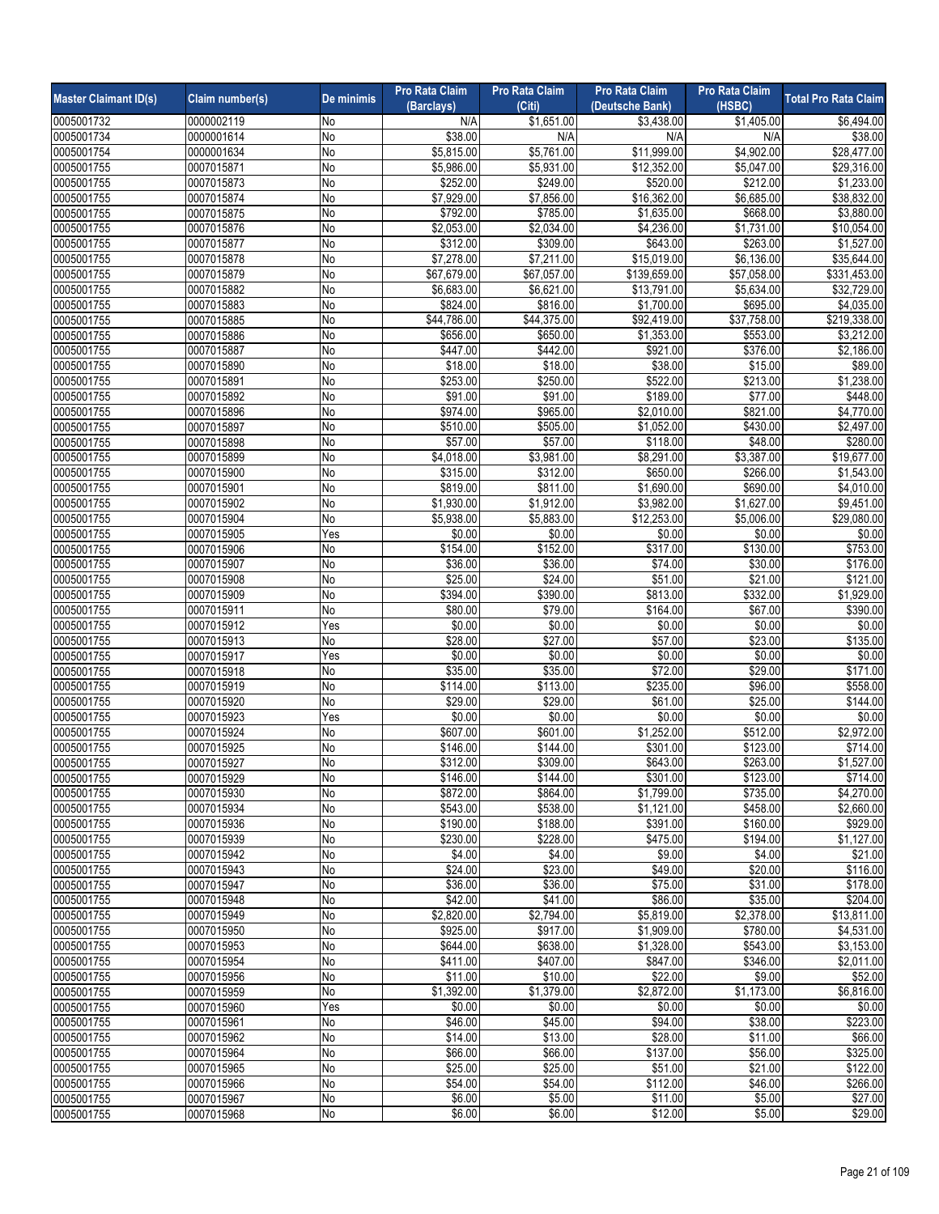| Master Claimant ID(s) | Claim number(s) | De minimis | Pro Rata Claim (Barclays) | Pro Rata Claim (Citi) | Pro Rata Claim (Deutsche Bank) | Pro Rata Claim (HSBC) | Total Pro Rata Claim |
|---|---|---|---|---|---|---|---|
| 0005001732 | 0000002119 | No | N/A | $1,651.00 | $3,438.00 | $1,405.00 | $6,494.00 |
| 0005001734 | 0000001614 | No | $38.00 | N/A | N/A | N/A | $38.00 |
| 0005001754 | 0000001634 | No | $5,815.00 | $5,761.00 | $11,999.00 | $4,902.00 | $28,477.00 |
| 0005001755 | 0007015871 | No | $5,986.00 | $5,931.00 | $12,352.00 | $5,047.00 | $29,316.00 |
| 0005001755 | 0007015873 | No | $252.00 | $249.00 | $520.00 | $212.00 | $1,233.00 |
| 0005001755 | 0007015874 | No | $7,929.00 | $7,856.00 | $16,362.00 | $6,685.00 | $38,832.00 |
| 0005001755 | 0007015875 | No | $792.00 | $785.00 | $1,635.00 | $668.00 | $3,880.00 |
| 0005001755 | 0007015876 | No | $2,053.00 | $2,034.00 | $4,236.00 | $1,731.00 | $10,054.00 |
| 0005001755 | 0007015877 | No | $312.00 | $309.00 | $643.00 | $263.00 | $1,527.00 |
| 0005001755 | 0007015878 | No | $7,278.00 | $7,211.00 | $15,019.00 | $6,136.00 | $35,644.00 |
| 0005001755 | 0007015879 | No | $67,679.00 | $67,057.00 | $139,659.00 | $57,058.00 | $331,453.00 |
| 0005001755 | 0007015882 | No | $6,683.00 | $6,621.00 | $13,791.00 | $5,634.00 | $32,729.00 |
| 0005001755 | 0007015883 | No | $824.00 | $816.00 | $1,700.00 | $695.00 | $4,035.00 |
| 0005001755 | 0007015885 | No | $44,786.00 | $44,375.00 | $92,419.00 | $37,758.00 | $219,338.00 |
| 0005001755 | 0007015886 | No | $656.00 | $650.00 | $1,353.00 | $553.00 | $3,212.00 |
| 0005001755 | 0007015887 | No | $447.00 | $442.00 | $921.00 | $376.00 | $2,186.00 |
| 0005001755 | 0007015890 | No | $18.00 | $18.00 | $38.00 | $15.00 | $89.00 |
| 0005001755 | 0007015891 | No | $253.00 | $250.00 | $522.00 | $213.00 | $1,238.00 |
| 0005001755 | 0007015892 | No | $91.00 | $91.00 | $189.00 | $77.00 | $448.00 |
| 0005001755 | 0007015896 | No | $974.00 | $965.00 | $2,010.00 | $821.00 | $4,770.00 |
| 0005001755 | 0007015897 | No | $510.00 | $505.00 | $1,052.00 | $430.00 | $2,497.00 |
| 0005001755 | 0007015898 | No | $57.00 | $57.00 | $118.00 | $48.00 | $280.00 |
| 0005001755 | 0007015899 | No | $4,018.00 | $3,981.00 | $8,291.00 | $3,387.00 | $19,677.00 |
| 0005001755 | 0007015900 | No | $315.00 | $312.00 | $650.00 | $266.00 | $1,543.00 |
| 0005001755 | 0007015901 | No | $819.00 | $811.00 | $1,690.00 | $690.00 | $4,010.00 |
| 0005001755 | 0007015902 | No | $1,930.00 | $1,912.00 | $3,982.00 | $1,627.00 | $9,451.00 |
| 0005001755 | 0007015904 | No | $5,938.00 | $5,883.00 | $12,253.00 | $5,006.00 | $29,080.00 |
| 0005001755 | 0007015905 | Yes | $0.00 | $0.00 | $0.00 | $0.00 | $0.00 |
| 0005001755 | 0007015906 | No | $154.00 | $152.00 | $317.00 | $130.00 | $753.00 |
| 0005001755 | 0007015907 | No | $36.00 | $36.00 | $74.00 | $30.00 | $176.00 |
| 0005001755 | 0007015908 | No | $25.00 | $24.00 | $51.00 | $21.00 | $121.00 |
| 0005001755 | 0007015909 | No | $394.00 | $390.00 | $813.00 | $332.00 | $1,929.00 |
| 0005001755 | 0007015911 | No | $80.00 | $79.00 | $164.00 | $67.00 | $390.00 |
| 0005001755 | 0007015912 | Yes | $0.00 | $0.00 | $0.00 | $0.00 | $0.00 |
| 0005001755 | 0007015913 | No | $28.00 | $27.00 | $57.00 | $23.00 | $135.00 |
| 0005001755 | 0007015917 | Yes | $0.00 | $0.00 | $0.00 | $0.00 | $0.00 |
| 0005001755 | 0007015918 | No | $35.00 | $35.00 | $72.00 | $29.00 | $171.00 |
| 0005001755 | 0007015919 | No | $114.00 | $113.00 | $235.00 | $96.00 | $558.00 |
| 0005001755 | 0007015920 | No | $29.00 | $29.00 | $61.00 | $25.00 | $144.00 |
| 0005001755 | 0007015923 | Yes | $0.00 | $0.00 | $0.00 | $0.00 | $0.00 |
| 0005001755 | 0007015924 | No | $607.00 | $601.00 | $1,252.00 | $512.00 | $2,972.00 |
| 0005001755 | 0007015925 | No | $146.00 | $144.00 | $301.00 | $123.00 | $714.00 |
| 0005001755 | 0007015927 | No | $312.00 | $309.00 | $643.00 | $263.00 | $1,527.00 |
| 0005001755 | 0007015929 | No | $146.00 | $144.00 | $301.00 | $123.00 | $714.00 |
| 0005001755 | 0007015930 | No | $872.00 | $864.00 | $1,799.00 | $735.00 | $4,270.00 |
| 0005001755 | 0007015934 | No | $543.00 | $538.00 | $1,121.00 | $458.00 | $2,660.00 |
| 0005001755 | 0007015936 | No | $190.00 | $188.00 | $391.00 | $160.00 | $929.00 |
| 0005001755 | 0007015939 | No | $230.00 | $228.00 | $475.00 | $194.00 | $1,127.00 |
| 0005001755 | 0007015942 | No | $4.00 | $4.00 | $9.00 | $4.00 | $21.00 |
| 0005001755 | 0007015943 | No | $24.00 | $23.00 | $49.00 | $20.00 | $116.00 |
| 0005001755 | 0007015947 | No | $36.00 | $36.00 | $75.00 | $31.00 | $178.00 |
| 0005001755 | 0007015948 | No | $42.00 | $41.00 | $86.00 | $35.00 | $204.00 |
| 0005001755 | 0007015949 | No | $2,820.00 | $2,794.00 | $5,819.00 | $2,378.00 | $13,811.00 |
| 0005001755 | 0007015950 | No | $925.00 | $917.00 | $1,909.00 | $780.00 | $4,531.00 |
| 0005001755 | 0007015953 | No | $644.00 | $638.00 | $1,328.00 | $543.00 | $3,153.00 |
| 0005001755 | 0007015954 | No | $411.00 | $407.00 | $847.00 | $346.00 | $2,011.00 |
| 0005001755 | 0007015956 | No | $11.00 | $10.00 | $22.00 | $9.00 | $52.00 |
| 0005001755 | 0007015959 | No | $1,392.00 | $1,379.00 | $2,872.00 | $1,173.00 | $6,816.00 |
| 0005001755 | 0007015960 | Yes | $0.00 | $0.00 | $0.00 | $0.00 | $0.00 |
| 0005001755 | 0007015961 | No | $46.00 | $45.00 | $94.00 | $38.00 | $223.00 |
| 0005001755 | 0007015962 | No | $14.00 | $13.00 | $28.00 | $11.00 | $66.00 |
| 0005001755 | 0007015964 | No | $66.00 | $66.00 | $137.00 | $56.00 | $325.00 |
| 0005001755 | 0007015965 | No | $25.00 | $25.00 | $51.00 | $21.00 | $122.00 |
| 0005001755 | 0007015966 | No | $54.00 | $54.00 | $112.00 | $46.00 | $266.00 |
| 0005001755 | 0007015967 | No | $6.00 | $5.00 | $11.00 | $5.00 | $27.00 |
| 0005001755 | 0007015968 | No | $6.00 | $6.00 | $12.00 | $5.00 | $29.00 |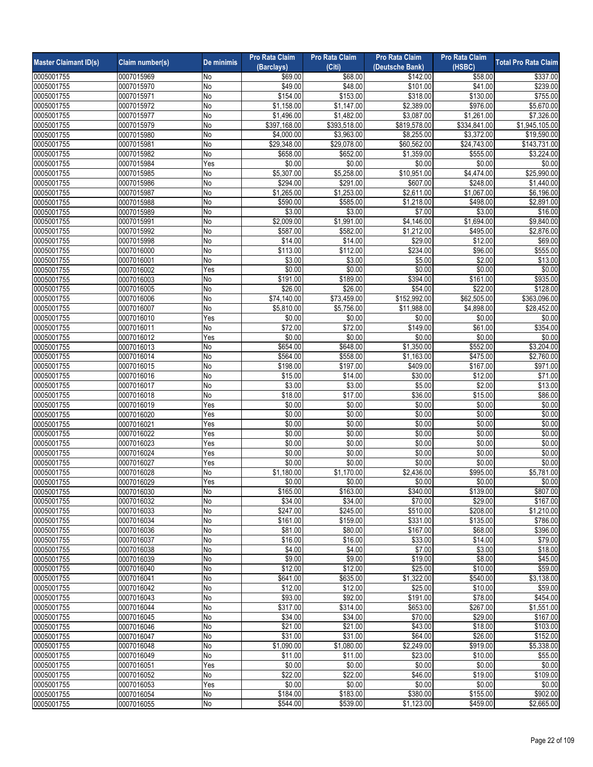| Master Claimant ID(s) | Claim number(s) | De minimis | Pro Rata Claim (Barclays) | Pro Rata Claim (Citi) | Pro Rata Claim (Deutsche Bank) | Pro Rata Claim (HSBC) | Total Pro Rata Claim |
|---|---|---|---|---|---|---|---|
| 0005001755 | 0007015969 | No | $69.00 | $68.00 | $142.00 | $58.00 | $337.00 |
| 0005001755 | 0007015970 | No | $49.00 | $48.00 | $101.00 | $41.00 | $239.00 |
| 0005001755 | 0007015971 | No | $154.00 | $153.00 | $318.00 | $130.00 | $755.00 |
| 0005001755 | 0007015972 | No | $1,158.00 | $1,147.00 | $2,389.00 | $976.00 | $5,670.00 |
| 0005001755 | 0007015977 | No | $1,496.00 | $1,482.00 | $3,087.00 | $1,261.00 | $7,326.00 |
| 0005001755 | 0007015979 | No | $397,168.00 | $393,518.00 | $819,578.00 | $334,841.00 | $1,945,105.00 |
| 0005001755 | 0007015980 | No | $4,000.00 | $3,963.00 | $8,255.00 | $3,372.00 | $19,590.00 |
| 0005001755 | 0007015981 | No | $29,348.00 | $29,078.00 | $60,562.00 | $24,743.00 | $143,731.00 |
| 0005001755 | 0007015982 | No | $658.00 | $652.00 | $1,359.00 | $555.00 | $3,224.00 |
| 0005001755 | 0007015984 | Yes | $0.00 | $0.00 | $0.00 | $0.00 | $0.00 |
| 0005001755 | 0007015985 | No | $5,307.00 | $5,258.00 | $10,951.00 | $4,474.00 | $25,990.00 |
| 0005001755 | 0007015986 | No | $294.00 | $291.00 | $607.00 | $248.00 | $1,440.00 |
| 0005001755 | 0007015987 | No | $1,265.00 | $1,253.00 | $2,611.00 | $1,067.00 | $6,196.00 |
| 0005001755 | 0007015988 | No | $590.00 | $585.00 | $1,218.00 | $498.00 | $2,891.00 |
| 0005001755 | 0007015989 | No | $3.00 | $3.00 | $7.00 | $3.00 | $16.00 |
| 0005001755 | 0007015991 | No | $2,009.00 | $1,991.00 | $4,146.00 | $1,694.00 | $9,840.00 |
| 0005001755 | 0007015992 | No | $587.00 | $582.00 | $1,212.00 | $495.00 | $2,876.00 |
| 0005001755 | 0007015998 | No | $14.00 | $14.00 | $29.00 | $12.00 | $69.00 |
| 0005001755 | 0007016000 | No | $113.00 | $112.00 | $234.00 | $96.00 | $555.00 |
| 0005001755 | 0007016001 | No | $3.00 | $3.00 | $5.00 | $2.00 | $13.00 |
| 0005001755 | 0007016002 | Yes | $0.00 | $0.00 | $0.00 | $0.00 | $0.00 |
| 0005001755 | 0007016003 | No | $191.00 | $189.00 | $394.00 | $161.00 | $935.00 |
| 0005001755 | 0007016005 | No | $26.00 | $26.00 | $54.00 | $22.00 | $128.00 |
| 0005001755 | 0007016006 | No | $74,140.00 | $73,459.00 | $152,992.00 | $62,505.00 | $363,096.00 |
| 0005001755 | 0007016007 | No | $5,810.00 | $5,756.00 | $11,988.00 | $4,898.00 | $28,452.00 |
| 0005001755 | 0007016010 | Yes | $0.00 | $0.00 | $0.00 | $0.00 | $0.00 |
| 0005001755 | 0007016011 | No | $72.00 | $72.00 | $149.00 | $61.00 | $354.00 |
| 0005001755 | 0007016012 | Yes | $0.00 | $0.00 | $0.00 | $0.00 | $0.00 |
| 0005001755 | 0007016013 | No | $654.00 | $648.00 | $1,350.00 | $552.00 | $3,204.00 |
| 0005001755 | 0007016014 | No | $564.00 | $558.00 | $1,163.00 | $475.00 | $2,760.00 |
| 0005001755 | 0007016015 | No | $198.00 | $197.00 | $409.00 | $167.00 | $971.00 |
| 0005001755 | 0007016016 | No | $15.00 | $14.00 | $30.00 | $12.00 | $71.00 |
| 0005001755 | 0007016017 | No | $3.00 | $3.00 | $5.00 | $2.00 | $13.00 |
| 0005001755 | 0007016018 | No | $18.00 | $17.00 | $36.00 | $15.00 | $86.00 |
| 0005001755 | 0007016019 | Yes | $0.00 | $0.00 | $0.00 | $0.00 | $0.00 |
| 0005001755 | 0007016020 | Yes | $0.00 | $0.00 | $0.00 | $0.00 | $0.00 |
| 0005001755 | 0007016021 | Yes | $0.00 | $0.00 | $0.00 | $0.00 | $0.00 |
| 0005001755 | 0007016022 | Yes | $0.00 | $0.00 | $0.00 | $0.00 | $0.00 |
| 0005001755 | 0007016023 | Yes | $0.00 | $0.00 | $0.00 | $0.00 | $0.00 |
| 0005001755 | 0007016024 | Yes | $0.00 | $0.00 | $0.00 | $0.00 | $0.00 |
| 0005001755 | 0007016027 | Yes | $0.00 | $0.00 | $0.00 | $0.00 | $0.00 |
| 0005001755 | 0007016028 | No | $1,180.00 | $1,170.00 | $2,436.00 | $995.00 | $5,781.00 |
| 0005001755 | 0007016029 | Yes | $0.00 | $0.00 | $0.00 | $0.00 | $0.00 |
| 0005001755 | 0007016030 | No | $165.00 | $163.00 | $340.00 | $139.00 | $807.00 |
| 0005001755 | 0007016032 | No | $34.00 | $34.00 | $70.00 | $29.00 | $167.00 |
| 0005001755 | 0007016033 | No | $247.00 | $245.00 | $510.00 | $208.00 | $1,210.00 |
| 0005001755 | 0007016034 | No | $161.00 | $159.00 | $331.00 | $135.00 | $786.00 |
| 0005001755 | 0007016036 | No | $81.00 | $80.00 | $167.00 | $68.00 | $396.00 |
| 0005001755 | 0007016037 | No | $16.00 | $16.00 | $33.00 | $14.00 | $79.00 |
| 0005001755 | 0007016038 | No | $4.00 | $4.00 | $7.00 | $3.00 | $18.00 |
| 0005001755 | 0007016039 | No | $9.00 | $9.00 | $19.00 | $8.00 | $45.00 |
| 0005001755 | 0007016040 | No | $12.00 | $12.00 | $25.00 | $10.00 | $59.00 |
| 0005001755 | 0007016041 | No | $641.00 | $635.00 | $1,322.00 | $540.00 | $3,138.00 |
| 0005001755 | 0007016042 | No | $12.00 | $12.00 | $25.00 | $10.00 | $59.00 |
| 0005001755 | 0007016043 | No | $93.00 | $92.00 | $191.00 | $78.00 | $454.00 |
| 0005001755 | 0007016044 | No | $317.00 | $314.00 | $653.00 | $267.00 | $1,551.00 |
| 0005001755 | 0007016045 | No | $34.00 | $34.00 | $70.00 | $29.00 | $167.00 |
| 0005001755 | 0007016046 | No | $21.00 | $21.00 | $43.00 | $18.00 | $103.00 |
| 0005001755 | 0007016047 | No | $31.00 | $31.00 | $64.00 | $26.00 | $152.00 |
| 0005001755 | 0007016048 | No | $1,090.00 | $1,080.00 | $2,249.00 | $919.00 | $5,338.00 |
| 0005001755 | 0007016049 | No | $11.00 | $11.00 | $23.00 | $10.00 | $55.00 |
| 0005001755 | 0007016051 | Yes | $0.00 | $0.00 | $0.00 | $0.00 | $0.00 |
| 0005001755 | 0007016052 | No | $22.00 | $22.00 | $46.00 | $19.00 | $109.00 |
| 0005001755 | 0007016053 | Yes | $0.00 | $0.00 | $0.00 | $0.00 | $0.00 |
| 0005001755 | 0007016054 | No | $184.00 | $183.00 | $380.00 | $155.00 | $902.00 |
| 0005001755 | 0007016055 | No | $544.00 | $539.00 | $1,123.00 | $459.00 | $2,665.00 |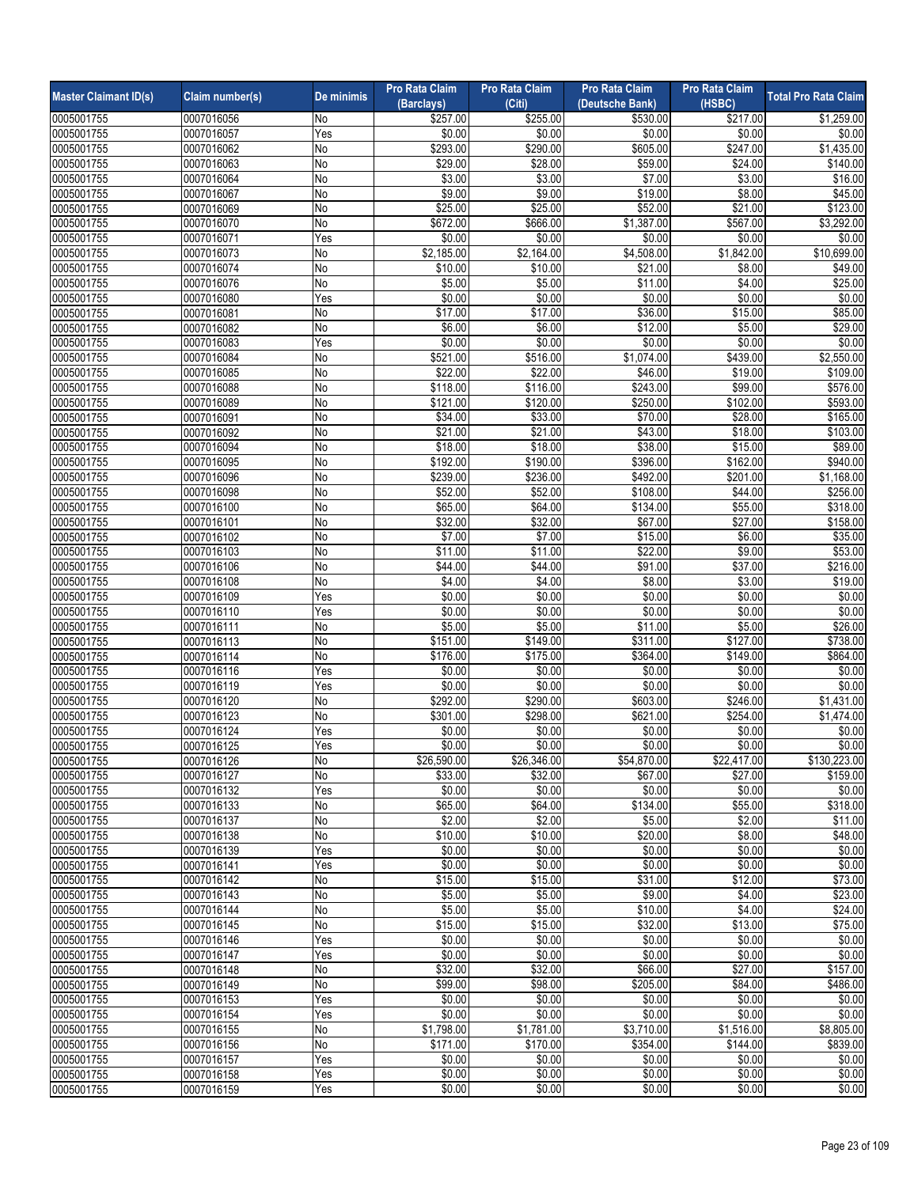| Master Claimant ID(s) | Claim number(s) | De minimis | Pro Rata Claim (Barclays) | Pro Rata Claim (Citi) | Pro Rata Claim (Deutsche Bank) | Pro Rata Claim (HSBC) | Total Pro Rata Claim |
|---|---|---|---|---|---|---|---|
| 0005001755 | 0007016056 | No | $257.00 | $255.00 | $530.00 | $217.00 | $1,259.00 |
| 0005001755 | 0007016057 | Yes | $0.00 | $0.00 | $0.00 | $0.00 | $0.00 |
| 0005001755 | 0007016062 | No | $293.00 | $290.00 | $605.00 | $247.00 | $1,435.00 |
| 0005001755 | 0007016063 | No | $29.00 | $28.00 | $59.00 | $24.00 | $140.00 |
| 0005001755 | 0007016064 | No | $3.00 | $3.00 | $7.00 | $3.00 | $16.00 |
| 0005001755 | 0007016067 | No | $9.00 | $9.00 | $19.00 | $8.00 | $45.00 |
| 0005001755 | 0007016069 | No | $25.00 | $25.00 | $52.00 | $21.00 | $123.00 |
| 0005001755 | 0007016070 | No | $672.00 | $666.00 | $1,387.00 | $567.00 | $3,292.00 |
| 0005001755 | 0007016071 | Yes | $0.00 | $0.00 | $0.00 | $0.00 | $0.00 |
| 0005001755 | 0007016073 | No | $2,185.00 | $2,164.00 | $4,508.00 | $1,842.00 | $10,699.00 |
| 0005001755 | 0007016074 | No | $10.00 | $10.00 | $21.00 | $8.00 | $49.00 |
| 0005001755 | 0007016076 | No | $5.00 | $5.00 | $11.00 | $4.00 | $25.00 |
| 0005001755 | 0007016080 | Yes | $0.00 | $0.00 | $0.00 | $0.00 | $0.00 |
| 0005001755 | 0007016081 | No | $17.00 | $17.00 | $36.00 | $15.00 | $85.00 |
| 0005001755 | 0007016082 | No | $6.00 | $6.00 | $12.00 | $5.00 | $29.00 |
| 0005001755 | 0007016083 | Yes | $0.00 | $0.00 | $0.00 | $0.00 | $0.00 |
| 0005001755 | 0007016084 | No | $521.00 | $516.00 | $1,074.00 | $439.00 | $2,550.00 |
| 0005001755 | 0007016085 | No | $22.00 | $22.00 | $46.00 | $19.00 | $109.00 |
| 0005001755 | 0007016088 | No | $118.00 | $116.00 | $243.00 | $99.00 | $576.00 |
| 0005001755 | 0007016089 | No | $121.00 | $120.00 | $250.00 | $102.00 | $593.00 |
| 0005001755 | 0007016091 | No | $34.00 | $33.00 | $70.00 | $28.00 | $165.00 |
| 0005001755 | 0007016092 | No | $21.00 | $21.00 | $43.00 | $18.00 | $103.00 |
| 0005001755 | 0007016094 | No | $18.00 | $18.00 | $38.00 | $15.00 | $89.00 |
| 0005001755 | 0007016095 | No | $192.00 | $190.00 | $396.00 | $162.00 | $940.00 |
| 0005001755 | 0007016096 | No | $239.00 | $236.00 | $492.00 | $201.00 | $1,168.00 |
| 0005001755 | 0007016098 | No | $52.00 | $52.00 | $108.00 | $44.00 | $256.00 |
| 0005001755 | 0007016100 | No | $65.00 | $64.00 | $134.00 | $55.00 | $318.00 |
| 0005001755 | 0007016101 | No | $32.00 | $32.00 | $67.00 | $27.00 | $158.00 |
| 0005001755 | 0007016102 | No | $7.00 | $7.00 | $15.00 | $6.00 | $35.00 |
| 0005001755 | 0007016103 | No | $11.00 | $11.00 | $22.00 | $9.00 | $53.00 |
| 0005001755 | 0007016106 | No | $44.00 | $44.00 | $91.00 | $37.00 | $216.00 |
| 0005001755 | 0007016108 | No | $4.00 | $4.00 | $8.00 | $3.00 | $19.00 |
| 0005001755 | 0007016109 | Yes | $0.00 | $0.00 | $0.00 | $0.00 | $0.00 |
| 0005001755 | 0007016110 | Yes | $0.00 | $0.00 | $0.00 | $0.00 | $0.00 |
| 0005001755 | 0007016111 | No | $5.00 | $5.00 | $11.00 | $5.00 | $26.00 |
| 0005001755 | 0007016113 | No | $151.00 | $149.00 | $311.00 | $127.00 | $738.00 |
| 0005001755 | 0007016114 | No | $176.00 | $175.00 | $364.00 | $149.00 | $864.00 |
| 0005001755 | 0007016116 | Yes | $0.00 | $0.00 | $0.00 | $0.00 | $0.00 |
| 0005001755 | 0007016119 | Yes | $0.00 | $0.00 | $0.00 | $0.00 | $0.00 |
| 0005001755 | 0007016120 | No | $292.00 | $290.00 | $603.00 | $246.00 | $1,431.00 |
| 0005001755 | 0007016123 | No | $301.00 | $298.00 | $621.00 | $254.00 | $1,474.00 |
| 0005001755 | 0007016124 | Yes | $0.00 | $0.00 | $0.00 | $0.00 | $0.00 |
| 0005001755 | 0007016125 | Yes | $0.00 | $0.00 | $0.00 | $0.00 | $0.00 |
| 0005001755 | 0007016126 | No | $26,590.00 | $26,346.00 | $54,870.00 | $22,417.00 | $130,223.00 |
| 0005001755 | 0007016127 | No | $33.00 | $32.00 | $67.00 | $27.00 | $159.00 |
| 0005001755 | 0007016132 | Yes | $0.00 | $0.00 | $0.00 | $0.00 | $0.00 |
| 0005001755 | 0007016133 | No | $65.00 | $64.00 | $134.00 | $55.00 | $318.00 |
| 0005001755 | 0007016137 | No | $2.00 | $2.00 | $5.00 | $2.00 | $11.00 |
| 0005001755 | 0007016138 | No | $10.00 | $10.00 | $20.00 | $8.00 | $48.00 |
| 0005001755 | 0007016139 | Yes | $0.00 | $0.00 | $0.00 | $0.00 | $0.00 |
| 0005001755 | 0007016141 | Yes | $0.00 | $0.00 | $0.00 | $0.00 | $0.00 |
| 0005001755 | 0007016142 | No | $15.00 | $15.00 | $31.00 | $12.00 | $73.00 |
| 0005001755 | 0007016143 | No | $5.00 | $5.00 | $9.00 | $4.00 | $23.00 |
| 0005001755 | 0007016144 | No | $5.00 | $5.00 | $10.00 | $4.00 | $24.00 |
| 0005001755 | 0007016145 | No | $15.00 | $15.00 | $32.00 | $13.00 | $75.00 |
| 0005001755 | 0007016146 | Yes | $0.00 | $0.00 | $0.00 | $0.00 | $0.00 |
| 0005001755 | 0007016147 | Yes | $0.00 | $0.00 | $0.00 | $0.00 | $0.00 |
| 0005001755 | 0007016148 | No | $32.00 | $32.00 | $66.00 | $27.00 | $157.00 |
| 0005001755 | 0007016149 | No | $99.00 | $98.00 | $205.00 | $84.00 | $486.00 |
| 0005001755 | 0007016153 | Yes | $0.00 | $0.00 | $0.00 | $0.00 | $0.00 |
| 0005001755 | 0007016154 | Yes | $0.00 | $0.00 | $0.00 | $0.00 | $0.00 |
| 0005001755 | 0007016155 | No | $1,798.00 | $1,781.00 | $3,710.00 | $1,516.00 | $8,805.00 |
| 0005001755 | 0007016156 | No | $171.00 | $170.00 | $354.00 | $144.00 | $839.00 |
| 0005001755 | 0007016157 | Yes | $0.00 | $0.00 | $0.00 | $0.00 | $0.00 |
| 0005001755 | 0007016158 | Yes | $0.00 | $0.00 | $0.00 | $0.00 | $0.00 |
| 0005001755 | 0007016159 | Yes | $0.00 | $0.00 | $0.00 | $0.00 | $0.00 |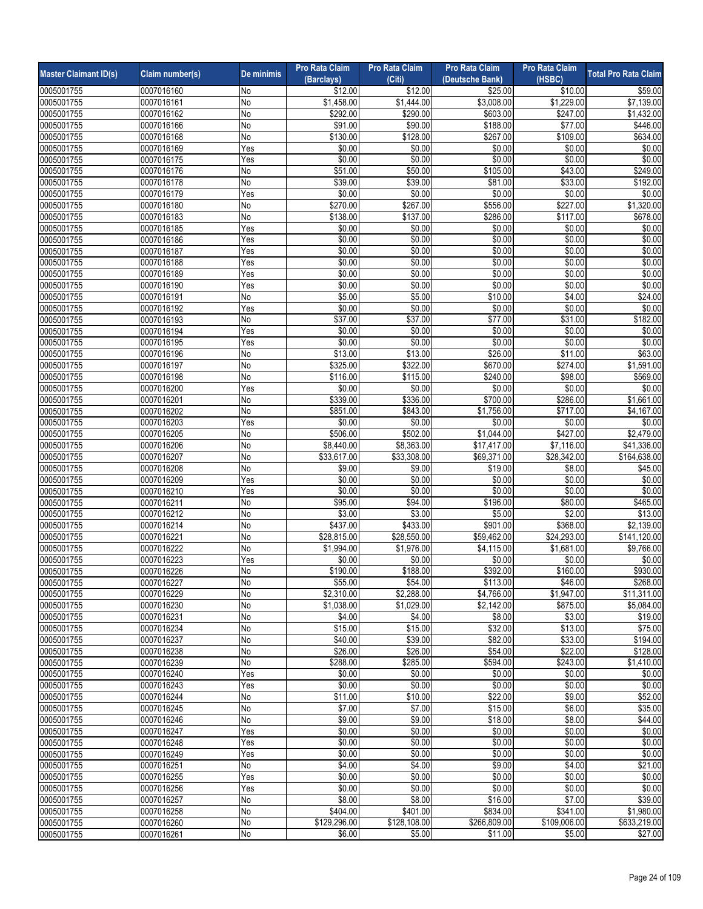| Master Claimant ID(s) | Claim number(s) | De minimis | Pro Rata Claim (Barclays) | Pro Rata Claim (Citi) | Pro Rata Claim (Deutsche Bank) | Pro Rata Claim (HSBC) | Total Pro Rata Claim |
|---|---|---|---|---|---|---|---|
| 0005001755 | 0007016160 | No | $12.00 | $12.00 | $25.00 | $10.00 | $59.00 |
| 0005001755 | 0007016161 | No | $1,458.00 | $1,444.00 | $3,008.00 | $1,229.00 | $7,139.00 |
| 0005001755 | 0007016162 | No | $292.00 | $290.00 | $603.00 | $247.00 | $1,432.00 |
| 0005001755 | 0007016166 | No | $91.00 | $90.00 | $188.00 | $77.00 | $446.00 |
| 0005001755 | 0007016168 | No | $130.00 | $128.00 | $267.00 | $109.00 | $634.00 |
| 0005001755 | 0007016169 | Yes | $0.00 | $0.00 | $0.00 | $0.00 | $0.00 |
| 0005001755 | 0007016175 | Yes | $0.00 | $0.00 | $0.00 | $0.00 | $0.00 |
| 0005001755 | 0007016176 | No | $51.00 | $50.00 | $105.00 | $43.00 | $249.00 |
| 0005001755 | 0007016178 | No | $39.00 | $39.00 | $81.00 | $33.00 | $192.00 |
| 0005001755 | 0007016179 | Yes | $0.00 | $0.00 | $0.00 | $0.00 | $0.00 |
| 0005001755 | 0007016180 | No | $270.00 | $267.00 | $556.00 | $227.00 | $1,320.00 |
| 0005001755 | 0007016183 | No | $138.00 | $137.00 | $286.00 | $117.00 | $678.00 |
| 0005001755 | 0007016185 | Yes | $0.00 | $0.00 | $0.00 | $0.00 | $0.00 |
| 0005001755 | 0007016186 | Yes | $0.00 | $0.00 | $0.00 | $0.00 | $0.00 |
| 0005001755 | 0007016187 | Yes | $0.00 | $0.00 | $0.00 | $0.00 | $0.00 |
| 0005001755 | 0007016188 | Yes | $0.00 | $0.00 | $0.00 | $0.00 | $0.00 |
| 0005001755 | 0007016189 | Yes | $0.00 | $0.00 | $0.00 | $0.00 | $0.00 |
| 0005001755 | 0007016190 | Yes | $0.00 | $0.00 | $0.00 | $0.00 | $0.00 |
| 0005001755 | 0007016191 | No | $5.00 | $5.00 | $10.00 | $4.00 | $24.00 |
| 0005001755 | 0007016192 | Yes | $0.00 | $0.00 | $0.00 | $0.00 | $0.00 |
| 0005001755 | 0007016193 | No | $37.00 | $37.00 | $77.00 | $31.00 | $182.00 |
| 0005001755 | 0007016194 | Yes | $0.00 | $0.00 | $0.00 | $0.00 | $0.00 |
| 0005001755 | 0007016195 | Yes | $0.00 | $0.00 | $0.00 | $0.00 | $0.00 |
| 0005001755 | 0007016196 | No | $13.00 | $13.00 | $26.00 | $11.00 | $63.00 |
| 0005001755 | 0007016197 | No | $325.00 | $322.00 | $670.00 | $274.00 | $1,591.00 |
| 0005001755 | 0007016198 | No | $116.00 | $115.00 | $240.00 | $98.00 | $569.00 |
| 0005001755 | 0007016200 | Yes | $0.00 | $0.00 | $0.00 | $0.00 | $0.00 |
| 0005001755 | 0007016201 | No | $339.00 | $336.00 | $700.00 | $286.00 | $1,661.00 |
| 0005001755 | 0007016202 | No | $851.00 | $843.00 | $1,756.00 | $717.00 | $4,167.00 |
| 0005001755 | 0007016203 | Yes | $0.00 | $0.00 | $0.00 | $0.00 | $0.00 |
| 0005001755 | 0007016205 | No | $506.00 | $502.00 | $1,044.00 | $427.00 | $2,479.00 |
| 0005001755 | 0007016206 | No | $8,440.00 | $8,363.00 | $17,417.00 | $7,116.00 | $41,336.00 |
| 0005001755 | 0007016207 | No | $33,617.00 | $33,308.00 | $69,371.00 | $28,342.00 | $164,638.00 |
| 0005001755 | 0007016208 | No | $9.00 | $9.00 | $19.00 | $8.00 | $45.00 |
| 0005001755 | 0007016209 | Yes | $0.00 | $0.00 | $0.00 | $0.00 | $0.00 |
| 0005001755 | 0007016210 | Yes | $0.00 | $0.00 | $0.00 | $0.00 | $0.00 |
| 0005001755 | 0007016211 | No | $95.00 | $94.00 | $196.00 | $80.00 | $465.00 |
| 0005001755 | 0007016212 | No | $3.00 | $3.00 | $5.00 | $2.00 | $13.00 |
| 0005001755 | 0007016214 | No | $437.00 | $433.00 | $901.00 | $368.00 | $2,139.00 |
| 0005001755 | 0007016221 | No | $28,815.00 | $28,550.00 | $59,462.00 | $24,293.00 | $141,120.00 |
| 0005001755 | 0007016222 | No | $1,994.00 | $1,976.00 | $4,115.00 | $1,681.00 | $9,766.00 |
| 0005001755 | 0007016223 | Yes | $0.00 | $0.00 | $0.00 | $0.00 | $0.00 |
| 0005001755 | 0007016226 | No | $190.00 | $188.00 | $392.00 | $160.00 | $930.00 |
| 0005001755 | 0007016227 | No | $55.00 | $54.00 | $113.00 | $46.00 | $268.00 |
| 0005001755 | 0007016229 | No | $2,310.00 | $2,288.00 | $4,766.00 | $1,947.00 | $11,311.00 |
| 0005001755 | 0007016230 | No | $1,038.00 | $1,029.00 | $2,142.00 | $875.00 | $5,084.00 |
| 0005001755 | 0007016231 | No | $4.00 | $4.00 | $8.00 | $3.00 | $19.00 |
| 0005001755 | 0007016234 | No | $15.00 | $15.00 | $32.00 | $13.00 | $75.00 |
| 0005001755 | 0007016237 | No | $40.00 | $39.00 | $82.00 | $33.00 | $194.00 |
| 0005001755 | 0007016238 | No | $26.00 | $26.00 | $54.00 | $22.00 | $128.00 |
| 0005001755 | 0007016239 | No | $288.00 | $285.00 | $594.00 | $243.00 | $1,410.00 |
| 0005001755 | 0007016240 | Yes | $0.00 | $0.00 | $0.00 | $0.00 | $0.00 |
| 0005001755 | 0007016243 | Yes | $0.00 | $0.00 | $0.00 | $0.00 | $0.00 |
| 0005001755 | 0007016244 | No | $11.00 | $10.00 | $22.00 | $9.00 | $52.00 |
| 0005001755 | 0007016245 | No | $7.00 | $7.00 | $15.00 | $6.00 | $35.00 |
| 0005001755 | 0007016246 | No | $9.00 | $9.00 | $18.00 | $8.00 | $44.00 |
| 0005001755 | 0007016247 | Yes | $0.00 | $0.00 | $0.00 | $0.00 | $0.00 |
| 0005001755 | 0007016248 | Yes | $0.00 | $0.00 | $0.00 | $0.00 | $0.00 |
| 0005001755 | 0007016249 | Yes | $0.00 | $0.00 | $0.00 | $0.00 | $0.00 |
| 0005001755 | 0007016251 | No | $4.00 | $4.00 | $9.00 | $4.00 | $21.00 |
| 0005001755 | 0007016255 | Yes | $0.00 | $0.00 | $0.00 | $0.00 | $0.00 |
| 0005001755 | 0007016256 | Yes | $0.00 | $0.00 | $0.00 | $0.00 | $0.00 |
| 0005001755 | 0007016257 | No | $8.00 | $8.00 | $16.00 | $7.00 | $39.00 |
| 0005001755 | 0007016258 | No | $404.00 | $401.00 | $834.00 | $341.00 | $1,980.00 |
| 0005001755 | 0007016260 | No | $129,296.00 | $128,108.00 | $266,809.00 | $109,006.00 | $633,219.00 |
| 0005001755 | 0007016261 | No | $6.00 | $5.00 | $11.00 | $5.00 | $27.00 |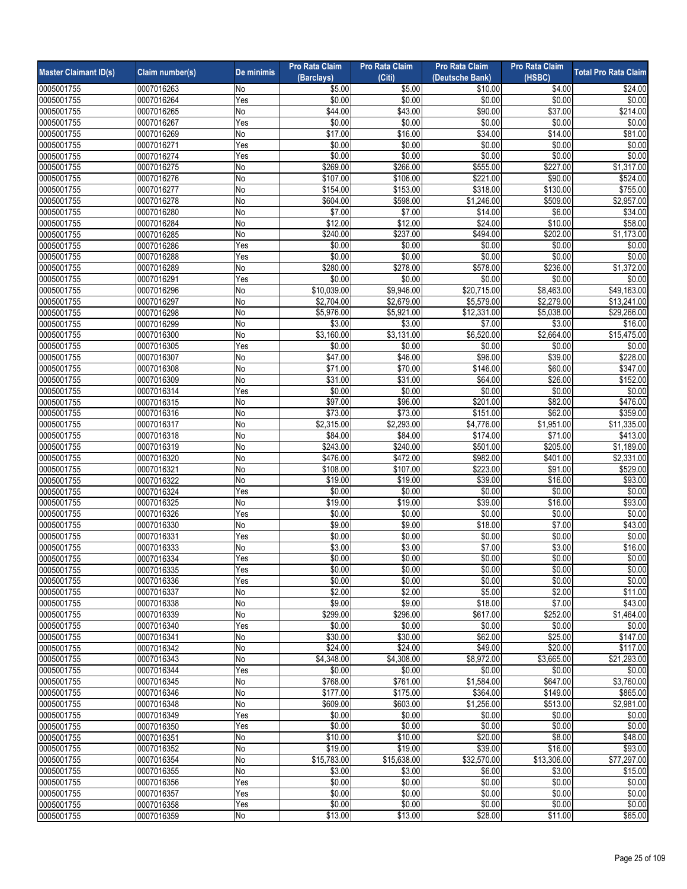| Master Claimant ID(s) | Claim number(s) | De minimis | Pro Rata Claim (Barclays) | Pro Rata Claim (Citi) | Pro Rata Claim (Deutsche Bank) | Pro Rata Claim (HSBC) | Total Pro Rata Claim |
|---|---|---|---|---|---|---|---|
| 0005001755 | 0007016263 | No | $5.00 | $5.00 | $10.00 | $4.00 | $24.00 |
| 0005001755 | 0007016264 | Yes | $0.00 | $0.00 | $0.00 | $0.00 | $0.00 |
| 0005001755 | 0007016265 | No | $44.00 | $43.00 | $90.00 | $37.00 | $214.00 |
| 0005001755 | 0007016267 | Yes | $0.00 | $0.00 | $0.00 | $0.00 | $0.00 |
| 0005001755 | 0007016269 | No | $17.00 | $16.00 | $34.00 | $14.00 | $81.00 |
| 0005001755 | 0007016271 | Yes | $0.00 | $0.00 | $0.00 | $0.00 | $0.00 |
| 0005001755 | 0007016274 | Yes | $0.00 | $0.00 | $0.00 | $0.00 | $0.00 |
| 0005001755 | 0007016275 | No | $269.00 | $266.00 | $555.00 | $227.00 | $1,317.00 |
| 0005001755 | 0007016276 | No | $107.00 | $106.00 | $221.00 | $90.00 | $524.00 |
| 0005001755 | 0007016277 | No | $154.00 | $153.00 | $318.00 | $130.00 | $755.00 |
| 0005001755 | 0007016278 | No | $604.00 | $598.00 | $1,246.00 | $509.00 | $2,957.00 |
| 0005001755 | 0007016280 | No | $7.00 | $7.00 | $14.00 | $6.00 | $34.00 |
| 0005001755 | 0007016284 | No | $12.00 | $12.00 | $24.00 | $10.00 | $58.00 |
| 0005001755 | 0007016285 | No | $240.00 | $237.00 | $494.00 | $202.00 | $1,173.00 |
| 0005001755 | 0007016286 | Yes | $0.00 | $0.00 | $0.00 | $0.00 | $0.00 |
| 0005001755 | 0007016288 | Yes | $0.00 | $0.00 | $0.00 | $0.00 | $0.00 |
| 0005001755 | 0007016289 | No | $280.00 | $278.00 | $578.00 | $236.00 | $1,372.00 |
| 0005001755 | 0007016291 | Yes | $0.00 | $0.00 | $0.00 | $0.00 | $0.00 |
| 0005001755 | 0007016296 | No | $10,039.00 | $9,946.00 | $20,715.00 | $8,463.00 | $49,163.00 |
| 0005001755 | 0007016297 | No | $2,704.00 | $2,679.00 | $5,579.00 | $2,279.00 | $13,241.00 |
| 0005001755 | 0007016298 | No | $5,976.00 | $5,921.00 | $12,331.00 | $5,038.00 | $29,266.00 |
| 0005001755 | 0007016299 | No | $3.00 | $3.00 | $7.00 | $3.00 | $16.00 |
| 0005001755 | 0007016300 | No | $3,160.00 | $3,131.00 | $6,520.00 | $2,664.00 | $15,475.00 |
| 0005001755 | 0007016305 | Yes | $0.00 | $0.00 | $0.00 | $0.00 | $0.00 |
| 0005001755 | 0007016307 | No | $47.00 | $46.00 | $96.00 | $39.00 | $228.00 |
| 0005001755 | 0007016308 | No | $71.00 | $70.00 | $146.00 | $60.00 | $347.00 |
| 0005001755 | 0007016309 | No | $31.00 | $31.00 | $64.00 | $26.00 | $152.00 |
| 0005001755 | 0007016314 | Yes | $0.00 | $0.00 | $0.00 | $0.00 | $0.00 |
| 0005001755 | 0007016315 | No | $97.00 | $96.00 | $201.00 | $82.00 | $476.00 |
| 0005001755 | 0007016316 | No | $73.00 | $73.00 | $151.00 | $62.00 | $359.00 |
| 0005001755 | 0007016317 | No | $2,315.00 | $2,293.00 | $4,776.00 | $1,951.00 | $11,335.00 |
| 0005001755 | 0007016318 | No | $84.00 | $84.00 | $174.00 | $71.00 | $413.00 |
| 0005001755 | 0007016319 | No | $243.00 | $240.00 | $501.00 | $205.00 | $1,189.00 |
| 0005001755 | 0007016320 | No | $476.00 | $472.00 | $982.00 | $401.00 | $2,331.00 |
| 0005001755 | 0007016321 | No | $108.00 | $107.00 | $223.00 | $91.00 | $529.00 |
| 0005001755 | 0007016322 | No | $19.00 | $19.00 | $39.00 | $16.00 | $93.00 |
| 0005001755 | 0007016324 | Yes | $0.00 | $0.00 | $0.00 | $0.00 | $0.00 |
| 0005001755 | 0007016325 | No | $19.00 | $19.00 | $39.00 | $16.00 | $93.00 |
| 0005001755 | 0007016326 | Yes | $0.00 | $0.00 | $0.00 | $0.00 | $0.00 |
| 0005001755 | 0007016330 | No | $9.00 | $9.00 | $18.00 | $7.00 | $43.00 |
| 0005001755 | 0007016331 | Yes | $0.00 | $0.00 | $0.00 | $0.00 | $0.00 |
| 0005001755 | 0007016333 | No | $3.00 | $3.00 | $7.00 | $3.00 | $16.00 |
| 0005001755 | 0007016334 | Yes | $0.00 | $0.00 | $0.00 | $0.00 | $0.00 |
| 0005001755 | 0007016335 | Yes | $0.00 | $0.00 | $0.00 | $0.00 | $0.00 |
| 0005001755 | 0007016336 | Yes | $0.00 | $0.00 | $0.00 | $0.00 | $0.00 |
| 0005001755 | 0007016337 | No | $2.00 | $2.00 | $5.00 | $2.00 | $11.00 |
| 0005001755 | 0007016338 | No | $9.00 | $9.00 | $18.00 | $7.00 | $43.00 |
| 0005001755 | 0007016339 | No | $299.00 | $296.00 | $617.00 | $252.00 | $1,464.00 |
| 0005001755 | 0007016340 | Yes | $0.00 | $0.00 | $0.00 | $0.00 | $0.00 |
| 0005001755 | 0007016341 | No | $30.00 | $30.00 | $62.00 | $25.00 | $147.00 |
| 0005001755 | 0007016342 | No | $24.00 | $24.00 | $49.00 | $20.00 | $117.00 |
| 0005001755 | 0007016343 | No | $4,348.00 | $4,308.00 | $8,972.00 | $3,665.00 | $21,293.00 |
| 0005001755 | 0007016344 | Yes | $0.00 | $0.00 | $0.00 | $0.00 | $0.00 |
| 0005001755 | 0007016345 | No | $768.00 | $761.00 | $1,584.00 | $647.00 | $3,760.00 |
| 0005001755 | 0007016346 | No | $177.00 | $175.00 | $364.00 | $149.00 | $865.00 |
| 0005001755 | 0007016348 | No | $609.00 | $603.00 | $1,256.00 | $513.00 | $2,981.00 |
| 0005001755 | 0007016349 | Yes | $0.00 | $0.00 | $0.00 | $0.00 | $0.00 |
| 0005001755 | 0007016350 | Yes | $0.00 | $0.00 | $0.00 | $0.00 | $0.00 |
| 0005001755 | 0007016351 | No | $10.00 | $10.00 | $20.00 | $8.00 | $48.00 |
| 0005001755 | 0007016352 | No | $19.00 | $19.00 | $39.00 | $16.00 | $93.00 |
| 0005001755 | 0007016354 | No | $15,783.00 | $15,638.00 | $32,570.00 | $13,306.00 | $77,297.00 |
| 0005001755 | 0007016355 | No | $3.00 | $3.00 | $6.00 | $3.00 | $15.00 |
| 0005001755 | 0007016356 | Yes | $0.00 | $0.00 | $0.00 | $0.00 | $0.00 |
| 0005001755 | 0007016357 | Yes | $0.00 | $0.00 | $0.00 | $0.00 | $0.00 |
| 0005001755 | 0007016358 | Yes | $0.00 | $0.00 | $0.00 | $0.00 | $0.00 |
| 0005001755 | 0007016359 | No | $13.00 | $13.00 | $28.00 | $11.00 | $65.00 |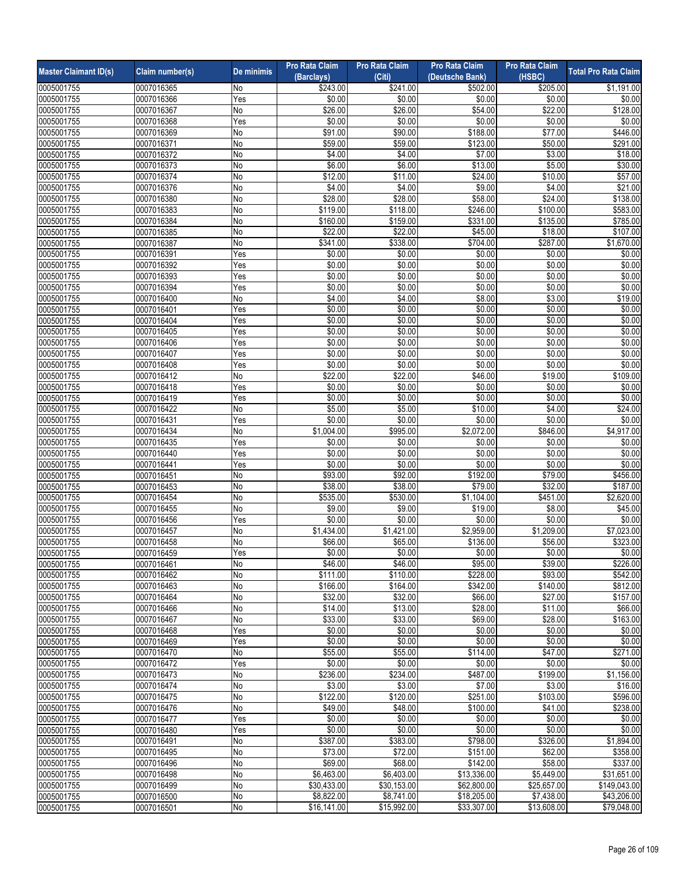| Master Claimant ID(s) | Claim number(s) | De minimis | Pro Rata Claim (Barclays) | Pro Rata Claim (Citi) | Pro Rata Claim (Deutsche Bank) | Pro Rata Claim (HSBC) | Total Pro Rata Claim |
|---|---|---|---|---|---|---|---|
| 0005001755 | 0007016365 | No | $243.00 | $241.00 | $502.00 | $205.00 | $1,191.00 |
| 0005001755 | 0007016366 | Yes | $0.00 | $0.00 | $0.00 | $0.00 | $0.00 |
| 0005001755 | 0007016367 | No | $26.00 | $26.00 | $54.00 | $22.00 | $128.00 |
| 0005001755 | 0007016368 | Yes | $0.00 | $0.00 | $0.00 | $0.00 | $0.00 |
| 0005001755 | 0007016369 | No | $91.00 | $90.00 | $188.00 | $77.00 | $446.00 |
| 0005001755 | 0007016371 | No | $59.00 | $59.00 | $123.00 | $50.00 | $291.00 |
| 0005001755 | 0007016372 | No | $4.00 | $4.00 | $7.00 | $3.00 | $18.00 |
| 0005001755 | 0007016373 | No | $6.00 | $6.00 | $13.00 | $5.00 | $30.00 |
| 0005001755 | 0007016374 | No | $12.00 | $11.00 | $24.00 | $10.00 | $57.00 |
| 0005001755 | 0007016376 | No | $4.00 | $4.00 | $9.00 | $4.00 | $21.00 |
| 0005001755 | 0007016380 | No | $28.00 | $28.00 | $58.00 | $24.00 | $138.00 |
| 0005001755 | 0007016383 | No | $119.00 | $118.00 | $246.00 | $100.00 | $583.00 |
| 0005001755 | 0007016384 | No | $160.00 | $159.00 | $331.00 | $135.00 | $785.00 |
| 0005001755 | 0007016385 | No | $22.00 | $22.00 | $45.00 | $18.00 | $107.00 |
| 0005001755 | 0007016387 | No | $341.00 | $338.00 | $704.00 | $287.00 | $1,670.00 |
| 0005001755 | 0007016391 | Yes | $0.00 | $0.00 | $0.00 | $0.00 | $0.00 |
| 0005001755 | 0007016392 | Yes | $0.00 | $0.00 | $0.00 | $0.00 | $0.00 |
| 0005001755 | 0007016393 | Yes | $0.00 | $0.00 | $0.00 | $0.00 | $0.00 |
| 0005001755 | 0007016394 | Yes | $0.00 | $0.00 | $0.00 | $0.00 | $0.00 |
| 0005001755 | 0007016400 | No | $4.00 | $4.00 | $8.00 | $3.00 | $19.00 |
| 0005001755 | 0007016401 | Yes | $0.00 | $0.00 | $0.00 | $0.00 | $0.00 |
| 0005001755 | 0007016404 | Yes | $0.00 | $0.00 | $0.00 | $0.00 | $0.00 |
| 0005001755 | 0007016405 | Yes | $0.00 | $0.00 | $0.00 | $0.00 | $0.00 |
| 0005001755 | 0007016406 | Yes | $0.00 | $0.00 | $0.00 | $0.00 | $0.00 |
| 0005001755 | 0007016407 | Yes | $0.00 | $0.00 | $0.00 | $0.00 | $0.00 |
| 0005001755 | 0007016408 | Yes | $0.00 | $0.00 | $0.00 | $0.00 | $0.00 |
| 0005001755 | 0007016412 | No | $22.00 | $22.00 | $46.00 | $19.00 | $109.00 |
| 0005001755 | 0007016418 | Yes | $0.00 | $0.00 | $0.00 | $0.00 | $0.00 |
| 0005001755 | 0007016419 | Yes | $0.00 | $0.00 | $0.00 | $0.00 | $0.00 |
| 0005001755 | 0007016422 | No | $5.00 | $5.00 | $10.00 | $4.00 | $24.00 |
| 0005001755 | 0007016431 | Yes | $0.00 | $0.00 | $0.00 | $0.00 | $0.00 |
| 0005001755 | 0007016434 | No | $1,004.00 | $995.00 | $2,072.00 | $846.00 | $4,917.00 |
| 0005001755 | 0007016435 | Yes | $0.00 | $0.00 | $0.00 | $0.00 | $0.00 |
| 0005001755 | 0007016440 | Yes | $0.00 | $0.00 | $0.00 | $0.00 | $0.00 |
| 0005001755 | 0007016441 | Yes | $0.00 | $0.00 | $0.00 | $0.00 | $0.00 |
| 0005001755 | 0007016451 | No | $93.00 | $92.00 | $192.00 | $79.00 | $456.00 |
| 0005001755 | 0007016453 | No | $38.00 | $38.00 | $79.00 | $32.00 | $187.00 |
| 0005001755 | 0007016454 | No | $535.00 | $530.00 | $1,104.00 | $451.00 | $2,620.00 |
| 0005001755 | 0007016455 | No | $9.00 | $9.00 | $19.00 | $8.00 | $45.00 |
| 0005001755 | 0007016456 | Yes | $0.00 | $0.00 | $0.00 | $0.00 | $0.00 |
| 0005001755 | 0007016457 | No | $1,434.00 | $1,421.00 | $2,959.00 | $1,209.00 | $7,023.00 |
| 0005001755 | 0007016458 | No | $66.00 | $65.00 | $136.00 | $56.00 | $323.00 |
| 0005001755 | 0007016459 | Yes | $0.00 | $0.00 | $0.00 | $0.00 | $0.00 |
| 0005001755 | 0007016461 | No | $46.00 | $46.00 | $95.00 | $39.00 | $226.00 |
| 0005001755 | 0007016462 | No | $111.00 | $110.00 | $228.00 | $93.00 | $542.00 |
| 0005001755 | 0007016463 | No | $166.00 | $164.00 | $342.00 | $140.00 | $812.00 |
| 0005001755 | 0007016464 | No | $32.00 | $32.00 | $66.00 | $27.00 | $157.00 |
| 0005001755 | 0007016466 | No | $14.00 | $13.00 | $28.00 | $11.00 | $66.00 |
| 0005001755 | 0007016467 | No | $33.00 | $33.00 | $69.00 | $28.00 | $163.00 |
| 0005001755 | 0007016468 | Yes | $0.00 | $0.00 | $0.00 | $0.00 | $0.00 |
| 0005001755 | 0007016469 | Yes | $0.00 | $0.00 | $0.00 | $0.00 | $0.00 |
| 0005001755 | 0007016470 | No | $55.00 | $55.00 | $114.00 | $47.00 | $271.00 |
| 0005001755 | 0007016472 | Yes | $0.00 | $0.00 | $0.00 | $0.00 | $0.00 |
| 0005001755 | 0007016473 | No | $236.00 | $234.00 | $487.00 | $199.00 | $1,156.00 |
| 0005001755 | 0007016474 | No | $3.00 | $3.00 | $7.00 | $3.00 | $16.00 |
| 0005001755 | 0007016475 | No | $122.00 | $120.00 | $251.00 | $103.00 | $596.00 |
| 0005001755 | 0007016476 | No | $49.00 | $48.00 | $100.00 | $41.00 | $238.00 |
| 0005001755 | 0007016477 | Yes | $0.00 | $0.00 | $0.00 | $0.00 | $0.00 |
| 0005001755 | 0007016480 | Yes | $0.00 | $0.00 | $0.00 | $0.00 | $0.00 |
| 0005001755 | 0007016491 | No | $387.00 | $383.00 | $798.00 | $326.00 | $1,894.00 |
| 0005001755 | 0007016495 | No | $73.00 | $72.00 | $151.00 | $62.00 | $358.00 |
| 0005001755 | 0007016496 | No | $69.00 | $68.00 | $142.00 | $58.00 | $337.00 |
| 0005001755 | 0007016498 | No | $6,463.00 | $6,403.00 | $13,336.00 | $5,449.00 | $31,651.00 |
| 0005001755 | 0007016499 | No | $30,433.00 | $30,153.00 | $62,800.00 | $25,657.00 | $149,043.00 |
| 0005001755 | 0007016500 | No | $8,822.00 | $8,741.00 | $18,205.00 | $7,438.00 | $43,206.00 |
| 0005001755 | 0007016501 | No | $16,141.00 | $15,992.00 | $33,307.00 | $13,608.00 | $79,048.00 |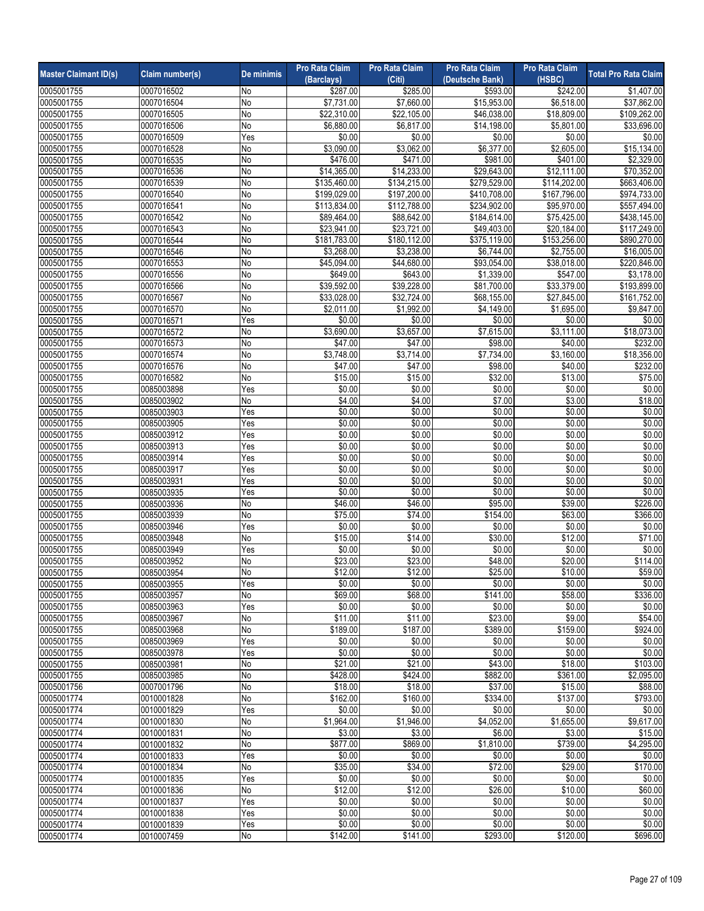| Master Claimant ID(s) | Claim number(s) | De minimis | Pro Rata Claim (Barclays) | Pro Rata Claim (Citi) | Pro Rata Claim (Deutsche Bank) | Pro Rata Claim (HSBC) | Total Pro Rata Claim |
|---|---|---|---|---|---|---|---|
| 0005001755 | 0007016502 | No | $287.00 | $285.00 | $593.00 | $242.00 | $1,407.00 |
| 0005001755 | 0007016504 | No | $7,731.00 | $7,660.00 | $15,953.00 | $6,518.00 | $37,862.00 |
| 0005001755 | 0007016505 | No | $22,310.00 | $22,105.00 | $46,038.00 | $18,809.00 | $109,262.00 |
| 0005001755 | 0007016506 | No | $6,880.00 | $6,817.00 | $14,198.00 | $5,801.00 | $33,696.00 |
| 0005001755 | 0007016509 | Yes | $0.00 | $0.00 | $0.00 | $0.00 | $0.00 |
| 0005001755 | 0007016528 | No | $3,090.00 | $3,062.00 | $6,377.00 | $2,605.00 | $15,134.00 |
| 0005001755 | 0007016535 | No | $476.00 | $471.00 | $981.00 | $401.00 | $2,329.00 |
| 0005001755 | 0007016536 | No | $14,365.00 | $14,233.00 | $29,643.00 | $12,111.00 | $70,352.00 |
| 0005001755 | 0007016539 | No | $135,460.00 | $134,215.00 | $279,529.00 | $114,202.00 | $663,406.00 |
| 0005001755 | 0007016540 | No | $199,029.00 | $197,200.00 | $410,708.00 | $167,796.00 | $974,733.00 |
| 0005001755 | 0007016541 | No | $113,834.00 | $112,788.00 | $234,902.00 | $95,970.00 | $557,494.00 |
| 0005001755 | 0007016542 | No | $89,464.00 | $88,642.00 | $184,614.00 | $75,425.00 | $438,145.00 |
| 0005001755 | 0007016543 | No | $23,941.00 | $23,721.00 | $49,403.00 | $20,184.00 | $117,249.00 |
| 0005001755 | 0007016544 | No | $181,783.00 | $180,112.00 | $375,119.00 | $153,256.00 | $890,270.00 |
| 0005001755 | 0007016546 | No | $3,268.00 | $3,238.00 | $6,744.00 | $2,755.00 | $16,005.00 |
| 0005001755 | 0007016553 | No | $45,094.00 | $44,680.00 | $93,054.00 | $38,018.00 | $220,846.00 |
| 0005001755 | 0007016556 | No | $649.00 | $643.00 | $1,339.00 | $547.00 | $3,178.00 |
| 0005001755 | 0007016566 | No | $39,592.00 | $39,228.00 | $81,700.00 | $33,379.00 | $193,899.00 |
| 0005001755 | 0007016567 | No | $33,028.00 | $32,724.00 | $68,155.00 | $27,845.00 | $161,752.00 |
| 0005001755 | 0007016570 | No | $2,011.00 | $1,992.00 | $4,149.00 | $1,695.00 | $9,847.00 |
| 0005001755 | 0007016571 | Yes | $0.00 | $0.00 | $0.00 | $0.00 | $0.00 |
| 0005001755 | 0007016572 | No | $3,690.00 | $3,657.00 | $7,615.00 | $3,111.00 | $18,073.00 |
| 0005001755 | 0007016573 | No | $47.00 | $47.00 | $98.00 | $40.00 | $232.00 |
| 0005001755 | 0007016574 | No | $3,748.00 | $3,714.00 | $7,734.00 | $3,160.00 | $18,356.00 |
| 0005001755 | 0007016576 | No | $47.00 | $47.00 | $98.00 | $40.00 | $232.00 |
| 0005001755 | 0007016582 | No | $15.00 | $15.00 | $32.00 | $13.00 | $75.00 |
| 0005001755 | 0085003898 | Yes | $0.00 | $0.00 | $0.00 | $0.00 | $0.00 |
| 0005001755 | 0085003902 | No | $4.00 | $4.00 | $7.00 | $3.00 | $18.00 |
| 0005001755 | 0085003903 | Yes | $0.00 | $0.00 | $0.00 | $0.00 | $0.00 |
| 0005001755 | 0085003905 | Yes | $0.00 | $0.00 | $0.00 | $0.00 | $0.00 |
| 0005001755 | 0085003912 | Yes | $0.00 | $0.00 | $0.00 | $0.00 | $0.00 |
| 0005001755 | 0085003913 | Yes | $0.00 | $0.00 | $0.00 | $0.00 | $0.00 |
| 0005001755 | 0085003914 | Yes | $0.00 | $0.00 | $0.00 | $0.00 | $0.00 |
| 0005001755 | 0085003917 | Yes | $0.00 | $0.00 | $0.00 | $0.00 | $0.00 |
| 0005001755 | 0085003931 | Yes | $0.00 | $0.00 | $0.00 | $0.00 | $0.00 |
| 0005001755 | 0085003935 | Yes | $0.00 | $0.00 | $0.00 | $0.00 | $0.00 |
| 0005001755 | 0085003936 | No | $46.00 | $46.00 | $95.00 | $39.00 | $226.00 |
| 0005001755 | 0085003939 | No | $75.00 | $74.00 | $154.00 | $63.00 | $366.00 |
| 0005001755 | 0085003946 | Yes | $0.00 | $0.00 | $0.00 | $0.00 | $0.00 |
| 0005001755 | 0085003948 | No | $15.00 | $14.00 | $30.00 | $12.00 | $71.00 |
| 0005001755 | 0085003949 | Yes | $0.00 | $0.00 | $0.00 | $0.00 | $0.00 |
| 0005001755 | 0085003952 | No | $23.00 | $23.00 | $48.00 | $20.00 | $114.00 |
| 0005001755 | 0085003954 | No | $12.00 | $12.00 | $25.00 | $10.00 | $59.00 |
| 0005001755 | 0085003955 | Yes | $0.00 | $0.00 | $0.00 | $0.00 | $0.00 |
| 0005001755 | 0085003957 | No | $69.00 | $68.00 | $141.00 | $58.00 | $336.00 |
| 0005001755 | 0085003963 | Yes | $0.00 | $0.00 | $0.00 | $0.00 | $0.00 |
| 0005001755 | 0085003967 | No | $11.00 | $11.00 | $23.00 | $9.00 | $54.00 |
| 0005001755 | 0085003968 | No | $189.00 | $187.00 | $389.00 | $159.00 | $924.00 |
| 0005001755 | 0085003969 | Yes | $0.00 | $0.00 | $0.00 | $0.00 | $0.00 |
| 0005001755 | 0085003978 | Yes | $0.00 | $0.00 | $0.00 | $0.00 | $0.00 |
| 0005001755 | 0085003981 | No | $21.00 | $21.00 | $43.00 | $18.00 | $103.00 |
| 0005001755 | 0085003985 | No | $428.00 | $424.00 | $882.00 | $361.00 | $2,095.00 |
| 0005001756 | 0007001796 | No | $18.00 | $18.00 | $37.00 | $15.00 | $88.00 |
| 0005001774 | 0010001828 | No | $162.00 | $160.00 | $334.00 | $137.00 | $793.00 |
| 0005001774 | 0010001829 | Yes | $0.00 | $0.00 | $0.00 | $0.00 | $0.00 |
| 0005001774 | 0010001830 | No | $1,964.00 | $1,946.00 | $4,052.00 | $1,655.00 | $9,617.00 |
| 0005001774 | 0010001831 | No | $3.00 | $3.00 | $6.00 | $3.00 | $15.00 |
| 0005001774 | 0010001832 | No | $877.00 | $869.00 | $1,810.00 | $739.00 | $4,295.00 |
| 0005001774 | 0010001833 | Yes | $0.00 | $0.00 | $0.00 | $0.00 | $0.00 |
| 0005001774 | 0010001834 | No | $35.00 | $34.00 | $72.00 | $29.00 | $170.00 |
| 0005001774 | 0010001835 | Yes | $0.00 | $0.00 | $0.00 | $0.00 | $0.00 |
| 0005001774 | 0010001836 | No | $12.00 | $12.00 | $26.00 | $10.00 | $60.00 |
| 0005001774 | 0010001837 | Yes | $0.00 | $0.00 | $0.00 | $0.00 | $0.00 |
| 0005001774 | 0010001838 | Yes | $0.00 | $0.00 | $0.00 | $0.00 | $0.00 |
| 0005001774 | 0010001839 | Yes | $0.00 | $0.00 | $0.00 | $0.00 | $0.00 |
| 0005001774 | 0010007459 | No | $142.00 | $141.00 | $293.00 | $120.00 | $696.00 |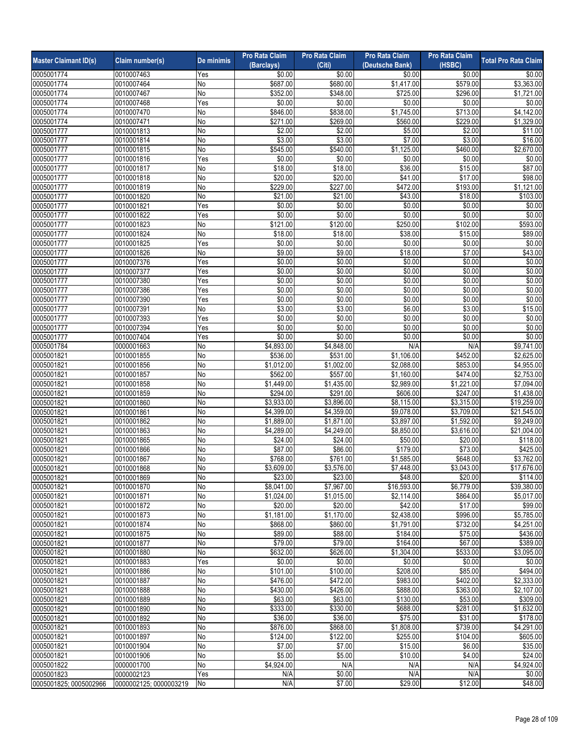| Master Claimant ID(s) | Claim number(s) | De minimis | Pro Rata Claim (Barclays) | Pro Rata Claim (Citi) | Pro Rata Claim (Deutsche Bank) | Pro Rata Claim (HSBC) | Total Pro Rata Claim |
|---|---|---|---|---|---|---|---|
| 0005001774 | 0010007463 | Yes | $0.00 | $0.00 | $0.00 | $0.00 | $0.00 |
| 0005001774 | 0010007464 | No | $687.00 | $680.00 | $1,417.00 | $579.00 | $3,363.00 |
| 0005001774 | 0010007467 | No | $352.00 | $348.00 | $725.00 | $296.00 | $1,721.00 |
| 0005001774 | 0010007468 | Yes | $0.00 | $0.00 | $0.00 | $0.00 | $0.00 |
| 0005001774 | 0010007470 | No | $846.00 | $838.00 | $1,745.00 | $713.00 | $4,142.00 |
| 0005001774 | 0010007471 | No | $271.00 | $269.00 | $560.00 | $229.00 | $1,329.00 |
| 0005001777 | 0010001813 | No | $2.00 | $2.00 | $5.00 | $2.00 | $11.00 |
| 0005001777 | 0010001814 | No | $3.00 | $3.00 | $7.00 | $3.00 | $16.00 |
| 0005001777 | 0010001815 | No | $545.00 | $540.00 | $1,125.00 | $460.00 | $2,670.00 |
| 0005001777 | 0010001816 | Yes | $0.00 | $0.00 | $0.00 | $0.00 | $0.00 |
| 0005001777 | 0010001817 | No | $18.00 | $18.00 | $36.00 | $15.00 | $87.00 |
| 0005001777 | 0010001818 | No | $20.00 | $20.00 | $41.00 | $17.00 | $98.00 |
| 0005001777 | 0010001819 | No | $229.00 | $227.00 | $472.00 | $193.00 | $1,121.00 |
| 0005001777 | 0010001820 | No | $21.00 | $21.00 | $43.00 | $18.00 | $103.00 |
| 0005001777 | 0010001821 | Yes | $0.00 | $0.00 | $0.00 | $0.00 | $0.00 |
| 0005001777 | 0010001822 | Yes | $0.00 | $0.00 | $0.00 | $0.00 | $0.00 |
| 0005001777 | 0010001823 | No | $121.00 | $120.00 | $250.00 | $102.00 | $593.00 |
| 0005001777 | 0010001824 | No | $18.00 | $18.00 | $38.00 | $15.00 | $89.00 |
| 0005001777 | 0010001825 | Yes | $0.00 | $0.00 | $0.00 | $0.00 | $0.00 |
| 0005001777 | 0010001826 | No | $9.00 | $9.00 | $18.00 | $7.00 | $43.00 |
| 0005001777 | 0010007376 | Yes | $0.00 | $0.00 | $0.00 | $0.00 | $0.00 |
| 0005001777 | 0010007377 | Yes | $0.00 | $0.00 | $0.00 | $0.00 | $0.00 |
| 0005001777 | 0010007380 | Yes | $0.00 | $0.00 | $0.00 | $0.00 | $0.00 |
| 0005001777 | 0010007386 | Yes | $0.00 | $0.00 | $0.00 | $0.00 | $0.00 |
| 0005001777 | 0010007390 | Yes | $0.00 | $0.00 | $0.00 | $0.00 | $0.00 |
| 0005001777 | 0010007391 | No | $3.00 | $3.00 | $6.00 | $3.00 | $15.00 |
| 0005001777 | 0010007393 | Yes | $0.00 | $0.00 | $0.00 | $0.00 | $0.00 |
| 0005001777 | 0010007394 | Yes | $0.00 | $0.00 | $0.00 | $0.00 | $0.00 |
| 0005001777 | 0010007404 | Yes | $0.00 | $0.00 | $0.00 | $0.00 | $0.00 |
| 0005001784 | 0000001663 | No | $4,893.00 | $4,848.00 | N/A | N/A | $9,741.00 |
| 0005001821 | 0010001855 | No | $536.00 | $531.00 | $1,106.00 | $452.00 | $2,625.00 |
| 0005001821 | 0010001856 | No | $1,012.00 | $1,002.00 | $2,088.00 | $853.00 | $4,955.00 |
| 0005001821 | 0010001857 | No | $562.00 | $557.00 | $1,160.00 | $474.00 | $2,753.00 |
| 0005001821 | 0010001858 | No | $1,449.00 | $1,435.00 | $2,989.00 | $1,221.00 | $7,094.00 |
| 0005001821 | 0010001859 | No | $294.00 | $291.00 | $606.00 | $247.00 | $1,438.00 |
| 0005001821 | 0010001860 | No | $3,933.00 | $3,896.00 | $8,115.00 | $3,315.00 | $19,259.00 |
| 0005001821 | 0010001861 | No | $4,399.00 | $4,359.00 | $9,078.00 | $3,709.00 | $21,545.00 |
| 0005001821 | 0010001862 | No | $1,889.00 | $1,871.00 | $3,897.00 | $1,592.00 | $9,249.00 |
| 0005001821 | 0010001863 | No | $4,289.00 | $4,249.00 | $8,850.00 | $3,616.00 | $21,004.00 |
| 0005001821 | 0010001865 | No | $24.00 | $24.00 | $50.00 | $20.00 | $118.00 |
| 0005001821 | 0010001866 | No | $87.00 | $86.00 | $179.00 | $73.00 | $425.00 |
| 0005001821 | 0010001867 | No | $768.00 | $761.00 | $1,585.00 | $648.00 | $3,762.00 |
| 0005001821 | 0010001868 | No | $3,609.00 | $3,576.00 | $7,448.00 | $3,043.00 | $17,676.00 |
| 0005001821 | 0010001869 | No | $23.00 | $23.00 | $48.00 | $20.00 | $114.00 |
| 0005001821 | 0010001870 | No | $8,041.00 | $7,967.00 | $16,593.00 | $6,779.00 | $39,380.00 |
| 0005001821 | 0010001871 | No | $1,024.00 | $1,015.00 | $2,114.00 | $864.00 | $5,017.00 |
| 0005001821 | 0010001872 | No | $20.00 | $20.00 | $42.00 | $17.00 | $99.00 |
| 0005001821 | 0010001873 | No | $1,181.00 | $1,170.00 | $2,438.00 | $996.00 | $5,785.00 |
| 0005001821 | 0010001874 | No | $868.00 | $860.00 | $1,791.00 | $732.00 | $4,251.00 |
| 0005001821 | 0010001875 | No | $89.00 | $88.00 | $184.00 | $75.00 | $436.00 |
| 0005001821 | 0010001877 | No | $79.00 | $79.00 | $164.00 | $67.00 | $389.00 |
| 0005001821 | 0010001880 | No | $632.00 | $626.00 | $1,304.00 | $533.00 | $3,095.00 |
| 0005001821 | 0010001883 | Yes | $0.00 | $0.00 | $0.00 | $0.00 | $0.00 |
| 0005001821 | 0010001886 | No | $101.00 | $100.00 | $208.00 | $85.00 | $494.00 |
| 0005001821 | 0010001887 | No | $476.00 | $472.00 | $983.00 | $402.00 | $2,333.00 |
| 0005001821 | 0010001888 | No | $430.00 | $426.00 | $888.00 | $363.00 | $2,107.00 |
| 0005001821 | 0010001889 | No | $63.00 | $63.00 | $130.00 | $53.00 | $309.00 |
| 0005001821 | 0010001890 | No | $333.00 | $330.00 | $688.00 | $281.00 | $1,632.00 |
| 0005001821 | 0010001892 | No | $36.00 | $36.00 | $75.00 | $31.00 | $178.00 |
| 0005001821 | 0010001893 | No | $876.00 | $868.00 | $1,808.00 | $739.00 | $4,291.00 |
| 0005001821 | 0010001897 | No | $124.00 | $122.00 | $255.00 | $104.00 | $605.00 |
| 0005001821 | 0010001904 | No | $7.00 | $7.00 | $15.00 | $6.00 | $35.00 |
| 0005001821 | 0010001906 | No | $5.00 | $5.00 | $10.00 | $4.00 | $24.00 |
| 0005001822 | 0000001700 | No | $4,924.00 | N/A | N/A | N/A | $4,924.00 |
| 0005001823 | 0000002123 | Yes | N/A | $0.00 | N/A | N/A | $0.00 |
| 0005001825; 0005002966 | 0000002125; 0000003219 | No | N/A | $7.00 | $29.00 | $12.00 | $48.00 |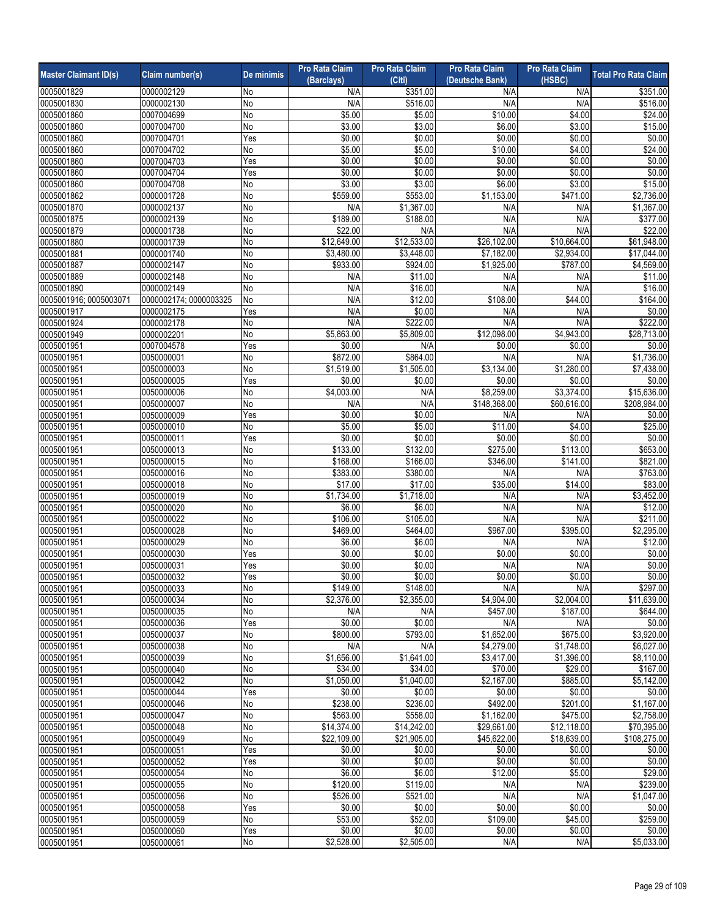| Master Claimant ID(s) | Claim number(s) | De minimis | Pro Rata Claim (Barclays) | Pro Rata Claim (Citi) | Pro Rata Claim (Deutsche Bank) | Pro Rata Claim (HSBC) | Total Pro Rata Claim |
|---|---|---|---|---|---|---|---|
| 0005001829 | 0000002129 | No | N/A | $351.00 | N/A | N/A | $351.00 |
| 0005001830 | 0000002130 | No | N/A | $516.00 | N/A | N/A | $516.00 |
| 0005001860 | 0007004699 | No | $5.00 | $5.00 | $10.00 | $4.00 | $24.00 |
| 0005001860 | 0007004700 | No | $3.00 | $3.00 | $6.00 | $3.00 | $15.00 |
| 0005001860 | 0007004701 | Yes | $0.00 | $0.00 | $0.00 | $0.00 | $0.00 |
| 0005001860 | 0007004702 | No | $5.00 | $5.00 | $10.00 | $4.00 | $24.00 |
| 0005001860 | 0007004703 | Yes | $0.00 | $0.00 | $0.00 | $0.00 | $0.00 |
| 0005001860 | 0007004704 | Yes | $0.00 | $0.00 | $0.00 | $0.00 | $0.00 |
| 0005001860 | 0007004708 | No | $3.00 | $3.00 | $6.00 | $3.00 | $15.00 |
| 0005001862 | 0000001728 | No | $559.00 | $553.00 | $1,153.00 | $471.00 | $2,736.00 |
| 0005001870 | 0000002137 | No | N/A | $1,367.00 | N/A | N/A | $1,367.00 |
| 0005001875 | 0000002139 | No | $189.00 | $188.00 | N/A | N/A | $377.00 |
| 0005001879 | 0000001738 | No | $22.00 | N/A | N/A | N/A | $22.00 |
| 0005001880 | 0000001739 | No | $12,649.00 | $12,533.00 | $26,102.00 | $10,664.00 | $61,948.00 |
| 0005001881 | 0000001740 | No | $3,480.00 | $3,448.00 | $7,182.00 | $2,934.00 | $17,044.00 |
| 0005001887 | 0000002147 | No | $933.00 | $924.00 | $1,925.00 | $787.00 | $4,569.00 |
| 0005001889 | 0000002148 | No | N/A | $11.00 | N/A | N/A | $11.00 |
| 0005001890 | 0000002149 | No | N/A | $16.00 | N/A | N/A | $16.00 |
| 0005001916; 0005003071 | 0000002174; 0000003325 | No | N/A | $12.00 | $108.00 | $44.00 | $164.00 |
| 0005001917 | 0000002175 | Yes | N/A | $0.00 | N/A | N/A | $0.00 |
| 0005001924 | 0000002178 | No | N/A | $222.00 | N/A | N/A | $222.00 |
| 0005001949 | 0000002201 | No | $5,863.00 | $5,809.00 | $12,098.00 | $4,943.00 | $28,713.00 |
| 0005001951 | 0007004578 | Yes | $0.00 | N/A | $0.00 | $0.00 | $0.00 |
| 0005001951 | 0050000001 | No | $872.00 | $864.00 | N/A | N/A | $1,736.00 |
| 0005001951 | 0050000003 | No | $1,519.00 | $1,505.00 | $3,134.00 | $1,280.00 | $7,438.00 |
| 0005001951 | 0050000005 | Yes | $0.00 | $0.00 | $0.00 | $0.00 | $0.00 |
| 0005001951 | 0050000006 | No | $4,003.00 | N/A | $8,259.00 | $3,374.00 | $15,636.00 |
| 0005001951 | 0050000007 | No | N/A | N/A | $148,368.00 | $60,616.00 | $208,984.00 |
| 0005001951 | 0050000009 | Yes | $0.00 | $0.00 | N/A | N/A | $0.00 |
| 0005001951 | 0050000010 | No | $5.00 | $5.00 | $11.00 | $4.00 | $25.00 |
| 0005001951 | 0050000011 | Yes | $0.00 | $0.00 | $0.00 | $0.00 | $0.00 |
| 0005001951 | 0050000013 | No | $133.00 | $132.00 | $275.00 | $113.00 | $653.00 |
| 0005001951 | 0050000015 | No | $168.00 | $166.00 | $346.00 | $141.00 | $821.00 |
| 0005001951 | 0050000016 | No | $383.00 | $380.00 | N/A | N/A | $763.00 |
| 0005001951 | 0050000018 | No | $17.00 | $17.00 | $35.00 | $14.00 | $83.00 |
| 0005001951 | 0050000019 | No | $1,734.00 | $1,718.00 | N/A | N/A | $3,452.00 |
| 0005001951 | 0050000020 | No | $6.00 | $6.00 | N/A | N/A | $12.00 |
| 0005001951 | 0050000022 | No | $106.00 | $105.00 | N/A | N/A | $211.00 |
| 0005001951 | 0050000028 | No | $469.00 | $464.00 | $967.00 | $395.00 | $2,295.00 |
| 0005001951 | 0050000029 | No | $6.00 | $6.00 | N/A | N/A | $12.00 |
| 0005001951 | 0050000030 | Yes | $0.00 | $0.00 | $0.00 | $0.00 | $0.00 |
| 0005001951 | 0050000031 | Yes | $0.00 | $0.00 | N/A | N/A | $0.00 |
| 0005001951 | 0050000032 | Yes | $0.00 | $0.00 | $0.00 | $0.00 | $0.00 |
| 0005001951 | 0050000033 | No | $149.00 | $148.00 | N/A | N/A | $297.00 |
| 0005001951 | 0050000034 | No | $2,376.00 | $2,355.00 | $4,904.00 | $2,004.00 | $11,639.00 |
| 0005001951 | 0050000035 | No | N/A | N/A | $457.00 | $187.00 | $644.00 |
| 0005001951 | 0050000036 | Yes | $0.00 | $0.00 | N/A | N/A | $0.00 |
| 0005001951 | 0050000037 | No | $800.00 | $793.00 | $1,652.00 | $675.00 | $3,920.00 |
| 0005001951 | 0050000038 | No | N/A | N/A | $4,279.00 | $1,748.00 | $6,027.00 |
| 0005001951 | 0050000039 | No | $1,656.00 | $1,641.00 | $3,417.00 | $1,396.00 | $8,110.00 |
| 0005001951 | 0050000040 | No | $34.00 | $34.00 | $70.00 | $29.00 | $167.00 |
| 0005001951 | 0050000042 | No | $1,050.00 | $1,040.00 | $2,167.00 | $885.00 | $5,142.00 |
| 0005001951 | 0050000044 | Yes | $0.00 | $0.00 | $0.00 | $0.00 | $0.00 |
| 0005001951 | 0050000046 | No | $238.00 | $236.00 | $492.00 | $201.00 | $1,167.00 |
| 0005001951 | 0050000047 | No | $563.00 | $558.00 | $1,162.00 | $475.00 | $2,758.00 |
| 0005001951 | 0050000048 | No | $14,374.00 | $14,242.00 | $29,661.00 | $12,118.00 | $70,395.00 |
| 0005001951 | 0050000049 | No | $22,109.00 | $21,905.00 | $45,622.00 | $18,639.00 | $108,275.00 |
| 0005001951 | 0050000051 | Yes | $0.00 | $0.00 | $0.00 | $0.00 | $0.00 |
| 0005001951 | 0050000052 | Yes | $0.00 | $0.00 | $0.00 | $0.00 | $0.00 |
| 0005001951 | 0050000054 | No | $6.00 | $6.00 | $12.00 | $5.00 | $29.00 |
| 0005001951 | 0050000055 | No | $120.00 | $119.00 | N/A | N/A | $239.00 |
| 0005001951 | 0050000056 | No | $526.00 | $521.00 | N/A | N/A | $1,047.00 |
| 0005001951 | 0050000058 | Yes | $0.00 | $0.00 | $0.00 | $0.00 | $0.00 |
| 0005001951 | 0050000059 | No | $53.00 | $52.00 | $109.00 | $45.00 | $259.00 |
| 0005001951 | 0050000060 | Yes | $0.00 | $0.00 | $0.00 | $0.00 | $0.00 |
| 0005001951 | 0050000061 | No | $2,528.00 | $2,505.00 | N/A | N/A | $5,033.00 |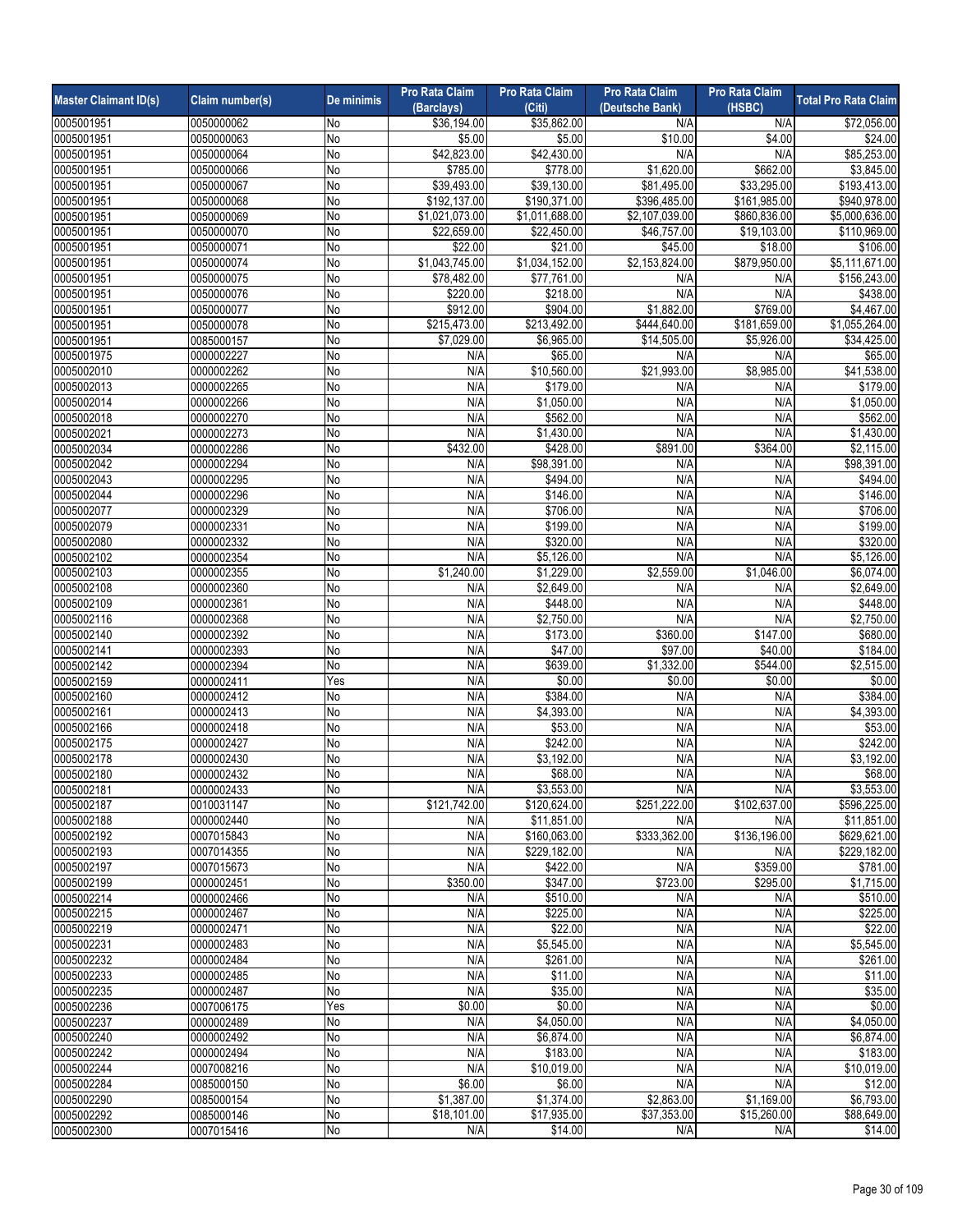| Master Claimant ID(s) | Claim number(s) | De minimis | Pro Rata Claim (Barclays) | Pro Rata Claim (Citi) | Pro Rata Claim (Deutsche Bank) | Pro Rata Claim (HSBC) | Total Pro Rata Claim |
|---|---|---|---|---|---|---|---|
| 0005001951 | 0050000062 | No | $36,194.00 | $35,862.00 | N/A | N/A | $72,056.00 |
| 0005001951 | 0050000063 | No | $5.00 | $5.00 | $10.00 | $4.00 | $24.00 |
| 0005001951 | 0050000064 | No | $42,823.00 | $42,430.00 | N/A | N/A | $85,253.00 |
| 0005001951 | 0050000066 | No | $785.00 | $778.00 | $1,620.00 | $662.00 | $3,845.00 |
| 0005001951 | 0050000067 | No | $39,493.00 | $39,130.00 | $81,495.00 | $33,295.00 | $193,413.00 |
| 0005001951 | 0050000068 | No | $192,137.00 | $190,371.00 | $396,485.00 | $161,985.00 | $940,978.00 |
| 0005001951 | 0050000069 | No | $1,021,073.00 | $1,011,688.00 | $2,107,039.00 | $860,836.00 | $5,000,636.00 |
| 0005001951 | 0050000070 | No | $22,659.00 | $22,450.00 | $46,757.00 | $19,103.00 | $110,969.00 |
| 0005001951 | 0050000071 | No | $22.00 | $21.00 | $45.00 | $18.00 | $106.00 |
| 0005001951 | 0050000074 | No | $1,043,745.00 | $1,034,152.00 | $2,153,824.00 | $879,950.00 | $5,111,671.00 |
| 0005001951 | 0050000075 | No | $78,482.00 | $77,761.00 | N/A | N/A | $156,243.00 |
| 0005001951 | 0050000076 | No | $220.00 | $218.00 | N/A | N/A | $438.00 |
| 0005001951 | 0050000077 | No | $912.00 | $904.00 | $1,882.00 | $769.00 | $4,467.00 |
| 0005001951 | 0050000078 | No | $215,473.00 | $213,492.00 | $444,640.00 | $181,659.00 | $1,055,264.00 |
| 0005001951 | 0085000157 | No | $7,029.00 | $6,965.00 | $14,505.00 | $5,926.00 | $34,425.00 |
| 0005001975 | 0000002227 | No | N/A | $65.00 | N/A | N/A | $65.00 |
| 0005002010 | 0000002262 | No | N/A | $10,560.00 | $21,993.00 | $8,985.00 | $41,538.00 |
| 0005002013 | 0000002265 | No | N/A | $179.00 | N/A | N/A | $179.00 |
| 0005002014 | 0000002266 | No | N/A | $1,050.00 | N/A | N/A | $1,050.00 |
| 0005002018 | 0000002270 | No | N/A | $562.00 | N/A | N/A | $562.00 |
| 0005002021 | 0000002273 | No | N/A | $1,430.00 | N/A | N/A | $1,430.00 |
| 0005002034 | 0000002286 | No | $432.00 | $428.00 | $891.00 | $364.00 | $2,115.00 |
| 0005002042 | 0000002294 | No | N/A | $98,391.00 | N/A | N/A | $98,391.00 |
| 0005002043 | 0000002295 | No | N/A | $494.00 | N/A | N/A | $494.00 |
| 0005002044 | 0000002296 | No | N/A | $146.00 | N/A | N/A | $146.00 |
| 0005002077 | 0000002329 | No | N/A | $706.00 | N/A | N/A | $706.00 |
| 0005002079 | 0000002331 | No | N/A | $199.00 | N/A | N/A | $199.00 |
| 0005002080 | 0000002332 | No | N/A | $320.00 | N/A | N/A | $320.00 |
| 0005002102 | 0000002354 | No | N/A | $5,126.00 | N/A | N/A | $5,126.00 |
| 0005002103 | 0000002355 | No | $1,240.00 | $1,229.00 | $2,559.00 | $1,046.00 | $6,074.00 |
| 0005002108 | 0000002360 | No | N/A | $2,649.00 | N/A | N/A | $2,649.00 |
| 0005002109 | 0000002361 | No | N/A | $448.00 | N/A | N/A | $448.00 |
| 0005002116 | 0000002368 | No | N/A | $2,750.00 | N/A | N/A | $2,750.00 |
| 0005002140 | 0000002392 | No | N/A | $173.00 | $360.00 | $147.00 | $680.00 |
| 0005002141 | 0000002393 | No | N/A | $47.00 | $97.00 | $40.00 | $184.00 |
| 0005002142 | 0000002394 | No | N/A | $639.00 | $1,332.00 | $544.00 | $2,515.00 |
| 0005002159 | 0000002411 | Yes | N/A | $0.00 | $0.00 | $0.00 | $0.00 |
| 0005002160 | 0000002412 | No | N/A | $384.00 | N/A | N/A | $384.00 |
| 0005002161 | 0000002413 | No | N/A | $4,393.00 | N/A | N/A | $4,393.00 |
| 0005002166 | 0000002418 | No | N/A | $53.00 | N/A | N/A | $53.00 |
| 0005002175 | 0000002427 | No | N/A | $242.00 | N/A | N/A | $242.00 |
| 0005002178 | 0000002430 | No | N/A | $3,192.00 | N/A | N/A | $3,192.00 |
| 0005002180 | 0000002432 | No | N/A | $68.00 | N/A | N/A | $68.00 |
| 0005002181 | 0000002433 | No | N/A | $3,553.00 | N/A | N/A | $3,553.00 |
| 0005002187 | 0010031147 | No | $121,742.00 | $120,624.00 | $251,222.00 | $102,637.00 | $596,225.00 |
| 0005002188 | 0000002440 | No | N/A | $11,851.00 | N/A | N/A | $11,851.00 |
| 0005002192 | 0007015843 | No | N/A | $160,063.00 | $333,362.00 | $136,196.00 | $629,621.00 |
| 0005002193 | 0007014355 | No | N/A | $229,182.00 | N/A | N/A | $229,182.00 |
| 0005002197 | 0007015673 | No | N/A | $422.00 | N/A | $359.00 | $781.00 |
| 0005002199 | 0000002451 | No | $350.00 | $347.00 | $723.00 | $295.00 | $1,715.00 |
| 0005002214 | 0000002466 | No | N/A | $510.00 | N/A | N/A | $510.00 |
| 0005002215 | 0000002467 | No | N/A | $225.00 | N/A | N/A | $225.00 |
| 0005002219 | 0000002471 | No | N/A | $22.00 | N/A | N/A | $22.00 |
| 0005002231 | 0000002483 | No | N/A | $5,545.00 | N/A | N/A | $5,545.00 |
| 0005002232 | 0000002484 | No | N/A | $261.00 | N/A | N/A | $261.00 |
| 0005002233 | 0000002485 | No | N/A | $11.00 | N/A | N/A | $11.00 |
| 0005002235 | 0000002487 | No | N/A | $35.00 | N/A | N/A | $35.00 |
| 0005002236 | 0007006175 | Yes | $0.00 | $0.00 | N/A | N/A | $0.00 |
| 0005002237 | 0000002489 | No | N/A | $4,050.00 | N/A | N/A | $4,050.00 |
| 0005002240 | 0000002492 | No | N/A | $6,874.00 | N/A | N/A | $6,874.00 |
| 0005002242 | 0000002494 | No | N/A | $183.00 | N/A | N/A | $183.00 |
| 0005002244 | 0007008216 | No | N/A | $10,019.00 | N/A | N/A | $10,019.00 |
| 0005002284 | 0085000150 | No | $6.00 | $6.00 | N/A | N/A | $12.00 |
| 0005002290 | 0085000154 | No | $1,387.00 | $1,374.00 | $2,863.00 | $1,169.00 | $6,793.00 |
| 0005002292 | 0085000146 | No | $18,101.00 | $17,935.00 | $37,353.00 | $15,260.00 | $88,649.00 |
| 0005002300 | 0007015416 | No | N/A | $14.00 | N/A | N/A | $14.00 |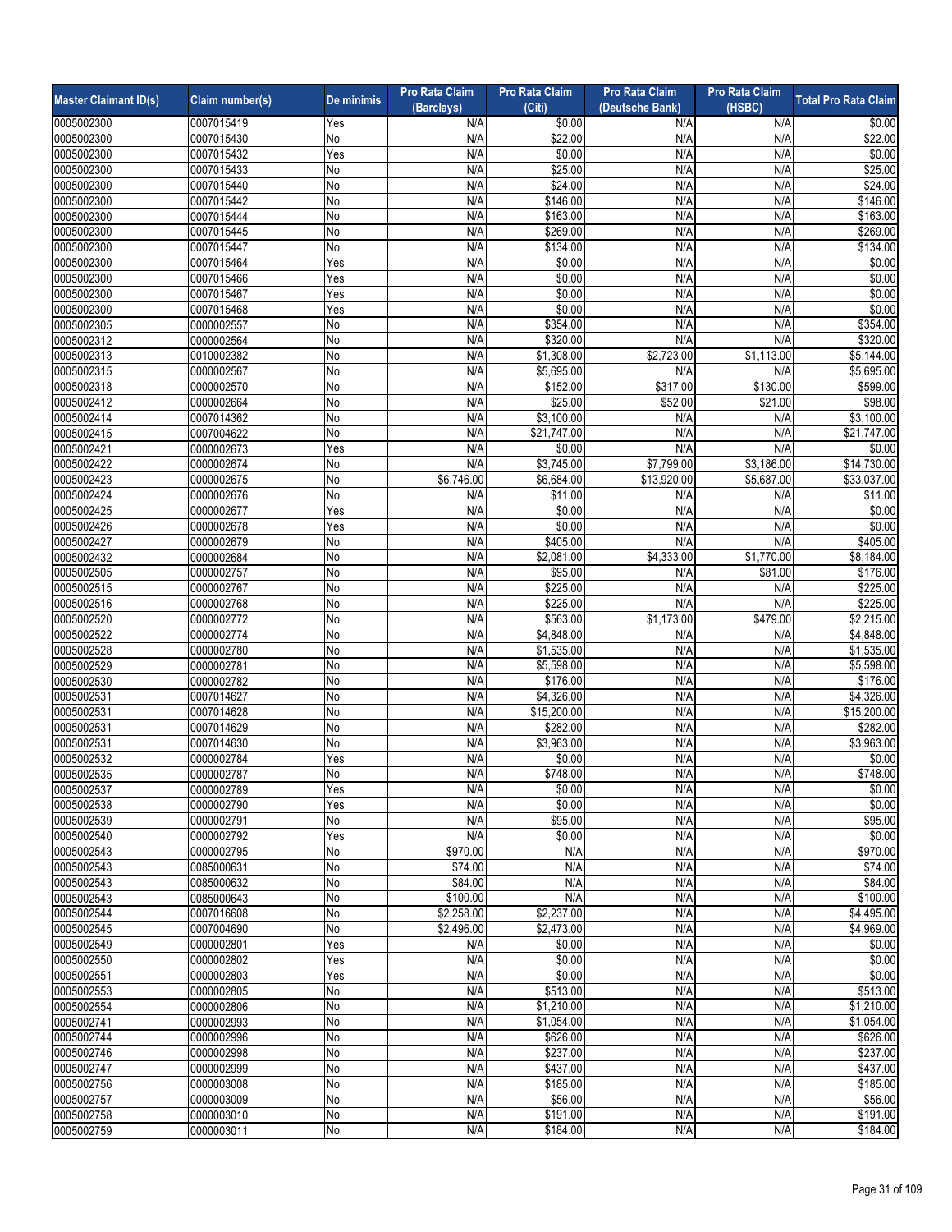| Master Claimant ID(s) | Claim number(s) | De minimis | Pro Rata Claim (Barclays) | Pro Rata Claim (Citi) | Pro Rata Claim (Deutsche Bank) | Pro Rata Claim (HSBC) | Total Pro Rata Claim |
|---|---|---|---|---|---|---|---|
| 0005002300 | 0007015419 | Yes | N/A | $0.00 | N/A | N/A | $0.00 |
| 0005002300 | 0007015430 | No | N/A | $22.00 | N/A | N/A | $22.00 |
| 0005002300 | 0007015432 | Yes | N/A | $0.00 | N/A | N/A | $0.00 |
| 0005002300 | 0007015433 | No | N/A | $25.00 | N/A | N/A | $25.00 |
| 0005002300 | 0007015440 | No | N/A | $24.00 | N/A | N/A | $24.00 |
| 0005002300 | 0007015442 | No | N/A | $146.00 | N/A | N/A | $146.00 |
| 0005002300 | 0007015444 | No | N/A | $163.00 | N/A | N/A | $163.00 |
| 0005002300 | 0007015445 | No | N/A | $269.00 | N/A | N/A | $269.00 |
| 0005002300 | 0007015447 | No | N/A | $134.00 | N/A | N/A | $134.00 |
| 0005002300 | 0007015464 | Yes | N/A | $0.00 | N/A | N/A | $0.00 |
| 0005002300 | 0007015466 | Yes | N/A | $0.00 | N/A | N/A | $0.00 |
| 0005002300 | 0007015467 | Yes | N/A | $0.00 | N/A | N/A | $0.00 |
| 0005002300 | 0007015468 | Yes | N/A | $0.00 | N/A | N/A | $0.00 |
| 0005002305 | 0000002557 | No | N/A | $354.00 | N/A | N/A | $354.00 |
| 0005002312 | 0000002564 | No | N/A | $320.00 | N/A | N/A | $320.00 |
| 0005002313 | 0010002382 | No | N/A | $1,308.00 | $2,723.00 | $1,113.00 | $5,144.00 |
| 0005002315 | 0000002567 | No | N/A | $5,695.00 | N/A | N/A | $5,695.00 |
| 0005002318 | 0000002570 | No | N/A | $152.00 | $317.00 | $130.00 | $599.00 |
| 0005002412 | 0000002664 | No | N/A | $25.00 | $52.00 | $21.00 | $98.00 |
| 0005002414 | 0007014362 | No | N/A | $3,100.00 | N/A | N/A | $3,100.00 |
| 0005002415 | 0007004622 | No | N/A | $21,747.00 | N/A | N/A | $21,747.00 |
| 0005002421 | 0000002673 | Yes | N/A | $0.00 | N/A | N/A | $0.00 |
| 0005002422 | 0000002674 | No | N/A | $3,745.00 | $7,799.00 | $3,186.00 | $14,730.00 |
| 0005002423 | 0000002675 | No | $6,746.00 | $6,684.00 | $13,920.00 | $5,687.00 | $33,037.00 |
| 0005002424 | 0000002676 | No | N/A | $11.00 | N/A | N/A | $11.00 |
| 0005002425 | 0000002677 | Yes | N/A | $0.00 | N/A | N/A | $0.00 |
| 0005002426 | 0000002678 | Yes | N/A | $0.00 | N/A | N/A | $0.00 |
| 0005002427 | 0000002679 | No | N/A | $405.00 | N/A | N/A | $405.00 |
| 0005002432 | 0000002684 | No | N/A | $2,081.00 | $4,333.00 | $1,770.00 | $8,184.00 |
| 0005002505 | 0000002757 | No | N/A | $95.00 | N/A | $81.00 | $176.00 |
| 0005002515 | 0000002767 | No | N/A | $225.00 | N/A | N/A | $225.00 |
| 0005002516 | 0000002768 | No | N/A | $225.00 | N/A | N/A | $225.00 |
| 0005002520 | 0000002772 | No | N/A | $563.00 | $1,173.00 | $479.00 | $2,215.00 |
| 0005002522 | 0000002774 | No | N/A | $4,848.00 | N/A | N/A | $4,848.00 |
| 0005002528 | 0000002780 | No | N/A | $1,535.00 | N/A | N/A | $1,535.00 |
| 0005002529 | 0000002781 | No | N/A | $5,598.00 | N/A | N/A | $5,598.00 |
| 0005002530 | 0000002782 | No | N/A | $176.00 | N/A | N/A | $176.00 |
| 0005002531 | 0007014627 | No | N/A | $4,326.00 | N/A | N/A | $4,326.00 |
| 0005002531 | 0007014628 | No | N/A | $15,200.00 | N/A | N/A | $15,200.00 |
| 0005002531 | 0007014629 | No | N/A | $282.00 | N/A | N/A | $282.00 |
| 0005002531 | 0007014630 | No | N/A | $3,963.00 | N/A | N/A | $3,963.00 |
| 0005002532 | 0000002784 | Yes | N/A | $0.00 | N/A | N/A | $0.00 |
| 0005002535 | 0000002787 | No | N/A | $748.00 | N/A | N/A | $748.00 |
| 0005002537 | 0000002789 | Yes | N/A | $0.00 | N/A | N/A | $0.00 |
| 0005002538 | 0000002790 | Yes | N/A | $0.00 | N/A | N/A | $0.00 |
| 0005002539 | 0000002791 | No | N/A | $95.00 | N/A | N/A | $95.00 |
| 0005002540 | 0000002792 | Yes | N/A | $0.00 | N/A | N/A | $0.00 |
| 0005002543 | 0000002795 | No | $970.00 | N/A | N/A | N/A | $970.00 |
| 0005002543 | 0085000631 | No | $74.00 | N/A | N/A | N/A | $74.00 |
| 0005002543 | 0085000632 | No | $84.00 | N/A | N/A | N/A | $84.00 |
| 0005002543 | 0085000643 | No | $100.00 | N/A | N/A | N/A | $100.00 |
| 0005002544 | 0007016608 | No | $2,258.00 | $2,237.00 | N/A | N/A | $4,495.00 |
| 0005002545 | 0007004690 | No | $2,496.00 | $2,473.00 | N/A | N/A | $4,969.00 |
| 0005002549 | 0000002801 | Yes | N/A | $0.00 | N/A | N/A | $0.00 |
| 0005002550 | 0000002802 | Yes | N/A | $0.00 | N/A | N/A | $0.00 |
| 0005002551 | 0000002803 | Yes | N/A | $0.00 | N/A | N/A | $0.00 |
| 0005002553 | 0000002805 | No | N/A | $513.00 | N/A | N/A | $513.00 |
| 0005002554 | 0000002806 | No | N/A | $1,210.00 | N/A | N/A | $1,210.00 |
| 0005002741 | 0000002993 | No | N/A | $1,054.00 | N/A | N/A | $1,054.00 |
| 0005002744 | 0000002996 | No | N/A | $626.00 | N/A | N/A | $626.00 |
| 0005002746 | 0000002998 | No | N/A | $237.00 | N/A | N/A | $237.00 |
| 0005002747 | 0000002999 | No | N/A | $437.00 | N/A | N/A | $437.00 |
| 0005002756 | 0000003008 | No | N/A | $185.00 | N/A | N/A | $185.00 |
| 0005002757 | 0000003009 | No | N/A | $56.00 | N/A | N/A | $56.00 |
| 0005002758 | 0000003010 | No | N/A | $191.00 | N/A | N/A | $191.00 |
| 0005002759 | 0000003011 | No | N/A | $184.00 | N/A | N/A | $184.00 |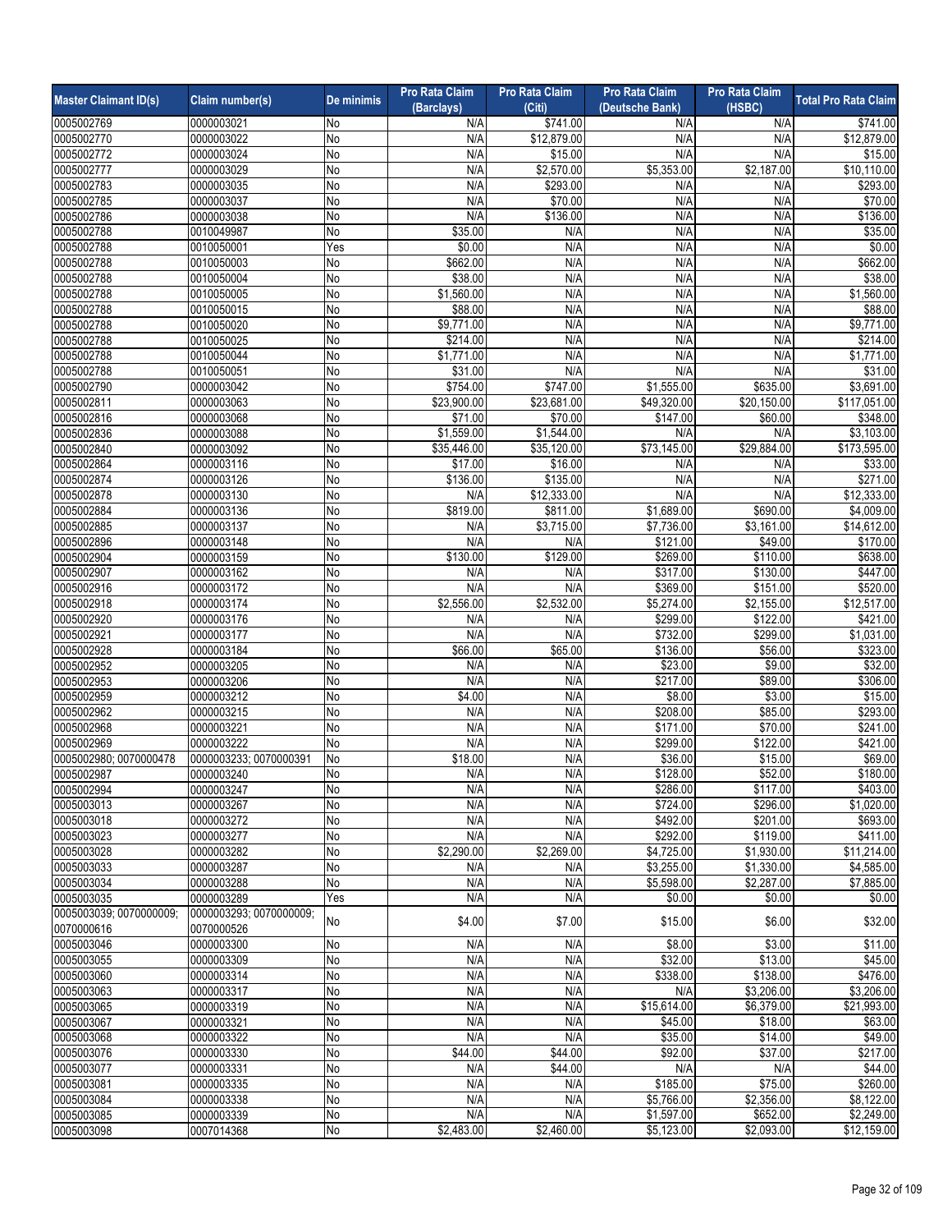| Master Claimant ID(s) | Claim number(s) | De minimis | Pro Rata Claim (Barclays) | Pro Rata Claim (Citi) | Pro Rata Claim (Deutsche Bank) | Pro Rata Claim (HSBC) | Total Pro Rata Claim |
|---|---|---|---|---|---|---|---|
| 0005002769 | 0000003021 | No | N/A | $741.00 | N/A | N/A | $741.00 |
| 0005002770 | 0000003022 | No | N/A | $12,879.00 | N/A | N/A | $12,879.00 |
| 0005002772 | 0000003024 | No | N/A | $15.00 | N/A | N/A | $15.00 |
| 0005002777 | 0000003029 | No | N/A | $2,570.00 | $5,353.00 | $2,187.00 | $10,110.00 |
| 0005002783 | 0000003035 | No | N/A | $293.00 | N/A | N/A | $293.00 |
| 0005002785 | 0000003037 | No | N/A | $70.00 | N/A | N/A | $70.00 |
| 0005002786 | 0000003038 | No | N/A | $136.00 | N/A | N/A | $136.00 |
| 0005002788 | 0010049987 | No | $35.00 | N/A | N/A | N/A | $35.00 |
| 0005002788 | 0010050001 | Yes | $0.00 | N/A | N/A | N/A | $0.00 |
| 0005002788 | 0010050003 | No | $662.00 | N/A | N/A | N/A | $662.00 |
| 0005002788 | 0010050004 | No | $38.00 | N/A | N/A | N/A | $38.00 |
| 0005002788 | 0010050005 | No | $1,560.00 | N/A | N/A | N/A | $1,560.00 |
| 0005002788 | 0010050015 | No | $88.00 | N/A | N/A | N/A | $88.00 |
| 0005002788 | 0010050020 | No | $9,771.00 | N/A | N/A | N/A | $9,771.00 |
| 0005002788 | 0010050025 | No | $214.00 | N/A | N/A | N/A | $214.00 |
| 0005002788 | 0010050044 | No | $1,771.00 | N/A | N/A | N/A | $1,771.00 |
| 0005002788 | 0010050051 | No | $31.00 | N/A | N/A | N/A | $31.00 |
| 0005002790 | 0000003042 | No | $754.00 | $747.00 | $1,555.00 | $635.00 | $3,691.00 |
| 0005002811 | 0000003063 | No | $23,900.00 | $23,681.00 | $49,320.00 | $20,150.00 | $117,051.00 |
| 0005002816 | 0000003068 | No | $71.00 | $70.00 | $147.00 | $60.00 | $348.00 |
| 0005002836 | 0000003088 | No | $1,559.00 | $1,544.00 | N/A | N/A | $3,103.00 |
| 0005002840 | 0000003092 | No | $35,446.00 | $35,120.00 | $73,145.00 | $29,884.00 | $173,595.00 |
| 0005002864 | 0000003116 | No | $17.00 | $16.00 | N/A | N/A | $33.00 |
| 0005002874 | 0000003126 | No | $136.00 | $135.00 | N/A | N/A | $271.00 |
| 0005002878 | 0000003130 | No | N/A | $12,333.00 | N/A | N/A | $12,333.00 |
| 0005002884 | 0000003136 | No | $819.00 | $811.00 | $1,689.00 | $690.00 | $4,009.00 |
| 0005002885 | 0000003137 | No | N/A | $3,715.00 | $7,736.00 | $3,161.00 | $14,612.00 |
| 0005002896 | 0000003148 | No | N/A | N/A | $121.00 | $49.00 | $170.00 |
| 0005002904 | 0000003159 | No | $130.00 | $129.00 | $269.00 | $110.00 | $638.00 |
| 0005002907 | 0000003162 | No | N/A | N/A | $317.00 | $130.00 | $447.00 |
| 0005002916 | 0000003172 | No | N/A | N/A | $369.00 | $151.00 | $520.00 |
| 0005002918 | 0000003174 | No | $2,556.00 | $2,532.00 | $5,274.00 | $2,155.00 | $12,517.00 |
| 0005002920 | 0000003176 | No | N/A | N/A | $299.00 | $122.00 | $421.00 |
| 0005002921 | 0000003177 | No | N/A | N/A | $732.00 | $299.00 | $1,031.00 |
| 0005002928 | 0000003184 | No | $66.00 | $65.00 | $136.00 | $56.00 | $323.00 |
| 0005002952 | 0000003205 | No | N/A | N/A | $23.00 | $9.00 | $32.00 |
| 0005002953 | 0000003206 | No | N/A | N/A | $217.00 | $89.00 | $306.00 |
| 0005002959 | 0000003212 | No | $4.00 | N/A | $8.00 | $3.00 | $15.00 |
| 0005002962 | 0000003215 | No | N/A | N/A | $208.00 | $85.00 | $293.00 |
| 0005002968 | 0000003221 | No | N/A | N/A | $171.00 | $70.00 | $241.00 |
| 0005002969 | 0000003222 | No | N/A | N/A | $299.00 | $122.00 | $421.00 |
| 0005002980; 0070000478 | 0000003233; 0070000391 | No | $18.00 | N/A | $36.00 | $15.00 | $69.00 |
| 0005002987 | 0000003240 | No | N/A | N/A | $128.00 | $52.00 | $180.00 |
| 0005002994 | 0000003247 | No | N/A | N/A | $286.00 | $117.00 | $403.00 |
| 0005003013 | 0000003267 | No | N/A | N/A | $724.00 | $296.00 | $1,020.00 |
| 0005003018 | 0000003272 | No | N/A | N/A | $492.00 | $201.00 | $693.00 |
| 0005003023 | 0000003277 | No | N/A | N/A | $292.00 | $119.00 | $411.00 |
| 0005003028 | 0000003282 | No | $2,290.00 | $2,269.00 | $4,725.00 | $1,930.00 | $11,214.00 |
| 0005003033 | 0000003287 | No | N/A | N/A | $3,255.00 | $1,330.00 | $4,585.00 |
| 0005003034 | 0000003288 | No | N/A | N/A | $5,598.00 | $2,287.00 | $7,885.00 |
| 0005003035 | 0000003289 | Yes | N/A | N/A | $0.00 | $0.00 | $0.00 |
| 0005003039; 0070000009; 0070000616 | 0000003293; 0070000009; 0070000526 | No | $4.00 | $7.00 | $15.00 | $6.00 | $32.00 |
| 0005003046 | 0000003300 | No | N/A | N/A | $8.00 | $3.00 | $11.00 |
| 0005003055 | 0000003309 | No | N/A | N/A | $32.00 | $13.00 | $45.00 |
| 0005003060 | 0000003314 | No | N/A | N/A | $338.00 | $138.00 | $476.00 |
| 0005003063 | 0000003317 | No | N/A | N/A | N/A | $3,206.00 | $3,206.00 |
| 0005003065 | 0000003319 | No | N/A | N/A | $15,614.00 | $6,379.00 | $21,993.00 |
| 0005003067 | 0000003321 | No | N/A | N/A | $45.00 | $18.00 | $63.00 |
| 0005003068 | 0000003322 | No | N/A | N/A | $35.00 | $14.00 | $49.00 |
| 0005003076 | 0000003330 | No | $44.00 | $44.00 | $92.00 | $37.00 | $217.00 |
| 0005003077 | 0000003331 | No | N/A | $44.00 | N/A | N/A | $44.00 |
| 0005003081 | 0000003335 | No | N/A | N/A | $185.00 | $75.00 | $260.00 |
| 0005003084 | 0000003338 | No | N/A | N/A | $5,766.00 | $2,356.00 | $8,122.00 |
| 0005003085 | 0000003339 | No | N/A | N/A | $1,597.00 | $652.00 | $2,249.00 |
| 0005003098 | 0007014368 | No | $2,483.00 | $2,460.00 | $5,123.00 | $2,093.00 | $12,159.00 |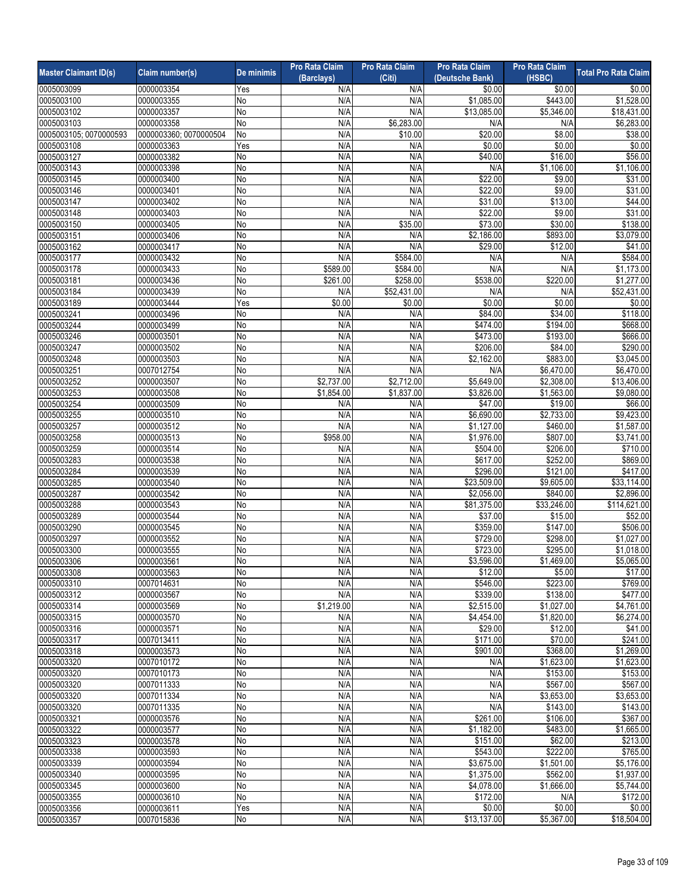| Master Claimant ID(s) | Claim number(s) | De minimis | Pro Rata Claim (Barclays) | Pro Rata Claim (Citi) | Pro Rata Claim (Deutsche Bank) | Pro Rata Claim (HSBC) | Total Pro Rata Claim |
|---|---|---|---|---|---|---|---|
| 0005003099 | 0000003354 | Yes | N/A | N/A | $0.00 | $0.00 | $0.00 |
| 0005003100 | 0000003355 | No | N/A | N/A | $1,085.00 | $443.00 | $1,528.00 |
| 0005003102 | 0000003357 | No | N/A | N/A | $13,085.00 | $5,346.00 | $18,431.00 |
| 0005003103 | 0000003358 | No | N/A | $6,283.00 | N/A | N/A | $6,283.00 |
| 0005003105; 0070000593 | 0000003360; 0070000504 | No | N/A | $10.00 | $20.00 | $8.00 | $38.00 |
| 0005003108 | 0000003363 | Yes | N/A | N/A | $0.00 | $0.00 | $0.00 |
| 0005003127 | 0000003382 | No | N/A | N/A | $40.00 | $16.00 | $56.00 |
| 0005003143 | 0000003398 | No | N/A | N/A | N/A | $1,106.00 | $1,106.00 |
| 0005003145 | 0000003400 | No | N/A | N/A | $22.00 | $9.00 | $31.00 |
| 0005003146 | 0000003401 | No | N/A | N/A | $22.00 | $9.00 | $31.00 |
| 0005003147 | 0000003402 | No | N/A | N/A | $31.00 | $13.00 | $44.00 |
| 0005003148 | 0000003403 | No | N/A | N/A | $22.00 | $9.00 | $31.00 |
| 0005003150 | 0000003405 | No | N/A | $35.00 | $73.00 | $30.00 | $138.00 |
| 0005003151 | 0000003406 | No | N/A | N/A | $2,186.00 | $893.00 | $3,079.00 |
| 0005003162 | 0000003417 | No | N/A | N/A | $29.00 | $12.00 | $41.00 |
| 0005003177 | 0000003432 | No | N/A | $584.00 | N/A | N/A | $584.00 |
| 0005003178 | 0000003433 | No | $589.00 | $584.00 | N/A | N/A | $1,173.00 |
| 0005003181 | 0000003436 | No | $261.00 | $258.00 | $538.00 | $220.00 | $1,277.00 |
| 0005003184 | 0000003439 | No | N/A | $52,431.00 | N/A | N/A | $52,431.00 |
| 0005003189 | 0000003444 | Yes | $0.00 | $0.00 | $0.00 | $0.00 | $0.00 |
| 0005003241 | 0000003496 | No | N/A | N/A | $84.00 | $34.00 | $118.00 |
| 0005003244 | 0000003499 | No | N/A | N/A | $474.00 | $194.00 | $668.00 |
| 0005003246 | 0000003501 | No | N/A | N/A | $473.00 | $193.00 | $666.00 |
| 0005003247 | 0000003502 | No | N/A | N/A | $206.00 | $84.00 | $290.00 |
| 0005003248 | 0000003503 | No | N/A | N/A | $2,162.00 | $883.00 | $3,045.00 |
| 0005003251 | 0007012754 | No | N/A | N/A | N/A | $6,470.00 | $6,470.00 |
| 0005003252 | 0000003507 | No | $2,737.00 | $2,712.00 | $5,649.00 | $2,308.00 | $13,406.00 |
| 0005003253 | 0000003508 | No | $1,854.00 | $1,837.00 | $3,826.00 | $1,563.00 | $9,080.00 |
| 0005003254 | 0000003509 | No | N/A | N/A | $47.00 | $19.00 | $66.00 |
| 0005003255 | 0000003510 | No | N/A | N/A | $6,690.00 | $2,733.00 | $9,423.00 |
| 0005003257 | 0000003512 | No | N/A | N/A | $1,127.00 | $460.00 | $1,587.00 |
| 0005003258 | 0000003513 | No | $958.00 | N/A | $1,976.00 | $807.00 | $3,741.00 |
| 0005003259 | 0000003514 | No | N/A | N/A | $504.00 | $206.00 | $710.00 |
| 0005003283 | 0000003538 | No | N/A | N/A | $617.00 | $252.00 | $869.00 |
| 0005003284 | 0000003539 | No | N/A | N/A | $296.00 | $121.00 | $417.00 |
| 0005003285 | 0000003540 | No | N/A | N/A | $23,509.00 | $9,605.00 | $33,114.00 |
| 0005003287 | 0000003542 | No | N/A | N/A | $2,056.00 | $840.00 | $2,896.00 |
| 0005003288 | 0000003543 | No | N/A | N/A | $81,375.00 | $33,246.00 | $114,621.00 |
| 0005003289 | 0000003544 | No | N/A | N/A | $37.00 | $15.00 | $52.00 |
| 0005003290 | 0000003545 | No | N/A | N/A | $359.00 | $147.00 | $506.00 |
| 0005003297 | 0000003552 | No | N/A | N/A | $729.00 | $298.00 | $1,027.00 |
| 0005003300 | 0000003555 | No | N/A | N/A | $723.00 | $295.00 | $1,018.00 |
| 0005003306 | 0000003561 | No | N/A | N/A | $3,596.00 | $1,469.00 | $5,065.00 |
| 0005003308 | 0000003563 | No | N/A | N/A | $12.00 | $5.00 | $17.00 |
| 0005003310 | 0007014631 | No | N/A | N/A | $546.00 | $223.00 | $769.00 |
| 0005003312 | 0000003567 | No | N/A | N/A | $339.00 | $138.00 | $477.00 |
| 0005003314 | 0000003569 | No | $1,219.00 | N/A | $2,515.00 | $1,027.00 | $4,761.00 |
| 0005003315 | 0000003570 | No | N/A | N/A | $4,454.00 | $1,820.00 | $6,274.00 |
| 0005003316 | 0000003571 | No | N/A | N/A | $29.00 | $12.00 | $41.00 |
| 0005003317 | 0007013411 | No | N/A | N/A | $171.00 | $70.00 | $241.00 |
| 0005003318 | 0000003573 | No | N/A | N/A | $901.00 | $368.00 | $1,269.00 |
| 0005003320 | 0007010172 | No | N/A | N/A | N/A | $1,623.00 | $1,623.00 |
| 0005003320 | 0007010173 | No | N/A | N/A | N/A | $153.00 | $153.00 |
| 0005003320 | 0007011333 | No | N/A | N/A | N/A | $567.00 | $567.00 |
| 0005003320 | 0007011334 | No | N/A | N/A | N/A | $3,653.00 | $3,653.00 |
| 0005003320 | 0007011335 | No | N/A | N/A | N/A | $143.00 | $143.00 |
| 0005003321 | 0000003576 | No | N/A | N/A | $261.00 | $106.00 | $367.00 |
| 0005003322 | 0000003577 | No | N/A | N/A | $1,182.00 | $483.00 | $1,665.00 |
| 0005003323 | 0000003578 | No | N/A | N/A | $151.00 | $62.00 | $213.00 |
| 0005003338 | 0000003593 | No | N/A | N/A | $543.00 | $222.00 | $765.00 |
| 0005003339 | 0000003594 | No | N/A | N/A | $3,675.00 | $1,501.00 | $5,176.00 |
| 0005003340 | 0000003595 | No | N/A | N/A | $1,375.00 | $562.00 | $1,937.00 |
| 0005003345 | 0000003600 | No | N/A | N/A | $4,078.00 | $1,666.00 | $5,744.00 |
| 0005003355 | 0000003610 | No | N/A | N/A | $172.00 | N/A | $172.00 |
| 0005003356 | 0000003611 | Yes | N/A | N/A | $0.00 | $0.00 | $0.00 |
| 0005003357 | 0007015836 | No | N/A | N/A | $13,137.00 | $5,367.00 | $18,504.00 |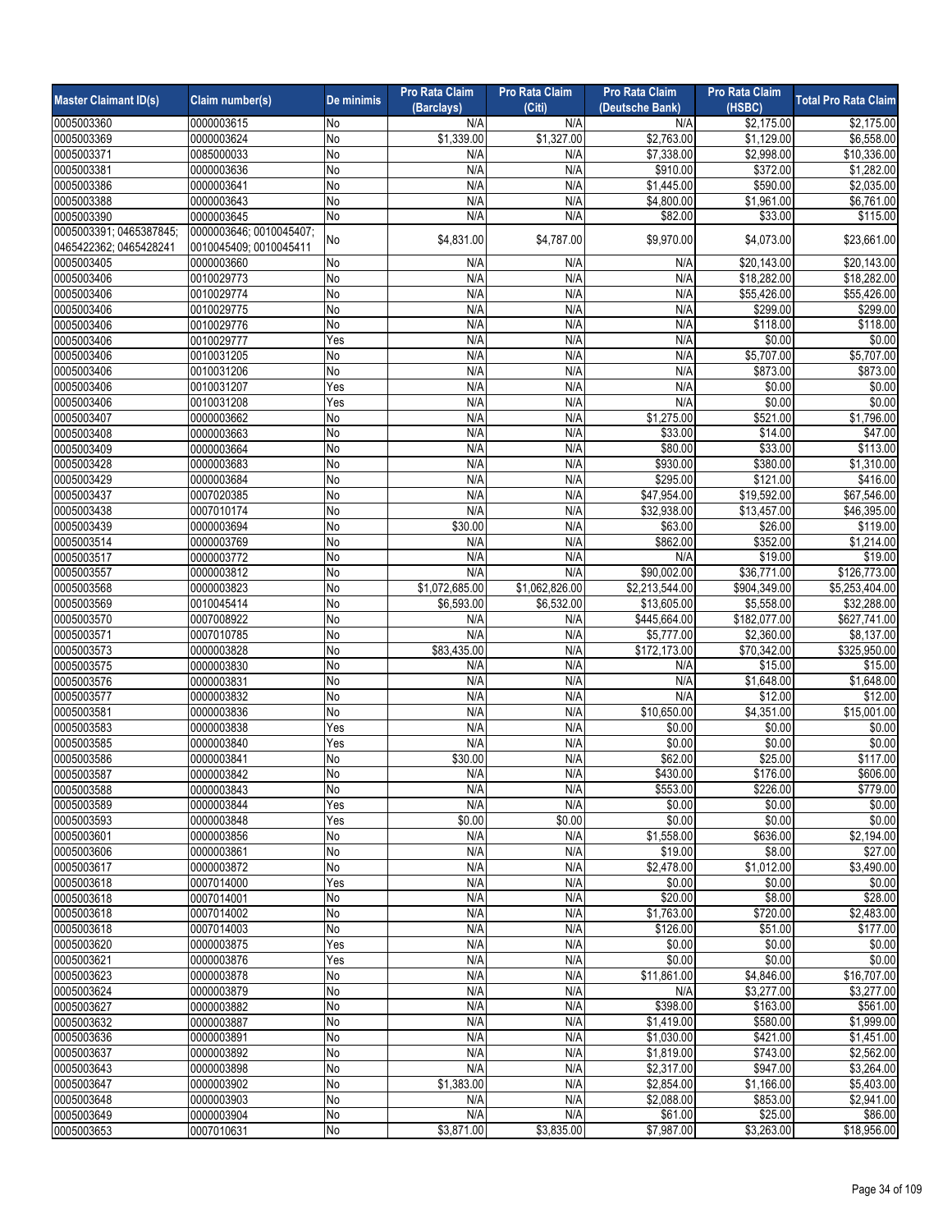| Master Claimant ID(s) | Claim number(s) | De minimis | Pro Rata Claim (Barclays) | Pro Rata Claim (Citi) | Pro Rata Claim (Deutsche Bank) | Pro Rata Claim (HSBC) | Total Pro Rata Claim |
|---|---|---|---|---|---|---|---|
| 0005003360 | 0000003615 | No | N/A | N/A | N/A | $2,175.00 | $2,175.00 |
| 0005003369 | 0000003624 | No | $1,339.00 | $1,327.00 | $2,763.00 | $1,129.00 | $6,558.00 |
| 0005003371 | 0085000033 | No | N/A | N/A | $7,338.00 | $2,998.00 | $10,336.00 |
| 0005003381 | 0000003636 | No | N/A | N/A | $910.00 | $372.00 | $1,282.00 |
| 0005003386 | 0000003641 | No | N/A | N/A | $1,445.00 | $590.00 | $2,035.00 |
| 0005003388 | 0000003643 | No | N/A | N/A | $4,800.00 | $1,961.00 | $6,761.00 |
| 0005003390 | 0000003645 | No | N/A | N/A | $82.00 | $33.00 | $115.00 |
| 0005003391; 0465387845; 0465422362; 0465428241 | 0000003646; 0010045407; 0010045409; 0010045411 | No | $4,831.00 | $4,787.00 | $9,970.00 | $4,073.00 | $23,661.00 |
| 0005003405 | 0000003660 | No | N/A | N/A | N/A | $20,143.00 | $20,143.00 |
| 0005003406 | 0010029773 | No | N/A | N/A | N/A | $18,282.00 | $18,282.00 |
| 0005003406 | 0010029774 | No | N/A | N/A | N/A | $55,426.00 | $55,426.00 |
| 0005003406 | 0010029775 | No | N/A | N/A | N/A | $299.00 | $299.00 |
| 0005003406 | 0010029776 | No | N/A | N/A | N/A | $118.00 | $118.00 |
| 0005003406 | 0010029777 | Yes | N/A | N/A | N/A | $0.00 | $0.00 |
| 0005003406 | 0010031205 | No | N/A | N/A | N/A | $5,707.00 | $5,707.00 |
| 0005003406 | 0010031206 | No | N/A | N/A | N/A | $873.00 | $873.00 |
| 0005003406 | 0010031207 | Yes | N/A | N/A | N/A | $0.00 | $0.00 |
| 0005003406 | 0010031208 | Yes | N/A | N/A | N/A | $0.00 | $0.00 |
| 0005003407 | 0000003662 | No | N/A | N/A | $1,275.00 | $521.00 | $1,796.00 |
| 0005003408 | 0000003663 | No | N/A | N/A | $33.00 | $14.00 | $47.00 |
| 0005003409 | 0000003664 | No | N/A | N/A | $80.00 | $33.00 | $113.00 |
| 0005003428 | 0000003683 | No | N/A | N/A | $930.00 | $380.00 | $1,310.00 |
| 0005003429 | 0000003684 | No | N/A | N/A | $295.00 | $121.00 | $416.00 |
| 0005003437 | 0007020385 | No | N/A | N/A | $47,954.00 | $19,592.00 | $67,546.00 |
| 0005003438 | 0007010174 | No | N/A | N/A | $32,938.00 | $13,457.00 | $46,395.00 |
| 0005003439 | 0000003694 | No | $30.00 | N/A | $63.00 | $26.00 | $119.00 |
| 0005003514 | 0000003769 | No | N/A | N/A | $862.00 | $352.00 | $1,214.00 |
| 0005003517 | 0000003772 | No | N/A | N/A | N/A | $19.00 | $19.00 |
| 0005003557 | 0000003812 | No | N/A | N/A | $90,002.00 | $36,771.00 | $126,773.00 |
| 0005003568 | 0000003823 | No | $1,072,685.00 | $1,062,826.00 | $2,213,544.00 | $904,349.00 | $5,253,404.00 |
| 0005003569 | 0010045414 | No | $6,593.00 | $6,532.00 | $13,605.00 | $5,558.00 | $32,288.00 |
| 0005003570 | 0007008922 | No | N/A | N/A | $445,664.00 | $182,077.00 | $627,741.00 |
| 0005003571 | 0007010785 | No | N/A | N/A | $5,777.00 | $2,360.00 | $8,137.00 |
| 0005003573 | 0000003828 | No | $83,435.00 | N/A | $172,173.00 | $70,342.00 | $325,950.00 |
| 0005003575 | 0000003830 | No | N/A | N/A | N/A | $15.00 | $15.00 |
| 0005003576 | 0000003831 | No | N/A | N/A | N/A | $1,648.00 | $1,648.00 |
| 0005003577 | 0000003832 | No | N/A | N/A | N/A | $12.00 | $12.00 |
| 0005003581 | 0000003836 | No | N/A | N/A | $10,650.00 | $4,351.00 | $15,001.00 |
| 0005003583 | 0000003838 | Yes | N/A | N/A | $0.00 | $0.00 | $0.00 |
| 0005003585 | 0000003840 | Yes | N/A | N/A | $0.00 | $0.00 | $0.00 |
| 0005003586 | 0000003841 | No | $30.00 | N/A | $62.00 | $25.00 | $117.00 |
| 0005003587 | 0000003842 | No | N/A | N/A | $430.00 | $176.00 | $606.00 |
| 0005003588 | 0000003843 | No | N/A | N/A | $553.00 | $226.00 | $779.00 |
| 0005003589 | 0000003844 | Yes | N/A | N/A | $0.00 | $0.00 | $0.00 |
| 0005003593 | 0000003848 | Yes | $0.00 | $0.00 | $0.00 | $0.00 | $0.00 |
| 0005003601 | 0000003856 | No | N/A | N/A | $1,558.00 | $636.00 | $2,194.00 |
| 0005003606 | 0000003861 | No | N/A | N/A | $19.00 | $8.00 | $27.00 |
| 0005003617 | 0000003872 | No | N/A | N/A | $2,478.00 | $1,012.00 | $3,490.00 |
| 0005003618 | 0007014000 | Yes | N/A | N/A | $0.00 | $0.00 | $0.00 |
| 0005003618 | 0007014001 | No | N/A | N/A | $20.00 | $8.00 | $28.00 |
| 0005003618 | 0007014002 | No | N/A | N/A | $1,763.00 | $720.00 | $2,483.00 |
| 0005003618 | 0007014003 | No | N/A | N/A | $126.00 | $51.00 | $177.00 |
| 0005003620 | 0000003875 | Yes | N/A | N/A | $0.00 | $0.00 | $0.00 |
| 0005003621 | 0000003876 | Yes | N/A | N/A | $0.00 | $0.00 | $0.00 |
| 0005003623 | 0000003878 | No | N/A | N/A | $11,861.00 | $4,846.00 | $16,707.00 |
| 0005003624 | 0000003879 | No | N/A | N/A | N/A | $3,277.00 | $3,277.00 |
| 0005003627 | 0000003882 | No | N/A | N/A | $398.00 | $163.00 | $561.00 |
| 0005003632 | 0000003887 | No | N/A | N/A | $1,419.00 | $580.00 | $1,999.00 |
| 0005003636 | 0000003891 | No | N/A | N/A | $1,030.00 | $421.00 | $1,451.00 |
| 0005003637 | 0000003892 | No | N/A | N/A | $1,819.00 | $743.00 | $2,562.00 |
| 0005003643 | 0000003898 | No | N/A | N/A | $2,317.00 | $947.00 | $3,264.00 |
| 0005003647 | 0000003902 | No | $1,383.00 | N/A | $2,854.00 | $1,166.00 | $5,403.00 |
| 0005003648 | 0000003903 | No | N/A | N/A | $2,088.00 | $853.00 | $2,941.00 |
| 0005003649 | 0000003904 | No | N/A | N/A | $61.00 | $25.00 | $86.00 |
| 0005003653 | 0007010631 | No | $3,871.00 | $3,835.00 | $7,987.00 | $3,263.00 | $18,956.00 |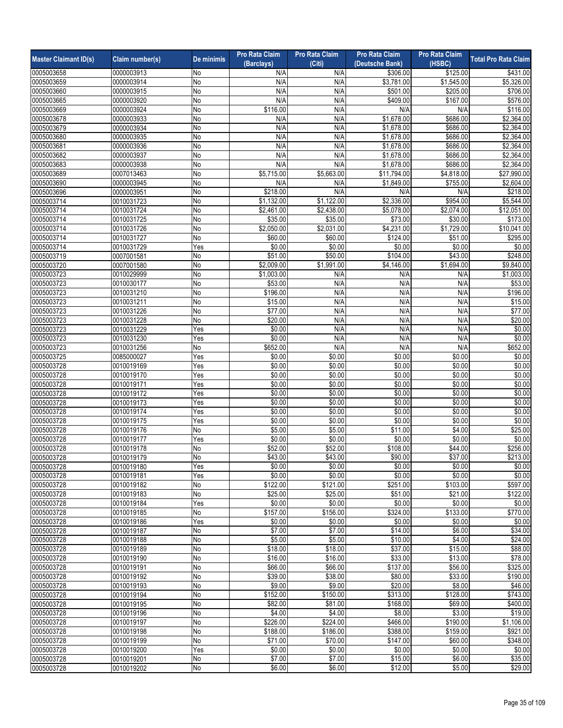| Master Claimant ID(s) | Claim number(s) | De minimis | Pro Rata Claim (Barclays) | Pro Rata Claim (Citi) | Pro Rata Claim (Deutsche Bank) | Pro Rata Claim (HSBC) | Total Pro Rata Claim |
|---|---|---|---|---|---|---|---|
| 0005003658 | 0000003913 | No | N/A | N/A | $306.00 | $125.00 | $431.00 |
| 0005003659 | 0000003914 | No | N/A | N/A | $3,781.00 | $1,545.00 | $5,326.00 |
| 0005003660 | 0000003915 | No | N/A | N/A | $501.00 | $205.00 | $706.00 |
| 0005003665 | 0000003920 | No | N/A | N/A | $409.00 | $167.00 | $576.00 |
| 0005003669 | 0000003924 | No | $116.00 | N/A | N/A | N/A | $116.00 |
| 0005003678 | 0000003933 | No | N/A | N/A | $1,678.00 | $686.00 | $2,364.00 |
| 0005003679 | 0000003934 | No | N/A | N/A | $1,678.00 | $686.00 | $2,364.00 |
| 0005003680 | 0000003935 | No | N/A | N/A | $1,678.00 | $686.00 | $2,364.00 |
| 0005003681 | 0000003936 | No | N/A | N/A | $1,678.00 | $686.00 | $2,364.00 |
| 0005003682 | 0000003937 | No | N/A | N/A | $1,678.00 | $686.00 | $2,364.00 |
| 0005003683 | 0000003938 | No | N/A | N/A | $1,678.00 | $686.00 | $2,364.00 |
| 0005003689 | 0007013463 | No | $5,715.00 | $5,663.00 | $11,794.00 | $4,818.00 | $27,990.00 |
| 0005003690 | 0000003945 | No | N/A | N/A | $1,849.00 | $755.00 | $2,604.00 |
| 0005003696 | 0000003951 | No | $218.00 | N/A | N/A | N/A | $218.00 |
| 0005003714 | 0010031723 | No | $1,132.00 | $1,122.00 | $2,336.00 | $954.00 | $5,544.00 |
| 0005003714 | 0010031724 | No | $2,461.00 | $2,438.00 | $5,078.00 | $2,074.00 | $12,051.00 |
| 0005003714 | 0010031725 | No | $35.00 | $35.00 | $73.00 | $30.00 | $173.00 |
| 0005003714 | 0010031726 | No | $2,050.00 | $2,031.00 | $4,231.00 | $1,729.00 | $10,041.00 |
| 0005003714 | 0010031727 | No | $60.00 | $60.00 | $124.00 | $51.00 | $295.00 |
| 0005003714 | 0010031729 | Yes | $0.00 | $0.00 | $0.00 | $0.00 | $0.00 |
| 0005003719 | 0007001581 | No | $51.00 | $50.00 | $104.00 | $43.00 | $248.00 |
| 0005003720 | 0007001580 | No | $2,009.00 | $1,991.00 | $4,146.00 | $1,694.00 | $9,840.00 |
| 0005003723 | 0010029999 | No | $1,003.00 | N/A | N/A | N/A | $1,003.00 |
| 0005003723 | 0010030177 | No | $53.00 | N/A | N/A | N/A | $53.00 |
| 0005003723 | 0010031210 | No | $196.00 | N/A | N/A | N/A | $196.00 |
| 0005003723 | 0010031211 | No | $15.00 | N/A | N/A | N/A | $15.00 |
| 0005003723 | 0010031226 | No | $77.00 | N/A | N/A | N/A | $77.00 |
| 0005003723 | 0010031228 | No | $20.00 | N/A | N/A | N/A | $20.00 |
| 0005003723 | 0010031229 | Yes | $0.00 | N/A | N/A | N/A | $0.00 |
| 0005003723 | 0010031230 | Yes | $0.00 | N/A | N/A | N/A | $0.00 |
| 0005003723 | 0010031256 | No | $652.00 | N/A | N/A | N/A | $652.00 |
| 0005003725 | 0085000027 | Yes | $0.00 | $0.00 | $0.00 | $0.00 | $0.00 |
| 0005003728 | 0010019169 | Yes | $0.00 | $0.00 | $0.00 | $0.00 | $0.00 |
| 0005003728 | 0010019170 | Yes | $0.00 | $0.00 | $0.00 | $0.00 | $0.00 |
| 0005003728 | 0010019171 | Yes | $0.00 | $0.00 | $0.00 | $0.00 | $0.00 |
| 0005003728 | 0010019172 | Yes | $0.00 | $0.00 | $0.00 | $0.00 | $0.00 |
| 0005003728 | 0010019173 | Yes | $0.00 | $0.00 | $0.00 | $0.00 | $0.00 |
| 0005003728 | 0010019174 | Yes | $0.00 | $0.00 | $0.00 | $0.00 | $0.00 |
| 0005003728 | 0010019175 | Yes | $0.00 | $0.00 | $0.00 | $0.00 | $0.00 |
| 0005003728 | 0010019176 | No | $5.00 | $5.00 | $11.00 | $4.00 | $25.00 |
| 0005003728 | 0010019177 | Yes | $0.00 | $0.00 | $0.00 | $0.00 | $0.00 |
| 0005003728 | 0010019178 | No | $52.00 | $52.00 | $108.00 | $44.00 | $256.00 |
| 0005003728 | 0010019179 | No | $43.00 | $43.00 | $90.00 | $37.00 | $213.00 |
| 0005003728 | 0010019180 | Yes | $0.00 | $0.00 | $0.00 | $0.00 | $0.00 |
| 0005003728 | 0010019181 | Yes | $0.00 | $0.00 | $0.00 | $0.00 | $0.00 |
| 0005003728 | 0010019182 | No | $122.00 | $121.00 | $251.00 | $103.00 | $597.00 |
| 0005003728 | 0010019183 | No | $25.00 | $25.00 | $51.00 | $21.00 | $122.00 |
| 0005003728 | 0010019184 | Yes | $0.00 | $0.00 | $0.00 | $0.00 | $0.00 |
| 0005003728 | 0010019185 | No | $157.00 | $156.00 | $324.00 | $133.00 | $770.00 |
| 0005003728 | 0010019186 | Yes | $0.00 | $0.00 | $0.00 | $0.00 | $0.00 |
| 0005003728 | 0010019187 | No | $7.00 | $7.00 | $14.00 | $6.00 | $34.00 |
| 0005003728 | 0010019188 | No | $5.00 | $5.00 | $10.00 | $4.00 | $24.00 |
| 0005003728 | 0010019189 | No | $18.00 | $18.00 | $37.00 | $15.00 | $88.00 |
| 0005003728 | 0010019190 | No | $16.00 | $16.00 | $33.00 | $13.00 | $78.00 |
| 0005003728 | 0010019191 | No | $66.00 | $66.00 | $137.00 | $56.00 | $325.00 |
| 0005003728 | 0010019192 | No | $39.00 | $38.00 | $80.00 | $33.00 | $190.00 |
| 0005003728 | 0010019193 | No | $9.00 | $9.00 | $20.00 | $8.00 | $46.00 |
| 0005003728 | 0010019194 | No | $152.00 | $150.00 | $313.00 | $128.00 | $743.00 |
| 0005003728 | 0010019195 | No | $82.00 | $81.00 | $168.00 | $69.00 | $400.00 |
| 0005003728 | 0010019196 | No | $4.00 | $4.00 | $8.00 | $3.00 | $19.00 |
| 0005003728 | 0010019197 | No | $226.00 | $224.00 | $466.00 | $190.00 | $1,106.00 |
| 0005003728 | 0010019198 | No | $188.00 | $186.00 | $388.00 | $159.00 | $921.00 |
| 0005003728 | 0010019199 | No | $71.00 | $70.00 | $147.00 | $60.00 | $348.00 |
| 0005003728 | 0010019200 | Yes | $0.00 | $0.00 | $0.00 | $0.00 | $0.00 |
| 0005003728 | 0010019201 | No | $7.00 | $7.00 | $15.00 | $6.00 | $35.00 |
| 0005003728 | 0010019202 | No | $6.00 | $6.00 | $12.00 | $5.00 | $29.00 |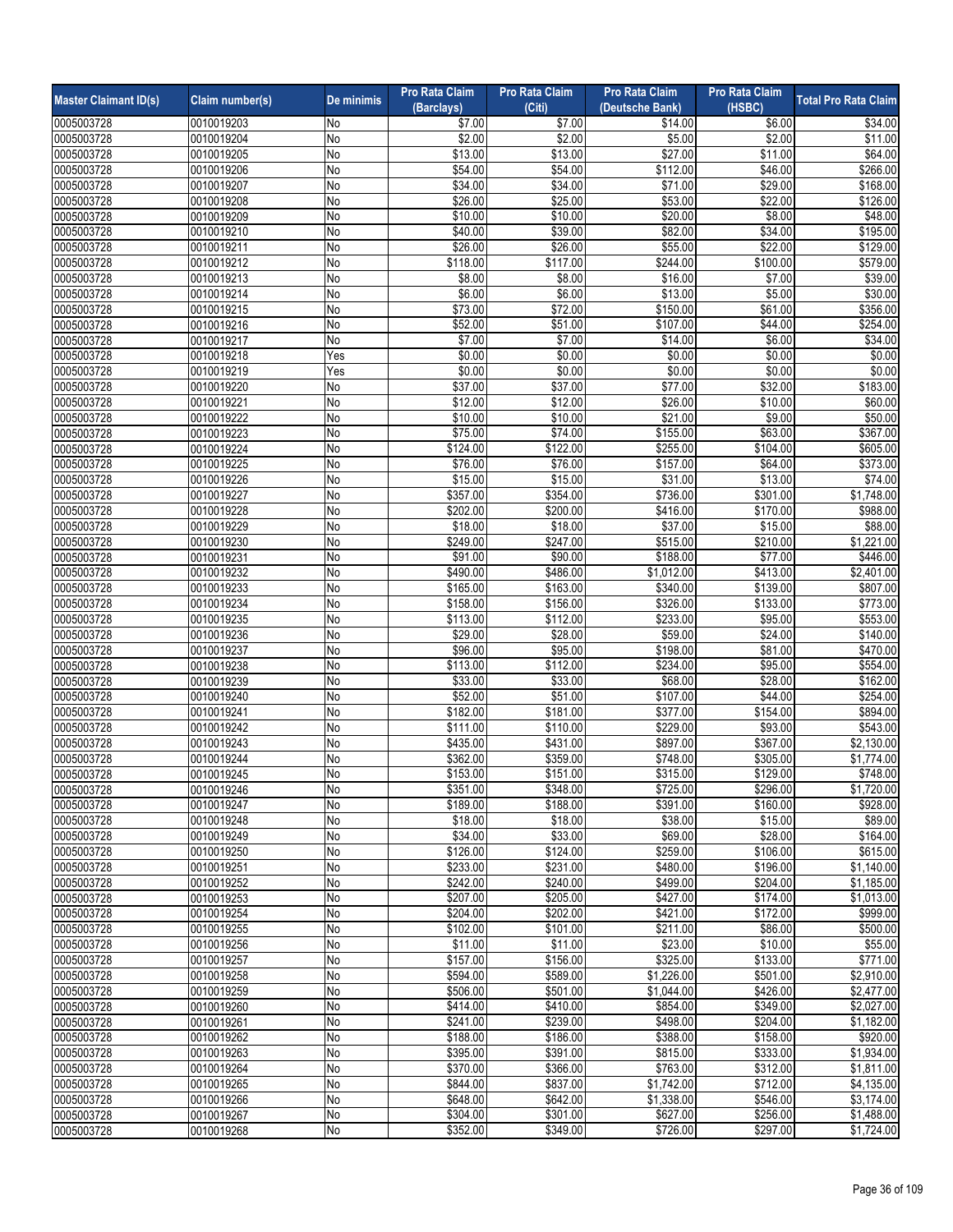| Master Claimant ID(s) | Claim number(s) | De minimis | Pro Rata Claim (Barclays) | Pro Rata Claim (Citi) | Pro Rata Claim (Deutsche Bank) | Pro Rata Claim (HSBC) | Total Pro Rata Claim |
|---|---|---|---|---|---|---|---|
| 0005003728 | 0010019203 | No | $7.00 | $7.00 | $14.00 | $6.00 | $34.00 |
| 0005003728 | 0010019204 | No | $2.00 | $2.00 | $5.00 | $2.00 | $11.00 |
| 0005003728 | 0010019205 | No | $13.00 | $13.00 | $27.00 | $11.00 | $64.00 |
| 0005003728 | 0010019206 | No | $54.00 | $54.00 | $112.00 | $46.00 | $266.00 |
| 0005003728 | 0010019207 | No | $34.00 | $34.00 | $71.00 | $29.00 | $168.00 |
| 0005003728 | 0010019208 | No | $26.00 | $25.00 | $53.00 | $22.00 | $126.00 |
| 0005003728 | 0010019209 | No | $10.00 | $10.00 | $20.00 | $8.00 | $48.00 |
| 0005003728 | 0010019210 | No | $40.00 | $39.00 | $82.00 | $34.00 | $195.00 |
| 0005003728 | 0010019211 | No | $26.00 | $26.00 | $55.00 | $22.00 | $129.00 |
| 0005003728 | 0010019212 | No | $118.00 | $117.00 | $244.00 | $100.00 | $579.00 |
| 0005003728 | 0010019213 | No | $8.00 | $8.00 | $16.00 | $7.00 | $39.00 |
| 0005003728 | 0010019214 | No | $6.00 | $6.00 | $13.00 | $5.00 | $30.00 |
| 0005003728 | 0010019215 | No | $73.00 | $72.00 | $150.00 | $61.00 | $356.00 |
| 0005003728 | 0010019216 | No | $52.00 | $51.00 | $107.00 | $44.00 | $254.00 |
| 0005003728 | 0010019217 | No | $7.00 | $7.00 | $14.00 | $6.00 | $34.00 |
| 0005003728 | 0010019218 | Yes | $0.00 | $0.00 | $0.00 | $0.00 | $0.00 |
| 0005003728 | 0010019219 | Yes | $0.00 | $0.00 | $0.00 | $0.00 | $0.00 |
| 0005003728 | 0010019220 | No | $37.00 | $37.00 | $77.00 | $32.00 | $183.00 |
| 0005003728 | 0010019221 | No | $12.00 | $12.00 | $26.00 | $10.00 | $60.00 |
| 0005003728 | 0010019222 | No | $10.00 | $10.00 | $21.00 | $9.00 | $50.00 |
| 0005003728 | 0010019223 | No | $75.00 | $74.00 | $155.00 | $63.00 | $367.00 |
| 0005003728 | 0010019224 | No | $124.00 | $122.00 | $255.00 | $104.00 | $605.00 |
| 0005003728 | 0010019225 | No | $76.00 | $76.00 | $157.00 | $64.00 | $373.00 |
| 0005003728 | 0010019226 | No | $15.00 | $15.00 | $31.00 | $13.00 | $74.00 |
| 0005003728 | 0010019227 | No | $357.00 | $354.00 | $736.00 | $301.00 | $1,748.00 |
| 0005003728 | 0010019228 | No | $202.00 | $200.00 | $416.00 | $170.00 | $988.00 |
| 0005003728 | 0010019229 | No | $18.00 | $18.00 | $37.00 | $15.00 | $88.00 |
| 0005003728 | 0010019230 | No | $249.00 | $247.00 | $515.00 | $210.00 | $1,221.00 |
| 0005003728 | 0010019231 | No | $91.00 | $90.00 | $188.00 | $77.00 | $446.00 |
| 0005003728 | 0010019232 | No | $490.00 | $486.00 | $1,012.00 | $413.00 | $2,401.00 |
| 0005003728 | 0010019233 | No | $165.00 | $163.00 | $340.00 | $139.00 | $807.00 |
| 0005003728 | 0010019234 | No | $158.00 | $156.00 | $326.00 | $133.00 | $773.00 |
| 0005003728 | 0010019235 | No | $113.00 | $112.00 | $233.00 | $95.00 | $553.00 |
| 0005003728 | 0010019236 | No | $29.00 | $28.00 | $59.00 | $24.00 | $140.00 |
| 0005003728 | 0010019237 | No | $96.00 | $95.00 | $198.00 | $81.00 | $470.00 |
| 0005003728 | 0010019238 | No | $113.00 | $112.00 | $234.00 | $95.00 | $554.00 |
| 0005003728 | 0010019239 | No | $33.00 | $33.00 | $68.00 | $28.00 | $162.00 |
| 0005003728 | 0010019240 | No | $52.00 | $51.00 | $107.00 | $44.00 | $254.00 |
| 0005003728 | 0010019241 | No | $182.00 | $181.00 | $377.00 | $154.00 | $894.00 |
| 0005003728 | 0010019242 | No | $111.00 | $110.00 | $229.00 | $93.00 | $543.00 |
| 0005003728 | 0010019243 | No | $435.00 | $431.00 | $897.00 | $367.00 | $2,130.00 |
| 0005003728 | 0010019244 | No | $362.00 | $359.00 | $748.00 | $305.00 | $1,774.00 |
| 0005003728 | 0010019245 | No | $153.00 | $151.00 | $315.00 | $129.00 | $748.00 |
| 0005003728 | 0010019246 | No | $351.00 | $348.00 | $725.00 | $296.00 | $1,720.00 |
| 0005003728 | 0010019247 | No | $189.00 | $188.00 | $391.00 | $160.00 | $928.00 |
| 0005003728 | 0010019248 | No | $18.00 | $18.00 | $38.00 | $15.00 | $89.00 |
| 0005003728 | 0010019249 | No | $34.00 | $33.00 | $69.00 | $28.00 | $164.00 |
| 0005003728 | 0010019250 | No | $126.00 | $124.00 | $259.00 | $106.00 | $615.00 |
| 0005003728 | 0010019251 | No | $233.00 | $231.00 | $480.00 | $196.00 | $1,140.00 |
| 0005003728 | 0010019252 | No | $242.00 | $240.00 | $499.00 | $204.00 | $1,185.00 |
| 0005003728 | 0010019253 | No | $207.00 | $205.00 | $427.00 | $174.00 | $1,013.00 |
| 0005003728 | 0010019254 | No | $204.00 | $202.00 | $421.00 | $172.00 | $999.00 |
| 0005003728 | 0010019255 | No | $102.00 | $101.00 | $211.00 | $86.00 | $500.00 |
| 0005003728 | 0010019256 | No | $11.00 | $11.00 | $23.00 | $10.00 | $55.00 |
| 0005003728 | 0010019257 | No | $157.00 | $156.00 | $325.00 | $133.00 | $771.00 |
| 0005003728 | 0010019258 | No | $594.00 | $589.00 | $1,226.00 | $501.00 | $2,910.00 |
| 0005003728 | 0010019259 | No | $506.00 | $501.00 | $1,044.00 | $426.00 | $2,477.00 |
| 0005003728 | 0010019260 | No | $414.00 | $410.00 | $854.00 | $349.00 | $2,027.00 |
| 0005003728 | 0010019261 | No | $241.00 | $239.00 | $498.00 | $204.00 | $1,182.00 |
| 0005003728 | 0010019262 | No | $188.00 | $186.00 | $388.00 | $158.00 | $920.00 |
| 0005003728 | 0010019263 | No | $395.00 | $391.00 | $815.00 | $333.00 | $1,934.00 |
| 0005003728 | 0010019264 | No | $370.00 | $366.00 | $763.00 | $312.00 | $1,811.00 |
| 0005003728 | 0010019265 | No | $844.00 | $837.00 | $1,742.00 | $712.00 | $4,135.00 |
| 0005003728 | 0010019266 | No | $648.00 | $642.00 | $1,338.00 | $546.00 | $3,174.00 |
| 0005003728 | 0010019267 | No | $304.00 | $301.00 | $627.00 | $256.00 | $1,488.00 |
| 0005003728 | 0010019268 | No | $352.00 | $349.00 | $726.00 | $297.00 | $1,724.00 |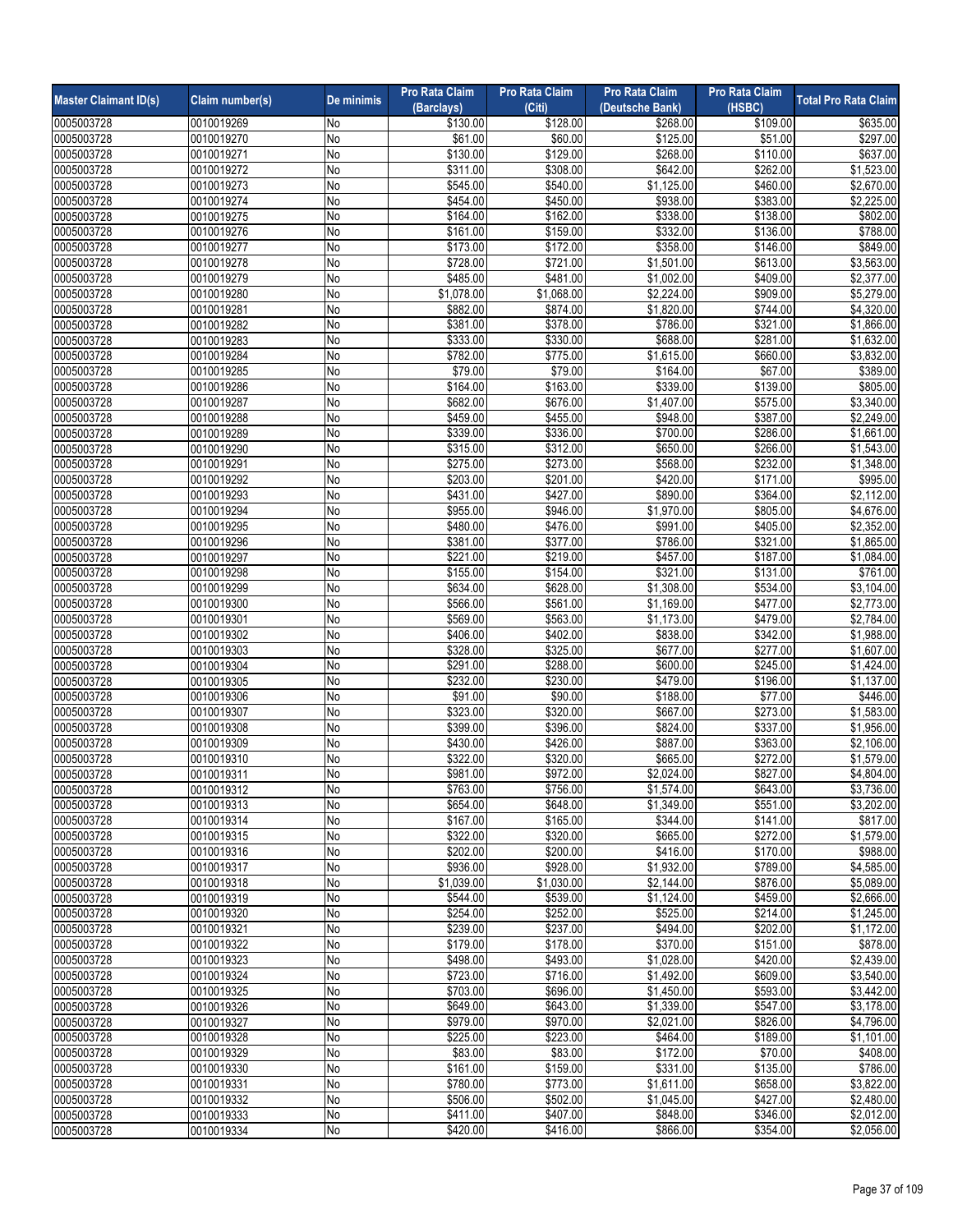| Master Claimant ID(s) | Claim number(s) | De minimis | Pro Rata Claim (Barclays) | Pro Rata Claim (Citi) | Pro Rata Claim (Deutsche Bank) | Pro Rata Claim (HSBC) | Total Pro Rata Claim |
|---|---|---|---|---|---|---|---|
| 0005003728 | 0010019269 | No | $130.00 | $128.00 | $268.00 | $109.00 | $635.00 |
| 0005003728 | 0010019270 | No | $61.00 | $60.00 | $125.00 | $51.00 | $297.00 |
| 0005003728 | 0010019271 | No | $130.00 | $129.00 | $268.00 | $110.00 | $637.00 |
| 0005003728 | 0010019272 | No | $311.00 | $308.00 | $642.00 | $262.00 | $1,523.00 |
| 0005003728 | 0010019273 | No | $545.00 | $540.00 | $1,125.00 | $460.00 | $2,670.00 |
| 0005003728 | 0010019274 | No | $454.00 | $450.00 | $938.00 | $383.00 | $2,225.00 |
| 0005003728 | 0010019275 | No | $164.00 | $162.00 | $338.00 | $138.00 | $802.00 |
| 0005003728 | 0010019276 | No | $161.00 | $159.00 | $332.00 | $136.00 | $788.00 |
| 0005003728 | 0010019277 | No | $173.00 | $172.00 | $358.00 | $146.00 | $849.00 |
| 0005003728 | 0010019278 | No | $728.00 | $721.00 | $1,501.00 | $613.00 | $3,563.00 |
| 0005003728 | 0010019279 | No | $485.00 | $481.00 | $1,002.00 | $409.00 | $2,377.00 |
| 0005003728 | 0010019280 | No | $1,078.00 | $1,068.00 | $2,224.00 | $909.00 | $5,279.00 |
| 0005003728 | 0010019281 | No | $882.00 | $874.00 | $1,820.00 | $744.00 | $4,320.00 |
| 0005003728 | 0010019282 | No | $381.00 | $378.00 | $786.00 | $321.00 | $1,866.00 |
| 0005003728 | 0010019283 | No | $333.00 | $330.00 | $688.00 | $281.00 | $1,632.00 |
| 0005003728 | 0010019284 | No | $782.00 | $775.00 | $1,615.00 | $660.00 | $3,832.00 |
| 0005003728 | 0010019285 | No | $79.00 | $79.00 | $164.00 | $67.00 | $389.00 |
| 0005003728 | 0010019286 | No | $164.00 | $163.00 | $339.00 | $139.00 | $805.00 |
| 0005003728 | 0010019287 | No | $682.00 | $676.00 | $1,407.00 | $575.00 | $3,340.00 |
| 0005003728 | 0010019288 | No | $459.00 | $455.00 | $948.00 | $387.00 | $2,249.00 |
| 0005003728 | 0010019289 | No | $339.00 | $336.00 | $700.00 | $286.00 | $1,661.00 |
| 0005003728 | 0010019290 | No | $315.00 | $312.00 | $650.00 | $266.00 | $1,543.00 |
| 0005003728 | 0010019291 | No | $275.00 | $273.00 | $568.00 | $232.00 | $1,348.00 |
| 0005003728 | 0010019292 | No | $203.00 | $201.00 | $420.00 | $171.00 | $995.00 |
| 0005003728 | 0010019293 | No | $431.00 | $427.00 | $890.00 | $364.00 | $2,112.00 |
| 0005003728 | 0010019294 | No | $955.00 | $946.00 | $1,970.00 | $805.00 | $4,676.00 |
| 0005003728 | 0010019295 | No | $480.00 | $476.00 | $991.00 | $405.00 | $2,352.00 |
| 0005003728 | 0010019296 | No | $381.00 | $377.00 | $786.00 | $321.00 | $1,865.00 |
| 0005003728 | 0010019297 | No | $221.00 | $219.00 | $457.00 | $187.00 | $1,084.00 |
| 0005003728 | 0010019298 | No | $155.00 | $154.00 | $321.00 | $131.00 | $761.00 |
| 0005003728 | 0010019299 | No | $634.00 | $628.00 | $1,308.00 | $534.00 | $3,104.00 |
| 0005003728 | 0010019300 | No | $566.00 | $561.00 | $1,169.00 | $477.00 | $2,773.00 |
| 0005003728 | 0010019301 | No | $569.00 | $563.00 | $1,173.00 | $479.00 | $2,784.00 |
| 0005003728 | 0010019302 | No | $406.00 | $402.00 | $838.00 | $342.00 | $1,988.00 |
| 0005003728 | 0010019303 | No | $328.00 | $325.00 | $677.00 | $277.00 | $1,607.00 |
| 0005003728 | 0010019304 | No | $291.00 | $288.00 | $600.00 | $245.00 | $1,424.00 |
| 0005003728 | 0010019305 | No | $232.00 | $230.00 | $479.00 | $196.00 | $1,137.00 |
| 0005003728 | 0010019306 | No | $91.00 | $90.00 | $188.00 | $77.00 | $446.00 |
| 0005003728 | 0010019307 | No | $323.00 | $320.00 | $667.00 | $273.00 | $1,583.00 |
| 0005003728 | 0010019308 | No | $399.00 | $396.00 | $824.00 | $337.00 | $1,956.00 |
| 0005003728 | 0010019309 | No | $430.00 | $426.00 | $887.00 | $363.00 | $2,106.00 |
| 0005003728 | 0010019310 | No | $322.00 | $320.00 | $665.00 | $272.00 | $1,579.00 |
| 0005003728 | 0010019311 | No | $981.00 | $972.00 | $2,024.00 | $827.00 | $4,804.00 |
| 0005003728 | 0010019312 | No | $763.00 | $756.00 | $1,574.00 | $643.00 | $3,736.00 |
| 0005003728 | 0010019313 | No | $654.00 | $648.00 | $1,349.00 | $551.00 | $3,202.00 |
| 0005003728 | 0010019314 | No | $167.00 | $165.00 | $344.00 | $141.00 | $817.00 |
| 0005003728 | 0010019315 | No | $322.00 | $320.00 | $665.00 | $272.00 | $1,579.00 |
| 0005003728 | 0010019316 | No | $202.00 | $200.00 | $416.00 | $170.00 | $988.00 |
| 0005003728 | 0010019317 | No | $936.00 | $928.00 | $1,932.00 | $789.00 | $4,585.00 |
| 0005003728 | 0010019318 | No | $1,039.00 | $1,030.00 | $2,144.00 | $876.00 | $5,089.00 |
| 0005003728 | 0010019319 | No | $544.00 | $539.00 | $1,124.00 | $459.00 | $2,666.00 |
| 0005003728 | 0010019320 | No | $254.00 | $252.00 | $525.00 | $214.00 | $1,245.00 |
| 0005003728 | 0010019321 | No | $239.00 | $237.00 | $494.00 | $202.00 | $1,172.00 |
| 0005003728 | 0010019322 | No | $179.00 | $178.00 | $370.00 | $151.00 | $878.00 |
| 0005003728 | 0010019323 | No | $498.00 | $493.00 | $1,028.00 | $420.00 | $2,439.00 |
| 0005003728 | 0010019324 | No | $723.00 | $716.00 | $1,492.00 | $609.00 | $3,540.00 |
| 0005003728 | 0010019325 | No | $703.00 | $696.00 | $1,450.00 | $593.00 | $3,442.00 |
| 0005003728 | 0010019326 | No | $649.00 | $643.00 | $1,339.00 | $547.00 | $3,178.00 |
| 0005003728 | 0010019327 | No | $979.00 | $970.00 | $2,021.00 | $826.00 | $4,796.00 |
| 0005003728 | 0010019328 | No | $225.00 | $223.00 | $464.00 | $189.00 | $1,101.00 |
| 0005003728 | 0010019329 | No | $83.00 | $83.00 | $172.00 | $70.00 | $408.00 |
| 0005003728 | 0010019330 | No | $161.00 | $159.00 | $331.00 | $135.00 | $786.00 |
| 0005003728 | 0010019331 | No | $780.00 | $773.00 | $1,611.00 | $658.00 | $3,822.00 |
| 0005003728 | 0010019332 | No | $506.00 | $502.00 | $1,045.00 | $427.00 | $2,480.00 |
| 0005003728 | 0010019333 | No | $411.00 | $407.00 | $848.00 | $346.00 | $2,012.00 |
| 0005003728 | 0010019334 | No | $420.00 | $416.00 | $866.00 | $354.00 | $2,056.00 |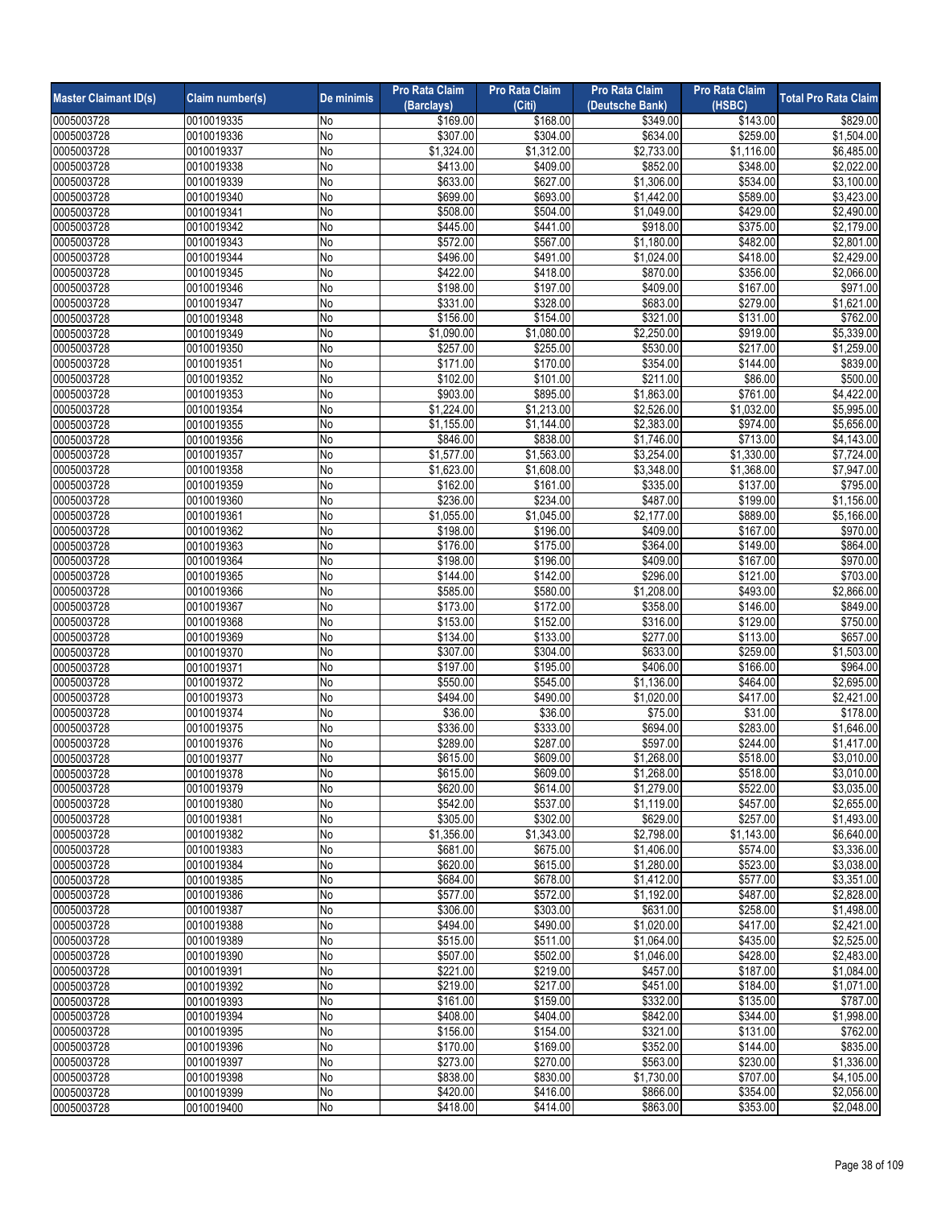| Master Claimant ID(s) | Claim number(s) | De minimis | Pro Rata Claim (Barclays) | Pro Rata Claim (Citi) | Pro Rata Claim (Deutsche Bank) | Pro Rata Claim (HSBC) | Total Pro Rata Claim |
|---|---|---|---|---|---|---|---|
| 0005003728 | 0010019335 | No | $169.00 | $168.00 | $349.00 | $143.00 | $829.00 |
| 0005003728 | 0010019336 | No | $307.00 | $304.00 | $634.00 | $259.00 | $1,504.00 |
| 0005003728 | 0010019337 | No | $1,324.00 | $1,312.00 | $2,733.00 | $1,116.00 | $6,485.00 |
| 0005003728 | 0010019338 | No | $413.00 | $409.00 | $852.00 | $348.00 | $2,022.00 |
| 0005003728 | 0010019339 | No | $633.00 | $627.00 | $1,306.00 | $534.00 | $3,100.00 |
| 0005003728 | 0010019340 | No | $699.00 | $693.00 | $1,442.00 | $589.00 | $3,423.00 |
| 0005003728 | 0010019341 | No | $508.00 | $504.00 | $1,049.00 | $429.00 | $2,490.00 |
| 0005003728 | 0010019342 | No | $445.00 | $441.00 | $918.00 | $375.00 | $2,179.00 |
| 0005003728 | 0010019343 | No | $572.00 | $567.00 | $1,180.00 | $482.00 | $2,801.00 |
| 0005003728 | 0010019344 | No | $496.00 | $491.00 | $1,024.00 | $418.00 | $2,429.00 |
| 0005003728 | 0010019345 | No | $422.00 | $418.00 | $870.00 | $356.00 | $2,066.00 |
| 0005003728 | 0010019346 | No | $198.00 | $197.00 | $409.00 | $167.00 | $971.00 |
| 0005003728 | 0010019347 | No | $331.00 | $328.00 | $683.00 | $279.00 | $1,621.00 |
| 0005003728 | 0010019348 | No | $156.00 | $154.00 | $321.00 | $131.00 | $762.00 |
| 0005003728 | 0010019349 | No | $1,090.00 | $1,080.00 | $2,250.00 | $919.00 | $5,339.00 |
| 0005003728 | 0010019350 | No | $257.00 | $255.00 | $530.00 | $217.00 | $1,259.00 |
| 0005003728 | 0010019351 | No | $171.00 | $170.00 | $354.00 | $144.00 | $839.00 |
| 0005003728 | 0010019352 | No | $102.00 | $101.00 | $211.00 | $86.00 | $500.00 |
| 0005003728 | 0010019353 | No | $903.00 | $895.00 | $1,863.00 | $761.00 | $4,422.00 |
| 0005003728 | 0010019354 | No | $1,224.00 | $1,213.00 | $2,526.00 | $1,032.00 | $5,995.00 |
| 0005003728 | 0010019355 | No | $1,155.00 | $1,144.00 | $2,383.00 | $974.00 | $5,656.00 |
| 0005003728 | 0010019356 | No | $846.00 | $838.00 | $1,746.00 | $713.00 | $4,143.00 |
| 0005003728 | 0010019357 | No | $1,577.00 | $1,563.00 | $3,254.00 | $1,330.00 | $7,724.00 |
| 0005003728 | 0010019358 | No | $1,623.00 | $1,608.00 | $3,348.00 | $1,368.00 | $7,947.00 |
| 0005003728 | 0010019359 | No | $162.00 | $161.00 | $335.00 | $137.00 | $795.00 |
| 0005003728 | 0010019360 | No | $236.00 | $234.00 | $487.00 | $199.00 | $1,156.00 |
| 0005003728 | 0010019361 | No | $1,055.00 | $1,045.00 | $2,177.00 | $889.00 | $5,166.00 |
| 0005003728 | 0010019362 | No | $198.00 | $196.00 | $409.00 | $167.00 | $970.00 |
| 0005003728 | 0010019363 | No | $176.00 | $175.00 | $364.00 | $149.00 | $864.00 |
| 0005003728 | 0010019364 | No | $198.00 | $196.00 | $409.00 | $167.00 | $970.00 |
| 0005003728 | 0010019365 | No | $144.00 | $142.00 | $296.00 | $121.00 | $703.00 |
| 0005003728 | 0010019366 | No | $585.00 | $580.00 | $1,208.00 | $493.00 | $2,866.00 |
| 0005003728 | 0010019367 | No | $173.00 | $172.00 | $358.00 | $146.00 | $849.00 |
| 0005003728 | 0010019368 | No | $153.00 | $152.00 | $316.00 | $129.00 | $750.00 |
| 0005003728 | 0010019369 | No | $134.00 | $133.00 | $277.00 | $113.00 | $657.00 |
| 0005003728 | 0010019370 | No | $307.00 | $304.00 | $633.00 | $259.00 | $1,503.00 |
| 0005003728 | 0010019371 | No | $197.00 | $195.00 | $406.00 | $166.00 | $964.00 |
| 0005003728 | 0010019372 | No | $550.00 | $545.00 | $1,136.00 | $464.00 | $2,695.00 |
| 0005003728 | 0010019373 | No | $494.00 | $490.00 | $1,020.00 | $417.00 | $2,421.00 |
| 0005003728 | 0010019374 | No | $36.00 | $36.00 | $75.00 | $31.00 | $178.00 |
| 0005003728 | 0010019375 | No | $336.00 | $333.00 | $694.00 | $283.00 | $1,646.00 |
| 0005003728 | 0010019376 | No | $289.00 | $287.00 | $597.00 | $244.00 | $1,417.00 |
| 0005003728 | 0010019377 | No | $615.00 | $609.00 | $1,268.00 | $518.00 | $3,010.00 |
| 0005003728 | 0010019378 | No | $615.00 | $609.00 | $1,268.00 | $518.00 | $3,010.00 |
| 0005003728 | 0010019379 | No | $620.00 | $614.00 | $1,279.00 | $522.00 | $3,035.00 |
| 0005003728 | 0010019380 | No | $542.00 | $537.00 | $1,119.00 | $457.00 | $2,655.00 |
| 0005003728 | 0010019381 | No | $305.00 | $302.00 | $629.00 | $257.00 | $1,493.00 |
| 0005003728 | 0010019382 | No | $1,356.00 | $1,343.00 | $2,798.00 | $1,143.00 | $6,640.00 |
| 0005003728 | 0010019383 | No | $681.00 | $675.00 | $1,406.00 | $574.00 | $3,336.00 |
| 0005003728 | 0010019384 | No | $620.00 | $615.00 | $1,280.00 | $523.00 | $3,038.00 |
| 0005003728 | 0010019385 | No | $684.00 | $678.00 | $1,412.00 | $577.00 | $3,351.00 |
| 0005003728 | 0010019386 | No | $577.00 | $572.00 | $1,192.00 | $487.00 | $2,828.00 |
| 0005003728 | 0010019387 | No | $306.00 | $303.00 | $631.00 | $258.00 | $1,498.00 |
| 0005003728 | 0010019388 | No | $494.00 | $490.00 | $1,020.00 | $417.00 | $2,421.00 |
| 0005003728 | 0010019389 | No | $515.00 | $511.00 | $1,064.00 | $435.00 | $2,525.00 |
| 0005003728 | 0010019390 | No | $507.00 | $502.00 | $1,046.00 | $428.00 | $2,483.00 |
| 0005003728 | 0010019391 | No | $221.00 | $219.00 | $457.00 | $187.00 | $1,084.00 |
| 0005003728 | 0010019392 | No | $219.00 | $217.00 | $451.00 | $184.00 | $1,071.00 |
| 0005003728 | 0010019393 | No | $161.00 | $159.00 | $332.00 | $135.00 | $787.00 |
| 0005003728 | 0010019394 | No | $408.00 | $404.00 | $842.00 | $344.00 | $1,998.00 |
| 0005003728 | 0010019395 | No | $156.00 | $154.00 | $321.00 | $131.00 | $762.00 |
| 0005003728 | 0010019396 | No | $170.00 | $169.00 | $352.00 | $144.00 | $835.00 |
| 0005003728 | 0010019397 | No | $273.00 | $270.00 | $563.00 | $230.00 | $1,336.00 |
| 0005003728 | 0010019398 | No | $838.00 | $830.00 | $1,730.00 | $707.00 | $4,105.00 |
| 0005003728 | 0010019399 | No | $420.00 | $416.00 | $866.00 | $354.00 | $2,056.00 |
| 0005003728 | 0010019400 | No | $418.00 | $414.00 | $863.00 | $353.00 | $2,048.00 |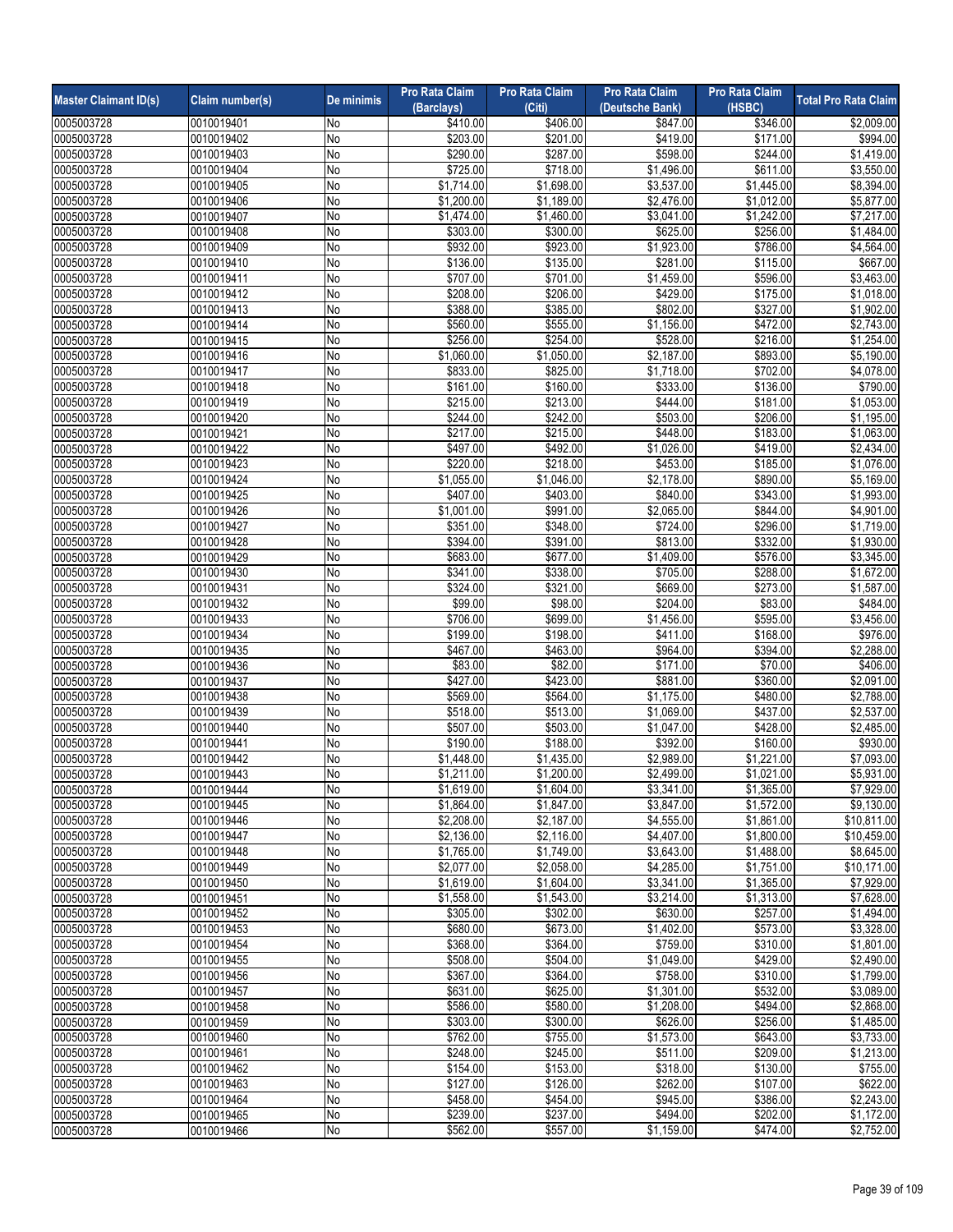| Master Claimant ID(s) | Claim number(s) | De minimis | Pro Rata Claim (Barclays) | Pro Rata Claim (Citi) | Pro Rata Claim (Deutsche Bank) | Pro Rata Claim (HSBC) | Total Pro Rata Claim |
|---|---|---|---|---|---|---|---|
| 0005003728 | 0010019401 | No | $410.00 | $406.00 | $847.00 | $346.00 | $2,009.00 |
| 0005003728 | 0010019402 | No | $203.00 | $201.00 | $419.00 | $171.00 | $994.00 |
| 0005003728 | 0010019403 | No | $290.00 | $287.00 | $598.00 | $244.00 | $1,419.00 |
| 0005003728 | 0010019404 | No | $725.00 | $718.00 | $1,496.00 | $611.00 | $3,550.00 |
| 0005003728 | 0010019405 | No | $1,714.00 | $1,698.00 | $3,537.00 | $1,445.00 | $8,394.00 |
| 0005003728 | 0010019406 | No | $1,200.00 | $1,189.00 | $2,476.00 | $1,012.00 | $5,877.00 |
| 0005003728 | 0010019407 | No | $1,474.00 | $1,460.00 | $3,041.00 | $1,242.00 | $7,217.00 |
| 0005003728 | 0010019408 | No | $303.00 | $300.00 | $625.00 | $256.00 | $1,484.00 |
| 0005003728 | 0010019409 | No | $932.00 | $923.00 | $1,923.00 | $786.00 | $4,564.00 |
| 0005003728 | 0010019410 | No | $136.00 | $135.00 | $281.00 | $115.00 | $667.00 |
| 0005003728 | 0010019411 | No | $707.00 | $701.00 | $1,459.00 | $596.00 | $3,463.00 |
| 0005003728 | 0010019412 | No | $208.00 | $206.00 | $429.00 | $175.00 | $1,018.00 |
| 0005003728 | 0010019413 | No | $388.00 | $385.00 | $802.00 | $327.00 | $1,902.00 |
| 0005003728 | 0010019414 | No | $560.00 | $555.00 | $1,156.00 | $472.00 | $2,743.00 |
| 0005003728 | 0010019415 | No | $256.00 | $254.00 | $528.00 | $216.00 | $1,254.00 |
| 0005003728 | 0010019416 | No | $1,060.00 | $1,050.00 | $2,187.00 | $893.00 | $5,190.00 |
| 0005003728 | 0010019417 | No | $833.00 | $825.00 | $1,718.00 | $702.00 | $4,078.00 |
| 0005003728 | 0010019418 | No | $161.00 | $160.00 | $333.00 | $136.00 | $790.00 |
| 0005003728 | 0010019419 | No | $215.00 | $213.00 | $444.00 | $181.00 | $1,053.00 |
| 0005003728 | 0010019420 | No | $244.00 | $242.00 | $503.00 | $206.00 | $1,195.00 |
| 0005003728 | 0010019421 | No | $217.00 | $215.00 | $448.00 | $183.00 | $1,063.00 |
| 0005003728 | 0010019422 | No | $497.00 | $492.00 | $1,026.00 | $419.00 | $2,434.00 |
| 0005003728 | 0010019423 | No | $220.00 | $218.00 | $453.00 | $185.00 | $1,076.00 |
| 0005003728 | 0010019424 | No | $1,055.00 | $1,046.00 | $2,178.00 | $890.00 | $5,169.00 |
| 0005003728 | 0010019425 | No | $407.00 | $403.00 | $840.00 | $343.00 | $1,993.00 |
| 0005003728 | 0010019426 | No | $1,001.00 | $991.00 | $2,065.00 | $844.00 | $4,901.00 |
| 0005003728 | 0010019427 | No | $351.00 | $348.00 | $724.00 | $296.00 | $1,719.00 |
| 0005003728 | 0010019428 | No | $394.00 | $391.00 | $813.00 | $332.00 | $1,930.00 |
| 0005003728 | 0010019429 | No | $683.00 | $677.00 | $1,409.00 | $576.00 | $3,345.00 |
| 0005003728 | 0010019430 | No | $341.00 | $338.00 | $705.00 | $288.00 | $1,672.00 |
| 0005003728 | 0010019431 | No | $324.00 | $321.00 | $669.00 | $273.00 | $1,587.00 |
| 0005003728 | 0010019432 | No | $99.00 | $98.00 | $204.00 | $83.00 | $484.00 |
| 0005003728 | 0010019433 | No | $706.00 | $699.00 | $1,456.00 | $595.00 | $3,456.00 |
| 0005003728 | 0010019434 | No | $199.00 | $198.00 | $411.00 | $168.00 | $976.00 |
| 0005003728 | 0010019435 | No | $467.00 | $463.00 | $964.00 | $394.00 | $2,288.00 |
| 0005003728 | 0010019436 | No | $83.00 | $82.00 | $171.00 | $70.00 | $406.00 |
| 0005003728 | 0010019437 | No | $427.00 | $423.00 | $881.00 | $360.00 | $2,091.00 |
| 0005003728 | 0010019438 | No | $569.00 | $564.00 | $1,175.00 | $480.00 | $2,788.00 |
| 0005003728 | 0010019439 | No | $518.00 | $513.00 | $1,069.00 | $437.00 | $2,537.00 |
| 0005003728 | 0010019440 | No | $507.00 | $503.00 | $1,047.00 | $428.00 | $2,485.00 |
| 0005003728 | 0010019441 | No | $190.00 | $188.00 | $392.00 | $160.00 | $930.00 |
| 0005003728 | 0010019442 | No | $1,448.00 | $1,435.00 | $2,989.00 | $1,221.00 | $7,093.00 |
| 0005003728 | 0010019443 | No | $1,211.00 | $1,200.00 | $2,499.00 | $1,021.00 | $5,931.00 |
| 0005003728 | 0010019444 | No | $1,619.00 | $1,604.00 | $3,341.00 | $1,365.00 | $7,929.00 |
| 0005003728 | 0010019445 | No | $1,864.00 | $1,847.00 | $3,847.00 | $1,572.00 | $9,130.00 |
| 0005003728 | 0010019446 | No | $2,208.00 | $2,187.00 | $4,555.00 | $1,861.00 | $10,811.00 |
| 0005003728 | 0010019447 | No | $2,136.00 | $2,116.00 | $4,407.00 | $1,800.00 | $10,459.00 |
| 0005003728 | 0010019448 | No | $1,765.00 | $1,749.00 | $3,643.00 | $1,488.00 | $8,645.00 |
| 0005003728 | 0010019449 | No | $2,077.00 | $2,058.00 | $4,285.00 | $1,751.00 | $10,171.00 |
| 0005003728 | 0010019450 | No | $1,619.00 | $1,604.00 | $3,341.00 | $1,365.00 | $7,929.00 |
| 0005003728 | 0010019451 | No | $1,558.00 | $1,543.00 | $3,214.00 | $1,313.00 | $7,628.00 |
| 0005003728 | 0010019452 | No | $305.00 | $302.00 | $630.00 | $257.00 | $1,494.00 |
| 0005003728 | 0010019453 | No | $680.00 | $673.00 | $1,402.00 | $573.00 | $3,328.00 |
| 0005003728 | 0010019454 | No | $368.00 | $364.00 | $759.00 | $310.00 | $1,801.00 |
| 0005003728 | 0010019455 | No | $508.00 | $504.00 | $1,049.00 | $429.00 | $2,490.00 |
| 0005003728 | 0010019456 | No | $367.00 | $364.00 | $758.00 | $310.00 | $1,799.00 |
| 0005003728 | 0010019457 | No | $631.00 | $625.00 | $1,301.00 | $532.00 | $3,089.00 |
| 0005003728 | 0010019458 | No | $586.00 | $580.00 | $1,208.00 | $494.00 | $2,868.00 |
| 0005003728 | 0010019459 | No | $303.00 | $300.00 | $626.00 | $256.00 | $1,485.00 |
| 0005003728 | 0010019460 | No | $762.00 | $755.00 | $1,573.00 | $643.00 | $3,733.00 |
| 0005003728 | 0010019461 | No | $248.00 | $245.00 | $511.00 | $209.00 | $1,213.00 |
| 0005003728 | 0010019462 | No | $154.00 | $153.00 | $318.00 | $130.00 | $755.00 |
| 0005003728 | 0010019463 | No | $127.00 | $126.00 | $262.00 | $107.00 | $622.00 |
| 0005003728 | 0010019464 | No | $458.00 | $454.00 | $945.00 | $386.00 | $2,243.00 |
| 0005003728 | 0010019465 | No | $239.00 | $237.00 | $494.00 | $202.00 | $1,172.00 |
| 0005003728 | 0010019466 | No | $562.00 | $557.00 | $1,159.00 | $474.00 | $2,752.00 |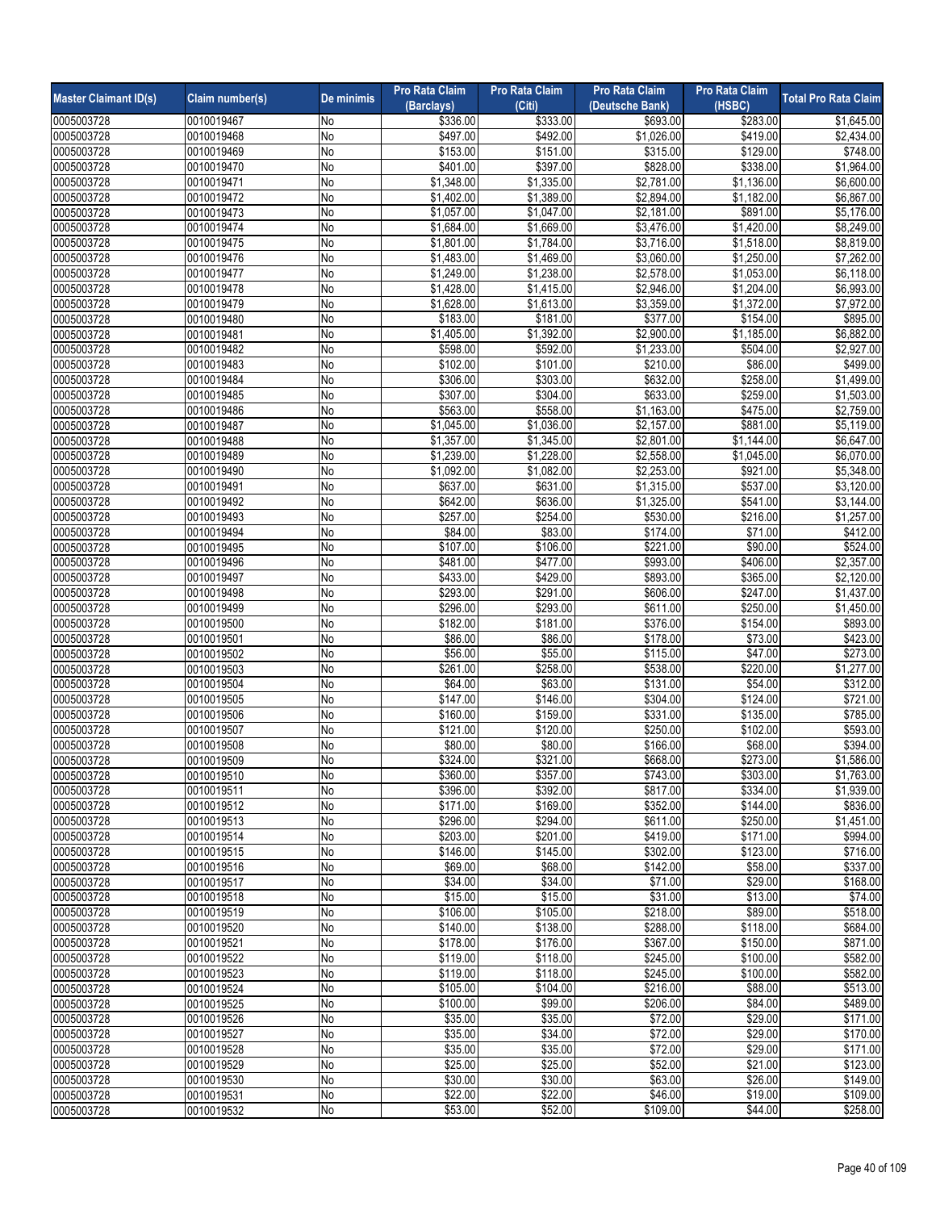| Master Claimant ID(s) | Claim number(s) | De minimis | Pro Rata Claim (Barclays) | Pro Rata Claim (Citi) | Pro Rata Claim (Deutsche Bank) | Pro Rata Claim (HSBC) | Total Pro Rata Claim |
|---|---|---|---|---|---|---|---|
| 0005003728 | 0010019467 | No | $336.00 | $333.00 | $693.00 | $283.00 | $1,645.00 |
| 0005003728 | 0010019468 | No | $497.00 | $492.00 | $1,026.00 | $419.00 | $2,434.00 |
| 0005003728 | 0010019469 | No | $153.00 | $151.00 | $315.00 | $129.00 | $748.00 |
| 0005003728 | 0010019470 | No | $401.00 | $397.00 | $828.00 | $338.00 | $1,964.00 |
| 0005003728 | 0010019471 | No | $1,348.00 | $1,335.00 | $2,781.00 | $1,136.00 | $6,600.00 |
| 0005003728 | 0010019472 | No | $1,402.00 | $1,389.00 | $2,894.00 | $1,182.00 | $6,867.00 |
| 0005003728 | 0010019473 | No | $1,057.00 | $1,047.00 | $2,181.00 | $891.00 | $5,176.00 |
| 0005003728 | 0010019474 | No | $1,684.00 | $1,669.00 | $3,476.00 | $1,420.00 | $8,249.00 |
| 0005003728 | 0010019475 | No | $1,801.00 | $1,784.00 | $3,716.00 | $1,518.00 | $8,819.00 |
| 0005003728 | 0010019476 | No | $1,483.00 | $1,469.00 | $3,060.00 | $1,250.00 | $7,262.00 |
| 0005003728 | 0010019477 | No | $1,249.00 | $1,238.00 | $2,578.00 | $1,053.00 | $6,118.00 |
| 0005003728 | 0010019478 | No | $1,428.00 | $1,415.00 | $2,946.00 | $1,204.00 | $6,993.00 |
| 0005003728 | 0010019479 | No | $1,628.00 | $1,613.00 | $3,359.00 | $1,372.00 | $7,972.00 |
| 0005003728 | 0010019480 | No | $183.00 | $181.00 | $377.00 | $154.00 | $895.00 |
| 0005003728 | 0010019481 | No | $1,405.00 | $1,392.00 | $2,900.00 | $1,185.00 | $6,882.00 |
| 0005003728 | 0010019482 | No | $598.00 | $592.00 | $1,233.00 | $504.00 | $2,927.00 |
| 0005003728 | 0010019483 | No | $102.00 | $101.00 | $210.00 | $86.00 | $499.00 |
| 0005003728 | 0010019484 | No | $306.00 | $303.00 | $632.00 | $258.00 | $1,499.00 |
| 0005003728 | 0010019485 | No | $307.00 | $304.00 | $633.00 | $259.00 | $1,503.00 |
| 0005003728 | 0010019486 | No | $563.00 | $558.00 | $1,163.00 | $475.00 | $2,759.00 |
| 0005003728 | 0010019487 | No | $1,045.00 | $1,036.00 | $2,157.00 | $881.00 | $5,119.00 |
| 0005003728 | 0010019488 | No | $1,357.00 | $1,345.00 | $2,801.00 | $1,144.00 | $6,647.00 |
| 0005003728 | 0010019489 | No | $1,239.00 | $1,228.00 | $2,558.00 | $1,045.00 | $6,070.00 |
| 0005003728 | 0010019490 | No | $1,092.00 | $1,082.00 | $2,253.00 | $921.00 | $5,348.00 |
| 0005003728 | 0010019491 | No | $637.00 | $631.00 | $1,315.00 | $537.00 | $3,120.00 |
| 0005003728 | 0010019492 | No | $642.00 | $636.00 | $1,325.00 | $541.00 | $3,144.00 |
| 0005003728 | 0010019493 | No | $257.00 | $254.00 | $530.00 | $216.00 | $1,257.00 |
| 0005003728 | 0010019494 | No | $84.00 | $83.00 | $174.00 | $71.00 | $412.00 |
| 0005003728 | 0010019495 | No | $107.00 | $106.00 | $221.00 | $90.00 | $524.00 |
| 0005003728 | 0010019496 | No | $481.00 | $477.00 | $993.00 | $406.00 | $2,357.00 |
| 0005003728 | 0010019497 | No | $433.00 | $429.00 | $893.00 | $365.00 | $2,120.00 |
| 0005003728 | 0010019498 | No | $293.00 | $291.00 | $606.00 | $247.00 | $1,437.00 |
| 0005003728 | 0010019499 | No | $296.00 | $293.00 | $611.00 | $250.00 | $1,450.00 |
| 0005003728 | 0010019500 | No | $182.00 | $181.00 | $376.00 | $154.00 | $893.00 |
| 0005003728 | 0010019501 | No | $86.00 | $86.00 | $178.00 | $73.00 | $423.00 |
| 0005003728 | 0010019502 | No | $56.00 | $55.00 | $115.00 | $47.00 | $273.00 |
| 0005003728 | 0010019503 | No | $261.00 | $258.00 | $538.00 | $220.00 | $1,277.00 |
| 0005003728 | 0010019504 | No | $64.00 | $63.00 | $131.00 | $54.00 | $312.00 |
| 0005003728 | 0010019505 | No | $147.00 | $146.00 | $304.00 | $124.00 | $721.00 |
| 0005003728 | 0010019506 | No | $160.00 | $159.00 | $331.00 | $135.00 | $785.00 |
| 0005003728 | 0010019507 | No | $121.00 | $120.00 | $250.00 | $102.00 | $593.00 |
| 0005003728 | 0010019508 | No | $80.00 | $80.00 | $166.00 | $68.00 | $394.00 |
| 0005003728 | 0010019509 | No | $324.00 | $321.00 | $668.00 | $273.00 | $1,586.00 |
| 0005003728 | 0010019510 | No | $360.00 | $357.00 | $743.00 | $303.00 | $1,763.00 |
| 0005003728 | 0010019511 | No | $396.00 | $392.00 | $817.00 | $334.00 | $1,939.00 |
| 0005003728 | 0010019512 | No | $171.00 | $169.00 | $352.00 | $144.00 | $836.00 |
| 0005003728 | 0010019513 | No | $296.00 | $294.00 | $611.00 | $250.00 | $1,451.00 |
| 0005003728 | 0010019514 | No | $203.00 | $201.00 | $419.00 | $171.00 | $994.00 |
| 0005003728 | 0010019515 | No | $146.00 | $145.00 | $302.00 | $123.00 | $716.00 |
| 0005003728 | 0010019516 | No | $69.00 | $68.00 | $142.00 | $58.00 | $337.00 |
| 0005003728 | 0010019517 | No | $34.00 | $34.00 | $71.00 | $29.00 | $168.00 |
| 0005003728 | 0010019518 | No | $15.00 | $15.00 | $31.00 | $13.00 | $74.00 |
| 0005003728 | 0010019519 | No | $106.00 | $105.00 | $218.00 | $89.00 | $518.00 |
| 0005003728 | 0010019520 | No | $140.00 | $138.00 | $288.00 | $118.00 | $684.00 |
| 0005003728 | 0010019521 | No | $178.00 | $176.00 | $367.00 | $150.00 | $871.00 |
| 0005003728 | 0010019522 | No | $119.00 | $118.00 | $245.00 | $100.00 | $582.00 |
| 0005003728 | 0010019523 | No | $119.00 | $118.00 | $245.00 | $100.00 | $582.00 |
| 0005003728 | 0010019524 | No | $105.00 | $104.00 | $216.00 | $88.00 | $513.00 |
| 0005003728 | 0010019525 | No | $100.00 | $99.00 | $206.00 | $84.00 | $489.00 |
| 0005003728 | 0010019526 | No | $35.00 | $35.00 | $72.00 | $29.00 | $171.00 |
| 0005003728 | 0010019527 | No | $35.00 | $34.00 | $72.00 | $29.00 | $170.00 |
| 0005003728 | 0010019528 | No | $35.00 | $35.00 | $72.00 | $29.00 | $171.00 |
| 0005003728 | 0010019529 | No | $25.00 | $25.00 | $52.00 | $21.00 | $123.00 |
| 0005003728 | 0010019530 | No | $30.00 | $30.00 | $63.00 | $26.00 | $149.00 |
| 0005003728 | 0010019531 | No | $22.00 | $22.00 | $46.00 | $19.00 | $109.00 |
| 0005003728 | 0010019532 | No | $53.00 | $52.00 | $109.00 | $44.00 | $258.00 |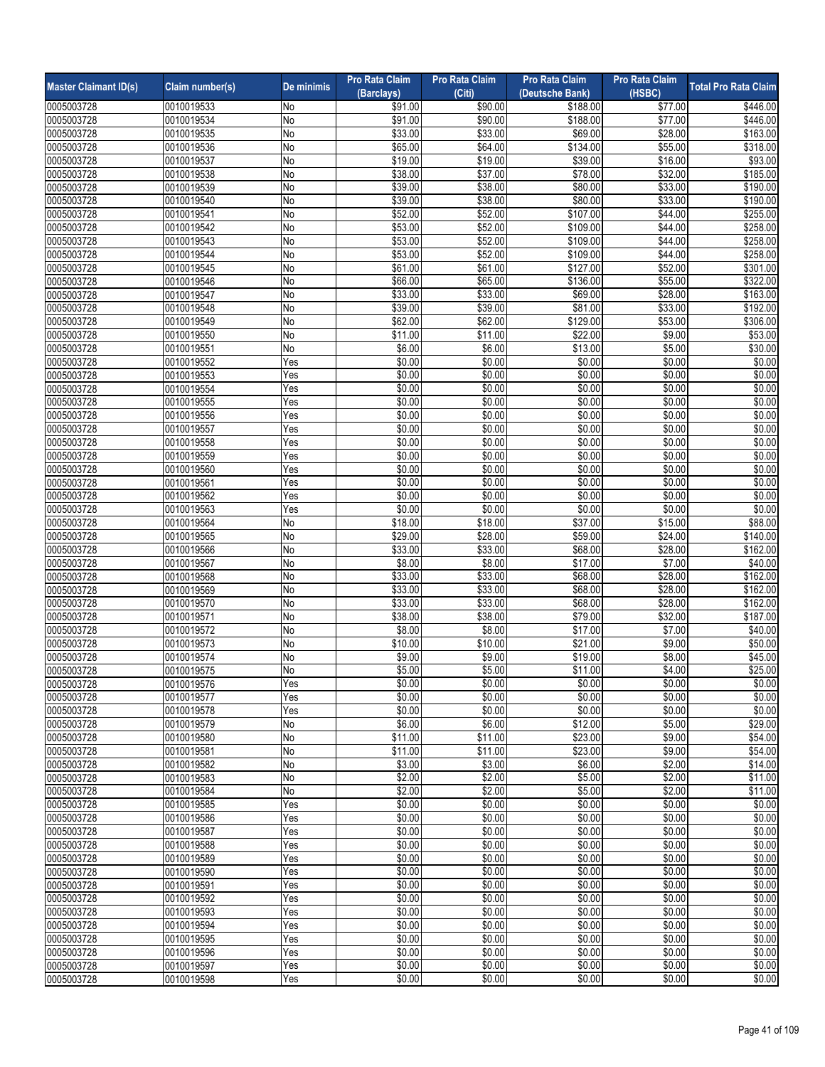| Master Claimant ID(s) | Claim number(s) | De minimis | Pro Rata Claim (Barclays) | Pro Rata Claim (Citi) | Pro Rata Claim (Deutsche Bank) | Pro Rata Claim (HSBC) | Total Pro Rata Claim |
|---|---|---|---|---|---|---|---|
| 0005003728 | 0010019533 | No | $91.00 | $90.00 | $188.00 | $77.00 | $446.00 |
| 0005003728 | 0010019534 | No | $91.00 | $90.00 | $188.00 | $77.00 | $446.00 |
| 0005003728 | 0010019535 | No | $33.00 | $33.00 | $69.00 | $28.00 | $163.00 |
| 0005003728 | 0010019536 | No | $65.00 | $64.00 | $134.00 | $55.00 | $318.00 |
| 0005003728 | 0010019537 | No | $19.00 | $19.00 | $39.00 | $16.00 | $93.00 |
| 0005003728 | 0010019538 | No | $38.00 | $37.00 | $78.00 | $32.00 | $185.00 |
| 0005003728 | 0010019539 | No | $39.00 | $38.00 | $80.00 | $33.00 | $190.00 |
| 0005003728 | 0010019540 | No | $39.00 | $38.00 | $80.00 | $33.00 | $190.00 |
| 0005003728 | 0010019541 | No | $52.00 | $52.00 | $107.00 | $44.00 | $255.00 |
| 0005003728 | 0010019542 | No | $53.00 | $52.00 | $109.00 | $44.00 | $258.00 |
| 0005003728 | 0010019543 | No | $53.00 | $52.00 | $109.00 | $44.00 | $258.00 |
| 0005003728 | 0010019544 | No | $53.00 | $52.00 | $109.00 | $44.00 | $258.00 |
| 0005003728 | 0010019545 | No | $61.00 | $61.00 | $127.00 | $52.00 | $301.00 |
| 0005003728 | 0010019546 | No | $66.00 | $65.00 | $136.00 | $55.00 | $322.00 |
| 0005003728 | 0010019547 | No | $33.00 | $33.00 | $69.00 | $28.00 | $163.00 |
| 0005003728 | 0010019548 | No | $39.00 | $39.00 | $81.00 | $33.00 | $192.00 |
| 0005003728 | 0010019549 | No | $62.00 | $62.00 | $129.00 | $53.00 | $306.00 |
| 0005003728 | 0010019550 | No | $11.00 | $11.00 | $22.00 | $9.00 | $53.00 |
| 0005003728 | 0010019551 | No | $6.00 | $6.00 | $13.00 | $5.00 | $30.00 |
| 0005003728 | 0010019552 | Yes | $0.00 | $0.00 | $0.00 | $0.00 | $0.00 |
| 0005003728 | 0010019553 | Yes | $0.00 | $0.00 | $0.00 | $0.00 | $0.00 |
| 0005003728 | 0010019554 | Yes | $0.00 | $0.00 | $0.00 | $0.00 | $0.00 |
| 0005003728 | 0010019555 | Yes | $0.00 | $0.00 | $0.00 | $0.00 | $0.00 |
| 0005003728 | 0010019556 | Yes | $0.00 | $0.00 | $0.00 | $0.00 | $0.00 |
| 0005003728 | 0010019557 | Yes | $0.00 | $0.00 | $0.00 | $0.00 | $0.00 |
| 0005003728 | 0010019558 | Yes | $0.00 | $0.00 | $0.00 | $0.00 | $0.00 |
| 0005003728 | 0010019559 | Yes | $0.00 | $0.00 | $0.00 | $0.00 | $0.00 |
| 0005003728 | 0010019560 | Yes | $0.00 | $0.00 | $0.00 | $0.00 | $0.00 |
| 0005003728 | 0010019561 | Yes | $0.00 | $0.00 | $0.00 | $0.00 | $0.00 |
| 0005003728 | 0010019562 | Yes | $0.00 | $0.00 | $0.00 | $0.00 | $0.00 |
| 0005003728 | 0010019563 | Yes | $0.00 | $0.00 | $0.00 | $0.00 | $0.00 |
| 0005003728 | 0010019564 | No | $18.00 | $18.00 | $37.00 | $15.00 | $88.00 |
| 0005003728 | 0010019565 | No | $29.00 | $28.00 | $59.00 | $24.00 | $140.00 |
| 0005003728 | 0010019566 | No | $33.00 | $33.00 | $68.00 | $28.00 | $162.00 |
| 0005003728 | 0010019567 | No | $8.00 | $8.00 | $17.00 | $7.00 | $40.00 |
| 0005003728 | 0010019568 | No | $33.00 | $33.00 | $68.00 | $28.00 | $162.00 |
| 0005003728 | 0010019569 | No | $33.00 | $33.00 | $68.00 | $28.00 | $162.00 |
| 0005003728 | 0010019570 | No | $33.00 | $33.00 | $68.00 | $28.00 | $162.00 |
| 0005003728 | 0010019571 | No | $38.00 | $38.00 | $79.00 | $32.00 | $187.00 |
| 0005003728 | 0010019572 | No | $8.00 | $8.00 | $17.00 | $7.00 | $40.00 |
| 0005003728 | 0010019573 | No | $10.00 | $10.00 | $21.00 | $9.00 | $50.00 |
| 0005003728 | 0010019574 | No | $9.00 | $9.00 | $19.00 | $8.00 | $45.00 |
| 0005003728 | 0010019575 | No | $5.00 | $5.00 | $11.00 | $4.00 | $25.00 |
| 0005003728 | 0010019576 | Yes | $0.00 | $0.00 | $0.00 | $0.00 | $0.00 |
| 0005003728 | 0010019577 | Yes | $0.00 | $0.00 | $0.00 | $0.00 | $0.00 |
| 0005003728 | 0010019578 | Yes | $0.00 | $0.00 | $0.00 | $0.00 | $0.00 |
| 0005003728 | 0010019579 | No | $6.00 | $6.00 | $12.00 | $5.00 | $29.00 |
| 0005003728 | 0010019580 | No | $11.00 | $11.00 | $23.00 | $9.00 | $54.00 |
| 0005003728 | 0010019581 | No | $11.00 | $11.00 | $23.00 | $9.00 | $54.00 |
| 0005003728 | 0010019582 | No | $3.00 | $3.00 | $6.00 | $2.00 | $14.00 |
| 0005003728 | 0010019583 | No | $2.00 | $2.00 | $5.00 | $2.00 | $11.00 |
| 0005003728 | 0010019584 | No | $2.00 | $2.00 | $5.00 | $2.00 | $11.00 |
| 0005003728 | 0010019585 | Yes | $0.00 | $0.00 | $0.00 | $0.00 | $0.00 |
| 0005003728 | 0010019586 | Yes | $0.00 | $0.00 | $0.00 | $0.00 | $0.00 |
| 0005003728 | 0010019587 | Yes | $0.00 | $0.00 | $0.00 | $0.00 | $0.00 |
| 0005003728 | 0010019588 | Yes | $0.00 | $0.00 | $0.00 | $0.00 | $0.00 |
| 0005003728 | 0010019589 | Yes | $0.00 | $0.00 | $0.00 | $0.00 | $0.00 |
| 0005003728 | 0010019590 | Yes | $0.00 | $0.00 | $0.00 | $0.00 | $0.00 |
| 0005003728 | 0010019591 | Yes | $0.00 | $0.00 | $0.00 | $0.00 | $0.00 |
| 0005003728 | 0010019592 | Yes | $0.00 | $0.00 | $0.00 | $0.00 | $0.00 |
| 0005003728 | 0010019593 | Yes | $0.00 | $0.00 | $0.00 | $0.00 | $0.00 |
| 0005003728 | 0010019594 | Yes | $0.00 | $0.00 | $0.00 | $0.00 | $0.00 |
| 0005003728 | 0010019595 | Yes | $0.00 | $0.00 | $0.00 | $0.00 | $0.00 |
| 0005003728 | 0010019596 | Yes | $0.00 | $0.00 | $0.00 | $0.00 | $0.00 |
| 0005003728 | 0010019597 | Yes | $0.00 | $0.00 | $0.00 | $0.00 | $0.00 |
| 0005003728 | 0010019598 | Yes | $0.00 | $0.00 | $0.00 | $0.00 | $0.00 |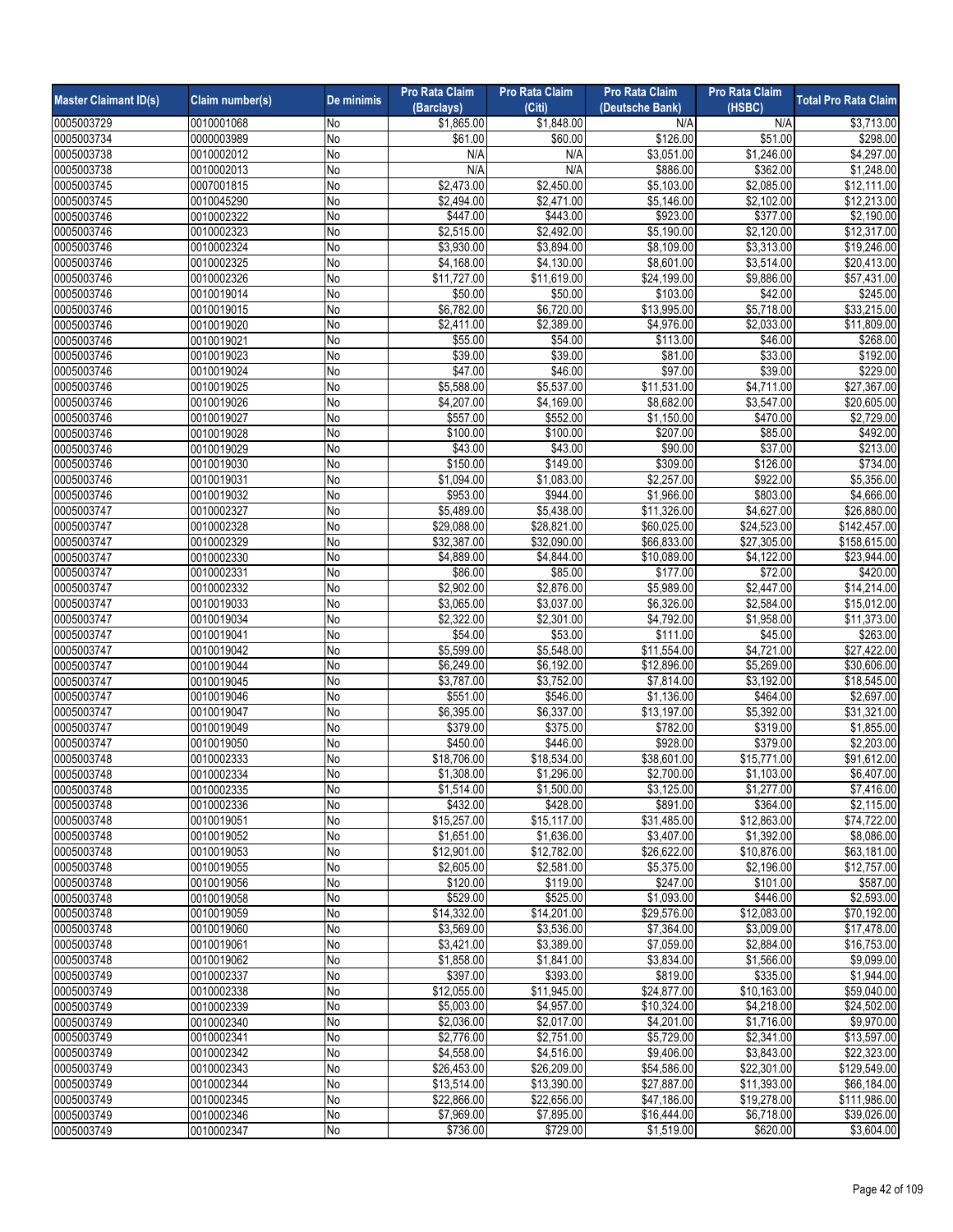| Master Claimant ID(s) | Claim number(s) | De minimis | Pro Rata Claim (Barclays) | Pro Rata Claim (Citi) | Pro Rata Claim (Deutsche Bank) | Pro Rata Claim (HSBC) | Total Pro Rata Claim |
|---|---|---|---|---|---|---|---|
| 0005003729 | 0010001068 | No | $1,865.00 | $1,848.00 | N/A | N/A | $3,713.00 |
| 0005003734 | 0000003989 | No | $61.00 | $60.00 | $126.00 | $51.00 | $298.00 |
| 0005003738 | 0010002012 | No | N/A | N/A | $3,051.00 | $1,246.00 | $4,297.00 |
| 0005003738 | 0010002013 | No | N/A | N/A | $886.00 | $362.00 | $1,248.00 |
| 0005003745 | 0007001815 | No | $2,473.00 | $2,450.00 | $5,103.00 | $2,085.00 | $12,111.00 |
| 0005003745 | 0010045290 | No | $2,494.00 | $2,471.00 | $5,146.00 | $2,102.00 | $12,213.00 |
| 0005003746 | 0010002322 | No | $447.00 | $443.00 | $923.00 | $377.00 | $2,190.00 |
| 0005003746 | 0010002323 | No | $2,515.00 | $2,492.00 | $5,190.00 | $2,120.00 | $12,317.00 |
| 0005003746 | 0010002324 | No | $3,930.00 | $3,894.00 | $8,109.00 | $3,313.00 | $19,246.00 |
| 0005003746 | 0010002325 | No | $4,168.00 | $4,130.00 | $8,601.00 | $3,514.00 | $20,413.00 |
| 0005003746 | 0010002326 | No | $11,727.00 | $11,619.00 | $24,199.00 | $9,886.00 | $57,431.00 |
| 0005003746 | 0010019014 | No | $50.00 | $50.00 | $103.00 | $42.00 | $245.00 |
| 0005003746 | 0010019015 | No | $6,782.00 | $6,720.00 | $13,995.00 | $5,718.00 | $33,215.00 |
| 0005003746 | 0010019020 | No | $2,411.00 | $2,389.00 | $4,976.00 | $2,033.00 | $11,809.00 |
| 0005003746 | 0010019021 | No | $55.00 | $54.00 | $113.00 | $46.00 | $268.00 |
| 0005003746 | 0010019023 | No | $39.00 | $39.00 | $81.00 | $33.00 | $192.00 |
| 0005003746 | 0010019024 | No | $47.00 | $46.00 | $97.00 | $39.00 | $229.00 |
| 0005003746 | 0010019025 | No | $5,588.00 | $5,537.00 | $11,531.00 | $4,711.00 | $27,367.00 |
| 0005003746 | 0010019026 | No | $4,207.00 | $4,169.00 | $8,682.00 | $3,547.00 | $20,605.00 |
| 0005003746 | 0010019027 | No | $557.00 | $552.00 | $1,150.00 | $470.00 | $2,729.00 |
| 0005003746 | 0010019028 | No | $100.00 | $100.00 | $207.00 | $85.00 | $492.00 |
| 0005003746 | 0010019029 | No | $43.00 | $43.00 | $90.00 | $37.00 | $213.00 |
| 0005003746 | 0010019030 | No | $150.00 | $149.00 | $309.00 | $126.00 | $734.00 |
| 0005003746 | 0010019031 | No | $1,094.00 | $1,083.00 | $2,257.00 | $922.00 | $5,356.00 |
| 0005003746 | 0010019032 | No | $953.00 | $944.00 | $1,966.00 | $803.00 | $4,666.00 |
| 0005003747 | 0010002327 | No | $5,489.00 | $5,438.00 | $11,326.00 | $4,627.00 | $26,880.00 |
| 0005003747 | 0010002328 | No | $29,088.00 | $28,821.00 | $60,025.00 | $24,523.00 | $142,457.00 |
| 0005003747 | 0010002329 | No | $32,387.00 | $32,090.00 | $66,833.00 | $27,305.00 | $158,615.00 |
| 0005003747 | 0010002330 | No | $4,889.00 | $4,844.00 | $10,089.00 | $4,122.00 | $23,944.00 |
| 0005003747 | 0010002331 | No | $86.00 | $85.00 | $177.00 | $72.00 | $420.00 |
| 0005003747 | 0010002332 | No | $2,902.00 | $2,876.00 | $5,989.00 | $2,447.00 | $14,214.00 |
| 0005003747 | 0010019033 | No | $3,065.00 | $3,037.00 | $6,326.00 | $2,584.00 | $15,012.00 |
| 0005003747 | 0010019034 | No | $2,322.00 | $2,301.00 | $4,792.00 | $1,958.00 | $11,373.00 |
| 0005003747 | 0010019041 | No | $54.00 | $53.00 | $111.00 | $45.00 | $263.00 |
| 0005003747 | 0010019042 | No | $5,599.00 | $5,548.00 | $11,554.00 | $4,721.00 | $27,422.00 |
| 0005003747 | 0010019044 | No | $6,249.00 | $6,192.00 | $12,896.00 | $5,269.00 | $30,606.00 |
| 0005003747 | 0010019045 | No | $3,787.00 | $3,752.00 | $7,814.00 | $3,192.00 | $18,545.00 |
| 0005003747 | 0010019046 | No | $551.00 | $546.00 | $1,136.00 | $464.00 | $2,697.00 |
| 0005003747 | 0010019047 | No | $6,395.00 | $6,337.00 | $13,197.00 | $5,392.00 | $31,321.00 |
| 0005003747 | 0010019049 | No | $379.00 | $375.00 | $782.00 | $319.00 | $1,855.00 |
| 0005003747 | 0010019050 | No | $450.00 | $446.00 | $928.00 | $379.00 | $2,203.00 |
| 0005003748 | 0010002333 | No | $18,706.00 | $18,534.00 | $38,601.00 | $15,771.00 | $91,612.00 |
| 0005003748 | 0010002334 | No | $1,308.00 | $1,296.00 | $2,700.00 | $1,103.00 | $6,407.00 |
| 0005003748 | 0010002335 | No | $1,514.00 | $1,500.00 | $3,125.00 | $1,277.00 | $7,416.00 |
| 0005003748 | 0010002336 | No | $432.00 | $428.00 | $891.00 | $364.00 | $2,115.00 |
| 0005003748 | 0010019051 | No | $15,257.00 | $15,117.00 | $31,485.00 | $12,863.00 | $74,722.00 |
| 0005003748 | 0010019052 | No | $1,651.00 | $1,636.00 | $3,407.00 | $1,392.00 | $8,086.00 |
| 0005003748 | 0010019053 | No | $12,901.00 | $12,782.00 | $26,622.00 | $10,876.00 | $63,181.00 |
| 0005003748 | 0010019055 | No | $2,605.00 | $2,581.00 | $5,375.00 | $2,196.00 | $12,757.00 |
| 0005003748 | 0010019056 | No | $120.00 | $119.00 | $247.00 | $101.00 | $587.00 |
| 0005003748 | 0010019058 | No | $529.00 | $525.00 | $1,093.00 | $446.00 | $2,593.00 |
| 0005003748 | 0010019059 | No | $14,332.00 | $14,201.00 | $29,576.00 | $12,083.00 | $70,192.00 |
| 0005003748 | 0010019060 | No | $3,569.00 | $3,536.00 | $7,364.00 | $3,009.00 | $17,478.00 |
| 0005003748 | 0010019061 | No | $3,421.00 | $3,389.00 | $7,059.00 | $2,884.00 | $16,753.00 |
| 0005003748 | 0010019062 | No | $1,858.00 | $1,841.00 | $3,834.00 | $1,566.00 | $9,099.00 |
| 0005003749 | 0010002337 | No | $397.00 | $393.00 | $819.00 | $335.00 | $1,944.00 |
| 0005003749 | 0010002338 | No | $12,055.00 | $11,945.00 | $24,877.00 | $10,163.00 | $59,040.00 |
| 0005003749 | 0010002339 | No | $5,003.00 | $4,957.00 | $10,324.00 | $4,218.00 | $24,502.00 |
| 0005003749 | 0010002340 | No | $2,036.00 | $2,017.00 | $4,201.00 | $1,716.00 | $9,970.00 |
| 0005003749 | 0010002341 | No | $2,776.00 | $2,751.00 | $5,729.00 | $2,341.00 | $13,597.00 |
| 0005003749 | 0010002342 | No | $4,558.00 | $4,516.00 | $9,406.00 | $3,843.00 | $22,323.00 |
| 0005003749 | 0010002343 | No | $26,453.00 | $26,209.00 | $54,586.00 | $22,301.00 | $129,549.00 |
| 0005003749 | 0010002344 | No | $13,514.00 | $13,390.00 | $27,887.00 | $11,393.00 | $66,184.00 |
| 0005003749 | 0010002345 | No | $22,866.00 | $22,656.00 | $47,186.00 | $19,278.00 | $111,986.00 |
| 0005003749 | 0010002346 | No | $7,969.00 | $7,895.00 | $16,444.00 | $6,718.00 | $39,026.00 |
| 0005003749 | 0010002347 | No | $736.00 | $729.00 | $1,519.00 | $620.00 | $3,604.00 |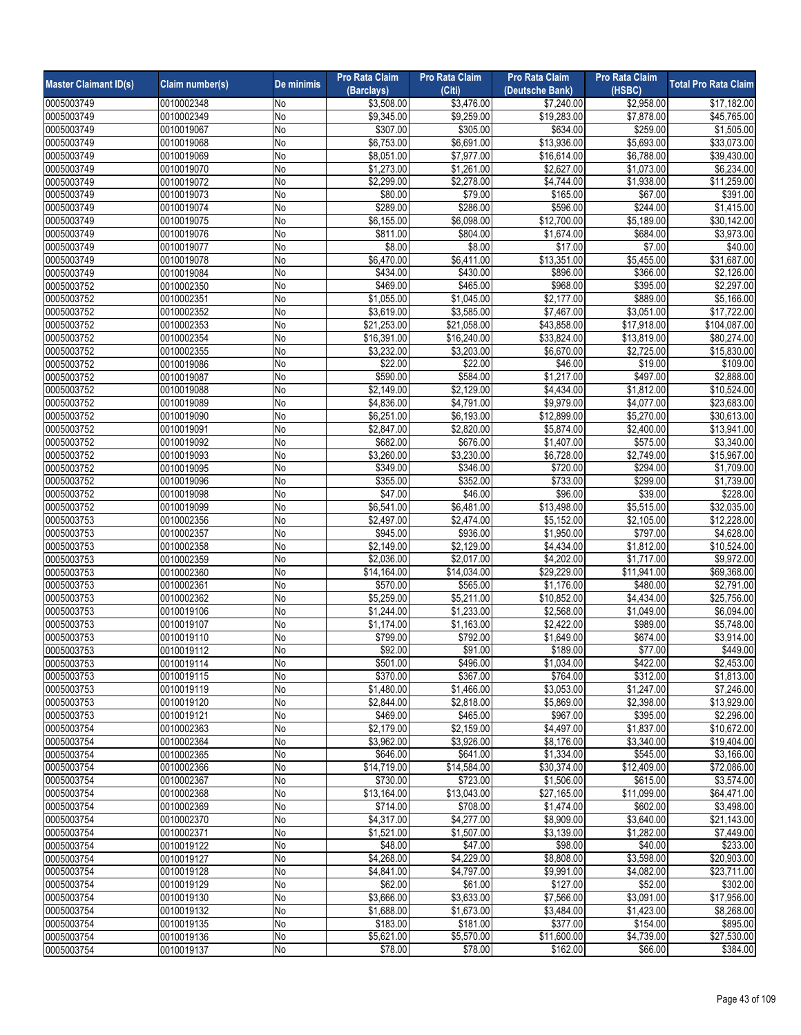| Master Claimant ID(s) | Claim number(s) | De minimis | Pro Rata Claim (Barclays) | Pro Rata Claim (Citi) | Pro Rata Claim (Deutsche Bank) | Pro Rata Claim (HSBC) | Total Pro Rata Claim |
|---|---|---|---|---|---|---|---|
| 0005003749 | 0010002348 | No | $3,508.00 | $3,476.00 | $7,240.00 | $2,958.00 | $17,182.00 |
| 0005003749 | 0010002349 | No | $9,345.00 | $9,259.00 | $19,283.00 | $7,878.00 | $45,765.00 |
| 0005003749 | 0010019067 | No | $307.00 | $305.00 | $634.00 | $259.00 | $1,505.00 |
| 0005003749 | 0010019068 | No | $6,753.00 | $6,691.00 | $13,936.00 | $5,693.00 | $33,073.00 |
| 0005003749 | 0010019069 | No | $8,051.00 | $7,977.00 | $16,614.00 | $6,788.00 | $39,430.00 |
| 0005003749 | 0010019070 | No | $1,273.00 | $1,261.00 | $2,627.00 | $1,073.00 | $6,234.00 |
| 0005003749 | 0010019072 | No | $2,299.00 | $2,278.00 | $4,744.00 | $1,938.00 | $11,259.00 |
| 0005003749 | 0010019073 | No | $80.00 | $79.00 | $165.00 | $67.00 | $391.00 |
| 0005003749 | 0010019074 | No | $289.00 | $286.00 | $596.00 | $244.00 | $1,415.00 |
| 0005003749 | 0010019075 | No | $6,155.00 | $6,098.00 | $12,700.00 | $5,189.00 | $30,142.00 |
| 0005003749 | 0010019076 | No | $811.00 | $804.00 | $1,674.00 | $684.00 | $3,973.00 |
| 0005003749 | 0010019077 | No | $8.00 | $8.00 | $17.00 | $7.00 | $40.00 |
| 0005003749 | 0010019078 | No | $6,470.00 | $6,411.00 | $13,351.00 | $5,455.00 | $31,687.00 |
| 0005003749 | 0010019084 | No | $434.00 | $430.00 | $896.00 | $366.00 | $2,126.00 |
| 0005003752 | 0010002350 | No | $469.00 | $465.00 | $968.00 | $395.00 | $2,297.00 |
| 0005003752 | 0010002351 | No | $1,055.00 | $1,045.00 | $2,177.00 | $889.00 | $5,166.00 |
| 0005003752 | 0010002352 | No | $3,619.00 | $3,585.00 | $7,467.00 | $3,051.00 | $17,722.00 |
| 0005003752 | 0010002353 | No | $21,253.00 | $21,058.00 | $43,858.00 | $17,918.00 | $104,087.00 |
| 0005003752 | 0010002354 | No | $16,391.00 | $16,240.00 | $33,824.00 | $13,819.00 | $80,274.00 |
| 0005003752 | 0010002355 | No | $3,232.00 | $3,203.00 | $6,670.00 | $2,725.00 | $15,830.00 |
| 0005003752 | 0010019086 | No | $22.00 | $22.00 | $46.00 | $19.00 | $109.00 |
| 0005003752 | 0010019087 | No | $590.00 | $584.00 | $1,217.00 | $497.00 | $2,888.00 |
| 0005003752 | 0010019088 | No | $2,149.00 | $2,129.00 | $4,434.00 | $1,812.00 | $10,524.00 |
| 0005003752 | 0010019089 | No | $4,836.00 | $4,791.00 | $9,979.00 | $4,077.00 | $23,683.00 |
| 0005003752 | 0010019090 | No | $6,251.00 | $6,193.00 | $12,899.00 | $5,270.00 | $30,613.00 |
| 0005003752 | 0010019091 | No | $2,847.00 | $2,820.00 | $5,874.00 | $2,400.00 | $13,941.00 |
| 0005003752 | 0010019092 | No | $682.00 | $676.00 | $1,407.00 | $575.00 | $3,340.00 |
| 0005003752 | 0010019093 | No | $3,260.00 | $3,230.00 | $6,728.00 | $2,749.00 | $15,967.00 |
| 0005003752 | 0010019095 | No | $349.00 | $346.00 | $720.00 | $294.00 | $1,709.00 |
| 0005003752 | 0010019096 | No | $355.00 | $352.00 | $733.00 | $299.00 | $1,739.00 |
| 0005003752 | 0010019098 | No | $47.00 | $46.00 | $96.00 | $39.00 | $228.00 |
| 0005003752 | 0010019099 | No | $6,541.00 | $6,481.00 | $13,498.00 | $5,515.00 | $32,035.00 |
| 0005003753 | 0010002356 | No | $2,497.00 | $2,474.00 | $5,152.00 | $2,105.00 | $12,228.00 |
| 0005003753 | 0010002357 | No | $945.00 | $936.00 | $1,950.00 | $797.00 | $4,628.00 |
| 0005003753 | 0010002358 | No | $2,149.00 | $2,129.00 | $4,434.00 | $1,812.00 | $10,524.00 |
| 0005003753 | 0010002359 | No | $2,036.00 | $2,017.00 | $4,202.00 | $1,717.00 | $9,972.00 |
| 0005003753 | 0010002360 | No | $14,164.00 | $14,034.00 | $29,229.00 | $11,941.00 | $69,368.00 |
| 0005003753 | 0010002361 | No | $570.00 | $565.00 | $1,176.00 | $480.00 | $2,791.00 |
| 0005003753 | 0010002362 | No | $5,259.00 | $5,211.00 | $10,852.00 | $4,434.00 | $25,756.00 |
| 0005003753 | 0010019106 | No | $1,244.00 | $1,233.00 | $2,568.00 | $1,049.00 | $6,094.00 |
| 0005003753 | 0010019107 | No | $1,174.00 | $1,163.00 | $2,422.00 | $989.00 | $5,748.00 |
| 0005003753 | 0010019110 | No | $799.00 | $792.00 | $1,649.00 | $674.00 | $3,914.00 |
| 0005003753 | 0010019112 | No | $92.00 | $91.00 | $189.00 | $77.00 | $449.00 |
| 0005003753 | 0010019114 | No | $501.00 | $496.00 | $1,034.00 | $422.00 | $2,453.00 |
| 0005003753 | 0010019115 | No | $370.00 | $367.00 | $764.00 | $312.00 | $1,813.00 |
| 0005003753 | 0010019119 | No | $1,480.00 | $1,466.00 | $3,053.00 | $1,247.00 | $7,246.00 |
| 0005003753 | 0010019120 | No | $2,844.00 | $2,818.00 | $5,869.00 | $2,398.00 | $13,929.00 |
| 0005003753 | 0010019121 | No | $469.00 | $465.00 | $967.00 | $395.00 | $2,296.00 |
| 0005003754 | 0010002363 | No | $2,179.00 | $2,159.00 | $4,497.00 | $1,837.00 | $10,672.00 |
| 0005003754 | 0010002364 | No | $3,962.00 | $3,926.00 | $8,176.00 | $3,340.00 | $19,404.00 |
| 0005003754 | 0010002365 | No | $646.00 | $641.00 | $1,334.00 | $545.00 | $3,166.00 |
| 0005003754 | 0010002366 | No | $14,719.00 | $14,584.00 | $30,374.00 | $12,409.00 | $72,086.00 |
| 0005003754 | 0010002367 | No | $730.00 | $723.00 | $1,506.00 | $615.00 | $3,574.00 |
| 0005003754 | 0010002368 | No | $13,164.00 | $13,043.00 | $27,165.00 | $11,099.00 | $64,471.00 |
| 0005003754 | 0010002369 | No | $714.00 | $708.00 | $1,474.00 | $602.00 | $3,498.00 |
| 0005003754 | 0010002370 | No | $4,317.00 | $4,277.00 | $8,909.00 | $3,640.00 | $21,143.00 |
| 0005003754 | 0010002371 | No | $1,521.00 | $1,507.00 | $3,139.00 | $1,282.00 | $7,449.00 |
| 0005003754 | 0010019122 | No | $48.00 | $47.00 | $98.00 | $40.00 | $233.00 |
| 0005003754 | 0010019127 | No | $4,268.00 | $4,229.00 | $8,808.00 | $3,598.00 | $20,903.00 |
| 0005003754 | 0010019128 | No | $4,841.00 | $4,797.00 | $9,991.00 | $4,082.00 | $23,711.00 |
| 0005003754 | 0010019129 | No | $62.00 | $61.00 | $127.00 | $52.00 | $302.00 |
| 0005003754 | 0010019130 | No | $3,666.00 | $3,633.00 | $7,566.00 | $3,091.00 | $17,956.00 |
| 0005003754 | 0010019132 | No | $1,688.00 | $1,673.00 | $3,484.00 | $1,423.00 | $8,268.00 |
| 0005003754 | 0010019135 | No | $183.00 | $181.00 | $377.00 | $154.00 | $895.00 |
| 0005003754 | 0010019136 | No | $5,621.00 | $5,570.00 | $11,600.00 | $4,739.00 | $27,530.00 |
| 0005003754 | 0010019137 | No | $78.00 | $78.00 | $162.00 | $66.00 | $384.00 |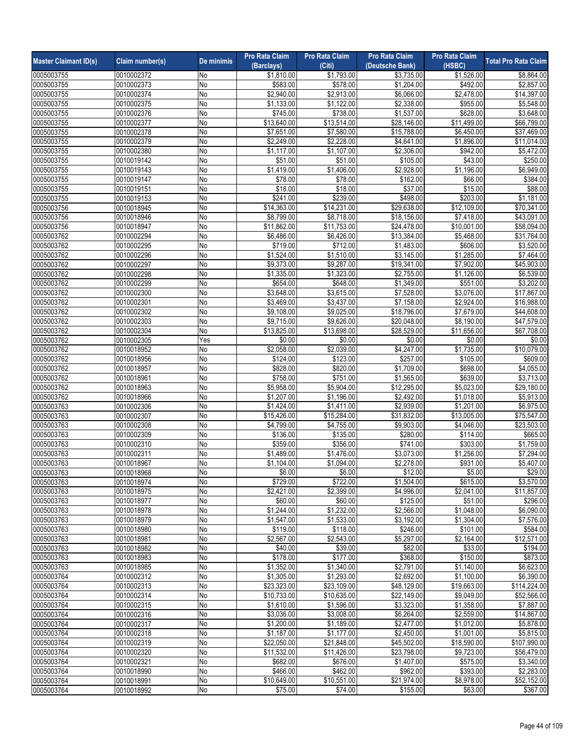| Master Claimant ID(s) | Claim number(s) | De minimis | Pro Rata Claim (Barclays) | Pro Rata Claim (Citi) | Pro Rata Claim (Deutsche Bank) | Pro Rata Claim (HSBC) | Total Pro Rata Claim |
|---|---|---|---|---|---|---|---|
| 0005003755 | 0010002372 | No | $1,810.00 | $1,793.00 | $3,735.00 | $1,526.00 | $8,864.00 |
| 0005003755 | 0010002373 | No | $583.00 | $578.00 | $1,204.00 | $492.00 | $2,857.00 |
| 0005003755 | 0010002374 | No | $2,940.00 | $2,913.00 | $6,066.00 | $2,478.00 | $14,397.00 |
| 0005003755 | 0010002375 | No | $1,133.00 | $1,122.00 | $2,338.00 | $955.00 | $5,548.00 |
| 0005003755 | 0010002376 | No | $745.00 | $738.00 | $1,537.00 | $628.00 | $3,648.00 |
| 0005003755 | 0010002377 | No | $13,640.00 | $13,514.00 | $28,146.00 | $11,499.00 | $66,799.00 |
| 0005003755 | 0010002378 | No | $7,651.00 | $7,580.00 | $15,788.00 | $6,450.00 | $37,469.00 |
| 0005003755 | 0010002379 | No | $2,249.00 | $2,228.00 | $4,641.00 | $1,896.00 | $11,014.00 |
| 0005003755 | 0010002380 | No | $1,117.00 | $1,107.00 | $2,306.00 | $942.00 | $5,472.00 |
| 0005003755 | 0010019142 | No | $51.00 | $51.00 | $105.00 | $43.00 | $250.00 |
| 0005003755 | 0010019143 | No | $1,419.00 | $1,406.00 | $2,928.00 | $1,196.00 | $6,949.00 |
| 0005003755 | 0010019147 | No | $78.00 | $78.00 | $162.00 | $66.00 | $384.00 |
| 0005003755 | 0010019151 | No | $18.00 | $18.00 | $37.00 | $15.00 | $88.00 |
| 0005003755 | 0010019153 | No | $241.00 | $239.00 | $498.00 | $203.00 | $1,181.00 |
| 0005003756 | 0010018945 | No | $14,363.00 | $14,231.00 | $29,638.00 | $12,109.00 | $70,341.00 |
| 0005003756 | 0010018946 | No | $8,799.00 | $8,718.00 | $18,156.00 | $7,418.00 | $43,091.00 |
| 0005003756 | 0010018947 | No | $11,862.00 | $11,753.00 | $24,478.00 | $10,001.00 | $58,094.00 |
| 0005003762 | 0010002294 | No | $6,486.00 | $6,426.00 | $13,384.00 | $5,468.00 | $31,764.00 |
| 0005003762 | 0010002295 | No | $719.00 | $712.00 | $1,483.00 | $606.00 | $3,520.00 |
| 0005003762 | 0010002296 | No | $1,524.00 | $1,510.00 | $3,145.00 | $1,285.00 | $7,464.00 |
| 0005003762 | 0010002297 | No | $9,373.00 | $9,287.00 | $19,341.00 | $7,902.00 | $45,903.00 |
| 0005003762 | 0010002298 | No | $1,335.00 | $1,323.00 | $2,755.00 | $1,126.00 | $6,539.00 |
| 0005003762 | 0010002299 | No | $654.00 | $648.00 | $1,349.00 | $551.00 | $3,202.00 |
| 0005003762 | 0010002300 | No | $3,648.00 | $3,615.00 | $7,528.00 | $3,076.00 | $17,867.00 |
| 0005003762 | 0010002301 | No | $3,469.00 | $3,437.00 | $7,158.00 | $2,924.00 | $16,988.00 |
| 0005003762 | 0010002302 | No | $9,108.00 | $9,025.00 | $18,796.00 | $7,679.00 | $44,608.00 |
| 0005003762 | 0010002303 | No | $9,715.00 | $9,626.00 | $20,048.00 | $8,190.00 | $47,579.00 |
| 0005003762 | 0010002304 | No | $13,825.00 | $13,698.00 | $28,529.00 | $11,656.00 | $67,708.00 |
| 0005003762 | 0010002305 | Yes | $0.00 | $0.00 | $0.00 | $0.00 | $0.00 |
| 0005003762 | 0010018952 | No | $2,058.00 | $2,039.00 | $4,247.00 | $1,735.00 | $10,079.00 |
| 0005003762 | 0010018956 | No | $124.00 | $123.00 | $257.00 | $105.00 | $609.00 |
| 0005003762 | 0010018957 | No | $828.00 | $820.00 | $1,709.00 | $698.00 | $4,055.00 |
| 0005003762 | 0010018961 | No | $758.00 | $751.00 | $1,565.00 | $639.00 | $3,713.00 |
| 0005003762 | 0010018963 | No | $5,958.00 | $5,904.00 | $12,295.00 | $5,023.00 | $29,180.00 |
| 0005003762 | 0010018966 | No | $1,207.00 | $1,196.00 | $2,492.00 | $1,018.00 | $5,913.00 |
| 0005003763 | 0010002306 | No | $1,424.00 | $1,411.00 | $2,939.00 | $1,201.00 | $6,975.00 |
| 0005003763 | 0010002307 | No | $15,426.00 | $15,284.00 | $31,832.00 | $13,005.00 | $75,547.00 |
| 0005003763 | 0010002308 | No | $4,799.00 | $4,755.00 | $9,903.00 | $4,046.00 | $23,503.00 |
| 0005003763 | 0010002309 | No | $136.00 | $135.00 | $280.00 | $114.00 | $665.00 |
| 0005003763 | 0010002310 | No | $359.00 | $356.00 | $741.00 | $303.00 | $1,759.00 |
| 0005003763 | 0010002311 | No | $1,489.00 | $1,476.00 | $3,073.00 | $1,256.00 | $7,294.00 |
| 0005003763 | 0010018967 | No | $1,104.00 | $1,094.00 | $2,278.00 | $931.00 | $5,407.00 |
| 0005003763 | 0010018968 | No | $6.00 | $6.00 | $12.00 | $5.00 | $29.00 |
| 0005003763 | 0010018974 | No | $729.00 | $722.00 | $1,504.00 | $615.00 | $3,570.00 |
| 0005003763 | 0010018975 | No | $2,421.00 | $2,399.00 | $4,996.00 | $2,041.00 | $11,857.00 |
| 0005003763 | 0010018977 | No | $60.00 | $60.00 | $125.00 | $51.00 | $296.00 |
| 0005003763 | 0010018978 | No | $1,244.00 | $1,232.00 | $2,566.00 | $1,048.00 | $6,090.00 |
| 0005003763 | 0010018979 | No | $1,547.00 | $1,533.00 | $3,192.00 | $1,304.00 | $7,576.00 |
| 0005003763 | 0010018980 | No | $119.00 | $118.00 | $246.00 | $101.00 | $584.00 |
| 0005003763 | 0010018981 | No | $2,567.00 | $2,543.00 | $5,297.00 | $2,164.00 | $12,571.00 |
| 0005003763 | 0010018982 | No | $40.00 | $39.00 | $82.00 | $33.00 | $194.00 |
| 0005003763 | 0010018983 | No | $178.00 | $177.00 | $368.00 | $150.00 | $873.00 |
| 0005003763 | 0010018985 | No | $1,352.00 | $1,340.00 | $2,791.00 | $1,140.00 | $6,623.00 |
| 0005003764 | 0010002312 | No | $1,305.00 | $1,293.00 | $2,692.00 | $1,100.00 | $6,390.00 |
| 0005003764 | 0010002313 | No | $23,323.00 | $23,109.00 | $48,129.00 | $19,663.00 | $114,224.00 |
| 0005003764 | 0010002314 | No | $10,733.00 | $10,635.00 | $22,149.00 | $9,049.00 | $52,566.00 |
| 0005003764 | 0010002315 | No | $1,610.00 | $1,596.00 | $3,323.00 | $1,358.00 | $7,887.00 |
| 0005003764 | 0010002316 | No | $3,036.00 | $3,008.00 | $6,264.00 | $2,559.00 | $14,867.00 |
| 0005003764 | 0010002317 | No | $1,200.00 | $1,189.00 | $2,477.00 | $1,012.00 | $5,878.00 |
| 0005003764 | 0010002318 | No | $1,187.00 | $1,177.00 | $2,450.00 | $1,001.00 | $5,815.00 |
| 0005003764 | 0010002319 | No | $22,050.00 | $21,848.00 | $45,502.00 | $18,590.00 | $107,990.00 |
| 0005003764 | 0010002320 | No | $11,532.00 | $11,426.00 | $23,798.00 | $9,723.00 | $56,479.00 |
| 0005003764 | 0010002321 | No | $682.00 | $676.00 | $1,407.00 | $575.00 | $3,340.00 |
| 0005003764 | 0010018990 | No | $466.00 | $462.00 | $962.00 | $393.00 | $2,283.00 |
| 0005003764 | 0010018991 | No | $10,649.00 | $10,551.00 | $21,974.00 | $8,978.00 | $52,152.00 |
| 0005003764 | 0010018992 | No | $75.00 | $74.00 | $155.00 | $63.00 | $367.00 |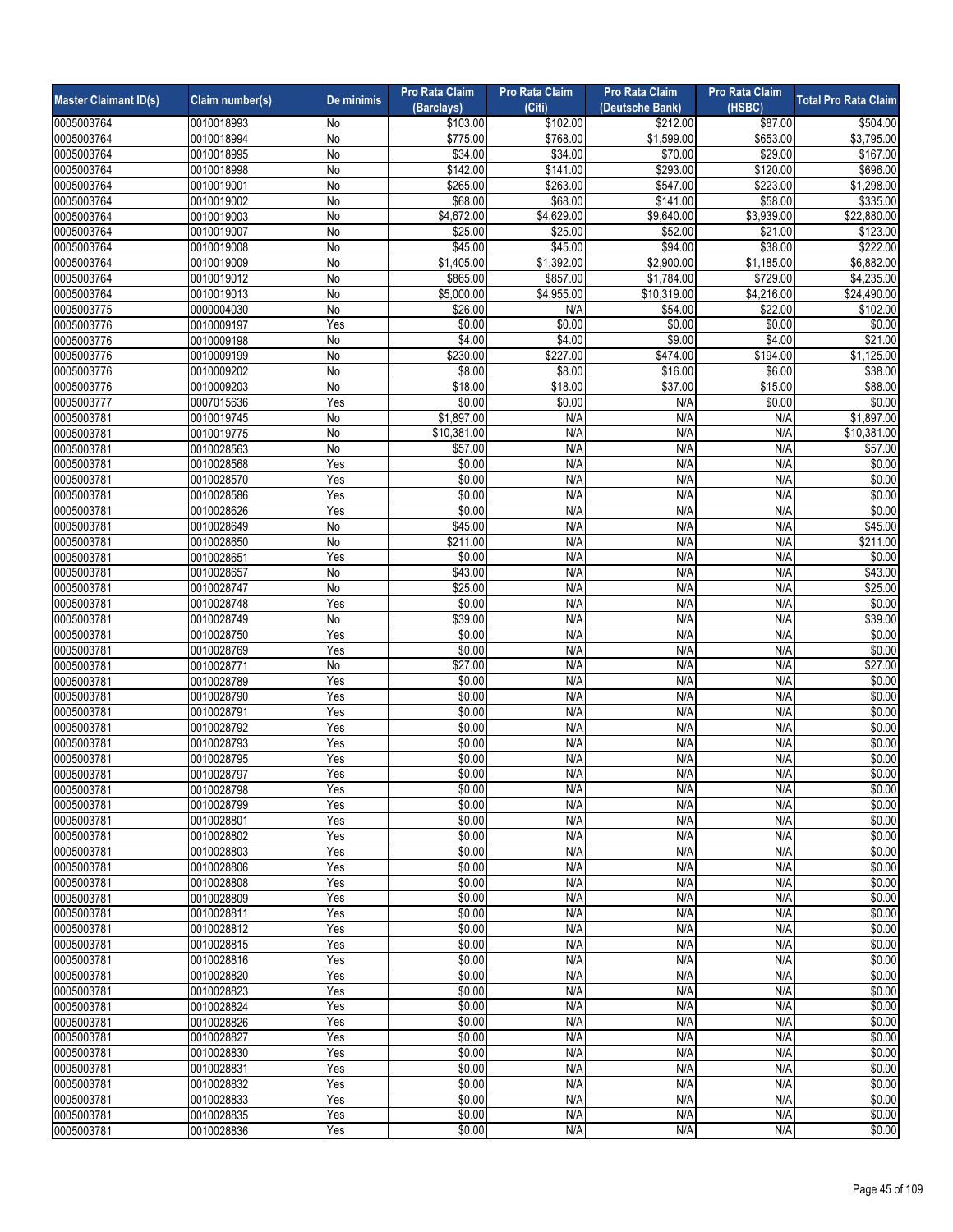| Master Claimant ID(s) | Claim number(s) | De minimis | Pro Rata Claim (Barclays) | Pro Rata Claim (Citi) | Pro Rata Claim (Deutsche Bank) | Pro Rata Claim (HSBC) | Total Pro Rata Claim |
|---|---|---|---|---|---|---|---|
| 0005003764 | 0010018993 | No | $103.00 | $102.00 | $212.00 | $87.00 | $504.00 |
| 0005003764 | 0010018994 | No | $775.00 | $768.00 | $1,599.00 | $653.00 | $3,795.00 |
| 0005003764 | 0010018995 | No | $34.00 | $34.00 | $70.00 | $29.00 | $167.00 |
| 0005003764 | 0010018998 | No | $142.00 | $141.00 | $293.00 | $120.00 | $696.00 |
| 0005003764 | 0010019001 | No | $265.00 | $263.00 | $547.00 | $223.00 | $1,298.00 |
| 0005003764 | 0010019002 | No | $68.00 | $68.00 | $141.00 | $58.00 | $335.00 |
| 0005003764 | 0010019003 | No | $4,672.00 | $4,629.00 | $9,640.00 | $3,939.00 | $22,880.00 |
| 0005003764 | 0010019007 | No | $25.00 | $25.00 | $52.00 | $21.00 | $123.00 |
| 0005003764 | 0010019008 | No | $45.00 | $45.00 | $94.00 | $38.00 | $222.00 |
| 0005003764 | 0010019009 | No | $1,405.00 | $1,392.00 | $2,900.00 | $1,185.00 | $6,882.00 |
| 0005003764 | 0010019012 | No | $865.00 | $857.00 | $1,784.00 | $729.00 | $4,235.00 |
| 0005003764 | 0010019013 | No | $5,000.00 | $4,955.00 | $10,319.00 | $4,216.00 | $24,490.00 |
| 0005003775 | 0000004030 | No | $26.00 | N/A | $54.00 | $22.00 | $102.00 |
| 0005003776 | 0010009197 | Yes | $0.00 | $0.00 | $0.00 | $0.00 | $0.00 |
| 0005003776 | 0010009198 | No | $4.00 | $4.00 | $9.00 | $4.00 | $21.00 |
| 0005003776 | 0010009199 | No | $230.00 | $227.00 | $474.00 | $194.00 | $1,125.00 |
| 0005003776 | 0010009202 | No | $8.00 | $8.00 | $16.00 | $6.00 | $38.00 |
| 0005003776 | 0010009203 | No | $18.00 | $18.00 | $37.00 | $15.00 | $88.00 |
| 0005003777 | 0007015636 | Yes | $0.00 | $0.00 | N/A | $0.00 | $0.00 |
| 0005003781 | 0010019745 | No | $1,897.00 | N/A | N/A | N/A | $1,897.00 |
| 0005003781 | 0010019775 | No | $10,381.00 | N/A | N/A | N/A | $10,381.00 |
| 0005003781 | 0010028563 | No | $57.00 | N/A | N/A | N/A | $57.00 |
| 0005003781 | 0010028568 | Yes | $0.00 | N/A | N/A | N/A | $0.00 |
| 0005003781 | 0010028570 | Yes | $0.00 | N/A | N/A | N/A | $0.00 |
| 0005003781 | 0010028586 | Yes | $0.00 | N/A | N/A | N/A | $0.00 |
| 0005003781 | 0010028626 | Yes | $0.00 | N/A | N/A | N/A | $0.00 |
| 0005003781 | 0010028649 | No | $45.00 | N/A | N/A | N/A | $45.00 |
| 0005003781 | 0010028650 | No | $211.00 | N/A | N/A | N/A | $211.00 |
| 0005003781 | 0010028651 | Yes | $0.00 | N/A | N/A | N/A | $0.00 |
| 0005003781 | 0010028657 | No | $43.00 | N/A | N/A | N/A | $43.00 |
| 0005003781 | 0010028747 | No | $25.00 | N/A | N/A | N/A | $25.00 |
| 0005003781 | 0010028748 | Yes | $0.00 | N/A | N/A | N/A | $0.00 |
| 0005003781 | 0010028749 | No | $39.00 | N/A | N/A | N/A | $39.00 |
| 0005003781 | 0010028750 | Yes | $0.00 | N/A | N/A | N/A | $0.00 |
| 0005003781 | 0010028769 | Yes | $0.00 | N/A | N/A | N/A | $0.00 |
| 0005003781 | 0010028771 | No | $27.00 | N/A | N/A | N/A | $27.00 |
| 0005003781 | 0010028789 | Yes | $0.00 | N/A | N/A | N/A | $0.00 |
| 0005003781 | 0010028790 | Yes | $0.00 | N/A | N/A | N/A | $0.00 |
| 0005003781 | 0010028791 | Yes | $0.00 | N/A | N/A | N/A | $0.00 |
| 0005003781 | 0010028792 | Yes | $0.00 | N/A | N/A | N/A | $0.00 |
| 0005003781 | 0010028793 | Yes | $0.00 | N/A | N/A | N/A | $0.00 |
| 0005003781 | 0010028795 | Yes | $0.00 | N/A | N/A | N/A | $0.00 |
| 0005003781 | 0010028797 | Yes | $0.00 | N/A | N/A | N/A | $0.00 |
| 0005003781 | 0010028798 | Yes | $0.00 | N/A | N/A | N/A | $0.00 |
| 0005003781 | 0010028799 | Yes | $0.00 | N/A | N/A | N/A | $0.00 |
| 0005003781 | 0010028801 | Yes | $0.00 | N/A | N/A | N/A | $0.00 |
| 0005003781 | 0010028802 | Yes | $0.00 | N/A | N/A | N/A | $0.00 |
| 0005003781 | 0010028803 | Yes | $0.00 | N/A | N/A | N/A | $0.00 |
| 0005003781 | 0010028806 | Yes | $0.00 | N/A | N/A | N/A | $0.00 |
| 0005003781 | 0010028808 | Yes | $0.00 | N/A | N/A | N/A | $0.00 |
| 0005003781 | 0010028809 | Yes | $0.00 | N/A | N/A | N/A | $0.00 |
| 0005003781 | 0010028811 | Yes | $0.00 | N/A | N/A | N/A | $0.00 |
| 0005003781 | 0010028812 | Yes | $0.00 | N/A | N/A | N/A | $0.00 |
| 0005003781 | 0010028815 | Yes | $0.00 | N/A | N/A | N/A | $0.00 |
| 0005003781 | 0010028816 | Yes | $0.00 | N/A | N/A | N/A | $0.00 |
| 0005003781 | 0010028820 | Yes | $0.00 | N/A | N/A | N/A | $0.00 |
| 0005003781 | 0010028823 | Yes | $0.00 | N/A | N/A | N/A | $0.00 |
| 0005003781 | 0010028824 | Yes | $0.00 | N/A | N/A | N/A | $0.00 |
| 0005003781 | 0010028826 | Yes | $0.00 | N/A | N/A | N/A | $0.00 |
| 0005003781 | 0010028827 | Yes | $0.00 | N/A | N/A | N/A | $0.00 |
| 0005003781 | 0010028830 | Yes | $0.00 | N/A | N/A | N/A | $0.00 |
| 0005003781 | 0010028831 | Yes | $0.00 | N/A | N/A | N/A | $0.00 |
| 0005003781 | 0010028832 | Yes | $0.00 | N/A | N/A | N/A | $0.00 |
| 0005003781 | 0010028833 | Yes | $0.00 | N/A | N/A | N/A | $0.00 |
| 0005003781 | 0010028835 | Yes | $0.00 | N/A | N/A | N/A | $0.00 |
| 0005003781 | 0010028836 | Yes | $0.00 | N/A | N/A | N/A | $0.00 |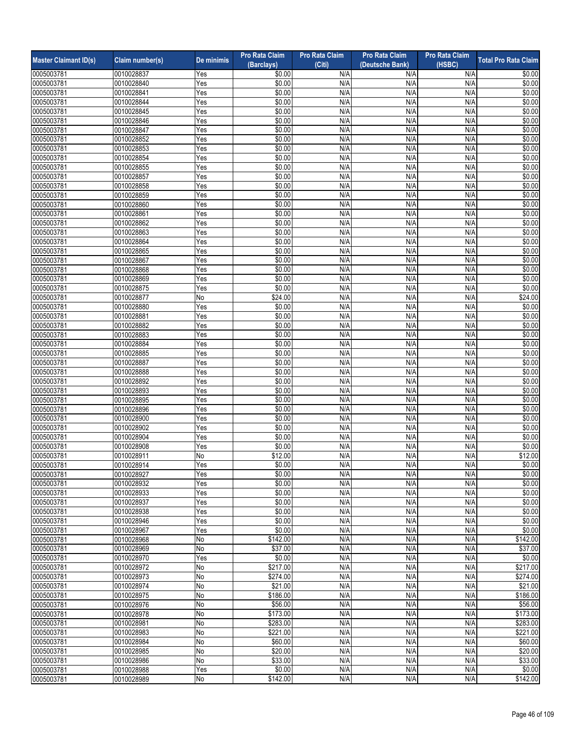| Master Claimant ID(s) | Claim number(s) | De minimis | Pro Rata Claim (Barclays) | Pro Rata Claim (Citi) | Pro Rata Claim (Deutsche Bank) | Pro Rata Claim (HSBC) | Total Pro Rata Claim |
|---|---|---|---|---|---|---|---|
| 0005003781 | 0010028837 | Yes | $0.00 | N/A | N/A | N/A | $0.00 |
| 0005003781 | 0010028840 | Yes | $0.00 | N/A | N/A | N/A | $0.00 |
| 0005003781 | 0010028841 | Yes | $0.00 | N/A | N/A | N/A | $0.00 |
| 0005003781 | 0010028844 | Yes | $0.00 | N/A | N/A | N/A | $0.00 |
| 0005003781 | 0010028845 | Yes | $0.00 | N/A | N/A | N/A | $0.00 |
| 0005003781 | 0010028846 | Yes | $0.00 | N/A | N/A | N/A | $0.00 |
| 0005003781 | 0010028847 | Yes | $0.00 | N/A | N/A | N/A | $0.00 |
| 0005003781 | 0010028852 | Yes | $0.00 | N/A | N/A | N/A | $0.00 |
| 0005003781 | 0010028853 | Yes | $0.00 | N/A | N/A | N/A | $0.00 |
| 0005003781 | 0010028854 | Yes | $0.00 | N/A | N/A | N/A | $0.00 |
| 0005003781 | 0010028855 | Yes | $0.00 | N/A | N/A | N/A | $0.00 |
| 0005003781 | 0010028857 | Yes | $0.00 | N/A | N/A | N/A | $0.00 |
| 0005003781 | 0010028858 | Yes | $0.00 | N/A | N/A | N/A | $0.00 |
| 0005003781 | 0010028859 | Yes | $0.00 | N/A | N/A | N/A | $0.00 |
| 0005003781 | 0010028860 | Yes | $0.00 | N/A | N/A | N/A | $0.00 |
| 0005003781 | 0010028861 | Yes | $0.00 | N/A | N/A | N/A | $0.00 |
| 0005003781 | 0010028862 | Yes | $0.00 | N/A | N/A | N/A | $0.00 |
| 0005003781 | 0010028863 | Yes | $0.00 | N/A | N/A | N/A | $0.00 |
| 0005003781 | 0010028864 | Yes | $0.00 | N/A | N/A | N/A | $0.00 |
| 0005003781 | 0010028865 | Yes | $0.00 | N/A | N/A | N/A | $0.00 |
| 0005003781 | 0010028867 | Yes | $0.00 | N/A | N/A | N/A | $0.00 |
| 0005003781 | 0010028868 | Yes | $0.00 | N/A | N/A | N/A | $0.00 |
| 0005003781 | 0010028869 | Yes | $0.00 | N/A | N/A | N/A | $0.00 |
| 0005003781 | 0010028875 | Yes | $0.00 | N/A | N/A | N/A | $0.00 |
| 0005003781 | 0010028877 | No | $24.00 | N/A | N/A | N/A | $24.00 |
| 0005003781 | 0010028880 | Yes | $0.00 | N/A | N/A | N/A | $0.00 |
| 0005003781 | 0010028881 | Yes | $0.00 | N/A | N/A | N/A | $0.00 |
| 0005003781 | 0010028882 | Yes | $0.00 | N/A | N/A | N/A | $0.00 |
| 0005003781 | 0010028883 | Yes | $0.00 | N/A | N/A | N/A | $0.00 |
| 0005003781 | 0010028884 | Yes | $0.00 | N/A | N/A | N/A | $0.00 |
| 0005003781 | 0010028885 | Yes | $0.00 | N/A | N/A | N/A | $0.00 |
| 0005003781 | 0010028887 | Yes | $0.00 | N/A | N/A | N/A | $0.00 |
| 0005003781 | 0010028888 | Yes | $0.00 | N/A | N/A | N/A | $0.00 |
| 0005003781 | 0010028892 | Yes | $0.00 | N/A | N/A | N/A | $0.00 |
| 0005003781 | 0010028893 | Yes | $0.00 | N/A | N/A | N/A | $0.00 |
| 0005003781 | 0010028895 | Yes | $0.00 | N/A | N/A | N/A | $0.00 |
| 0005003781 | 0010028896 | Yes | $0.00 | N/A | N/A | N/A | $0.00 |
| 0005003781 | 0010028900 | Yes | $0.00 | N/A | N/A | N/A | $0.00 |
| 0005003781 | 0010028902 | Yes | $0.00 | N/A | N/A | N/A | $0.00 |
| 0005003781 | 0010028904 | Yes | $0.00 | N/A | N/A | N/A | $0.00 |
| 0005003781 | 0010028908 | Yes | $0.00 | N/A | N/A | N/A | $0.00 |
| 0005003781 | 0010028911 | No | $12.00 | N/A | N/A | N/A | $12.00 |
| 0005003781 | 0010028914 | Yes | $0.00 | N/A | N/A | N/A | $0.00 |
| 0005003781 | 0010028927 | Yes | $0.00 | N/A | N/A | N/A | $0.00 |
| 0005003781 | 0010028932 | Yes | $0.00 | N/A | N/A | N/A | $0.00 |
| 0005003781 | 0010028933 | Yes | $0.00 | N/A | N/A | N/A | $0.00 |
| 0005003781 | 0010028937 | Yes | $0.00 | N/A | N/A | N/A | $0.00 |
| 0005003781 | 0010028938 | Yes | $0.00 | N/A | N/A | N/A | $0.00 |
| 0005003781 | 0010028946 | Yes | $0.00 | N/A | N/A | N/A | $0.00 |
| 0005003781 | 0010028967 | Yes | $0.00 | N/A | N/A | N/A | $0.00 |
| 0005003781 | 0010028968 | No | $142.00 | N/A | N/A | N/A | $142.00 |
| 0005003781 | 0010028969 | No | $37.00 | N/A | N/A | N/A | $37.00 |
| 0005003781 | 0010028970 | Yes | $0.00 | N/A | N/A | N/A | $0.00 |
| 0005003781 | 0010028972 | No | $217.00 | N/A | N/A | N/A | $217.00 |
| 0005003781 | 0010028973 | No | $274.00 | N/A | N/A | N/A | $274.00 |
| 0005003781 | 0010028974 | No | $21.00 | N/A | N/A | N/A | $21.00 |
| 0005003781 | 0010028975 | No | $186.00 | N/A | N/A | N/A | $186.00 |
| 0005003781 | 0010028976 | No | $56.00 | N/A | N/A | N/A | $56.00 |
| 0005003781 | 0010028978 | No | $173.00 | N/A | N/A | N/A | $173.00 |
| 0005003781 | 0010028981 | No | $283.00 | N/A | N/A | N/A | $283.00 |
| 0005003781 | 0010028983 | No | $221.00 | N/A | N/A | N/A | $221.00 |
| 0005003781 | 0010028984 | No | $60.00 | N/A | N/A | N/A | $60.00 |
| 0005003781 | 0010028985 | No | $20.00 | N/A | N/A | N/A | $20.00 |
| 0005003781 | 0010028986 | No | $33.00 | N/A | N/A | N/A | $33.00 |
| 0005003781 | 0010028988 | Yes | $0.00 | N/A | N/A | N/A | $0.00 |
| 0005003781 | 0010028989 | No | $142.00 | N/A | N/A | N/A | $142.00 |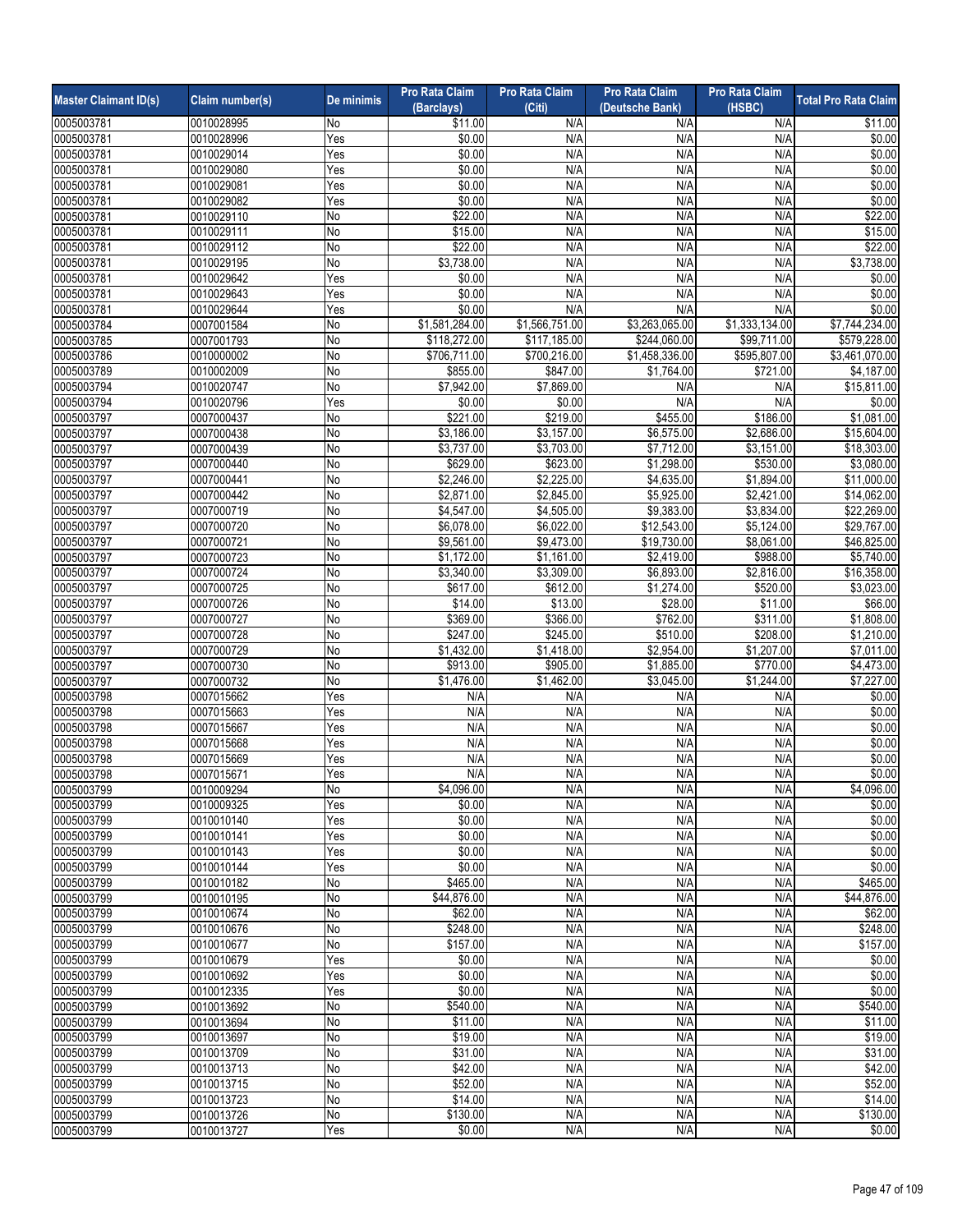| Master Claimant ID(s) | Claim number(s) | De minimis | Pro Rata Claim (Barclays) | Pro Rata Claim (Citi) | Pro Rata Claim (Deutsche Bank) | Pro Rata Claim (HSBC) | Total Pro Rata Claim |
|---|---|---|---|---|---|---|---|
| 0005003781 | 0010028995 | No | $11.00 | N/A | N/A | N/A | $11.00 |
| 0005003781 | 0010028996 | Yes | $0.00 | N/A | N/A | N/A | $0.00 |
| 0005003781 | 0010029014 | Yes | $0.00 | N/A | N/A | N/A | $0.00 |
| 0005003781 | 0010029080 | Yes | $0.00 | N/A | N/A | N/A | $0.00 |
| 0005003781 | 0010029081 | Yes | $0.00 | N/A | N/A | N/A | $0.00 |
| 0005003781 | 0010029082 | Yes | $0.00 | N/A | N/A | N/A | $0.00 |
| 0005003781 | 0010029110 | No | $22.00 | N/A | N/A | N/A | $22.00 |
| 0005003781 | 0010029111 | No | $15.00 | N/A | N/A | N/A | $15.00 |
| 0005003781 | 0010029112 | No | $22.00 | N/A | N/A | N/A | $22.00 |
| 0005003781 | 0010029195 | No | $3,738.00 | N/A | N/A | N/A | $3,738.00 |
| 0005003781 | 0010029642 | Yes | $0.00 | N/A | N/A | N/A | $0.00 |
| 0005003781 | 0010029643 | Yes | $0.00 | N/A | N/A | N/A | $0.00 |
| 0005003781 | 0010029644 | Yes | $0.00 | N/A | N/A | N/A | $0.00 |
| 0005003784 | 0007001584 | No | $1,581,284.00 | $1,566,751.00 | $3,263,065.00 | $1,333,134.00 | $7,744,234.00 |
| 0005003785 | 0007001793 | No | $118,272.00 | $117,185.00 | $244,060.00 | $99,711.00 | $579,228.00 |
| 0005003786 | 0010000002 | No | $706,711.00 | $700,216.00 | $1,458,336.00 | $595,807.00 | $3,461,070.00 |
| 0005003789 | 0010002009 | No | $855.00 | $847.00 | $1,764.00 | $721.00 | $4,187.00 |
| 0005003794 | 0010020747 | No | $7,942.00 | $7,869.00 | N/A | N/A | $15,811.00 |
| 0005003794 | 0010020796 | Yes | $0.00 | $0.00 | N/A | N/A | $0.00 |
| 0005003797 | 0007000437 | No | $221.00 | $219.00 | $455.00 | $186.00 | $1,081.00 |
| 0005003797 | 0007000438 | No | $3,186.00 | $3,157.00 | $6,575.00 | $2,686.00 | $15,604.00 |
| 0005003797 | 0007000439 | No | $3,737.00 | $3,703.00 | $7,712.00 | $3,151.00 | $18,303.00 |
| 0005003797 | 0007000440 | No | $629.00 | $623.00 | $1,298.00 | $530.00 | $3,080.00 |
| 0005003797 | 0007000441 | No | $2,246.00 | $2,225.00 | $4,635.00 | $1,894.00 | $11,000.00 |
| 0005003797 | 0007000442 | No | $2,871.00 | $2,845.00 | $5,925.00 | $2,421.00 | $14,062.00 |
| 0005003797 | 0007000719 | No | $4,547.00 | $4,505.00 | $9,383.00 | $3,834.00 | $22,269.00 |
| 0005003797 | 0007000720 | No | $6,078.00 | $6,022.00 | $12,543.00 | $5,124.00 | $29,767.00 |
| 0005003797 | 0007000721 | No | $9,561.00 | $9,473.00 | $19,730.00 | $8,061.00 | $46,825.00 |
| 0005003797 | 0007000723 | No | $1,172.00 | $1,161.00 | $2,419.00 | $988.00 | $5,740.00 |
| 0005003797 | 0007000724 | No | $3,340.00 | $3,309.00 | $6,893.00 | $2,816.00 | $16,358.00 |
| 0005003797 | 0007000725 | No | $617.00 | $612.00 | $1,274.00 | $520.00 | $3,023.00 |
| 0005003797 | 0007000726 | No | $14.00 | $13.00 | $28.00 | $11.00 | $66.00 |
| 0005003797 | 0007000727 | No | $369.00 | $366.00 | $762.00 | $311.00 | $1,808.00 |
| 0005003797 | 0007000728 | No | $247.00 | $245.00 | $510.00 | $208.00 | $1,210.00 |
| 0005003797 | 0007000729 | No | $1,432.00 | $1,418.00 | $2,954.00 | $1,207.00 | $7,011.00 |
| 0005003797 | 0007000730 | No | $913.00 | $905.00 | $1,885.00 | $770.00 | $4,473.00 |
| 0005003797 | 0007000732 | No | $1,476.00 | $1,462.00 | $3,045.00 | $1,244.00 | $7,227.00 |
| 0005003798 | 0007015662 | Yes | N/A | N/A | N/A | N/A | $0.00 |
| 0005003798 | 0007015663 | Yes | N/A | N/A | N/A | N/A | $0.00 |
| 0005003798 | 0007015667 | Yes | N/A | N/A | N/A | N/A | $0.00 |
| 0005003798 | 0007015668 | Yes | N/A | N/A | N/A | N/A | $0.00 |
| 0005003798 | 0007015669 | Yes | N/A | N/A | N/A | N/A | $0.00 |
| 0005003798 | 0007015671 | Yes | N/A | N/A | N/A | N/A | $0.00 |
| 0005003799 | 0010009294 | No | $4,096.00 | N/A | N/A | N/A | $4,096.00 |
| 0005003799 | 0010009325 | Yes | $0.00 | N/A | N/A | N/A | $0.00 |
| 0005003799 | 0010010140 | Yes | $0.00 | N/A | N/A | N/A | $0.00 |
| 0005003799 | 0010010141 | Yes | $0.00 | N/A | N/A | N/A | $0.00 |
| 0005003799 | 0010010143 | Yes | $0.00 | N/A | N/A | N/A | $0.00 |
| 0005003799 | 0010010144 | Yes | $0.00 | N/A | N/A | N/A | $0.00 |
| 0005003799 | 0010010182 | No | $465.00 | N/A | N/A | N/A | $465.00 |
| 0005003799 | 0010010195 | No | $44,876.00 | N/A | N/A | N/A | $44,876.00 |
| 0005003799 | 0010010674 | No | $62.00 | N/A | N/A | N/A | $62.00 |
| 0005003799 | 0010010676 | No | $248.00 | N/A | N/A | N/A | $248.00 |
| 0005003799 | 0010010677 | No | $157.00 | N/A | N/A | N/A | $157.00 |
| 0005003799 | 0010010679 | Yes | $0.00 | N/A | N/A | N/A | $0.00 |
| 0005003799 | 0010010692 | Yes | $0.00 | N/A | N/A | N/A | $0.00 |
| 0005003799 | 0010012335 | Yes | $0.00 | N/A | N/A | N/A | $0.00 |
| 0005003799 | 0010013692 | No | $540.00 | N/A | N/A | N/A | $540.00 |
| 0005003799 | 0010013694 | No | $11.00 | N/A | N/A | N/A | $11.00 |
| 0005003799 | 0010013697 | No | $19.00 | N/A | N/A | N/A | $19.00 |
| 0005003799 | 0010013709 | No | $31.00 | N/A | N/A | N/A | $31.00 |
| 0005003799 | 0010013713 | No | $42.00 | N/A | N/A | N/A | $42.00 |
| 0005003799 | 0010013715 | No | $52.00 | N/A | N/A | N/A | $52.00 |
| 0005003799 | 0010013723 | No | $14.00 | N/A | N/A | N/A | $14.00 |
| 0005003799 | 0010013726 | No | $130.00 | N/A | N/A | N/A | $130.00 |
| 0005003799 | 0010013727 | Yes | $0.00 | N/A | N/A | N/A | $0.00 |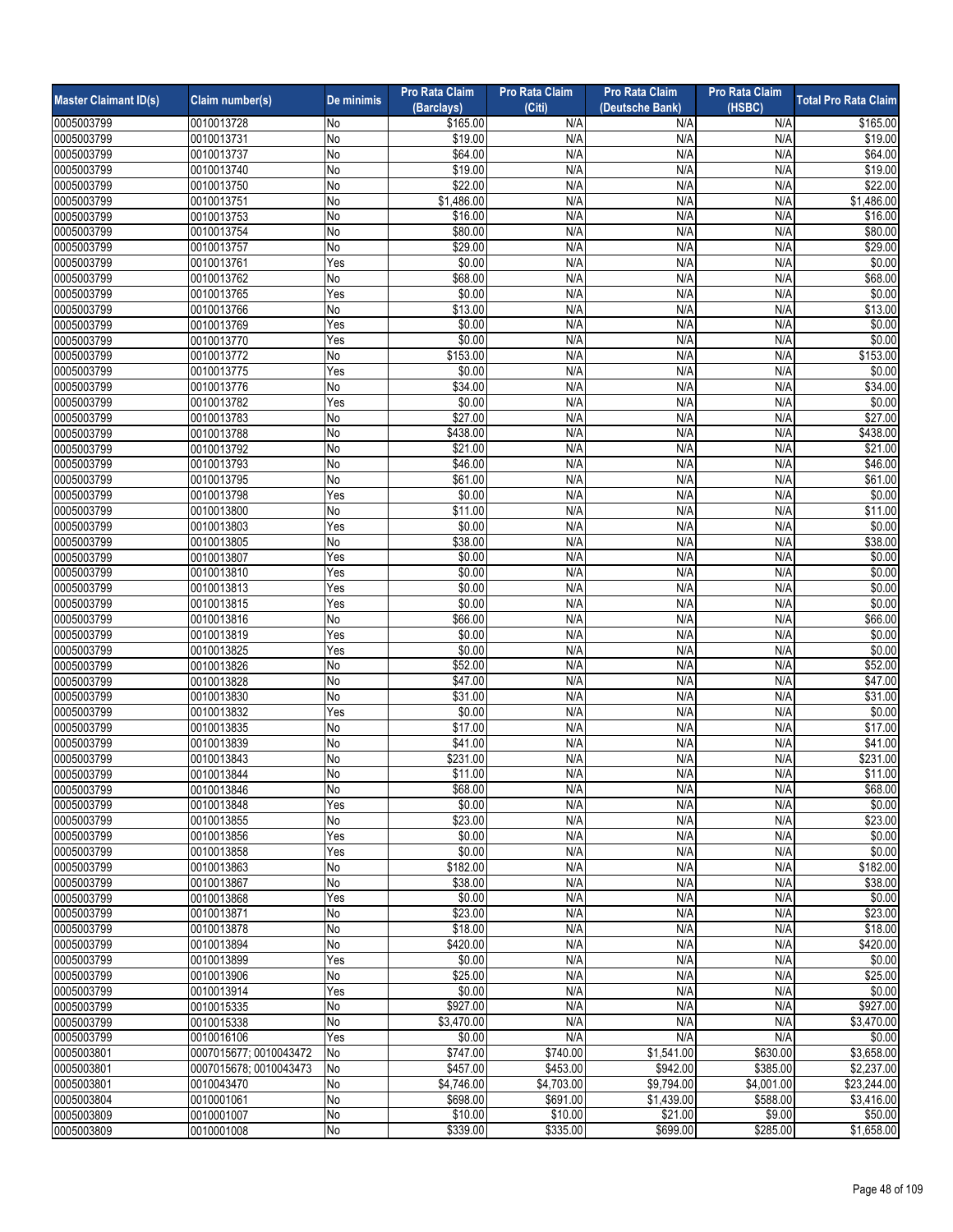| Master Claimant ID(s) | Claim number(s) | De minimis | Pro Rata Claim (Barclays) | Pro Rata Claim (Citi) | Pro Rata Claim (Deutsche Bank) | Pro Rata Claim (HSBC) | Total Pro Rata Claim |
|---|---|---|---|---|---|---|---|
| 0005003799 | 0010013728 | No | $165.00 | N/A | N/A | N/A | $165.00 |
| 0005003799 | 0010013731 | No | $19.00 | N/A | N/A | N/A | $19.00 |
| 0005003799 | 0010013737 | No | $64.00 | N/A | N/A | N/A | $64.00 |
| 0005003799 | 0010013740 | No | $19.00 | N/A | N/A | N/A | $19.00 |
| 0005003799 | 0010013750 | No | $22.00 | N/A | N/A | N/A | $22.00 |
| 0005003799 | 0010013751 | No | $1,486.00 | N/A | N/A | N/A | $1,486.00 |
| 0005003799 | 0010013753 | No | $16.00 | N/A | N/A | N/A | $16.00 |
| 0005003799 | 0010013754 | No | $80.00 | N/A | N/A | N/A | $80.00 |
| 0005003799 | 0010013757 | No | $29.00 | N/A | N/A | N/A | $29.00 |
| 0005003799 | 0010013761 | Yes | $0.00 | N/A | N/A | N/A | $0.00 |
| 0005003799 | 0010013762 | No | $68.00 | N/A | N/A | N/A | $68.00 |
| 0005003799 | 0010013765 | Yes | $0.00 | N/A | N/A | N/A | $0.00 |
| 0005003799 | 0010013766 | No | $13.00 | N/A | N/A | N/A | $13.00 |
| 0005003799 | 0010013769 | Yes | $0.00 | N/A | N/A | N/A | $0.00 |
| 0005003799 | 0010013770 | Yes | $0.00 | N/A | N/A | N/A | $0.00 |
| 0005003799 | 0010013772 | No | $153.00 | N/A | N/A | N/A | $153.00 |
| 0005003799 | 0010013775 | Yes | $0.00 | N/A | N/A | N/A | $0.00 |
| 0005003799 | 0010013776 | No | $34.00 | N/A | N/A | N/A | $34.00 |
| 0005003799 | 0010013782 | Yes | $0.00 | N/A | N/A | N/A | $0.00 |
| 0005003799 | 0010013783 | No | $27.00 | N/A | N/A | N/A | $27.00 |
| 0005003799 | 0010013788 | No | $438.00 | N/A | N/A | N/A | $438.00 |
| 0005003799 | 0010013792 | No | $21.00 | N/A | N/A | N/A | $21.00 |
| 0005003799 | 0010013793 | No | $46.00 | N/A | N/A | N/A | $46.00 |
| 0005003799 | 0010013795 | No | $61.00 | N/A | N/A | N/A | $61.00 |
| 0005003799 | 0010013798 | Yes | $0.00 | N/A | N/A | N/A | $0.00 |
| 0005003799 | 0010013800 | No | $11.00 | N/A | N/A | N/A | $11.00 |
| 0005003799 | 0010013803 | Yes | $0.00 | N/A | N/A | N/A | $0.00 |
| 0005003799 | 0010013805 | No | $38.00 | N/A | N/A | N/A | $38.00 |
| 0005003799 | 0010013807 | Yes | $0.00 | N/A | N/A | N/A | $0.00 |
| 0005003799 | 0010013810 | Yes | $0.00 | N/A | N/A | N/A | $0.00 |
| 0005003799 | 0010013813 | Yes | $0.00 | N/A | N/A | N/A | $0.00 |
| 0005003799 | 0010013815 | Yes | $0.00 | N/A | N/A | N/A | $0.00 |
| 0005003799 | 0010013816 | No | $66.00 | N/A | N/A | N/A | $66.00 |
| 0005003799 | 0010013819 | Yes | $0.00 | N/A | N/A | N/A | $0.00 |
| 0005003799 | 0010013825 | Yes | $0.00 | N/A | N/A | N/A | $0.00 |
| 0005003799 | 0010013826 | No | $52.00 | N/A | N/A | N/A | $52.00 |
| 0005003799 | 0010013828 | No | $47.00 | N/A | N/A | N/A | $47.00 |
| 0005003799 | 0010013830 | No | $31.00 | N/A | N/A | N/A | $31.00 |
| 0005003799 | 0010013832 | Yes | $0.00 | N/A | N/A | N/A | $0.00 |
| 0005003799 | 0010013835 | No | $17.00 | N/A | N/A | N/A | $17.00 |
| 0005003799 | 0010013839 | No | $41.00 | N/A | N/A | N/A | $41.00 |
| 0005003799 | 0010013843 | No | $231.00 | N/A | N/A | N/A | $231.00 |
| 0005003799 | 0010013844 | No | $11.00 | N/A | N/A | N/A | $11.00 |
| 0005003799 | 0010013846 | No | $68.00 | N/A | N/A | N/A | $68.00 |
| 0005003799 | 0010013848 | Yes | $0.00 | N/A | N/A | N/A | $0.00 |
| 0005003799 | 0010013855 | No | $23.00 | N/A | N/A | N/A | $23.00 |
| 0005003799 | 0010013856 | Yes | $0.00 | N/A | N/A | N/A | $0.00 |
| 0005003799 | 0010013858 | Yes | $0.00 | N/A | N/A | N/A | $0.00 |
| 0005003799 | 0010013863 | No | $182.00 | N/A | N/A | N/A | $182.00 |
| 0005003799 | 0010013867 | No | $38.00 | N/A | N/A | N/A | $38.00 |
| 0005003799 | 0010013868 | Yes | $0.00 | N/A | N/A | N/A | $0.00 |
| 0005003799 | 0010013871 | No | $23.00 | N/A | N/A | N/A | $23.00 |
| 0005003799 | 0010013878 | No | $18.00 | N/A | N/A | N/A | $18.00 |
| 0005003799 | 0010013894 | No | $420.00 | N/A | N/A | N/A | $420.00 |
| 0005003799 | 0010013899 | Yes | $0.00 | N/A | N/A | N/A | $0.00 |
| 0005003799 | 0010013906 | No | $25.00 | N/A | N/A | N/A | $25.00 |
| 0005003799 | 0010013914 | Yes | $0.00 | N/A | N/A | N/A | $0.00 |
| 0005003799 | 0010015335 | No | $927.00 | N/A | N/A | N/A | $927.00 |
| 0005003799 | 0010015338 | No | $3,470.00 | N/A | N/A | N/A | $3,470.00 |
| 0005003799 | 0010016106 | Yes | $0.00 | N/A | N/A | N/A | $0.00 |
| 0005003801 | 0007015677; 0010043472 | No | $747.00 | $740.00 | $1,541.00 | $630.00 | $3,658.00 |
| 0005003801 | 0007015678; 0010043473 | No | $457.00 | $453.00 | $942.00 | $385.00 | $2,237.00 |
| 0005003801 | 0010043470 | No | $4,746.00 | $4,703.00 | $9,794.00 | $4,001.00 | $23,244.00 |
| 0005003804 | 0010001061 | No | $698.00 | $691.00 | $1,439.00 | $588.00 | $3,416.00 |
| 0005003809 | 0010001007 | No | $10.00 | $10.00 | $21.00 | $9.00 | $50.00 |
| 0005003809 | 0010001008 | No | $339.00 | $335.00 | $699.00 | $285.00 | $1,658.00 |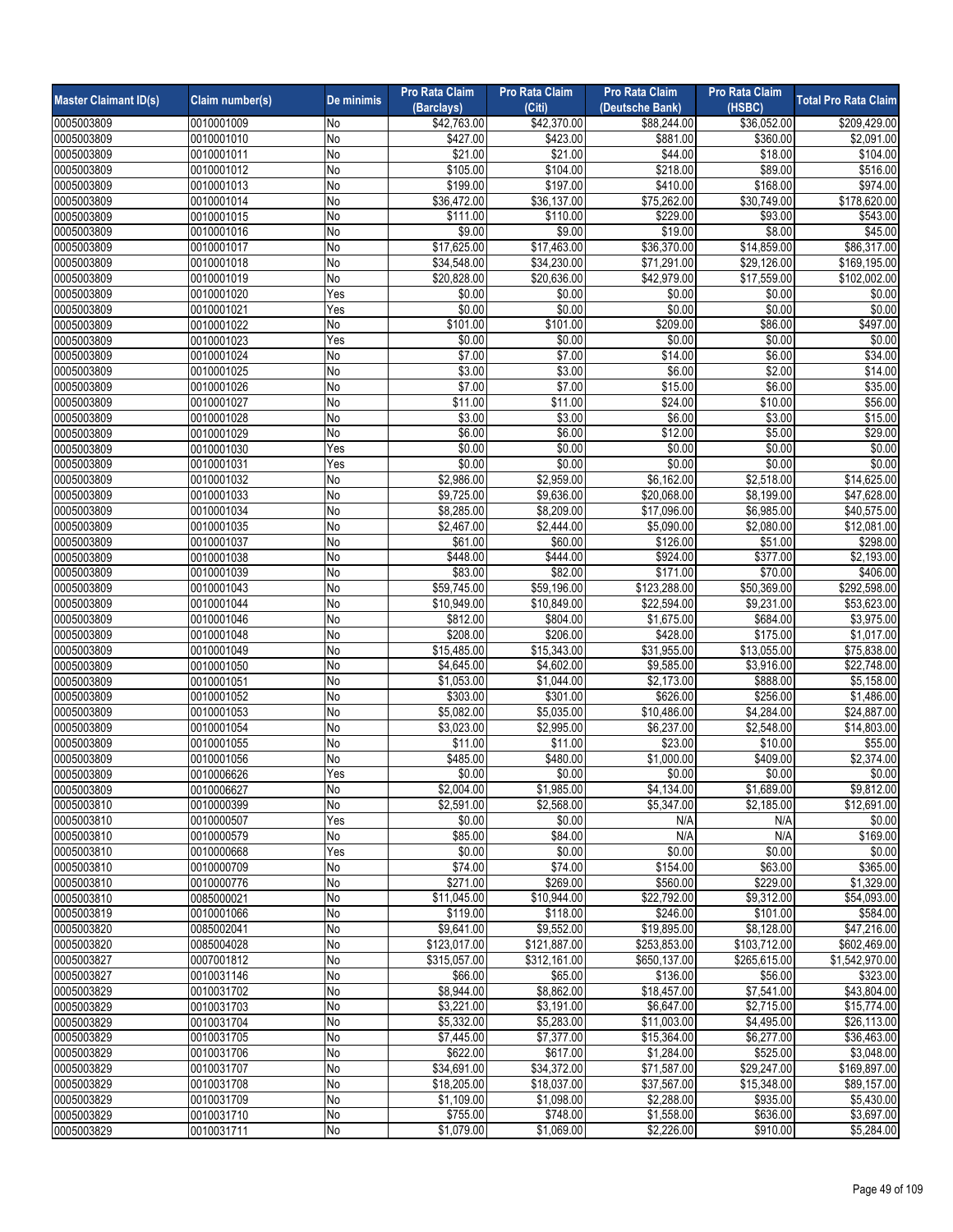| Master Claimant ID(s) | Claim number(s) | De minimis | Pro Rata Claim (Barclays) | Pro Rata Claim (Citi) | Pro Rata Claim (Deutsche Bank) | Pro Rata Claim (HSBC) | Total Pro Rata Claim |
|---|---|---|---|---|---|---|---|
| 0005003809 | 0010001009 | No | $42,763.00 | $42,370.00 | $88,244.00 | $36,052.00 | $209,429.00 |
| 0005003809 | 0010001010 | No | $427.00 | $423.00 | $881.00 | $360.00 | $2,091.00 |
| 0005003809 | 0010001011 | No | $21.00 | $21.00 | $44.00 | $18.00 | $104.00 |
| 0005003809 | 0010001012 | No | $105.00 | $104.00 | $218.00 | $89.00 | $516.00 |
| 0005003809 | 0010001013 | No | $199.00 | $197.00 | $410.00 | $168.00 | $974.00 |
| 0005003809 | 0010001014 | No | $36,472.00 | $36,137.00 | $75,262.00 | $30,749.00 | $178,620.00 |
| 0005003809 | 0010001015 | No | $111.00 | $110.00 | $229.00 | $93.00 | $543.00 |
| 0005003809 | 0010001016 | No | $9.00 | $9.00 | $19.00 | $8.00 | $45.00 |
| 0005003809 | 0010001017 | No | $17,625.00 | $17,463.00 | $36,370.00 | $14,859.00 | $86,317.00 |
| 0005003809 | 0010001018 | No | $34,548.00 | $34,230.00 | $71,291.00 | $29,126.00 | $169,195.00 |
| 0005003809 | 0010001019 | No | $20,828.00 | $20,636.00 | $42,979.00 | $17,559.00 | $102,002.00 |
| 0005003809 | 0010001020 | Yes | $0.00 | $0.00 | $0.00 | $0.00 | $0.00 |
| 0005003809 | 0010001021 | Yes | $0.00 | $0.00 | $0.00 | $0.00 | $0.00 |
| 0005003809 | 0010001022 | No | $101.00 | $101.00 | $209.00 | $86.00 | $497.00 |
| 0005003809 | 0010001023 | Yes | $0.00 | $0.00 | $0.00 | $0.00 | $0.00 |
| 0005003809 | 0010001024 | No | $7.00 | $7.00 | $14.00 | $6.00 | $34.00 |
| 0005003809 | 0010001025 | No | $3.00 | $3.00 | $6.00 | $2.00 | $14.00 |
| 0005003809 | 0010001026 | No | $7.00 | $7.00 | $15.00 | $6.00 | $35.00 |
| 0005003809 | 0010001027 | No | $11.00 | $11.00 | $24.00 | $10.00 | $56.00 |
| 0005003809 | 0010001028 | No | $3.00 | $3.00 | $6.00 | $3.00 | $15.00 |
| 0005003809 | 0010001029 | No | $6.00 | $6.00 | $12.00 | $5.00 | $29.00 |
| 0005003809 | 0010001030 | Yes | $0.00 | $0.00 | $0.00 | $0.00 | $0.00 |
| 0005003809 | 0010001031 | Yes | $0.00 | $0.00 | $0.00 | $0.00 | $0.00 |
| 0005003809 | 0010001032 | No | $2,986.00 | $2,959.00 | $6,162.00 | $2,518.00 | $14,625.00 |
| 0005003809 | 0010001033 | No | $9,725.00 | $9,636.00 | $20,068.00 | $8,199.00 | $47,628.00 |
| 0005003809 | 0010001034 | No | $8,285.00 | $8,209.00 | $17,096.00 | $6,985.00 | $40,575.00 |
| 0005003809 | 0010001035 | No | $2,467.00 | $2,444.00 | $5,090.00 | $2,080.00 | $12,081.00 |
| 0005003809 | 0010001037 | No | $61.00 | $60.00 | $126.00 | $51.00 | $298.00 |
| 0005003809 | 0010001038 | No | $448.00 | $444.00 | $924.00 | $377.00 | $2,193.00 |
| 0005003809 | 0010001039 | No | $83.00 | $82.00 | $171.00 | $70.00 | $406.00 |
| 0005003809 | 0010001043 | No | $59,745.00 | $59,196.00 | $123,288.00 | $50,369.00 | $292,598.00 |
| 0005003809 | 0010001044 | No | $10,949.00 | $10,849.00 | $22,594.00 | $9,231.00 | $53,623.00 |
| 0005003809 | 0010001046 | No | $812.00 | $804.00 | $1,675.00 | $684.00 | $3,975.00 |
| 0005003809 | 0010001048 | No | $208.00 | $206.00 | $428.00 | $175.00 | $1,017.00 |
| 0005003809 | 0010001049 | No | $15,485.00 | $15,343.00 | $31,955.00 | $13,055.00 | $75,838.00 |
| 0005003809 | 0010001050 | No | $4,645.00 | $4,602.00 | $9,585.00 | $3,916.00 | $22,748.00 |
| 0005003809 | 0010001051 | No | $1,053.00 | $1,044.00 | $2,173.00 | $888.00 | $5,158.00 |
| 0005003809 | 0010001052 | No | $303.00 | $301.00 | $626.00 | $256.00 | $1,486.00 |
| 0005003809 | 0010001053 | No | $5,082.00 | $5,035.00 | $10,486.00 | $4,284.00 | $24,887.00 |
| 0005003809 | 0010001054 | No | $3,023.00 | $2,995.00 | $6,237.00 | $2,548.00 | $14,803.00 |
| 0005003809 | 0010001055 | No | $11.00 | $11.00 | $23.00 | $10.00 | $55.00 |
| 0005003809 | 0010001056 | No | $485.00 | $480.00 | $1,000.00 | $409.00 | $2,374.00 |
| 0005003809 | 0010006626 | Yes | $0.00 | $0.00 | $0.00 | $0.00 | $0.00 |
| 0005003809 | 0010006627 | No | $2,004.00 | $1,985.00 | $4,134.00 | $1,689.00 | $9,812.00 |
| 0005003810 | 0010000399 | No | $2,591.00 | $2,568.00 | $5,347.00 | $2,185.00 | $12,691.00 |
| 0005003810 | 0010000507 | Yes | $0.00 | $0.00 | N/A | N/A | $0.00 |
| 0005003810 | 0010000579 | No | $85.00 | $84.00 | N/A | N/A | $169.00 |
| 0005003810 | 0010000668 | Yes | $0.00 | $0.00 | $0.00 | $0.00 | $0.00 |
| 0005003810 | 0010000709 | No | $74.00 | $74.00 | $154.00 | $63.00 | $365.00 |
| 0005003810 | 0010000776 | No | $271.00 | $269.00 | $560.00 | $229.00 | $1,329.00 |
| 0005003810 | 0085000021 | No | $11,045.00 | $10,944.00 | $22,792.00 | $9,312.00 | $54,093.00 |
| 0005003819 | 0010001066 | No | $119.00 | $118.00 | $246.00 | $101.00 | $584.00 |
| 0005003820 | 0085002041 | No | $9,641.00 | $9,552.00 | $19,895.00 | $8,128.00 | $47,216.00 |
| 0005003820 | 0085004028 | No | $123,017.00 | $121,887.00 | $253,853.00 | $103,712.00 | $602,469.00 |
| 0005003827 | 0007001812 | No | $315,057.00 | $312,161.00 | $650,137.00 | $265,615.00 | $1,542,970.00 |
| 0005003827 | 0010031146 | No | $66.00 | $65.00 | $136.00 | $56.00 | $323.00 |
| 0005003829 | 0010031702 | No | $8,944.00 | $8,862.00 | $18,457.00 | $7,541.00 | $43,804.00 |
| 0005003829 | 0010031703 | No | $3,221.00 | $3,191.00 | $6,647.00 | $2,715.00 | $15,774.00 |
| 0005003829 | 0010031704 | No | $5,332.00 | $5,283.00 | $11,003.00 | $4,495.00 | $26,113.00 |
| 0005003829 | 0010031705 | No | $7,445.00 | $7,377.00 | $15,364.00 | $6,277.00 | $36,463.00 |
| 0005003829 | 0010031706 | No | $622.00 | $617.00 | $1,284.00 | $525.00 | $3,048.00 |
| 0005003829 | 0010031707 | No | $34,691.00 | $34,372.00 | $71,587.00 | $29,247.00 | $169,897.00 |
| 0005003829 | 0010031708 | No | $18,205.00 | $18,037.00 | $37,567.00 | $15,348.00 | $89,157.00 |
| 0005003829 | 0010031709 | No | $1,109.00 | $1,098.00 | $2,288.00 | $935.00 | $5,430.00 |
| 0005003829 | 0010031710 | No | $755.00 | $748.00 | $1,558.00 | $636.00 | $3,697.00 |
| 0005003829 | 0010031711 | No | $1,079.00 | $1,069.00 | $2,226.00 | $910.00 | $5,284.00 |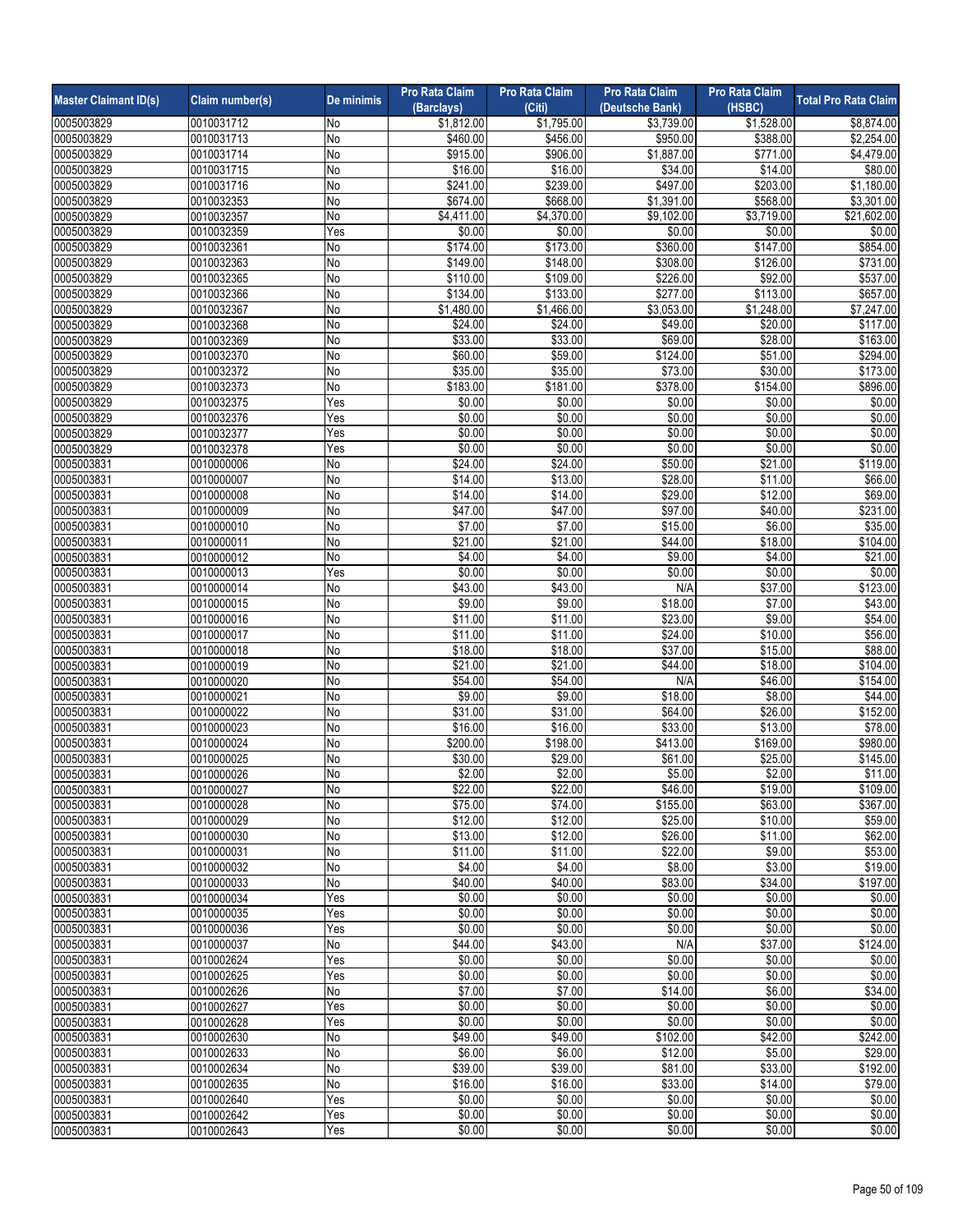| Master Claimant ID(s) | Claim number(s) | De minimis | Pro Rata Claim (Barclays) | Pro Rata Claim (Citi) | Pro Rata Claim (Deutsche Bank) | Pro Rata Claim (HSBC) | Total Pro Rata Claim |
|---|---|---|---|---|---|---|---|
| 0005003829 | 0010031712 | No | $1,812.00 | $1,795.00 | $3,739.00 | $1,528.00 | $8,874.00 |
| 0005003829 | 0010031713 | No | $460.00 | $456.00 | $950.00 | $388.00 | $2,254.00 |
| 0005003829 | 0010031714 | No | $915.00 | $906.00 | $1,887.00 | $771.00 | $4,479.00 |
| 0005003829 | 0010031715 | No | $16.00 | $16.00 | $34.00 | $14.00 | $80.00 |
| 0005003829 | 0010031716 | No | $241.00 | $239.00 | $497.00 | $203.00 | $1,180.00 |
| 0005003829 | 0010032353 | No | $674.00 | $668.00 | $1,391.00 | $568.00 | $3,301.00 |
| 0005003829 | 0010032357 | No | $4,411.00 | $4,370.00 | $9,102.00 | $3,719.00 | $21,602.00 |
| 0005003829 | 0010032359 | Yes | $0.00 | $0.00 | $0.00 | $0.00 | $0.00 |
| 0005003829 | 0010032361 | No | $174.00 | $173.00 | $360.00 | $147.00 | $854.00 |
| 0005003829 | 0010032363 | No | $149.00 | $148.00 | $308.00 | $126.00 | $731.00 |
| 0005003829 | 0010032365 | No | $110.00 | $109.00 | $226.00 | $92.00 | $537.00 |
| 0005003829 | 0010032366 | No | $134.00 | $133.00 | $277.00 | $113.00 | $657.00 |
| 0005003829 | 0010032367 | No | $1,480.00 | $1,466.00 | $3,053.00 | $1,248.00 | $7,247.00 |
| 0005003829 | 0010032368 | No | $24.00 | $24.00 | $49.00 | $20.00 | $117.00 |
| 0005003829 | 0010032369 | No | $33.00 | $33.00 | $69.00 | $28.00 | $163.00 |
| 0005003829 | 0010032370 | No | $60.00 | $59.00 | $124.00 | $51.00 | $294.00 |
| 0005003829 | 0010032372 | No | $35.00 | $35.00 | $73.00 | $30.00 | $173.00 |
| 0005003829 | 0010032373 | No | $183.00 | $181.00 | $378.00 | $154.00 | $896.00 |
| 0005003829 | 0010032375 | Yes | $0.00 | $0.00 | $0.00 | $0.00 | $0.00 |
| 0005003829 | 0010032376 | Yes | $0.00 | $0.00 | $0.00 | $0.00 | $0.00 |
| 0005003829 | 0010032377 | Yes | $0.00 | $0.00 | $0.00 | $0.00 | $0.00 |
| 0005003829 | 0010032378 | Yes | $0.00 | $0.00 | $0.00 | $0.00 | $0.00 |
| 0005003831 | 0010000006 | No | $24.00 | $24.00 | $50.00 | $21.00 | $119.00 |
| 0005003831 | 0010000007 | No | $14.00 | $13.00 | $28.00 | $11.00 | $66.00 |
| 0005003831 | 0010000008 | No | $14.00 | $14.00 | $29.00 | $12.00 | $69.00 |
| 0005003831 | 0010000009 | No | $47.00 | $47.00 | $97.00 | $40.00 | $231.00 |
| 0005003831 | 0010000010 | No | $7.00 | $7.00 | $15.00 | $6.00 | $35.00 |
| 0005003831 | 0010000011 | No | $21.00 | $21.00 | $44.00 | $18.00 | $104.00 |
| 0005003831 | 0010000012 | No | $4.00 | $4.00 | $9.00 | $4.00 | $21.00 |
| 0005003831 | 0010000013 | Yes | $0.00 | $0.00 | $0.00 | $0.00 | $0.00 |
| 0005003831 | 0010000014 | No | $43.00 | $43.00 | N/A | $37.00 | $123.00 |
| 0005003831 | 0010000015 | No | $9.00 | $9.00 | $18.00 | $7.00 | $43.00 |
| 0005003831 | 0010000016 | No | $11.00 | $11.00 | $23.00 | $9.00 | $54.00 |
| 0005003831 | 0010000017 | No | $11.00 | $11.00 | $24.00 | $10.00 | $56.00 |
| 0005003831 | 0010000018 | No | $18.00 | $18.00 | $37.00 | $15.00 | $88.00 |
| 0005003831 | 0010000019 | No | $21.00 | $21.00 | $44.00 | $18.00 | $104.00 |
| 0005003831 | 0010000020 | No | $54.00 | $54.00 | N/A | $46.00 | $154.00 |
| 0005003831 | 0010000021 | No | $9.00 | $9.00 | $18.00 | $8.00 | $44.00 |
| 0005003831 | 0010000022 | No | $31.00 | $31.00 | $64.00 | $26.00 | $152.00 |
| 0005003831 | 0010000023 | No | $16.00 | $16.00 | $33.00 | $13.00 | $78.00 |
| 0005003831 | 0010000024 | No | $200.00 | $198.00 | $413.00 | $169.00 | $980.00 |
| 0005003831 | 0010000025 | No | $30.00 | $29.00 | $61.00 | $25.00 | $145.00 |
| 0005003831 | 0010000026 | No | $2.00 | $2.00 | $5.00 | $2.00 | $11.00 |
| 0005003831 | 0010000027 | No | $22.00 | $22.00 | $46.00 | $19.00 | $109.00 |
| 0005003831 | 0010000028 | No | $75.00 | $74.00 | $155.00 | $63.00 | $367.00 |
| 0005003831 | 0010000029 | No | $12.00 | $12.00 | $25.00 | $10.00 | $59.00 |
| 0005003831 | 0010000030 | No | $13.00 | $12.00 | $26.00 | $11.00 | $62.00 |
| 0005003831 | 0010000031 | No | $11.00 | $11.00 | $22.00 | $9.00 | $53.00 |
| 0005003831 | 0010000032 | No | $4.00 | $4.00 | $8.00 | $3.00 | $19.00 |
| 0005003831 | 0010000033 | No | $40.00 | $40.00 | $83.00 | $34.00 | $197.00 |
| 0005003831 | 0010000034 | Yes | $0.00 | $0.00 | $0.00 | $0.00 | $0.00 |
| 0005003831 | 0010000035 | Yes | $0.00 | $0.00 | $0.00 | $0.00 | $0.00 |
| 0005003831 | 0010000036 | Yes | $0.00 | $0.00 | $0.00 | $0.00 | $0.00 |
| 0005003831 | 0010000037 | No | $44.00 | $43.00 | N/A | $37.00 | $124.00 |
| 0005003831 | 0010002624 | Yes | $0.00 | $0.00 | $0.00 | $0.00 | $0.00 |
| 0005003831 | 0010002625 | Yes | $0.00 | $0.00 | $0.00 | $0.00 | $0.00 |
| 0005003831 | 0010002626 | No | $7.00 | $7.00 | $14.00 | $6.00 | $34.00 |
| 0005003831 | 0010002627 | Yes | $0.00 | $0.00 | $0.00 | $0.00 | $0.00 |
| 0005003831 | 0010002628 | Yes | $0.00 | $0.00 | $0.00 | $0.00 | $0.00 |
| 0005003831 | 0010002630 | No | $49.00 | $49.00 | $102.00 | $42.00 | $242.00 |
| 0005003831 | 0010002633 | No | $6.00 | $6.00 | $12.00 | $5.00 | $29.00 |
| 0005003831 | 0010002634 | No | $39.00 | $39.00 | $81.00 | $33.00 | $192.00 |
| 0005003831 | 0010002635 | No | $16.00 | $16.00 | $33.00 | $14.00 | $79.00 |
| 0005003831 | 0010002640 | Yes | $0.00 | $0.00 | $0.00 | $0.00 | $0.00 |
| 0005003831 | 0010002642 | Yes | $0.00 | $0.00 | $0.00 | $0.00 | $0.00 |
| 0005003831 | 0010002643 | Yes | $0.00 | $0.00 | $0.00 | $0.00 | $0.00 |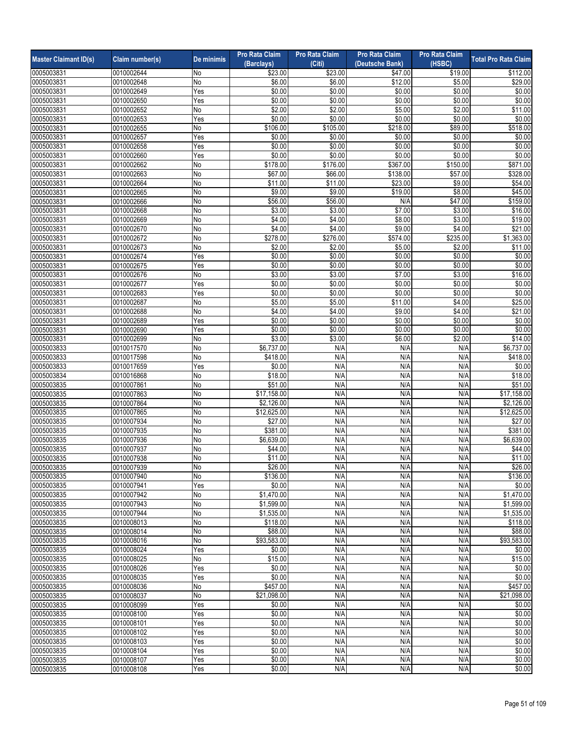| Master Claimant ID(s) | Claim number(s) | De minimis | Pro Rata Claim (Barclays) | Pro Rata Claim (Citi) | Pro Rata Claim (Deutsche Bank) | Pro Rata Claim (HSBC) | Total Pro Rata Claim |
|---|---|---|---|---|---|---|---|
| 0005003831 | 0010002644 | No | $23.00 | $23.00 | $47.00 | $19.00 | $112.00 |
| 0005003831 | 0010002648 | No | $6.00 | $6.00 | $12.00 | $5.00 | $29.00 |
| 0005003831 | 0010002649 | Yes | $0.00 | $0.00 | $0.00 | $0.00 | $0.00 |
| 0005003831 | 0010002650 | Yes | $0.00 | $0.00 | $0.00 | $0.00 | $0.00 |
| 0005003831 | 0010002652 | No | $2.00 | $2.00 | $5.00 | $2.00 | $11.00 |
| 0005003831 | 0010002653 | Yes | $0.00 | $0.00 | $0.00 | $0.00 | $0.00 |
| 0005003831 | 0010002655 | No | $106.00 | $105.00 | $218.00 | $89.00 | $518.00 |
| 0005003831 | 0010002657 | Yes | $0.00 | $0.00 | $0.00 | $0.00 | $0.00 |
| 0005003831 | 0010002658 | Yes | $0.00 | $0.00 | $0.00 | $0.00 | $0.00 |
| 0005003831 | 0010002660 | Yes | $0.00 | $0.00 | $0.00 | $0.00 | $0.00 |
| 0005003831 | 0010002662 | No | $178.00 | $176.00 | $367.00 | $150.00 | $871.00 |
| 0005003831 | 0010002663 | No | $67.00 | $66.00 | $138.00 | $57.00 | $328.00 |
| 0005003831 | 0010002664 | No | $11.00 | $11.00 | $23.00 | $9.00 | $54.00 |
| 0005003831 | 0010002665 | No | $9.00 | $9.00 | $19.00 | $8.00 | $45.00 |
| 0005003831 | 0010002666 | No | $56.00 | $56.00 | N/A | $47.00 | $159.00 |
| 0005003831 | 0010002668 | No | $3.00 | $3.00 | $7.00 | $3.00 | $16.00 |
| 0005003831 | 0010002669 | No | $4.00 | $4.00 | $8.00 | $3.00 | $19.00 |
| 0005003831 | 0010002670 | No | $4.00 | $4.00 | $9.00 | $4.00 | $21.00 |
| 0005003831 | 0010002672 | No | $278.00 | $276.00 | $574.00 | $235.00 | $1,363.00 |
| 0005003831 | 0010002673 | No | $2.00 | $2.00 | $5.00 | $2.00 | $11.00 |
| 0005003831 | 0010002674 | Yes | $0.00 | $0.00 | $0.00 | $0.00 | $0.00 |
| 0005003831 | 0010002675 | Yes | $0.00 | $0.00 | $0.00 | $0.00 | $0.00 |
| 0005003831 | 0010002676 | No | $3.00 | $3.00 | $7.00 | $3.00 | $16.00 |
| 0005003831 | 0010002677 | Yes | $0.00 | $0.00 | $0.00 | $0.00 | $0.00 |
| 0005003831 | 0010002683 | Yes | $0.00 | $0.00 | $0.00 | $0.00 | $0.00 |
| 0005003831 | 0010002687 | No | $5.00 | $5.00 | $11.00 | $4.00 | $25.00 |
| 0005003831 | 0010002688 | No | $4.00 | $4.00 | $9.00 | $4.00 | $21.00 |
| 0005003831 | 0010002689 | Yes | $0.00 | $0.00 | $0.00 | $0.00 | $0.00 |
| 0005003831 | 0010002690 | Yes | $0.00 | $0.00 | $0.00 | $0.00 | $0.00 |
| 0005003831 | 0010002699 | No | $3.00 | $3.00 | $6.00 | $2.00 | $14.00 |
| 0005003833 | 0010017570 | No | $6,737.00 | N/A | N/A | N/A | $6,737.00 |
| 0005003833 | 0010017598 | No | $418.00 | N/A | N/A | N/A | $418.00 |
| 0005003833 | 0010017659 | Yes | $0.00 | N/A | N/A | N/A | $0.00 |
| 0005003834 | 0010016868 | No | $18.00 | N/A | N/A | N/A | $18.00 |
| 0005003835 | 0010007861 | No | $51.00 | N/A | N/A | N/A | $51.00 |
| 0005003835 | 0010007863 | No | $17,158.00 | N/A | N/A | N/A | $17,158.00 |
| 0005003835 | 0010007864 | No | $2,126.00 | N/A | N/A | N/A | $2,126.00 |
| 0005003835 | 0010007865 | No | $12,625.00 | N/A | N/A | N/A | $12,625.00 |
| 0005003835 | 0010007934 | No | $27.00 | N/A | N/A | N/A | $27.00 |
| 0005003835 | 0010007935 | No | $381.00 | N/A | N/A | N/A | $381.00 |
| 0005003835 | 0010007936 | No | $6,639.00 | N/A | N/A | N/A | $6,639.00 |
| 0005003835 | 0010007937 | No | $44.00 | N/A | N/A | N/A | $44.00 |
| 0005003835 | 0010007938 | No | $11.00 | N/A | N/A | N/A | $11.00 |
| 0005003835 | 0010007939 | No | $26.00 | N/A | N/A | N/A | $26.00 |
| 0005003835 | 0010007940 | No | $136.00 | N/A | N/A | N/A | $136.00 |
| 0005003835 | 0010007941 | Yes | $0.00 | N/A | N/A | N/A | $0.00 |
| 0005003835 | 0010007942 | No | $1,470.00 | N/A | N/A | N/A | $1,470.00 |
| 0005003835 | 0010007943 | No | $1,599.00 | N/A | N/A | N/A | $1,599.00 |
| 0005003835 | 0010007944 | No | $1,535.00 | N/A | N/A | N/A | $1,535.00 |
| 0005003835 | 0010008013 | No | $118.00 | N/A | N/A | N/A | $118.00 |
| 0005003835 | 0010008014 | No | $88.00 | N/A | N/A | N/A | $88.00 |
| 0005003835 | 0010008016 | No | $93,583.00 | N/A | N/A | N/A | $93,583.00 |
| 0005003835 | 0010008024 | Yes | $0.00 | N/A | N/A | N/A | $0.00 |
| 0005003835 | 0010008025 | No | $15.00 | N/A | N/A | N/A | $15.00 |
| 0005003835 | 0010008026 | Yes | $0.00 | N/A | N/A | N/A | $0.00 |
| 0005003835 | 0010008035 | Yes | $0.00 | N/A | N/A | N/A | $0.00 |
| 0005003835 | 0010008036 | No | $457.00 | N/A | N/A | N/A | $457.00 |
| 0005003835 | 0010008037 | No | $21,098.00 | N/A | N/A | N/A | $21,098.00 |
| 0005003835 | 0010008099 | Yes | $0.00 | N/A | N/A | N/A | $0.00 |
| 0005003835 | 0010008100 | Yes | $0.00 | N/A | N/A | N/A | $0.00 |
| 0005003835 | 0010008101 | Yes | $0.00 | N/A | N/A | N/A | $0.00 |
| 0005003835 | 0010008102 | Yes | $0.00 | N/A | N/A | N/A | $0.00 |
| 0005003835 | 0010008103 | Yes | $0.00 | N/A | N/A | N/A | $0.00 |
| 0005003835 | 0010008104 | Yes | $0.00 | N/A | N/A | N/A | $0.00 |
| 0005003835 | 0010008107 | Yes | $0.00 | N/A | N/A | N/A | $0.00 |
| 0005003835 | 0010008108 | Yes | $0.00 | N/A | N/A | N/A | $0.00 |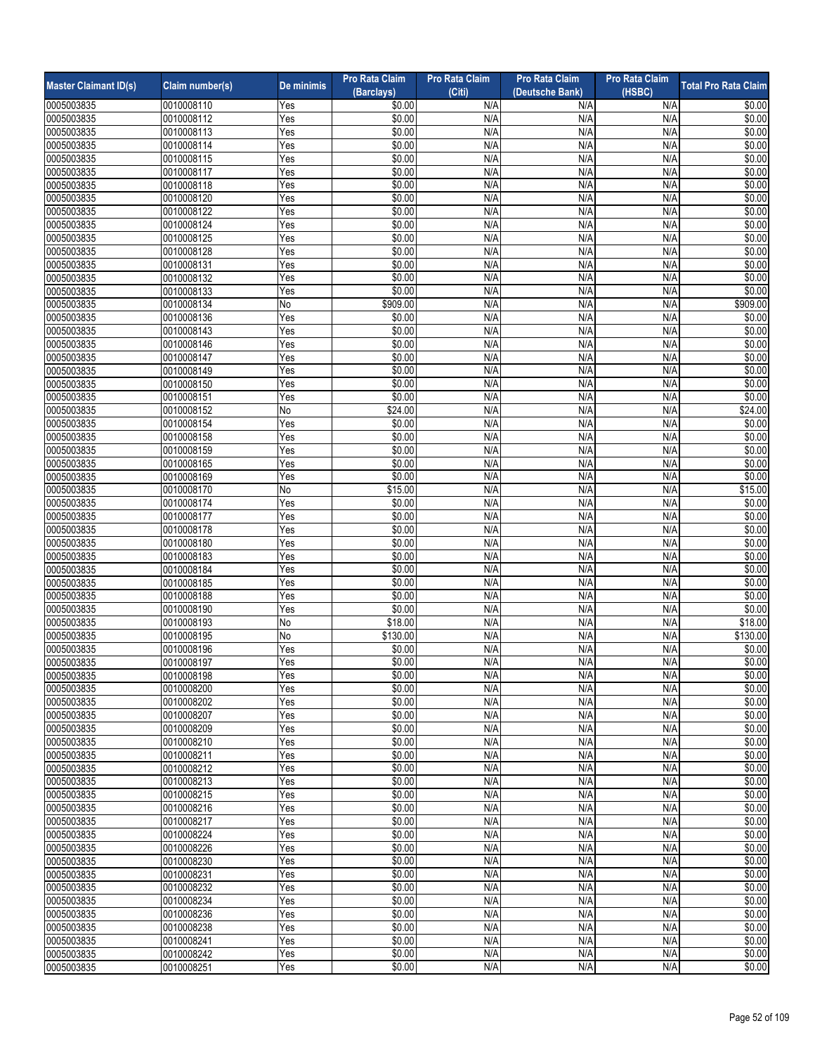| Master Claimant ID(s) | Claim number(s) | De minimis | Pro Rata Claim (Barclays) | Pro Rata Claim (Citi) | Pro Rata Claim (Deutsche Bank) | Pro Rata Claim (HSBC) | Total Pro Rata Claim |
|---|---|---|---|---|---|---|---|
| 0005003835 | 0010008110 | Yes | $0.00 | N/A | N/A | N/A | $0.00 |
| 0005003835 | 0010008112 | Yes | $0.00 | N/A | N/A | N/A | $0.00 |
| 0005003835 | 0010008113 | Yes | $0.00 | N/A | N/A | N/A | $0.00 |
| 0005003835 | 0010008114 | Yes | $0.00 | N/A | N/A | N/A | $0.00 |
| 0005003835 | 0010008115 | Yes | $0.00 | N/A | N/A | N/A | $0.00 |
| 0005003835 | 0010008117 | Yes | $0.00 | N/A | N/A | N/A | $0.00 |
| 0005003835 | 0010008118 | Yes | $0.00 | N/A | N/A | N/A | $0.00 |
| 0005003835 | 0010008120 | Yes | $0.00 | N/A | N/A | N/A | $0.00 |
| 0005003835 | 0010008122 | Yes | $0.00 | N/A | N/A | N/A | $0.00 |
| 0005003835 | 0010008124 | Yes | $0.00 | N/A | N/A | N/A | $0.00 |
| 0005003835 | 0010008125 | Yes | $0.00 | N/A | N/A | N/A | $0.00 |
| 0005003835 | 0010008128 | Yes | $0.00 | N/A | N/A | N/A | $0.00 |
| 0005003835 | 0010008131 | Yes | $0.00 | N/A | N/A | N/A | $0.00 |
| 0005003835 | 0010008132 | Yes | $0.00 | N/A | N/A | N/A | $0.00 |
| 0005003835 | 0010008133 | Yes | $0.00 | N/A | N/A | N/A | $0.00 |
| 0005003835 | 0010008134 | No | $909.00 | N/A | N/A | N/A | $909.00 |
| 0005003835 | 0010008136 | Yes | $0.00 | N/A | N/A | N/A | $0.00 |
| 0005003835 | 0010008143 | Yes | $0.00 | N/A | N/A | N/A | $0.00 |
| 0005003835 | 0010008146 | Yes | $0.00 | N/A | N/A | N/A | $0.00 |
| 0005003835 | 0010008147 | Yes | $0.00 | N/A | N/A | N/A | $0.00 |
| 0005003835 | 0010008149 | Yes | $0.00 | N/A | N/A | N/A | $0.00 |
| 0005003835 | 0010008150 | Yes | $0.00 | N/A | N/A | N/A | $0.00 |
| 0005003835 | 0010008151 | Yes | $0.00 | N/A | N/A | N/A | $0.00 |
| 0005003835 | 0010008152 | No | $24.00 | N/A | N/A | N/A | $24.00 |
| 0005003835 | 0010008154 | Yes | $0.00 | N/A | N/A | N/A | $0.00 |
| 0005003835 | 0010008158 | Yes | $0.00 | N/A | N/A | N/A | $0.00 |
| 0005003835 | 0010008159 | Yes | $0.00 | N/A | N/A | N/A | $0.00 |
| 0005003835 | 0010008165 | Yes | $0.00 | N/A | N/A | N/A | $0.00 |
| 0005003835 | 0010008169 | Yes | $0.00 | N/A | N/A | N/A | $0.00 |
| 0005003835 | 0010008170 | No | $15.00 | N/A | N/A | N/A | $15.00 |
| 0005003835 | 0010008174 | Yes | $0.00 | N/A | N/A | N/A | $0.00 |
| 0005003835 | 0010008177 | Yes | $0.00 | N/A | N/A | N/A | $0.00 |
| 0005003835 | 0010008178 | Yes | $0.00 | N/A | N/A | N/A | $0.00 |
| 0005003835 | 0010008180 | Yes | $0.00 | N/A | N/A | N/A | $0.00 |
| 0005003835 | 0010008183 | Yes | $0.00 | N/A | N/A | N/A | $0.00 |
| 0005003835 | 0010008184 | Yes | $0.00 | N/A | N/A | N/A | $0.00 |
| 0005003835 | 0010008185 | Yes | $0.00 | N/A | N/A | N/A | $0.00 |
| 0005003835 | 0010008188 | Yes | $0.00 | N/A | N/A | N/A | $0.00 |
| 0005003835 | 0010008190 | Yes | $0.00 | N/A | N/A | N/A | $0.00 |
| 0005003835 | 0010008193 | No | $18.00 | N/A | N/A | N/A | $18.00 |
| 0005003835 | 0010008195 | No | $130.00 | N/A | N/A | N/A | $130.00 |
| 0005003835 | 0010008196 | Yes | $0.00 | N/A | N/A | N/A | $0.00 |
| 0005003835 | 0010008197 | Yes | $0.00 | N/A | N/A | N/A | $0.00 |
| 0005003835 | 0010008198 | Yes | $0.00 | N/A | N/A | N/A | $0.00 |
| 0005003835 | 0010008200 | Yes | $0.00 | N/A | N/A | N/A | $0.00 |
| 0005003835 | 0010008202 | Yes | $0.00 | N/A | N/A | N/A | $0.00 |
| 0005003835 | 0010008207 | Yes | $0.00 | N/A | N/A | N/A | $0.00 |
| 0005003835 | 0010008209 | Yes | $0.00 | N/A | N/A | N/A | $0.00 |
| 0005003835 | 0010008210 | Yes | $0.00 | N/A | N/A | N/A | $0.00 |
| 0005003835 | 0010008211 | Yes | $0.00 | N/A | N/A | N/A | $0.00 |
| 0005003835 | 0010008212 | Yes | $0.00 | N/A | N/A | N/A | $0.00 |
| 0005003835 | 0010008213 | Yes | $0.00 | N/A | N/A | N/A | $0.00 |
| 0005003835 | 0010008215 | Yes | $0.00 | N/A | N/A | N/A | $0.00 |
| 0005003835 | 0010008216 | Yes | $0.00 | N/A | N/A | N/A | $0.00 |
| 0005003835 | 0010008217 | Yes | $0.00 | N/A | N/A | N/A | $0.00 |
| 0005003835 | 0010008224 | Yes | $0.00 | N/A | N/A | N/A | $0.00 |
| 0005003835 | 0010008226 | Yes | $0.00 | N/A | N/A | N/A | $0.00 |
| 0005003835 | 0010008230 | Yes | $0.00 | N/A | N/A | N/A | $0.00 |
| 0005003835 | 0010008231 | Yes | $0.00 | N/A | N/A | N/A | $0.00 |
| 0005003835 | 0010008232 | Yes | $0.00 | N/A | N/A | N/A | $0.00 |
| 0005003835 | 0010008234 | Yes | $0.00 | N/A | N/A | N/A | $0.00 |
| 0005003835 | 0010008236 | Yes | $0.00 | N/A | N/A | N/A | $0.00 |
| 0005003835 | 0010008238 | Yes | $0.00 | N/A | N/A | N/A | $0.00 |
| 0005003835 | 0010008241 | Yes | $0.00 | N/A | N/A | N/A | $0.00 |
| 0005003835 | 0010008242 | Yes | $0.00 | N/A | N/A | N/A | $0.00 |
| 0005003835 | 0010008251 | Yes | $0.00 | N/A | N/A | N/A | $0.00 |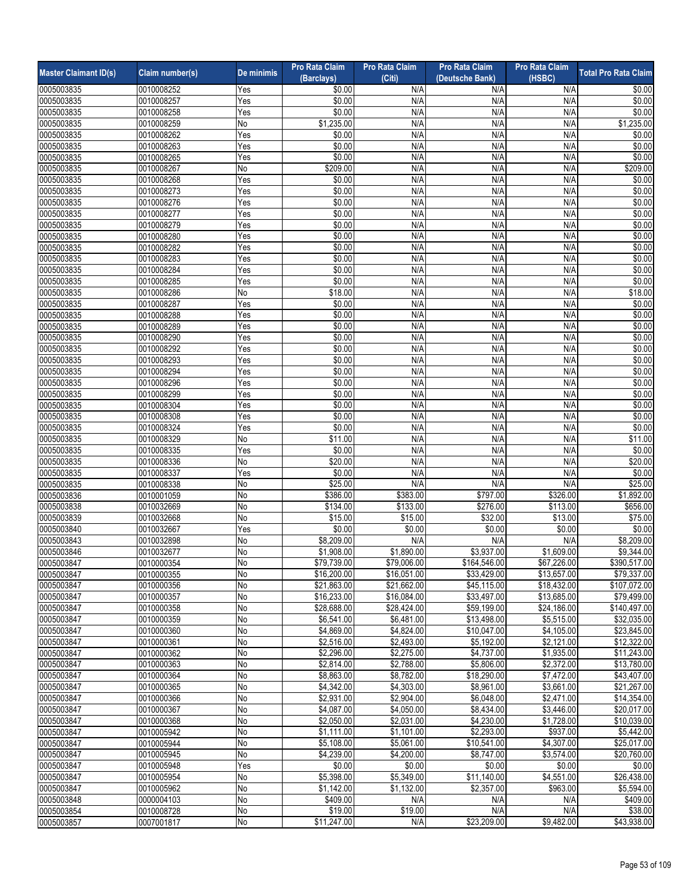| Master Claimant ID(s) | Claim number(s) | De minimis | Pro Rata Claim (Barclays) | Pro Rata Claim (Citi) | Pro Rata Claim (Deutsche Bank) | Pro Rata Claim (HSBC) | Total Pro Rata Claim |
|---|---|---|---|---|---|---|---|
| 0005003835 | 0010008252 | Yes | $0.00 | N/A | N/A | N/A | $0.00 |
| 0005003835 | 0010008257 | Yes | $0.00 | N/A | N/A | N/A | $0.00 |
| 0005003835 | 0010008258 | Yes | $0.00 | N/A | N/A | N/A | $0.00 |
| 0005003835 | 0010008259 | No | $1,235.00 | N/A | N/A | N/A | $1,235.00 |
| 0005003835 | 0010008262 | Yes | $0.00 | N/A | N/A | N/A | $0.00 |
| 0005003835 | 0010008263 | Yes | $0.00 | N/A | N/A | N/A | $0.00 |
| 0005003835 | 0010008265 | Yes | $0.00 | N/A | N/A | N/A | $0.00 |
| 0005003835 | 0010008267 | No | $209.00 | N/A | N/A | N/A | $209.00 |
| 0005003835 | 0010008268 | Yes | $0.00 | N/A | N/A | N/A | $0.00 |
| 0005003835 | 0010008273 | Yes | $0.00 | N/A | N/A | N/A | $0.00 |
| 0005003835 | 0010008276 | Yes | $0.00 | N/A | N/A | N/A | $0.00 |
| 0005003835 | 0010008277 | Yes | $0.00 | N/A | N/A | N/A | $0.00 |
| 0005003835 | 0010008279 | Yes | $0.00 | N/A | N/A | N/A | $0.00 |
| 0005003835 | 0010008280 | Yes | $0.00 | N/A | N/A | N/A | $0.00 |
| 0005003835 | 0010008282 | Yes | $0.00 | N/A | N/A | N/A | $0.00 |
| 0005003835 | 0010008283 | Yes | $0.00 | N/A | N/A | N/A | $0.00 |
| 0005003835 | 0010008284 | Yes | $0.00 | N/A | N/A | N/A | $0.00 |
| 0005003835 | 0010008285 | Yes | $0.00 | N/A | N/A | N/A | $0.00 |
| 0005003835 | 0010008286 | No | $18.00 | N/A | N/A | N/A | $18.00 |
| 0005003835 | 0010008287 | Yes | $0.00 | N/A | N/A | N/A | $0.00 |
| 0005003835 | 0010008288 | Yes | $0.00 | N/A | N/A | N/A | $0.00 |
| 0005003835 | 0010008289 | Yes | $0.00 | N/A | N/A | N/A | $0.00 |
| 0005003835 | 0010008290 | Yes | $0.00 | N/A | N/A | N/A | $0.00 |
| 0005003835 | 0010008292 | Yes | $0.00 | N/A | N/A | N/A | $0.00 |
| 0005003835 | 0010008293 | Yes | $0.00 | N/A | N/A | N/A | $0.00 |
| 0005003835 | 0010008294 | Yes | $0.00 | N/A | N/A | N/A | $0.00 |
| 0005003835 | 0010008296 | Yes | $0.00 | N/A | N/A | N/A | $0.00 |
| 0005003835 | 0010008299 | Yes | $0.00 | N/A | N/A | N/A | $0.00 |
| 0005003835 | 0010008304 | Yes | $0.00 | N/A | N/A | N/A | $0.00 |
| 0005003835 | 0010008308 | Yes | $0.00 | N/A | N/A | N/A | $0.00 |
| 0005003835 | 0010008324 | Yes | $0.00 | N/A | N/A | N/A | $0.00 |
| 0005003835 | 0010008329 | No | $11.00 | N/A | N/A | N/A | $11.00 |
| 0005003835 | 0010008335 | Yes | $0.00 | N/A | N/A | N/A | $0.00 |
| 0005003835 | 0010008336 | No | $20.00 | N/A | N/A | N/A | $20.00 |
| 0005003835 | 0010008337 | Yes | $0.00 | N/A | N/A | N/A | $0.00 |
| 0005003835 | 0010008338 | No | $25.00 | N/A | N/A | N/A | $25.00 |
| 0005003836 | 0010001059 | No | $386.00 | $383.00 | $797.00 | $326.00 | $1,892.00 |
| 0005003838 | 0010032669 | No | $134.00 | $133.00 | $276.00 | $113.00 | $656.00 |
| 0005003839 | 0010032668 | No | $15.00 | $15.00 | $32.00 | $13.00 | $75.00 |
| 0005003840 | 0010032667 | Yes | $0.00 | $0.00 | $0.00 | $0.00 | $0.00 |
| 0005003843 | 0010032898 | No | $8,209.00 | N/A | N/A | N/A | $8,209.00 |
| 0005003846 | 0010032677 | No | $1,908.00 | $1,890.00 | $3,937.00 | $1,609.00 | $9,344.00 |
| 0005003847 | 0010000354 | No | $79,739.00 | $79,006.00 | $164,546.00 | $67,226.00 | $390,517.00 |
| 0005003847 | 0010000355 | No | $16,200.00 | $16,051.00 | $33,429.00 | $13,657.00 | $79,337.00 |
| 0005003847 | 0010000356 | No | $21,863.00 | $21,662.00 | $45,115.00 | $18,432.00 | $107,072.00 |
| 0005003847 | 0010000357 | No | $16,233.00 | $16,084.00 | $33,497.00 | $13,685.00 | $79,499.00 |
| 0005003847 | 0010000358 | No | $28,688.00 | $28,424.00 | $59,199.00 | $24,186.00 | $140,497.00 |
| 0005003847 | 0010000359 | No | $6,541.00 | $6,481.00 | $13,498.00 | $5,515.00 | $32,035.00 |
| 0005003847 | 0010000360 | No | $4,869.00 | $4,824.00 | $10,047.00 | $4,105.00 | $23,845.00 |
| 0005003847 | 0010000361 | No | $2,516.00 | $2,493.00 | $5,192.00 | $2,121.00 | $12,322.00 |
| 0005003847 | 0010000362 | No | $2,296.00 | $2,275.00 | $4,737.00 | $1,935.00 | $11,243.00 |
| 0005003847 | 0010000363 | No | $2,814.00 | $2,788.00 | $5,806.00 | $2,372.00 | $13,780.00 |
| 0005003847 | 0010000364 | No | $8,863.00 | $8,782.00 | $18,290.00 | $7,472.00 | $43,407.00 |
| 0005003847 | 0010000365 | No | $4,342.00 | $4,303.00 | $8,961.00 | $3,661.00 | $21,267.00 |
| 0005003847 | 0010000366 | No | $2,931.00 | $2,904.00 | $6,048.00 | $2,471.00 | $14,354.00 |
| 0005003847 | 0010000367 | No | $4,087.00 | $4,050.00 | $8,434.00 | $3,446.00 | $20,017.00 |
| 0005003847 | 0010000368 | No | $2,050.00 | $2,031.00 | $4,230.00 | $1,728.00 | $10,039.00 |
| 0005003847 | 0010005942 | No | $1,111.00 | $1,101.00 | $2,293.00 | $937.00 | $5,442.00 |
| 0005003847 | 0010005944 | No | $5,108.00 | $5,061.00 | $10,541.00 | $4,307.00 | $25,017.00 |
| 0005003847 | 0010005945 | No | $4,239.00 | $4,200.00 | $8,747.00 | $3,574.00 | $20,760.00 |
| 0005003847 | 0010005948 | Yes | $0.00 | $0.00 | $0.00 | $0.00 | $0.00 |
| 0005003847 | 0010005954 | No | $5,398.00 | $5,349.00 | $11,140.00 | $4,551.00 | $26,438.00 |
| 0005003847 | 0010005962 | No | $1,142.00 | $1,132.00 | $2,357.00 | $963.00 | $5,594.00 |
| 0005003848 | 0000004103 | No | $409.00 | N/A | N/A | N/A | $409.00 |
| 0005003854 | 0010008728 | No | $19.00 | $19.00 | N/A | N/A | $38.00 |
| 0005003857 | 0007001817 | No | $11,247.00 | N/A | $23,209.00 | $9,482.00 | $43,938.00 |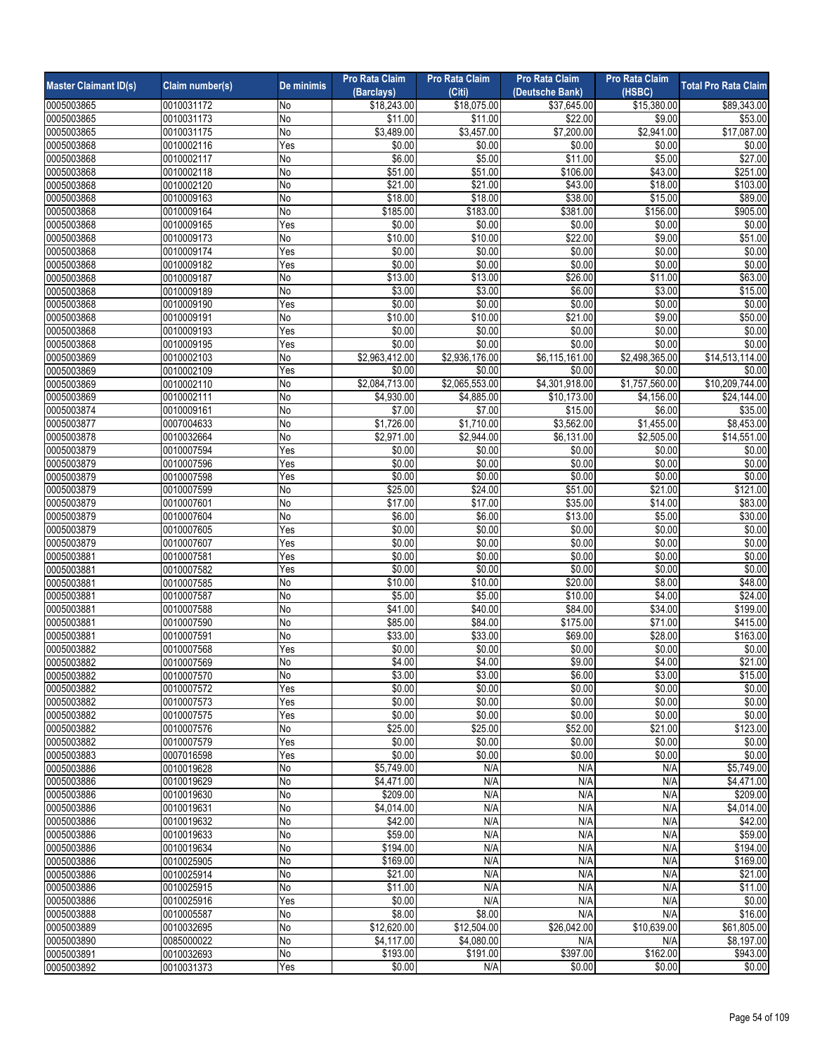| Master Claimant ID(s) | Claim number(s) | De minimis | Pro Rata Claim (Barclays) | Pro Rata Claim (Citi) | Pro Rata Claim (Deutsche Bank) | Pro Rata Claim (HSBC) | Total Pro Rata Claim |
|---|---|---|---|---|---|---|---|
| 0005003865 | 0010031172 | No | $18,243.00 | $18,075.00 | $37,645.00 | $15,380.00 | $89,343.00 |
| 0005003865 | 0010031173 | No | $11.00 | $11.00 | $22.00 | $9.00 | $53.00 |
| 0005003865 | 0010031175 | No | $3,489.00 | $3,457.00 | $7,200.00 | $2,941.00 | $17,087.00 |
| 0005003868 | 0010002116 | Yes | $0.00 | $0.00 | $0.00 | $0.00 | $0.00 |
| 0005003868 | 0010002117 | No | $6.00 | $5.00 | $11.00 | $5.00 | $27.00 |
| 0005003868 | 0010002118 | No | $51.00 | $51.00 | $106.00 | $43.00 | $251.00 |
| 0005003868 | 0010002120 | No | $21.00 | $21.00 | $43.00 | $18.00 | $103.00 |
| 0005003868 | 0010009163 | No | $18.00 | $18.00 | $38.00 | $15.00 | $89.00 |
| 0005003868 | 0010009164 | No | $185.00 | $183.00 | $381.00 | $156.00 | $905.00 |
| 0005003868 | 0010009165 | Yes | $0.00 | $0.00 | $0.00 | $0.00 | $0.00 |
| 0005003868 | 0010009173 | No | $10.00 | $10.00 | $22.00 | $9.00 | $51.00 |
| 0005003868 | 0010009174 | Yes | $0.00 | $0.00 | $0.00 | $0.00 | $0.00 |
| 0005003868 | 0010009182 | Yes | $0.00 | $0.00 | $0.00 | $0.00 | $0.00 |
| 0005003868 | 0010009187 | No | $13.00 | $13.00 | $26.00 | $11.00 | $63.00 |
| 0005003868 | 0010009189 | No | $3.00 | $3.00 | $6.00 | $3.00 | $15.00 |
| 0005003868 | 0010009190 | Yes | $0.00 | $0.00 | $0.00 | $0.00 | $0.00 |
| 0005003868 | 0010009191 | No | $10.00 | $10.00 | $21.00 | $9.00 | $50.00 |
| 0005003868 | 0010009193 | Yes | $0.00 | $0.00 | $0.00 | $0.00 | $0.00 |
| 0005003868 | 0010009195 | Yes | $0.00 | $0.00 | $0.00 | $0.00 | $0.00 |
| 0005003869 | 0010002103 | No | $2,963,412.00 | $2,936,176.00 | $6,115,161.00 | $2,498,365.00 | $14,513,114.00 |
| 0005003869 | 0010002109 | Yes | $0.00 | $0.00 | $0.00 | $0.00 | $0.00 |
| 0005003869 | 0010002110 | No | $2,084,713.00 | $2,065,553.00 | $4,301,918.00 | $1,757,560.00 | $10,209,744.00 |
| 0005003869 | 0010002111 | No | $4,930.00 | $4,885.00 | $10,173.00 | $4,156.00 | $24,144.00 |
| 0005003874 | 0010009161 | No | $7.00 | $7.00 | $15.00 | $6.00 | $35.00 |
| 0005003877 | 0007004633 | No | $1,726.00 | $1,710.00 | $3,562.00 | $1,455.00 | $8,453.00 |
| 0005003878 | 0010032664 | No | $2,971.00 | $2,944.00 | $6,131.00 | $2,505.00 | $14,551.00 |
| 0005003879 | 0010007594 | Yes | $0.00 | $0.00 | $0.00 | $0.00 | $0.00 |
| 0005003879 | 0010007596 | Yes | $0.00 | $0.00 | $0.00 | $0.00 | $0.00 |
| 0005003879 | 0010007598 | Yes | $0.00 | $0.00 | $0.00 | $0.00 | $0.00 |
| 0005003879 | 0010007599 | No | $25.00 | $24.00 | $51.00 | $21.00 | $121.00 |
| 0005003879 | 0010007601 | No | $17.00 | $17.00 | $35.00 | $14.00 | $83.00 |
| 0005003879 | 0010007604 | No | $6.00 | $6.00 | $13.00 | $5.00 | $30.00 |
| 0005003879 | 0010007605 | Yes | $0.00 | $0.00 | $0.00 | $0.00 | $0.00 |
| 0005003879 | 0010007607 | Yes | $0.00 | $0.00 | $0.00 | $0.00 | $0.00 |
| 0005003881 | 0010007581 | Yes | $0.00 | $0.00 | $0.00 | $0.00 | $0.00 |
| 0005003881 | 0010007582 | Yes | $0.00 | $0.00 | $0.00 | $0.00 | $0.00 |
| 0005003881 | 0010007585 | No | $10.00 | $10.00 | $20.00 | $8.00 | $48.00 |
| 0005003881 | 0010007587 | No | $5.00 | $5.00 | $10.00 | $4.00 | $24.00 |
| 0005003881 | 0010007588 | No | $41.00 | $40.00 | $84.00 | $34.00 | $199.00 |
| 0005003881 | 0010007590 | No | $85.00 | $84.00 | $175.00 | $71.00 | $415.00 |
| 0005003881 | 0010007591 | No | $33.00 | $33.00 | $69.00 | $28.00 | $163.00 |
| 0005003882 | 0010007568 | Yes | $0.00 | $0.00 | $0.00 | $0.00 | $0.00 |
| 0005003882 | 0010007569 | No | $4.00 | $4.00 | $9.00 | $4.00 | $21.00 |
| 0005003882 | 0010007570 | No | $3.00 | $3.00 | $6.00 | $3.00 | $15.00 |
| 0005003882 | 0010007572 | Yes | $0.00 | $0.00 | $0.00 | $0.00 | $0.00 |
| 0005003882 | 0010007573 | Yes | $0.00 | $0.00 | $0.00 | $0.00 | $0.00 |
| 0005003882 | 0010007575 | Yes | $0.00 | $0.00 | $0.00 | $0.00 | $0.00 |
| 0005003882 | 0010007576 | No | $25.00 | $25.00 | $52.00 | $21.00 | $123.00 |
| 0005003882 | 0010007579 | Yes | $0.00 | $0.00 | $0.00 | $0.00 | $0.00 |
| 0005003883 | 0007016598 | Yes | $0.00 | $0.00 | $0.00 | $0.00 | $0.00 |
| 0005003886 | 0010019628 | No | $5,749.00 | N/A | N/A | N/A | $5,749.00 |
| 0005003886 | 0010019629 | No | $4,471.00 | N/A | N/A | N/A | $4,471.00 |
| 0005003886 | 0010019630 | No | $209.00 | N/A | N/A | N/A | $209.00 |
| 0005003886 | 0010019631 | No | $4,014.00 | N/A | N/A | N/A | $4,014.00 |
| 0005003886 | 0010019632 | No | $42.00 | N/A | N/A | N/A | $42.00 |
| 0005003886 | 0010019633 | No | $59.00 | N/A | N/A | N/A | $59.00 |
| 0005003886 | 0010019634 | No | $194.00 | N/A | N/A | N/A | $194.00 |
| 0005003886 | 0010025905 | No | $169.00 | N/A | N/A | N/A | $169.00 |
| 0005003886 | 0010025914 | No | $21.00 | N/A | N/A | N/A | $21.00 |
| 0005003886 | 0010025915 | No | $11.00 | N/A | N/A | N/A | $11.00 |
| 0005003886 | 0010025916 | Yes | $0.00 | N/A | N/A | N/A | $0.00 |
| 0005003888 | 0010005587 | No | $8.00 | $8.00 | N/A | N/A | $16.00 |
| 0005003889 | 0010032695 | No | $12,620.00 | $12,504.00 | $26,042.00 | $10,639.00 | $61,805.00 |
| 0005003890 | 0085000022 | No | $4,117.00 | $4,080.00 | N/A | N/A | $8,197.00 |
| 0005003891 | 0010032693 | No | $193.00 | $191.00 | $397.00 | $162.00 | $943.00 |
| 0005003892 | 0010031373 | Yes | $0.00 | N/A | $0.00 | $0.00 | $0.00 |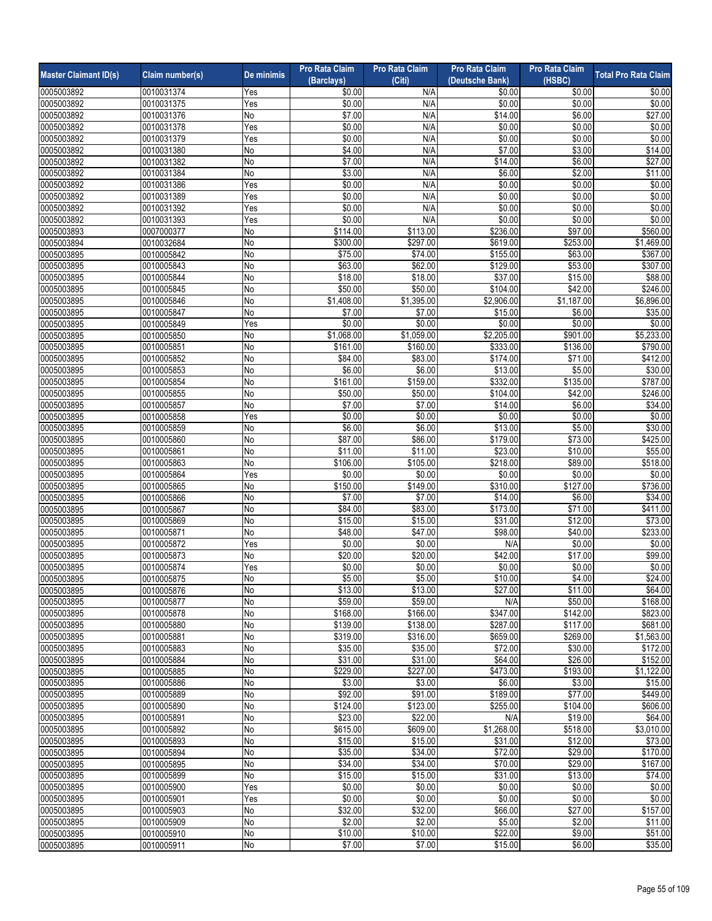| Master Claimant ID(s) | Claim number(s) | De minimis | Pro Rata Claim (Barclays) | Pro Rata Claim (Citi) | Pro Rata Claim (Deutsche Bank) | Pro Rata Claim (HSBC) | Total Pro Rata Claim |
|---|---|---|---|---|---|---|---|
| 0005003892 | 0010031374 | Yes | $0.00 | N/A | $0.00 | $0.00 | $0.00 |
| 0005003892 | 0010031375 | Yes | $0.00 | N/A | $0.00 | $0.00 | $0.00 |
| 0005003892 | 0010031376 | No | $7.00 | N/A | $14.00 | $6.00 | $27.00 |
| 0005003892 | 0010031378 | Yes | $0.00 | N/A | $0.00 | $0.00 | $0.00 |
| 0005003892 | 0010031379 | Yes | $0.00 | N/A | $0.00 | $0.00 | $0.00 |
| 0005003892 | 0010031380 | No | $4.00 | N/A | $7.00 | $3.00 | $14.00 |
| 0005003892 | 0010031382 | No | $7.00 | N/A | $14.00 | $6.00 | $27.00 |
| 0005003892 | 0010031384 | No | $3.00 | N/A | $6.00 | $2.00 | $11.00 |
| 0005003892 | 0010031386 | Yes | $0.00 | N/A | $0.00 | $0.00 | $0.00 |
| 0005003892 | 0010031389 | Yes | $0.00 | N/A | $0.00 | $0.00 | $0.00 |
| 0005003892 | 0010031392 | Yes | $0.00 | N/A | $0.00 | $0.00 | $0.00 |
| 0005003892 | 0010031393 | Yes | $0.00 | N/A | $0.00 | $0.00 | $0.00 |
| 0005003893 | 0007000377 | No | $114.00 | $113.00 | $236.00 | $97.00 | $560.00 |
| 0005003894 | 0010032684 | No | $300.00 | $297.00 | $619.00 | $253.00 | $1,469.00 |
| 0005003895 | 0010005842 | No | $75.00 | $74.00 | $155.00 | $63.00 | $367.00 |
| 0005003895 | 0010005843 | No | $63.00 | $62.00 | $129.00 | $53.00 | $307.00 |
| 0005003895 | 0010005844 | No | $18.00 | $18.00 | $37.00 | $15.00 | $88.00 |
| 0005003895 | 0010005845 | No | $50.00 | $50.00 | $104.00 | $42.00 | $246.00 |
| 0005003895 | 0010005846 | No | $1,408.00 | $1,395.00 | $2,906.00 | $1,187.00 | $6,896.00 |
| 0005003895 | 0010005847 | No | $7.00 | $7.00 | $15.00 | $6.00 | $35.00 |
| 0005003895 | 0010005849 | Yes | $0.00 | $0.00 | $0.00 | $0.00 | $0.00 |
| 0005003895 | 0010005850 | No | $1,068.00 | $1,059.00 | $2,205.00 | $901.00 | $5,233.00 |
| 0005003895 | 0010005851 | No | $161.00 | $160.00 | $333.00 | $136.00 | $790.00 |
| 0005003895 | 0010005852 | No | $84.00 | $83.00 | $174.00 | $71.00 | $412.00 |
| 0005003895 | 0010005853 | No | $6.00 | $6.00 | $13.00 | $5.00 | $30.00 |
| 0005003895 | 0010005854 | No | $161.00 | $159.00 | $332.00 | $135.00 | $787.00 |
| 0005003895 | 0010005855 | No | $50.00 | $50.00 | $104.00 | $42.00 | $246.00 |
| 0005003895 | 0010005857 | No | $7.00 | $7.00 | $14.00 | $6.00 | $34.00 |
| 0005003895 | 0010005858 | Yes | $0.00 | $0.00 | $0.00 | $0.00 | $0.00 |
| 0005003895 | 0010005859 | No | $6.00 | $6.00 | $13.00 | $5.00 | $30.00 |
| 0005003895 | 0010005860 | No | $87.00 | $86.00 | $179.00 | $73.00 | $425.00 |
| 0005003895 | 0010005861 | No | $11.00 | $11.00 | $23.00 | $10.00 | $55.00 |
| 0005003895 | 0010005863 | No | $106.00 | $105.00 | $218.00 | $89.00 | $518.00 |
| 0005003895 | 0010005864 | Yes | $0.00 | $0.00 | $0.00 | $0.00 | $0.00 |
| 0005003895 | 0010005865 | No | $150.00 | $149.00 | $310.00 | $127.00 | $736.00 |
| 0005003895 | 0010005866 | No | $7.00 | $7.00 | $14.00 | $6.00 | $34.00 |
| 0005003895 | 0010005867 | No | $84.00 | $83.00 | $173.00 | $71.00 | $411.00 |
| 0005003895 | 0010005869 | No | $15.00 | $15.00 | $31.00 | $12.00 | $73.00 |
| 0005003895 | 0010005871 | No | $48.00 | $47.00 | $98.00 | $40.00 | $233.00 |
| 0005003895 | 0010005872 | Yes | $0.00 | $0.00 | N/A | $0.00 | $0.00 |
| 0005003895 | 0010005873 | No | $20.00 | $20.00 | $42.00 | $17.00 | $99.00 |
| 0005003895 | 0010005874 | Yes | $0.00 | $0.00 | $0.00 | $0.00 | $0.00 |
| 0005003895 | 0010005875 | No | $5.00 | $5.00 | $10.00 | $4.00 | $24.00 |
| 0005003895 | 0010005876 | No | $13.00 | $13.00 | $27.00 | $11.00 | $64.00 |
| 0005003895 | 0010005877 | No | $59.00 | $59.00 | N/A | $50.00 | $168.00 |
| 0005003895 | 0010005878 | No | $168.00 | $166.00 | $347.00 | $142.00 | $823.00 |
| 0005003895 | 0010005880 | No | $139.00 | $138.00 | $287.00 | $117.00 | $681.00 |
| 0005003895 | 0010005881 | No | $319.00 | $316.00 | $659.00 | $269.00 | $1,563.00 |
| 0005003895 | 0010005883 | No | $35.00 | $35.00 | $72.00 | $30.00 | $172.00 |
| 0005003895 | 0010005884 | No | $31.00 | $31.00 | $64.00 | $26.00 | $152.00 |
| 0005003895 | 0010005885 | No | $229.00 | $227.00 | $473.00 | $193.00 | $1,122.00 |
| 0005003895 | 0010005886 | No | $3.00 | $3.00 | $6.00 | $3.00 | $15.00 |
| 0005003895 | 0010005889 | No | $92.00 | $91.00 | $189.00 | $77.00 | $449.00 |
| 0005003895 | 0010005890 | No | $124.00 | $123.00 | $255.00 | $104.00 | $606.00 |
| 0005003895 | 0010005891 | No | $23.00 | $22.00 | N/A | $19.00 | $64.00 |
| 0005003895 | 0010005892 | No | $615.00 | $609.00 | $1,268.00 | $518.00 | $3,010.00 |
| 0005003895 | 0010005893 | No | $15.00 | $15.00 | $31.00 | $12.00 | $73.00 |
| 0005003895 | 0010005894 | No | $35.00 | $34.00 | $72.00 | $29.00 | $170.00 |
| 0005003895 | 0010005895 | No | $34.00 | $34.00 | $70.00 | $29.00 | $167.00 |
| 0005003895 | 0010005899 | No | $15.00 | $15.00 | $31.00 | $13.00 | $74.00 |
| 0005003895 | 0010005900 | Yes | $0.00 | $0.00 | $0.00 | $0.00 | $0.00 |
| 0005003895 | 0010005901 | Yes | $0.00 | $0.00 | $0.00 | $0.00 | $0.00 |
| 0005003895 | 0010005903 | No | $32.00 | $32.00 | $66.00 | $27.00 | $157.00 |
| 0005003895 | 0010005909 | No | $2.00 | $2.00 | $5.00 | $2.00 | $11.00 |
| 0005003895 | 0010005910 | No | $10.00 | $10.00 | $22.00 | $9.00 | $51.00 |
| 0005003895 | 0010005911 | No | $7.00 | $7.00 | $15.00 | $6.00 | $35.00 |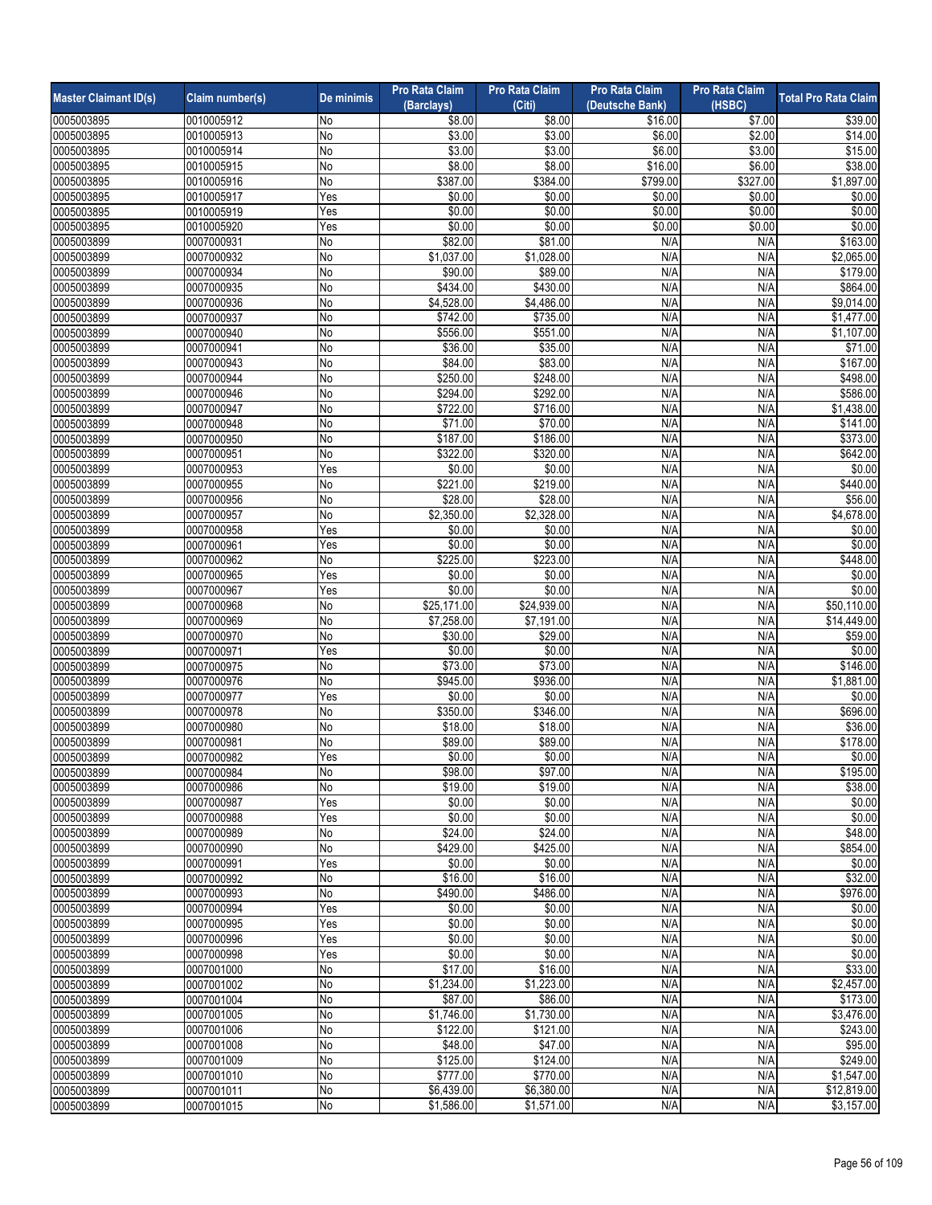| Master Claimant ID(s) | Claim number(s) | De minimis | Pro Rata Claim (Barclays) | Pro Rata Claim (Citi) | Pro Rata Claim (Deutsche Bank) | Pro Rata Claim (HSBC) | Total Pro Rata Claim |
|---|---|---|---|---|---|---|---|
| 0005003895 | 0010005912 | No | $8.00 | $8.00 | $16.00 | $7.00 | $39.00 |
| 0005003895 | 0010005913 | No | $3.00 | $3.00 | $6.00 | $2.00 | $14.00 |
| 0005003895 | 0010005914 | No | $3.00 | $3.00 | $6.00 | $3.00 | $15.00 |
| 0005003895 | 0010005915 | No | $8.00 | $8.00 | $16.00 | $6.00 | $38.00 |
| 0005003895 | 0010005916 | No | $387.00 | $384.00 | $799.00 | $327.00 | $1,897.00 |
| 0005003895 | 0010005917 | Yes | $0.00 | $0.00 | $0.00 | $0.00 | $0.00 |
| 0005003895 | 0010005919 | Yes | $0.00 | $0.00 | $0.00 | $0.00 | $0.00 |
| 0005003895 | 0010005920 | Yes | $0.00 | $0.00 | $0.00 | $0.00 | $0.00 |
| 0005003899 | 0007000931 | No | $82.00 | $81.00 | N/A | N/A | $163.00 |
| 0005003899 | 0007000932 | No | $1,037.00 | $1,028.00 | N/A | N/A | $2,065.00 |
| 0005003899 | 0007000934 | No | $90.00 | $89.00 | N/A | N/A | $179.00 |
| 0005003899 | 0007000935 | No | $434.00 | $430.00 | N/A | N/A | $864.00 |
| 0005003899 | 0007000936 | No | $4,528.00 | $4,486.00 | N/A | N/A | $9,014.00 |
| 0005003899 | 0007000937 | No | $742.00 | $735.00 | N/A | N/A | $1,477.00 |
| 0005003899 | 0007000940 | No | $556.00 | $551.00 | N/A | N/A | $1,107.00 |
| 0005003899 | 0007000941 | No | $36.00 | $35.00 | N/A | N/A | $71.00 |
| 0005003899 | 0007000943 | No | $84.00 | $83.00 | N/A | N/A | $167.00 |
| 0005003899 | 0007000944 | No | $250.00 | $248.00 | N/A | N/A | $498.00 |
| 0005003899 | 0007000946 | No | $294.00 | $292.00 | N/A | N/A | $586.00 |
| 0005003899 | 0007000947 | No | $722.00 | $716.00 | N/A | N/A | $1,438.00 |
| 0005003899 | 0007000948 | No | $71.00 | $70.00 | N/A | N/A | $141.00 |
| 0005003899 | 0007000950 | No | $187.00 | $186.00 | N/A | N/A | $373.00 |
| 0005003899 | 0007000951 | No | $322.00 | $320.00 | N/A | N/A | $642.00 |
| 0005003899 | 0007000953 | Yes | $0.00 | $0.00 | N/A | N/A | $0.00 |
| 0005003899 | 0007000955 | No | $221.00 | $219.00 | N/A | N/A | $440.00 |
| 0005003899 | 0007000956 | No | $28.00 | $28.00 | N/A | N/A | $56.00 |
| 0005003899 | 0007000957 | No | $2,350.00 | $2,328.00 | N/A | N/A | $4,678.00 |
| 0005003899 | 0007000958 | Yes | $0.00 | $0.00 | N/A | N/A | $0.00 |
| 0005003899 | 0007000961 | Yes | $0.00 | $0.00 | N/A | N/A | $0.00 |
| 0005003899 | 0007000962 | No | $225.00 | $223.00 | N/A | N/A | $448.00 |
| 0005003899 | 0007000965 | Yes | $0.00 | $0.00 | N/A | N/A | $0.00 |
| 0005003899 | 0007000967 | Yes | $0.00 | $0.00 | N/A | N/A | $0.00 |
| 0005003899 | 0007000968 | No | $25,171.00 | $24,939.00 | N/A | N/A | $50,110.00 |
| 0005003899 | 0007000969 | No | $7,258.00 | $7,191.00 | N/A | N/A | $14,449.00 |
| 0005003899 | 0007000970 | No | $30.00 | $29.00 | N/A | N/A | $59.00 |
| 0005003899 | 0007000971 | Yes | $0.00 | $0.00 | N/A | N/A | $0.00 |
| 0005003899 | 0007000975 | No | $73.00 | $73.00 | N/A | N/A | $146.00 |
| 0005003899 | 0007000976 | No | $945.00 | $936.00 | N/A | N/A | $1,881.00 |
| 0005003899 | 0007000977 | Yes | $0.00 | $0.00 | N/A | N/A | $0.00 |
| 0005003899 | 0007000978 | No | $350.00 | $346.00 | N/A | N/A | $696.00 |
| 0005003899 | 0007000980 | No | $18.00 | $18.00 | N/A | N/A | $36.00 |
| 0005003899 | 0007000981 | No | $89.00 | $89.00 | N/A | N/A | $178.00 |
| 0005003899 | 0007000982 | Yes | $0.00 | $0.00 | N/A | N/A | $0.00 |
| 0005003899 | 0007000984 | No | $98.00 | $97.00 | N/A | N/A | $195.00 |
| 0005003899 | 0007000986 | No | $19.00 | $19.00 | N/A | N/A | $38.00 |
| 0005003899 | 0007000987 | Yes | $0.00 | $0.00 | N/A | N/A | $0.00 |
| 0005003899 | 0007000988 | Yes | $0.00 | $0.00 | N/A | N/A | $0.00 |
| 0005003899 | 0007000989 | No | $24.00 | $24.00 | N/A | N/A | $48.00 |
| 0005003899 | 0007000990 | No | $429.00 | $425.00 | N/A | N/A | $854.00 |
| 0005003899 | 0007000991 | Yes | $0.00 | $0.00 | N/A | N/A | $0.00 |
| 0005003899 | 0007000992 | No | $16.00 | $16.00 | N/A | N/A | $32.00 |
| 0005003899 | 0007000993 | No | $490.00 | $486.00 | N/A | N/A | $976.00 |
| 0005003899 | 0007000994 | Yes | $0.00 | $0.00 | N/A | N/A | $0.00 |
| 0005003899 | 0007000995 | Yes | $0.00 | $0.00 | N/A | N/A | $0.00 |
| 0005003899 | 0007000996 | Yes | $0.00 | $0.00 | N/A | N/A | $0.00 |
| 0005003899 | 0007000998 | Yes | $0.00 | $0.00 | N/A | N/A | $0.00 |
| 0005003899 | 0007001000 | No | $17.00 | $16.00 | N/A | N/A | $33.00 |
| 0005003899 | 0007001002 | No | $1,234.00 | $1,223.00 | N/A | N/A | $2,457.00 |
| 0005003899 | 0007001004 | No | $87.00 | $86.00 | N/A | N/A | $173.00 |
| 0005003899 | 0007001005 | No | $1,746.00 | $1,730.00 | N/A | N/A | $3,476.00 |
| 0005003899 | 0007001006 | No | $122.00 | $121.00 | N/A | N/A | $243.00 |
| 0005003899 | 0007001008 | No | $48.00 | $47.00 | N/A | N/A | $95.00 |
| 0005003899 | 0007001009 | No | $125.00 | $124.00 | N/A | N/A | $249.00 |
| 0005003899 | 0007001010 | No | $777.00 | $770.00 | N/A | N/A | $1,547.00 |
| 0005003899 | 0007001011 | No | $6,439.00 | $6,380.00 | N/A | N/A | $12,819.00 |
| 0005003899 | 0007001015 | No | $1,586.00 | $1,571.00 | N/A | N/A | $3,157.00 |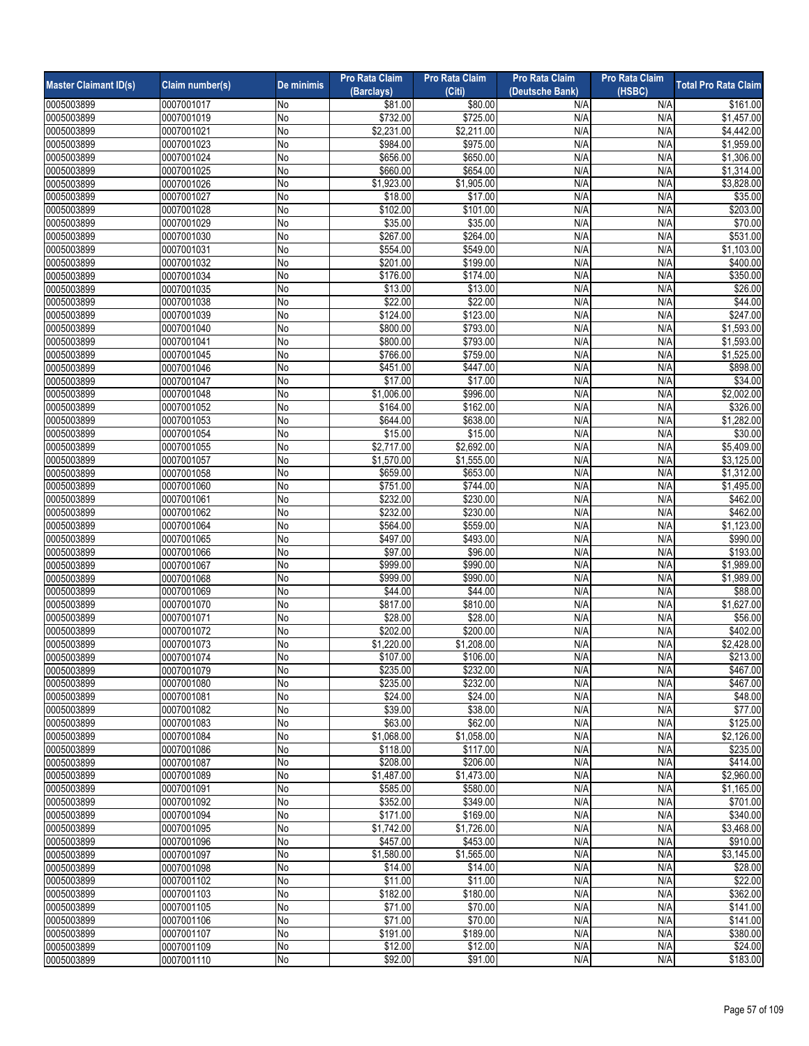| Master Claimant ID(s) | Claim number(s) | De minimis | Pro Rata Claim (Barclays) | Pro Rata Claim (Citi) | Pro Rata Claim (Deutsche Bank) | Pro Rata Claim (HSBC) | Total Pro Rata Claim |
|---|---|---|---|---|---|---|---|
| 0005003899 | 0007001017 | No | $81.00 | $80.00 | N/A | N/A | $161.00 |
| 0005003899 | 0007001019 | No | $732.00 | $725.00 | N/A | N/A | $1,457.00 |
| 0005003899 | 0007001021 | No | $2,231.00 | $2,211.00 | N/A | N/A | $4,442.00 |
| 0005003899 | 0007001023 | No | $984.00 | $975.00 | N/A | N/A | $1,959.00 |
| 0005003899 | 0007001024 | No | $656.00 | $650.00 | N/A | N/A | $1,306.00 |
| 0005003899 | 0007001025 | No | $660.00 | $654.00 | N/A | N/A | $1,314.00 |
| 0005003899 | 0007001026 | No | $1,923.00 | $1,905.00 | N/A | N/A | $3,828.00 |
| 0005003899 | 0007001027 | No | $18.00 | $17.00 | N/A | N/A | $35.00 |
| 0005003899 | 0007001028 | No | $102.00 | $101.00 | N/A | N/A | $203.00 |
| 0005003899 | 0007001029 | No | $35.00 | $35.00 | N/A | N/A | $70.00 |
| 0005003899 | 0007001030 | No | $267.00 | $264.00 | N/A | N/A | $531.00 |
| 0005003899 | 0007001031 | No | $554.00 | $549.00 | N/A | N/A | $1,103.00 |
| 0005003899 | 0007001032 | No | $201.00 | $199.00 | N/A | N/A | $400.00 |
| 0005003899 | 0007001034 | No | $176.00 | $174.00 | N/A | N/A | $350.00 |
| 0005003899 | 0007001035 | No | $13.00 | $13.00 | N/A | N/A | $26.00 |
| 0005003899 | 0007001038 | No | $22.00 | $22.00 | N/A | N/A | $44.00 |
| 0005003899 | 0007001039 | No | $124.00 | $123.00 | N/A | N/A | $247.00 |
| 0005003899 | 0007001040 | No | $800.00 | $793.00 | N/A | N/A | $1,593.00 |
| 0005003899 | 0007001041 | No | $800.00 | $793.00 | N/A | N/A | $1,593.00 |
| 0005003899 | 0007001045 | No | $766.00 | $759.00 | N/A | N/A | $1,525.00 |
| 0005003899 | 0007001046 | No | $451.00 | $447.00 | N/A | N/A | $898.00 |
| 0005003899 | 0007001047 | No | $17.00 | $17.00 | N/A | N/A | $34.00 |
| 0005003899 | 0007001048 | No | $1,006.00 | $996.00 | N/A | N/A | $2,002.00 |
| 0005003899 | 0007001052 | No | $164.00 | $162.00 | N/A | N/A | $326.00 |
| 0005003899 | 0007001053 | No | $644.00 | $638.00 | N/A | N/A | $1,282.00 |
| 0005003899 | 0007001054 | No | $15.00 | $15.00 | N/A | N/A | $30.00 |
| 0005003899 | 0007001055 | No | $2,717.00 | $2,692.00 | N/A | N/A | $5,409.00 |
| 0005003899 | 0007001057 | No | $1,570.00 | $1,555.00 | N/A | N/A | $3,125.00 |
| 0005003899 | 0007001058 | No | $659.00 | $653.00 | N/A | N/A | $1,312.00 |
| 0005003899 | 0007001060 | No | $751.00 | $744.00 | N/A | N/A | $1,495.00 |
| 0005003899 | 0007001061 | No | $232.00 | $230.00 | N/A | N/A | $462.00 |
| 0005003899 | 0007001062 | No | $232.00 | $230.00 | N/A | N/A | $462.00 |
| 0005003899 | 0007001064 | No | $564.00 | $559.00 | N/A | N/A | $1,123.00 |
| 0005003899 | 0007001065 | No | $497.00 | $493.00 | N/A | N/A | $990.00 |
| 0005003899 | 0007001066 | No | $97.00 | $96.00 | N/A | N/A | $193.00 |
| 0005003899 | 0007001067 | No | $999.00 | $990.00 | N/A | N/A | $1,989.00 |
| 0005003899 | 0007001068 | No | $999.00 | $990.00 | N/A | N/A | $1,989.00 |
| 0005003899 | 0007001069 | No | $44.00 | $44.00 | N/A | N/A | $88.00 |
| 0005003899 | 0007001070 | No | $817.00 | $810.00 | N/A | N/A | $1,627.00 |
| 0005003899 | 0007001071 | No | $28.00 | $28.00 | N/A | N/A | $56.00 |
| 0005003899 | 0007001072 | No | $202.00 | $200.00 | N/A | N/A | $402.00 |
| 0005003899 | 0007001073 | No | $1,220.00 | $1,208.00 | N/A | N/A | $2,428.00 |
| 0005003899 | 0007001074 | No | $107.00 | $106.00 | N/A | N/A | $213.00 |
| 0005003899 | 0007001079 | No | $235.00 | $232.00 | N/A | N/A | $467.00 |
| 0005003899 | 0007001080 | No | $235.00 | $232.00 | N/A | N/A | $467.00 |
| 0005003899 | 0007001081 | No | $24.00 | $24.00 | N/A | N/A | $48.00 |
| 0005003899 | 0007001082 | No | $39.00 | $38.00 | N/A | N/A | $77.00 |
| 0005003899 | 0007001083 | No | $63.00 | $62.00 | N/A | N/A | $125.00 |
| 0005003899 | 0007001084 | No | $1,068.00 | $1,058.00 | N/A | N/A | $2,126.00 |
| 0005003899 | 0007001086 | No | $118.00 | $117.00 | N/A | N/A | $235.00 |
| 0005003899 | 0007001087 | No | $208.00 | $206.00 | N/A | N/A | $414.00 |
| 0005003899 | 0007001089 | No | $1,487.00 | $1,473.00 | N/A | N/A | $2,960.00 |
| 0005003899 | 0007001091 | No | $585.00 | $580.00 | N/A | N/A | $1,165.00 |
| 0005003899 | 0007001092 | No | $352.00 | $349.00 | N/A | N/A | $701.00 |
| 0005003899 | 0007001094 | No | $171.00 | $169.00 | N/A | N/A | $340.00 |
| 0005003899 | 0007001095 | No | $1,742.00 | $1,726.00 | N/A | N/A | $3,468.00 |
| 0005003899 | 0007001096 | No | $457.00 | $453.00 | N/A | N/A | $910.00 |
| 0005003899 | 0007001097 | No | $1,580.00 | $1,565.00 | N/A | N/A | $3,145.00 |
| 0005003899 | 0007001098 | No | $14.00 | $14.00 | N/A | N/A | $28.00 |
| 0005003899 | 0007001102 | No | $11.00 | $11.00 | N/A | N/A | $22.00 |
| 0005003899 | 0007001103 | No | $182.00 | $180.00 | N/A | N/A | $362.00 |
| 0005003899 | 0007001105 | No | $71.00 | $70.00 | N/A | N/A | $141.00 |
| 0005003899 | 0007001106 | No | $71.00 | $70.00 | N/A | N/A | $141.00 |
| 0005003899 | 0007001107 | No | $191.00 | $189.00 | N/A | N/A | $380.00 |
| 0005003899 | 0007001109 | No | $12.00 | $12.00 | N/A | N/A | $24.00 |
| 0005003899 | 0007001110 | No | $92.00 | $91.00 | N/A | N/A | $183.00 |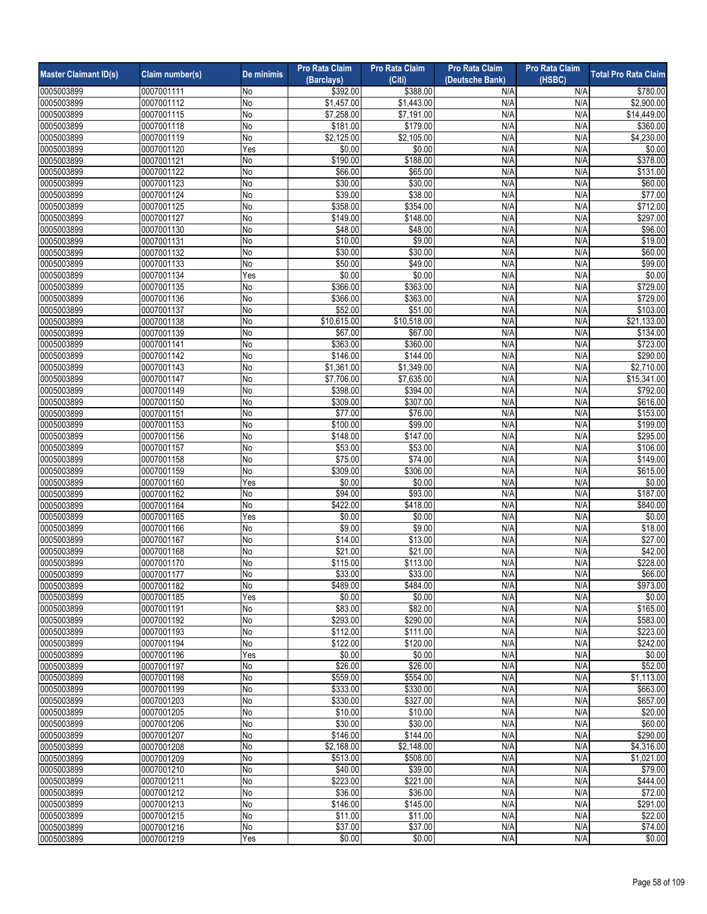| Master Claimant ID(s) | Claim number(s) | De minimis | Pro Rata Claim (Barclays) | Pro Rata Claim (Citi) | Pro Rata Claim (Deutsche Bank) | Pro Rata Claim (HSBC) | Total Pro Rata Claim |
|---|---|---|---|---|---|---|---|
| 0005003899 | 0007001111 | No | $392.00 | $388.00 | N/A | N/A | $780.00 |
| 0005003899 | 0007001112 | No | $1,457.00 | $1,443.00 | N/A | N/A | $2,900.00 |
| 0005003899 | 0007001115 | No | $7,258.00 | $7,191.00 | N/A | N/A | $14,449.00 |
| 0005003899 | 0007001118 | No | $181.00 | $179.00 | N/A | N/A | $360.00 |
| 0005003899 | 0007001119 | No | $2,125.00 | $2,105.00 | N/A | N/A | $4,230.00 |
| 0005003899 | 0007001120 | Yes | $0.00 | $0.00 | N/A | N/A | $0.00 |
| 0005003899 | 0007001121 | No | $190.00 | $188.00 | N/A | N/A | $378.00 |
| 0005003899 | 0007001122 | No | $66.00 | $65.00 | N/A | N/A | $131.00 |
| 0005003899 | 0007001123 | No | $30.00 | $30.00 | N/A | N/A | $60.00 |
| 0005003899 | 0007001124 | No | $39.00 | $38.00 | N/A | N/A | $77.00 |
| 0005003899 | 0007001125 | No | $358.00 | $354.00 | N/A | N/A | $712.00 |
| 0005003899 | 0007001127 | No | $149.00 | $148.00 | N/A | N/A | $297.00 |
| 0005003899 | 0007001130 | No | $48.00 | $48.00 | N/A | N/A | $96.00 |
| 0005003899 | 0007001131 | No | $10.00 | $9.00 | N/A | N/A | $19.00 |
| 0005003899 | 0007001132 | No | $30.00 | $30.00 | N/A | N/A | $60.00 |
| 0005003899 | 0007001133 | No | $50.00 | $49.00 | N/A | N/A | $99.00 |
| 0005003899 | 0007001134 | Yes | $0.00 | $0.00 | N/A | N/A | $0.00 |
| 0005003899 | 0007001135 | No | $366.00 | $363.00 | N/A | N/A | $729.00 |
| 0005003899 | 0007001136 | No | $366.00 | $363.00 | N/A | N/A | $729.00 |
| 0005003899 | 0007001137 | No | $52.00 | $51.00 | N/A | N/A | $103.00 |
| 0005003899 | 0007001138 | No | $10,615.00 | $10,518.00 | N/A | N/A | $21,133.00 |
| 0005003899 | 0007001139 | No | $67.00 | $67.00 | N/A | N/A | $134.00 |
| 0005003899 | 0007001141 | No | $363.00 | $360.00 | N/A | N/A | $723.00 |
| 0005003899 | 0007001142 | No | $146.00 | $144.00 | N/A | N/A | $290.00 |
| 0005003899 | 0007001143 | No | $1,361.00 | $1,349.00 | N/A | N/A | $2,710.00 |
| 0005003899 | 0007001147 | No | $7,706.00 | $7,635.00 | N/A | N/A | $15,341.00 |
| 0005003899 | 0007001149 | No | $398.00 | $394.00 | N/A | N/A | $792.00 |
| 0005003899 | 0007001150 | No | $309.00 | $307.00 | N/A | N/A | $616.00 |
| 0005003899 | 0007001151 | No | $77.00 | $76.00 | N/A | N/A | $153.00 |
| 0005003899 | 0007001153 | No | $100.00 | $99.00 | N/A | N/A | $199.00 |
| 0005003899 | 0007001156 | No | $148.00 | $147.00 | N/A | N/A | $295.00 |
| 0005003899 | 0007001157 | No | $53.00 | $53.00 | N/A | N/A | $106.00 |
| 0005003899 | 0007001158 | No | $75.00 | $74.00 | N/A | N/A | $149.00 |
| 0005003899 | 0007001159 | No | $309.00 | $306.00 | N/A | N/A | $615.00 |
| 0005003899 | 0007001160 | Yes | $0.00 | $0.00 | N/A | N/A | $0.00 |
| 0005003899 | 0007001162 | No | $94.00 | $93.00 | N/A | N/A | $187.00 |
| 0005003899 | 0007001164 | No | $422.00 | $418.00 | N/A | N/A | $840.00 |
| 0005003899 | 0007001165 | Yes | $0.00 | $0.00 | N/A | N/A | $0.00 |
| 0005003899 | 0007001166 | No | $9.00 | $9.00 | N/A | N/A | $18.00 |
| 0005003899 | 0007001167 | No | $14.00 | $13.00 | N/A | N/A | $27.00 |
| 0005003899 | 0007001168 | No | $21.00 | $21.00 | N/A | N/A | $42.00 |
| 0005003899 | 0007001170 | No | $115.00 | $113.00 | N/A | N/A | $228.00 |
| 0005003899 | 0007001177 | No | $33.00 | $33.00 | N/A | N/A | $66.00 |
| 0005003899 | 0007001182 | No | $489.00 | $484.00 | N/A | N/A | $973.00 |
| 0005003899 | 0007001185 | Yes | $0.00 | $0.00 | N/A | N/A | $0.00 |
| 0005003899 | 0007001191 | No | $83.00 | $82.00 | N/A | N/A | $165.00 |
| 0005003899 | 0007001192 | No | $293.00 | $290.00 | N/A | N/A | $583.00 |
| 0005003899 | 0007001193 | No | $112.00 | $111.00 | N/A | N/A | $223.00 |
| 0005003899 | 0007001194 | No | $122.00 | $120.00 | N/A | N/A | $242.00 |
| 0005003899 | 0007001196 | Yes | $0.00 | $0.00 | N/A | N/A | $0.00 |
| 0005003899 | 0007001197 | No | $26.00 | $26.00 | N/A | N/A | $52.00 |
| 0005003899 | 0007001198 | No | $559.00 | $554.00 | N/A | N/A | $1,113.00 |
| 0005003899 | 0007001199 | No | $333.00 | $330.00 | N/A | N/A | $663.00 |
| 0005003899 | 0007001203 | No | $330.00 | $327.00 | N/A | N/A | $657.00 |
| 0005003899 | 0007001205 | No | $10.00 | $10.00 | N/A | N/A | $20.00 |
| 0005003899 | 0007001206 | No | $30.00 | $30.00 | N/A | N/A | $60.00 |
| 0005003899 | 0007001207 | No | $146.00 | $144.00 | N/A | N/A | $290.00 |
| 0005003899 | 0007001208 | No | $2,168.00 | $2,148.00 | N/A | N/A | $4,316.00 |
| 0005003899 | 0007001209 | No | $513.00 | $508.00 | N/A | N/A | $1,021.00 |
| 0005003899 | 0007001210 | No | $40.00 | $39.00 | N/A | N/A | $79.00 |
| 0005003899 | 0007001211 | No | $223.00 | $221.00 | N/A | N/A | $444.00 |
| 0005003899 | 0007001212 | No | $36.00 | $36.00 | N/A | N/A | $72.00 |
| 0005003899 | 0007001213 | No | $146.00 | $145.00 | N/A | N/A | $291.00 |
| 0005003899 | 0007001215 | No | $11.00 | $11.00 | N/A | N/A | $22.00 |
| 0005003899 | 0007001216 | No | $37.00 | $37.00 | N/A | N/A | $74.00 |
| 0005003899 | 0007001219 | Yes | $0.00 | $0.00 | N/A | N/A | $0.00 |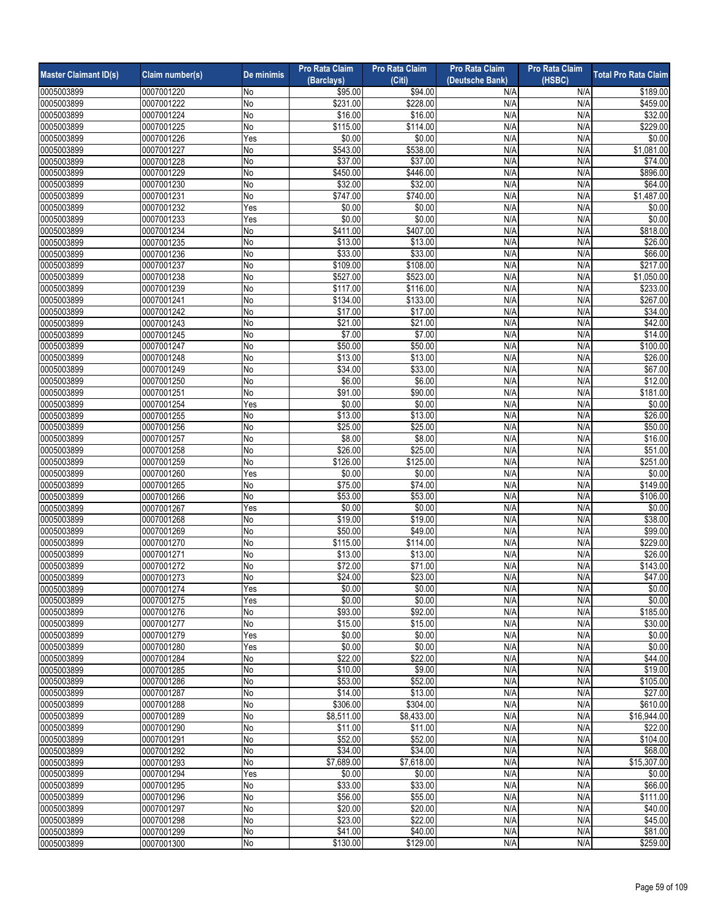| Master Claimant ID(s) | Claim number(s) | De minimis | Pro Rata Claim (Barclays) | Pro Rata Claim (Citi) | Pro Rata Claim (Deutsche Bank) | Pro Rata Claim (HSBC) | Total Pro Rata Claim |
|---|---|---|---|---|---|---|---|
| 0005003899 | 0007001220 | No | $95.00 | $94.00 | N/A | N/A | $189.00 |
| 0005003899 | 0007001222 | No | $231.00 | $228.00 | N/A | N/A | $459.00 |
| 0005003899 | 0007001224 | No | $16.00 | $16.00 | N/A | N/A | $32.00 |
| 0005003899 | 0007001225 | No | $115.00 | $114.00 | N/A | N/A | $229.00 |
| 0005003899 | 0007001226 | Yes | $0.00 | $0.00 | N/A | N/A | $0.00 |
| 0005003899 | 0007001227 | No | $543.00 | $538.00 | N/A | N/A | $1,081.00 |
| 0005003899 | 0007001228 | No | $37.00 | $37.00 | N/A | N/A | $74.00 |
| 0005003899 | 0007001229 | No | $450.00 | $446.00 | N/A | N/A | $896.00 |
| 0005003899 | 0007001230 | No | $32.00 | $32.00 | N/A | N/A | $64.00 |
| 0005003899 | 0007001231 | No | $747.00 | $740.00 | N/A | N/A | $1,487.00 |
| 0005003899 | 0007001232 | Yes | $0.00 | $0.00 | N/A | N/A | $0.00 |
| 0005003899 | 0007001233 | Yes | $0.00 | $0.00 | N/A | N/A | $0.00 |
| 0005003899 | 0007001234 | No | $411.00 | $407.00 | N/A | N/A | $818.00 |
| 0005003899 | 0007001235 | No | $13.00 | $13.00 | N/A | N/A | $26.00 |
| 0005003899 | 0007001236 | No | $33.00 | $33.00 | N/A | N/A | $66.00 |
| 0005003899 | 0007001237 | No | $109.00 | $108.00 | N/A | N/A | $217.00 |
| 0005003899 | 0007001238 | No | $527.00 | $523.00 | N/A | N/A | $1,050.00 |
| 0005003899 | 0007001239 | No | $117.00 | $116.00 | N/A | N/A | $233.00 |
| 0005003899 | 0007001241 | No | $134.00 | $133.00 | N/A | N/A | $267.00 |
| 0005003899 | 0007001242 | No | $17.00 | $17.00 | N/A | N/A | $34.00 |
| 0005003899 | 0007001243 | No | $21.00 | $21.00 | N/A | N/A | $42.00 |
| 0005003899 | 0007001245 | No | $7.00 | $7.00 | N/A | N/A | $14.00 |
| 0005003899 | 0007001247 | No | $50.00 | $50.00 | N/A | N/A | $100.00 |
| 0005003899 | 0007001248 | No | $13.00 | $13.00 | N/A | N/A | $26.00 |
| 0005003899 | 0007001249 | No | $34.00 | $33.00 | N/A | N/A | $67.00 |
| 0005003899 | 0007001250 | No | $6.00 | $6.00 | N/A | N/A | $12.00 |
| 0005003899 | 0007001251 | No | $91.00 | $90.00 | N/A | N/A | $181.00 |
| 0005003899 | 0007001254 | Yes | $0.00 | $0.00 | N/A | N/A | $0.00 |
| 0005003899 | 0007001255 | No | $13.00 | $13.00 | N/A | N/A | $26.00 |
| 0005003899 | 0007001256 | No | $25.00 | $25.00 | N/A | N/A | $50.00 |
| 0005003899 | 0007001257 | No | $8.00 | $8.00 | N/A | N/A | $16.00 |
| 0005003899 | 0007001258 | No | $26.00 | $25.00 | N/A | N/A | $51.00 |
| 0005003899 | 0007001259 | No | $126.00 | $125.00 | N/A | N/A | $251.00 |
| 0005003899 | 0007001260 | Yes | $0.00 | $0.00 | N/A | N/A | $0.00 |
| 0005003899 | 0007001265 | No | $75.00 | $74.00 | N/A | N/A | $149.00 |
| 0005003899 | 0007001266 | No | $53.00 | $53.00 | N/A | N/A | $106.00 |
| 0005003899 | 0007001267 | Yes | $0.00 | $0.00 | N/A | N/A | $0.00 |
| 0005003899 | 0007001268 | No | $19.00 | $19.00 | N/A | N/A | $38.00 |
| 0005003899 | 0007001269 | No | $50.00 | $49.00 | N/A | N/A | $99.00 |
| 0005003899 | 0007001270 | No | $115.00 | $114.00 | N/A | N/A | $229.00 |
| 0005003899 | 0007001271 | No | $13.00 | $13.00 | N/A | N/A | $26.00 |
| 0005003899 | 0007001272 | No | $72.00 | $71.00 | N/A | N/A | $143.00 |
| 0005003899 | 0007001273 | No | $24.00 | $23.00 | N/A | N/A | $47.00 |
| 0005003899 | 0007001274 | Yes | $0.00 | $0.00 | N/A | N/A | $0.00 |
| 0005003899 | 0007001275 | Yes | $0.00 | $0.00 | N/A | N/A | $0.00 |
| 0005003899 | 0007001276 | No | $93.00 | $92.00 | N/A | N/A | $185.00 |
| 0005003899 | 0007001277 | No | $15.00 | $15.00 | N/A | N/A | $30.00 |
| 0005003899 | 0007001279 | Yes | $0.00 | $0.00 | N/A | N/A | $0.00 |
| 0005003899 | 0007001280 | Yes | $0.00 | $0.00 | N/A | N/A | $0.00 |
| 0005003899 | 0007001284 | No | $22.00 | $22.00 | N/A | N/A | $44.00 |
| 0005003899 | 0007001285 | No | $10.00 | $9.00 | N/A | N/A | $19.00 |
| 0005003899 | 0007001286 | No | $53.00 | $52.00 | N/A | N/A | $105.00 |
| 0005003899 | 0007001287 | No | $14.00 | $13.00 | N/A | N/A | $27.00 |
| 0005003899 | 0007001288 | No | $306.00 | $304.00 | N/A | N/A | $610.00 |
| 0005003899 | 0007001289 | No | $8,511.00 | $8,433.00 | N/A | N/A | $16,944.00 |
| 0005003899 | 0007001290 | No | $11.00 | $11.00 | N/A | N/A | $22.00 |
| 0005003899 | 0007001291 | No | $52.00 | $52.00 | N/A | N/A | $104.00 |
| 0005003899 | 0007001292 | No | $34.00 | $34.00 | N/A | N/A | $68.00 |
| 0005003899 | 0007001293 | No | $7,689.00 | $7,618.00 | N/A | N/A | $15,307.00 |
| 0005003899 | 0007001294 | Yes | $0.00 | $0.00 | N/A | N/A | $0.00 |
| 0005003899 | 0007001295 | No | $33.00 | $33.00 | N/A | N/A | $66.00 |
| 0005003899 | 0007001296 | No | $56.00 | $55.00 | N/A | N/A | $111.00 |
| 0005003899 | 0007001297 | No | $20.00 | $20.00 | N/A | N/A | $40.00 |
| 0005003899 | 0007001298 | No | $23.00 | $22.00 | N/A | N/A | $45.00 |
| 0005003899 | 0007001299 | No | $41.00 | $40.00 | N/A | N/A | $81.00 |
| 0005003899 | 0007001300 | No | $130.00 | $129.00 | N/A | N/A | $259.00 |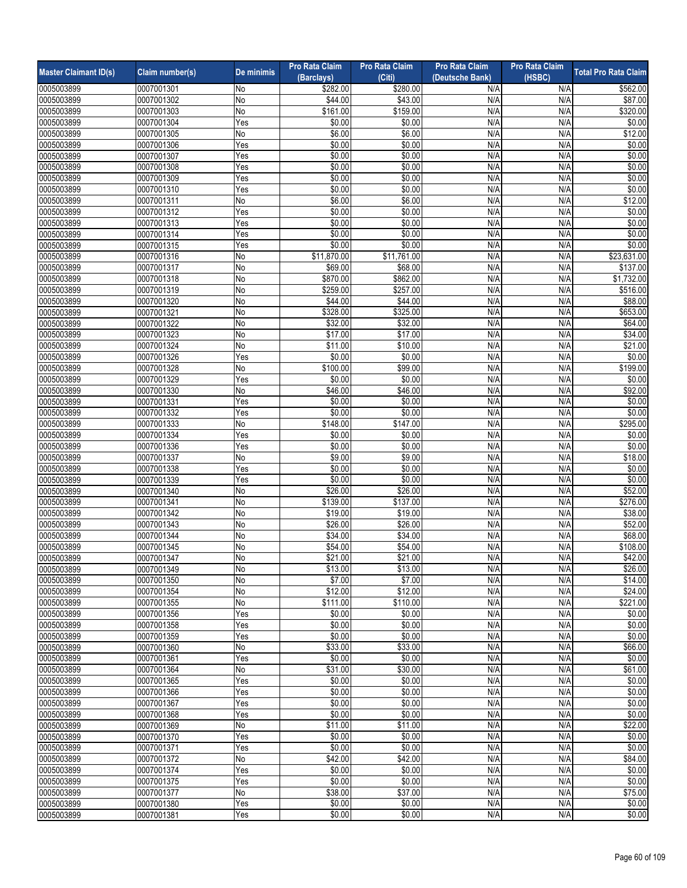| Master Claimant ID(s) | Claim number(s) | De minimis | Pro Rata Claim (Barclays) | Pro Rata Claim (Citi) | Pro Rata Claim (Deutsche Bank) | Pro Rata Claim (HSBC) | Total Pro Rata Claim |
|---|---|---|---|---|---|---|---|
| 0005003899 | 0007001301 | No | $282.00 | $280.00 | N/A | N/A | $562.00 |
| 0005003899 | 0007001302 | No | $44.00 | $43.00 | N/A | N/A | $87.00 |
| 0005003899 | 0007001303 | No | $161.00 | $159.00 | N/A | N/A | $320.00 |
| 0005003899 | 0007001304 | Yes | $0.00 | $0.00 | N/A | N/A | $0.00 |
| 0005003899 | 0007001305 | No | $6.00 | $6.00 | N/A | N/A | $12.00 |
| 0005003899 | 0007001306 | Yes | $0.00 | $0.00 | N/A | N/A | $0.00 |
| 0005003899 | 0007001307 | Yes | $0.00 | $0.00 | N/A | N/A | $0.00 |
| 0005003899 | 0007001308 | Yes | $0.00 | $0.00 | N/A | N/A | $0.00 |
| 0005003899 | 0007001309 | Yes | $0.00 | $0.00 | N/A | N/A | $0.00 |
| 0005003899 | 0007001310 | Yes | $0.00 | $0.00 | N/A | N/A | $0.00 |
| 0005003899 | 0007001311 | No | $6.00 | $6.00 | N/A | N/A | $12.00 |
| 0005003899 | 0007001312 | Yes | $0.00 | $0.00 | N/A | N/A | $0.00 |
| 0005003899 | 0007001313 | Yes | $0.00 | $0.00 | N/A | N/A | $0.00 |
| 0005003899 | 0007001314 | Yes | $0.00 | $0.00 | N/A | N/A | $0.00 |
| 0005003899 | 0007001315 | Yes | $0.00 | $0.00 | N/A | N/A | $0.00 |
| 0005003899 | 0007001316 | No | $11,870.00 | $11,761.00 | N/A | N/A | $23,631.00 |
| 0005003899 | 0007001317 | No | $69.00 | $68.00 | N/A | N/A | $137.00 |
| 0005003899 | 0007001318 | No | $870.00 | $862.00 | N/A | N/A | $1,732.00 |
| 0005003899 | 0007001319 | No | $259.00 | $257.00 | N/A | N/A | $516.00 |
| 0005003899 | 0007001320 | No | $44.00 | $44.00 | N/A | N/A | $88.00 |
| 0005003899 | 0007001321 | No | $328.00 | $325.00 | N/A | N/A | $653.00 |
| 0005003899 | 0007001322 | No | $32.00 | $32.00 | N/A | N/A | $64.00 |
| 0005003899 | 0007001323 | No | $17.00 | $17.00 | N/A | N/A | $34.00 |
| 0005003899 | 0007001324 | No | $11.00 | $10.00 | N/A | N/A | $21.00 |
| 0005003899 | 0007001326 | Yes | $0.00 | $0.00 | N/A | N/A | $0.00 |
| 0005003899 | 0007001328 | No | $100.00 | $99.00 | N/A | N/A | $199.00 |
| 0005003899 | 0007001329 | Yes | $0.00 | $0.00 | N/A | N/A | $0.00 |
| 0005003899 | 0007001330 | No | $46.00 | $46.00 | N/A | N/A | $92.00 |
| 0005003899 | 0007001331 | Yes | $0.00 | $0.00 | N/A | N/A | $0.00 |
| 0005003899 | 0007001332 | Yes | $0.00 | $0.00 | N/A | N/A | $0.00 |
| 0005003899 | 0007001333 | No | $148.00 | $147.00 | N/A | N/A | $295.00 |
| 0005003899 | 0007001334 | Yes | $0.00 | $0.00 | N/A | N/A | $0.00 |
| 0005003899 | 0007001336 | Yes | $0.00 | $0.00 | N/A | N/A | $0.00 |
| 0005003899 | 0007001337 | No | $9.00 | $9.00 | N/A | N/A | $18.00 |
| 0005003899 | 0007001338 | Yes | $0.00 | $0.00 | N/A | N/A | $0.00 |
| 0005003899 | 0007001339 | Yes | $0.00 | $0.00 | N/A | N/A | $0.00 |
| 0005003899 | 0007001340 | No | $26.00 | $26.00 | N/A | N/A | $52.00 |
| 0005003899 | 0007001341 | No | $139.00 | $137.00 | N/A | N/A | $276.00 |
| 0005003899 | 0007001342 | No | $19.00 | $19.00 | N/A | N/A | $38.00 |
| 0005003899 | 0007001343 | No | $26.00 | $26.00 | N/A | N/A | $52.00 |
| 0005003899 | 0007001344 | No | $34.00 | $34.00 | N/A | N/A | $68.00 |
| 0005003899 | 0007001345 | No | $54.00 | $54.00 | N/A | N/A | $108.00 |
| 0005003899 | 0007001347 | No | $21.00 | $21.00 | N/A | N/A | $42.00 |
| 0005003899 | 0007001349 | No | $13.00 | $13.00 | N/A | N/A | $26.00 |
| 0005003899 | 0007001350 | No | $7.00 | $7.00 | N/A | N/A | $14.00 |
| 0005003899 | 0007001354 | No | $12.00 | $12.00 | N/A | N/A | $24.00 |
| 0005003899 | 0007001355 | No | $111.00 | $110.00 | N/A | N/A | $221.00 |
| 0005003899 | 0007001356 | Yes | $0.00 | $0.00 | N/A | N/A | $0.00 |
| 0005003899 | 0007001358 | Yes | $0.00 | $0.00 | N/A | N/A | $0.00 |
| 0005003899 | 0007001359 | Yes | $0.00 | $0.00 | N/A | N/A | $0.00 |
| 0005003899 | 0007001360 | No | $33.00 | $33.00 | N/A | N/A | $66.00 |
| 0005003899 | 0007001361 | Yes | $0.00 | $0.00 | N/A | N/A | $0.00 |
| 0005003899 | 0007001364 | No | $31.00 | $30.00 | N/A | N/A | $61.00 |
| 0005003899 | 0007001365 | Yes | $0.00 | $0.00 | N/A | N/A | $0.00 |
| 0005003899 | 0007001366 | Yes | $0.00 | $0.00 | N/A | N/A | $0.00 |
| 0005003899 | 0007001367 | Yes | $0.00 | $0.00 | N/A | N/A | $0.00 |
| 0005003899 | 0007001368 | Yes | $0.00 | $0.00 | N/A | N/A | $0.00 |
| 0005003899 | 0007001369 | No | $11.00 | $11.00 | N/A | N/A | $22.00 |
| 0005003899 | 0007001370 | Yes | $0.00 | $0.00 | N/A | N/A | $0.00 |
| 0005003899 | 0007001371 | Yes | $0.00 | $0.00 | N/A | N/A | $0.00 |
| 0005003899 | 0007001372 | No | $42.00 | $42.00 | N/A | N/A | $84.00 |
| 0005003899 | 0007001374 | Yes | $0.00 | $0.00 | N/A | N/A | $0.00 |
| 0005003899 | 0007001375 | Yes | $0.00 | $0.00 | N/A | N/A | $0.00 |
| 0005003899 | 0007001377 | No | $38.00 | $37.00 | N/A | N/A | $75.00 |
| 0005003899 | 0007001380 | Yes | $0.00 | $0.00 | N/A | N/A | $0.00 |
| 0005003899 | 0007001381 | Yes | $0.00 | $0.00 | N/A | N/A | $0.00 |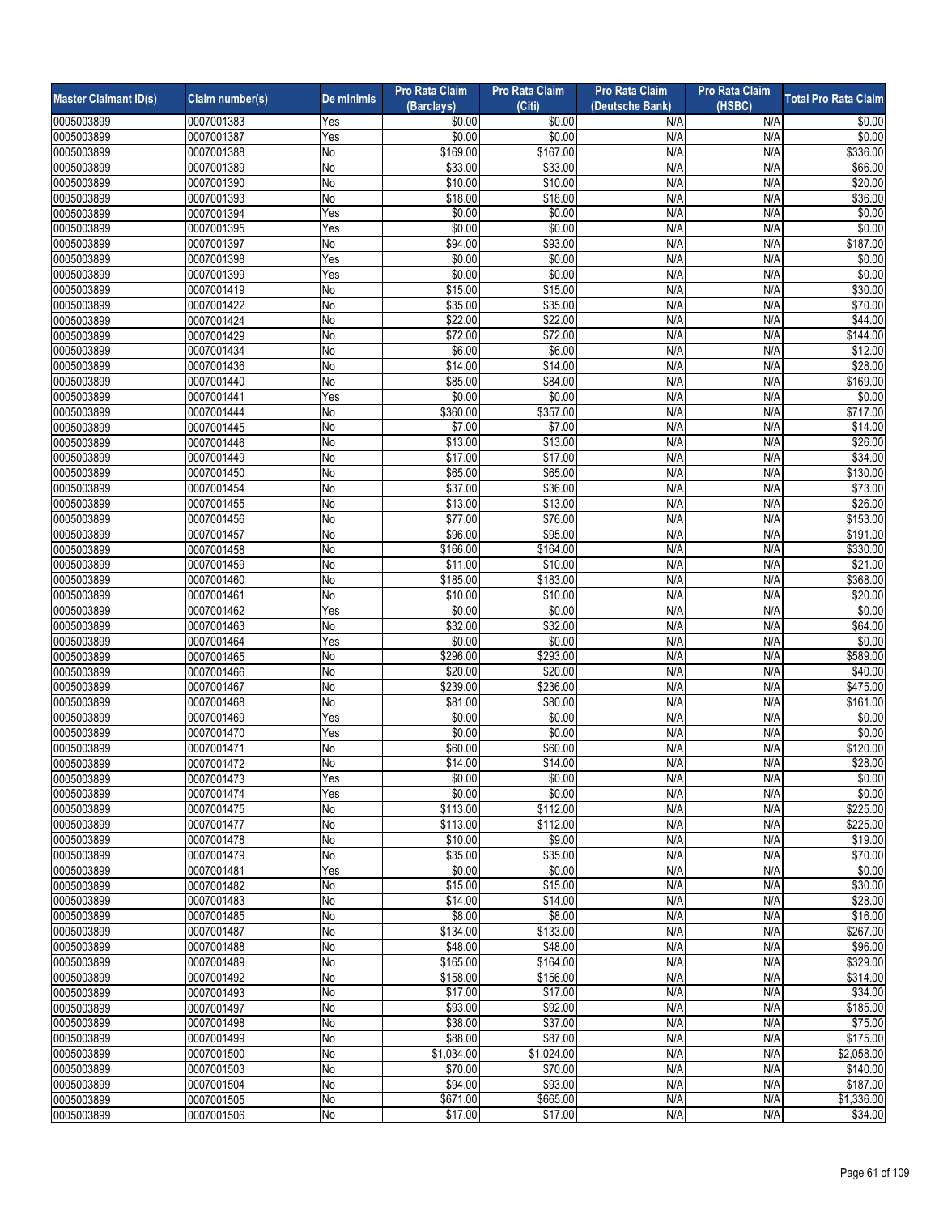| Master Claimant ID(s) | Claim number(s) | De minimis | Pro Rata Claim (Barclays) | Pro Rata Claim (Citi) | Pro Rata Claim (Deutsche Bank) | Pro Rata Claim (HSBC) | Total Pro Rata Claim |
|---|---|---|---|---|---|---|---|
| 0005003899 | 0007001383 | Yes | $0.00 | $0.00 | N/A | N/A | $0.00 |
| 0005003899 | 0007001387 | Yes | $0.00 | $0.00 | N/A | N/A | $0.00 |
| 0005003899 | 0007001388 | No | $169.00 | $167.00 | N/A | N/A | $336.00 |
| 0005003899 | 0007001389 | No | $33.00 | $33.00 | N/A | N/A | $66.00 |
| 0005003899 | 0007001390 | No | $10.00 | $10.00 | N/A | N/A | $20.00 |
| 0005003899 | 0007001393 | No | $18.00 | $18.00 | N/A | N/A | $36.00 |
| 0005003899 | 0007001394 | Yes | $0.00 | $0.00 | N/A | N/A | $0.00 |
| 0005003899 | 0007001395 | Yes | $0.00 | $0.00 | N/A | N/A | $0.00 |
| 0005003899 | 0007001397 | No | $94.00 | $93.00 | N/A | N/A | $187.00 |
| 0005003899 | 0007001398 | Yes | $0.00 | $0.00 | N/A | N/A | $0.00 |
| 0005003899 | 0007001399 | Yes | $0.00 | $0.00 | N/A | N/A | $0.00 |
| 0005003899 | 0007001419 | No | $15.00 | $15.00 | N/A | N/A | $30.00 |
| 0005003899 | 0007001422 | No | $35.00 | $35.00 | N/A | N/A | $70.00 |
| 0005003899 | 0007001424 | No | $22.00 | $22.00 | N/A | N/A | $44.00 |
| 0005003899 | 0007001429 | No | $72.00 | $72.00 | N/A | N/A | $144.00 |
| 0005003899 | 0007001434 | No | $6.00 | $6.00 | N/A | N/A | $12.00 |
| 0005003899 | 0007001436 | No | $14.00 | $14.00 | N/A | N/A | $28.00 |
| 0005003899 | 0007001440 | No | $85.00 | $84.00 | N/A | N/A | $169.00 |
| 0005003899 | 0007001441 | Yes | $0.00 | $0.00 | N/A | N/A | $0.00 |
| 0005003899 | 0007001444 | No | $360.00 | $357.00 | N/A | N/A | $717.00 |
| 0005003899 | 0007001445 | No | $7.00 | $7.00 | N/A | N/A | $14.00 |
| 0005003899 | 0007001446 | No | $13.00 | $13.00 | N/A | N/A | $26.00 |
| 0005003899 | 0007001449 | No | $17.00 | $17.00 | N/A | N/A | $34.00 |
| 0005003899 | 0007001450 | No | $65.00 | $65.00 | N/A | N/A | $130.00 |
| 0005003899 | 0007001454 | No | $37.00 | $36.00 | N/A | N/A | $73.00 |
| 0005003899 | 0007001455 | No | $13.00 | $13.00 | N/A | N/A | $26.00 |
| 0005003899 | 0007001456 | No | $77.00 | $76.00 | N/A | N/A | $153.00 |
| 0005003899 | 0007001457 | No | $96.00 | $95.00 | N/A | N/A | $191.00 |
| 0005003899 | 0007001458 | No | $166.00 | $164.00 | N/A | N/A | $330.00 |
| 0005003899 | 0007001459 | No | $11.00 | $10.00 | N/A | N/A | $21.00 |
| 0005003899 | 0007001460 | No | $185.00 | $183.00 | N/A | N/A | $368.00 |
| 0005003899 | 0007001461 | No | $10.00 | $10.00 | N/A | N/A | $20.00 |
| 0005003899 | 0007001462 | Yes | $0.00 | $0.00 | N/A | N/A | $0.00 |
| 0005003899 | 0007001463 | No | $32.00 | $32.00 | N/A | N/A | $64.00 |
| 0005003899 | 0007001464 | Yes | $0.00 | $0.00 | N/A | N/A | $0.00 |
| 0005003899 | 0007001465 | No | $296.00 | $293.00 | N/A | N/A | $589.00 |
| 0005003899 | 0007001466 | No | $20.00 | $20.00 | N/A | N/A | $40.00 |
| 0005003899 | 0007001467 | No | $239.00 | $236.00 | N/A | N/A | $475.00 |
| 0005003899 | 0007001468 | No | $81.00 | $80.00 | N/A | N/A | $161.00 |
| 0005003899 | 0007001469 | Yes | $0.00 | $0.00 | N/A | N/A | $0.00 |
| 0005003899 | 0007001470 | Yes | $0.00 | $0.00 | N/A | N/A | $0.00 |
| 0005003899 | 0007001471 | No | $60.00 | $60.00 | N/A | N/A | $120.00 |
| 0005003899 | 0007001472 | No | $14.00 | $14.00 | N/A | N/A | $28.00 |
| 0005003899 | 0007001473 | Yes | $0.00 | $0.00 | N/A | N/A | $0.00 |
| 0005003899 | 0007001474 | Yes | $0.00 | $0.00 | N/A | N/A | $0.00 |
| 0005003899 | 0007001475 | No | $113.00 | $112.00 | N/A | N/A | $225.00 |
| 0005003899 | 0007001477 | No | $113.00 | $112.00 | N/A | N/A | $225.00 |
| 0005003899 | 0007001478 | No | $10.00 | $9.00 | N/A | N/A | $19.00 |
| 0005003899 | 0007001479 | No | $35.00 | $35.00 | N/A | N/A | $70.00 |
| 0005003899 | 0007001481 | Yes | $0.00 | $0.00 | N/A | N/A | $0.00 |
| 0005003899 | 0007001482 | No | $15.00 | $15.00 | N/A | N/A | $30.00 |
| 0005003899 | 0007001483 | No | $14.00 | $14.00 | N/A | N/A | $28.00 |
| 0005003899 | 0007001485 | No | $8.00 | $8.00 | N/A | N/A | $16.00 |
| 0005003899 | 0007001487 | No | $134.00 | $133.00 | N/A | N/A | $267.00 |
| 0005003899 | 0007001488 | No | $48.00 | $48.00 | N/A | N/A | $96.00 |
| 0005003899 | 0007001489 | No | $165.00 | $164.00 | N/A | N/A | $329.00 |
| 0005003899 | 0007001492 | No | $158.00 | $156.00 | N/A | N/A | $314.00 |
| 0005003899 | 0007001493 | No | $17.00 | $17.00 | N/A | N/A | $34.00 |
| 0005003899 | 0007001497 | No | $93.00 | $92.00 | N/A | N/A | $185.00 |
| 0005003899 | 0007001498 | No | $38.00 | $37.00 | N/A | N/A | $75.00 |
| 0005003899 | 0007001499 | No | $88.00 | $87.00 | N/A | N/A | $175.00 |
| 0005003899 | 0007001500 | No | $1,034.00 | $1,024.00 | N/A | N/A | $2,058.00 |
| 0005003899 | 0007001503 | No | $70.00 | $70.00 | N/A | N/A | $140.00 |
| 0005003899 | 0007001504 | No | $94.00 | $93.00 | N/A | N/A | $187.00 |
| 0005003899 | 0007001505 | No | $671.00 | $665.00 | N/A | N/A | $1,336.00 |
| 0005003899 | 0007001506 | No | $17.00 | $17.00 | N/A | N/A | $34.00 |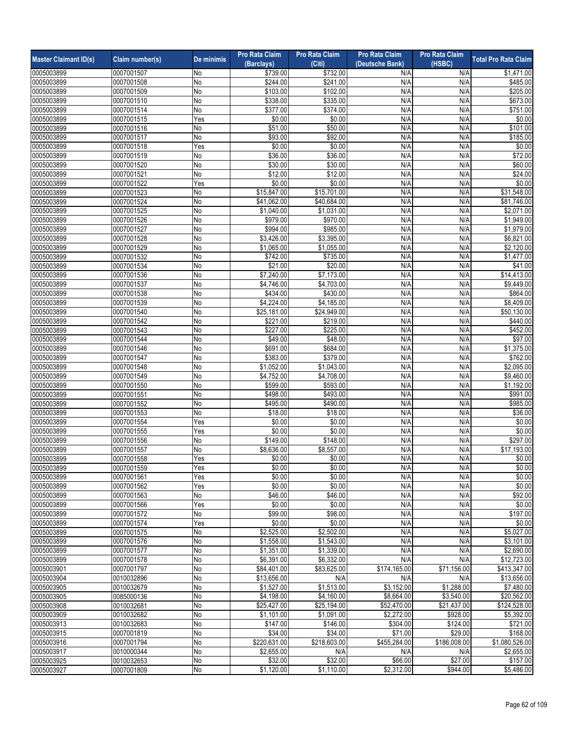| Master Claimant ID(s) | Claim number(s) | De minimis | Pro Rata Claim (Barclays) | Pro Rata Claim (Citi) | Pro Rata Claim (Deutsche Bank) | Pro Rata Claim (HSBC) | Total Pro Rata Claim |
|---|---|---|---|---|---|---|---|
| 0005003899 | 0007001507 | No | $739.00 | $732.00 | N/A | N/A | $1,471.00 |
| 0005003899 | 0007001508 | No | $244.00 | $241.00 | N/A | N/A | $485.00 |
| 0005003899 | 0007001509 | No | $103.00 | $102.00 | N/A | N/A | $205.00 |
| 0005003899 | 0007001510 | No | $338.00 | $335.00 | N/A | N/A | $673.00 |
| 0005003899 | 0007001514 | No | $377.00 | $374.00 | N/A | N/A | $751.00 |
| 0005003899 | 0007001515 | Yes | $0.00 | $0.00 | N/A | N/A | $0.00 |
| 0005003899 | 0007001516 | No | $51.00 | $50.00 | N/A | N/A | $101.00 |
| 0005003899 | 0007001517 | No | $93.00 | $92.00 | N/A | N/A | $185.00 |
| 0005003899 | 0007001518 | Yes | $0.00 | $0.00 | N/A | N/A | $0.00 |
| 0005003899 | 0007001519 | No | $36.00 | $36.00 | N/A | N/A | $72.00 |
| 0005003899 | 0007001520 | No | $30.00 | $30.00 | N/A | N/A | $60.00 |
| 0005003899 | 0007001521 | No | $12.00 | $12.00 | N/A | N/A | $24.00 |
| 0005003899 | 0007001522 | Yes | $0.00 | $0.00 | N/A | N/A | $0.00 |
| 0005003899 | 0007001523 | No | $15,847.00 | $15,701.00 | N/A | N/A | $31,548.00 |
| 0005003899 | 0007001524 | No | $41,062.00 | $40,684.00 | N/A | N/A | $81,746.00 |
| 0005003899 | 0007001525 | No | $1,040.00 | $1,031.00 | N/A | N/A | $2,071.00 |
| 0005003899 | 0007001526 | No | $979.00 | $970.00 | N/A | N/A | $1,949.00 |
| 0005003899 | 0007001527 | No | $994.00 | $985.00 | N/A | N/A | $1,979.00 |
| 0005003899 | 0007001528 | No | $3,426.00 | $3,395.00 | N/A | N/A | $6,821.00 |
| 0005003899 | 0007001529 | No | $1,065.00 | $1,055.00 | N/A | N/A | $2,120.00 |
| 0005003899 | 0007001532 | No | $742.00 | $735.00 | N/A | N/A | $1,477.00 |
| 0005003899 | 0007001534 | No | $21.00 | $20.00 | N/A | N/A | $41.00 |
| 0005003899 | 0007001536 | No | $7,240.00 | $7,173.00 | N/A | N/A | $14,413.00 |
| 0005003899 | 0007001537 | No | $4,746.00 | $4,703.00 | N/A | N/A | $9,449.00 |
| 0005003899 | 0007001538 | No | $434.00 | $430.00 | N/A | N/A | $864.00 |
| 0005003899 | 0007001539 | No | $4,224.00 | $4,185.00 | N/A | N/A | $8,409.00 |
| 0005003899 | 0007001540 | No | $25,181.00 | $24,949.00 | N/A | N/A | $50,130.00 |
| 0005003899 | 0007001542 | No | $221.00 | $219.00 | N/A | N/A | $440.00 |
| 0005003899 | 0007001543 | No | $227.00 | $225.00 | N/A | N/A | $452.00 |
| 0005003899 | 0007001544 | No | $49.00 | $48.00 | N/A | N/A | $97.00 |
| 0005003899 | 0007001546 | No | $691.00 | $684.00 | N/A | N/A | $1,375.00 |
| 0005003899 | 0007001547 | No | $383.00 | $379.00 | N/A | N/A | $762.00 |
| 0005003899 | 0007001548 | No | $1,052.00 | $1,043.00 | N/A | N/A | $2,095.00 |
| 0005003899 | 0007001549 | No | $4,752.00 | $4,708.00 | N/A | N/A | $9,460.00 |
| 0005003899 | 0007001550 | No | $599.00 | $593.00 | N/A | N/A | $1,192.00 |
| 0005003899 | 0007001551 | No | $498.00 | $493.00 | N/A | N/A | $991.00 |
| 0005003899 | 0007001552 | No | $495.00 | $490.00 | N/A | N/A | $985.00 |
| 0005003899 | 0007001553 | No | $18.00 | $18.00 | N/A | N/A | $36.00 |
| 0005003899 | 0007001554 | Yes | $0.00 | $0.00 | N/A | N/A | $0.00 |
| 0005003899 | 0007001555 | Yes | $0.00 | $0.00 | N/A | N/A | $0.00 |
| 0005003899 | 0007001556 | No | $149.00 | $148.00 | N/A | N/A | $297.00 |
| 0005003899 | 0007001557 | No | $8,636.00 | $8,557.00 | N/A | N/A | $17,193.00 |
| 0005003899 | 0007001558 | Yes | $0.00 | $0.00 | N/A | N/A | $0.00 |
| 0005003899 | 0007001559 | Yes | $0.00 | $0.00 | N/A | N/A | $0.00 |
| 0005003899 | 0007001561 | Yes | $0.00 | $0.00 | N/A | N/A | $0.00 |
| 0005003899 | 0007001562 | Yes | $0.00 | $0.00 | N/A | N/A | $0.00 |
| 0005003899 | 0007001563 | No | $46.00 | $46.00 | N/A | N/A | $92.00 |
| 0005003899 | 0007001566 | Yes | $0.00 | $0.00 | N/A | N/A | $0.00 |
| 0005003899 | 0007001572 | No | $99.00 | $98.00 | N/A | N/A | $197.00 |
| 0005003899 | 0007001574 | Yes | $0.00 | $0.00 | N/A | N/A | $0.00 |
| 0005003899 | 0007001575 | No | $2,525.00 | $2,502.00 | N/A | N/A | $5,027.00 |
| 0005003899 | 0007001576 | No | $1,558.00 | $1,543.00 | N/A | N/A | $3,101.00 |
| 0005003899 | 0007001577 | No | $1,351.00 | $1,339.00 | N/A | N/A | $2,690.00 |
| 0005003899 | 0007001578 | No | $6,391.00 | $6,332.00 | N/A | N/A | $12,723.00 |
| 0005003901 | 0007001797 | No | $84,401.00 | $83,625.00 | $174,165.00 | $71,156.00 | $413,347.00 |
| 0005003904 | 0010032896 | No | $13,656.00 | N/A | N/A | N/A | $13,656.00 |
| 0005003905 | 0010032679 | No | $1,527.00 | $1,513.00 | $3,152.00 | $1,288.00 | $7,480.00 |
| 0005003905 | 0085000136 | No | $4,198.00 | $4,160.00 | $8,664.00 | $3,540.00 | $20,562.00 |
| 0005003908 | 0010032681 | No | $25,427.00 | $25,194.00 | $52,470.00 | $21,437.00 | $124,528.00 |
| 0005003909 | 0010032682 | No | $1,101.00 | $1,091.00 | $2,272.00 | $928.00 | $5,392.00 |
| 0005003913 | 0010032683 | No | $147.00 | $146.00 | $304.00 | $124.00 | $721.00 |
| 0005003915 | 0007001819 | No | $34.00 | $34.00 | $71.00 | $29.00 | $168.00 |
| 0005003916 | 0007001794 | No | $220,631.00 | $218,603.00 | $455,284.00 | $186,008.00 | $1,080,526.00 |
| 0005003917 | 0010000344 | No | $2,655.00 | N/A | N/A | N/A | $2,655.00 |
| 0005003925 | 0010032653 | No | $32.00 | $32.00 | $66.00 | $27.00 | $157.00 |
| 0005003927 | 0007001809 | No | $1,120.00 | $1,110.00 | $2,312.00 | $944.00 | $5,486.00 |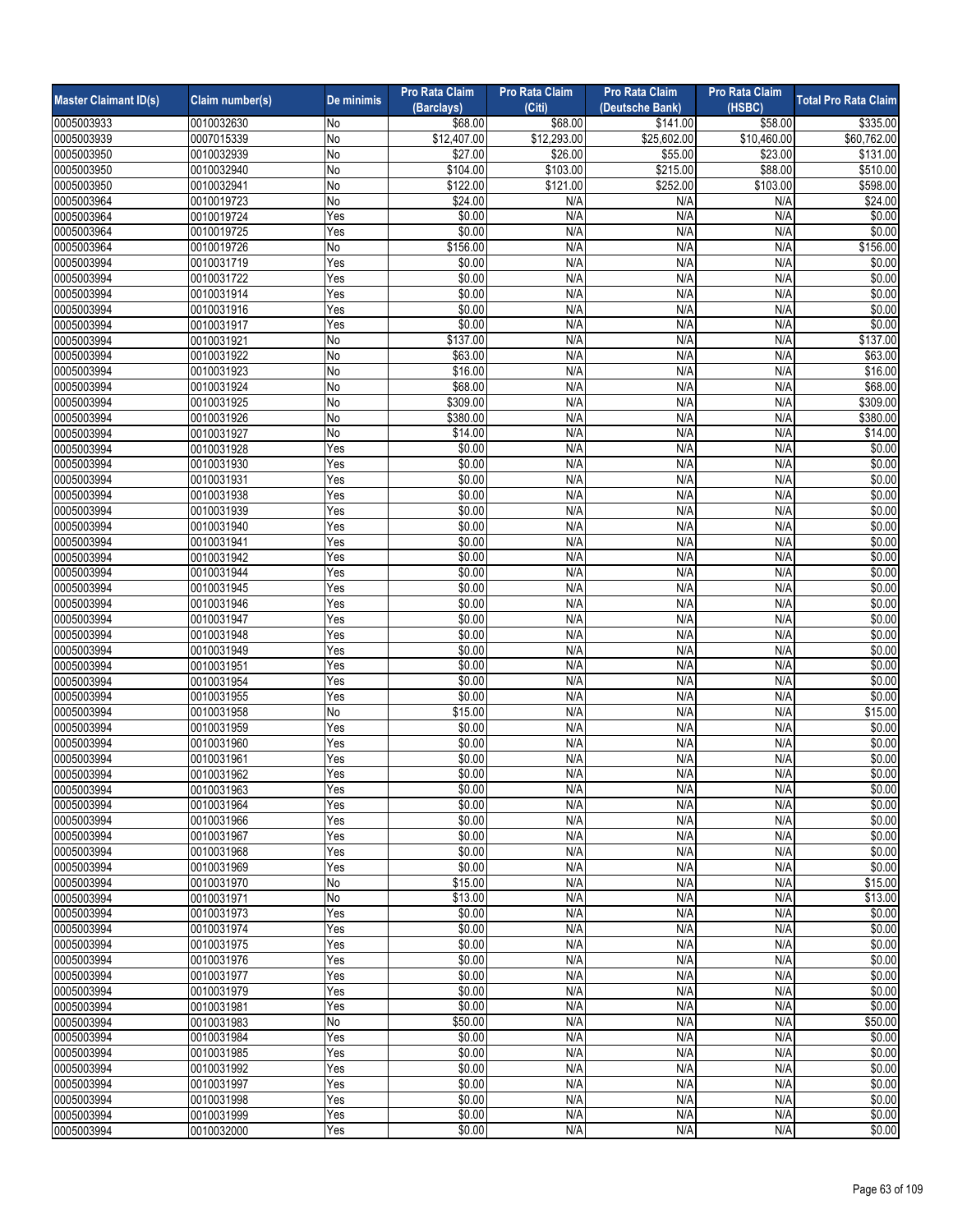| Master Claimant ID(s) | Claim number(s) | De minimis | Pro Rata Claim (Barclays) | Pro Rata Claim (Citi) | Pro Rata Claim (Deutsche Bank) | Pro Rata Claim (HSBC) | Total Pro Rata Claim |
|---|---|---|---|---|---|---|---|
| 0005003933 | 0010032630 | No | $68.00 | $68.00 | $141.00 | $58.00 | $335.00 |
| 0005003939 | 0007015339 | No | $12,407.00 | $12,293.00 | $25,602.00 | $10,460.00 | $60,762.00 |
| 0005003950 | 0010032939 | No | $27.00 | $26.00 | $55.00 | $23.00 | $131.00 |
| 0005003950 | 0010032940 | No | $104.00 | $103.00 | $215.00 | $88.00 | $510.00 |
| 0005003950 | 0010032941 | No | $122.00 | $121.00 | $252.00 | $103.00 | $598.00 |
| 0005003964 | 0010019723 | No | $24.00 | N/A | N/A | N/A | $24.00 |
| 0005003964 | 0010019724 | Yes | $0.00 | N/A | N/A | N/A | $0.00 |
| 0005003964 | 0010019725 | Yes | $0.00 | N/A | N/A | N/A | $0.00 |
| 0005003964 | 0010019726 | No | $156.00 | N/A | N/A | N/A | $156.00 |
| 0005003994 | 0010031719 | Yes | $0.00 | N/A | N/A | N/A | $0.00 |
| 0005003994 | 0010031722 | Yes | $0.00 | N/A | N/A | N/A | $0.00 |
| 0005003994 | 0010031914 | Yes | $0.00 | N/A | N/A | N/A | $0.00 |
| 0005003994 | 0010031916 | Yes | $0.00 | N/A | N/A | N/A | $0.00 |
| 0005003994 | 0010031917 | Yes | $0.00 | N/A | N/A | N/A | $0.00 |
| 0005003994 | 0010031921 | No | $137.00 | N/A | N/A | N/A | $137.00 |
| 0005003994 | 0010031922 | No | $63.00 | N/A | N/A | N/A | $63.00 |
| 0005003994 | 0010031923 | No | $16.00 | N/A | N/A | N/A | $16.00 |
| 0005003994 | 0010031924 | No | $68.00 | N/A | N/A | N/A | $68.00 |
| 0005003994 | 0010031925 | No | $309.00 | N/A | N/A | N/A | $309.00 |
| 0005003994 | 0010031926 | No | $380.00 | N/A | N/A | N/A | $380.00 |
| 0005003994 | 0010031927 | No | $14.00 | N/A | N/A | N/A | $14.00 |
| 0005003994 | 0010031928 | Yes | $0.00 | N/A | N/A | N/A | $0.00 |
| 0005003994 | 0010031930 | Yes | $0.00 | N/A | N/A | N/A | $0.00 |
| 0005003994 | 0010031931 | Yes | $0.00 | N/A | N/A | N/A | $0.00 |
| 0005003994 | 0010031938 | Yes | $0.00 | N/A | N/A | N/A | $0.00 |
| 0005003994 | 0010031939 | Yes | $0.00 | N/A | N/A | N/A | $0.00 |
| 0005003994 | 0010031940 | Yes | $0.00 | N/A | N/A | N/A | $0.00 |
| 0005003994 | 0010031941 | Yes | $0.00 | N/A | N/A | N/A | $0.00 |
| 0005003994 | 0010031942 | Yes | $0.00 | N/A | N/A | N/A | $0.00 |
| 0005003994 | 0010031944 | Yes | $0.00 | N/A | N/A | N/A | $0.00 |
| 0005003994 | 0010031945 | Yes | $0.00 | N/A | N/A | N/A | $0.00 |
| 0005003994 | 0010031946 | Yes | $0.00 | N/A | N/A | N/A | $0.00 |
| 0005003994 | 0010031947 | Yes | $0.00 | N/A | N/A | N/A | $0.00 |
| 0005003994 | 0010031948 | Yes | $0.00 | N/A | N/A | N/A | $0.00 |
| 0005003994 | 0010031949 | Yes | $0.00 | N/A | N/A | N/A | $0.00 |
| 0005003994 | 0010031951 | Yes | $0.00 | N/A | N/A | N/A | $0.00 |
| 0005003994 | 0010031954 | Yes | $0.00 | N/A | N/A | N/A | $0.00 |
| 0005003994 | 0010031955 | Yes | $0.00 | N/A | N/A | N/A | $0.00 |
| 0005003994 | 0010031958 | No | $15.00 | N/A | N/A | N/A | $15.00 |
| 0005003994 | 0010031959 | Yes | $0.00 | N/A | N/A | N/A | $0.00 |
| 0005003994 | 0010031960 | Yes | $0.00 | N/A | N/A | N/A | $0.00 |
| 0005003994 | 0010031961 | Yes | $0.00 | N/A | N/A | N/A | $0.00 |
| 0005003994 | 0010031962 | Yes | $0.00 | N/A | N/A | N/A | $0.00 |
| 0005003994 | 0010031963 | Yes | $0.00 | N/A | N/A | N/A | $0.00 |
| 0005003994 | 0010031964 | Yes | $0.00 | N/A | N/A | N/A | $0.00 |
| 0005003994 | 0010031966 | Yes | $0.00 | N/A | N/A | N/A | $0.00 |
| 0005003994 | 0010031967 | Yes | $0.00 | N/A | N/A | N/A | $0.00 |
| 0005003994 | 0010031968 | Yes | $0.00 | N/A | N/A | N/A | $0.00 |
| 0005003994 | 0010031969 | Yes | $0.00 | N/A | N/A | N/A | $0.00 |
| 0005003994 | 0010031970 | No | $15.00 | N/A | N/A | N/A | $15.00 |
| 0005003994 | 0010031971 | No | $13.00 | N/A | N/A | N/A | $13.00 |
| 0005003994 | 0010031973 | Yes | $0.00 | N/A | N/A | N/A | $0.00 |
| 0005003994 | 0010031974 | Yes | $0.00 | N/A | N/A | N/A | $0.00 |
| 0005003994 | 0010031975 | Yes | $0.00 | N/A | N/A | N/A | $0.00 |
| 0005003994 | 0010031976 | Yes | $0.00 | N/A | N/A | N/A | $0.00 |
| 0005003994 | 0010031977 | Yes | $0.00 | N/A | N/A | N/A | $0.00 |
| 0005003994 | 0010031979 | Yes | $0.00 | N/A | N/A | N/A | $0.00 |
| 0005003994 | 0010031981 | Yes | $0.00 | N/A | N/A | N/A | $0.00 |
| 0005003994 | 0010031983 | No | $50.00 | N/A | N/A | N/A | $50.00 |
| 0005003994 | 0010031984 | Yes | $0.00 | N/A | N/A | N/A | $0.00 |
| 0005003994 | 0010031985 | Yes | $0.00 | N/A | N/A | N/A | $0.00 |
| 0005003994 | 0010031992 | Yes | $0.00 | N/A | N/A | N/A | $0.00 |
| 0005003994 | 0010031997 | Yes | $0.00 | N/A | N/A | N/A | $0.00 |
| 0005003994 | 0010031998 | Yes | $0.00 | N/A | N/A | N/A | $0.00 |
| 0005003994 | 0010031999 | Yes | $0.00 | N/A | N/A | N/A | $0.00 |
| 0005003994 | 0010032000 | Yes | $0.00 | N/A | N/A | N/A | $0.00 |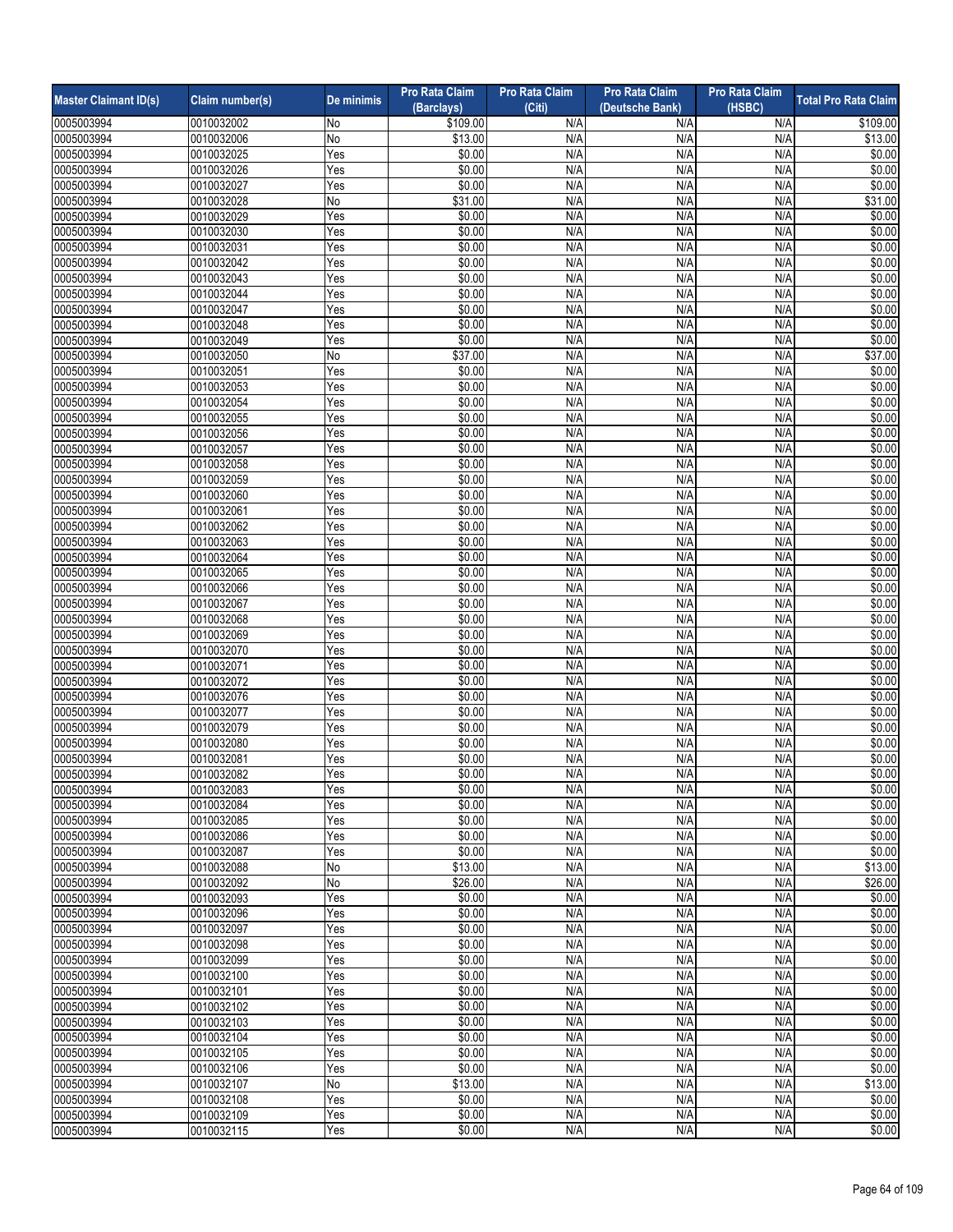| Master Claimant ID(s) | Claim number(s) | De minimis | Pro Rata Claim (Barclays) | Pro Rata Claim (Citi) | Pro Rata Claim (Deutsche Bank) | Pro Rata Claim (HSBC) | Total Pro Rata Claim |
|---|---|---|---|---|---|---|---|
| 0005003994 | 0010032002 | No | $109.00 | N/A | N/A | N/A | $109.00 |
| 0005003994 | 0010032006 | No | $13.00 | N/A | N/A | N/A | $13.00 |
| 0005003994 | 0010032025 | Yes | $0.00 | N/A | N/A | N/A | $0.00 |
| 0005003994 | 0010032026 | Yes | $0.00 | N/A | N/A | N/A | $0.00 |
| 0005003994 | 0010032027 | Yes | $0.00 | N/A | N/A | N/A | $0.00 |
| 0005003994 | 0010032028 | No | $31.00 | N/A | N/A | N/A | $31.00 |
| 0005003994 | 0010032029 | Yes | $0.00 | N/A | N/A | N/A | $0.00 |
| 0005003994 | 0010032030 | Yes | $0.00 | N/A | N/A | N/A | $0.00 |
| 0005003994 | 0010032031 | Yes | $0.00 | N/A | N/A | N/A | $0.00 |
| 0005003994 | 0010032042 | Yes | $0.00 | N/A | N/A | N/A | $0.00 |
| 0005003994 | 0010032043 | Yes | $0.00 | N/A | N/A | N/A | $0.00 |
| 0005003994 | 0010032044 | Yes | $0.00 | N/A | N/A | N/A | $0.00 |
| 0005003994 | 0010032047 | Yes | $0.00 | N/A | N/A | N/A | $0.00 |
| 0005003994 | 0010032048 | Yes | $0.00 | N/A | N/A | N/A | $0.00 |
| 0005003994 | 0010032049 | Yes | $0.00 | N/A | N/A | N/A | $0.00 |
| 0005003994 | 0010032050 | No | $37.00 | N/A | N/A | N/A | $37.00 |
| 0005003994 | 0010032051 | Yes | $0.00 | N/A | N/A | N/A | $0.00 |
| 0005003994 | 0010032053 | Yes | $0.00 | N/A | N/A | N/A | $0.00 |
| 0005003994 | 0010032054 | Yes | $0.00 | N/A | N/A | N/A | $0.00 |
| 0005003994 | 0010032055 | Yes | $0.00 | N/A | N/A | N/A | $0.00 |
| 0005003994 | 0010032056 | Yes | $0.00 | N/A | N/A | N/A | $0.00 |
| 0005003994 | 0010032057 | Yes | $0.00 | N/A | N/A | N/A | $0.00 |
| 0005003994 | 0010032058 | Yes | $0.00 | N/A | N/A | N/A | $0.00 |
| 0005003994 | 0010032059 | Yes | $0.00 | N/A | N/A | N/A | $0.00 |
| 0005003994 | 0010032060 | Yes | $0.00 | N/A | N/A | N/A | $0.00 |
| 0005003994 | 0010032061 | Yes | $0.00 | N/A | N/A | N/A | $0.00 |
| 0005003994 | 0010032062 | Yes | $0.00 | N/A | N/A | N/A | $0.00 |
| 0005003994 | 0010032063 | Yes | $0.00 | N/A | N/A | N/A | $0.00 |
| 0005003994 | 0010032064 | Yes | $0.00 | N/A | N/A | N/A | $0.00 |
| 0005003994 | 0010032065 | Yes | $0.00 | N/A | N/A | N/A | $0.00 |
| 0005003994 | 0010032066 | Yes | $0.00 | N/A | N/A | N/A | $0.00 |
| 0005003994 | 0010032067 | Yes | $0.00 | N/A | N/A | N/A | $0.00 |
| 0005003994 | 0010032068 | Yes | $0.00 | N/A | N/A | N/A | $0.00 |
| 0005003994 | 0010032069 | Yes | $0.00 | N/A | N/A | N/A | $0.00 |
| 0005003994 | 0010032070 | Yes | $0.00 | N/A | N/A | N/A | $0.00 |
| 0005003994 | 0010032071 | Yes | $0.00 | N/A | N/A | N/A | $0.00 |
| 0005003994 | 0010032072 | Yes | $0.00 | N/A | N/A | N/A | $0.00 |
| 0005003994 | 0010032076 | Yes | $0.00 | N/A | N/A | N/A | $0.00 |
| 0005003994 | 0010032077 | Yes | $0.00 | N/A | N/A | N/A | $0.00 |
| 0005003994 | 0010032079 | Yes | $0.00 | N/A | N/A | N/A | $0.00 |
| 0005003994 | 0010032080 | Yes | $0.00 | N/A | N/A | N/A | $0.00 |
| 0005003994 | 0010032081 | Yes | $0.00 | N/A | N/A | N/A | $0.00 |
| 0005003994 | 0010032082 | Yes | $0.00 | N/A | N/A | N/A | $0.00 |
| 0005003994 | 0010032083 | Yes | $0.00 | N/A | N/A | N/A | $0.00 |
| 0005003994 | 0010032084 | Yes | $0.00 | N/A | N/A | N/A | $0.00 |
| 0005003994 | 0010032085 | Yes | $0.00 | N/A | N/A | N/A | $0.00 |
| 0005003994 | 0010032086 | Yes | $0.00 | N/A | N/A | N/A | $0.00 |
| 0005003994 | 0010032087 | Yes | $0.00 | N/A | N/A | N/A | $0.00 |
| 0005003994 | 0010032088 | No | $13.00 | N/A | N/A | N/A | $13.00 |
| 0005003994 | 0010032092 | No | $26.00 | N/A | N/A | N/A | $26.00 |
| 0005003994 | 0010032093 | Yes | $0.00 | N/A | N/A | N/A | $0.00 |
| 0005003994 | 0010032096 | Yes | $0.00 | N/A | N/A | N/A | $0.00 |
| 0005003994 | 0010032097 | Yes | $0.00 | N/A | N/A | N/A | $0.00 |
| 0005003994 | 0010032098 | Yes | $0.00 | N/A | N/A | N/A | $0.00 |
| 0005003994 | 0010032099 | Yes | $0.00 | N/A | N/A | N/A | $0.00 |
| 0005003994 | 0010032100 | Yes | $0.00 | N/A | N/A | N/A | $0.00 |
| 0005003994 | 0010032101 | Yes | $0.00 | N/A | N/A | N/A | $0.00 |
| 0005003994 | 0010032102 | Yes | $0.00 | N/A | N/A | N/A | $0.00 |
| 0005003994 | 0010032103 | Yes | $0.00 | N/A | N/A | N/A | $0.00 |
| 0005003994 | 0010032104 | Yes | $0.00 | N/A | N/A | N/A | $0.00 |
| 0005003994 | 0010032105 | Yes | $0.00 | N/A | N/A | N/A | $0.00 |
| 0005003994 | 0010032106 | Yes | $0.00 | N/A | N/A | N/A | $0.00 |
| 0005003994 | 0010032107 | No | $13.00 | N/A | N/A | N/A | $13.00 |
| 0005003994 | 0010032108 | Yes | $0.00 | N/A | N/A | N/A | $0.00 |
| 0005003994 | 0010032109 | Yes | $0.00 | N/A | N/A | N/A | $0.00 |
| 0005003994 | 0010032115 | Yes | $0.00 | N/A | N/A | N/A | $0.00 |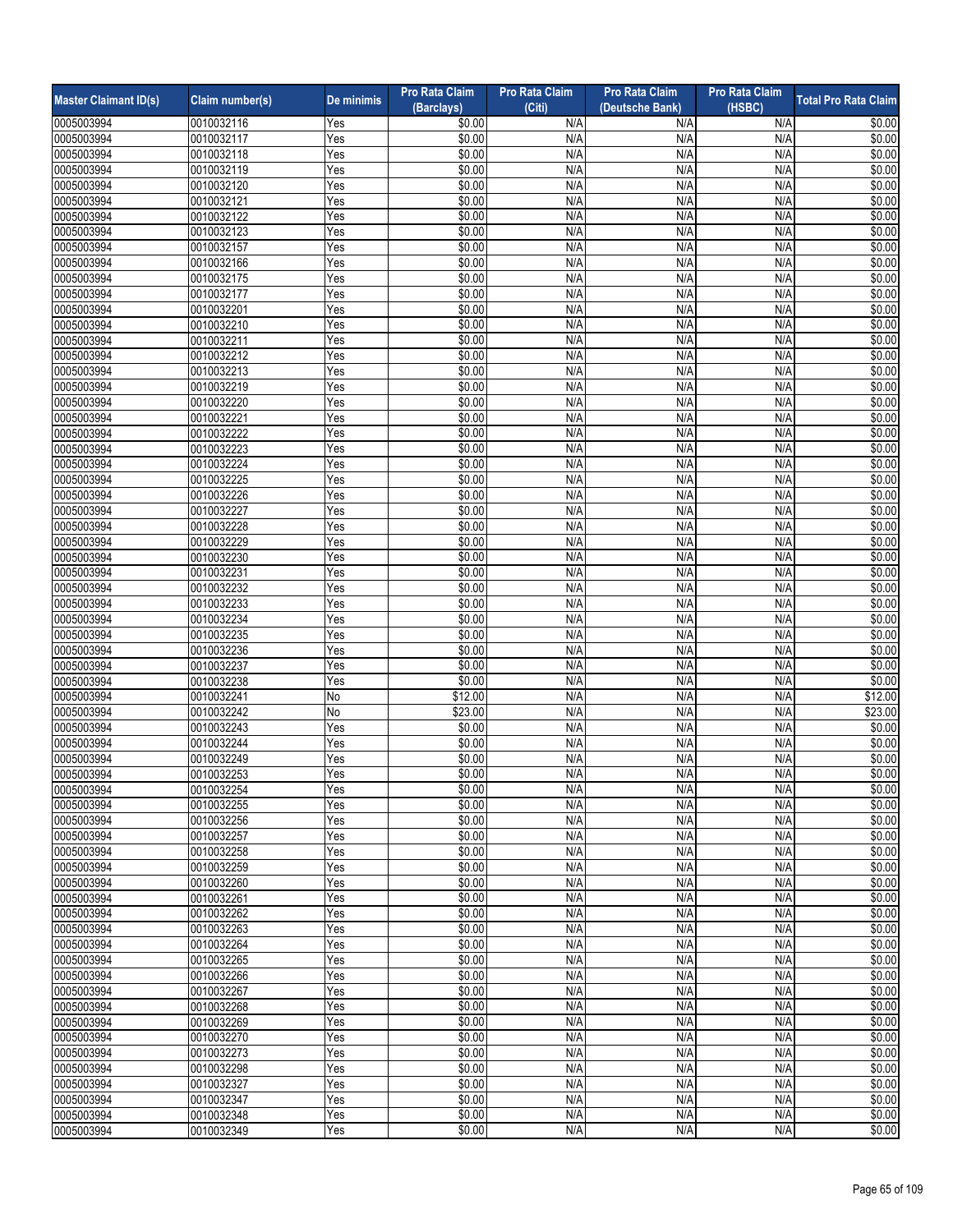| Master Claimant ID(s) | Claim number(s) | De minimis | Pro Rata Claim (Barclays) | Pro Rata Claim (Citi) | Pro Rata Claim (Deutsche Bank) | Pro Rata Claim (HSBC) | Total Pro Rata Claim |
|---|---|---|---|---|---|---|---|
| 0005003994 | 0010032116 | Yes | $0.00 | N/A | N/A | N/A | $0.00 |
| 0005003994 | 0010032117 | Yes | $0.00 | N/A | N/A | N/A | $0.00 |
| 0005003994 | 0010032118 | Yes | $0.00 | N/A | N/A | N/A | $0.00 |
| 0005003994 | 0010032119 | Yes | $0.00 | N/A | N/A | N/A | $0.00 |
| 0005003994 | 0010032120 | Yes | $0.00 | N/A | N/A | N/A | $0.00 |
| 0005003994 | 0010032121 | Yes | $0.00 | N/A | N/A | N/A | $0.00 |
| 0005003994 | 0010032122 | Yes | $0.00 | N/A | N/A | N/A | $0.00 |
| 0005003994 | 0010032123 | Yes | $0.00 | N/A | N/A | N/A | $0.00 |
| 0005003994 | 0010032157 | Yes | $0.00 | N/A | N/A | N/A | $0.00 |
| 0005003994 | 0010032166 | Yes | $0.00 | N/A | N/A | N/A | $0.00 |
| 0005003994 | 0010032175 | Yes | $0.00 | N/A | N/A | N/A | $0.00 |
| 0005003994 | 0010032177 | Yes | $0.00 | N/A | N/A | N/A | $0.00 |
| 0005003994 | 0010032201 | Yes | $0.00 | N/A | N/A | N/A | $0.00 |
| 0005003994 | 0010032210 | Yes | $0.00 | N/A | N/A | N/A | $0.00 |
| 0005003994 | 0010032211 | Yes | $0.00 | N/A | N/A | N/A | $0.00 |
| 0005003994 | 0010032212 | Yes | $0.00 | N/A | N/A | N/A | $0.00 |
| 0005003994 | 0010032213 | Yes | $0.00 | N/A | N/A | N/A | $0.00 |
| 0005003994 | 0010032219 | Yes | $0.00 | N/A | N/A | N/A | $0.00 |
| 0005003994 | 0010032220 | Yes | $0.00 | N/A | N/A | N/A | $0.00 |
| 0005003994 | 0010032221 | Yes | $0.00 | N/A | N/A | N/A | $0.00 |
| 0005003994 | 0010032222 | Yes | $0.00 | N/A | N/A | N/A | $0.00 |
| 0005003994 | 0010032223 | Yes | $0.00 | N/A | N/A | N/A | $0.00 |
| 0005003994 | 0010032224 | Yes | $0.00 | N/A | N/A | N/A | $0.00 |
| 0005003994 | 0010032225 | Yes | $0.00 | N/A | N/A | N/A | $0.00 |
| 0005003994 | 0010032226 | Yes | $0.00 | N/A | N/A | N/A | $0.00 |
| 0005003994 | 0010032227 | Yes | $0.00 | N/A | N/A | N/A | $0.00 |
| 0005003994 | 0010032228 | Yes | $0.00 | N/A | N/A | N/A | $0.00 |
| 0005003994 | 0010032229 | Yes | $0.00 | N/A | N/A | N/A | $0.00 |
| 0005003994 | 0010032230 | Yes | $0.00 | N/A | N/A | N/A | $0.00 |
| 0005003994 | 0010032231 | Yes | $0.00 | N/A | N/A | N/A | $0.00 |
| 0005003994 | 0010032232 | Yes | $0.00 | N/A | N/A | N/A | $0.00 |
| 0005003994 | 0010032233 | Yes | $0.00 | N/A | N/A | N/A | $0.00 |
| 0005003994 | 0010032234 | Yes | $0.00 | N/A | N/A | N/A | $0.00 |
| 0005003994 | 0010032235 | Yes | $0.00 | N/A | N/A | N/A | $0.00 |
| 0005003994 | 0010032236 | Yes | $0.00 | N/A | N/A | N/A | $0.00 |
| 0005003994 | 0010032237 | Yes | $0.00 | N/A | N/A | N/A | $0.00 |
| 0005003994 | 0010032238 | Yes | $0.00 | N/A | N/A | N/A | $0.00 |
| 0005003994 | 0010032241 | No | $12.00 | N/A | N/A | N/A | $12.00 |
| 0005003994 | 0010032242 | No | $23.00 | N/A | N/A | N/A | $23.00 |
| 0005003994 | 0010032243 | Yes | $0.00 | N/A | N/A | N/A | $0.00 |
| 0005003994 | 0010032244 | Yes | $0.00 | N/A | N/A | N/A | $0.00 |
| 0005003994 | 0010032249 | Yes | $0.00 | N/A | N/A | N/A | $0.00 |
| 0005003994 | 0010032253 | Yes | $0.00 | N/A | N/A | N/A | $0.00 |
| 0005003994 | 0010032254 | Yes | $0.00 | N/A | N/A | N/A | $0.00 |
| 0005003994 | 0010032255 | Yes | $0.00 | N/A | N/A | N/A | $0.00 |
| 0005003994 | 0010032256 | Yes | $0.00 | N/A | N/A | N/A | $0.00 |
| 0005003994 | 0010032257 | Yes | $0.00 | N/A | N/A | N/A | $0.00 |
| 0005003994 | 0010032258 | Yes | $0.00 | N/A | N/A | N/A | $0.00 |
| 0005003994 | 0010032259 | Yes | $0.00 | N/A | N/A | N/A | $0.00 |
| 0005003994 | 0010032260 | Yes | $0.00 | N/A | N/A | N/A | $0.00 |
| 0005003994 | 0010032261 | Yes | $0.00 | N/A | N/A | N/A | $0.00 |
| 0005003994 | 0010032262 | Yes | $0.00 | N/A | N/A | N/A | $0.00 |
| 0005003994 | 0010032263 | Yes | $0.00 | N/A | N/A | N/A | $0.00 |
| 0005003994 | 0010032264 | Yes | $0.00 | N/A | N/A | N/A | $0.00 |
| 0005003994 | 0010032265 | Yes | $0.00 | N/A | N/A | N/A | $0.00 |
| 0005003994 | 0010032266 | Yes | $0.00 | N/A | N/A | N/A | $0.00 |
| 0005003994 | 0010032267 | Yes | $0.00 | N/A | N/A | N/A | $0.00 |
| 0005003994 | 0010032268 | Yes | $0.00 | N/A | N/A | N/A | $0.00 |
| 0005003994 | 0010032269 | Yes | $0.00 | N/A | N/A | N/A | $0.00 |
| 0005003994 | 0010032270 | Yes | $0.00 | N/A | N/A | N/A | $0.00 |
| 0005003994 | 0010032273 | Yes | $0.00 | N/A | N/A | N/A | $0.00 |
| 0005003994 | 0010032298 | Yes | $0.00 | N/A | N/A | N/A | $0.00 |
| 0005003994 | 0010032327 | Yes | $0.00 | N/A | N/A | N/A | $0.00 |
| 0005003994 | 0010032347 | Yes | $0.00 | N/A | N/A | N/A | $0.00 |
| 0005003994 | 0010032348 | Yes | $0.00 | N/A | N/A | N/A | $0.00 |
| 0005003994 | 0010032349 | Yes | $0.00 | N/A | N/A | N/A | $0.00 |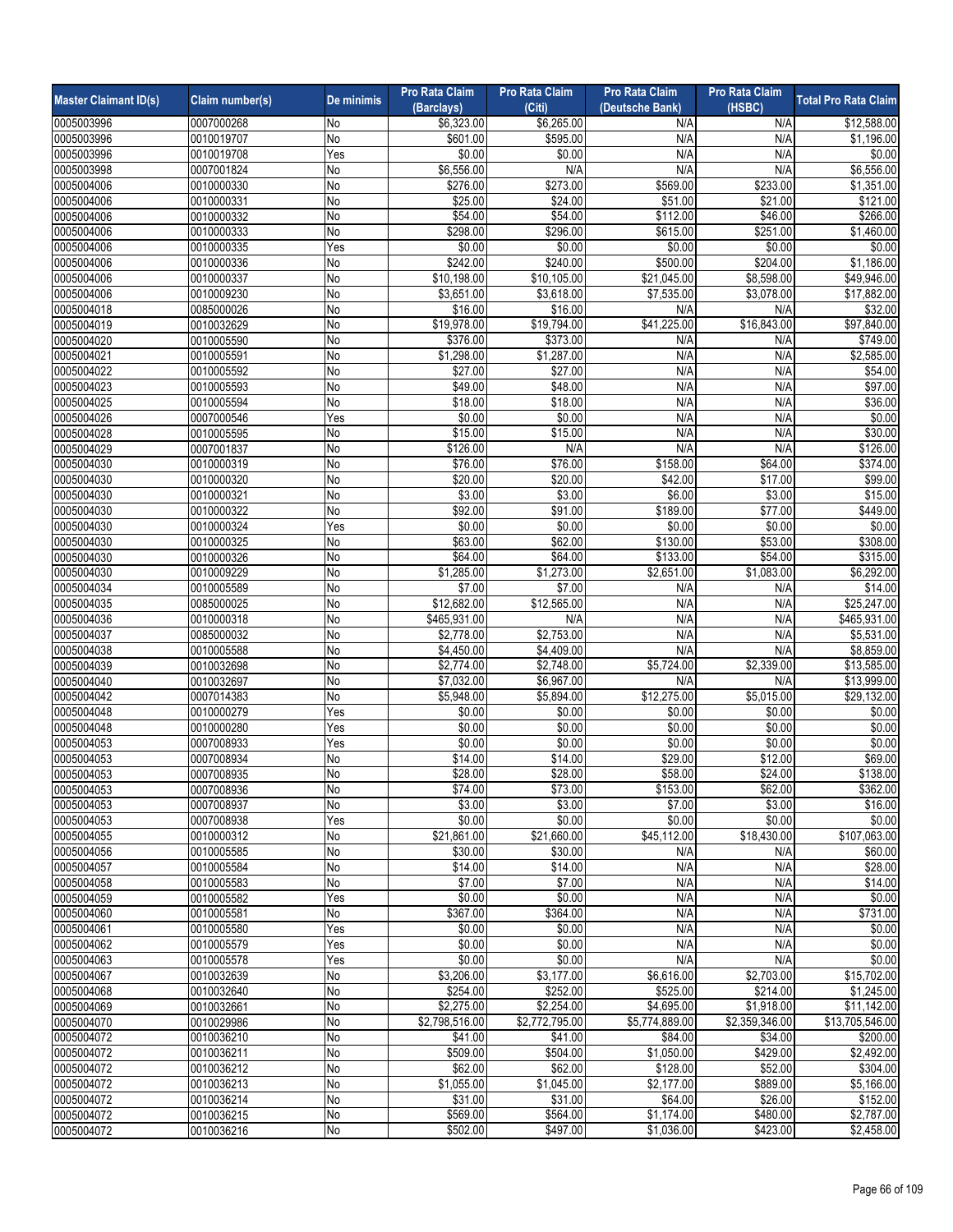| Master Claimant ID(s) | Claim number(s) | De minimis | Pro Rata Claim (Barclays) | Pro Rata Claim (Citi) | Pro Rata Claim (Deutsche Bank) | Pro Rata Claim (HSBC) | Total Pro Rata Claim |
|---|---|---|---|---|---|---|---|
| 0005003996 | 0007000268 | No | $6,323.00 | $6,265.00 | N/A | N/A | $12,588.00 |
| 0005003996 | 0010019707 | No | $601.00 | $595.00 | N/A | N/A | $1,196.00 |
| 0005003996 | 0010019708 | Yes | $0.00 | $0.00 | N/A | N/A | $0.00 |
| 0005003998 | 0007001824 | No | $6,556.00 | N/A | N/A | N/A | $6,556.00 |
| 0005004006 | 0010000330 | No | $276.00 | $273.00 | $569.00 | $233.00 | $1,351.00 |
| 0005004006 | 0010000331 | No | $25.00 | $24.00 | $51.00 | $21.00 | $121.00 |
| 0005004006 | 0010000332 | No | $54.00 | $54.00 | $112.00 | $46.00 | $266.00 |
| 0005004006 | 0010000333 | No | $298.00 | $296.00 | $615.00 | $251.00 | $1,460.00 |
| 0005004006 | 0010000335 | Yes | $0.00 | $0.00 | $0.00 | $0.00 | $0.00 |
| 0005004006 | 0010000336 | No | $242.00 | $240.00 | $500.00 | $204.00 | $1,186.00 |
| 0005004006 | 0010000337 | No | $10,198.00 | $10,105.00 | $21,045.00 | $8,598.00 | $49,946.00 |
| 0005004006 | 0010009230 | No | $3,651.00 | $3,618.00 | $7,535.00 | $3,078.00 | $17,882.00 |
| 0005004018 | 0085000026 | No | $16.00 | $16.00 | N/A | N/A | $32.00 |
| 0005004019 | 0010032629 | No | $19,978.00 | $19,794.00 | $41,225.00 | $16,843.00 | $97,840.00 |
| 0005004020 | 0010005590 | No | $376.00 | $373.00 | N/A | N/A | $749.00 |
| 0005004021 | 0010005591 | No | $1,298.00 | $1,287.00 | N/A | N/A | $2,585.00 |
| 0005004022 | 0010005592 | No | $27.00 | $27.00 | N/A | N/A | $54.00 |
| 0005004023 | 0010005593 | No | $49.00 | $48.00 | N/A | N/A | $97.00 |
| 0005004025 | 0010005594 | No | $18.00 | $18.00 | N/A | N/A | $36.00 |
| 0005004026 | 0007000546 | Yes | $0.00 | $0.00 | N/A | N/A | $0.00 |
| 0005004028 | 0010005595 | No | $15.00 | $15.00 | N/A | N/A | $30.00 |
| 0005004029 | 0007001837 | No | $126.00 | N/A | N/A | N/A | $126.00 |
| 0005004030 | 0010000319 | No | $76.00 | $76.00 | $158.00 | $64.00 | $374.00 |
| 0005004030 | 0010000320 | No | $20.00 | $20.00 | $42.00 | $17.00 | $99.00 |
| 0005004030 | 0010000321 | No | $3.00 | $3.00 | $6.00 | $3.00 | $15.00 |
| 0005004030 | 0010000322 | No | $92.00 | $91.00 | $189.00 | $77.00 | $449.00 |
| 0005004030 | 0010000324 | Yes | $0.00 | $0.00 | $0.00 | $0.00 | $0.00 |
| 0005004030 | 0010000325 | No | $63.00 | $62.00 | $130.00 | $53.00 | $308.00 |
| 0005004030 | 0010000326 | No | $64.00 | $64.00 | $133.00 | $54.00 | $315.00 |
| 0005004030 | 0010009229 | No | $1,285.00 | $1,273.00 | $2,651.00 | $1,083.00 | $6,292.00 |
| 0005004034 | 0010005589 | No | $7.00 | $7.00 | N/A | N/A | $14.00 |
| 0005004035 | 0085000025 | No | $12,682.00 | $12,565.00 | N/A | N/A | $25,247.00 |
| 0005004036 | 0010000318 | No | $465,931.00 | N/A | N/A | N/A | $465,931.00 |
| 0005004037 | 0085000032 | No | $2,778.00 | $2,753.00 | N/A | N/A | $5,531.00 |
| 0005004038 | 0010005588 | No | $4,450.00 | $4,409.00 | N/A | N/A | $8,859.00 |
| 0005004039 | 0010032698 | No | $2,774.00 | $2,748.00 | $5,724.00 | $2,339.00 | $13,585.00 |
| 0005004040 | 0010032697 | No | $7,032.00 | $6,967.00 | N/A | N/A | $13,999.00 |
| 0005004042 | 0007014383 | No | $5,948.00 | $5,894.00 | $12,275.00 | $5,015.00 | $29,132.00 |
| 0005004048 | 0010000279 | Yes | $0.00 | $0.00 | $0.00 | $0.00 | $0.00 |
| 0005004048 | 0010000280 | Yes | $0.00 | $0.00 | $0.00 | $0.00 | $0.00 |
| 0005004053 | 0007008933 | Yes | $0.00 | $0.00 | $0.00 | $0.00 | $0.00 |
| 0005004053 | 0007008934 | No | $14.00 | $14.00 | $29.00 | $12.00 | $69.00 |
| 0005004053 | 0007008935 | No | $28.00 | $28.00 | $58.00 | $24.00 | $138.00 |
| 0005004053 | 0007008936 | No | $74.00 | $73.00 | $153.00 | $62.00 | $362.00 |
| 0005004053 | 0007008937 | No | $3.00 | $3.00 | $7.00 | $3.00 | $16.00 |
| 0005004053 | 0007008938 | Yes | $0.00 | $0.00 | $0.00 | $0.00 | $0.00 |
| 0005004055 | 0010000312 | No | $21,861.00 | $21,660.00 | $45,112.00 | $18,430.00 | $107,063.00 |
| 0005004056 | 0010005585 | No | $30.00 | $30.00 | N/A | N/A | $60.00 |
| 0005004057 | 0010005584 | No | $14.00 | $14.00 | N/A | N/A | $28.00 |
| 0005004058 | 0010005583 | No | $7.00 | $7.00 | N/A | N/A | $14.00 |
| 0005004059 | 0010005582 | Yes | $0.00 | $0.00 | N/A | N/A | $0.00 |
| 0005004060 | 0010005581 | No | $367.00 | $364.00 | N/A | N/A | $731.00 |
| 0005004061 | 0010005580 | Yes | $0.00 | $0.00 | N/A | N/A | $0.00 |
| 0005004062 | 0010005579 | Yes | $0.00 | $0.00 | N/A | N/A | $0.00 |
| 0005004063 | 0010005578 | Yes | $0.00 | $0.00 | N/A | N/A | $0.00 |
| 0005004067 | 0010032639 | No | $3,206.00 | $3,177.00 | $6,616.00 | $2,703.00 | $15,702.00 |
| 0005004068 | 0010032640 | No | $254.00 | $252.00 | $525.00 | $214.00 | $1,245.00 |
| 0005004069 | 0010032661 | No | $2,275.00 | $2,254.00 | $4,695.00 | $1,918.00 | $11,142.00 |
| 0005004070 | 0010029986 | No | $2,798,516.00 | $2,772,795.00 | $5,774,889.00 | $2,359,346.00 | $13,705,546.00 |
| 0005004072 | 0010036210 | No | $41.00 | $41.00 | $84.00 | $34.00 | $200.00 |
| 0005004072 | 0010036211 | No | $509.00 | $504.00 | $1,050.00 | $429.00 | $2,492.00 |
| 0005004072 | 0010036212 | No | $62.00 | $62.00 | $128.00 | $52.00 | $304.00 |
| 0005004072 | 0010036213 | No | $1,055.00 | $1,045.00 | $2,177.00 | $889.00 | $5,166.00 |
| 0005004072 | 0010036214 | No | $31.00 | $31.00 | $64.00 | $26.00 | $152.00 |
| 0005004072 | 0010036215 | No | $569.00 | $564.00 | $1,174.00 | $480.00 | $2,787.00 |
| 0005004072 | 0010036216 | No | $502.00 | $497.00 | $1,036.00 | $423.00 | $2,458.00 |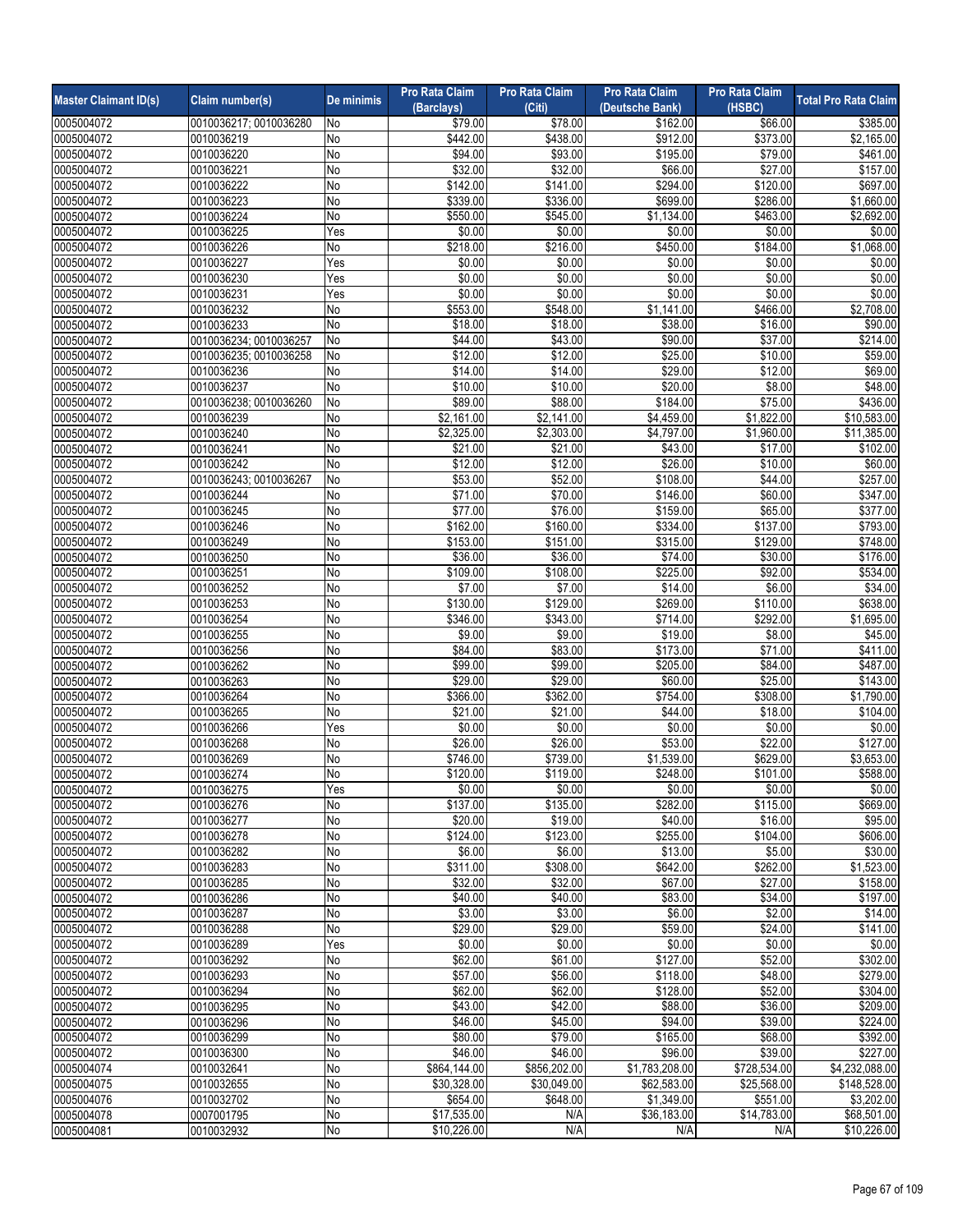| Master Claimant ID(s) | Claim number(s) | De minimis | Pro Rata Claim (Barclays) | Pro Rata Claim (Citi) | Pro Rata Claim (Deutsche Bank) | Pro Rata Claim (HSBC) | Total Pro Rata Claim |
|---|---|---|---|---|---|---|---|
| 0005004072 | 0010036217; 0010036280 | No | $79.00 | $78.00 | $162.00 | $66.00 | $385.00 |
| 0005004072 | 0010036219 | No | $442.00 | $438.00 | $912.00 | $373.00 | $2,165.00 |
| 0005004072 | 0010036220 | No | $94.00 | $93.00 | $195.00 | $79.00 | $461.00 |
| 0005004072 | 0010036221 | No | $32.00 | $32.00 | $66.00 | $27.00 | $157.00 |
| 0005004072 | 0010036222 | No | $142.00 | $141.00 | $294.00 | $120.00 | $697.00 |
| 0005004072 | 0010036223 | No | $339.00 | $336.00 | $699.00 | $286.00 | $1,660.00 |
| 0005004072 | 0010036224 | No | $550.00 | $545.00 | $1,134.00 | $463.00 | $2,692.00 |
| 0005004072 | 0010036225 | Yes | $0.00 | $0.00 | $0.00 | $0.00 | $0.00 |
| 0005004072 | 0010036226 | No | $218.00 | $216.00 | $450.00 | $184.00 | $1,068.00 |
| 0005004072 | 0010036227 | Yes | $0.00 | $0.00 | $0.00 | $0.00 | $0.00 |
| 0005004072 | 0010036230 | Yes | $0.00 | $0.00 | $0.00 | $0.00 | $0.00 |
| 0005004072 | 0010036231 | Yes | $0.00 | $0.00 | $0.00 | $0.00 | $0.00 |
| 0005004072 | 0010036232 | No | $553.00 | $548.00 | $1,141.00 | $466.00 | $2,708.00 |
| 0005004072 | 0010036233 | No | $18.00 | $18.00 | $38.00 | $16.00 | $90.00 |
| 0005004072 | 0010036234; 0010036257 | No | $44.00 | $43.00 | $90.00 | $37.00 | $214.00 |
| 0005004072 | 0010036235; 0010036258 | No | $12.00 | $12.00 | $25.00 | $10.00 | $59.00 |
| 0005004072 | 0010036236 | No | $14.00 | $14.00 | $29.00 | $12.00 | $69.00 |
| 0005004072 | 0010036237 | No | $10.00 | $10.00 | $20.00 | $8.00 | $48.00 |
| 0005004072 | 0010036238; 0010036260 | No | $89.00 | $88.00 | $184.00 | $75.00 | $436.00 |
| 0005004072 | 0010036239 | No | $2,161.00 | $2,141.00 | $4,459.00 | $1,822.00 | $10,583.00 |
| 0005004072 | 0010036240 | No | $2,325.00 | $2,303.00 | $4,797.00 | $1,960.00 | $11,385.00 |
| 0005004072 | 0010036241 | No | $21.00 | $21.00 | $43.00 | $17.00 | $102.00 |
| 0005004072 | 0010036242 | No | $12.00 | $12.00 | $26.00 | $10.00 | $60.00 |
| 0005004072 | 0010036243; 0010036267 | No | $53.00 | $52.00 | $108.00 | $44.00 | $257.00 |
| 0005004072 | 0010036244 | No | $71.00 | $70.00 | $146.00 | $60.00 | $347.00 |
| 0005004072 | 0010036245 | No | $77.00 | $76.00 | $159.00 | $65.00 | $377.00 |
| 0005004072 | 0010036246 | No | $162.00 | $160.00 | $334.00 | $137.00 | $793.00 |
| 0005004072 | 0010036249 | No | $153.00 | $151.00 | $315.00 | $129.00 | $748.00 |
| 0005004072 | 0010036250 | No | $36.00 | $36.00 | $74.00 | $30.00 | $176.00 |
| 0005004072 | 0010036251 | No | $109.00 | $108.00 | $225.00 | $92.00 | $534.00 |
| 0005004072 | 0010036252 | No | $7.00 | $7.00 | $14.00 | $6.00 | $34.00 |
| 0005004072 | 0010036253 | No | $130.00 | $129.00 | $269.00 | $110.00 | $638.00 |
| 0005004072 | 0010036254 | No | $346.00 | $343.00 | $714.00 | $292.00 | $1,695.00 |
| 0005004072 | 0010036255 | No | $9.00 | $9.00 | $19.00 | $8.00 | $45.00 |
| 0005004072 | 0010036256 | No | $84.00 | $83.00 | $173.00 | $71.00 | $411.00 |
| 0005004072 | 0010036262 | No | $99.00 | $99.00 | $205.00 | $84.00 | $487.00 |
| 0005004072 | 0010036263 | No | $29.00 | $29.00 | $60.00 | $25.00 | $143.00 |
| 0005004072 | 0010036264 | No | $366.00 | $362.00 | $754.00 | $308.00 | $1,790.00 |
| 0005004072 | 0010036265 | No | $21.00 | $21.00 | $44.00 | $18.00 | $104.00 |
| 0005004072 | 0010036266 | Yes | $0.00 | $0.00 | $0.00 | $0.00 | $0.00 |
| 0005004072 | 0010036268 | No | $26.00 | $26.00 | $53.00 | $22.00 | $127.00 |
| 0005004072 | 0010036269 | No | $746.00 | $739.00 | $1,539.00 | $629.00 | $3,653.00 |
| 0005004072 | 0010036274 | No | $120.00 | $119.00 | $248.00 | $101.00 | $588.00 |
| 0005004072 | 0010036275 | Yes | $0.00 | $0.00 | $0.00 | $0.00 | $0.00 |
| 0005004072 | 0010036276 | No | $137.00 | $135.00 | $282.00 | $115.00 | $669.00 |
| 0005004072 | 0010036277 | No | $20.00 | $19.00 | $40.00 | $16.00 | $95.00 |
| 0005004072 | 0010036278 | No | $124.00 | $123.00 | $255.00 | $104.00 | $606.00 |
| 0005004072 | 0010036282 | No | $6.00 | $6.00 | $13.00 | $5.00 | $30.00 |
| 0005004072 | 0010036283 | No | $311.00 | $308.00 | $642.00 | $262.00 | $1,523.00 |
| 0005004072 | 0010036285 | No | $32.00 | $32.00 | $67.00 | $27.00 | $158.00 |
| 0005004072 | 0010036286 | No | $40.00 | $40.00 | $83.00 | $34.00 | $197.00 |
| 0005004072 | 0010036287 | No | $3.00 | $3.00 | $6.00 | $2.00 | $14.00 |
| 0005004072 | 0010036288 | No | $29.00 | $29.00 | $59.00 | $24.00 | $141.00 |
| 0005004072 | 0010036289 | Yes | $0.00 | $0.00 | $0.00 | $0.00 | $0.00 |
| 0005004072 | 0010036292 | No | $62.00 | $61.00 | $127.00 | $52.00 | $302.00 |
| 0005004072 | 0010036293 | No | $57.00 | $56.00 | $118.00 | $48.00 | $279.00 |
| 0005004072 | 0010036294 | No | $62.00 | $62.00 | $128.00 | $52.00 | $304.00 |
| 0005004072 | 0010036295 | No | $43.00 | $42.00 | $88.00 | $36.00 | $209.00 |
| 0005004072 | 0010036296 | No | $46.00 | $45.00 | $94.00 | $39.00 | $224.00 |
| 0005004072 | 0010036299 | No | $80.00 | $79.00 | $165.00 | $68.00 | $392.00 |
| 0005004072 | 0010036300 | No | $46.00 | $46.00 | $96.00 | $39.00 | $227.00 |
| 0005004074 | 0010032641 | No | $864,144.00 | $856,202.00 | $1,783,208.00 | $728,534.00 | $4,232,088.00 |
| 0005004075 | 0010032655 | No | $30,328.00 | $30,049.00 | $62,583.00 | $25,568.00 | $148,528.00 |
| 0005004076 | 0010032702 | No | $654.00 | $648.00 | $1,349.00 | $551.00 | $3,202.00 |
| 0005004078 | 0007001795 | No | $17,535.00 | N/A | $36,183.00 | $14,783.00 | $68,501.00 |
| 0005004081 | 0010032932 | No | $10,226.00 | N/A | N/A | N/A | $10,226.00 |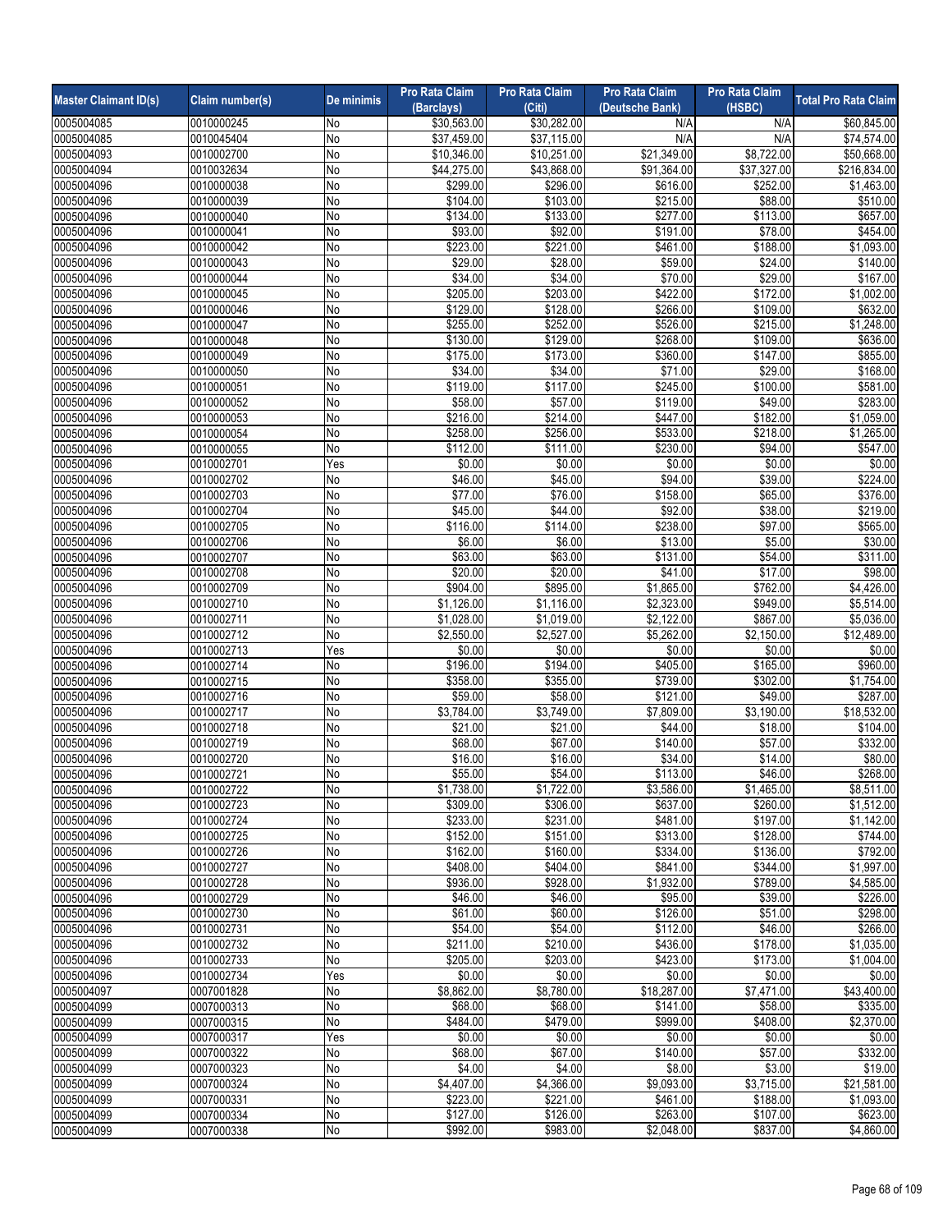| Master Claimant ID(s) | Claim number(s) | De minimis | Pro Rata Claim (Barclays) | Pro Rata Claim (Citi) | Pro Rata Claim (Deutsche Bank) | Pro Rata Claim (HSBC) | Total Pro Rata Claim |
|---|---|---|---|---|---|---|---|
| 0005004085 | 0010000245 | No | $30,563.00 | $30,282.00 | N/A | N/A | $60,845.00 |
| 0005004085 | 0010045404 | No | $37,459.00 | $37,115.00 | N/A | N/A | $74,574.00 |
| 0005004093 | 0010002700 | No | $10,346.00 | $10,251.00 | $21,349.00 | $8,722.00 | $50,668.00 |
| 0005004094 | 0010032634 | No | $44,275.00 | $43,868.00 | $91,364.00 | $37,327.00 | $216,834.00 |
| 0005004096 | 0010000038 | No | $299.00 | $296.00 | $616.00 | $252.00 | $1,463.00 |
| 0005004096 | 0010000039 | No | $104.00 | $103.00 | $215.00 | $88.00 | $510.00 |
| 0005004096 | 0010000040 | No | $134.00 | $133.00 | $277.00 | $113.00 | $657.00 |
| 0005004096 | 0010000041 | No | $93.00 | $92.00 | $191.00 | $78.00 | $454.00 |
| 0005004096 | 0010000042 | No | $223.00 | $221.00 | $461.00 | $188.00 | $1,093.00 |
| 0005004096 | 0010000043 | No | $29.00 | $28.00 | $59.00 | $24.00 | $140.00 |
| 0005004096 | 0010000044 | No | $34.00 | $34.00 | $70.00 | $29.00 | $167.00 |
| 0005004096 | 0010000045 | No | $205.00 | $203.00 | $422.00 | $172.00 | $1,002.00 |
| 0005004096 | 0010000046 | No | $129.00 | $128.00 | $266.00 | $109.00 | $632.00 |
| 0005004096 | 0010000047 | No | $255.00 | $252.00 | $526.00 | $215.00 | $1,248.00 |
| 0005004096 | 0010000048 | No | $130.00 | $129.00 | $268.00 | $109.00 | $636.00 |
| 0005004096 | 0010000049 | No | $175.00 | $173.00 | $360.00 | $147.00 | $855.00 |
| 0005004096 | 0010000050 | No | $34.00 | $34.00 | $71.00 | $29.00 | $168.00 |
| 0005004096 | 0010000051 | No | $119.00 | $117.00 | $245.00 | $100.00 | $581.00 |
| 0005004096 | 0010000052 | No | $58.00 | $57.00 | $119.00 | $49.00 | $283.00 |
| 0005004096 | 0010000053 | No | $216.00 | $214.00 | $447.00 | $182.00 | $1,059.00 |
| 0005004096 | 0010000054 | No | $258.00 | $256.00 | $533.00 | $218.00 | $1,265.00 |
| 0005004096 | 0010000055 | No | $112.00 | $111.00 | $230.00 | $94.00 | $547.00 |
| 0005004096 | 0010002701 | Yes | $0.00 | $0.00 | $0.00 | $0.00 | $0.00 |
| 0005004096 | 0010002702 | No | $46.00 | $45.00 | $94.00 | $39.00 | $224.00 |
| 0005004096 | 0010002703 | No | $77.00 | $76.00 | $158.00 | $65.00 | $376.00 |
| 0005004096 | 0010002704 | No | $45.00 | $44.00 | $92.00 | $38.00 | $219.00 |
| 0005004096 | 0010002705 | No | $116.00 | $114.00 | $238.00 | $97.00 | $565.00 |
| 0005004096 | 0010002706 | No | $6.00 | $6.00 | $13.00 | $5.00 | $30.00 |
| 0005004096 | 0010002707 | No | $63.00 | $63.00 | $131.00 | $54.00 | $311.00 |
| 0005004096 | 0010002708 | No | $20.00 | $20.00 | $41.00 | $17.00 | $98.00 |
| 0005004096 | 0010002709 | No | $904.00 | $895.00 | $1,865.00 | $762.00 | $4,426.00 |
| 0005004096 | 0010002710 | No | $1,126.00 | $1,116.00 | $2,323.00 | $949.00 | $5,514.00 |
| 0005004096 | 0010002711 | No | $1,028.00 | $1,019.00 | $2,122.00 | $867.00 | $5,036.00 |
| 0005004096 | 0010002712 | No | $2,550.00 | $2,527.00 | $5,262.00 | $2,150.00 | $12,489.00 |
| 0005004096 | 0010002713 | Yes | $0.00 | $0.00 | $0.00 | $0.00 | $0.00 |
| 0005004096 | 0010002714 | No | $196.00 | $194.00 | $405.00 | $165.00 | $960.00 |
| 0005004096 | 0010002715 | No | $358.00 | $355.00 | $739.00 | $302.00 | $1,754.00 |
| 0005004096 | 0010002716 | No | $59.00 | $58.00 | $121.00 | $49.00 | $287.00 |
| 0005004096 | 0010002717 | No | $3,784.00 | $3,749.00 | $7,809.00 | $3,190.00 | $18,532.00 |
| 0005004096 | 0010002718 | No | $21.00 | $21.00 | $44.00 | $18.00 | $104.00 |
| 0005004096 | 0010002719 | No | $68.00 | $67.00 | $140.00 | $57.00 | $332.00 |
| 0005004096 | 0010002720 | No | $16.00 | $16.00 | $34.00 | $14.00 | $80.00 |
| 0005004096 | 0010002721 | No | $55.00 | $54.00 | $113.00 | $46.00 | $268.00 |
| 0005004096 | 0010002722 | No | $1,738.00 | $1,722.00 | $3,586.00 | $1,465.00 | $8,511.00 |
| 0005004096 | 0010002723 | No | $309.00 | $306.00 | $637.00 | $260.00 | $1,512.00 |
| 0005004096 | 0010002724 | No | $233.00 | $231.00 | $481.00 | $197.00 | $1,142.00 |
| 0005004096 | 0010002725 | No | $152.00 | $151.00 | $313.00 | $128.00 | $744.00 |
| 0005004096 | 0010002726 | No | $162.00 | $160.00 | $334.00 | $136.00 | $792.00 |
| 0005004096 | 0010002727 | No | $408.00 | $404.00 | $841.00 | $344.00 | $1,997.00 |
| 0005004096 | 0010002728 | No | $936.00 | $928.00 | $1,932.00 | $789.00 | $4,585.00 |
| 0005004096 | 0010002729 | No | $46.00 | $46.00 | $95.00 | $39.00 | $226.00 |
| 0005004096 | 0010002730 | No | $61.00 | $60.00 | $126.00 | $51.00 | $298.00 |
| 0005004096 | 0010002731 | No | $54.00 | $54.00 | $112.00 | $46.00 | $266.00 |
| 0005004096 | 0010002732 | No | $211.00 | $210.00 | $436.00 | $178.00 | $1,035.00 |
| 0005004096 | 0010002733 | No | $205.00 | $203.00 | $423.00 | $173.00 | $1,004.00 |
| 0005004096 | 0010002734 | Yes | $0.00 | $0.00 | $0.00 | $0.00 | $0.00 |
| 0005004097 | 0007001828 | No | $8,862.00 | $8,780.00 | $18,287.00 | $7,471.00 | $43,400.00 |
| 0005004099 | 0007000313 | No | $68.00 | $68.00 | $141.00 | $58.00 | $335.00 |
| 0005004099 | 0007000315 | No | $484.00 | $479.00 | $999.00 | $408.00 | $2,370.00 |
| 0005004099 | 0007000317 | Yes | $0.00 | $0.00 | $0.00 | $0.00 | $0.00 |
| 0005004099 | 0007000322 | No | $68.00 | $67.00 | $140.00 | $57.00 | $332.00 |
| 0005004099 | 0007000323 | No | $4.00 | $4.00 | $8.00 | $3.00 | $19.00 |
| 0005004099 | 0007000324 | No | $4,407.00 | $4,366.00 | $9,093.00 | $3,715.00 | $21,581.00 |
| 0005004099 | 0007000331 | No | $223.00 | $221.00 | $461.00 | $188.00 | $1,093.00 |
| 0005004099 | 0007000334 | No | $127.00 | $126.00 | $263.00 | $107.00 | $623.00 |
| 0005004099 | 0007000338 | No | $992.00 | $983.00 | $2,048.00 | $837.00 | $4,860.00 |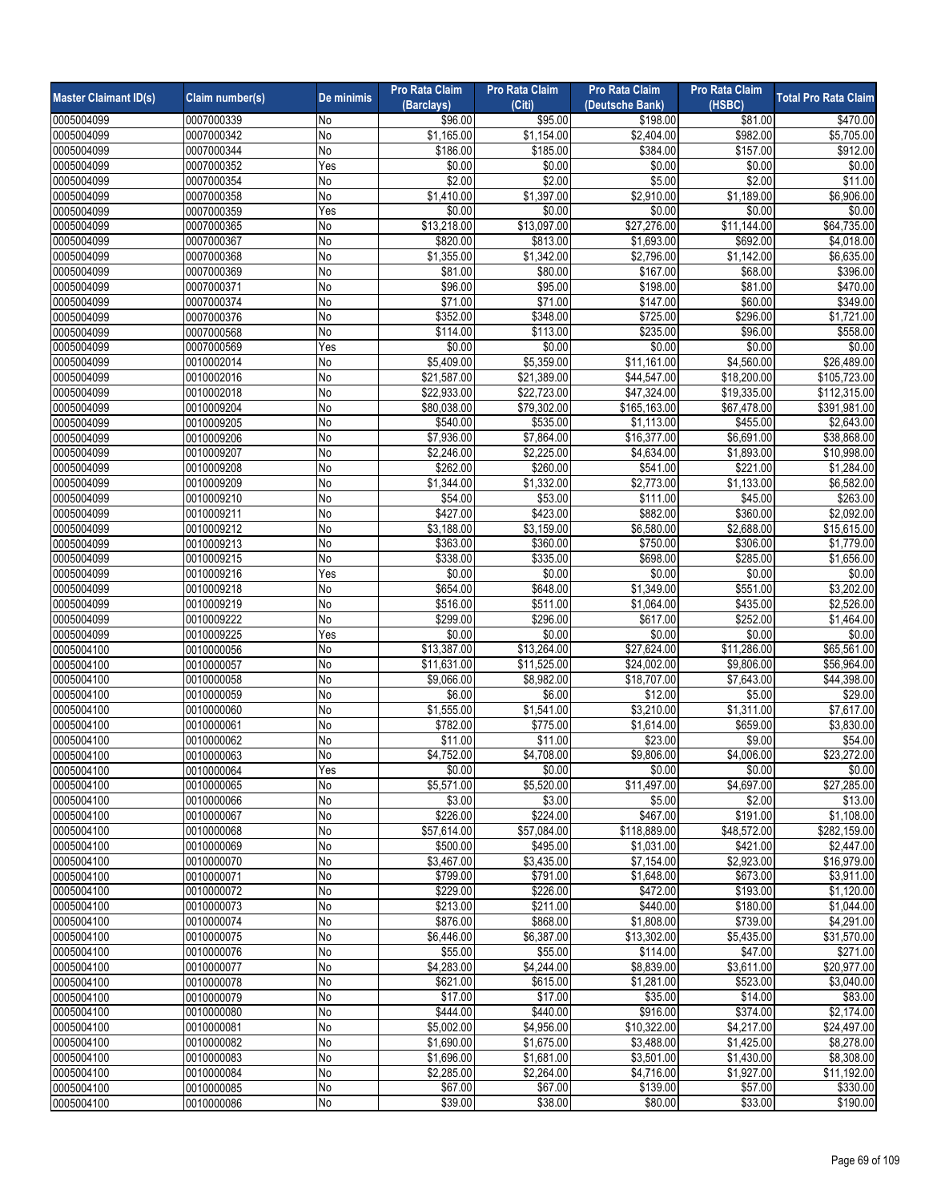| Master Claimant ID(s) | Claim number(s) | De minimis | Pro Rata Claim (Barclays) | Pro Rata Claim (Citi) | Pro Rata Claim (Deutsche Bank) | Pro Rata Claim (HSBC) | Total Pro Rata Claim |
|---|---|---|---|---|---|---|---|
| 0005004099 | 0007000339 | No | $96.00 | $95.00 | $198.00 | $81.00 | $470.00 |
| 0005004099 | 0007000342 | No | $1,165.00 | $1,154.00 | $2,404.00 | $982.00 | $5,705.00 |
| 0005004099 | 0007000344 | No | $186.00 | $185.00 | $384.00 | $157.00 | $912.00 |
| 0005004099 | 0007000352 | Yes | $0.00 | $0.00 | $0.00 | $0.00 | $0.00 |
| 0005004099 | 0007000354 | No | $2.00 | $2.00 | $5.00 | $2.00 | $11.00 |
| 0005004099 | 0007000358 | No | $1,410.00 | $1,397.00 | $2,910.00 | $1,189.00 | $6,906.00 |
| 0005004099 | 0007000359 | Yes | $0.00 | $0.00 | $0.00 | $0.00 | $0.00 |
| 0005004099 | 0007000365 | No | $13,218.00 | $13,097.00 | $27,276.00 | $11,144.00 | $64,735.00 |
| 0005004099 | 0007000367 | No | $820.00 | $813.00 | $1,693.00 | $692.00 | $4,018.00 |
| 0005004099 | 0007000368 | No | $1,355.00 | $1,342.00 | $2,796.00 | $1,142.00 | $6,635.00 |
| 0005004099 | 0007000369 | No | $81.00 | $80.00 | $167.00 | $68.00 | $396.00 |
| 0005004099 | 0007000371 | No | $96.00 | $95.00 | $198.00 | $81.00 | $470.00 |
| 0005004099 | 0007000374 | No | $71.00 | $71.00 | $147.00 | $60.00 | $349.00 |
| 0005004099 | 0007000376 | No | $352.00 | $348.00 | $725.00 | $296.00 | $1,721.00 |
| 0005004099 | 0007000568 | No | $114.00 | $113.00 | $235.00 | $96.00 | $558.00 |
| 0005004099 | 0007000569 | Yes | $0.00 | $0.00 | $0.00 | $0.00 | $0.00 |
| 0005004099 | 0010002014 | No | $5,409.00 | $5,359.00 | $11,161.00 | $4,560.00 | $26,489.00 |
| 0005004099 | 0010002016 | No | $21,587.00 | $21,389.00 | $44,547.00 | $18,200.00 | $105,723.00 |
| 0005004099 | 0010002018 | No | $22,933.00 | $22,723.00 | $47,324.00 | $19,335.00 | $112,315.00 |
| 0005004099 | 0010009204 | No | $80,038.00 | $79,302.00 | $165,163.00 | $67,478.00 | $391,981.00 |
| 0005004099 | 0010009205 | No | $540.00 | $535.00 | $1,113.00 | $455.00 | $2,643.00 |
| 0005004099 | 0010009206 | No | $7,936.00 | $7,864.00 | $16,377.00 | $6,691.00 | $38,868.00 |
| 0005004099 | 0010009207 | No | $2,246.00 | $2,225.00 | $4,634.00 | $1,893.00 | $10,998.00 |
| 0005004099 | 0010009208 | No | $262.00 | $260.00 | $541.00 | $221.00 | $1,284.00 |
| 0005004099 | 0010009209 | No | $1,344.00 | $1,332.00 | $2,773.00 | $1,133.00 | $6,582.00 |
| 0005004099 | 0010009210 | No | $54.00 | $53.00 | $111.00 | $45.00 | $263.00 |
| 0005004099 | 0010009211 | No | $427.00 | $423.00 | $882.00 | $360.00 | $2,092.00 |
| 0005004099 | 0010009212 | No | $3,188.00 | $3,159.00 | $6,580.00 | $2,688.00 | $15,615.00 |
| 0005004099 | 0010009213 | No | $363.00 | $360.00 | $750.00 | $306.00 | $1,779.00 |
| 0005004099 | 0010009215 | No | $338.00 | $335.00 | $698.00 | $285.00 | $1,656.00 |
| 0005004099 | 0010009216 | Yes | $0.00 | $0.00 | $0.00 | $0.00 | $0.00 |
| 0005004099 | 0010009218 | No | $654.00 | $648.00 | $1,349.00 | $551.00 | $3,202.00 |
| 0005004099 | 0010009219 | No | $516.00 | $511.00 | $1,064.00 | $435.00 | $2,526.00 |
| 0005004099 | 0010009222 | No | $299.00 | $296.00 | $617.00 | $252.00 | $1,464.00 |
| 0005004099 | 0010009225 | Yes | $0.00 | $0.00 | $0.00 | $0.00 | $0.00 |
| 0005004100 | 0010000056 | No | $13,387.00 | $13,264.00 | $27,624.00 | $11,286.00 | $65,561.00 |
| 0005004100 | 0010000057 | No | $11,631.00 | $11,525.00 | $24,002.00 | $9,806.00 | $56,964.00 |
| 0005004100 | 0010000058 | No | $9,066.00 | $8,982.00 | $18,707.00 | $7,643.00 | $44,398.00 |
| 0005004100 | 0010000059 | No | $6.00 | $6.00 | $12.00 | $5.00 | $29.00 |
| 0005004100 | 0010000060 | No | $1,555.00 | $1,541.00 | $3,210.00 | $1,311.00 | $7,617.00 |
| 0005004100 | 0010000061 | No | $782.00 | $775.00 | $1,614.00 | $659.00 | $3,830.00 |
| 0005004100 | 0010000062 | No | $11.00 | $11.00 | $23.00 | $9.00 | $54.00 |
| 0005004100 | 0010000063 | No | $4,752.00 | $4,708.00 | $9,806.00 | $4,006.00 | $23,272.00 |
| 0005004100 | 0010000064 | Yes | $0.00 | $0.00 | $0.00 | $0.00 | $0.00 |
| 0005004100 | 0010000065 | No | $5,571.00 | $5,520.00 | $11,497.00 | $4,697.00 | $27,285.00 |
| 0005004100 | 0010000066 | No | $3.00 | $3.00 | $5.00 | $2.00 | $13.00 |
| 0005004100 | 0010000067 | No | $226.00 | $224.00 | $467.00 | $191.00 | $1,108.00 |
| 0005004100 | 0010000068 | No | $57,614.00 | $57,084.00 | $118,889.00 | $48,572.00 | $282,159.00 |
| 0005004100 | 0010000069 | No | $500.00 | $495.00 | $1,031.00 | $421.00 | $2,447.00 |
| 0005004100 | 0010000070 | No | $3,467.00 | $3,435.00 | $7,154.00 | $2,923.00 | $16,979.00 |
| 0005004100 | 0010000071 | No | $799.00 | $791.00 | $1,648.00 | $673.00 | $3,911.00 |
| 0005004100 | 0010000072 | No | $229.00 | $226.00 | $472.00 | $193.00 | $1,120.00 |
| 0005004100 | 0010000073 | No | $213.00 | $211.00 | $440.00 | $180.00 | $1,044.00 |
| 0005004100 | 0010000074 | No | $876.00 | $868.00 | $1,808.00 | $739.00 | $4,291.00 |
| 0005004100 | 0010000075 | No | $6,446.00 | $6,387.00 | $13,302.00 | $5,435.00 | $31,570.00 |
| 0005004100 | 0010000076 | No | $55.00 | $55.00 | $114.00 | $47.00 | $271.00 |
| 0005004100 | 0010000077 | No | $4,283.00 | $4,244.00 | $8,839.00 | $3,611.00 | $20,977.00 |
| 0005004100 | 0010000078 | No | $621.00 | $615.00 | $1,281.00 | $523.00 | $3,040.00 |
| 0005004100 | 0010000079 | No | $17.00 | $17.00 | $35.00 | $14.00 | $83.00 |
| 0005004100 | 0010000080 | No | $444.00 | $440.00 | $916.00 | $374.00 | $2,174.00 |
| 0005004100 | 0010000081 | No | $5,002.00 | $4,956.00 | $10,322.00 | $4,217.00 | $24,497.00 |
| 0005004100 | 0010000082 | No | $1,690.00 | $1,675.00 | $3,488.00 | $1,425.00 | $8,278.00 |
| 0005004100 | 0010000083 | No | $1,696.00 | $1,681.00 | $3,501.00 | $1,430.00 | $8,308.00 |
| 0005004100 | 0010000084 | No | $2,285.00 | $2,264.00 | $4,716.00 | $1,927.00 | $11,192.00 |
| 0005004100 | 0010000085 | No | $67.00 | $67.00 | $139.00 | $57.00 | $330.00 |
| 0005004100 | 0010000086 | No | $39.00 | $38.00 | $80.00 | $33.00 | $190.00 |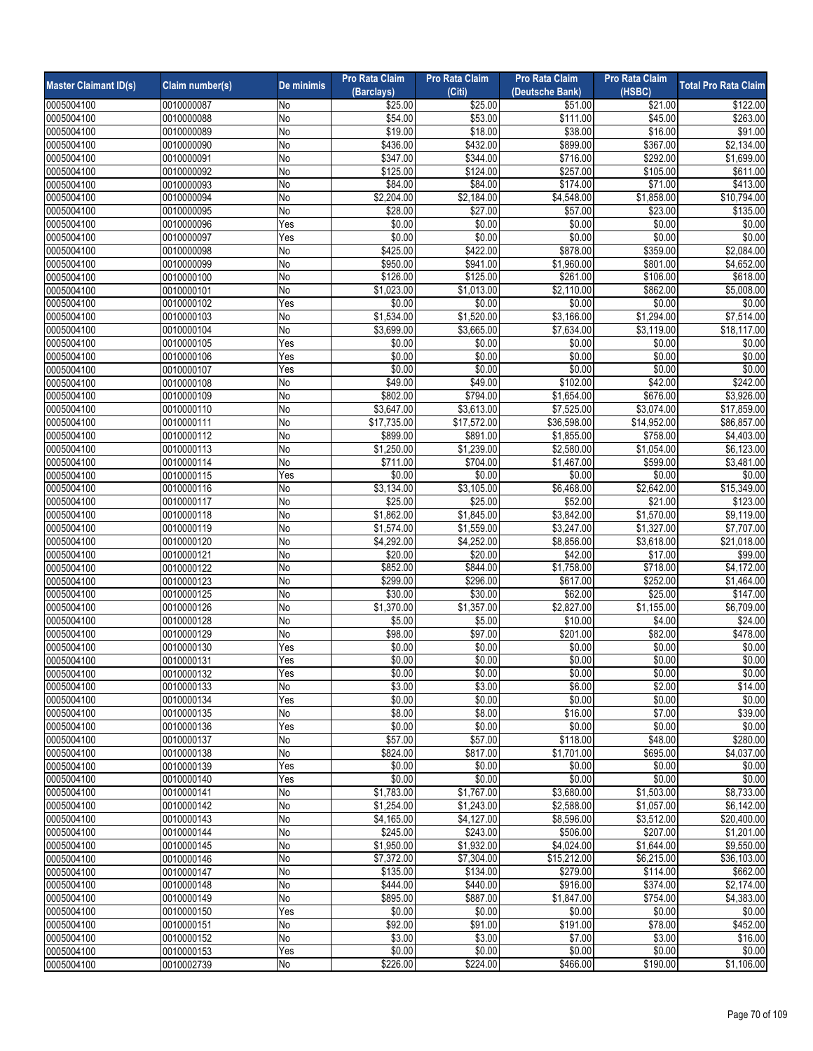| Master Claimant ID(s) | Claim number(s) | De minimis | Pro Rata Claim (Barclays) | Pro Rata Claim (Citi) | Pro Rata Claim (Deutsche Bank) | Pro Rata Claim (HSBC) | Total Pro Rata Claim |
|---|---|---|---|---|---|---|---|
| 0005004100 | 0010000087 | No | $25.00 | $25.00 | $51.00 | $21.00 | $122.00 |
| 0005004100 | 0010000088 | No | $54.00 | $53.00 | $111.00 | $45.00 | $263.00 |
| 0005004100 | 0010000089 | No | $19.00 | $18.00 | $38.00 | $16.00 | $91.00 |
| 0005004100 | 0010000090 | No | $436.00 | $432.00 | $899.00 | $367.00 | $2,134.00 |
| 0005004100 | 0010000091 | No | $347.00 | $344.00 | $716.00 | $292.00 | $1,699.00 |
| 0005004100 | 0010000092 | No | $125.00 | $124.00 | $257.00 | $105.00 | $611.00 |
| 0005004100 | 0010000093 | No | $84.00 | $84.00 | $174.00 | $71.00 | $413.00 |
| 0005004100 | 0010000094 | No | $2,204.00 | $2,184.00 | $4,548.00 | $1,858.00 | $10,794.00 |
| 0005004100 | 0010000095 | No | $28.00 | $27.00 | $57.00 | $23.00 | $135.00 |
| 0005004100 | 0010000096 | Yes | $0.00 | $0.00 | $0.00 | $0.00 | $0.00 |
| 0005004100 | 0010000097 | Yes | $0.00 | $0.00 | $0.00 | $0.00 | $0.00 |
| 0005004100 | 0010000098 | No | $425.00 | $422.00 | $878.00 | $359.00 | $2,084.00 |
| 0005004100 | 0010000099 | No | $950.00 | $941.00 | $1,960.00 | $801.00 | $4,652.00 |
| 0005004100 | 0010000100 | No | $126.00 | $125.00 | $261.00 | $106.00 | $618.00 |
| 0005004100 | 0010000101 | No | $1,023.00 | $1,013.00 | $2,110.00 | $862.00 | $5,008.00 |
| 0005004100 | 0010000102 | Yes | $0.00 | $0.00 | $0.00 | $0.00 | $0.00 |
| 0005004100 | 0010000103 | No | $1,534.00 | $1,520.00 | $3,166.00 | $1,294.00 | $7,514.00 |
| 0005004100 | 0010000104 | No | $3,699.00 | $3,665.00 | $7,634.00 | $3,119.00 | $18,117.00 |
| 0005004100 | 0010000105 | Yes | $0.00 | $0.00 | $0.00 | $0.00 | $0.00 |
| 0005004100 | 0010000106 | Yes | $0.00 | $0.00 | $0.00 | $0.00 | $0.00 |
| 0005004100 | 0010000107 | Yes | $0.00 | $0.00 | $0.00 | $0.00 | $0.00 |
| 0005004100 | 0010000108 | No | $49.00 | $49.00 | $102.00 | $42.00 | $242.00 |
| 0005004100 | 0010000109 | No | $802.00 | $794.00 | $1,654.00 | $676.00 | $3,926.00 |
| 0005004100 | 0010000110 | No | $3,647.00 | $3,613.00 | $7,525.00 | $3,074.00 | $17,859.00 |
| 0005004100 | 0010000111 | No | $17,735.00 | $17,572.00 | $36,598.00 | $14,952.00 | $86,857.00 |
| 0005004100 | 0010000112 | No | $899.00 | $891.00 | $1,855.00 | $758.00 | $4,403.00 |
| 0005004100 | 0010000113 | No | $1,250.00 | $1,239.00 | $2,580.00 | $1,054.00 | $6,123.00 |
| 0005004100 | 0010000114 | No | $711.00 | $704.00 | $1,467.00 | $599.00 | $3,481.00 |
| 0005004100 | 0010000115 | Yes | $0.00 | $0.00 | $0.00 | $0.00 | $0.00 |
| 0005004100 | 0010000116 | No | $3,134.00 | $3,105.00 | $6,468.00 | $2,642.00 | $15,349.00 |
| 0005004100 | 0010000117 | No | $25.00 | $25.00 | $52.00 | $21.00 | $123.00 |
| 0005004100 | 0010000118 | No | $1,862.00 | $1,845.00 | $3,842.00 | $1,570.00 | $9,119.00 |
| 0005004100 | 0010000119 | No | $1,574.00 | $1,559.00 | $3,247.00 | $1,327.00 | $7,707.00 |
| 0005004100 | 0010000120 | No | $4,292.00 | $4,252.00 | $8,856.00 | $3,618.00 | $21,018.00 |
| 0005004100 | 0010000121 | No | $20.00 | $20.00 | $42.00 | $17.00 | $99.00 |
| 0005004100 | 0010000122 | No | $852.00 | $844.00 | $1,758.00 | $718.00 | $4,172.00 |
| 0005004100 | 0010000123 | No | $299.00 | $296.00 | $617.00 | $252.00 | $1,464.00 |
| 0005004100 | 0010000125 | No | $30.00 | $30.00 | $62.00 | $25.00 | $147.00 |
| 0005004100 | 0010000126 | No | $1,370.00 | $1,357.00 | $2,827.00 | $1,155.00 | $6,709.00 |
| 0005004100 | 0010000128 | No | $5.00 | $5.00 | $10.00 | $4.00 | $24.00 |
| 0005004100 | 0010000129 | No | $98.00 | $97.00 | $201.00 | $82.00 | $478.00 |
| 0005004100 | 0010000130 | Yes | $0.00 | $0.00 | $0.00 | $0.00 | $0.00 |
| 0005004100 | 0010000131 | Yes | $0.00 | $0.00 | $0.00 | $0.00 | $0.00 |
| 0005004100 | 0010000132 | Yes | $0.00 | $0.00 | $0.00 | $0.00 | $0.00 |
| 0005004100 | 0010000133 | No | $3.00 | $3.00 | $6.00 | $2.00 | $14.00 |
| 0005004100 | 0010000134 | Yes | $0.00 | $0.00 | $0.00 | $0.00 | $0.00 |
| 0005004100 | 0010000135 | No | $8.00 | $8.00 | $16.00 | $7.00 | $39.00 |
| 0005004100 | 0010000136 | Yes | $0.00 | $0.00 | $0.00 | $0.00 | $0.00 |
| 0005004100 | 0010000137 | No | $57.00 | $57.00 | $118.00 | $48.00 | $280.00 |
| 0005004100 | 0010000138 | No | $824.00 | $817.00 | $1,701.00 | $695.00 | $4,037.00 |
| 0005004100 | 0010000139 | Yes | $0.00 | $0.00 | $0.00 | $0.00 | $0.00 |
| 0005004100 | 0010000140 | Yes | $0.00 | $0.00 | $0.00 | $0.00 | $0.00 |
| 0005004100 | 0010000141 | No | $1,783.00 | $1,767.00 | $3,680.00 | $1,503.00 | $8,733.00 |
| 0005004100 | 0010000142 | No | $1,254.00 | $1,243.00 | $2,588.00 | $1,057.00 | $6,142.00 |
| 0005004100 | 0010000143 | No | $4,165.00 | $4,127.00 | $8,596.00 | $3,512.00 | $20,400.00 |
| 0005004100 | 0010000144 | No | $245.00 | $243.00 | $506.00 | $207.00 | $1,201.00 |
| 0005004100 | 0010000145 | No | $1,950.00 | $1,932.00 | $4,024.00 | $1,644.00 | $9,550.00 |
| 0005004100 | 0010000146 | No | $7,372.00 | $7,304.00 | $15,212.00 | $6,215.00 | $36,103.00 |
| 0005004100 | 0010000147 | No | $135.00 | $134.00 | $279.00 | $114.00 | $662.00 |
| 0005004100 | 0010000148 | No | $444.00 | $440.00 | $916.00 | $374.00 | $2,174.00 |
| 0005004100 | 0010000149 | No | $895.00 | $887.00 | $1,847.00 | $754.00 | $4,383.00 |
| 0005004100 | 0010000150 | Yes | $0.00 | $0.00 | $0.00 | $0.00 | $0.00 |
| 0005004100 | 0010000151 | No | $92.00 | $91.00 | $191.00 | $78.00 | $452.00 |
| 0005004100 | 0010000152 | No | $3.00 | $3.00 | $7.00 | $3.00 | $16.00 |
| 0005004100 | 0010000153 | Yes | $0.00 | $0.00 | $0.00 | $0.00 | $0.00 |
| 0005004100 | 0010002739 | No | $226.00 | $224.00 | $466.00 | $190.00 | $1,106.00 |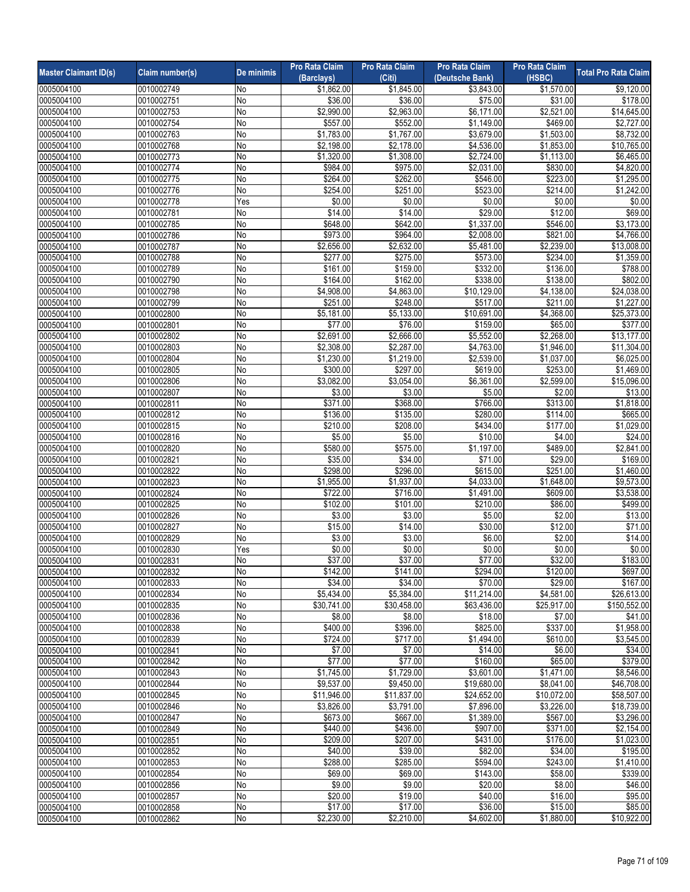| Master Claimant ID(s) | Claim number(s) | De minimis | Pro Rata Claim (Barclays) | Pro Rata Claim (Citi) | Pro Rata Claim (Deutsche Bank) | Pro Rata Claim (HSBC) | Total Pro Rata Claim |
|---|---|---|---|---|---|---|---|
| 0005004100 | 0010002749 | No | $1,862.00 | $1,845.00 | $3,843.00 | $1,570.00 | $9,120.00 |
| 0005004100 | 0010002751 | No | $36.00 | $36.00 | $75.00 | $31.00 | $178.00 |
| 0005004100 | 0010002753 | No | $2,990.00 | $2,963.00 | $6,171.00 | $2,521.00 | $14,645.00 |
| 0005004100 | 0010002754 | No | $557.00 | $552.00 | $1,149.00 | $469.00 | $2,727.00 |
| 0005004100 | 0010002763 | No | $1,783.00 | $1,767.00 | $3,679.00 | $1,503.00 | $8,732.00 |
| 0005004100 | 0010002768 | No | $2,198.00 | $2,178.00 | $4,536.00 | $1,853.00 | $10,765.00 |
| 0005004100 | 0010002773 | No | $1,320.00 | $1,308.00 | $2,724.00 | $1,113.00 | $6,465.00 |
| 0005004100 | 0010002774 | No | $984.00 | $975.00 | $2,031.00 | $830.00 | $4,820.00 |
| 0005004100 | 0010002775 | No | $264.00 | $262.00 | $546.00 | $223.00 | $1,295.00 |
| 0005004100 | 0010002776 | No | $254.00 | $251.00 | $523.00 | $214.00 | $1,242.00 |
| 0005004100 | 0010002778 | Yes | $0.00 | $0.00 | $0.00 | $0.00 | $0.00 |
| 0005004100 | 0010002781 | No | $14.00 | $14.00 | $29.00 | $12.00 | $69.00 |
| 0005004100 | 0010002785 | No | $648.00 | $642.00 | $1,337.00 | $546.00 | $3,173.00 |
| 0005004100 | 0010002786 | No | $973.00 | $964.00 | $2,008.00 | $821.00 | $4,766.00 |
| 0005004100 | 0010002787 | No | $2,656.00 | $2,632.00 | $5,481.00 | $2,239.00 | $13,008.00 |
| 0005004100 | 0010002788 | No | $277.00 | $275.00 | $573.00 | $234.00 | $1,359.00 |
| 0005004100 | 0010002789 | No | $161.00 | $159.00 | $332.00 | $136.00 | $788.00 |
| 0005004100 | 0010002790 | No | $164.00 | $162.00 | $338.00 | $138.00 | $802.00 |
| 0005004100 | 0010002798 | No | $4,908.00 | $4,863.00 | $10,129.00 | $4,138.00 | $24,038.00 |
| 0005004100 | 0010002799 | No | $251.00 | $248.00 | $517.00 | $211.00 | $1,227.00 |
| 0005004100 | 0010002800 | No | $5,181.00 | $5,133.00 | $10,691.00 | $4,368.00 | $25,373.00 |
| 0005004100 | 0010002801 | No | $77.00 | $76.00 | $159.00 | $65.00 | $377.00 |
| 0005004100 | 0010002802 | No | $2,691.00 | $2,666.00 | $5,552.00 | $2,268.00 | $13,177.00 |
| 0005004100 | 0010002803 | No | $2,308.00 | $2,287.00 | $4,763.00 | $1,946.00 | $11,304.00 |
| 0005004100 | 0010002804 | No | $1,230.00 | $1,219.00 | $2,539.00 | $1,037.00 | $6,025.00 |
| 0005004100 | 0010002805 | No | $300.00 | $297.00 | $619.00 | $253.00 | $1,469.00 |
| 0005004100 | 0010002806 | No | $3,082.00 | $3,054.00 | $6,361.00 | $2,599.00 | $15,096.00 |
| 0005004100 | 0010002807 | No | $3.00 | $3.00 | $5.00 | $2.00 | $13.00 |
| 0005004100 | 0010002811 | No | $371.00 | $368.00 | $766.00 | $313.00 | $1,818.00 |
| 0005004100 | 0010002812 | No | $136.00 | $135.00 | $280.00 | $114.00 | $665.00 |
| 0005004100 | 0010002815 | No | $210.00 | $208.00 | $434.00 | $177.00 | $1,029.00 |
| 0005004100 | 0010002816 | No | $5.00 | $5.00 | $10.00 | $4.00 | $24.00 |
| 0005004100 | 0010002820 | No | $580.00 | $575.00 | $1,197.00 | $489.00 | $2,841.00 |
| 0005004100 | 0010002821 | No | $35.00 | $34.00 | $71.00 | $29.00 | $169.00 |
| 0005004100 | 0010002822 | No | $298.00 | $296.00 | $615.00 | $251.00 | $1,460.00 |
| 0005004100 | 0010002823 | No | $1,955.00 | $1,937.00 | $4,033.00 | $1,648.00 | $9,573.00 |
| 0005004100 | 0010002824 | No | $722.00 | $716.00 | $1,491.00 | $609.00 | $3,538.00 |
| 0005004100 | 0010002825 | No | $102.00 | $101.00 | $210.00 | $86.00 | $499.00 |
| 0005004100 | 0010002826 | No | $3.00 | $3.00 | $5.00 | $2.00 | $13.00 |
| 0005004100 | 0010002827 | No | $15.00 | $14.00 | $30.00 | $12.00 | $71.00 |
| 0005004100 | 0010002829 | No | $3.00 | $3.00 | $6.00 | $2.00 | $14.00 |
| 0005004100 | 0010002830 | Yes | $0.00 | $0.00 | $0.00 | $0.00 | $0.00 |
| 0005004100 | 0010002831 | No | $37.00 | $37.00 | $77.00 | $32.00 | $183.00 |
| 0005004100 | 0010002832 | No | $142.00 | $141.00 | $294.00 | $120.00 | $697.00 |
| 0005004100 | 0010002833 | No | $34.00 | $34.00 | $70.00 | $29.00 | $167.00 |
| 0005004100 | 0010002834 | No | $5,434.00 | $5,384.00 | $11,214.00 | $4,581.00 | $26,613.00 |
| 0005004100 | 0010002835 | No | $30,741.00 | $30,458.00 | $63,436.00 | $25,917.00 | $150,552.00 |
| 0005004100 | 0010002836 | No | $8.00 | $8.00 | $18.00 | $7.00 | $41.00 |
| 0005004100 | 0010002838 | No | $400.00 | $396.00 | $825.00 | $337.00 | $1,958.00 |
| 0005004100 | 0010002839 | No | $724.00 | $717.00 | $1,494.00 | $610.00 | $3,545.00 |
| 0005004100 | 0010002841 | No | $7.00 | $7.00 | $14.00 | $6.00 | $34.00 |
| 0005004100 | 0010002842 | No | $77.00 | $77.00 | $160.00 | $65.00 | $379.00 |
| 0005004100 | 0010002843 | No | $1,745.00 | $1,729.00 | $3,601.00 | $1,471.00 | $8,546.00 |
| 0005004100 | 0010002844 | No | $9,537.00 | $9,450.00 | $19,680.00 | $8,041.00 | $46,708.00 |
| 0005004100 | 0010002845 | No | $11,946.00 | $11,837.00 | $24,652.00 | $10,072.00 | $58,507.00 |
| 0005004100 | 0010002846 | No | $3,826.00 | $3,791.00 | $7,896.00 | $3,226.00 | $18,739.00 |
| 0005004100 | 0010002847 | No | $673.00 | $667.00 | $1,389.00 | $567.00 | $3,296.00 |
| 0005004100 | 0010002849 | No | $440.00 | $436.00 | $907.00 | $371.00 | $2,154.00 |
| 0005004100 | 0010002851 | No | $209.00 | $207.00 | $431.00 | $176.00 | $1,023.00 |
| 0005004100 | 0010002852 | No | $40.00 | $39.00 | $82.00 | $34.00 | $195.00 |
| 0005004100 | 0010002853 | No | $288.00 | $285.00 | $594.00 | $243.00 | $1,410.00 |
| 0005004100 | 0010002854 | No | $69.00 | $69.00 | $143.00 | $58.00 | $339.00 |
| 0005004100 | 0010002856 | No | $9.00 | $9.00 | $20.00 | $8.00 | $46.00 |
| 0005004100 | 0010002857 | No | $20.00 | $19.00 | $40.00 | $16.00 | $95.00 |
| 0005004100 | 0010002858 | No | $17.00 | $17.00 | $36.00 | $15.00 | $85.00 |
| 0005004100 | 0010002862 | No | $2,230.00 | $2,210.00 | $4,602.00 | $1,880.00 | $10,922.00 |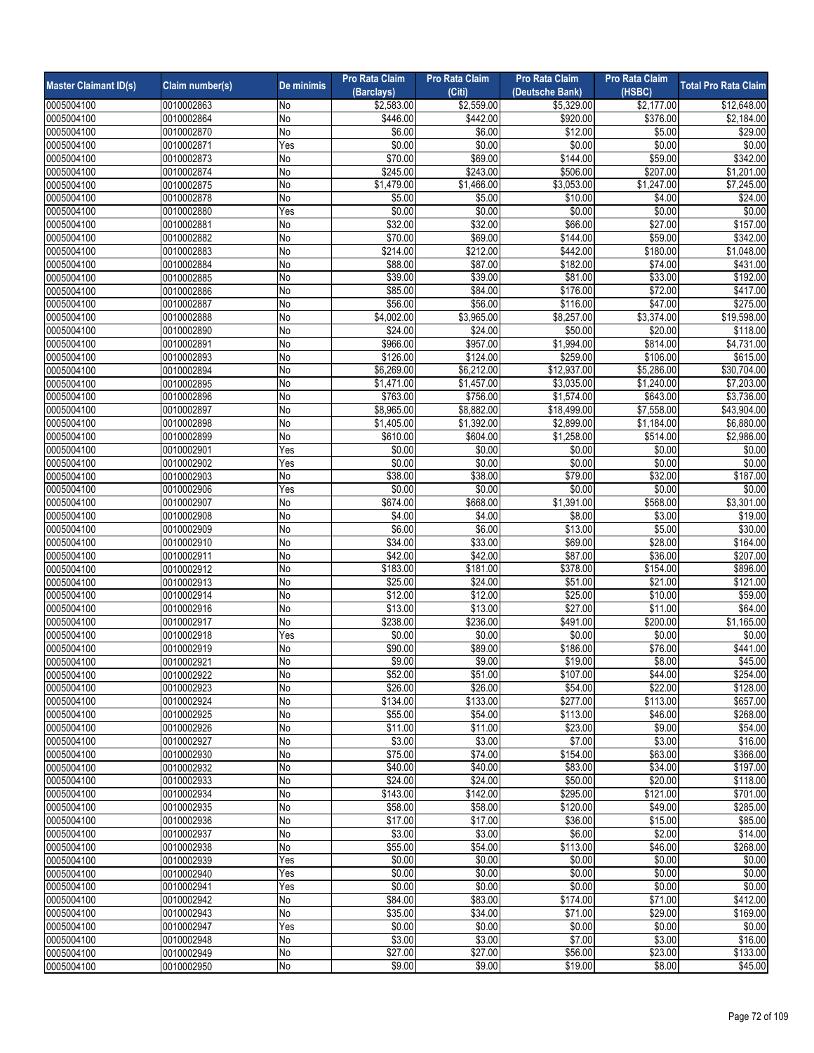| Master Claimant ID(s) | Claim number(s) | De minimis | Pro Rata Claim (Barclays) | Pro Rata Claim (Citi) | Pro Rata Claim (Deutsche Bank) | Pro Rata Claim (HSBC) | Total Pro Rata Claim |
|---|---|---|---|---|---|---|---|
| 0005004100 | 0010002863 | No | $2,583.00 | $2,559.00 | $5,329.00 | $2,177.00 | $12,648.00 |
| 0005004100 | 0010002864 | No | $446.00 | $442.00 | $920.00 | $376.00 | $2,184.00 |
| 0005004100 | 0010002870 | No | $6.00 | $6.00 | $12.00 | $5.00 | $29.00 |
| 0005004100 | 0010002871 | Yes | $0.00 | $0.00 | $0.00 | $0.00 | $0.00 |
| 0005004100 | 0010002873 | No | $70.00 | $69.00 | $144.00 | $59.00 | $342.00 |
| 0005004100 | 0010002874 | No | $245.00 | $243.00 | $506.00 | $207.00 | $1,201.00 |
| 0005004100 | 0010002875 | No | $1,479.00 | $1,466.00 | $3,053.00 | $1,247.00 | $7,245.00 |
| 0005004100 | 0010002878 | No | $5.00 | $5.00 | $10.00 | $4.00 | $24.00 |
| 0005004100 | 0010002880 | Yes | $0.00 | $0.00 | $0.00 | $0.00 | $0.00 |
| 0005004100 | 0010002881 | No | $32.00 | $32.00 | $66.00 | $27.00 | $157.00 |
| 0005004100 | 0010002882 | No | $70.00 | $69.00 | $144.00 | $59.00 | $342.00 |
| 0005004100 | 0010002883 | No | $214.00 | $212.00 | $442.00 | $180.00 | $1,048.00 |
| 0005004100 | 0010002884 | No | $88.00 | $87.00 | $182.00 | $74.00 | $431.00 |
| 0005004100 | 0010002885 | No | $39.00 | $39.00 | $81.00 | $33.00 | $192.00 |
| 0005004100 | 0010002886 | No | $85.00 | $84.00 | $176.00 | $72.00 | $417.00 |
| 0005004100 | 0010002887 | No | $56.00 | $56.00 | $116.00 | $47.00 | $275.00 |
| 0005004100 | 0010002888 | No | $4,002.00 | $3,965.00 | $8,257.00 | $3,374.00 | $19,598.00 |
| 0005004100 | 0010002890 | No | $24.00 | $24.00 | $50.00 | $20.00 | $118.00 |
| 0005004100 | 0010002891 | No | $966.00 | $957.00 | $1,994.00 | $814.00 | $4,731.00 |
| 0005004100 | 0010002893 | No | $126.00 | $124.00 | $259.00 | $106.00 | $615.00 |
| 0005004100 | 0010002894 | No | $6,269.00 | $6,212.00 | $12,937.00 | $5,286.00 | $30,704.00 |
| 0005004100 | 0010002895 | No | $1,471.00 | $1,457.00 | $3,035.00 | $1,240.00 | $7,203.00 |
| 0005004100 | 0010002896 | No | $763.00 | $756.00 | $1,574.00 | $643.00 | $3,736.00 |
| 0005004100 | 0010002897 | No | $8,965.00 | $8,882.00 | $18,499.00 | $7,558.00 | $43,904.00 |
| 0005004100 | 0010002898 | No | $1,405.00 | $1,392.00 | $2,899.00 | $1,184.00 | $6,880.00 |
| 0005004100 | 0010002899 | No | $610.00 | $604.00 | $1,258.00 | $514.00 | $2,986.00 |
| 0005004100 | 0010002901 | Yes | $0.00 | $0.00 | $0.00 | $0.00 | $0.00 |
| 0005004100 | 0010002902 | Yes | $0.00 | $0.00 | $0.00 | $0.00 | $0.00 |
| 0005004100 | 0010002903 | No | $38.00 | $38.00 | $79.00 | $32.00 | $187.00 |
| 0005004100 | 0010002906 | Yes | $0.00 | $0.00 | $0.00 | $0.00 | $0.00 |
| 0005004100 | 0010002907 | No | $674.00 | $668.00 | $1,391.00 | $568.00 | $3,301.00 |
| 0005004100 | 0010002908 | No | $4.00 | $4.00 | $8.00 | $3.00 | $19.00 |
| 0005004100 | 0010002909 | No | $6.00 | $6.00 | $13.00 | $5.00 | $30.00 |
| 0005004100 | 0010002910 | No | $34.00 | $33.00 | $69.00 | $28.00 | $164.00 |
| 0005004100 | 0010002911 | No | $42.00 | $42.00 | $87.00 | $36.00 | $207.00 |
| 0005004100 | 0010002912 | No | $183.00 | $181.00 | $378.00 | $154.00 | $896.00 |
| 0005004100 | 0010002913 | No | $25.00 | $24.00 | $51.00 | $21.00 | $121.00 |
| 0005004100 | 0010002914 | No | $12.00 | $12.00 | $25.00 | $10.00 | $59.00 |
| 0005004100 | 0010002916 | No | $13.00 | $13.00 | $27.00 | $11.00 | $64.00 |
| 0005004100 | 0010002917 | No | $238.00 | $236.00 | $491.00 | $200.00 | $1,165.00 |
| 0005004100 | 0010002918 | Yes | $0.00 | $0.00 | $0.00 | $0.00 | $0.00 |
| 0005004100 | 0010002919 | No | $90.00 | $89.00 | $186.00 | $76.00 | $441.00 |
| 0005004100 | 0010002921 | No | $9.00 | $9.00 | $19.00 | $8.00 | $45.00 |
| 0005004100 | 0010002922 | No | $52.00 | $51.00 | $107.00 | $44.00 | $254.00 |
| 0005004100 | 0010002923 | No | $26.00 | $26.00 | $54.00 | $22.00 | $128.00 |
| 0005004100 | 0010002924 | No | $134.00 | $133.00 | $277.00 | $113.00 | $657.00 |
| 0005004100 | 0010002925 | No | $55.00 | $54.00 | $113.00 | $46.00 | $268.00 |
| 0005004100 | 0010002926 | No | $11.00 | $11.00 | $23.00 | $9.00 | $54.00 |
| 0005004100 | 0010002927 | No | $3.00 | $3.00 | $7.00 | $3.00 | $16.00 |
| 0005004100 | 0010002930 | No | $75.00 | $74.00 | $154.00 | $63.00 | $366.00 |
| 0005004100 | 0010002932 | No | $40.00 | $40.00 | $83.00 | $34.00 | $197.00 |
| 0005004100 | 0010002933 | No | $24.00 | $24.00 | $50.00 | $20.00 | $118.00 |
| 0005004100 | 0010002934 | No | $143.00 | $142.00 | $295.00 | $121.00 | $701.00 |
| 0005004100 | 0010002935 | No | $58.00 | $58.00 | $120.00 | $49.00 | $285.00 |
| 0005004100 | 0010002936 | No | $17.00 | $17.00 | $36.00 | $15.00 | $85.00 |
| 0005004100 | 0010002937 | No | $3.00 | $3.00 | $6.00 | $2.00 | $14.00 |
| 0005004100 | 0010002938 | No | $55.00 | $54.00 | $113.00 | $46.00 | $268.00 |
| 0005004100 | 0010002939 | Yes | $0.00 | $0.00 | $0.00 | $0.00 | $0.00 |
| 0005004100 | 0010002940 | Yes | $0.00 | $0.00 | $0.00 | $0.00 | $0.00 |
| 0005004100 | 0010002941 | Yes | $0.00 | $0.00 | $0.00 | $0.00 | $0.00 |
| 0005004100 | 0010002942 | No | $84.00 | $83.00 | $174.00 | $71.00 | $412.00 |
| 0005004100 | 0010002943 | No | $35.00 | $34.00 | $71.00 | $29.00 | $169.00 |
| 0005004100 | 0010002947 | Yes | $0.00 | $0.00 | $0.00 | $0.00 | $0.00 |
| 0005004100 | 0010002948 | No | $3.00 | $3.00 | $7.00 | $3.00 | $16.00 |
| 0005004100 | 0010002949 | No | $27.00 | $27.00 | $56.00 | $23.00 | $133.00 |
| 0005004100 | 0010002950 | No | $9.00 | $9.00 | $19.00 | $8.00 | $45.00 |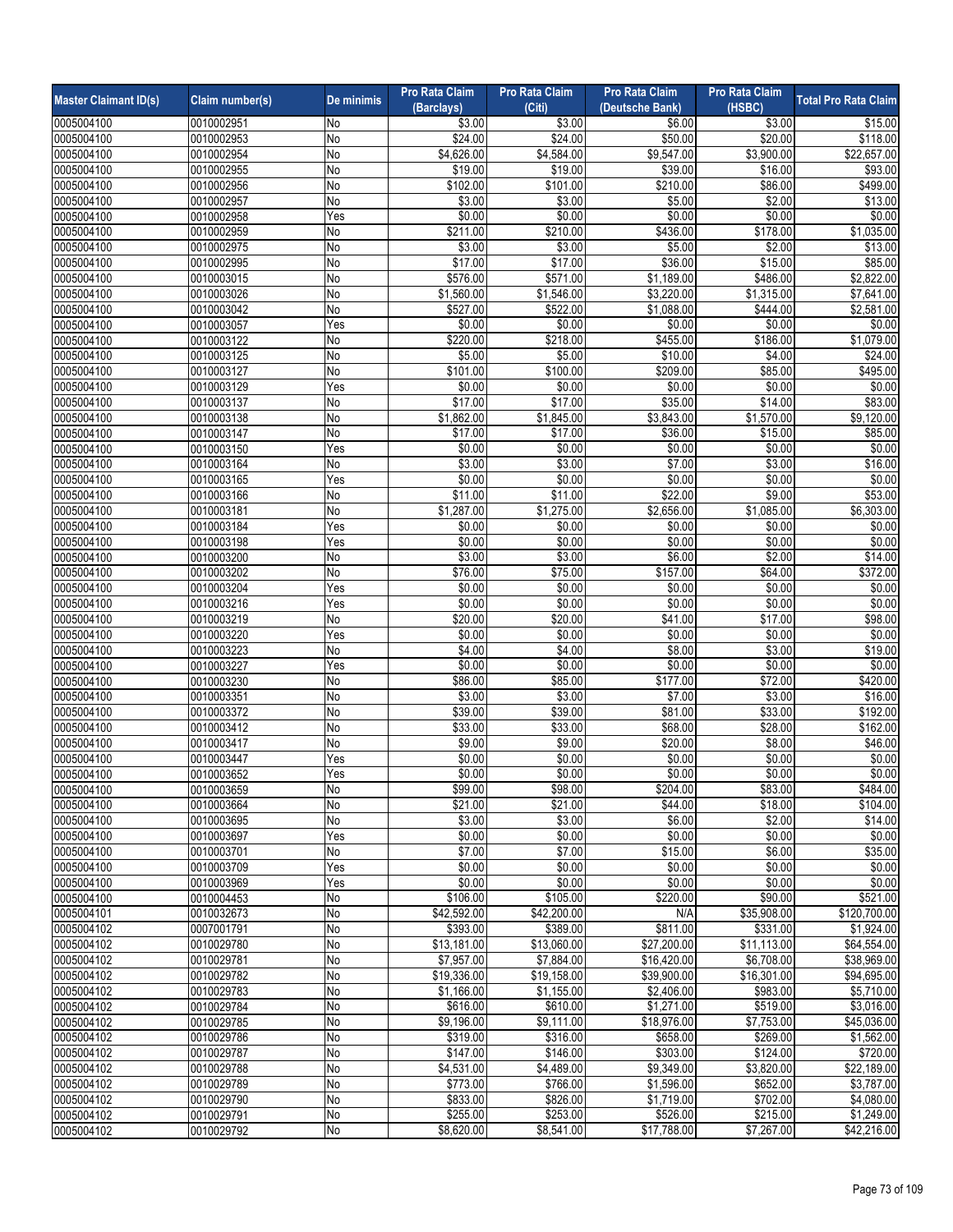| Master Claimant ID(s) | Claim number(s) | De minimis | Pro Rata Claim (Barclays) | Pro Rata Claim (Citi) | Pro Rata Claim (Deutsche Bank) | Pro Rata Claim (HSBC) | Total Pro Rata Claim |
|---|---|---|---|---|---|---|---|
| 0005004100 | 0010002951 | No | $3.00 | $3.00 | $6.00 | $3.00 | $15.00 |
| 0005004100 | 0010002953 | No | $24.00 | $24.00 | $50.00 | $20.00 | $118.00 |
| 0005004100 | 0010002954 | No | $4,626.00 | $4,584.00 | $9,547.00 | $3,900.00 | $22,657.00 |
| 0005004100 | 0010002955 | No | $19.00 | $19.00 | $39.00 | $16.00 | $93.00 |
| 0005004100 | 0010002956 | No | $102.00 | $101.00 | $210.00 | $86.00 | $499.00 |
| 0005004100 | 0010002957 | No | $3.00 | $3.00 | $5.00 | $2.00 | $13.00 |
| 0005004100 | 0010002958 | Yes | $0.00 | $0.00 | $0.00 | $0.00 | $0.00 |
| 0005004100 | 0010002959 | No | $211.00 | $210.00 | $436.00 | $178.00 | $1,035.00 |
| 0005004100 | 0010002975 | No | $3.00 | $3.00 | $5.00 | $2.00 | $13.00 |
| 0005004100 | 0010002995 | No | $17.00 | $17.00 | $36.00 | $15.00 | $85.00 |
| 0005004100 | 0010003015 | No | $576.00 | $571.00 | $1,189.00 | $486.00 | $2,822.00 |
| 0005004100 | 0010003026 | No | $1,560.00 | $1,546.00 | $3,220.00 | $1,315.00 | $7,641.00 |
| 0005004100 | 0010003042 | No | $527.00 | $522.00 | $1,088.00 | $444.00 | $2,581.00 |
| 0005004100 | 0010003057 | Yes | $0.00 | $0.00 | $0.00 | $0.00 | $0.00 |
| 0005004100 | 0010003122 | No | $220.00 | $218.00 | $455.00 | $186.00 | $1,079.00 |
| 0005004100 | 0010003125 | No | $5.00 | $5.00 | $10.00 | $4.00 | $24.00 |
| 0005004100 | 0010003127 | No | $101.00 | $100.00 | $209.00 | $85.00 | $495.00 |
| 0005004100 | 0010003129 | Yes | $0.00 | $0.00 | $0.00 | $0.00 | $0.00 |
| 0005004100 | 0010003137 | No | $17.00 | $17.00 | $35.00 | $14.00 | $83.00 |
| 0005004100 | 0010003138 | No | $1,862.00 | $1,845.00 | $3,843.00 | $1,570.00 | $9,120.00 |
| 0005004100 | 0010003147 | No | $17.00 | $17.00 | $36.00 | $15.00 | $85.00 |
| 0005004100 | 0010003150 | Yes | $0.00 | $0.00 | $0.00 | $0.00 | $0.00 |
| 0005004100 | 0010003164 | No | $3.00 | $3.00 | $7.00 | $3.00 | $16.00 |
| 0005004100 | 0010003165 | Yes | $0.00 | $0.00 | $0.00 | $0.00 | $0.00 |
| 0005004100 | 0010003166 | No | $11.00 | $11.00 | $22.00 | $9.00 | $53.00 |
| 0005004100 | 0010003181 | No | $1,287.00 | $1,275.00 | $2,656.00 | $1,085.00 | $6,303.00 |
| 0005004100 | 0010003184 | Yes | $0.00 | $0.00 | $0.00 | $0.00 | $0.00 |
| 0005004100 | 0010003198 | Yes | $0.00 | $0.00 | $0.00 | $0.00 | $0.00 |
| 0005004100 | 0010003200 | No | $3.00 | $3.00 | $6.00 | $2.00 | $14.00 |
| 0005004100 | 0010003202 | No | $76.00 | $75.00 | $157.00 | $64.00 | $372.00 |
| 0005004100 | 0010003204 | Yes | $0.00 | $0.00 | $0.00 | $0.00 | $0.00 |
| 0005004100 | 0010003216 | Yes | $0.00 | $0.00 | $0.00 | $0.00 | $0.00 |
| 0005004100 | 0010003219 | No | $20.00 | $20.00 | $41.00 | $17.00 | $98.00 |
| 0005004100 | 0010003220 | Yes | $0.00 | $0.00 | $0.00 | $0.00 | $0.00 |
| 0005004100 | 0010003223 | No | $4.00 | $4.00 | $8.00 | $3.00 | $19.00 |
| 0005004100 | 0010003227 | Yes | $0.00 | $0.00 | $0.00 | $0.00 | $0.00 |
| 0005004100 | 0010003230 | No | $86.00 | $85.00 | $177.00 | $72.00 | $420.00 |
| 0005004100 | 0010003351 | No | $3.00 | $3.00 | $7.00 | $3.00 | $16.00 |
| 0005004100 | 0010003372 | No | $39.00 | $39.00 | $81.00 | $33.00 | $192.00 |
| 0005004100 | 0010003412 | No | $33.00 | $33.00 | $68.00 | $28.00 | $162.00 |
| 0005004100 | 0010003417 | No | $9.00 | $9.00 | $20.00 | $8.00 | $46.00 |
| 0005004100 | 0010003447 | Yes | $0.00 | $0.00 | $0.00 | $0.00 | $0.00 |
| 0005004100 | 0010003652 | Yes | $0.00 | $0.00 | $0.00 | $0.00 | $0.00 |
| 0005004100 | 0010003659 | No | $99.00 | $98.00 | $204.00 | $83.00 | $484.00 |
| 0005004100 | 0010003664 | No | $21.00 | $21.00 | $44.00 | $18.00 | $104.00 |
| 0005004100 | 0010003695 | No | $3.00 | $3.00 | $6.00 | $2.00 | $14.00 |
| 0005004100 | 0010003697 | Yes | $0.00 | $0.00 | $0.00 | $0.00 | $0.00 |
| 0005004100 | 0010003701 | No | $7.00 | $7.00 | $15.00 | $6.00 | $35.00 |
| 0005004100 | 0010003709 | Yes | $0.00 | $0.00 | $0.00 | $0.00 | $0.00 |
| 0005004100 | 0010003969 | Yes | $0.00 | $0.00 | $0.00 | $0.00 | $0.00 |
| 0005004100 | 0010004453 | No | $106.00 | $105.00 | $220.00 | $90.00 | $521.00 |
| 0005004101 | 0010032673 | No | $42,592.00 | $42,200.00 | N/A | $35,908.00 | $120,700.00 |
| 0005004102 | 0007001791 | No | $393.00 | $389.00 | $811.00 | $331.00 | $1,924.00 |
| 0005004102 | 0010029780 | No | $13,181.00 | $13,060.00 | $27,200.00 | $11,113.00 | $64,554.00 |
| 0005004102 | 0010029781 | No | $7,957.00 | $7,884.00 | $16,420.00 | $6,708.00 | $38,969.00 |
| 0005004102 | 0010029782 | No | $19,336.00 | $19,158.00 | $39,900.00 | $16,301.00 | $94,695.00 |
| 0005004102 | 0010029783 | No | $1,166.00 | $1,155.00 | $2,406.00 | $983.00 | $5,710.00 |
| 0005004102 | 0010029784 | No | $616.00 | $610.00 | $1,271.00 | $519.00 | $3,016.00 |
| 0005004102 | 0010029785 | No | $9,196.00 | $9,111.00 | $18,976.00 | $7,753.00 | $45,036.00 |
| 0005004102 | 0010029786 | No | $319.00 | $316.00 | $658.00 | $269.00 | $1,562.00 |
| 0005004102 | 0010029787 | No | $147.00 | $146.00 | $303.00 | $124.00 | $720.00 |
| 0005004102 | 0010029788 | No | $4,531.00 | $4,489.00 | $9,349.00 | $3,820.00 | $22,189.00 |
| 0005004102 | 0010029789 | No | $773.00 | $766.00 | $1,596.00 | $652.00 | $3,787.00 |
| 0005004102 | 0010029790 | No | $833.00 | $826.00 | $1,719.00 | $702.00 | $4,080.00 |
| 0005004102 | 0010029791 | No | $255.00 | $253.00 | $526.00 | $215.00 | $1,249.00 |
| 0005004102 | 0010029792 | No | $8,620.00 | $8,541.00 | $17,788.00 | $7,267.00 | $42,216.00 |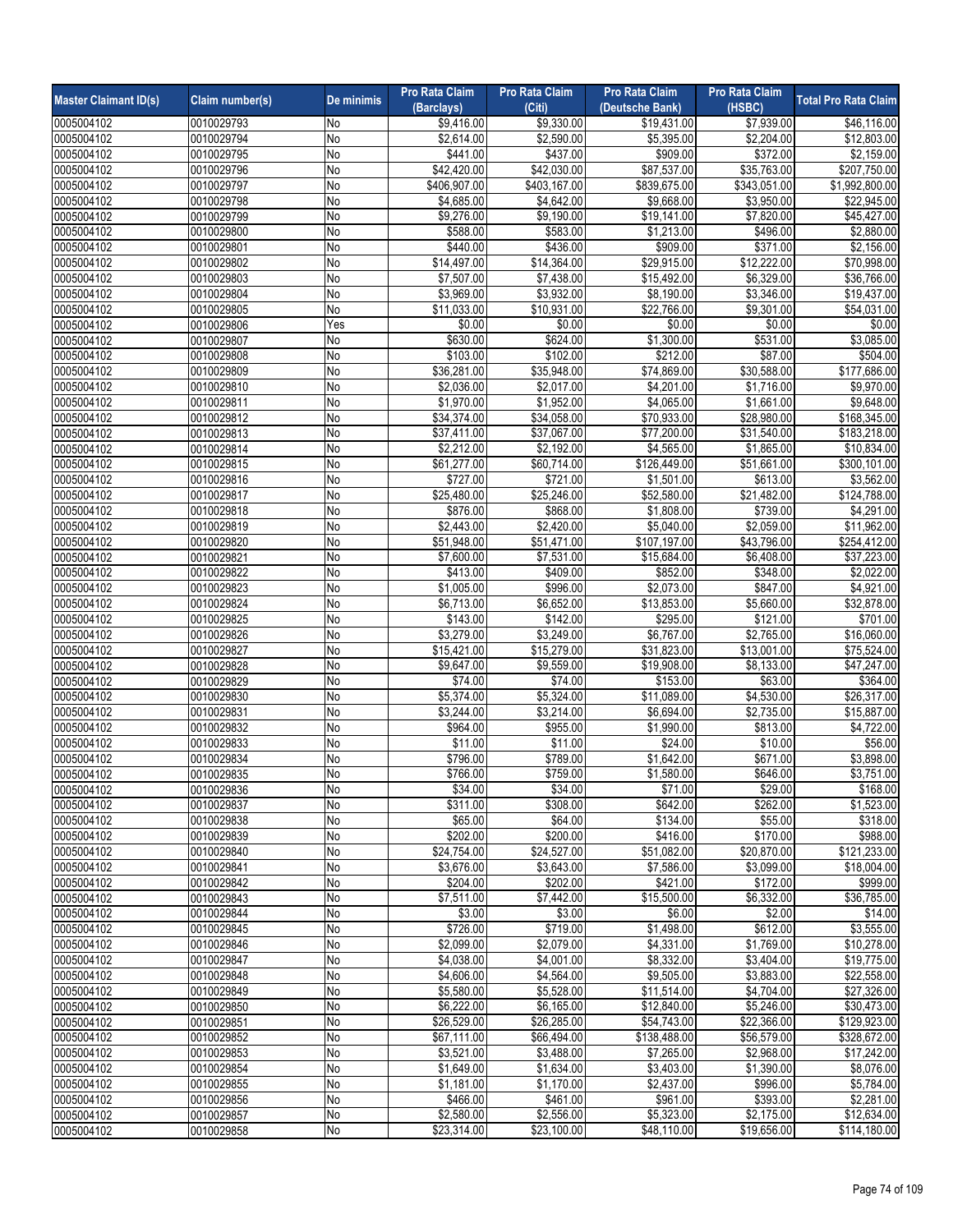| Master Claimant ID(s) | Claim number(s) | De minimis | Pro Rata Claim (Barclays) | Pro Rata Claim (Citi) | Pro Rata Claim (Deutsche Bank) | Pro Rata Claim (HSBC) | Total Pro Rata Claim |
|---|---|---|---|---|---|---|---|
| 0005004102 | 0010029793 | No | $9,416.00 | $9,330.00 | $19,431.00 | $7,939.00 | $46,116.00 |
| 0005004102 | 0010029794 | No | $2,614.00 | $2,590.00 | $5,395.00 | $2,204.00 | $12,803.00 |
| 0005004102 | 0010029795 | No | $441.00 | $437.00 | $909.00 | $372.00 | $2,159.00 |
| 0005004102 | 0010029796 | No | $42,420.00 | $42,030.00 | $87,537.00 | $35,763.00 | $207,750.00 |
| 0005004102 | 0010029797 | No | $406,907.00 | $403,167.00 | $839,675.00 | $343,051.00 | $1,992,800.00 |
| 0005004102 | 0010029798 | No | $4,685.00 | $4,642.00 | $9,668.00 | $3,950.00 | $22,945.00 |
| 0005004102 | 0010029799 | No | $9,276.00 | $9,190.00 | $19,141.00 | $7,820.00 | $45,427.00 |
| 0005004102 | 0010029800 | No | $588.00 | $583.00 | $1,213.00 | $496.00 | $2,880.00 |
| 0005004102 | 0010029801 | No | $440.00 | $436.00 | $909.00 | $371.00 | $2,156.00 |
| 0005004102 | 0010029802 | No | $14,497.00 | $14,364.00 | $29,915.00 | $12,222.00 | $70,998.00 |
| 0005004102 | 0010029803 | No | $7,507.00 | $7,438.00 | $15,492.00 | $6,329.00 | $36,766.00 |
| 0005004102 | 0010029804 | No | $3,969.00 | $3,932.00 | $8,190.00 | $3,346.00 | $19,437.00 |
| 0005004102 | 0010029805 | No | $11,033.00 | $10,931.00 | $22,766.00 | $9,301.00 | $54,031.00 |
| 0005004102 | 0010029806 | Yes | $0.00 | $0.00 | $0.00 | $0.00 | $0.00 |
| 0005004102 | 0010029807 | No | $630.00 | $624.00 | $1,300.00 | $531.00 | $3,085.00 |
| 0005004102 | 0010029808 | No | $103.00 | $102.00 | $212.00 | $87.00 | $504.00 |
| 0005004102 | 0010029809 | No | $36,281.00 | $35,948.00 | $74,869.00 | $30,588.00 | $177,686.00 |
| 0005004102 | 0010029810 | No | $2,036.00 | $2,017.00 | $4,201.00 | $1,716.00 | $9,970.00 |
| 0005004102 | 0010029811 | No | $1,970.00 | $1,952.00 | $4,065.00 | $1,661.00 | $9,648.00 |
| 0005004102 | 0010029812 | No | $34,374.00 | $34,058.00 | $70,933.00 | $28,980.00 | $168,345.00 |
| 0005004102 | 0010029813 | No | $37,411.00 | $37,067.00 | $77,200.00 | $31,540.00 | $183,218.00 |
| 0005004102 | 0010029814 | No | $2,212.00 | $2,192.00 | $4,565.00 | $1,865.00 | $10,834.00 |
| 0005004102 | 0010029815 | No | $61,277.00 | $60,714.00 | $126,449.00 | $51,661.00 | $300,101.00 |
| 0005004102 | 0010029816 | No | $727.00 | $721.00 | $1,501.00 | $613.00 | $3,562.00 |
| 0005004102 | 0010029817 | No | $25,480.00 | $25,246.00 | $52,580.00 | $21,482.00 | $124,788.00 |
| 0005004102 | 0010029818 | No | $876.00 | $868.00 | $1,808.00 | $739.00 | $4,291.00 |
| 0005004102 | 0010029819 | No | $2,443.00 | $2,420.00 | $5,040.00 | $2,059.00 | $11,962.00 |
| 0005004102 | 0010029820 | No | $51,948.00 | $51,471.00 | $107,197.00 | $43,796.00 | $254,412.00 |
| 0005004102 | 0010029821 | No | $7,600.00 | $7,531.00 | $15,684.00 | $6,408.00 | $37,223.00 |
| 0005004102 | 0010029822 | No | $413.00 | $409.00 | $852.00 | $348.00 | $2,022.00 |
| 0005004102 | 0010029823 | No | $1,005.00 | $996.00 | $2,073.00 | $847.00 | $4,921.00 |
| 0005004102 | 0010029824 | No | $6,713.00 | $6,652.00 | $13,853.00 | $5,660.00 | $32,878.00 |
| 0005004102 | 0010029825 | No | $143.00 | $142.00 | $295.00 | $121.00 | $701.00 |
| 0005004102 | 0010029826 | No | $3,279.00 | $3,249.00 | $6,767.00 | $2,765.00 | $16,060.00 |
| 0005004102 | 0010029827 | No | $15,421.00 | $15,279.00 | $31,823.00 | $13,001.00 | $75,524.00 |
| 0005004102 | 0010029828 | No | $9,647.00 | $9,559.00 | $19,908.00 | $8,133.00 | $47,247.00 |
| 0005004102 | 0010029829 | No | $74.00 | $74.00 | $153.00 | $63.00 | $364.00 |
| 0005004102 | 0010029830 | No | $5,374.00 | $5,324.00 | $11,089.00 | $4,530.00 | $26,317.00 |
| 0005004102 | 0010029831 | No | $3,244.00 | $3,214.00 | $6,694.00 | $2,735.00 | $15,887.00 |
| 0005004102 | 0010029832 | No | $964.00 | $955.00 | $1,990.00 | $813.00 | $4,722.00 |
| 0005004102 | 0010029833 | No | $11.00 | $11.00 | $24.00 | $10.00 | $56.00 |
| 0005004102 | 0010029834 | No | $796.00 | $789.00 | $1,642.00 | $671.00 | $3,898.00 |
| 0005004102 | 0010029835 | No | $766.00 | $759.00 | $1,580.00 | $646.00 | $3,751.00 |
| 0005004102 | 0010029836 | No | $34.00 | $34.00 | $71.00 | $29.00 | $168.00 |
| 0005004102 | 0010029837 | No | $311.00 | $308.00 | $642.00 | $262.00 | $1,523.00 |
| 0005004102 | 0010029838 | No | $65.00 | $64.00 | $134.00 | $55.00 | $318.00 |
| 0005004102 | 0010029839 | No | $202.00 | $200.00 | $416.00 | $170.00 | $988.00 |
| 0005004102 | 0010029840 | No | $24,754.00 | $24,527.00 | $51,082.00 | $20,870.00 | $121,233.00 |
| 0005004102 | 0010029841 | No | $3,676.00 | $3,643.00 | $7,586.00 | $3,099.00 | $18,004.00 |
| 0005004102 | 0010029842 | No | $204.00 | $202.00 | $421.00 | $172.00 | $999.00 |
| 0005004102 | 0010029843 | No | $7,511.00 | $7,442.00 | $15,500.00 | $6,332.00 | $36,785.00 |
| 0005004102 | 0010029844 | No | $3.00 | $3.00 | $6.00 | $2.00 | $14.00 |
| 0005004102 | 0010029845 | No | $726.00 | $719.00 | $1,498.00 | $612.00 | $3,555.00 |
| 0005004102 | 0010029846 | No | $2,099.00 | $2,079.00 | $4,331.00 | $1,769.00 | $10,278.00 |
| 0005004102 | 0010029847 | No | $4,038.00 | $4,001.00 | $8,332.00 | $3,404.00 | $19,775.00 |
| 0005004102 | 0010029848 | No | $4,606.00 | $4,564.00 | $9,505.00 | $3,883.00 | $22,558.00 |
| 0005004102 | 0010029849 | No | $5,580.00 | $5,528.00 | $11,514.00 | $4,704.00 | $27,326.00 |
| 0005004102 | 0010029850 | No | $6,222.00 | $6,165.00 | $12,840.00 | $5,246.00 | $30,473.00 |
| 0005004102 | 0010029851 | No | $26,529.00 | $26,285.00 | $54,743.00 | $22,366.00 | $129,923.00 |
| 0005004102 | 0010029852 | No | $67,111.00 | $66,494.00 | $138,488.00 | $56,579.00 | $328,672.00 |
| 0005004102 | 0010029853 | No | $3,521.00 | $3,488.00 | $7,265.00 | $2,968.00 | $17,242.00 |
| 0005004102 | 0010029854 | No | $1,649.00 | $1,634.00 | $3,403.00 | $1,390.00 | $8,076.00 |
| 0005004102 | 0010029855 | No | $1,181.00 | $1,170.00 | $2,437.00 | $996.00 | $5,784.00 |
| 0005004102 | 0010029856 | No | $466.00 | $461.00 | $961.00 | $393.00 | $2,281.00 |
| 0005004102 | 0010029857 | No | $2,580.00 | $2,556.00 | $5,323.00 | $2,175.00 | $12,634.00 |
| 0005004102 | 0010029858 | No | $23,314.00 | $23,100.00 | $48,110.00 | $19,656.00 | $114,180.00 |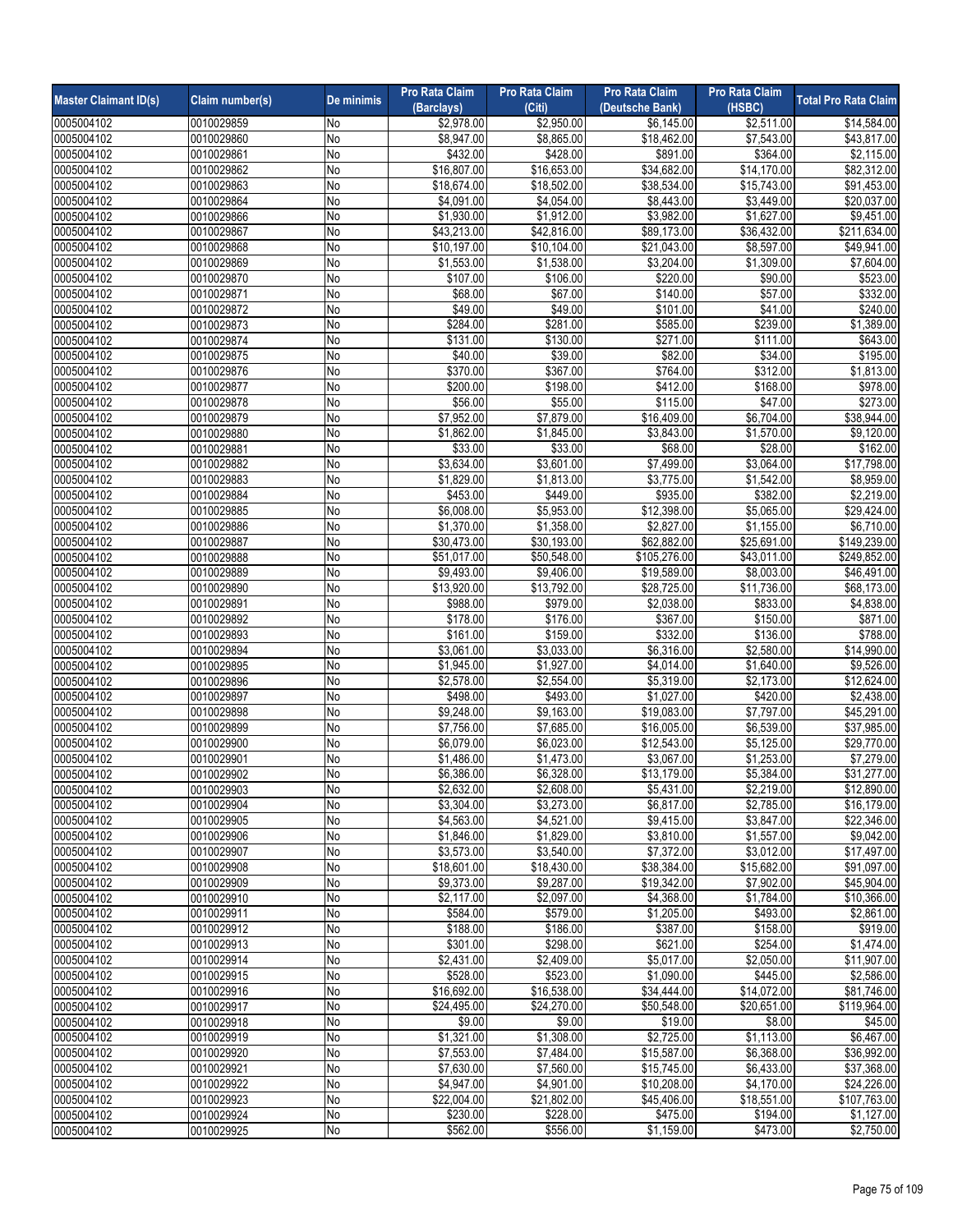| Master Claimant ID(s) | Claim number(s) | De minimis | Pro Rata Claim (Barclays) | Pro Rata Claim (Citi) | Pro Rata Claim (Deutsche Bank) | Pro Rata Claim (HSBC) | Total Pro Rata Claim |
|---|---|---|---|---|---|---|---|
| 0005004102 | 0010029859 | No | $2,978.00 | $2,950.00 | $6,145.00 | $2,511.00 | $14,584.00 |
| 0005004102 | 0010029860 | No | $8,947.00 | $8,865.00 | $18,462.00 | $7,543.00 | $43,817.00 |
| 0005004102 | 0010029861 | No | $432.00 | $428.00 | $891.00 | $364.00 | $2,115.00 |
| 0005004102 | 0010029862 | No | $16,807.00 | $16,653.00 | $34,682.00 | $14,170.00 | $82,312.00 |
| 0005004102 | 0010029863 | No | $18,674.00 | $18,502.00 | $38,534.00 | $15,743.00 | $91,453.00 |
| 0005004102 | 0010029864 | No | $4,091.00 | $4,054.00 | $8,443.00 | $3,449.00 | $20,037.00 |
| 0005004102 | 0010029866 | No | $1,930.00 | $1,912.00 | $3,982.00 | $1,627.00 | $9,451.00 |
| 0005004102 | 0010029867 | No | $43,213.00 | $42,816.00 | $89,173.00 | $36,432.00 | $211,634.00 |
| 0005004102 | 0010029868 | No | $10,197.00 | $10,104.00 | $21,043.00 | $8,597.00 | $49,941.00 |
| 0005004102 | 0010029869 | No | $1,553.00 | $1,538.00 | $3,204.00 | $1,309.00 | $7,604.00 |
| 0005004102 | 0010029870 | No | $107.00 | $106.00 | $220.00 | $90.00 | $523.00 |
| 0005004102 | 0010029871 | No | $68.00 | $67.00 | $140.00 | $57.00 | $332.00 |
| 0005004102 | 0010029872 | No | $49.00 | $49.00 | $101.00 | $41.00 | $240.00 |
| 0005004102 | 0010029873 | No | $284.00 | $281.00 | $585.00 | $239.00 | $1,389.00 |
| 0005004102 | 0010029874 | No | $131.00 | $130.00 | $271.00 | $111.00 | $643.00 |
| 0005004102 | 0010029875 | No | $40.00 | $39.00 | $82.00 | $34.00 | $195.00 |
| 0005004102 | 0010029876 | No | $370.00 | $367.00 | $764.00 | $312.00 | $1,813.00 |
| 0005004102 | 0010029877 | No | $200.00 | $198.00 | $412.00 | $168.00 | $978.00 |
| 0005004102 | 0010029878 | No | $56.00 | $55.00 | $115.00 | $47.00 | $273.00 |
| 0005004102 | 0010029879 | No | $7,952.00 | $7,879.00 | $16,409.00 | $6,704.00 | $38,944.00 |
| 0005004102 | 0010029880 | No | $1,862.00 | $1,845.00 | $3,843.00 | $1,570.00 | $9,120.00 |
| 0005004102 | 0010029881 | No | $33.00 | $33.00 | $68.00 | $28.00 | $162.00 |
| 0005004102 | 0010029882 | No | $3,634.00 | $3,601.00 | $7,499.00 | $3,064.00 | $17,798.00 |
| 0005004102 | 0010029883 | No | $1,829.00 | $1,813.00 | $3,775.00 | $1,542.00 | $8,959.00 |
| 0005004102 | 0010029884 | No | $453.00 | $449.00 | $935.00 | $382.00 | $2,219.00 |
| 0005004102 | 0010029885 | No | $6,008.00 | $5,953.00 | $12,398.00 | $5,065.00 | $29,424.00 |
| 0005004102 | 0010029886 | No | $1,370.00 | $1,358.00 | $2,827.00 | $1,155.00 | $6,710.00 |
| 0005004102 | 0010029887 | No | $30,473.00 | $30,193.00 | $62,882.00 | $25,691.00 | $149,239.00 |
| 0005004102 | 0010029888 | No | $51,017.00 | $50,548.00 | $105,276.00 | $43,011.00 | $249,852.00 |
| 0005004102 | 0010029889 | No | $9,493.00 | $9,406.00 | $19,589.00 | $8,003.00 | $46,491.00 |
| 0005004102 | 0010029890 | No | $13,920.00 | $13,792.00 | $28,725.00 | $11,736.00 | $68,173.00 |
| 0005004102 | 0010029891 | No | $988.00 | $979.00 | $2,038.00 | $833.00 | $4,838.00 |
| 0005004102 | 0010029892 | No | $178.00 | $176.00 | $367.00 | $150.00 | $871.00 |
| 0005004102 | 0010029893 | No | $161.00 | $159.00 | $332.00 | $136.00 | $788.00 |
| 0005004102 | 0010029894 | No | $3,061.00 | $3,033.00 | $6,316.00 | $2,580.00 | $14,990.00 |
| 0005004102 | 0010029895 | No | $1,945.00 | $1,927.00 | $4,014.00 | $1,640.00 | $9,526.00 |
| 0005004102 | 0010029896 | No | $2,578.00 | $2,554.00 | $5,319.00 | $2,173.00 | $12,624.00 |
| 0005004102 | 0010029897 | No | $498.00 | $493.00 | $1,027.00 | $420.00 | $2,438.00 |
| 0005004102 | 0010029898 | No | $9,248.00 | $9,163.00 | $19,083.00 | $7,797.00 | $45,291.00 |
| 0005004102 | 0010029899 | No | $7,756.00 | $7,685.00 | $16,005.00 | $6,539.00 | $37,985.00 |
| 0005004102 | 0010029900 | No | $6,079.00 | $6,023.00 | $12,543.00 | $5,125.00 | $29,770.00 |
| 0005004102 | 0010029901 | No | $1,486.00 | $1,473.00 | $3,067.00 | $1,253.00 | $7,279.00 |
| 0005004102 | 0010029902 | No | $6,386.00 | $6,328.00 | $13,179.00 | $5,384.00 | $31,277.00 |
| 0005004102 | 0010029903 | No | $2,632.00 | $2,608.00 | $5,431.00 | $2,219.00 | $12,890.00 |
| 0005004102 | 0010029904 | No | $3,304.00 | $3,273.00 | $6,817.00 | $2,785.00 | $16,179.00 |
| 0005004102 | 0010029905 | No | $4,563.00 | $4,521.00 | $9,415.00 | $3,847.00 | $22,346.00 |
| 0005004102 | 0010029906 | No | $1,846.00 | $1,829.00 | $3,810.00 | $1,557.00 | $9,042.00 |
| 0005004102 | 0010029907 | No | $3,573.00 | $3,540.00 | $7,372.00 | $3,012.00 | $17,497.00 |
| 0005004102 | 0010029908 | No | $18,601.00 | $18,430.00 | $38,384.00 | $15,682.00 | $91,097.00 |
| 0005004102 | 0010029909 | No | $9,373.00 | $9,287.00 | $19,342.00 | $7,902.00 | $45,904.00 |
| 0005004102 | 0010029910 | No | $2,117.00 | $2,097.00 | $4,368.00 | $1,784.00 | $10,366.00 |
| 0005004102 | 0010029911 | No | $584.00 | $579.00 | $1,205.00 | $493.00 | $2,861.00 |
| 0005004102 | 0010029912 | No | $188.00 | $186.00 | $387.00 | $158.00 | $919.00 |
| 0005004102 | 0010029913 | No | $301.00 | $298.00 | $621.00 | $254.00 | $1,474.00 |
| 0005004102 | 0010029914 | No | $2,431.00 | $2,409.00 | $5,017.00 | $2,050.00 | $11,907.00 |
| 0005004102 | 0010029915 | No | $528.00 | $523.00 | $1,090.00 | $445.00 | $2,586.00 |
| 0005004102 | 0010029916 | No | $16,692.00 | $16,538.00 | $34,444.00 | $14,072.00 | $81,746.00 |
| 0005004102 | 0010029917 | No | $24,495.00 | $24,270.00 | $50,548.00 | $20,651.00 | $119,964.00 |
| 0005004102 | 0010029918 | No | $9.00 | $9.00 | $19.00 | $8.00 | $45.00 |
| 0005004102 | 0010029919 | No | $1,321.00 | $1,308.00 | $2,725.00 | $1,113.00 | $6,467.00 |
| 0005004102 | 0010029920 | No | $7,553.00 | $7,484.00 | $15,587.00 | $6,368.00 | $36,992.00 |
| 0005004102 | 0010029921 | No | $7,630.00 | $7,560.00 | $15,745.00 | $6,433.00 | $37,368.00 |
| 0005004102 | 0010029922 | No | $4,947.00 | $4,901.00 | $10,208.00 | $4,170.00 | $24,226.00 |
| 0005004102 | 0010029923 | No | $22,004.00 | $21,802.00 | $45,406.00 | $18,551.00 | $107,763.00 |
| 0005004102 | 0010029924 | No | $230.00 | $228.00 | $475.00 | $194.00 | $1,127.00 |
| 0005004102 | 0010029925 | No | $562.00 | $556.00 | $1,159.00 | $473.00 | $2,750.00 |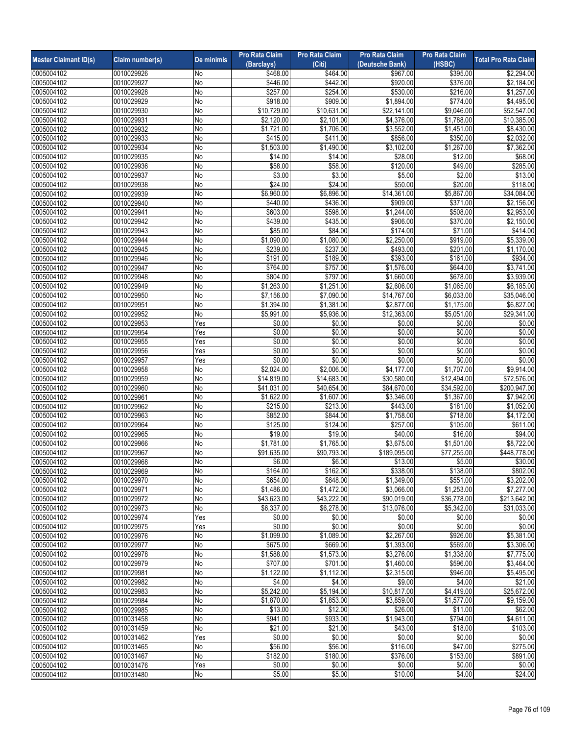| Master Claimant ID(s) | Claim number(s) | De minimis | Pro Rata Claim (Barclays) | Pro Rata Claim (Citi) | Pro Rata Claim (Deutsche Bank) | Pro Rata Claim (HSBC) | Total Pro Rata Claim |
|---|---|---|---|---|---|---|---|
| 0005004102 | 0010029926 | No | $468.00 | $464.00 | $967.00 | $395.00 | $2,294.00 |
| 0005004102 | 0010029927 | No | $446.00 | $442.00 | $920.00 | $376.00 | $2,184.00 |
| 0005004102 | 0010029928 | No | $257.00 | $254.00 | $530.00 | $216.00 | $1,257.00 |
| 0005004102 | 0010029929 | No | $918.00 | $909.00 | $1,894.00 | $774.00 | $4,495.00 |
| 0005004102 | 0010029930 | No | $10,729.00 | $10,631.00 | $22,141.00 | $9,046.00 | $52,547.00 |
| 0005004102 | 0010029931 | No | $2,120.00 | $2,101.00 | $4,376.00 | $1,788.00 | $10,385.00 |
| 0005004102 | 0010029932 | No | $1,721.00 | $1,706.00 | $3,552.00 | $1,451.00 | $8,430.00 |
| 0005004102 | 0010029933 | No | $415.00 | $411.00 | $856.00 | $350.00 | $2,032.00 |
| 0005004102 | 0010029934 | No | $1,503.00 | $1,490.00 | $3,102.00 | $1,267.00 | $7,362.00 |
| 0005004102 | 0010029935 | No | $14.00 | $14.00 | $28.00 | $12.00 | $68.00 |
| 0005004102 | 0010029936 | No | $58.00 | $58.00 | $120.00 | $49.00 | $285.00 |
| 0005004102 | 0010029937 | No | $3.00 | $3.00 | $5.00 | $2.00 | $13.00 |
| 0005004102 | 0010029938 | No | $24.00 | $24.00 | $50.00 | $20.00 | $118.00 |
| 0005004102 | 0010029939 | No | $6,960.00 | $6,896.00 | $14,361.00 | $5,867.00 | $34,084.00 |
| 0005004102 | 0010029940 | No | $440.00 | $436.00 | $909.00 | $371.00 | $2,156.00 |
| 0005004102 | 0010029941 | No | $603.00 | $598.00 | $1,244.00 | $508.00 | $2,953.00 |
| 0005004102 | 0010029942 | No | $439.00 | $435.00 | $906.00 | $370.00 | $2,150.00 |
| 0005004102 | 0010029943 | No | $85.00 | $84.00 | $174.00 | $71.00 | $414.00 |
| 0005004102 | 0010029944 | No | $1,090.00 | $1,080.00 | $2,250.00 | $919.00 | $5,339.00 |
| 0005004102 | 0010029945 | No | $239.00 | $237.00 | $493.00 | $201.00 | $1,170.00 |
| 0005004102 | 0010029946 | No | $191.00 | $189.00 | $393.00 | $161.00 | $934.00 |
| 0005004102 | 0010029947 | No | $764.00 | $757.00 | $1,576.00 | $644.00 | $3,741.00 |
| 0005004102 | 0010029948 | No | $804.00 | $797.00 | $1,660.00 | $678.00 | $3,939.00 |
| 0005004102 | 0010029949 | No | $1,263.00 | $1,251.00 | $2,606.00 | $1,065.00 | $6,185.00 |
| 0005004102 | 0010029950 | No | $7,156.00 | $7,090.00 | $14,767.00 | $6,033.00 | $35,046.00 |
| 0005004102 | 0010029951 | No | $1,394.00 | $1,381.00 | $2,877.00 | $1,175.00 | $6,827.00 |
| 0005004102 | 0010029952 | No | $5,991.00 | $5,936.00 | $12,363.00 | $5,051.00 | $29,341.00 |
| 0005004102 | 0010029953 | Yes | $0.00 | $0.00 | $0.00 | $0.00 | $0.00 |
| 0005004102 | 0010029954 | Yes | $0.00 | $0.00 | $0.00 | $0.00 | $0.00 |
| 0005004102 | 0010029955 | Yes | $0.00 | $0.00 | $0.00 | $0.00 | $0.00 |
| 0005004102 | 0010029956 | Yes | $0.00 | $0.00 | $0.00 | $0.00 | $0.00 |
| 0005004102 | 0010029957 | Yes | $0.00 | $0.00 | $0.00 | $0.00 | $0.00 |
| 0005004102 | 0010029958 | No | $2,024.00 | $2,006.00 | $4,177.00 | $1,707.00 | $9,914.00 |
| 0005004102 | 0010029959 | No | $14,819.00 | $14,683.00 | $30,580.00 | $12,494.00 | $72,576.00 |
| 0005004102 | 0010029960 | No | $41,031.00 | $40,654.00 | $84,670.00 | $34,592.00 | $200,947.00 |
| 0005004102 | 0010029961 | No | $1,622.00 | $1,607.00 | $3,346.00 | $1,367.00 | $7,942.00 |
| 0005004102 | 0010029962 | No | $215.00 | $213.00 | $443.00 | $181.00 | $1,052.00 |
| 0005004102 | 0010029963 | No | $852.00 | $844.00 | $1,758.00 | $718.00 | $4,172.00 |
| 0005004102 | 0010029964 | No | $125.00 | $124.00 | $257.00 | $105.00 | $611.00 |
| 0005004102 | 0010029965 | No | $19.00 | $19.00 | $40.00 | $16.00 | $94.00 |
| 0005004102 | 0010029966 | No | $1,781.00 | $1,765.00 | $3,675.00 | $1,501.00 | $8,722.00 |
| 0005004102 | 0010029967 | No | $91,635.00 | $90,793.00 | $189,095.00 | $77,255.00 | $448,778.00 |
| 0005004102 | 0010029968 | No | $6.00 | $6.00 | $13.00 | $5.00 | $30.00 |
| 0005004102 | 0010029969 | No | $164.00 | $162.00 | $338.00 | $138.00 | $802.00 |
| 0005004102 | 0010029970 | No | $654.00 | $648.00 | $1,349.00 | $551.00 | $3,202.00 |
| 0005004102 | 0010029971 | No | $1,486.00 | $1,472.00 | $3,066.00 | $1,253.00 | $7,277.00 |
| 0005004102 | 0010029972 | No | $43,623.00 | $43,222.00 | $90,019.00 | $36,778.00 | $213,642.00 |
| 0005004102 | 0010029973 | No | $6,337.00 | $6,278.00 | $13,076.00 | $5,342.00 | $31,033.00 |
| 0005004102 | 0010029974 | Yes | $0.00 | $0.00 | $0.00 | $0.00 | $0.00 |
| 0005004102 | 0010029975 | Yes | $0.00 | $0.00 | $0.00 | $0.00 | $0.00 |
| 0005004102 | 0010029976 | No | $1,099.00 | $1,089.00 | $2,267.00 | $926.00 | $5,381.00 |
| 0005004102 | 0010029977 | No | $675.00 | $669.00 | $1,393.00 | $569.00 | $3,306.00 |
| 0005004102 | 0010029978 | No | $1,588.00 | $1,573.00 | $3,276.00 | $1,338.00 | $7,775.00 |
| 0005004102 | 0010029979 | No | $707.00 | $701.00 | $1,460.00 | $596.00 | $3,464.00 |
| 0005004102 | 0010029981 | No | $1,122.00 | $1,112.00 | $2,315.00 | $946.00 | $5,495.00 |
| 0005004102 | 0010029982 | No | $4.00 | $4.00 | $9.00 | $4.00 | $21.00 |
| 0005004102 | 0010029983 | No | $5,242.00 | $5,194.00 | $10,817.00 | $4,419.00 | $25,672.00 |
| 0005004102 | 0010029984 | No | $1,870.00 | $1,853.00 | $3,859.00 | $1,577.00 | $9,159.00 |
| 0005004102 | 0010029985 | No | $13.00 | $12.00 | $26.00 | $11.00 | $62.00 |
| 0005004102 | 0010031458 | No | $941.00 | $933.00 | $1,943.00 | $794.00 | $4,611.00 |
| 0005004102 | 0010031459 | No | $21.00 | $21.00 | $43.00 | $18.00 | $103.00 |
| 0005004102 | 0010031462 | Yes | $0.00 | $0.00 | $0.00 | $0.00 | $0.00 |
| 0005004102 | 0010031465 | No | $56.00 | $56.00 | $116.00 | $47.00 | $275.00 |
| 0005004102 | 0010031467 | No | $182.00 | $180.00 | $376.00 | $153.00 | $891.00 |
| 0005004102 | 0010031476 | Yes | $0.00 | $0.00 | $0.00 | $0.00 | $0.00 |
| 0005004102 | 0010031480 | No | $5.00 | $5.00 | $10.00 | $4.00 | $24.00 |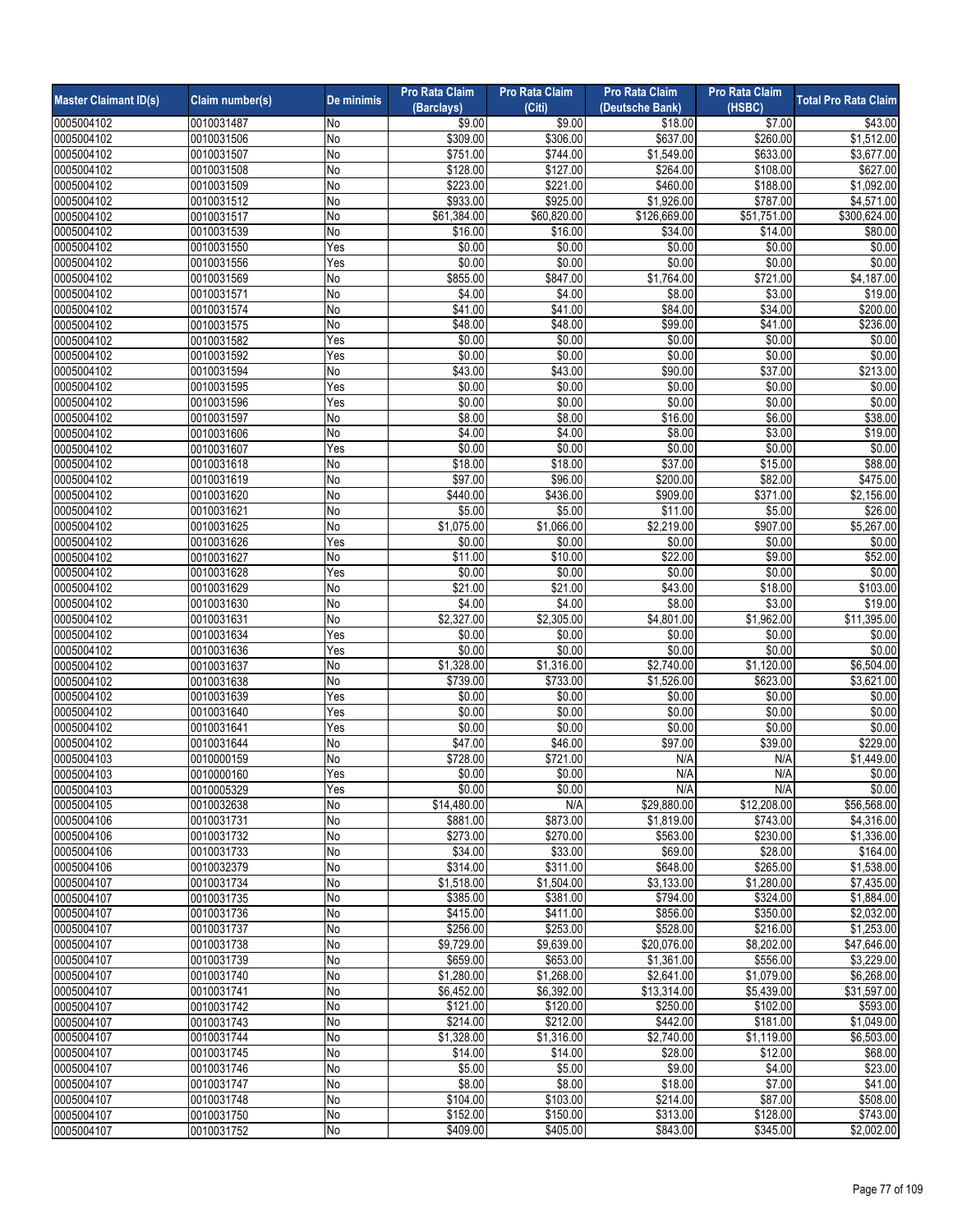| Master Claimant ID(s) | Claim number(s) | De minimis | Pro Rata Claim (Barclays) | Pro Rata Claim (Citi) | Pro Rata Claim (Deutsche Bank) | Pro Rata Claim (HSBC) | Total Pro Rata Claim |
|---|---|---|---|---|---|---|---|
| 0005004102 | 0010031487 | No | $9.00 | $9.00 | $18.00 | $7.00 | $43.00 |
| 0005004102 | 0010031506 | No | $309.00 | $306.00 | $637.00 | $260.00 | $1,512.00 |
| 0005004102 | 0010031507 | No | $751.00 | $744.00 | $1,549.00 | $633.00 | $3,677.00 |
| 0005004102 | 0010031508 | No | $128.00 | $127.00 | $264.00 | $108.00 | $627.00 |
| 0005004102 | 0010031509 | No | $223.00 | $221.00 | $460.00 | $188.00 | $1,092.00 |
| 0005004102 | 0010031512 | No | $933.00 | $925.00 | $1,926.00 | $787.00 | $4,571.00 |
| 0005004102 | 0010031517 | No | $61,384.00 | $60,820.00 | $126,669.00 | $51,751.00 | $300,624.00 |
| 0005004102 | 0010031539 | No | $16.00 | $16.00 | $34.00 | $14.00 | $80.00 |
| 0005004102 | 0010031550 | Yes | $0.00 | $0.00 | $0.00 | $0.00 | $0.00 |
| 0005004102 | 0010031556 | Yes | $0.00 | $0.00 | $0.00 | $0.00 | $0.00 |
| 0005004102 | 0010031569 | No | $855.00 | $847.00 | $1,764.00 | $721.00 | $4,187.00 |
| 0005004102 | 0010031571 | No | $4.00 | $4.00 | $8.00 | $3.00 | $19.00 |
| 0005004102 | 0010031574 | No | $41.00 | $41.00 | $84.00 | $34.00 | $200.00 |
| 0005004102 | 0010031575 | No | $48.00 | $48.00 | $99.00 | $41.00 | $236.00 |
| 0005004102 | 0010031582 | Yes | $0.00 | $0.00 | $0.00 | $0.00 | $0.00 |
| 0005004102 | 0010031592 | Yes | $0.00 | $0.00 | $0.00 | $0.00 | $0.00 |
| 0005004102 | 0010031594 | No | $43.00 | $43.00 | $90.00 | $37.00 | $213.00 |
| 0005004102 | 0010031595 | Yes | $0.00 | $0.00 | $0.00 | $0.00 | $0.00 |
| 0005004102 | 0010031596 | Yes | $0.00 | $0.00 | $0.00 | $0.00 | $0.00 |
| 0005004102 | 0010031597 | No | $8.00 | $8.00 | $16.00 | $6.00 | $38.00 |
| 0005004102 | 0010031606 | No | $4.00 | $4.00 | $8.00 | $3.00 | $19.00 |
| 0005004102 | 0010031607 | Yes | $0.00 | $0.00 | $0.00 | $0.00 | $0.00 |
| 0005004102 | 0010031618 | No | $18.00 | $18.00 | $37.00 | $15.00 | $88.00 |
| 0005004102 | 0010031619 | No | $97.00 | $96.00 | $200.00 | $82.00 | $475.00 |
| 0005004102 | 0010031620 | No | $440.00 | $436.00 | $909.00 | $371.00 | $2,156.00 |
| 0005004102 | 0010031621 | No | $5.00 | $5.00 | $11.00 | $5.00 | $26.00 |
| 0005004102 | 0010031625 | No | $1,075.00 | $1,066.00 | $2,219.00 | $907.00 | $5,267.00 |
| 0005004102 | 0010031626 | Yes | $0.00 | $0.00 | $0.00 | $0.00 | $0.00 |
| 0005004102 | 0010031627 | No | $11.00 | $10.00 | $22.00 | $9.00 | $52.00 |
| 0005004102 | 0010031628 | Yes | $0.00 | $0.00 | $0.00 | $0.00 | $0.00 |
| 0005004102 | 0010031629 | No | $21.00 | $21.00 | $43.00 | $18.00 | $103.00 |
| 0005004102 | 0010031630 | No | $4.00 | $4.00 | $8.00 | $3.00 | $19.00 |
| 0005004102 | 0010031631 | No | $2,327.00 | $2,305.00 | $4,801.00 | $1,962.00 | $11,395.00 |
| 0005004102 | 0010031634 | Yes | $0.00 | $0.00 | $0.00 | $0.00 | $0.00 |
| 0005004102 | 0010031636 | Yes | $0.00 | $0.00 | $0.00 | $0.00 | $0.00 |
| 0005004102 | 0010031637 | No | $1,328.00 | $1,316.00 | $2,740.00 | $1,120.00 | $6,504.00 |
| 0005004102 | 0010031638 | No | $739.00 | $733.00 | $1,526.00 | $623.00 | $3,621.00 |
| 0005004102 | 0010031639 | Yes | $0.00 | $0.00 | $0.00 | $0.00 | $0.00 |
| 0005004102 | 0010031640 | Yes | $0.00 | $0.00 | $0.00 | $0.00 | $0.00 |
| 0005004102 | 0010031641 | Yes | $0.00 | $0.00 | $0.00 | $0.00 | $0.00 |
| 0005004102 | 0010031644 | No | $47.00 | $46.00 | $97.00 | $39.00 | $229.00 |
| 0005004103 | 0010000159 | No | $728.00 | $721.00 | N/A | N/A | $1,449.00 |
| 0005004103 | 0010000160 | Yes | $0.00 | $0.00 | N/A | N/A | $0.00 |
| 0005004103 | 0010005329 | Yes | $0.00 | $0.00 | N/A | N/A | $0.00 |
| 0005004105 | 0010032638 | No | $14,480.00 | N/A | $29,880.00 | $12,208.00 | $56,568.00 |
| 0005004106 | 0010031731 | No | $881.00 | $873.00 | $1,819.00 | $743.00 | $4,316.00 |
| 0005004106 | 0010031732 | No | $273.00 | $270.00 | $563.00 | $230.00 | $1,336.00 |
| 0005004106 | 0010031733 | No | $34.00 | $33.00 | $69.00 | $28.00 | $164.00 |
| 0005004106 | 0010032379 | No | $314.00 | $311.00 | $648.00 | $265.00 | $1,538.00 |
| 0005004107 | 0010031734 | No | $1,518.00 | $1,504.00 | $3,133.00 | $1,280.00 | $7,435.00 |
| 0005004107 | 0010031735 | No | $385.00 | $381.00 | $794.00 | $324.00 | $1,884.00 |
| 0005004107 | 0010031736 | No | $415.00 | $411.00 | $856.00 | $350.00 | $2,032.00 |
| 0005004107 | 0010031737 | No | $256.00 | $253.00 | $528.00 | $216.00 | $1,253.00 |
| 0005004107 | 0010031738 | No | $9,729.00 | $9,639.00 | $20,076.00 | $8,202.00 | $47,646.00 |
| 0005004107 | 0010031739 | No | $659.00 | $653.00 | $1,361.00 | $556.00 | $3,229.00 |
| 0005004107 | 0010031740 | No | $1,280.00 | $1,268.00 | $2,641.00 | $1,079.00 | $6,268.00 |
| 0005004107 | 0010031741 | No | $6,452.00 | $6,392.00 | $13,314.00 | $5,439.00 | $31,597.00 |
| 0005004107 | 0010031742 | No | $121.00 | $120.00 | $250.00 | $102.00 | $593.00 |
| 0005004107 | 0010031743 | No | $214.00 | $212.00 | $442.00 | $181.00 | $1,049.00 |
| 0005004107 | 0010031744 | No | $1,328.00 | $1,316.00 | $2,740.00 | $1,119.00 | $6,503.00 |
| 0005004107 | 0010031745 | No | $14.00 | $14.00 | $28.00 | $12.00 | $68.00 |
| 0005004107 | 0010031746 | No | $5.00 | $5.00 | $9.00 | $4.00 | $23.00 |
| 0005004107 | 0010031747 | No | $8.00 | $8.00 | $18.00 | $7.00 | $41.00 |
| 0005004107 | 0010031748 | No | $104.00 | $103.00 | $214.00 | $87.00 | $508.00 |
| 0005004107 | 0010031750 | No | $152.00 | $150.00 | $313.00 | $128.00 | $743.00 |
| 0005004107 | 0010031752 | No | $409.00 | $405.00 | $843.00 | $345.00 | $2,002.00 |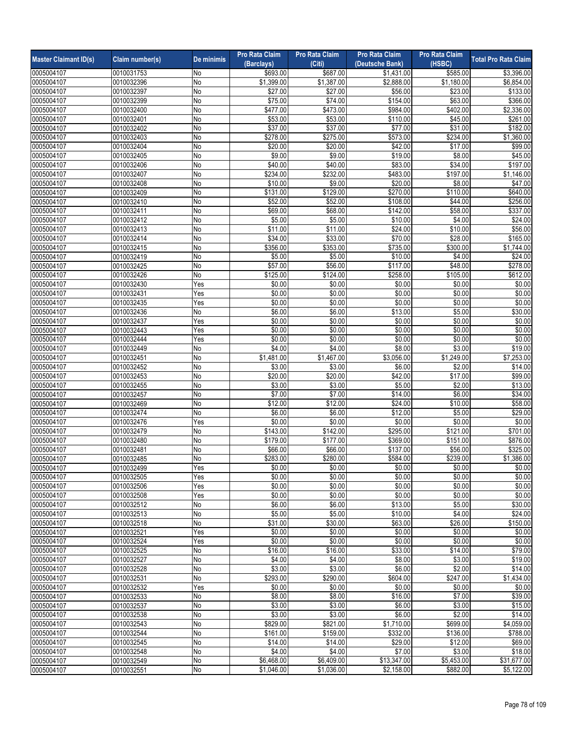| Master Claimant ID(s) | Claim number(s) | De minimis | Pro Rata Claim (Barclays) | Pro Rata Claim (Citi) | Pro Rata Claim (Deutsche Bank) | Pro Rata Claim (HSBC) | Total Pro Rata Claim |
|---|---|---|---|---|---|---|---|
| 0005004107 | 0010031753 | No | $693.00 | $687.00 | $1,431.00 | $585.00 | $3,396.00 |
| 0005004107 | 0010032396 | No | $1,399.00 | $1,387.00 | $2,888.00 | $1,180.00 | $6,854.00 |
| 0005004107 | 0010032397 | No | $27.00 | $27.00 | $56.00 | $23.00 | $133.00 |
| 0005004107 | 0010032399 | No | $75.00 | $74.00 | $154.00 | $63.00 | $366.00 |
| 0005004107 | 0010032400 | No | $477.00 | $473.00 | $984.00 | $402.00 | $2,336.00 |
| 0005004107 | 0010032401 | No | $53.00 | $53.00 | $110.00 | $45.00 | $261.00 |
| 0005004107 | 0010032402 | No | $37.00 | $37.00 | $77.00 | $31.00 | $182.00 |
| 0005004107 | 0010032403 | No | $278.00 | $275.00 | $573.00 | $234.00 | $1,360.00 |
| 0005004107 | 0010032404 | No | $20.00 | $20.00 | $42.00 | $17.00 | $99.00 |
| 0005004107 | 0010032405 | No | $9.00 | $9.00 | $19.00 | $8.00 | $45.00 |
| 0005004107 | 0010032406 | No | $40.00 | $40.00 | $83.00 | $34.00 | $197.00 |
| 0005004107 | 0010032407 | No | $234.00 | $232.00 | $483.00 | $197.00 | $1,146.00 |
| 0005004107 | 0010032408 | No | $10.00 | $9.00 | $20.00 | $8.00 | $47.00 |
| 0005004107 | 0010032409 | No | $131.00 | $129.00 | $270.00 | $110.00 | $640.00 |
| 0005004107 | 0010032410 | No | $52.00 | $52.00 | $108.00 | $44.00 | $256.00 |
| 0005004107 | 0010032411 | No | $69.00 | $68.00 | $142.00 | $58.00 | $337.00 |
| 0005004107 | 0010032412 | No | $5.00 | $5.00 | $10.00 | $4.00 | $24.00 |
| 0005004107 | 0010032413 | No | $11.00 | $11.00 | $24.00 | $10.00 | $56.00 |
| 0005004107 | 0010032414 | No | $34.00 | $33.00 | $70.00 | $28.00 | $165.00 |
| 0005004107 | 0010032415 | No | $356.00 | $353.00 | $735.00 | $300.00 | $1,744.00 |
| 0005004107 | 0010032419 | No | $5.00 | $5.00 | $10.00 | $4.00 | $24.00 |
| 0005004107 | 0010032425 | No | $57.00 | $56.00 | $117.00 | $48.00 | $278.00 |
| 0005004107 | 0010032426 | No | $125.00 | $124.00 | $258.00 | $105.00 | $612.00 |
| 0005004107 | 0010032430 | Yes | $0.00 | $0.00 | $0.00 | $0.00 | $0.00 |
| 0005004107 | 0010032431 | Yes | $0.00 | $0.00 | $0.00 | $0.00 | $0.00 |
| 0005004107 | 0010032435 | Yes | $0.00 | $0.00 | $0.00 | $0.00 | $0.00 |
| 0005004107 | 0010032436 | No | $6.00 | $6.00 | $13.00 | $5.00 | $30.00 |
| 0005004107 | 0010032437 | Yes | $0.00 | $0.00 | $0.00 | $0.00 | $0.00 |
| 0005004107 | 0010032443 | Yes | $0.00 | $0.00 | $0.00 | $0.00 | $0.00 |
| 0005004107 | 0010032444 | Yes | $0.00 | $0.00 | $0.00 | $0.00 | $0.00 |
| 0005004107 | 0010032449 | No | $4.00 | $4.00 | $8.00 | $3.00 | $19.00 |
| 0005004107 | 0010032451 | No | $1,481.00 | $1,467.00 | $3,056.00 | $1,249.00 | $7,253.00 |
| 0005004107 | 0010032452 | No | $3.00 | $3.00 | $6.00 | $2.00 | $14.00 |
| 0005004107 | 0010032453 | No | $20.00 | $20.00 | $42.00 | $17.00 | $99.00 |
| 0005004107 | 0010032455 | No | $3.00 | $3.00 | $5.00 | $2.00 | $13.00 |
| 0005004107 | 0010032457 | No | $7.00 | $7.00 | $14.00 | $6.00 | $34.00 |
| 0005004107 | 0010032469 | No | $12.00 | $12.00 | $24.00 | $10.00 | $58.00 |
| 0005004107 | 0010032474 | No | $6.00 | $6.00 | $12.00 | $5.00 | $29.00 |
| 0005004107 | 0010032476 | Yes | $0.00 | $0.00 | $0.00 | $0.00 | $0.00 |
| 0005004107 | 0010032479 | No | $143.00 | $142.00 | $295.00 | $121.00 | $701.00 |
| 0005004107 | 0010032480 | No | $179.00 | $177.00 | $369.00 | $151.00 | $876.00 |
| 0005004107 | 0010032481 | No | $66.00 | $66.00 | $137.00 | $56.00 | $325.00 |
| 0005004107 | 0010032485 | No | $283.00 | $280.00 | $584.00 | $239.00 | $1,386.00 |
| 0005004107 | 0010032499 | Yes | $0.00 | $0.00 | $0.00 | $0.00 | $0.00 |
| 0005004107 | 0010032505 | Yes | $0.00 | $0.00 | $0.00 | $0.00 | $0.00 |
| 0005004107 | 0010032506 | Yes | $0.00 | $0.00 | $0.00 | $0.00 | $0.00 |
| 0005004107 | 0010032508 | Yes | $0.00 | $0.00 | $0.00 | $0.00 | $0.00 |
| 0005004107 | 0010032512 | No | $6.00 | $6.00 | $13.00 | $5.00 | $30.00 |
| 0005004107 | 0010032513 | No | $5.00 | $5.00 | $10.00 | $4.00 | $24.00 |
| 0005004107 | 0010032518 | No | $31.00 | $30.00 | $63.00 | $26.00 | $150.00 |
| 0005004107 | 0010032521 | Yes | $0.00 | $0.00 | $0.00 | $0.00 | $0.00 |
| 0005004107 | 0010032524 | Yes | $0.00 | $0.00 | $0.00 | $0.00 | $0.00 |
| 0005004107 | 0010032525 | No | $16.00 | $16.00 | $33.00 | $14.00 | $79.00 |
| 0005004107 | 0010032527 | No | $4.00 | $4.00 | $8.00 | $3.00 | $19.00 |
| 0005004107 | 0010032528 | No | $3.00 | $3.00 | $6.00 | $2.00 | $14.00 |
| 0005004107 | 0010032531 | No | $293.00 | $290.00 | $604.00 | $247.00 | $1,434.00 |
| 0005004107 | 0010032532 | Yes | $0.00 | $0.00 | $0.00 | $0.00 | $0.00 |
| 0005004107 | 0010032533 | No | $8.00 | $8.00 | $16.00 | $7.00 | $39.00 |
| 0005004107 | 0010032537 | No | $3.00 | $3.00 | $6.00 | $3.00 | $15.00 |
| 0005004107 | 0010032538 | No | $3.00 | $3.00 | $6.00 | $2.00 | $14.00 |
| 0005004107 | 0010032543 | No | $829.00 | $821.00 | $1,710.00 | $699.00 | $4,059.00 |
| 0005004107 | 0010032544 | No | $161.00 | $159.00 | $332.00 | $136.00 | $788.00 |
| 0005004107 | 0010032545 | No | $14.00 | $14.00 | $29.00 | $12.00 | $69.00 |
| 0005004107 | 0010032548 | No | $4.00 | $4.00 | $7.00 | $3.00 | $18.00 |
| 0005004107 | 0010032549 | No | $6,468.00 | $6,409.00 | $13,347.00 | $5,453.00 | $31,677.00 |
| 0005004107 | 0010032551 | No | $1,046.00 | $1,036.00 | $2,158.00 | $882.00 | $5,122.00 |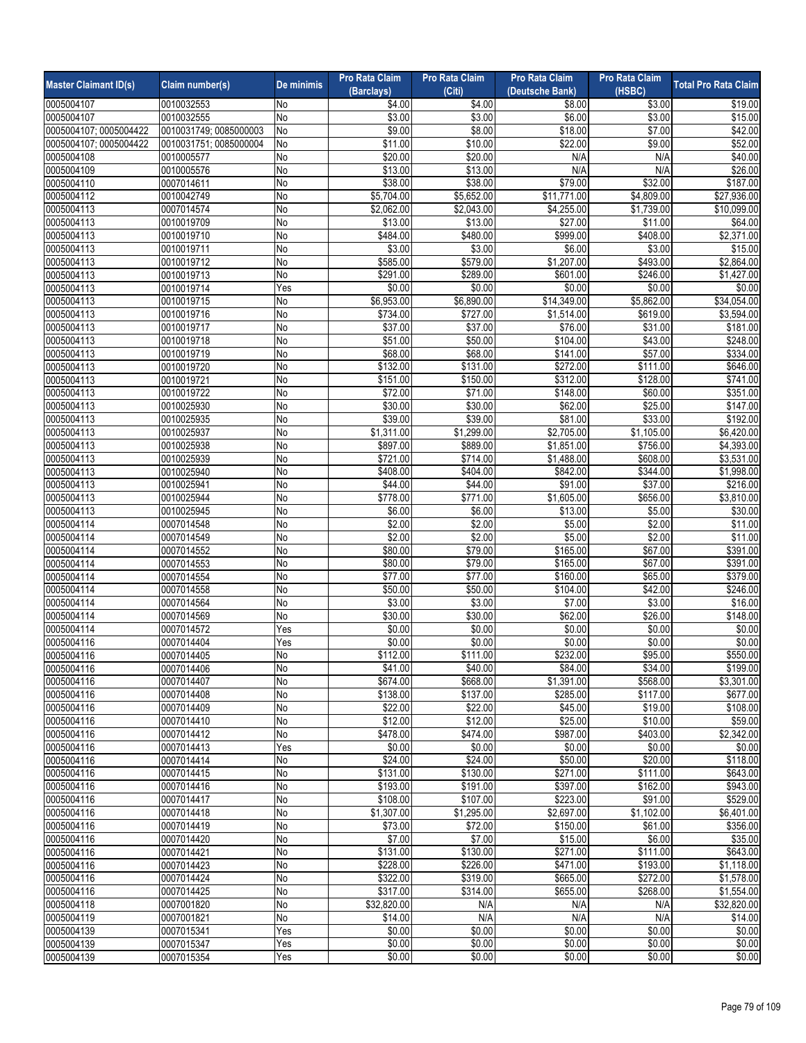| Master Claimant ID(s) | Claim number(s) | De minimis | Pro Rata Claim (Barclays) | Pro Rata Claim (Citi) | Pro Rata Claim (Deutsche Bank) | Pro Rata Claim (HSBC) | Total Pro Rata Claim |
|---|---|---|---|---|---|---|---|
| 0005004107 | 0010032553 | No | $4.00 | $4.00 | $8.00 | $3.00 | $19.00 |
| 0005004107 | 0010032555 | No | $3.00 | $3.00 | $6.00 | $3.00 | $15.00 |
| 0005004107; 0005004422 | 0010031749; 0085000003 | No | $9.00 | $8.00 | $18.00 | $7.00 | $42.00 |
| 0005004107; 0005004422 | 0010031751; 0085000004 | No | $11.00 | $10.00 | $22.00 | $9.00 | $52.00 |
| 0005004108 | 0010005577 | No | $20.00 | $20.00 | N/A | N/A | $40.00 |
| 0005004109 | 0010005576 | No | $13.00 | $13.00 | N/A | N/A | $26.00 |
| 0005004110 | 0007014611 | No | $38.00 | $38.00 | $79.00 | $32.00 | $187.00 |
| 0005004112 | 0010042749 | No | $5,704.00 | $5,652.00 | $11,771.00 | $4,809.00 | $27,936.00 |
| 0005004113 | 0007014574 | No | $2,062.00 | $2,043.00 | $4,255.00 | $1,739.00 | $10,099.00 |
| 0005004113 | 0010019709 | No | $13.00 | $13.00 | $27.00 | $11.00 | $64.00 |
| 0005004113 | 0010019710 | No | $484.00 | $480.00 | $999.00 | $408.00 | $2,371.00 |
| 0005004113 | 0010019711 | No | $3.00 | $3.00 | $6.00 | $3.00 | $15.00 |
| 0005004113 | 0010019712 | No | $585.00 | $579.00 | $1,207.00 | $493.00 | $2,864.00 |
| 0005004113 | 0010019713 | No | $291.00 | $289.00 | $601.00 | $246.00 | $1,427.00 |
| 0005004113 | 0010019714 | Yes | $0.00 | $0.00 | $0.00 | $0.00 | $0.00 |
| 0005004113 | 0010019715 | No | $6,953.00 | $6,890.00 | $14,349.00 | $5,862.00 | $34,054.00 |
| 0005004113 | 0010019716 | No | $734.00 | $727.00 | $1,514.00 | $619.00 | $3,594.00 |
| 0005004113 | 0010019717 | No | $37.00 | $37.00 | $76.00 | $31.00 | $181.00 |
| 0005004113 | 0010019718 | No | $51.00 | $50.00 | $104.00 | $43.00 | $248.00 |
| 0005004113 | 0010019719 | No | $68.00 | $68.00 | $141.00 | $57.00 | $334.00 |
| 0005004113 | 0010019720 | No | $132.00 | $131.00 | $272.00 | $111.00 | $646.00 |
| 0005004113 | 0010019721 | No | $151.00 | $150.00 | $312.00 | $128.00 | $741.00 |
| 0005004113 | 0010019722 | No | $72.00 | $71.00 | $148.00 | $60.00 | $351.00 |
| 0005004113 | 0010025930 | No | $30.00 | $30.00 | $62.00 | $25.00 | $147.00 |
| 0005004113 | 0010025935 | No | $39.00 | $39.00 | $81.00 | $33.00 | $192.00 |
| 0005004113 | 0010025937 | No | $1,311.00 | $1,299.00 | $2,705.00 | $1,105.00 | $6,420.00 |
| 0005004113 | 0010025938 | No | $897.00 | $889.00 | $1,851.00 | $756.00 | $4,393.00 |
| 0005004113 | 0010025939 | No | $721.00 | $714.00 | $1,488.00 | $608.00 | $3,531.00 |
| 0005004113 | 0010025940 | No | $408.00 | $404.00 | $842.00 | $344.00 | $1,998.00 |
| 0005004113 | 0010025941 | No | $44.00 | $44.00 | $91.00 | $37.00 | $216.00 |
| 0005004113 | 0010025944 | No | $778.00 | $771.00 | $1,605.00 | $656.00 | $3,810.00 |
| 0005004113 | 0010025945 | No | $6.00 | $6.00 | $13.00 | $5.00 | $30.00 |
| 0005004114 | 0007014548 | No | $2.00 | $2.00 | $5.00 | $2.00 | $11.00 |
| 0005004114 | 0007014549 | No | $2.00 | $2.00 | $5.00 | $2.00 | $11.00 |
| 0005004114 | 0007014552 | No | $80.00 | $79.00 | $165.00 | $67.00 | $391.00 |
| 0005004114 | 0007014553 | No | $80.00 | $79.00 | $165.00 | $67.00 | $391.00 |
| 0005004114 | 0007014554 | No | $77.00 | $77.00 | $160.00 | $65.00 | $379.00 |
| 0005004114 | 0007014558 | No | $50.00 | $50.00 | $104.00 | $42.00 | $246.00 |
| 0005004114 | 0007014564 | No | $3.00 | $3.00 | $7.00 | $3.00 | $16.00 |
| 0005004114 | 0007014569 | No | $30.00 | $30.00 | $62.00 | $26.00 | $148.00 |
| 0005004114 | 0007014572 | Yes | $0.00 | $0.00 | $0.00 | $0.00 | $0.00 |
| 0005004116 | 0007014404 | Yes | $0.00 | $0.00 | $0.00 | $0.00 | $0.00 |
| 0005004116 | 0007014405 | No | $112.00 | $111.00 | $232.00 | $95.00 | $550.00 |
| 0005004116 | 0007014406 | No | $41.00 | $40.00 | $84.00 | $34.00 | $199.00 |
| 0005004116 | 0007014407 | No | $674.00 | $668.00 | $1,391.00 | $568.00 | $3,301.00 |
| 0005004116 | 0007014408 | No | $138.00 | $137.00 | $285.00 | $117.00 | $677.00 |
| 0005004116 | 0007014409 | No | $22.00 | $22.00 | $45.00 | $19.00 | $108.00 |
| 0005004116 | 0007014410 | No | $12.00 | $12.00 | $25.00 | $10.00 | $59.00 |
| 0005004116 | 0007014412 | No | $478.00 | $474.00 | $987.00 | $403.00 | $2,342.00 |
| 0005004116 | 0007014413 | Yes | $0.00 | $0.00 | $0.00 | $0.00 | $0.00 |
| 0005004116 | 0007014414 | No | $24.00 | $24.00 | $50.00 | $20.00 | $118.00 |
| 0005004116 | 0007014415 | No | $131.00 | $130.00 | $271.00 | $111.00 | $643.00 |
| 0005004116 | 0007014416 | No | $193.00 | $191.00 | $397.00 | $162.00 | $943.00 |
| 0005004116 | 0007014417 | No | $108.00 | $107.00 | $223.00 | $91.00 | $529.00 |
| 0005004116 | 0007014418 | No | $1,307.00 | $1,295.00 | $2,697.00 | $1,102.00 | $6,401.00 |
| 0005004116 | 0007014419 | No | $73.00 | $72.00 | $150.00 | $61.00 | $356.00 |
| 0005004116 | 0007014420 | No | $7.00 | $7.00 | $15.00 | $6.00 | $35.00 |
| 0005004116 | 0007014421 | No | $131.00 | $130.00 | $271.00 | $111.00 | $643.00 |
| 0005004116 | 0007014423 | No | $228.00 | $226.00 | $471.00 | $193.00 | $1,118.00 |
| 0005004116 | 0007014424 | No | $322.00 | $319.00 | $665.00 | $272.00 | $1,578.00 |
| 0005004116 | 0007014425 | No | $317.00 | $314.00 | $655.00 | $268.00 | $1,554.00 |
| 0005004118 | 0007001820 | No | $32,820.00 | N/A | N/A | N/A | $32,820.00 |
| 0005004119 | 0007001821 | No | $14.00 | N/A | N/A | N/A | $14.00 |
| 0005004139 | 0007015341 | Yes | $0.00 | $0.00 | $0.00 | $0.00 | $0.00 |
| 0005004139 | 0007015347 | Yes | $0.00 | $0.00 | $0.00 | $0.00 | $0.00 |
| 0005004139 | 0007015354 | Yes | $0.00 | $0.00 | $0.00 | $0.00 | $0.00 |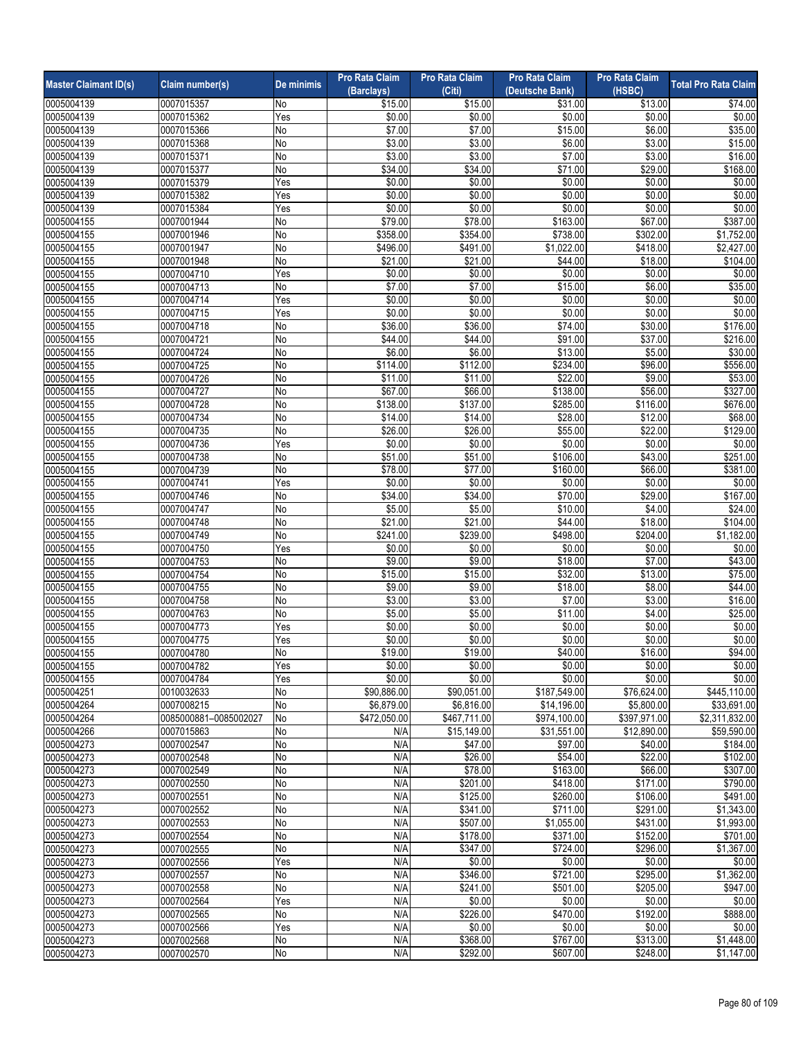| Master Claimant ID(s) | Claim number(s) | De minimis | Pro Rata Claim (Barclays) | Pro Rata Claim (Citi) | Pro Rata Claim (Deutsche Bank) | Pro Rata Claim (HSBC) | Total Pro Rata Claim |
|---|---|---|---|---|---|---|---|
| 0005004139 | 0007015357 | No | $15.00 | $15.00 | $31.00 | $13.00 | $74.00 |
| 0005004139 | 0007015362 | Yes | $0.00 | $0.00 | $0.00 | $0.00 | $0.00 |
| 0005004139 | 0007015366 | No | $7.00 | $7.00 | $15.00 | $6.00 | $35.00 |
| 0005004139 | 0007015368 | No | $3.00 | $3.00 | $6.00 | $3.00 | $15.00 |
| 0005004139 | 0007015371 | No | $3.00 | $3.00 | $7.00 | $3.00 | $16.00 |
| 0005004139 | 0007015377 | No | $34.00 | $34.00 | $71.00 | $29.00 | $168.00 |
| 0005004139 | 0007015379 | Yes | $0.00 | $0.00 | $0.00 | $0.00 | $0.00 |
| 0005004139 | 0007015382 | Yes | $0.00 | $0.00 | $0.00 | $0.00 | $0.00 |
| 0005004139 | 0007015384 | Yes | $0.00 | $0.00 | $0.00 | $0.00 | $0.00 |
| 0005004155 | 0007001944 | No | $79.00 | $78.00 | $163.00 | $67.00 | $387.00 |
| 0005004155 | 0007001946 | No | $358.00 | $354.00 | $738.00 | $302.00 | $1,752.00 |
| 0005004155 | 0007001947 | No | $496.00 | $491.00 | $1,022.00 | $418.00 | $2,427.00 |
| 0005004155 | 0007001948 | No | $21.00 | $21.00 | $44.00 | $18.00 | $104.00 |
| 0005004155 | 0007004710 | Yes | $0.00 | $0.00 | $0.00 | $0.00 | $0.00 |
| 0005004155 | 0007004713 | No | $7.00 | $7.00 | $15.00 | $6.00 | $35.00 |
| 0005004155 | 0007004714 | Yes | $0.00 | $0.00 | $0.00 | $0.00 | $0.00 |
| 0005004155 | 0007004715 | Yes | $0.00 | $0.00 | $0.00 | $0.00 | $0.00 |
| 0005004155 | 0007004718 | No | $36.00 | $36.00 | $74.00 | $30.00 | $176.00 |
| 0005004155 | 0007004721 | No | $44.00 | $44.00 | $91.00 | $37.00 | $216.00 |
| 0005004155 | 0007004724 | No | $6.00 | $6.00 | $13.00 | $5.00 | $30.00 |
| 0005004155 | 0007004725 | No | $114.00 | $112.00 | $234.00 | $96.00 | $556.00 |
| 0005004155 | 0007004726 | No | $11.00 | $11.00 | $22.00 | $9.00 | $53.00 |
| 0005004155 | 0007004727 | No | $67.00 | $66.00 | $138.00 | $56.00 | $327.00 |
| 0005004155 | 0007004728 | No | $138.00 | $137.00 | $285.00 | $116.00 | $676.00 |
| 0005004155 | 0007004734 | No | $14.00 | $14.00 | $28.00 | $12.00 | $68.00 |
| 0005004155 | 0007004735 | No | $26.00 | $26.00 | $55.00 | $22.00 | $129.00 |
| 0005004155 | 0007004736 | Yes | $0.00 | $0.00 | $0.00 | $0.00 | $0.00 |
| 0005004155 | 0007004738 | No | $51.00 | $51.00 | $106.00 | $43.00 | $251.00 |
| 0005004155 | 0007004739 | No | $78.00 | $77.00 | $160.00 | $66.00 | $381.00 |
| 0005004155 | 0007004741 | Yes | $0.00 | $0.00 | $0.00 | $0.00 | $0.00 |
| 0005004155 | 0007004746 | No | $34.00 | $34.00 | $70.00 | $29.00 | $167.00 |
| 0005004155 | 0007004747 | No | $5.00 | $5.00 | $10.00 | $4.00 | $24.00 |
| 0005004155 | 0007004748 | No | $21.00 | $21.00 | $44.00 | $18.00 | $104.00 |
| 0005004155 | 0007004749 | No | $241.00 | $239.00 | $498.00 | $204.00 | $1,182.00 |
| 0005004155 | 0007004750 | Yes | $0.00 | $0.00 | $0.00 | $0.00 | $0.00 |
| 0005004155 | 0007004753 | No | $9.00 | $9.00 | $18.00 | $7.00 | $43.00 |
| 0005004155 | 0007004754 | No | $15.00 | $15.00 | $32.00 | $13.00 | $75.00 |
| 0005004155 | 0007004755 | No | $9.00 | $9.00 | $18.00 | $8.00 | $44.00 |
| 0005004155 | 0007004758 | No | $3.00 | $3.00 | $7.00 | $3.00 | $16.00 |
| 0005004155 | 0007004763 | No | $5.00 | $5.00 | $11.00 | $4.00 | $25.00 |
| 0005004155 | 0007004773 | Yes | $0.00 | $0.00 | $0.00 | $0.00 | $0.00 |
| 0005004155 | 0007004775 | Yes | $0.00 | $0.00 | $0.00 | $0.00 | $0.00 |
| 0005004155 | 0007004780 | No | $19.00 | $19.00 | $40.00 | $16.00 | $94.00 |
| 0005004155 | 0007004782 | Yes | $0.00 | $0.00 | $0.00 | $0.00 | $0.00 |
| 0005004155 | 0007004784 | Yes | $0.00 | $0.00 | $0.00 | $0.00 | $0.00 |
| 0005004251 | 0010032633 | No | $90,886.00 | $90,051.00 | $187,549.00 | $76,624.00 | $445,110.00 |
| 0005004264 | 0007008215 | No | $6,879.00 | $6,816.00 | $14,196.00 | $5,800.00 | $33,691.00 |
| 0005004264 | 0085000881–0085002027 | No | $472,050.00 | $467,711.00 | $974,100.00 | $397,971.00 | $2,311,832.00 |
| 0005004266 | 0007015863 | No | N/A | $15,149.00 | $31,551.00 | $12,890.00 | $59,590.00 |
| 0005004273 | 0007002547 | No | N/A | $47.00 | $97.00 | $40.00 | $184.00 |
| 0005004273 | 0007002548 | No | N/A | $26.00 | $54.00 | $22.00 | $102.00 |
| 0005004273 | 0007002549 | No | N/A | $78.00 | $163.00 | $66.00 | $307.00 |
| 0005004273 | 0007002550 | No | N/A | $201.00 | $418.00 | $171.00 | $790.00 |
| 0005004273 | 0007002551 | No | N/A | $125.00 | $260.00 | $106.00 | $491.00 |
| 0005004273 | 0007002552 | No | N/A | $341.00 | $711.00 | $291.00 | $1,343.00 |
| 0005004273 | 0007002553 | No | N/A | $507.00 | $1,055.00 | $431.00 | $1,993.00 |
| 0005004273 | 0007002554 | No | N/A | $178.00 | $371.00 | $152.00 | $701.00 |
| 0005004273 | 0007002555 | No | N/A | $347.00 | $724.00 | $296.00 | $1,367.00 |
| 0005004273 | 0007002556 | Yes | N/A | $0.00 | $0.00 | $0.00 | $0.00 |
| 0005004273 | 0007002557 | No | N/A | $346.00 | $721.00 | $295.00 | $1,362.00 |
| 0005004273 | 0007002558 | No | N/A | $241.00 | $501.00 | $205.00 | $947.00 |
| 0005004273 | 0007002564 | Yes | N/A | $0.00 | $0.00 | $0.00 | $0.00 |
| 0005004273 | 0007002565 | No | N/A | $226.00 | $470.00 | $192.00 | $888.00 |
| 0005004273 | 0007002566 | Yes | N/A | $0.00 | $0.00 | $0.00 | $0.00 |
| 0005004273 | 0007002568 | No | N/A | $368.00 | $767.00 | $313.00 | $1,448.00 |
| 0005004273 | 0007002570 | No | N/A | $292.00 | $607.00 | $248.00 | $1,147.00 |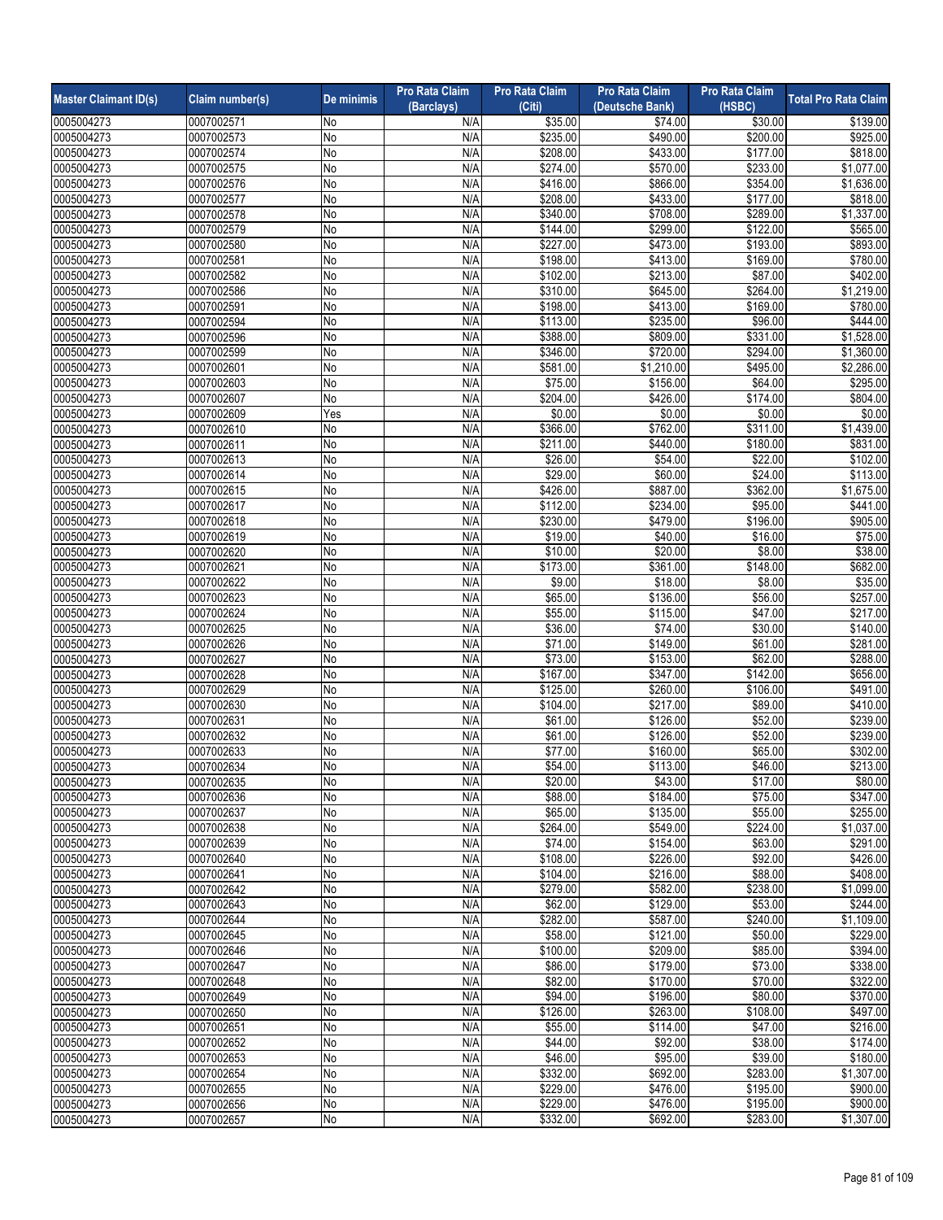| Master Claimant ID(s) | Claim number(s) | De minimis | Pro Rata Claim (Barclays) | Pro Rata Claim (Citi) | Pro Rata Claim (Deutsche Bank) | Pro Rata Claim (HSBC) | Total Pro Rata Claim |
|---|---|---|---|---|---|---|---|
| 0005004273 | 0007002571 | No | N/A | $35.00 | $74.00 | $30.00 | $139.00 |
| 0005004273 | 0007002573 | No | N/A | $235.00 | $490.00 | $200.00 | $925.00 |
| 0005004273 | 0007002574 | No | N/A | $208.00 | $433.00 | $177.00 | $818.00 |
| 0005004273 | 0007002575 | No | N/A | $274.00 | $570.00 | $233.00 | $1,077.00 |
| 0005004273 | 0007002576 | No | N/A | $416.00 | $866.00 | $354.00 | $1,636.00 |
| 0005004273 | 0007002577 | No | N/A | $208.00 | $433.00 | $177.00 | $818.00 |
| 0005004273 | 0007002578 | No | N/A | $340.00 | $708.00 | $289.00 | $1,337.00 |
| 0005004273 | 0007002579 | No | N/A | $144.00 | $299.00 | $122.00 | $565.00 |
| 0005004273 | 0007002580 | No | N/A | $227.00 | $473.00 | $193.00 | $893.00 |
| 0005004273 | 0007002581 | No | N/A | $198.00 | $413.00 | $169.00 | $780.00 |
| 0005004273 | 0007002582 | No | N/A | $102.00 | $213.00 | $87.00 | $402.00 |
| 0005004273 | 0007002586 | No | N/A | $310.00 | $645.00 | $264.00 | $1,219.00 |
| 0005004273 | 0007002591 | No | N/A | $198.00 | $413.00 | $169.00 | $780.00 |
| 0005004273 | 0007002594 | No | N/A | $113.00 | $235.00 | $96.00 | $444.00 |
| 0005004273 | 0007002596 | No | N/A | $388.00 | $809.00 | $331.00 | $1,528.00 |
| 0005004273 | 0007002599 | No | N/A | $346.00 | $720.00 | $294.00 | $1,360.00 |
| 0005004273 | 0007002601 | No | N/A | $581.00 | $1,210.00 | $495.00 | $2,286.00 |
| 0005004273 | 0007002603 | No | N/A | $75.00 | $156.00 | $64.00 | $295.00 |
| 0005004273 | 0007002607 | No | N/A | $204.00 | $426.00 | $174.00 | $804.00 |
| 0005004273 | 0007002609 | Yes | N/A | $0.00 | $0.00 | $0.00 | $0.00 |
| 0005004273 | 0007002610 | No | N/A | $366.00 | $762.00 | $311.00 | $1,439.00 |
| 0005004273 | 0007002611 | No | N/A | $211.00 | $440.00 | $180.00 | $831.00 |
| 0005004273 | 0007002613 | No | N/A | $26.00 | $54.00 | $22.00 | $102.00 |
| 0005004273 | 0007002614 | No | N/A | $29.00 | $60.00 | $24.00 | $113.00 |
| 0005004273 | 0007002615 | No | N/A | $426.00 | $887.00 | $362.00 | $1,675.00 |
| 0005004273 | 0007002617 | No | N/A | $112.00 | $234.00 | $95.00 | $441.00 |
| 0005004273 | 0007002618 | No | N/A | $230.00 | $479.00 | $196.00 | $905.00 |
| 0005004273 | 0007002619 | No | N/A | $19.00 | $40.00 | $16.00 | $75.00 |
| 0005004273 | 0007002620 | No | N/A | $10.00 | $20.00 | $8.00 | $38.00 |
| 0005004273 | 0007002621 | No | N/A | $173.00 | $361.00 | $148.00 | $682.00 |
| 0005004273 | 0007002622 | No | N/A | $9.00 | $18.00 | $8.00 | $35.00 |
| 0005004273 | 0007002623 | No | N/A | $65.00 | $136.00 | $56.00 | $257.00 |
| 0005004273 | 0007002624 | No | N/A | $55.00 | $115.00 | $47.00 | $217.00 |
| 0005004273 | 0007002625 | No | N/A | $36.00 | $74.00 | $30.00 | $140.00 |
| 0005004273 | 0007002626 | No | N/A | $71.00 | $149.00 | $61.00 | $281.00 |
| 0005004273 | 0007002627 | No | N/A | $73.00 | $153.00 | $62.00 | $288.00 |
| 0005004273 | 0007002628 | No | N/A | $167.00 | $347.00 | $142.00 | $656.00 |
| 0005004273 | 0007002629 | No | N/A | $125.00 | $260.00 | $106.00 | $491.00 |
| 0005004273 | 0007002630 | No | N/A | $104.00 | $217.00 | $89.00 | $410.00 |
| 0005004273 | 0007002631 | No | N/A | $61.00 | $126.00 | $52.00 | $239.00 |
| 0005004273 | 0007002632 | No | N/A | $61.00 | $126.00 | $52.00 | $239.00 |
| 0005004273 | 0007002633 | No | N/A | $77.00 | $160.00 | $65.00 | $302.00 |
| 0005004273 | 0007002634 | No | N/A | $54.00 | $113.00 | $46.00 | $213.00 |
| 0005004273 | 0007002635 | No | N/A | $20.00 | $43.00 | $17.00 | $80.00 |
| 0005004273 | 0007002636 | No | N/A | $88.00 | $184.00 | $75.00 | $347.00 |
| 0005004273 | 0007002637 | No | N/A | $65.00 | $135.00 | $55.00 | $255.00 |
| 0005004273 | 0007002638 | No | N/A | $264.00 | $549.00 | $224.00 | $1,037.00 |
| 0005004273 | 0007002639 | No | N/A | $74.00 | $154.00 | $63.00 | $291.00 |
| 0005004273 | 0007002640 | No | N/A | $108.00 | $226.00 | $92.00 | $426.00 |
| 0005004273 | 0007002641 | No | N/A | $104.00 | $216.00 | $88.00 | $408.00 |
| 0005004273 | 0007002642 | No | N/A | $279.00 | $582.00 | $238.00 | $1,099.00 |
| 0005004273 | 0007002643 | No | N/A | $62.00 | $129.00 | $53.00 | $244.00 |
| 0005004273 | 0007002644 | No | N/A | $282.00 | $587.00 | $240.00 | $1,109.00 |
| 0005004273 | 0007002645 | No | N/A | $58.00 | $121.00 | $50.00 | $229.00 |
| 0005004273 | 0007002646 | No | N/A | $100.00 | $209.00 | $85.00 | $394.00 |
| 0005004273 | 0007002647 | No | N/A | $86.00 | $179.00 | $73.00 | $338.00 |
| 0005004273 | 0007002648 | No | N/A | $82.00 | $170.00 | $70.00 | $322.00 |
| 0005004273 | 0007002649 | No | N/A | $94.00 | $196.00 | $80.00 | $370.00 |
| 0005004273 | 0007002650 | No | N/A | $126.00 | $263.00 | $108.00 | $497.00 |
| 0005004273 | 0007002651 | No | N/A | $55.00 | $114.00 | $47.00 | $216.00 |
| 0005004273 | 0007002652 | No | N/A | $44.00 | $92.00 | $38.00 | $174.00 |
| 0005004273 | 0007002653 | No | N/A | $46.00 | $95.00 | $39.00 | $180.00 |
| 0005004273 | 0007002654 | No | N/A | $332.00 | $692.00 | $283.00 | $1,307.00 |
| 0005004273 | 0007002655 | No | N/A | $229.00 | $476.00 | $195.00 | $900.00 |
| 0005004273 | 0007002656 | No | N/A | $229.00 | $476.00 | $195.00 | $900.00 |
| 0005004273 | 0007002657 | No | N/A | $332.00 | $692.00 | $283.00 | $1,307.00 |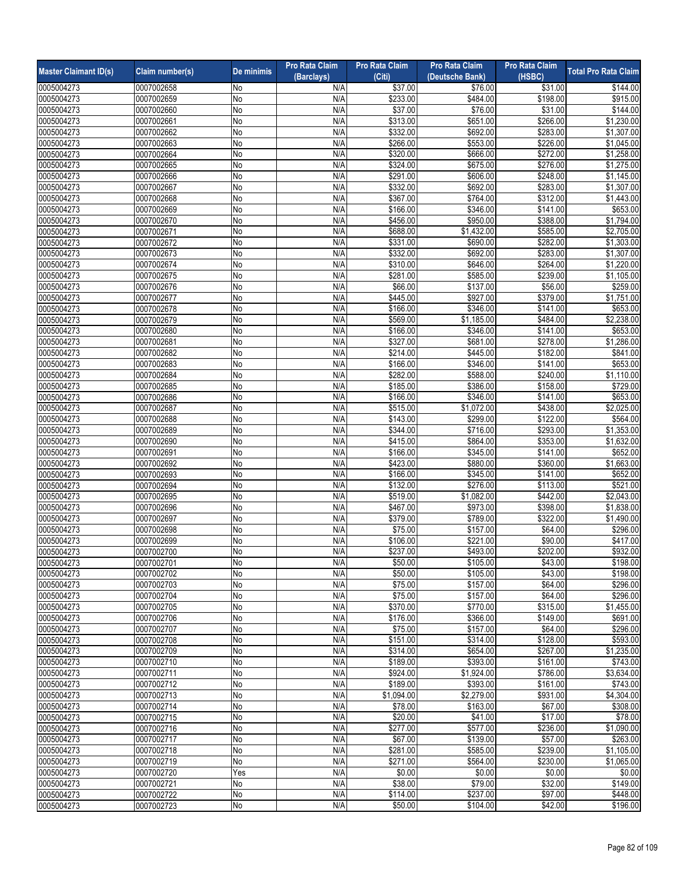| Master Claimant ID(s) | Claim number(s) | De minimis | Pro Rata Claim (Barclays) | Pro Rata Claim (Citi) | Pro Rata Claim (Deutsche Bank) | Pro Rata Claim (HSBC) | Total Pro Rata Claim |
|---|---|---|---|---|---|---|---|
| 0005004273 | 0007002658 | No | N/A | $37.00 | $76.00 | $31.00 | $144.00 |
| 0005004273 | 0007002659 | No | N/A | $233.00 | $484.00 | $198.00 | $915.00 |
| 0005004273 | 0007002660 | No | N/A | $37.00 | $76.00 | $31.00 | $144.00 |
| 0005004273 | 0007002661 | No | N/A | $313.00 | $651.00 | $266.00 | $1,230.00 |
| 0005004273 | 0007002662 | No | N/A | $332.00 | $692.00 | $283.00 | $1,307.00 |
| 0005004273 | 0007002663 | No | N/A | $266.00 | $553.00 | $226.00 | $1,045.00 |
| 0005004273 | 0007002664 | No | N/A | $320.00 | $666.00 | $272.00 | $1,258.00 |
| 0005004273 | 0007002665 | No | N/A | $324.00 | $675.00 | $276.00 | $1,275.00 |
| 0005004273 | 0007002666 | No | N/A | $291.00 | $606.00 | $248.00 | $1,145.00 |
| 0005004273 | 0007002667 | No | N/A | $332.00 | $692.00 | $283.00 | $1,307.00 |
| 0005004273 | 0007002668 | No | N/A | $367.00 | $764.00 | $312.00 | $1,443.00 |
| 0005004273 | 0007002669 | No | N/A | $166.00 | $346.00 | $141.00 | $653.00 |
| 0005004273 | 0007002670 | No | N/A | $456.00 | $950.00 | $388.00 | $1,794.00 |
| 0005004273 | 0007002671 | No | N/A | $688.00 | $1,432.00 | $585.00 | $2,705.00 |
| 0005004273 | 0007002672 | No | N/A | $331.00 | $690.00 | $282.00 | $1,303.00 |
| 0005004273 | 0007002673 | No | N/A | $332.00 | $692.00 | $283.00 | $1,307.00 |
| 0005004273 | 0007002674 | No | N/A | $310.00 | $646.00 | $264.00 | $1,220.00 |
| 0005004273 | 0007002675 | No | N/A | $281.00 | $585.00 | $239.00 | $1,105.00 |
| 0005004273 | 0007002676 | No | N/A | $66.00 | $137.00 | $56.00 | $259.00 |
| 0005004273 | 0007002677 | No | N/A | $445.00 | $927.00 | $379.00 | $1,751.00 |
| 0005004273 | 0007002678 | No | N/A | $166.00 | $346.00 | $141.00 | $653.00 |
| 0005004273 | 0007002679 | No | N/A | $569.00 | $1,185.00 | $484.00 | $2,238.00 |
| 0005004273 | 0007002680 | No | N/A | $166.00 | $346.00 | $141.00 | $653.00 |
| 0005004273 | 0007002681 | No | N/A | $327.00 | $681.00 | $278.00 | $1,286.00 |
| 0005004273 | 0007002682 | No | N/A | $214.00 | $445.00 | $182.00 | $841.00 |
| 0005004273 | 0007002683 | No | N/A | $166.00 | $346.00 | $141.00 | $653.00 |
| 0005004273 | 0007002684 | No | N/A | $282.00 | $588.00 | $240.00 | $1,110.00 |
| 0005004273 | 0007002685 | No | N/A | $185.00 | $386.00 | $158.00 | $729.00 |
| 0005004273 | 0007002686 | No | N/A | $166.00 | $346.00 | $141.00 | $653.00 |
| 0005004273 | 0007002687 | No | N/A | $515.00 | $1,072.00 | $438.00 | $2,025.00 |
| 0005004273 | 0007002688 | No | N/A | $143.00 | $299.00 | $122.00 | $564.00 |
| 0005004273 | 0007002689 | No | N/A | $344.00 | $716.00 | $293.00 | $1,353.00 |
| 0005004273 | 0007002690 | No | N/A | $415.00 | $864.00 | $353.00 | $1,632.00 |
| 0005004273 | 0007002691 | No | N/A | $166.00 | $345.00 | $141.00 | $652.00 |
| 0005004273 | 0007002692 | No | N/A | $423.00 | $880.00 | $360.00 | $1,663.00 |
| 0005004273 | 0007002693 | No | N/A | $166.00 | $345.00 | $141.00 | $652.00 |
| 0005004273 | 0007002694 | No | N/A | $132.00 | $276.00 | $113.00 | $521.00 |
| 0005004273 | 0007002695 | No | N/A | $519.00 | $1,082.00 | $442.00 | $2,043.00 |
| 0005004273 | 0007002696 | No | N/A | $467.00 | $973.00 | $398.00 | $1,838.00 |
| 0005004273 | 0007002697 | No | N/A | $379.00 | $789.00 | $322.00 | $1,490.00 |
| 0005004273 | 0007002698 | No | N/A | $75.00 | $157.00 | $64.00 | $296.00 |
| 0005004273 | 0007002699 | No | N/A | $106.00 | $221.00 | $90.00 | $417.00 |
| 0005004273 | 0007002700 | No | N/A | $237.00 | $493.00 | $202.00 | $932.00 |
| 0005004273 | 0007002701 | No | N/A | $50.00 | $105.00 | $43.00 | $198.00 |
| 0005004273 | 0007002702 | No | N/A | $50.00 | $105.00 | $43.00 | $198.00 |
| 0005004273 | 0007002703 | No | N/A | $75.00 | $157.00 | $64.00 | $296.00 |
| 0005004273 | 0007002704 | No | N/A | $75.00 | $157.00 | $64.00 | $296.00 |
| 0005004273 | 0007002705 | No | N/A | $370.00 | $770.00 | $315.00 | $1,455.00 |
| 0005004273 | 0007002706 | No | N/A | $176.00 | $366.00 | $149.00 | $691.00 |
| 0005004273 | 0007002707 | No | N/A | $75.00 | $157.00 | $64.00 | $296.00 |
| 0005004273 | 0007002708 | No | N/A | $151.00 | $314.00 | $128.00 | $593.00 |
| 0005004273 | 0007002709 | No | N/A | $314.00 | $654.00 | $267.00 | $1,235.00 |
| 0005004273 | 0007002710 | No | N/A | $189.00 | $393.00 | $161.00 | $743.00 |
| 0005004273 | 0007002711 | No | N/A | $924.00 | $1,924.00 | $786.00 | $3,634.00 |
| 0005004273 | 0007002712 | No | N/A | $189.00 | $393.00 | $161.00 | $743.00 |
| 0005004273 | 0007002713 | No | N/A | $1,094.00 | $2,279.00 | $931.00 | $4,304.00 |
| 0005004273 | 0007002714 | No | N/A | $78.00 | $163.00 | $67.00 | $308.00 |
| 0005004273 | 0007002715 | No | N/A | $20.00 | $41.00 | $17.00 | $78.00 |
| 0005004273 | 0007002716 | No | N/A | $277.00 | $577.00 | $236.00 | $1,090.00 |
| 0005004273 | 0007002717 | No | N/A | $67.00 | $139.00 | $57.00 | $263.00 |
| 0005004273 | 0007002718 | No | N/A | $281.00 | $585.00 | $239.00 | $1,105.00 |
| 0005004273 | 0007002719 | No | N/A | $271.00 | $564.00 | $230.00 | $1,065.00 |
| 0005004273 | 0007002720 | Yes | N/A | $0.00 | $0.00 | $0.00 | $0.00 |
| 0005004273 | 0007002721 | No | N/A | $38.00 | $79.00 | $32.00 | $149.00 |
| 0005004273 | 0007002722 | No | N/A | $114.00 | $237.00 | $97.00 | $448.00 |
| 0005004273 | 0007002723 | No | N/A | $50.00 | $104.00 | $42.00 | $196.00 |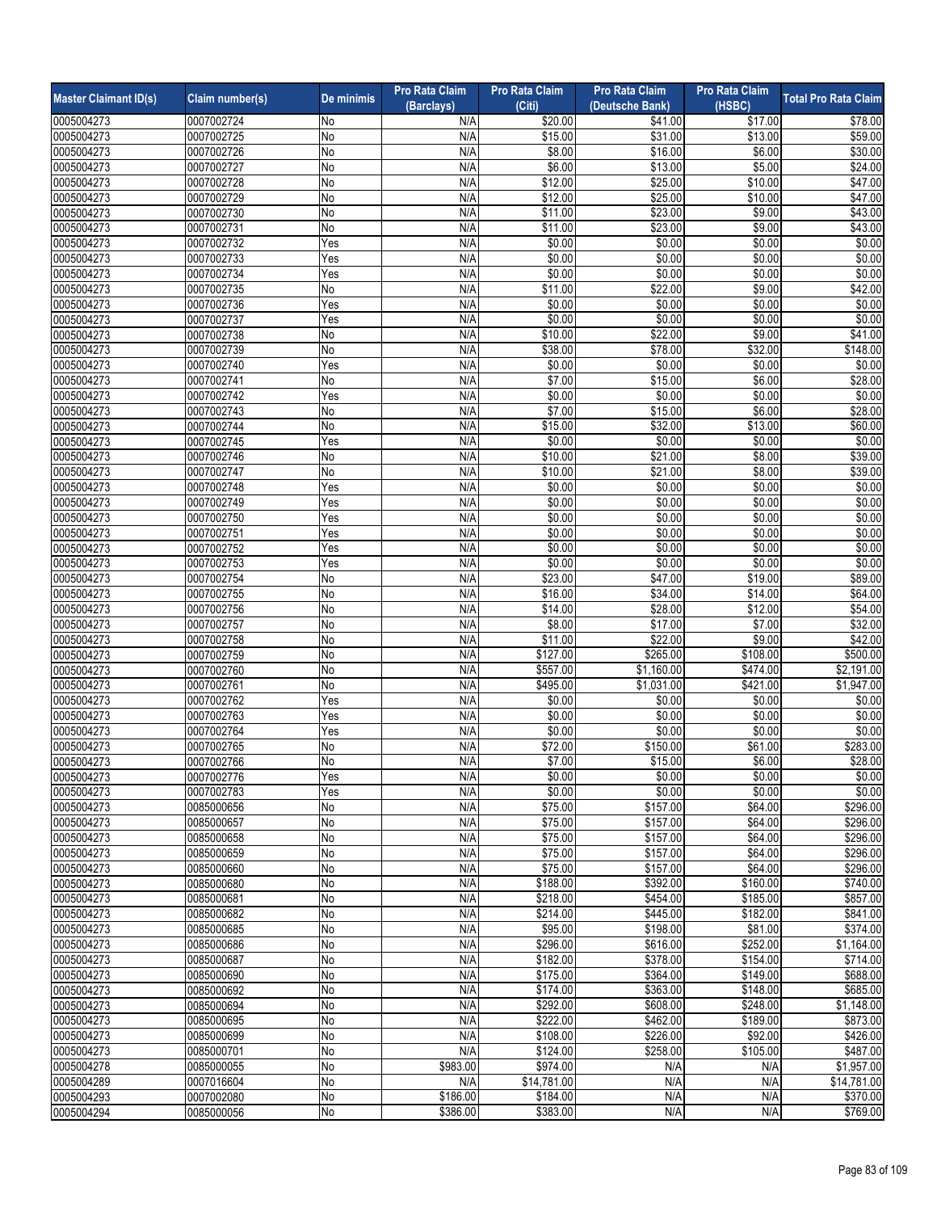| Master Claimant ID(s) | Claim number(s) | De minimis | Pro Rata Claim (Barclays) | Pro Rata Claim (Citi) | Pro Rata Claim (Deutsche Bank) | Pro Rata Claim (HSBC) | Total Pro Rata Claim |
|---|---|---|---|---|---|---|---|
| 0005004273 | 0007002724 | No | N/A | $20.00 | $41.00 | $17.00 | $78.00 |
| 0005004273 | 0007002725 | No | N/A | $15.00 | $31.00 | $13.00 | $59.00 |
| 0005004273 | 0007002726 | No | N/A | $8.00 | $16.00 | $6.00 | $30.00 |
| 0005004273 | 0007002727 | No | N/A | $6.00 | $13.00 | $5.00 | $24.00 |
| 0005004273 | 0007002728 | No | N/A | $12.00 | $25.00 | $10.00 | $47.00 |
| 0005004273 | 0007002729 | No | N/A | $12.00 | $25.00 | $10.00 | $47.00 |
| 0005004273 | 0007002730 | No | N/A | $11.00 | $23.00 | $9.00 | $43.00 |
| 0005004273 | 0007002731 | No | N/A | $11.00 | $23.00 | $9.00 | $43.00 |
| 0005004273 | 0007002732 | Yes | N/A | $0.00 | $0.00 | $0.00 | $0.00 |
| 0005004273 | 0007002733 | Yes | N/A | $0.00 | $0.00 | $0.00 | $0.00 |
| 0005004273 | 0007002734 | Yes | N/A | $0.00 | $0.00 | $0.00 | $0.00 |
| 0005004273 | 0007002735 | No | N/A | $11.00 | $22.00 | $9.00 | $42.00 |
| 0005004273 | 0007002736 | Yes | N/A | $0.00 | $0.00 | $0.00 | $0.00 |
| 0005004273 | 0007002737 | Yes | N/A | $0.00 | $0.00 | $0.00 | $0.00 |
| 0005004273 | 0007002738 | No | N/A | $10.00 | $22.00 | $9.00 | $41.00 |
| 0005004273 | 0007002739 | No | N/A | $38.00 | $78.00 | $32.00 | $148.00 |
| 0005004273 | 0007002740 | Yes | N/A | $0.00 | $0.00 | $0.00 | $0.00 |
| 0005004273 | 0007002741 | No | N/A | $7.00 | $15.00 | $6.00 | $28.00 |
| 0005004273 | 0007002742 | Yes | N/A | $0.00 | $0.00 | $0.00 | $0.00 |
| 0005004273 | 0007002743 | No | N/A | $7.00 | $15.00 | $6.00 | $28.00 |
| 0005004273 | 0007002744 | No | N/A | $15.00 | $32.00 | $13.00 | $60.00 |
| 0005004273 | 0007002745 | Yes | N/A | $0.00 | $0.00 | $0.00 | $0.00 |
| 0005004273 | 0007002746 | No | N/A | $10.00 | $21.00 | $8.00 | $39.00 |
| 0005004273 | 0007002747 | No | N/A | $10.00 | $21.00 | $8.00 | $39.00 |
| 0005004273 | 0007002748 | Yes | N/A | $0.00 | $0.00 | $0.00 | $0.00 |
| 0005004273 | 0007002749 | Yes | N/A | $0.00 | $0.00 | $0.00 | $0.00 |
| 0005004273 | 0007002750 | Yes | N/A | $0.00 | $0.00 | $0.00 | $0.00 |
| 0005004273 | 0007002751 | Yes | N/A | $0.00 | $0.00 | $0.00 | $0.00 |
| 0005004273 | 0007002752 | Yes | N/A | $0.00 | $0.00 | $0.00 | $0.00 |
| 0005004273 | 0007002753 | Yes | N/A | $0.00 | $0.00 | $0.00 | $0.00 |
| 0005004273 | 0007002754 | No | N/A | $23.00 | $47.00 | $19.00 | $89.00 |
| 0005004273 | 0007002755 | No | N/A | $16.00 | $34.00 | $14.00 | $64.00 |
| 0005004273 | 0007002756 | No | N/A | $14.00 | $28.00 | $12.00 | $54.00 |
| 0005004273 | 0007002757 | No | N/A | $8.00 | $17.00 | $7.00 | $32.00 |
| 0005004273 | 0007002758 | No | N/A | $11.00 | $22.00 | $9.00 | $42.00 |
| 0005004273 | 0007002759 | No | N/A | $127.00 | $265.00 | $108.00 | $500.00 |
| 0005004273 | 0007002760 | No | N/A | $557.00 | $1,160.00 | $474.00 | $2,191.00 |
| 0005004273 | 0007002761 | No | N/A | $495.00 | $1,031.00 | $421.00 | $1,947.00 |
| 0005004273 | 0007002762 | Yes | N/A | $0.00 | $0.00 | $0.00 | $0.00 |
| 0005004273 | 0007002763 | Yes | N/A | $0.00 | $0.00 | $0.00 | $0.00 |
| 0005004273 | 0007002764 | Yes | N/A | $0.00 | $0.00 | $0.00 | $0.00 |
| 0005004273 | 0007002765 | No | N/A | $72.00 | $150.00 | $61.00 | $283.00 |
| 0005004273 | 0007002766 | No | N/A | $7.00 | $15.00 | $6.00 | $28.00 |
| 0005004273 | 0007002776 | Yes | N/A | $0.00 | $0.00 | $0.00 | $0.00 |
| 0005004273 | 0007002783 | Yes | N/A | $0.00 | $0.00 | $0.00 | $0.00 |
| 0005004273 | 0085000656 | No | N/A | $75.00 | $157.00 | $64.00 | $296.00 |
| 0005004273 | 0085000657 | No | N/A | $75.00 | $157.00 | $64.00 | $296.00 |
| 0005004273 | 0085000658 | No | N/A | $75.00 | $157.00 | $64.00 | $296.00 |
| 0005004273 | 0085000659 | No | N/A | $75.00 | $157.00 | $64.00 | $296.00 |
| 0005004273 | 0085000660 | No | N/A | $75.00 | $157.00 | $64.00 | $296.00 |
| 0005004273 | 0085000680 | No | N/A | $188.00 | $392.00 | $160.00 | $740.00 |
| 0005004273 | 0085000681 | No | N/A | $218.00 | $454.00 | $185.00 | $857.00 |
| 0005004273 | 0085000682 | No | N/A | $214.00 | $445.00 | $182.00 | $841.00 |
| 0005004273 | 0085000685 | No | N/A | $95.00 | $198.00 | $81.00 | $374.00 |
| 0005004273 | 0085000686 | No | N/A | $296.00 | $616.00 | $252.00 | $1,164.00 |
| 0005004273 | 0085000687 | No | N/A | $182.00 | $378.00 | $154.00 | $714.00 |
| 0005004273 | 0085000690 | No | N/A | $175.00 | $364.00 | $149.00 | $688.00 |
| 0005004273 | 0085000692 | No | N/A | $174.00 | $363.00 | $148.00 | $685.00 |
| 0005004273 | 0085000694 | No | N/A | $292.00 | $608.00 | $248.00 | $1,148.00 |
| 0005004273 | 0085000695 | No | N/A | $222.00 | $462.00 | $189.00 | $873.00 |
| 0005004273 | 0085000699 | No | N/A | $108.00 | $226.00 | $92.00 | $426.00 |
| 0005004273 | 0085000701 | No | N/A | $124.00 | $258.00 | $105.00 | $487.00 |
| 0005004278 | 0085000055 | No | $983.00 | $974.00 | N/A | N/A | $1,957.00 |
| 0005004289 | 0007016604 | No | N/A | $14,781.00 | N/A | N/A | $14,781.00 |
| 0005004293 | 0007002080 | No | $186.00 | $184.00 | N/A | N/A | $370.00 |
| 0005004294 | 0085000056 | No | $386.00 | $383.00 | N/A | N/A | $769.00 |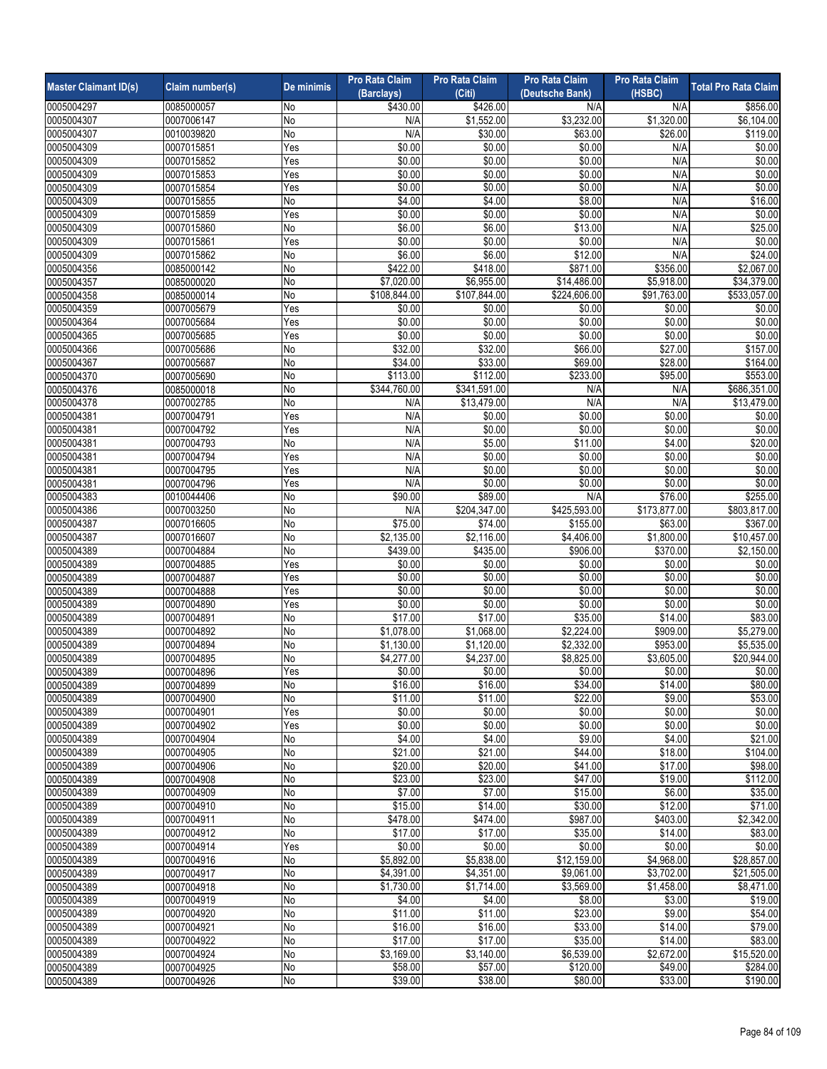| Master Claimant ID(s) | Claim number(s) | De minimis | Pro Rata Claim (Barclays) | Pro Rata Claim (Citi) | Pro Rata Claim (Deutsche Bank) | Pro Rata Claim (HSBC) | Total Pro Rata Claim |
|---|---|---|---|---|---|---|---|
| 0005004297 | 0085000057 | No | $430.00 | $426.00 | N/A | N/A | $856.00 |
| 0005004307 | 0007006147 | No | N/A | $1,552.00 | $3,232.00 | $1,320.00 | $6,104.00 |
| 0005004307 | 0010039820 | No | N/A | $30.00 | $63.00 | $26.00 | $119.00 |
| 0005004309 | 0007015851 | Yes | $0.00 | $0.00 | $0.00 | N/A | $0.00 |
| 0005004309 | 0007015852 | Yes | $0.00 | $0.00 | $0.00 | N/A | $0.00 |
| 0005004309 | 0007015853 | Yes | $0.00 | $0.00 | $0.00 | N/A | $0.00 |
| 0005004309 | 0007015854 | Yes | $0.00 | $0.00 | $0.00 | N/A | $0.00 |
| 0005004309 | 0007015855 | No | $4.00 | $4.00 | $8.00 | N/A | $16.00 |
| 0005004309 | 0007015859 | Yes | $0.00 | $0.00 | $0.00 | N/A | $0.00 |
| 0005004309 | 0007015860 | No | $6.00 | $6.00 | $13.00 | N/A | $25.00 |
| 0005004309 | 0007015861 | Yes | $0.00 | $0.00 | $0.00 | N/A | $0.00 |
| 0005004309 | 0007015862 | No | $6.00 | $6.00 | $12.00 | N/A | $24.00 |
| 0005004356 | 0085000142 | No | $422.00 | $418.00 | $871.00 | $356.00 | $2,067.00 |
| 0005004357 | 0085000020 | No | $7,020.00 | $6,955.00 | $14,486.00 | $5,918.00 | $34,379.00 |
| 0005004358 | 0085000014 | No | $108,844.00 | $107,844.00 | $224,606.00 | $91,763.00 | $533,057.00 |
| 0005004359 | 0007005679 | Yes | $0.00 | $0.00 | $0.00 | $0.00 | $0.00 |
| 0005004364 | 0007005684 | Yes | $0.00 | $0.00 | $0.00 | $0.00 | $0.00 |
| 0005004365 | 0007005685 | Yes | $0.00 | $0.00 | $0.00 | $0.00 | $0.00 |
| 0005004366 | 0007005686 | No | $32.00 | $32.00 | $66.00 | $27.00 | $157.00 |
| 0005004367 | 0007005687 | No | $34.00 | $33.00 | $69.00 | $28.00 | $164.00 |
| 0005004370 | 0007005690 | No | $113.00 | $112.00 | $233.00 | $95.00 | $553.00 |
| 0005004376 | 0085000018 | No | $344,760.00 | $341,591.00 | N/A | N/A | $686,351.00 |
| 0005004378 | 0007002785 | No | N/A | $13,479.00 | N/A | N/A | $13,479.00 |
| 0005004381 | 0007004791 | Yes | N/A | $0.00 | $0.00 | $0.00 | $0.00 |
| 0005004381 | 0007004792 | Yes | N/A | $0.00 | $0.00 | $0.00 | $0.00 |
| 0005004381 | 0007004793 | No | N/A | $5.00 | $11.00 | $4.00 | $20.00 |
| 0005004381 | 0007004794 | Yes | N/A | $0.00 | $0.00 | $0.00 | $0.00 |
| 0005004381 | 0007004795 | Yes | N/A | $0.00 | $0.00 | $0.00 | $0.00 |
| 0005004381 | 0007004796 | Yes | N/A | $0.00 | $0.00 | $0.00 | $0.00 |
| 0005004383 | 0010044406 | No | $90.00 | $89.00 | N/A | $76.00 | $255.00 |
| 0005004386 | 0007003250 | No | N/A | $204,347.00 | $425,593.00 | $173,877.00 | $803,817.00 |
| 0005004387 | 0007016605 | No | $75.00 | $74.00 | $155.00 | $63.00 | $367.00 |
| 0005004387 | 0007016607 | No | $2,135.00 | $2,116.00 | $4,406.00 | $1,800.00 | $10,457.00 |
| 0005004389 | 0007004884 | No | $439.00 | $435.00 | $906.00 | $370.00 | $2,150.00 |
| 0005004389 | 0007004885 | Yes | $0.00 | $0.00 | $0.00 | $0.00 | $0.00 |
| 0005004389 | 0007004887 | Yes | $0.00 | $0.00 | $0.00 | $0.00 | $0.00 |
| 0005004389 | 0007004888 | Yes | $0.00 | $0.00 | $0.00 | $0.00 | $0.00 |
| 0005004389 | 0007004890 | Yes | $0.00 | $0.00 | $0.00 | $0.00 | $0.00 |
| 0005004389 | 0007004891 | No | $17.00 | $17.00 | $35.00 | $14.00 | $83.00 |
| 0005004389 | 0007004892 | No | $1,078.00 | $1,068.00 | $2,224.00 | $909.00 | $5,279.00 |
| 0005004389 | 0007004894 | No | $1,130.00 | $1,120.00 | $2,332.00 | $953.00 | $5,535.00 |
| 0005004389 | 0007004895 | No | $4,277.00 | $4,237.00 | $8,825.00 | $3,605.00 | $20,944.00 |
| 0005004389 | 0007004896 | Yes | $0.00 | $0.00 | $0.00 | $0.00 | $0.00 |
| 0005004389 | 0007004899 | No | $16.00 | $16.00 | $34.00 | $14.00 | $80.00 |
| 0005004389 | 0007004900 | No | $11.00 | $11.00 | $22.00 | $9.00 | $53.00 |
| 0005004389 | 0007004901 | Yes | $0.00 | $0.00 | $0.00 | $0.00 | $0.00 |
| 0005004389 | 0007004902 | Yes | $0.00 | $0.00 | $0.00 | $0.00 | $0.00 |
| 0005004389 | 0007004904 | No | $4.00 | $4.00 | $9.00 | $4.00 | $21.00 |
| 0005004389 | 0007004905 | No | $21.00 | $21.00 | $44.00 | $18.00 | $104.00 |
| 0005004389 | 0007004906 | No | $20.00 | $20.00 | $41.00 | $17.00 | $98.00 |
| 0005004389 | 0007004908 | No | $23.00 | $23.00 | $47.00 | $19.00 | $112.00 |
| 0005004389 | 0007004909 | No | $7.00 | $7.00 | $15.00 | $6.00 | $35.00 |
| 0005004389 | 0007004910 | No | $15.00 | $14.00 | $30.00 | $12.00 | $71.00 |
| 0005004389 | 0007004911 | No | $478.00 | $474.00 | $987.00 | $403.00 | $2,342.00 |
| 0005004389 | 0007004912 | No | $17.00 | $17.00 | $35.00 | $14.00 | $83.00 |
| 0005004389 | 0007004914 | Yes | $0.00 | $0.00 | $0.00 | $0.00 | $0.00 |
| 0005004389 | 0007004916 | No | $5,892.00 | $5,838.00 | $12,159.00 | $4,968.00 | $28,857.00 |
| 0005004389 | 0007004917 | No | $4,391.00 | $4,351.00 | $9,061.00 | $3,702.00 | $21,505.00 |
| 0005004389 | 0007004918 | No | $1,730.00 | $1,714.00 | $3,569.00 | $1,458.00 | $8,471.00 |
| 0005004389 | 0007004919 | No | $4.00 | $4.00 | $8.00 | $3.00 | $19.00 |
| 0005004389 | 0007004920 | No | $11.00 | $11.00 | $23.00 | $9.00 | $54.00 |
| 0005004389 | 0007004921 | No | $16.00 | $16.00 | $33.00 | $14.00 | $79.00 |
| 0005004389 | 0007004922 | No | $17.00 | $17.00 | $35.00 | $14.00 | $83.00 |
| 0005004389 | 0007004924 | No | $3,169.00 | $3,140.00 | $6,539.00 | $2,672.00 | $15,520.00 |
| 0005004389 | 0007004925 | No | $58.00 | $57.00 | $120.00 | $49.00 | $284.00 |
| 0005004389 | 0007004926 | No | $39.00 | $38.00 | $80.00 | $33.00 | $190.00 |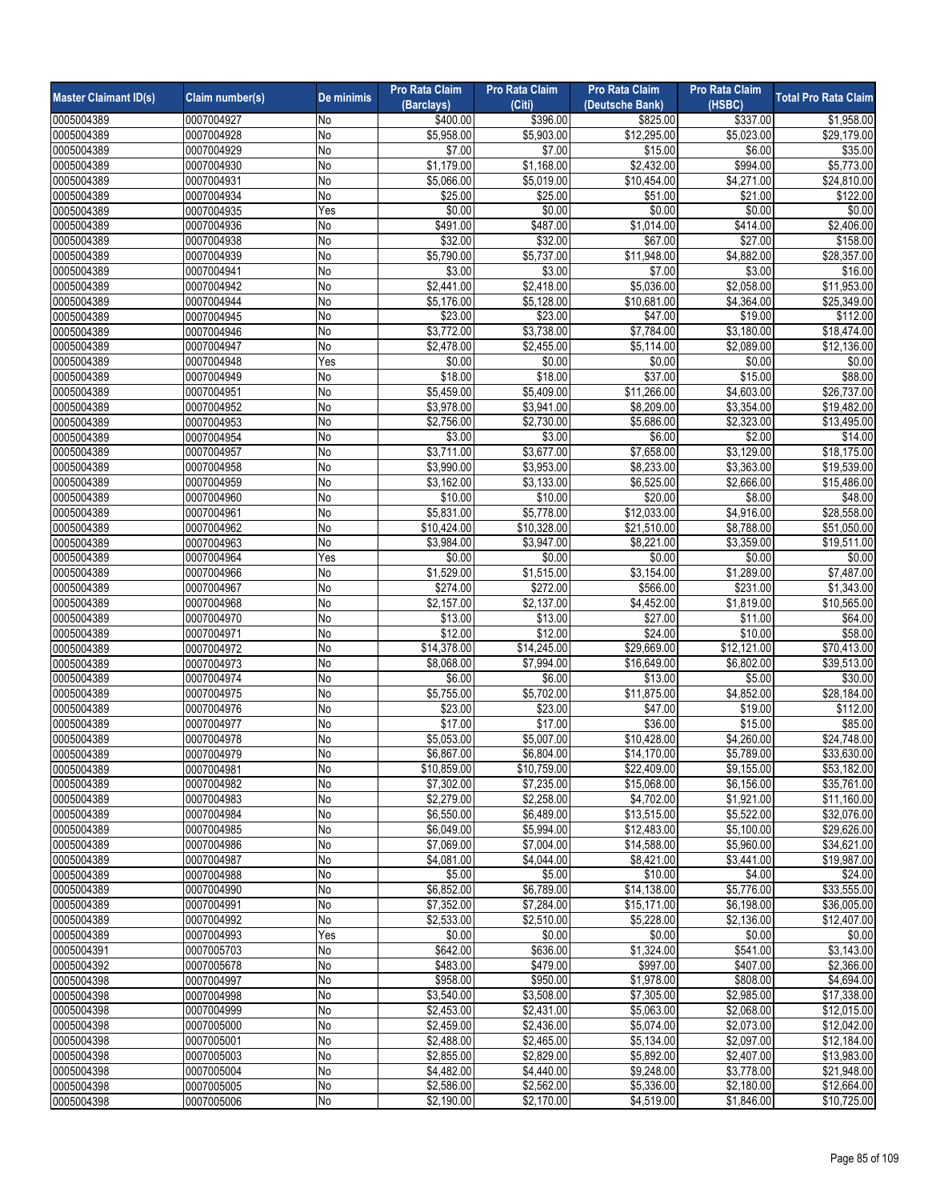| Master Claimant ID(s) | Claim number(s) | De minimis | Pro Rata Claim (Barclays) | Pro Rata Claim (Citi) | Pro Rata Claim (Deutsche Bank) | Pro Rata Claim (HSBC) | Total Pro Rata Claim |
|---|---|---|---|---|---|---|---|
| 0005004389 | 0007004927 | No | $400.00 | $396.00 | $825.00 | $337.00 | $1,958.00 |
| 0005004389 | 0007004928 | No | $5,958.00 | $5,903.00 | $12,295.00 | $5,023.00 | $29,179.00 |
| 0005004389 | 0007004929 | No | $7.00 | $7.00 | $15.00 | $6.00 | $35.00 |
| 0005004389 | 0007004930 | No | $1,179.00 | $1,168.00 | $2,432.00 | $994.00 | $5,773.00 |
| 0005004389 | 0007004931 | No | $5,066.00 | $5,019.00 | $10,454.00 | $4,271.00 | $24,810.00 |
| 0005004389 | 0007004934 | No | $25.00 | $25.00 | $51.00 | $21.00 | $122.00 |
| 0005004389 | 0007004935 | Yes | $0.00 | $0.00 | $0.00 | $0.00 | $0.00 |
| 0005004389 | 0007004936 | No | $491.00 | $487.00 | $1,014.00 | $414.00 | $2,406.00 |
| 0005004389 | 0007004938 | No | $32.00 | $32.00 | $67.00 | $27.00 | $158.00 |
| 0005004389 | 0007004939 | No | $5,790.00 | $5,737.00 | $11,948.00 | $4,882.00 | $28,357.00 |
| 0005004389 | 0007004941 | No | $3.00 | $3.00 | $7.00 | $3.00 | $16.00 |
| 0005004389 | 0007004942 | No | $2,441.00 | $2,418.00 | $5,036.00 | $2,058.00 | $11,953.00 |
| 0005004389 | 0007004944 | No | $5,176.00 | $5,128.00 | $10,681.00 | $4,364.00 | $25,349.00 |
| 0005004389 | 0007004945 | No | $23.00 | $23.00 | $47.00 | $19.00 | $112.00 |
| 0005004389 | 0007004946 | No | $3,772.00 | $3,738.00 | $7,784.00 | $3,180.00 | $18,474.00 |
| 0005004389 | 0007004947 | No | $2,478.00 | $2,455.00 | $5,114.00 | $2,089.00 | $12,136.00 |
| 0005004389 | 0007004948 | Yes | $0.00 | $0.00 | $0.00 | $0.00 | $0.00 |
| 0005004389 | 0007004949 | No | $18.00 | $18.00 | $37.00 | $15.00 | $88.00 |
| 0005004389 | 0007004951 | No | $5,459.00 | $5,409.00 | $11,266.00 | $4,603.00 | $26,737.00 |
| 0005004389 | 0007004952 | No | $3,978.00 | $3,941.00 | $8,209.00 | $3,354.00 | $19,482.00 |
| 0005004389 | 0007004953 | No | $2,756.00 | $2,730.00 | $5,686.00 | $2,323.00 | $13,495.00 |
| 0005004389 | 0007004954 | No | $3.00 | $3.00 | $6.00 | $2.00 | $14.00 |
| 0005004389 | 0007004957 | No | $3,711.00 | $3,677.00 | $7,658.00 | $3,129.00 | $18,175.00 |
| 0005004389 | 0007004958 | No | $3,990.00 | $3,953.00 | $8,233.00 | $3,363.00 | $19,539.00 |
| 0005004389 | 0007004959 | No | $3,162.00 | $3,133.00 | $6,525.00 | $2,666.00 | $15,486.00 |
| 0005004389 | 0007004960 | No | $10.00 | $10.00 | $20.00 | $8.00 | $48.00 |
| 0005004389 | 0007004961 | No | $5,831.00 | $5,778.00 | $12,033.00 | $4,916.00 | $28,558.00 |
| 0005004389 | 0007004962 | No | $10,424.00 | $10,328.00 | $21,510.00 | $8,788.00 | $51,050.00 |
| 0005004389 | 0007004963 | No | $3,984.00 | $3,947.00 | $8,221.00 | $3,359.00 | $19,511.00 |
| 0005004389 | 0007004964 | Yes | $0.00 | $0.00 | $0.00 | $0.00 | $0.00 |
| 0005004389 | 0007004966 | No | $1,529.00 | $1,515.00 | $3,154.00 | $1,289.00 | $7,487.00 |
| 0005004389 | 0007004967 | No | $274.00 | $272.00 | $566.00 | $231.00 | $1,343.00 |
| 0005004389 | 0007004968 | No | $2,157.00 | $2,137.00 | $4,452.00 | $1,819.00 | $10,565.00 |
| 0005004389 | 0007004970 | No | $13.00 | $13.00 | $27.00 | $11.00 | $64.00 |
| 0005004389 | 0007004971 | No | $12.00 | $12.00 | $24.00 | $10.00 | $58.00 |
| 0005004389 | 0007004972 | No | $14,378.00 | $14,245.00 | $29,669.00 | $12,121.00 | $70,413.00 |
| 0005004389 | 0007004973 | No | $8,068.00 | $7,994.00 | $16,649.00 | $6,802.00 | $39,513.00 |
| 0005004389 | 0007004974 | No | $6.00 | $6.00 | $13.00 | $5.00 | $30.00 |
| 0005004389 | 0007004975 | No | $5,755.00 | $5,702.00 | $11,875.00 | $4,852.00 | $28,184.00 |
| 0005004389 | 0007004976 | No | $23.00 | $23.00 | $47.00 | $19.00 | $112.00 |
| 0005004389 | 0007004977 | No | $17.00 | $17.00 | $36.00 | $15.00 | $85.00 |
| 0005004389 | 0007004978 | No | $5,053.00 | $5,007.00 | $10,428.00 | $4,260.00 | $24,748.00 |
| 0005004389 | 0007004979 | No | $6,867.00 | $6,804.00 | $14,170.00 | $5,789.00 | $33,630.00 |
| 0005004389 | 0007004981 | No | $10,859.00 | $10,759.00 | $22,409.00 | $9,155.00 | $53,182.00 |
| 0005004389 | 0007004982 | No | $7,302.00 | $7,235.00 | $15,068.00 | $6,156.00 | $35,761.00 |
| 0005004389 | 0007004983 | No | $2,279.00 | $2,258.00 | $4,702.00 | $1,921.00 | $11,160.00 |
| 0005004389 | 0007004984 | No | $6,550.00 | $6,489.00 | $13,515.00 | $5,522.00 | $32,076.00 |
| 0005004389 | 0007004985 | No | $6,049.00 | $5,994.00 | $12,483.00 | $5,100.00 | $29,626.00 |
| 0005004389 | 0007004986 | No | $7,069.00 | $7,004.00 | $14,588.00 | $5,960.00 | $34,621.00 |
| 0005004389 | 0007004987 | No | $4,081.00 | $4,044.00 | $8,421.00 | $3,441.00 | $19,987.00 |
| 0005004389 | 0007004988 | No | $5.00 | $5.00 | $10.00 | $4.00 | $24.00 |
| 0005004389 | 0007004990 | No | $6,852.00 | $6,789.00 | $14,138.00 | $5,776.00 | $33,555.00 |
| 0005004389 | 0007004991 | No | $7,352.00 | $7,284.00 | $15,171.00 | $6,198.00 | $36,005.00 |
| 0005004389 | 0007004992 | No | $2,533.00 | $2,510.00 | $5,228.00 | $2,136.00 | $12,407.00 |
| 0005004389 | 0007004993 | Yes | $0.00 | $0.00 | $0.00 | $0.00 | $0.00 |
| 0005004391 | 0007005703 | No | $642.00 | $636.00 | $1,324.00 | $541.00 | $3,143.00 |
| 0005004392 | 0007005678 | No | $483.00 | $479.00 | $997.00 | $407.00 | $2,366.00 |
| 0005004398 | 0007004997 | No | $958.00 | $950.00 | $1,978.00 | $808.00 | $4,694.00 |
| 0005004398 | 0007004998 | No | $3,540.00 | $3,508.00 | $7,305.00 | $2,985.00 | $17,338.00 |
| 0005004398 | 0007004999 | No | $2,453.00 | $2,431.00 | $5,063.00 | $2,068.00 | $12,015.00 |
| 0005004398 | 0007005000 | No | $2,459.00 | $2,436.00 | $5,074.00 | $2,073.00 | $12,042.00 |
| 0005004398 | 0007005001 | No | $2,488.00 | $2,465.00 | $5,134.00 | $2,097.00 | $12,184.00 |
| 0005004398 | 0007005003 | No | $2,855.00 | $2,829.00 | $5,892.00 | $2,407.00 | $13,983.00 |
| 0005004398 | 0007005004 | No | $4,482.00 | $4,440.00 | $9,248.00 | $3,778.00 | $21,948.00 |
| 0005004398 | 0007005005 | No | $2,586.00 | $2,562.00 | $5,336.00 | $2,180.00 | $12,664.00 |
| 0005004398 | 0007005006 | No | $2,190.00 | $2,170.00 | $4,519.00 | $1,846.00 | $10,725.00 |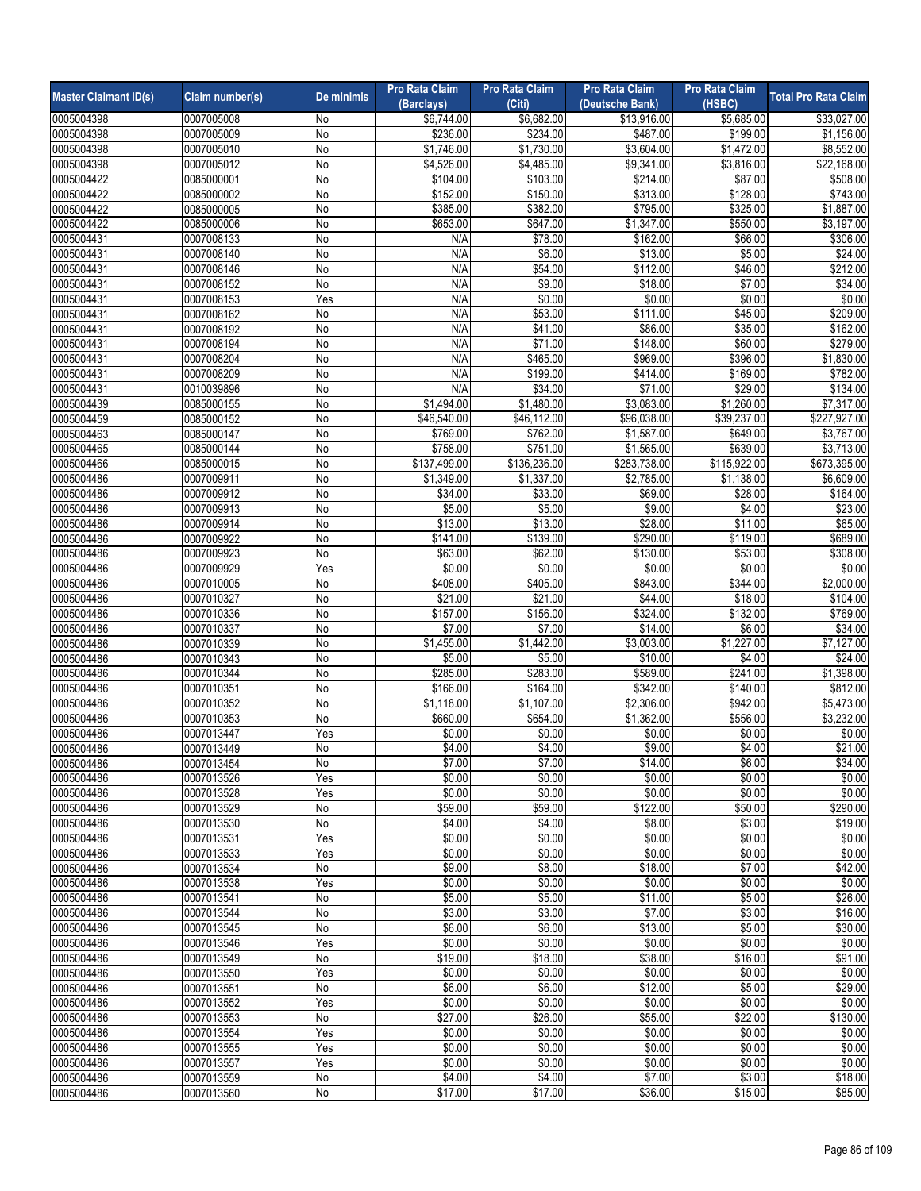| Master Claimant ID(s) | Claim number(s) | De minimis | Pro Rata Claim (Barclays) | Pro Rata Claim (Citi) | Pro Rata Claim (Deutsche Bank) | Pro Rata Claim (HSBC) | Total Pro Rata Claim |
|---|---|---|---|---|---|---|---|
| 0005004398 | 0007005008 | No | $6,744.00 | $6,682.00 | $13,916.00 | $5,685.00 | $33,027.00 |
| 0005004398 | 0007005009 | No | $236.00 | $234.00 | $487.00 | $199.00 | $1,156.00 |
| 0005004398 | 0007005010 | No | $1,746.00 | $1,730.00 | $3,604.00 | $1,472.00 | $8,552.00 |
| 0005004398 | 0007005012 | No | $4,526.00 | $4,485.00 | $9,341.00 | $3,816.00 | $22,168.00 |
| 0005004422 | 0085000001 | No | $104.00 | $103.00 | $214.00 | $87.00 | $508.00 |
| 0005004422 | 0085000002 | No | $152.00 | $150.00 | $313.00 | $128.00 | $743.00 |
| 0005004422 | 0085000005 | No | $385.00 | $382.00 | $795.00 | $325.00 | $1,887.00 |
| 0005004422 | 0085000006 | No | $653.00 | $647.00 | $1,347.00 | $550.00 | $3,197.00 |
| 0005004431 | 0007008133 | No | N/A | $78.00 | $162.00 | $66.00 | $306.00 |
| 0005004431 | 0007008140 | No | N/A | $6.00 | $13.00 | $5.00 | $24.00 |
| 0005004431 | 0007008146 | No | N/A | $54.00 | $112.00 | $46.00 | $212.00 |
| 0005004431 | 0007008152 | No | N/A | $9.00 | $18.00 | $7.00 | $34.00 |
| 0005004431 | 0007008153 | Yes | N/A | $0.00 | $0.00 | $0.00 | $0.00 |
| 0005004431 | 0007008162 | No | N/A | $53.00 | $111.00 | $45.00 | $209.00 |
| 0005004431 | 0007008192 | No | N/A | $41.00 | $86.00 | $35.00 | $162.00 |
| 0005004431 | 0007008194 | No | N/A | $71.00 | $148.00 | $60.00 | $279.00 |
| 0005004431 | 0007008204 | No | N/A | $465.00 | $969.00 | $396.00 | $1,830.00 |
| 0005004431 | 0007008209 | No | N/A | $199.00 | $414.00 | $169.00 | $782.00 |
| 0005004431 | 0010039896 | No | N/A | $34.00 | $71.00 | $29.00 | $134.00 |
| 0005004439 | 0085000155 | No | $1,494.00 | $1,480.00 | $3,083.00 | $1,260.00 | $7,317.00 |
| 0005004459 | 0085000152 | No | $46,540.00 | $46,112.00 | $96,038.00 | $39,237.00 | $227,927.00 |
| 0005004463 | 0085000147 | No | $769.00 | $762.00 | $1,587.00 | $649.00 | $3,767.00 |
| 0005004465 | 0085000144 | No | $758.00 | $751.00 | $1,565.00 | $639.00 | $3,713.00 |
| 0005004466 | 0085000015 | No | $137,499.00 | $136,236.00 | $283,738.00 | $115,922.00 | $673,395.00 |
| 0005004486 | 0007009911 | No | $1,349.00 | $1,337.00 | $2,785.00 | $1,138.00 | $6,609.00 |
| 0005004486 | 0007009912 | No | $34.00 | $33.00 | $69.00 | $28.00 | $164.00 |
| 0005004486 | 0007009913 | No | $5.00 | $5.00 | $9.00 | $4.00 | $23.00 |
| 0005004486 | 0007009914 | No | $13.00 | $13.00 | $28.00 | $11.00 | $65.00 |
| 0005004486 | 0007009922 | No | $141.00 | $139.00 | $290.00 | $119.00 | $689.00 |
| 0005004486 | 0007009923 | No | $63.00 | $62.00 | $130.00 | $53.00 | $308.00 |
| 0005004486 | 0007009929 | Yes | $0.00 | $0.00 | $0.00 | $0.00 | $0.00 |
| 0005004486 | 0007010005 | No | $408.00 | $405.00 | $843.00 | $344.00 | $2,000.00 |
| 0005004486 | 0007010327 | No | $21.00 | $21.00 | $44.00 | $18.00 | $104.00 |
| 0005004486 | 0007010336 | No | $157.00 | $156.00 | $324.00 | $132.00 | $769.00 |
| 0005004486 | 0007010337 | No | $7.00 | $7.00 | $14.00 | $6.00 | $34.00 |
| 0005004486 | 0007010339 | No | $1,455.00 | $1,442.00 | $3,003.00 | $1,227.00 | $7,127.00 |
| 0005004486 | 0007010343 | No | $5.00 | $5.00 | $10.00 | $4.00 | $24.00 |
| 0005004486 | 0007010344 | No | $285.00 | $283.00 | $589.00 | $241.00 | $1,398.00 |
| 0005004486 | 0007010351 | No | $166.00 | $164.00 | $342.00 | $140.00 | $812.00 |
| 0005004486 | 0007010352 | No | $1,118.00 | $1,107.00 | $2,306.00 | $942.00 | $5,473.00 |
| 0005004486 | 0007010353 | No | $660.00 | $654.00 | $1,362.00 | $556.00 | $3,232.00 |
| 0005004486 | 0007013447 | Yes | $0.00 | $0.00 | $0.00 | $0.00 | $0.00 |
| 0005004486 | 0007013449 | No | $4.00 | $4.00 | $9.00 | $4.00 | $21.00 |
| 0005004486 | 0007013454 | No | $7.00 | $7.00 | $14.00 | $6.00 | $34.00 |
| 0005004486 | 0007013526 | Yes | $0.00 | $0.00 | $0.00 | $0.00 | $0.00 |
| 0005004486 | 0007013528 | Yes | $0.00 | $0.00 | $0.00 | $0.00 | $0.00 |
| 0005004486 | 0007013529 | No | $59.00 | $59.00 | $122.00 | $50.00 | $290.00 |
| 0005004486 | 0007013530 | No | $4.00 | $4.00 | $8.00 | $3.00 | $19.00 |
| 0005004486 | 0007013531 | Yes | $0.00 | $0.00 | $0.00 | $0.00 | $0.00 |
| 0005004486 | 0007013533 | Yes | $0.00 | $0.00 | $0.00 | $0.00 | $0.00 |
| 0005004486 | 0007013534 | No | $9.00 | $8.00 | $18.00 | $7.00 | $42.00 |
| 0005004486 | 0007013538 | Yes | $0.00 | $0.00 | $0.00 | $0.00 | $0.00 |
| 0005004486 | 0007013541 | No | $5.00 | $5.00 | $11.00 | $5.00 | $26.00 |
| 0005004486 | 0007013544 | No | $3.00 | $3.00 | $7.00 | $3.00 | $16.00 |
| 0005004486 | 0007013545 | No | $6.00 | $6.00 | $13.00 | $5.00 | $30.00 |
| 0005004486 | 0007013546 | Yes | $0.00 | $0.00 | $0.00 | $0.00 | $0.00 |
| 0005004486 | 0007013549 | No | $19.00 | $18.00 | $38.00 | $16.00 | $91.00 |
| 0005004486 | 0007013550 | Yes | $0.00 | $0.00 | $0.00 | $0.00 | $0.00 |
| 0005004486 | 0007013551 | No | $6.00 | $6.00 | $12.00 | $5.00 | $29.00 |
| 0005004486 | 0007013552 | Yes | $0.00 | $0.00 | $0.00 | $0.00 | $0.00 |
| 0005004486 | 0007013553 | No | $27.00 | $26.00 | $55.00 | $22.00 | $130.00 |
| 0005004486 | 0007013554 | Yes | $0.00 | $0.00 | $0.00 | $0.00 | $0.00 |
| 0005004486 | 0007013555 | Yes | $0.00 | $0.00 | $0.00 | $0.00 | $0.00 |
| 0005004486 | 0007013557 | Yes | $0.00 | $0.00 | $0.00 | $0.00 | $0.00 |
| 0005004486 | 0007013559 | No | $4.00 | $4.00 | $7.00 | $3.00 | $18.00 |
| 0005004486 | 0007013560 | No | $17.00 | $17.00 | $36.00 | $15.00 | $85.00 |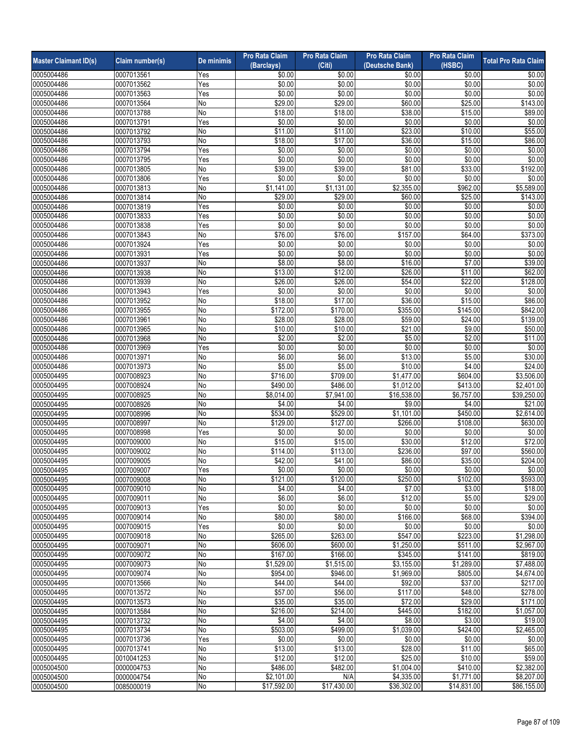| Master Claimant ID(s) | Claim number(s) | De minimis | Pro Rata Claim (Barclays) | Pro Rata Claim (Citi) | Pro Rata Claim (Deutsche Bank) | Pro Rata Claim (HSBC) | Total Pro Rata Claim |
|---|---|---|---|---|---|---|---|
| 0005004486 | 0007013561 | Yes | $0.00 | $0.00 | $0.00 | $0.00 | $0.00 |
| 0005004486 | 0007013562 | Yes | $0.00 | $0.00 | $0.00 | $0.00 | $0.00 |
| 0005004486 | 0007013563 | Yes | $0.00 | $0.00 | $0.00 | $0.00 | $0.00 |
| 0005004486 | 0007013564 | No | $29.00 | $29.00 | $60.00 | $25.00 | $143.00 |
| 0005004486 | 0007013788 | No | $18.00 | $18.00 | $38.00 | $15.00 | $89.00 |
| 0005004486 | 0007013791 | Yes | $0.00 | $0.00 | $0.00 | $0.00 | $0.00 |
| 0005004486 | 0007013792 | No | $11.00 | $11.00 | $23.00 | $10.00 | $55.00 |
| 0005004486 | 0007013793 | No | $18.00 | $17.00 | $36.00 | $15.00 | $86.00 |
| 0005004486 | 0007013794 | Yes | $0.00 | $0.00 | $0.00 | $0.00 | $0.00 |
| 0005004486 | 0007013795 | Yes | $0.00 | $0.00 | $0.00 | $0.00 | $0.00 |
| 0005004486 | 0007013805 | No | $39.00 | $39.00 | $81.00 | $33.00 | $192.00 |
| 0005004486 | 0007013806 | Yes | $0.00 | $0.00 | $0.00 | $0.00 | $0.00 |
| 0005004486 | 0007013813 | No | $1,141.00 | $1,131.00 | $2,355.00 | $962.00 | $5,589.00 |
| 0005004486 | 0007013814 | No | $29.00 | $29.00 | $60.00 | $25.00 | $143.00 |
| 0005004486 | 0007013819 | Yes | $0.00 | $0.00 | $0.00 | $0.00 | $0.00 |
| 0005004486 | 0007013833 | Yes | $0.00 | $0.00 | $0.00 | $0.00 | $0.00 |
| 0005004486 | 0007013838 | Yes | $0.00 | $0.00 | $0.00 | $0.00 | $0.00 |
| 0005004486 | 0007013843 | No | $76.00 | $76.00 | $157.00 | $64.00 | $373.00 |
| 0005004486 | 0007013924 | Yes | $0.00 | $0.00 | $0.00 | $0.00 | $0.00 |
| 0005004486 | 0007013931 | Yes | $0.00 | $0.00 | $0.00 | $0.00 | $0.00 |
| 0005004486 | 0007013937 | No | $8.00 | $8.00 | $16.00 | $7.00 | $39.00 |
| 0005004486 | 0007013938 | No | $13.00 | $12.00 | $26.00 | $11.00 | $62.00 |
| 0005004486 | 0007013939 | No | $26.00 | $26.00 | $54.00 | $22.00 | $128.00 |
| 0005004486 | 0007013943 | Yes | $0.00 | $0.00 | $0.00 | $0.00 | $0.00 |
| 0005004486 | 0007013952 | No | $18.00 | $17.00 | $36.00 | $15.00 | $86.00 |
| 0005004486 | 0007013955 | No | $172.00 | $170.00 | $355.00 | $145.00 | $842.00 |
| 0005004486 | 0007013961 | No | $28.00 | $28.00 | $59.00 | $24.00 | $139.00 |
| 0005004486 | 0007013965 | No | $10.00 | $10.00 | $21.00 | $9.00 | $50.00 |
| 0005004486 | 0007013968 | No | $2.00 | $2.00 | $5.00 | $2.00 | $11.00 |
| 0005004486 | 0007013969 | Yes | $0.00 | $0.00 | $0.00 | $0.00 | $0.00 |
| 0005004486 | 0007013971 | No | $6.00 | $6.00 | $13.00 | $5.00 | $30.00 |
| 0005004486 | 0007013973 | No | $5.00 | $5.00 | $10.00 | $4.00 | $24.00 |
| 0005004495 | 0007008923 | No | $716.00 | $709.00 | $1,477.00 | $604.00 | $3,506.00 |
| 0005004495 | 0007008924 | No | $490.00 | $486.00 | $1,012.00 | $413.00 | $2,401.00 |
| 0005004495 | 0007008925 | No | $8,014.00 | $7,941.00 | $16,538.00 | $6,757.00 | $39,250.00 |
| 0005004495 | 0007008926 | No | $4.00 | $4.00 | $9.00 | $4.00 | $21.00 |
| 0005004495 | 0007008996 | No | $534.00 | $529.00 | $1,101.00 | $450.00 | $2,614.00 |
| 0005004495 | 0007008997 | No | $129.00 | $127.00 | $266.00 | $108.00 | $630.00 |
| 0005004495 | 0007008998 | Yes | $0.00 | $0.00 | $0.00 | $0.00 | $0.00 |
| 0005004495 | 0007009000 | No | $15.00 | $15.00 | $30.00 | $12.00 | $72.00 |
| 0005004495 | 0007009002 | No | $114.00 | $113.00 | $236.00 | $97.00 | $560.00 |
| 0005004495 | 0007009005 | No | $42.00 | $41.00 | $86.00 | $35.00 | $204.00 |
| 0005004495 | 0007009007 | Yes | $0.00 | $0.00 | $0.00 | $0.00 | $0.00 |
| 0005004495 | 0007009008 | No | $121.00 | $120.00 | $250.00 | $102.00 | $593.00 |
| 0005004495 | 0007009010 | No | $4.00 | $4.00 | $7.00 | $3.00 | $18.00 |
| 0005004495 | 0007009011 | No | $6.00 | $6.00 | $12.00 | $5.00 | $29.00 |
| 0005004495 | 0007009013 | Yes | $0.00 | $0.00 | $0.00 | $0.00 | $0.00 |
| 0005004495 | 0007009014 | No | $80.00 | $80.00 | $166.00 | $68.00 | $394.00 |
| 0005004495 | 0007009015 | Yes | $0.00 | $0.00 | $0.00 | $0.00 | $0.00 |
| 0005004495 | 0007009018 | No | $265.00 | $263.00 | $547.00 | $223.00 | $1,298.00 |
| 0005004495 | 0007009071 | No | $606.00 | $600.00 | $1,250.00 | $511.00 | $2,967.00 |
| 0005004495 | 0007009072 | No | $167.00 | $166.00 | $345.00 | $141.00 | $819.00 |
| 0005004495 | 0007009073 | No | $1,529.00 | $1,515.00 | $3,155.00 | $1,289.00 | $7,488.00 |
| 0005004495 | 0007009074 | No | $954.00 | $946.00 | $1,969.00 | $805.00 | $4,674.00 |
| 0005004495 | 0007013566 | No | $44.00 | $44.00 | $92.00 | $37.00 | $217.00 |
| 0005004495 | 0007013572 | No | $57.00 | $56.00 | $117.00 | $48.00 | $278.00 |
| 0005004495 | 0007013573 | No | $35.00 | $35.00 | $72.00 | $29.00 | $171.00 |
| 0005004495 | 0007013584 | No | $216.00 | $214.00 | $445.00 | $182.00 | $1,057.00 |
| 0005004495 | 0007013732 | No | $4.00 | $4.00 | $8.00 | $3.00 | $19.00 |
| 0005004495 | 0007013734 | No | $503.00 | $499.00 | $1,039.00 | $424.00 | $2,465.00 |
| 0005004495 | 0007013736 | Yes | $0.00 | $0.00 | $0.00 | $0.00 | $0.00 |
| 0005004495 | 0007013741 | No | $13.00 | $13.00 | $28.00 | $11.00 | $65.00 |
| 0005004495 | 0010041253 | No | $12.00 | $12.00 | $25.00 | $10.00 | $59.00 |
| 0005004500 | 0000004753 | No | $486.00 | $482.00 | $1,004.00 | $410.00 | $2,382.00 |
| 0005004500 | 0000004754 | No | $2,101.00 | N/A | $4,335.00 | $1,771.00 | $8,207.00 |
| 0005004500 | 0085000019 | No | $17,592.00 | $17,430.00 | $36,302.00 | $14,831.00 | $86,155.00 |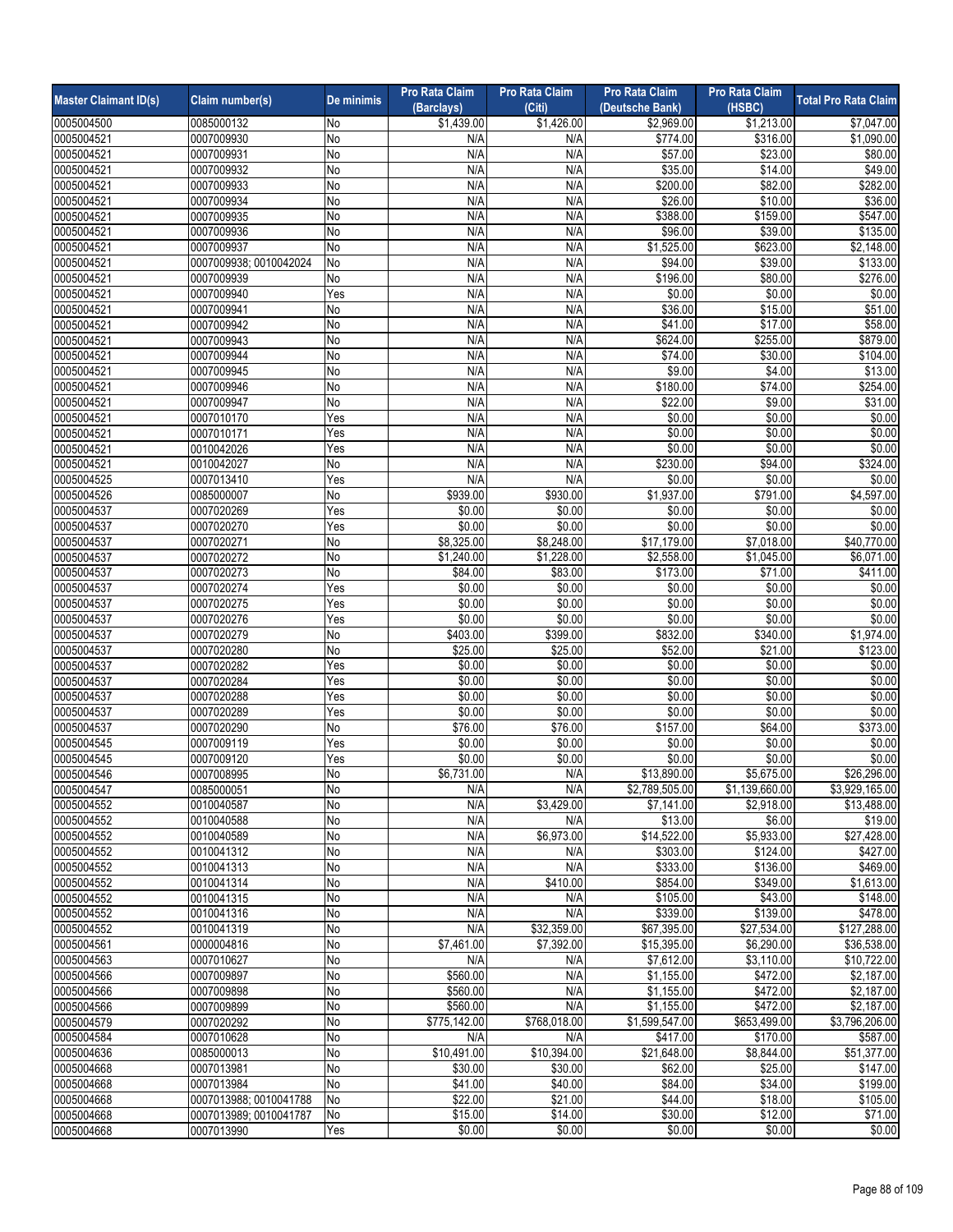| Master Claimant ID(s) | Claim number(s) | De minimis | Pro Rata Claim (Barclays) | Pro Rata Claim (Citi) | Pro Rata Claim (Deutsche Bank) | Pro Rata Claim (HSBC) | Total Pro Rata Claim |
|---|---|---|---|---|---|---|---|
| 0005004500 | 0085000132 | No | $1,439.00 | $1,426.00 | $2,969.00 | $1,213.00 | $7,047.00 |
| 0005004521 | 0007009930 | No | N/A | N/A | $774.00 | $316.00 | $1,090.00 |
| 0005004521 | 0007009931 | No | N/A | N/A | $57.00 | $23.00 | $80.00 |
| 0005004521 | 0007009932 | No | N/A | N/A | $35.00 | $14.00 | $49.00 |
| 0005004521 | 0007009933 | No | N/A | N/A | $200.00 | $82.00 | $282.00 |
| 0005004521 | 0007009934 | No | N/A | N/A | $26.00 | $10.00 | $36.00 |
| 0005004521 | 0007009935 | No | N/A | N/A | $388.00 | $159.00 | $547.00 |
| 0005004521 | 0007009936 | No | N/A | N/A | $96.00 | $39.00 | $135.00 |
| 0005004521 | 0007009937 | No | N/A | N/A | $1,525.00 | $623.00 | $2,148.00 |
| 0005004521 | 0007009938; 0010042024 | No | N/A | N/A | $94.00 | $39.00 | $133.00 |
| 0005004521 | 0007009939 | No | N/A | N/A | $196.00 | $80.00 | $276.00 |
| 0005004521 | 0007009940 | Yes | N/A | N/A | $0.00 | $0.00 | $0.00 |
| 0005004521 | 0007009941 | No | N/A | N/A | $36.00 | $15.00 | $51.00 |
| 0005004521 | 0007009942 | No | N/A | N/A | $41.00 | $17.00 | $58.00 |
| 0005004521 | 0007009943 | No | N/A | N/A | $624.00 | $255.00 | $879.00 |
| 0005004521 | 0007009944 | No | N/A | N/A | $74.00 | $30.00 | $104.00 |
| 0005004521 | 0007009945 | No | N/A | N/A | $9.00 | $4.00 | $13.00 |
| 0005004521 | 0007009946 | No | N/A | N/A | $180.00 | $74.00 | $254.00 |
| 0005004521 | 0007009947 | No | N/A | N/A | $22.00 | $9.00 | $31.00 |
| 0005004521 | 0007010170 | Yes | N/A | N/A | $0.00 | $0.00 | $0.00 |
| 0005004521 | 0007010171 | Yes | N/A | N/A | $0.00 | $0.00 | $0.00 |
| 0005004521 | 0010042026 | Yes | N/A | N/A | $0.00 | $0.00 | $0.00 |
| 0005004521 | 0010042027 | No | N/A | N/A | $230.00 | $94.00 | $324.00 |
| 0005004525 | 0007013410 | Yes | N/A | N/A | $0.00 | $0.00 | $0.00 |
| 0005004526 | 0085000007 | No | $939.00 | $930.00 | $1,937.00 | $791.00 | $4,597.00 |
| 0005004537 | 0007020269 | Yes | $0.00 | $0.00 | $0.00 | $0.00 | $0.00 |
| 0005004537 | 0007020270 | Yes | $0.00 | $0.00 | $0.00 | $0.00 | $0.00 |
| 0005004537 | 0007020271 | No | $8,325.00 | $8,248.00 | $17,179.00 | $7,018.00 | $40,770.00 |
| 0005004537 | 0007020272 | No | $1,240.00 | $1,228.00 | $2,558.00 | $1,045.00 | $6,071.00 |
| 0005004537 | 0007020273 | No | $84.00 | $83.00 | $173.00 | $71.00 | $411.00 |
| 0005004537 | 0007020274 | Yes | $0.00 | $0.00 | $0.00 | $0.00 | $0.00 |
| 0005004537 | 0007020275 | Yes | $0.00 | $0.00 | $0.00 | $0.00 | $0.00 |
| 0005004537 | 0007020276 | Yes | $0.00 | $0.00 | $0.00 | $0.00 | $0.00 |
| 0005004537 | 0007020279 | No | $403.00 | $399.00 | $832.00 | $340.00 | $1,974.00 |
| 0005004537 | 0007020280 | No | $25.00 | $25.00 | $52.00 | $21.00 | $123.00 |
| 0005004537 | 0007020282 | Yes | $0.00 | $0.00 | $0.00 | $0.00 | $0.00 |
| 0005004537 | 0007020284 | Yes | $0.00 | $0.00 | $0.00 | $0.00 | $0.00 |
| 0005004537 | 0007020288 | Yes | $0.00 | $0.00 | $0.00 | $0.00 | $0.00 |
| 0005004537 | 0007020289 | Yes | $0.00 | $0.00 | $0.00 | $0.00 | $0.00 |
| 0005004537 | 0007020290 | No | $76.00 | $76.00 | $157.00 | $64.00 | $373.00 |
| 0005004545 | 0007009119 | Yes | $0.00 | $0.00 | $0.00 | $0.00 | $0.00 |
| 0005004545 | 0007009120 | Yes | $0.00 | $0.00 | $0.00 | $0.00 | $0.00 |
| 0005004546 | 0007008995 | No | $6,731.00 | N/A | $13,890.00 | $5,675.00 | $26,296.00 |
| 0005004547 | 0085000051 | No | N/A | N/A | $2,789,505.00 | $1,139,660.00 | $3,929,165.00 |
| 0005004552 | 0010040587 | No | N/A | $3,429.00 | $7,141.00 | $2,918.00 | $13,488.00 |
| 0005004552 | 0010040588 | No | N/A | N/A | $13.00 | $6.00 | $19.00 |
| 0005004552 | 0010040589 | No | N/A | $6,973.00 | $14,522.00 | $5,933.00 | $27,428.00 |
| 0005004552 | 0010041312 | No | N/A | N/A | $303.00 | $124.00 | $427.00 |
| 0005004552 | 0010041313 | No | N/A | N/A | $333.00 | $136.00 | $469.00 |
| 0005004552 | 0010041314 | No | N/A | $410.00 | $854.00 | $349.00 | $1,613.00 |
| 0005004552 | 0010041315 | No | N/A | N/A | $105.00 | $43.00 | $148.00 |
| 0005004552 | 0010041316 | No | N/A | N/A | $339.00 | $139.00 | $478.00 |
| 0005004552 | 0010041319 | No | N/A | $32,359.00 | $67,395.00 | $27,534.00 | $127,288.00 |
| 0005004561 | 0000004816 | No | $7,461.00 | $7,392.00 | $15,395.00 | $6,290.00 | $36,538.00 |
| 0005004563 | 0007010627 | No | N/A | N/A | $7,612.00 | $3,110.00 | $10,722.00 |
| 0005004566 | 0007009897 | No | $560.00 | N/A | $1,155.00 | $472.00 | $2,187.00 |
| 0005004566 | 0007009898 | No | $560.00 | N/A | $1,155.00 | $472.00 | $2,187.00 |
| 0005004566 | 0007009899 | No | $560.00 | N/A | $1,155.00 | $472.00 | $2,187.00 |
| 0005004579 | 0007020292 | No | $775,142.00 | $768,018.00 | $1,599,547.00 | $653,499.00 | $3,796,206.00 |
| 0005004584 | 0007010628 | No | N/A | N/A | $417.00 | $170.00 | $587.00 |
| 0005004636 | 0085000013 | No | $10,491.00 | $10,394.00 | $21,648.00 | $8,844.00 | $51,377.00 |
| 0005004668 | 0007013981 | No | $30.00 | $30.00 | $62.00 | $25.00 | $147.00 |
| 0005004668 | 0007013984 | No | $41.00 | $40.00 | $84.00 | $34.00 | $199.00 |
| 0005004668 | 0007013988; 0010041788 | No | $22.00 | $21.00 | $44.00 | $18.00 | $105.00 |
| 0005004668 | 0007013989; 0010041787 | No | $15.00 | $14.00 | $30.00 | $12.00 | $71.00 |
| 0005004668 | 0007013990 | Yes | $0.00 | $0.00 | $0.00 | $0.00 | $0.00 |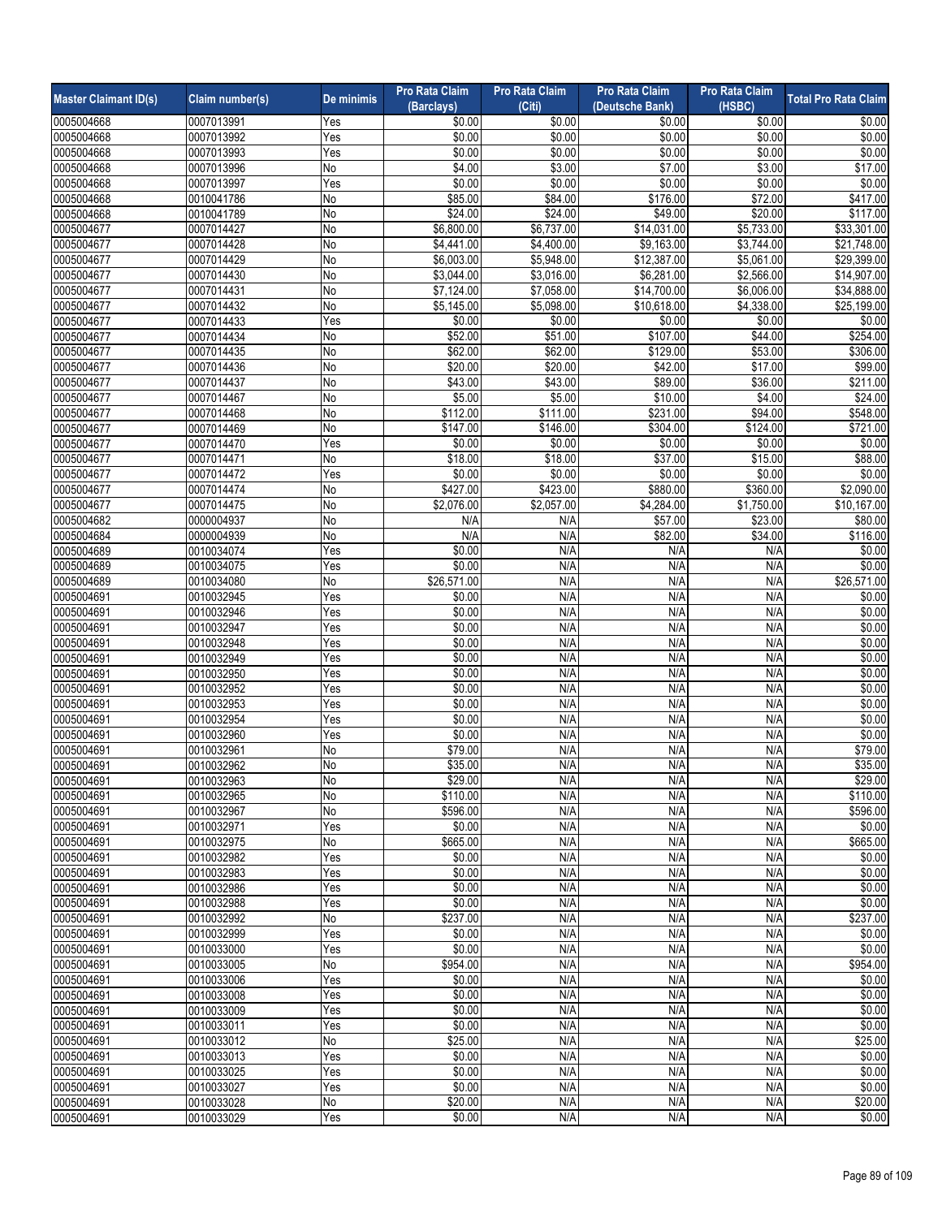| Master Claimant ID(s) | Claim number(s) | De minimis | Pro Rata Claim (Barclays) | Pro Rata Claim (Citi) | Pro Rata Claim (Deutsche Bank) | Pro Rata Claim (HSBC) | Total Pro Rata Claim |
|---|---|---|---|---|---|---|---|
| 0005004668 | 0007013991 | Yes | $0.00 | $0.00 | $0.00 | $0.00 | $0.00 |
| 0005004668 | 0007013992 | Yes | $0.00 | $0.00 | $0.00 | $0.00 | $0.00 |
| 0005004668 | 0007013993 | Yes | $0.00 | $0.00 | $0.00 | $0.00 | $0.00 |
| 0005004668 | 0007013996 | No | $4.00 | $3.00 | $7.00 | $3.00 | $17.00 |
| 0005004668 | 0007013997 | Yes | $0.00 | $0.00 | $0.00 | $0.00 | $0.00 |
| 0005004668 | 0010041786 | No | $85.00 | $84.00 | $176.00 | $72.00 | $417.00 |
| 0005004668 | 0010041789 | No | $24.00 | $24.00 | $49.00 | $20.00 | $117.00 |
| 0005004677 | 0007014427 | No | $6,800.00 | $6,737.00 | $14,031.00 | $5,733.00 | $33,301.00 |
| 0005004677 | 0007014428 | No | $4,441.00 | $4,400.00 | $9,163.00 | $3,744.00 | $21,748.00 |
| 0005004677 | 0007014429 | No | $6,003.00 | $5,948.00 | $12,387.00 | $5,061.00 | $29,399.00 |
| 0005004677 | 0007014430 | No | $3,044.00 | $3,016.00 | $6,281.00 | $2,566.00 | $14,907.00 |
| 0005004677 | 0007014431 | No | $7,124.00 | $7,058.00 | $14,700.00 | $6,006.00 | $34,888.00 |
| 0005004677 | 0007014432 | No | $5,145.00 | $5,098.00 | $10,618.00 | $4,338.00 | $25,199.00 |
| 0005004677 | 0007014433 | Yes | $0.00 | $0.00 | $0.00 | $0.00 | $0.00 |
| 0005004677 | 0007014434 | No | $52.00 | $51.00 | $107.00 | $44.00 | $254.00 |
| 0005004677 | 0007014435 | No | $62.00 | $62.00 | $129.00 | $53.00 | $306.00 |
| 0005004677 | 0007014436 | No | $20.00 | $20.00 | $42.00 | $17.00 | $99.00 |
| 0005004677 | 0007014437 | No | $43.00 | $43.00 | $89.00 | $36.00 | $211.00 |
| 0005004677 | 0007014467 | No | $5.00 | $5.00 | $10.00 | $4.00 | $24.00 |
| 0005004677 | 0007014468 | No | $112.00 | $111.00 | $231.00 | $94.00 | $548.00 |
| 0005004677 | 0007014469 | No | $147.00 | $146.00 | $304.00 | $124.00 | $721.00 |
| 0005004677 | 0007014470 | Yes | $0.00 | $0.00 | $0.00 | $0.00 | $0.00 |
| 0005004677 | 0007014471 | No | $18.00 | $18.00 | $37.00 | $15.00 | $88.00 |
| 0005004677 | 0007014472 | Yes | $0.00 | $0.00 | $0.00 | $0.00 | $0.00 |
| 0005004677 | 0007014474 | No | $427.00 | $423.00 | $880.00 | $360.00 | $2,090.00 |
| 0005004677 | 0007014475 | No | $2,076.00 | $2,057.00 | $4,284.00 | $1,750.00 | $10,167.00 |
| 0005004682 | 0000004937 | No | N/A | N/A | $57.00 | $23.00 | $80.00 |
| 0005004684 | 0000004939 | No | N/A | N/A | $82.00 | $34.00 | $116.00 |
| 0005004689 | 0010034074 | Yes | $0.00 | N/A | N/A | N/A | $0.00 |
| 0005004689 | 0010034075 | Yes | $0.00 | N/A | N/A | N/A | $0.00 |
| 0005004689 | 0010034080 | No | $26,571.00 | N/A | N/A | N/A | $26,571.00 |
| 0005004691 | 0010032945 | Yes | $0.00 | N/A | N/A | N/A | $0.00 |
| 0005004691 | 0010032946 | Yes | $0.00 | N/A | N/A | N/A | $0.00 |
| 0005004691 | 0010032947 | Yes | $0.00 | N/A | N/A | N/A | $0.00 |
| 0005004691 | 0010032948 | Yes | $0.00 | N/A | N/A | N/A | $0.00 |
| 0005004691 | 0010032949 | Yes | $0.00 | N/A | N/A | N/A | $0.00 |
| 0005004691 | 0010032950 | Yes | $0.00 | N/A | N/A | N/A | $0.00 |
| 0005004691 | 0010032952 | Yes | $0.00 | N/A | N/A | N/A | $0.00 |
| 0005004691 | 0010032953 | Yes | $0.00 | N/A | N/A | N/A | $0.00 |
| 0005004691 | 0010032954 | Yes | $0.00 | N/A | N/A | N/A | $0.00 |
| 0005004691 | 0010032960 | Yes | $0.00 | N/A | N/A | N/A | $0.00 |
| 0005004691 | 0010032961 | No | $79.00 | N/A | N/A | N/A | $79.00 |
| 0005004691 | 0010032962 | No | $35.00 | N/A | N/A | N/A | $35.00 |
| 0005004691 | 0010032963 | No | $29.00 | N/A | N/A | N/A | $29.00 |
| 0005004691 | 0010032965 | No | $110.00 | N/A | N/A | N/A | $110.00 |
| 0005004691 | 0010032967 | No | $596.00 | N/A | N/A | N/A | $596.00 |
| 0005004691 | 0010032971 | Yes | $0.00 | N/A | N/A | N/A | $0.00 |
| 0005004691 | 0010032975 | No | $665.00 | N/A | N/A | N/A | $665.00 |
| 0005004691 | 0010032982 | Yes | $0.00 | N/A | N/A | N/A | $0.00 |
| 0005004691 | 0010032983 | Yes | $0.00 | N/A | N/A | N/A | $0.00 |
| 0005004691 | 0010032986 | Yes | $0.00 | N/A | N/A | N/A | $0.00 |
| 0005004691 | 0010032988 | Yes | $0.00 | N/A | N/A | N/A | $0.00 |
| 0005004691 | 0010032992 | No | $237.00 | N/A | N/A | N/A | $237.00 |
| 0005004691 | 0010032999 | Yes | $0.00 | N/A | N/A | N/A | $0.00 |
| 0005004691 | 0010033000 | Yes | $0.00 | N/A | N/A | N/A | $0.00 |
| 0005004691 | 0010033005 | No | $954.00 | N/A | N/A | N/A | $954.00 |
| 0005004691 | 0010033006 | Yes | $0.00 | N/A | N/A | N/A | $0.00 |
| 0005004691 | 0010033008 | Yes | $0.00 | N/A | N/A | N/A | $0.00 |
| 0005004691 | 0010033009 | Yes | $0.00 | N/A | N/A | N/A | $0.00 |
| 0005004691 | 0010033011 | Yes | $0.00 | N/A | N/A | N/A | $0.00 |
| 0005004691 | 0010033012 | No | $25.00 | N/A | N/A | N/A | $25.00 |
| 0005004691 | 0010033013 | Yes | $0.00 | N/A | N/A | N/A | $0.00 |
| 0005004691 | 0010033025 | Yes | $0.00 | N/A | N/A | N/A | $0.00 |
| 0005004691 | 0010033027 | Yes | $0.00 | N/A | N/A | N/A | $0.00 |
| 0005004691 | 0010033028 | No | $20.00 | N/A | N/A | N/A | $20.00 |
| 0005004691 | 0010033029 | Yes | $0.00 | N/A | N/A | N/A | $0.00 |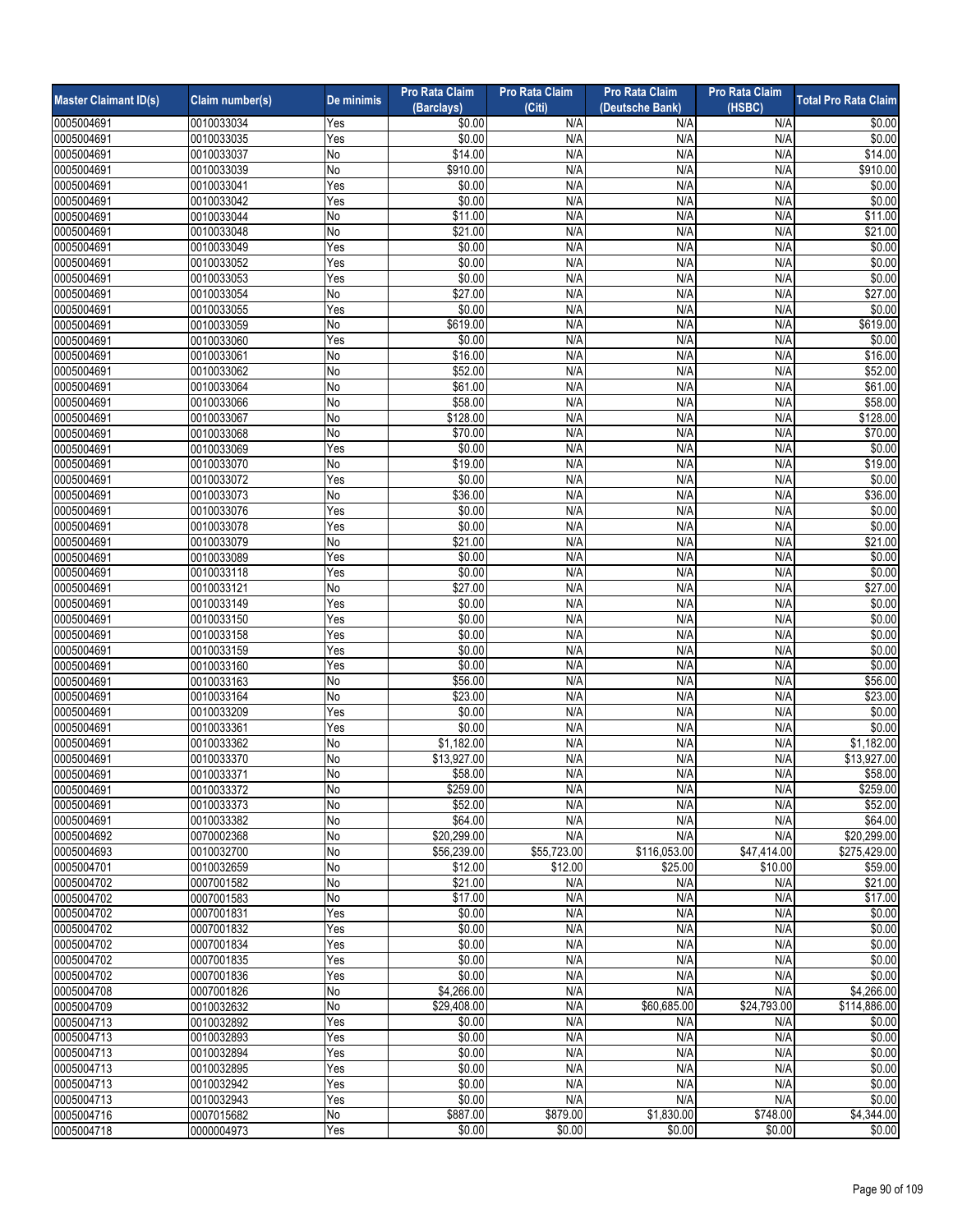| Master Claimant ID(s) | Claim number(s) | De minimis | Pro Rata Claim (Barclays) | Pro Rata Claim (Citi) | Pro Rata Claim (Deutsche Bank) | Pro Rata Claim (HSBC) | Total Pro Rata Claim |
|---|---|---|---|---|---|---|---|
| 0005004691 | 0010033034 | Yes | $0.00 | N/A | N/A | N/A | $0.00 |
| 0005004691 | 0010033035 | Yes | $0.00 | N/A | N/A | N/A | $0.00 |
| 0005004691 | 0010033037 | No | $14.00 | N/A | N/A | N/A | $14.00 |
| 0005004691 | 0010033039 | No | $910.00 | N/A | N/A | N/A | $910.00 |
| 0005004691 | 0010033041 | Yes | $0.00 | N/A | N/A | N/A | $0.00 |
| 0005004691 | 0010033042 | Yes | $0.00 | N/A | N/A | N/A | $0.00 |
| 0005004691 | 0010033044 | No | $11.00 | N/A | N/A | N/A | $11.00 |
| 0005004691 | 0010033048 | No | $21.00 | N/A | N/A | N/A | $21.00 |
| 0005004691 | 0010033049 | Yes | $0.00 | N/A | N/A | N/A | $0.00 |
| 0005004691 | 0010033052 | Yes | $0.00 | N/A | N/A | N/A | $0.00 |
| 0005004691 | 0010033053 | Yes | $0.00 | N/A | N/A | N/A | $0.00 |
| 0005004691 | 0010033054 | No | $27.00 | N/A | N/A | N/A | $27.00 |
| 0005004691 | 0010033055 | Yes | $0.00 | N/A | N/A | N/A | $0.00 |
| 0005004691 | 0010033059 | No | $619.00 | N/A | N/A | N/A | $619.00 |
| 0005004691 | 0010033060 | Yes | $0.00 | N/A | N/A | N/A | $0.00 |
| 0005004691 | 0010033061 | No | $16.00 | N/A | N/A | N/A | $16.00 |
| 0005004691 | 0010033062 | No | $52.00 | N/A | N/A | N/A | $52.00 |
| 0005004691 | 0010033064 | No | $61.00 | N/A | N/A | N/A | $61.00 |
| 0005004691 | 0010033066 | No | $58.00 | N/A | N/A | N/A | $58.00 |
| 0005004691 | 0010033067 | No | $128.00 | N/A | N/A | N/A | $128.00 |
| 0005004691 | 0010033068 | No | $70.00 | N/A | N/A | N/A | $70.00 |
| 0005004691 | 0010033069 | Yes | $0.00 | N/A | N/A | N/A | $0.00 |
| 0005004691 | 0010033070 | No | $19.00 | N/A | N/A | N/A | $19.00 |
| 0005004691 | 0010033072 | Yes | $0.00 | N/A | N/A | N/A | $0.00 |
| 0005004691 | 0010033073 | No | $36.00 | N/A | N/A | N/A | $36.00 |
| 0005004691 | 0010033076 | Yes | $0.00 | N/A | N/A | N/A | $0.00 |
| 0005004691 | 0010033078 | Yes | $0.00 | N/A | N/A | N/A | $0.00 |
| 0005004691 | 0010033079 | No | $21.00 | N/A | N/A | N/A | $21.00 |
| 0005004691 | 0010033089 | Yes | $0.00 | N/A | N/A | N/A | $0.00 |
| 0005004691 | 0010033118 | Yes | $0.00 | N/A | N/A | N/A | $0.00 |
| 0005004691 | 0010033121 | No | $27.00 | N/A | N/A | N/A | $27.00 |
| 0005004691 | 0010033149 | Yes | $0.00 | N/A | N/A | N/A | $0.00 |
| 0005004691 | 0010033150 | Yes | $0.00 | N/A | N/A | N/A | $0.00 |
| 0005004691 | 0010033158 | Yes | $0.00 | N/A | N/A | N/A | $0.00 |
| 0005004691 | 0010033159 | Yes | $0.00 | N/A | N/A | N/A | $0.00 |
| 0005004691 | 0010033160 | Yes | $0.00 | N/A | N/A | N/A | $0.00 |
| 0005004691 | 0010033163 | No | $56.00 | N/A | N/A | N/A | $56.00 |
| 0005004691 | 0010033164 | No | $23.00 | N/A | N/A | N/A | $23.00 |
| 0005004691 | 0010033209 | Yes | $0.00 | N/A | N/A | N/A | $0.00 |
| 0005004691 | 0010033361 | Yes | $0.00 | N/A | N/A | N/A | $0.00 |
| 0005004691 | 0010033362 | No | $1,182.00 | N/A | N/A | N/A | $1,182.00 |
| 0005004691 | 0010033370 | No | $13,927.00 | N/A | N/A | N/A | $13,927.00 |
| 0005004691 | 0010033371 | No | $58.00 | N/A | N/A | N/A | $58.00 |
| 0005004691 | 0010033372 | No | $259.00 | N/A | N/A | N/A | $259.00 |
| 0005004691 | 0010033373 | No | $52.00 | N/A | N/A | N/A | $52.00 |
| 0005004691 | 0010033382 | No | $64.00 | N/A | N/A | N/A | $64.00 |
| 0005004692 | 0070002368 | No | $20,299.00 | N/A | N/A | N/A | $20,299.00 |
| 0005004693 | 0010032700 | No | $56,239.00 | $55,723.00 | $116,053.00 | $47,414.00 | $275,429.00 |
| 0005004701 | 0010032659 | No | $12.00 | $12.00 | $25.00 | $10.00 | $59.00 |
| 0005004702 | 0007001582 | No | $21.00 | N/A | N/A | N/A | $21.00 |
| 0005004702 | 0007001583 | No | $17.00 | N/A | N/A | N/A | $17.00 |
| 0005004702 | 0007001831 | Yes | $0.00 | N/A | N/A | N/A | $0.00 |
| 0005004702 | 0007001832 | Yes | $0.00 | N/A | N/A | N/A | $0.00 |
| 0005004702 | 0007001834 | Yes | $0.00 | N/A | N/A | N/A | $0.00 |
| 0005004702 | 0007001835 | Yes | $0.00 | N/A | N/A | N/A | $0.00 |
| 0005004702 | 0007001836 | Yes | $0.00 | N/A | N/A | N/A | $0.00 |
| 0005004708 | 0007001826 | No | $4,266.00 | N/A | N/A | N/A | $4,266.00 |
| 0005004709 | 0010032632 | No | $29,408.00 | N/A | $60,685.00 | $24,793.00 | $114,886.00 |
| 0005004713 | 0010032892 | Yes | $0.00 | N/A | N/A | N/A | $0.00 |
| 0005004713 | 0010032893 | Yes | $0.00 | N/A | N/A | N/A | $0.00 |
| 0005004713 | 0010032894 | Yes | $0.00 | N/A | N/A | N/A | $0.00 |
| 0005004713 | 0010032895 | Yes | $0.00 | N/A | N/A | N/A | $0.00 |
| 0005004713 | 0010032942 | Yes | $0.00 | N/A | N/A | N/A | $0.00 |
| 0005004713 | 0010032943 | Yes | $0.00 | N/A | N/A | N/A | $0.00 |
| 0005004716 | 0007015682 | No | $887.00 | $879.00 | $1,830.00 | $748.00 | $4,344.00 |
| 0005004718 | 0000004973 | Yes | $0.00 | $0.00 | $0.00 | $0.00 | $0.00 |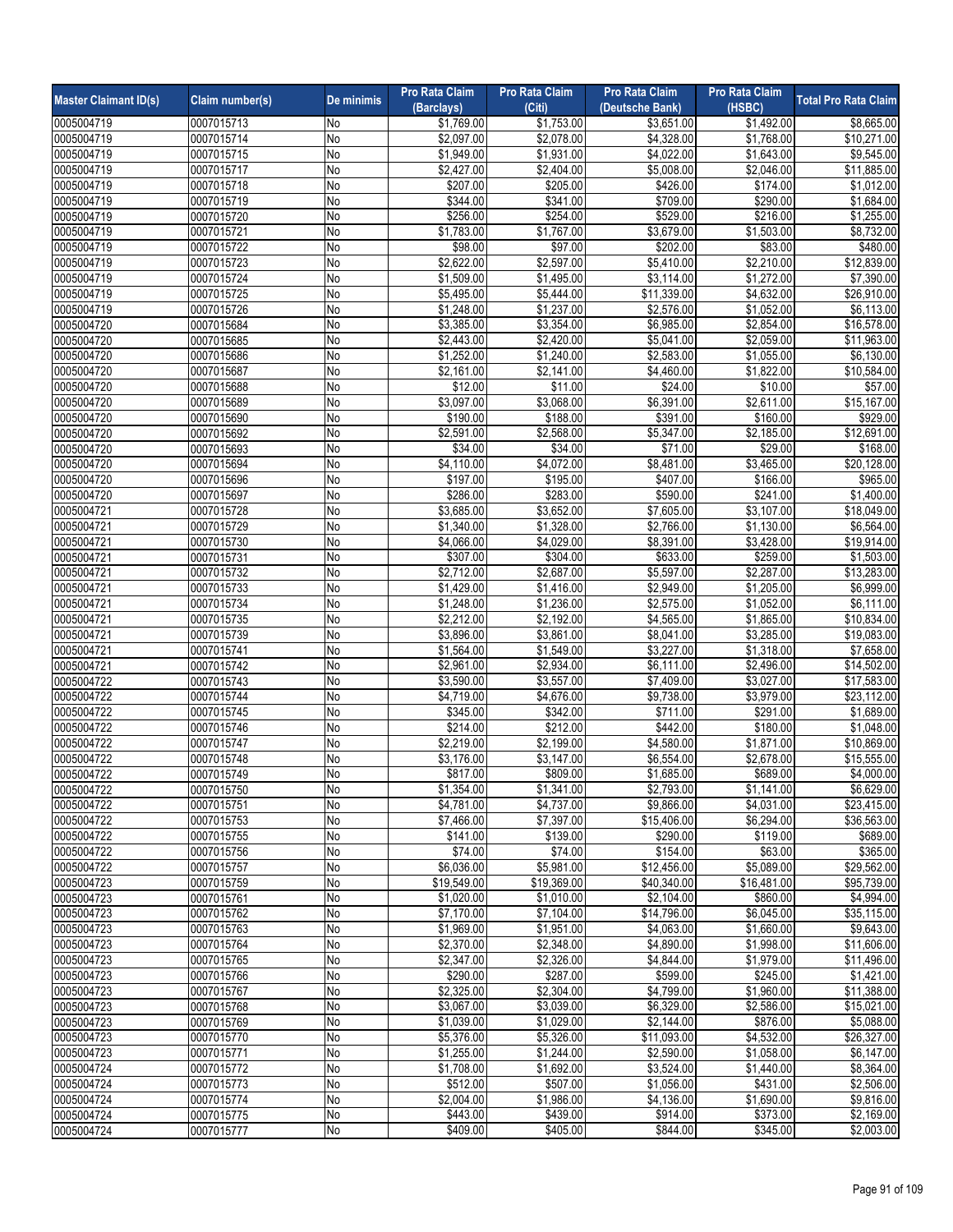| Master Claimant ID(s) | Claim number(s) | De minimis | Pro Rata Claim (Barclays) | Pro Rata Claim (Citi) | Pro Rata Claim (Deutsche Bank) | Pro Rata Claim (HSBC) | Total Pro Rata Claim |
|---|---|---|---|---|---|---|---|
| 0005004719 | 0007015713 | No | $1,769.00 | $1,753.00 | $3,651.00 | $1,492.00 | $8,665.00 |
| 0005004719 | 0007015714 | No | $2,097.00 | $2,078.00 | $4,328.00 | $1,768.00 | $10,271.00 |
| 0005004719 | 0007015715 | No | $1,949.00 | $1,931.00 | $4,022.00 | $1,643.00 | $9,545.00 |
| 0005004719 | 0007015717 | No | $2,427.00 | $2,404.00 | $5,008.00 | $2,046.00 | $11,885.00 |
| 0005004719 | 0007015718 | No | $207.00 | $205.00 | $426.00 | $174.00 | $1,012.00 |
| 0005004719 | 0007015719 | No | $344.00 | $341.00 | $709.00 | $290.00 | $1,684.00 |
| 0005004719 | 0007015720 | No | $256.00 | $254.00 | $529.00 | $216.00 | $1,255.00 |
| 0005004719 | 0007015721 | No | $1,783.00 | $1,767.00 | $3,679.00 | $1,503.00 | $8,732.00 |
| 0005004719 | 0007015722 | No | $98.00 | $97.00 | $202.00 | $83.00 | $480.00 |
| 0005004719 | 0007015723 | No | $2,622.00 | $2,597.00 | $5,410.00 | $2,210.00 | $12,839.00 |
| 0005004719 | 0007015724 | No | $1,509.00 | $1,495.00 | $3,114.00 | $1,272.00 | $7,390.00 |
| 0005004719 | 0007015725 | No | $5,495.00 | $5,444.00 | $11,339.00 | $4,632.00 | $26,910.00 |
| 0005004719 | 0007015726 | No | $1,248.00 | $1,237.00 | $2,576.00 | $1,052.00 | $6,113.00 |
| 0005004720 | 0007015684 | No | $3,385.00 | $3,354.00 | $6,985.00 | $2,854.00 | $16,578.00 |
| 0005004720 | 0007015685 | No | $2,443.00 | $2,420.00 | $5,041.00 | $2,059.00 | $11,963.00 |
| 0005004720 | 0007015686 | No | $1,252.00 | $1,240.00 | $2,583.00 | $1,055.00 | $6,130.00 |
| 0005004720 | 0007015687 | No | $2,161.00 | $2,141.00 | $4,460.00 | $1,822.00 | $10,584.00 |
| 0005004720 | 0007015688 | No | $12.00 | $11.00 | $24.00 | $10.00 | $57.00 |
| 0005004720 | 0007015689 | No | $3,097.00 | $3,068.00 | $6,391.00 | $2,611.00 | $15,167.00 |
| 0005004720 | 0007015690 | No | $190.00 | $188.00 | $391.00 | $160.00 | $929.00 |
| 0005004720 | 0007015692 | No | $2,591.00 | $2,568.00 | $5,347.00 | $2,185.00 | $12,691.00 |
| 0005004720 | 0007015693 | No | $34.00 | $34.00 | $71.00 | $29.00 | $168.00 |
| 0005004720 | 0007015694 | No | $4,110.00 | $4,072.00 | $8,481.00 | $3,465.00 | $20,128.00 |
| 0005004720 | 0007015696 | No | $197.00 | $195.00 | $407.00 | $166.00 | $965.00 |
| 0005004720 | 0007015697 | No | $286.00 | $283.00 | $590.00 | $241.00 | $1,400.00 |
| 0005004721 | 0007015728 | No | $3,685.00 | $3,652.00 | $7,605.00 | $3,107.00 | $18,049.00 |
| 0005004721 | 0007015729 | No | $1,340.00 | $1,328.00 | $2,766.00 | $1,130.00 | $6,564.00 |
| 0005004721 | 0007015730 | No | $4,066.00 | $4,029.00 | $8,391.00 | $3,428.00 | $19,914.00 |
| 0005004721 | 0007015731 | No | $307.00 | $304.00 | $633.00 | $259.00 | $1,503.00 |
| 0005004721 | 0007015732 | No | $2,712.00 | $2,687.00 | $5,597.00 | $2,287.00 | $13,283.00 |
| 0005004721 | 0007015733 | No | $1,429.00 | $1,416.00 | $2,949.00 | $1,205.00 | $6,999.00 |
| 0005004721 | 0007015734 | No | $1,248.00 | $1,236.00 | $2,575.00 | $1,052.00 | $6,111.00 |
| 0005004721 | 0007015735 | No | $2,212.00 | $2,192.00 | $4,565.00 | $1,865.00 | $10,834.00 |
| 0005004721 | 0007015739 | No | $3,896.00 | $3,861.00 | $8,041.00 | $3,285.00 | $19,083.00 |
| 0005004721 | 0007015741 | No | $1,564.00 | $1,549.00 | $3,227.00 | $1,318.00 | $7,658.00 |
| 0005004721 | 0007015742 | No | $2,961.00 | $2,934.00 | $6,111.00 | $2,496.00 | $14,502.00 |
| 0005004722 | 0007015743 | No | $3,590.00 | $3,557.00 | $7,409.00 | $3,027.00 | $17,583.00 |
| 0005004722 | 0007015744 | No | $4,719.00 | $4,676.00 | $9,738.00 | $3,979.00 | $23,112.00 |
| 0005004722 | 0007015745 | No | $345.00 | $342.00 | $711.00 | $291.00 | $1,689.00 |
| 0005004722 | 0007015746 | No | $214.00 | $212.00 | $442.00 | $180.00 | $1,048.00 |
| 0005004722 | 0007015747 | No | $2,219.00 | $2,199.00 | $4,580.00 | $1,871.00 | $10,869.00 |
| 0005004722 | 0007015748 | No | $3,176.00 | $3,147.00 | $6,554.00 | $2,678.00 | $15,555.00 |
| 0005004722 | 0007015749 | No | $817.00 | $809.00 | $1,685.00 | $689.00 | $4,000.00 |
| 0005004722 | 0007015750 | No | $1,354.00 | $1,341.00 | $2,793.00 | $1,141.00 | $6,629.00 |
| 0005004722 | 0007015751 | No | $4,781.00 | $4,737.00 | $9,866.00 | $4,031.00 | $23,415.00 |
| 0005004722 | 0007015753 | No | $7,466.00 | $7,397.00 | $15,406.00 | $6,294.00 | $36,563.00 |
| 0005004722 | 0007015755 | No | $141.00 | $139.00 | $290.00 | $119.00 | $689.00 |
| 0005004722 | 0007015756 | No | $74.00 | $74.00 | $154.00 | $63.00 | $365.00 |
| 0005004722 | 0007015757 | No | $6,036.00 | $5,981.00 | $12,456.00 | $5,089.00 | $29,562.00 |
| 0005004723 | 0007015759 | No | $19,549.00 | $19,369.00 | $40,340.00 | $16,481.00 | $95,739.00 |
| 0005004723 | 0007015761 | No | $1,020.00 | $1,010.00 | $2,104.00 | $860.00 | $4,994.00 |
| 0005004723 | 0007015762 | No | $7,170.00 | $7,104.00 | $14,796.00 | $6,045.00 | $35,115.00 |
| 0005004723 | 0007015763 | No | $1,969.00 | $1,951.00 | $4,063.00 | $1,660.00 | $9,643.00 |
| 0005004723 | 0007015764 | No | $2,370.00 | $2,348.00 | $4,890.00 | $1,998.00 | $11,606.00 |
| 0005004723 | 0007015765 | No | $2,347.00 | $2,326.00 | $4,844.00 | $1,979.00 | $11,496.00 |
| 0005004723 | 0007015766 | No | $290.00 | $287.00 | $599.00 | $245.00 | $1,421.00 |
| 0005004723 | 0007015767 | No | $2,325.00 | $2,304.00 | $4,799.00 | $1,960.00 | $11,388.00 |
| 0005004723 | 0007015768 | No | $3,067.00 | $3,039.00 | $6,329.00 | $2,586.00 | $15,021.00 |
| 0005004723 | 0007015769 | No | $1,039.00 | $1,029.00 | $2,144.00 | $876.00 | $5,088.00 |
| 0005004723 | 0007015770 | No | $5,376.00 | $5,326.00 | $11,093.00 | $4,532.00 | $26,327.00 |
| 0005004723 | 0007015771 | No | $1,255.00 | $1,244.00 | $2,590.00 | $1,058.00 | $6,147.00 |
| 0005004724 | 0007015772 | No | $1,708.00 | $1,692.00 | $3,524.00 | $1,440.00 | $8,364.00 |
| 0005004724 | 0007015773 | No | $512.00 | $507.00 | $1,056.00 | $431.00 | $2,506.00 |
| 0005004724 | 0007015774 | No | $2,004.00 | $1,986.00 | $4,136.00 | $1,690.00 | $9,816.00 |
| 0005004724 | 0007015775 | No | $443.00 | $439.00 | $914.00 | $373.00 | $2,169.00 |
| 0005004724 | 0007015777 | No | $409.00 | $405.00 | $844.00 | $345.00 | $2,003.00 |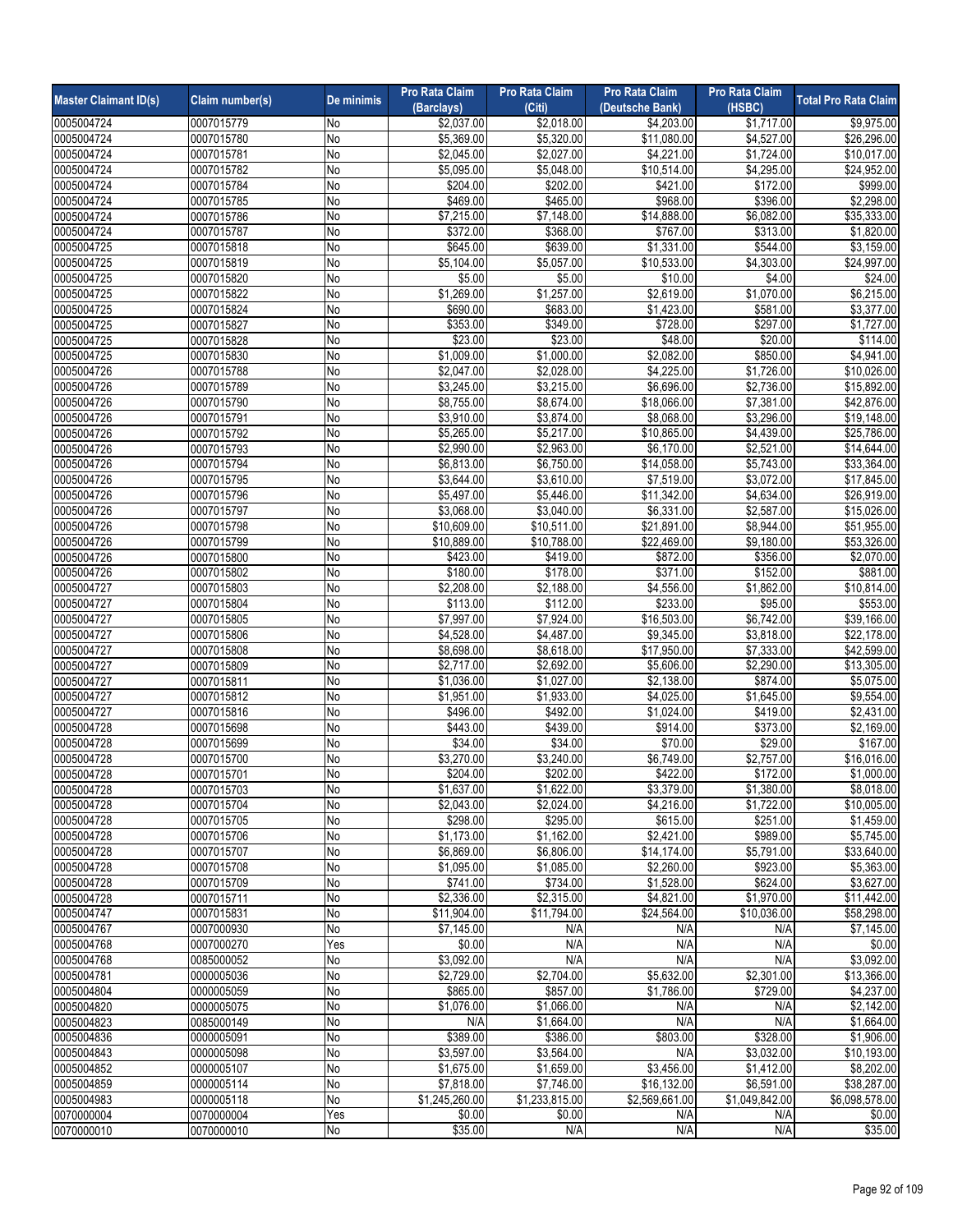| Master Claimant ID(s) | Claim number(s) | De minimis | Pro Rata Claim (Barclays) | Pro Rata Claim (Citi) | Pro Rata Claim (Deutsche Bank) | Pro Rata Claim (HSBC) | Total Pro Rata Claim |
|---|---|---|---|---|---|---|---|
| 0005004724 | 0007015779 | No | $2,037.00 | $2,018.00 | $4,203.00 | $1,717.00 | $9,975.00 |
| 0005004724 | 0007015780 | No | $5,369.00 | $5,320.00 | $11,080.00 | $4,527.00 | $26,296.00 |
| 0005004724 | 0007015781 | No | $2,045.00 | $2,027.00 | $4,221.00 | $1,724.00 | $10,017.00 |
| 0005004724 | 0007015782 | No | $5,095.00 | $5,048.00 | $10,514.00 | $4,295.00 | $24,952.00 |
| 0005004724 | 0007015784 | No | $204.00 | $202.00 | $421.00 | $172.00 | $999.00 |
| 0005004724 | 0007015785 | No | $469.00 | $465.00 | $968.00 | $396.00 | $2,298.00 |
| 0005004724 | 0007015786 | No | $7,215.00 | $7,148.00 | $14,888.00 | $6,082.00 | $35,333.00 |
| 0005004724 | 0007015787 | No | $372.00 | $368.00 | $767.00 | $313.00 | $1,820.00 |
| 0005004725 | 0007015818 | No | $645.00 | $639.00 | $1,331.00 | $544.00 | $3,159.00 |
| 0005004725 | 0007015819 | No | $5,104.00 | $5,057.00 | $10,533.00 | $4,303.00 | $24,997.00 |
| 0005004725 | 0007015820 | No | $5.00 | $5.00 | $10.00 | $4.00 | $24.00 |
| 0005004725 | 0007015822 | No | $1,269.00 | $1,257.00 | $2,619.00 | $1,070.00 | $6,215.00 |
| 0005004725 | 0007015824 | No | $690.00 | $683.00 | $1,423.00 | $581.00 | $3,377.00 |
| 0005004725 | 0007015827 | No | $353.00 | $349.00 | $728.00 | $297.00 | $1,727.00 |
| 0005004725 | 0007015828 | No | $23.00 | $23.00 | $48.00 | $20.00 | $114.00 |
| 0005004725 | 0007015830 | No | $1,009.00 | $1,000.00 | $2,082.00 | $850.00 | $4,941.00 |
| 0005004726 | 0007015788 | No | $2,047.00 | $2,028.00 | $4,225.00 | $1,726.00 | $10,026.00 |
| 0005004726 | 0007015789 | No | $3,245.00 | $3,215.00 | $6,696.00 | $2,736.00 | $15,892.00 |
| 0005004726 | 0007015790 | No | $8,755.00 | $8,674.00 | $18,066.00 | $7,381.00 | $42,876.00 |
| 0005004726 | 0007015791 | No | $3,910.00 | $3,874.00 | $8,068.00 | $3,296.00 | $19,148.00 |
| 0005004726 | 0007015792 | No | $5,265.00 | $5,217.00 | $10,865.00 | $4,439.00 | $25,786.00 |
| 0005004726 | 0007015793 | No | $2,990.00 | $2,963.00 | $6,170.00 | $2,521.00 | $14,644.00 |
| 0005004726 | 0007015794 | No | $6,813.00 | $6,750.00 | $14,058.00 | $5,743.00 | $33,364.00 |
| 0005004726 | 0007015795 | No | $3,644.00 | $3,610.00 | $7,519.00 | $3,072.00 | $17,845.00 |
| 0005004726 | 0007015796 | No | $5,497.00 | $5,446.00 | $11,342.00 | $4,634.00 | $26,919.00 |
| 0005004726 | 0007015797 | No | $3,068.00 | $3,040.00 | $6,331.00 | $2,587.00 | $15,026.00 |
| 0005004726 | 0007015798 | No | $10,609.00 | $10,511.00 | $21,891.00 | $8,944.00 | $51,955.00 |
| 0005004726 | 0007015799 | No | $10,889.00 | $10,788.00 | $22,469.00 | $9,180.00 | $53,326.00 |
| 0005004726 | 0007015800 | No | $423.00 | $419.00 | $872.00 | $356.00 | $2,070.00 |
| 0005004726 | 0007015802 | No | $180.00 | $178.00 | $371.00 | $152.00 | $881.00 |
| 0005004727 | 0007015803 | No | $2,208.00 | $2,188.00 | $4,556.00 | $1,862.00 | $10,814.00 |
| 0005004727 | 0007015804 | No | $113.00 | $112.00 | $233.00 | $95.00 | $553.00 |
| 0005004727 | 0007015805 | No | $7,997.00 | $7,924.00 | $16,503.00 | $6,742.00 | $39,166.00 |
| 0005004727 | 0007015806 | No | $4,528.00 | $4,487.00 | $9,345.00 | $3,818.00 | $22,178.00 |
| 0005004727 | 0007015808 | No | $8,698.00 | $8,618.00 | $17,950.00 | $7,333.00 | $42,599.00 |
| 0005004727 | 0007015809 | No | $2,717.00 | $2,692.00 | $5,606.00 | $2,290.00 | $13,305.00 |
| 0005004727 | 0007015811 | No | $1,036.00 | $1,027.00 | $2,138.00 | $874.00 | $5,075.00 |
| 0005004727 | 0007015812 | No | $1,951.00 | $1,933.00 | $4,025.00 | $1,645.00 | $9,554.00 |
| 0005004727 | 0007015816 | No | $496.00 | $492.00 | $1,024.00 | $419.00 | $2,431.00 |
| 0005004728 | 0007015698 | No | $443.00 | $439.00 | $914.00 | $373.00 | $2,169.00 |
| 0005004728 | 0007015699 | No | $34.00 | $34.00 | $70.00 | $29.00 | $167.00 |
| 0005004728 | 0007015700 | No | $3,270.00 | $3,240.00 | $6,749.00 | $2,757.00 | $16,016.00 |
| 0005004728 | 0007015701 | No | $204.00 | $202.00 | $422.00 | $172.00 | $1,000.00 |
| 0005004728 | 0007015703 | No | $1,637.00 | $1,622.00 | $3,379.00 | $1,380.00 | $8,018.00 |
| 0005004728 | 0007015704 | No | $2,043.00 | $2,024.00 | $4,216.00 | $1,722.00 | $10,005.00 |
| 0005004728 | 0007015705 | No | $298.00 | $295.00 | $615.00 | $251.00 | $1,459.00 |
| 0005004728 | 0007015706 | No | $1,173.00 | $1,162.00 | $2,421.00 | $989.00 | $5,745.00 |
| 0005004728 | 0007015707 | No | $6,869.00 | $6,806.00 | $14,174.00 | $5,791.00 | $33,640.00 |
| 0005004728 | 0007015708 | No | $1,095.00 | $1,085.00 | $2,260.00 | $923.00 | $5,363.00 |
| 0005004728 | 0007015709 | No | $741.00 | $734.00 | $1,528.00 | $624.00 | $3,627.00 |
| 0005004728 | 0007015711 | No | $2,336.00 | $2,315.00 | $4,821.00 | $1,970.00 | $11,442.00 |
| 0005004747 | 0007015831 | No | $11,904.00 | $11,794.00 | $24,564.00 | $10,036.00 | $58,298.00 |
| 0005004767 | 0007000930 | No | $7,145.00 | N/A | N/A | N/A | $7,145.00 |
| 0005004768 | 0007000270 | Yes | $0.00 | N/A | N/A | N/A | $0.00 |
| 0005004768 | 0085000052 | No | $3,092.00 | N/A | N/A | N/A | $3,092.00 |
| 0005004781 | 0000005036 | No | $2,729.00 | $2,704.00 | $5,632.00 | $2,301.00 | $13,366.00 |
| 0005004804 | 0000005059 | No | $865.00 | $857.00 | $1,786.00 | $729.00 | $4,237.00 |
| 0005004820 | 0000005075 | No | $1,076.00 | $1,066.00 | N/A | N/A | $2,142.00 |
| 0005004823 | 0085000149 | No | N/A | $1,664.00 | N/A | N/A | $1,664.00 |
| 0005004836 | 0000005091 | No | $389.00 | $386.00 | $803.00 | $328.00 | $1,906.00 |
| 0005004843 | 0000005098 | No | $3,597.00 | $3,564.00 | N/A | $3,032.00 | $10,193.00 |
| 0005004852 | 0000005107 | No | $1,675.00 | $1,659.00 | $3,456.00 | $1,412.00 | $8,202.00 |
| 0005004859 | 0000005114 | No | $7,818.00 | $7,746.00 | $16,132.00 | $6,591.00 | $38,287.00 |
| 0005004983 | 0000005118 | No | $1,245,260.00 | $1,233,815.00 | $2,569,661.00 | $1,049,842.00 | $6,098,578.00 |
| 0070000004 | 0070000004 | Yes | $0.00 | $0.00 | N/A | N/A | $0.00 |
| 0070000010 | 0070000010 | No | $35.00 | N/A | N/A | N/A | $35.00 |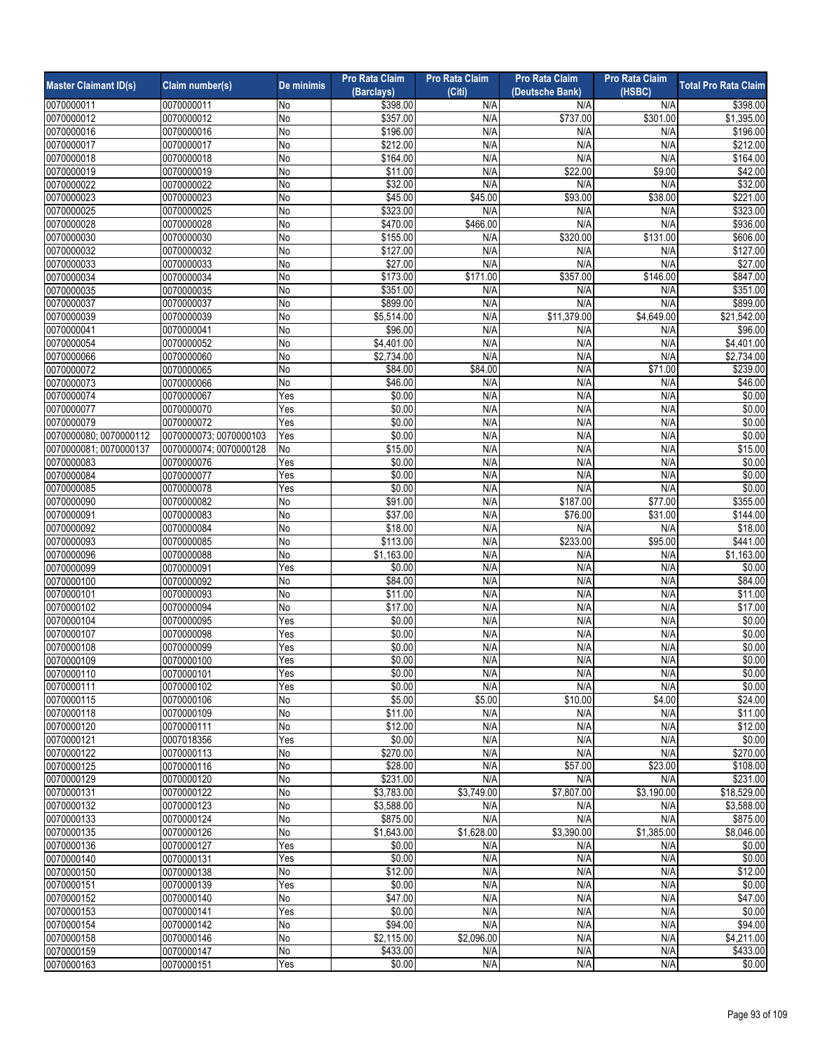| Master Claimant ID(s) | Claim number(s) | De minimis | Pro Rata Claim (Barclays) | Pro Rata Claim (Citi) | Pro Rata Claim (Deutsche Bank) | Pro Rata Claim (HSBC) | Total Pro Rata Claim |
|---|---|---|---|---|---|---|---|
| 0070000011 | 0070000011 | No | $398.00 | N/A | N/A | N/A | $398.00 |
| 0070000012 | 0070000012 | No | $357.00 | N/A | $737.00 | $301.00 | $1,395.00 |
| 0070000016 | 0070000016 | No | $196.00 | N/A | N/A | N/A | $196.00 |
| 0070000017 | 0070000017 | No | $212.00 | N/A | N/A | N/A | $212.00 |
| 0070000018 | 0070000018 | No | $164.00 | N/A | N/A | N/A | $164.00 |
| 0070000019 | 0070000019 | No | $11.00 | N/A | $22.00 | $9.00 | $42.00 |
| 0070000022 | 0070000022 | No | $32.00 | N/A | N/A | N/A | $32.00 |
| 0070000023 | 0070000023 | No | $45.00 | $45.00 | $93.00 | $38.00 | $221.00 |
| 0070000025 | 0070000025 | No | $323.00 | N/A | N/A | N/A | $323.00 |
| 0070000028 | 0070000028 | No | $470.00 | $466.00 | N/A | N/A | $936.00 |
| 0070000030 | 0070000030 | No | $155.00 | N/A | $320.00 | $131.00 | $606.00 |
| 0070000032 | 0070000032 | No | $127.00 | N/A | N/A | N/A | $127.00 |
| 0070000033 | 0070000033 | No | $27.00 | N/A | N/A | N/A | $27.00 |
| 0070000034 | 0070000034 | No | $173.00 | $171.00 | $357.00 | $146.00 | $847.00 |
| 0070000035 | 0070000035 | No | $351.00 | N/A | N/A | N/A | $351.00 |
| 0070000037 | 0070000037 | No | $899.00 | N/A | N/A | N/A | $899.00 |
| 0070000039 | 0070000039 | No | $5,514.00 | N/A | $11,379.00 | $4,649.00 | $21,542.00 |
| 0070000041 | 0070000041 | No | $96.00 | N/A | N/A | N/A | $96.00 |
| 0070000054 | 0070000052 | No | $4,401.00 | N/A | N/A | N/A | $4,401.00 |
| 0070000066 | 0070000060 | No | $2,734.00 | N/A | N/A | N/A | $2,734.00 |
| 0070000072 | 0070000065 | No | $84.00 | $84.00 | N/A | $71.00 | $239.00 |
| 0070000073 | 0070000066 | No | $46.00 | N/A | N/A | N/A | $46.00 |
| 0070000074 | 0070000067 | Yes | $0.00 | N/A | N/A | N/A | $0.00 |
| 0070000077 | 0070000070 | Yes | $0.00 | N/A | N/A | N/A | $0.00 |
| 0070000079 | 0070000072 | Yes | $0.00 | N/A | N/A | N/A | $0.00 |
| 0070000080; 0070000112 | 0070000073; 0070000103 | Yes | $0.00 | N/A | N/A | N/A | $0.00 |
| 0070000081; 0070000137 | 0070000074; 0070000128 | No | $15.00 | N/A | N/A | N/A | $15.00 |
| 0070000083 | 0070000076 | Yes | $0.00 | N/A | N/A | N/A | $0.00 |
| 0070000084 | 0070000077 | Yes | $0.00 | N/A | N/A | N/A | $0.00 |
| 0070000085 | 0070000078 | Yes | $0.00 | N/A | N/A | N/A | $0.00 |
| 0070000090 | 0070000082 | No | $91.00 | N/A | $187.00 | $77.00 | $355.00 |
| 0070000091 | 0070000083 | No | $37.00 | N/A | $76.00 | $31.00 | $144.00 |
| 0070000092 | 0070000084 | No | $18.00 | N/A | N/A | N/A | $18.00 |
| 0070000093 | 0070000085 | No | $113.00 | N/A | $233.00 | $95.00 | $441.00 |
| 0070000096 | 0070000088 | No | $1,163.00 | N/A | N/A | N/A | $1,163.00 |
| 0070000099 | 0070000091 | Yes | $0.00 | N/A | N/A | N/A | $0.00 |
| 0070000100 | 0070000092 | No | $84.00 | N/A | N/A | N/A | $84.00 |
| 0070000101 | 0070000093 | No | $11.00 | N/A | N/A | N/A | $11.00 |
| 0070000102 | 0070000094 | No | $17.00 | N/A | N/A | N/A | $17.00 |
| 0070000104 | 0070000095 | Yes | $0.00 | N/A | N/A | N/A | $0.00 |
| 0070000107 | 0070000098 | Yes | $0.00 | N/A | N/A | N/A | $0.00 |
| 0070000108 | 0070000099 | Yes | $0.00 | N/A | N/A | N/A | $0.00 |
| 0070000109 | 0070000100 | Yes | $0.00 | N/A | N/A | N/A | $0.00 |
| 0070000110 | 0070000101 | Yes | $0.00 | N/A | N/A | N/A | $0.00 |
| 0070000111 | 0070000102 | Yes | $0.00 | N/A | N/A | N/A | $0.00 |
| 0070000115 | 0070000106 | No | $5.00 | $5.00 | $10.00 | $4.00 | $24.00 |
| 0070000118 | 0070000109 | No | $11.00 | N/A | N/A | N/A | $11.00 |
| 0070000120 | 0070000111 | No | $12.00 | N/A | N/A | N/A | $12.00 |
| 0070000121 | 0007018356 | Yes | $0.00 | N/A | N/A | N/A | $0.00 |
| 0070000122 | 0070000113 | No | $270.00 | N/A | N/A | N/A | $270.00 |
| 0070000125 | 0070000116 | No | $28.00 | N/A | $57.00 | $23.00 | $108.00 |
| 0070000129 | 0070000120 | No | $231.00 | N/A | N/A | N/A | $231.00 |
| 0070000131 | 0070000122 | No | $3,783.00 | $3,749.00 | $7,807.00 | $3,190.00 | $18,529.00 |
| 0070000132 | 0070000123 | No | $3,588.00 | N/A | N/A | N/A | $3,588.00 |
| 0070000133 | 0070000124 | No | $875.00 | N/A | N/A | N/A | $875.00 |
| 0070000135 | 0070000126 | No | $1,643.00 | $1,628.00 | $3,390.00 | $1,385.00 | $8,046.00 |
| 0070000136 | 0070000127 | Yes | $0.00 | N/A | N/A | N/A | $0.00 |
| 0070000140 | 0070000131 | Yes | $0.00 | N/A | N/A | N/A | $0.00 |
| 0070000150 | 0070000138 | No | $12.00 | N/A | N/A | N/A | $12.00 |
| 0070000151 | 0070000139 | Yes | $0.00 | N/A | N/A | N/A | $0.00 |
| 0070000152 | 0070000140 | No | $47.00 | N/A | N/A | N/A | $47.00 |
| 0070000153 | 0070000141 | Yes | $0.00 | N/A | N/A | N/A | $0.00 |
| 0070000154 | 0070000142 | No | $94.00 | N/A | N/A | N/A | $94.00 |
| 0070000158 | 0070000146 | No | $2,115.00 | $2,096.00 | N/A | N/A | $4,211.00 |
| 0070000159 | 0070000147 | No | $433.00 | N/A | N/A | N/A | $433.00 |
| 0070000163 | 0070000151 | Yes | $0.00 | N/A | N/A | N/A | $0.00 |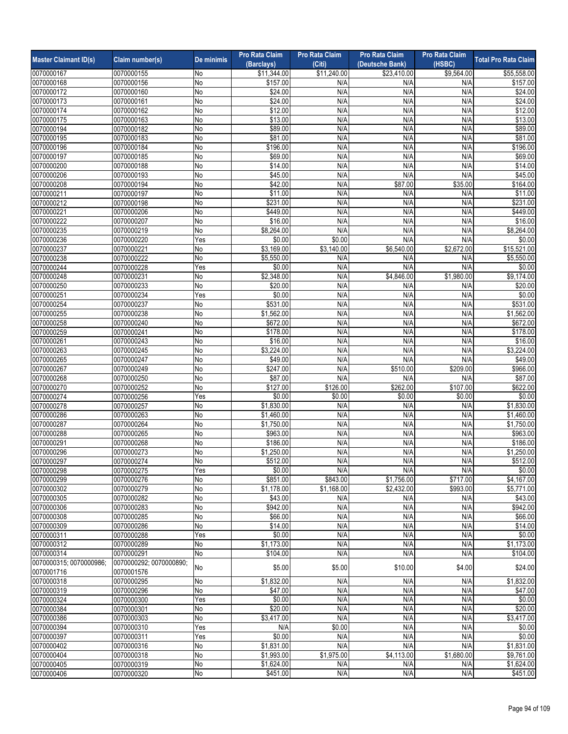| Master Claimant ID(s) | Claim number(s) | De minimis | Pro Rata Claim (Barclays) | Pro Rata Claim (Citi) | Pro Rata Claim (Deutsche Bank) | Pro Rata Claim (HSBC) | Total Pro Rata Claim |
|---|---|---|---|---|---|---|---|
| 0070000167 | 0070000155 | No | $11,344.00 | $11,240.00 | $23,410.00 | $9,564.00 | $55,558.00 |
| 0070000168 | 0070000156 | No | $157.00 | N/A | N/A | N/A | $157.00 |
| 0070000172 | 0070000160 | No | $24.00 | N/A | N/A | N/A | $24.00 |
| 0070000173 | 0070000161 | No | $24.00 | N/A | N/A | N/A | $24.00 |
| 0070000174 | 0070000162 | No | $12.00 | N/A | N/A | N/A | $12.00 |
| 0070000175 | 0070000163 | No | $13.00 | N/A | N/A | N/A | $13.00 |
| 0070000194 | 0070000182 | No | $89.00 | N/A | N/A | N/A | $89.00 |
| 0070000195 | 0070000183 | No | $81.00 | N/A | N/A | N/A | $81.00 |
| 0070000196 | 0070000184 | No | $196.00 | N/A | N/A | N/A | $196.00 |
| 0070000197 | 0070000185 | No | $69.00 | N/A | N/A | N/A | $69.00 |
| 0070000200 | 0070000188 | No | $14.00 | N/A | N/A | N/A | $14.00 |
| 0070000206 | 0070000193 | No | $45.00 | N/A | N/A | N/A | $45.00 |
| 0070000208 | 0070000194 | No | $42.00 | N/A | $87.00 | $35.00 | $164.00 |
| 0070000211 | 0070000197 | No | $11.00 | N/A | N/A | N/A | $11.00 |
| 0070000212 | 0070000198 | No | $231.00 | N/A | N/A | N/A | $231.00 |
| 0070000221 | 0070000206 | No | $449.00 | N/A | N/A | N/A | $449.00 |
| 0070000222 | 0070000207 | No | $16.00 | N/A | N/A | N/A | $16.00 |
| 0070000235 | 0070000219 | No | $8,264.00 | N/A | N/A | N/A | $8,264.00 |
| 0070000236 | 0070000220 | Yes | $0.00 | $0.00 | N/A | N/A | $0.00 |
| 0070000237 | 0070000221 | No | $3,169.00 | $3,140.00 | $6,540.00 | $2,672.00 | $15,521.00 |
| 0070000238 | 0070000222 | No | $5,550.00 | N/A | N/A | N/A | $5,550.00 |
| 0070000244 | 0070000228 | Yes | $0.00 | N/A | N/A | N/A | $0.00 |
| 0070000248 | 0070000231 | No | $2,348.00 | N/A | $4,846.00 | $1,980.00 | $9,174.00 |
| 0070000250 | 0070000233 | No | $20.00 | N/A | N/A | N/A | $20.00 |
| 0070000251 | 0070000234 | Yes | $0.00 | N/A | N/A | N/A | $0.00 |
| 0070000254 | 0070000237 | No | $531.00 | N/A | N/A | N/A | $531.00 |
| 0070000255 | 0070000238 | No | $1,562.00 | N/A | N/A | N/A | $1,562.00 |
| 0070000258 | 0070000240 | No | $672.00 | N/A | N/A | N/A | $672.00 |
| 0070000259 | 0070000241 | No | $178.00 | N/A | N/A | N/A | $178.00 |
| 0070000261 | 0070000243 | No | $16.00 | N/A | N/A | N/A | $16.00 |
| 0070000263 | 0070000245 | No | $3,224.00 | N/A | N/A | N/A | $3,224.00 |
| 0070000265 | 0070000247 | No | $49.00 | N/A | N/A | N/A | $49.00 |
| 0070000267 | 0070000249 | No | $247.00 | N/A | $510.00 | $209.00 | $966.00 |
| 0070000268 | 0070000250 | No | $87.00 | N/A | N/A | N/A | $87.00 |
| 0070000270 | 0070000252 | No | $127.00 | $126.00 | $262.00 | $107.00 | $622.00 |
| 0070000274 | 0070000256 | Yes | $0.00 | $0.00 | $0.00 | $0.00 | $0.00 |
| 0070000278 | 0070000257 | No | $1,830.00 | N/A | N/A | N/A | $1,830.00 |
| 0070000286 | 0070000263 | No | $1,460.00 | N/A | N/A | N/A | $1,460.00 |
| 0070000287 | 0070000264 | No | $1,750.00 | N/A | N/A | N/A | $1,750.00 |
| 0070000288 | 0070000265 | No | $963.00 | N/A | N/A | N/A | $963.00 |
| 0070000291 | 0070000268 | No | $186.00 | N/A | N/A | N/A | $186.00 |
| 0070000296 | 0070000273 | No | $1,250.00 | N/A | N/A | N/A | $1,250.00 |
| 0070000297 | 0070000274 | No | $512.00 | N/A | N/A | N/A | $512.00 |
| 0070000298 | 0070000275 | Yes | $0.00 | N/A | N/A | N/A | $0.00 |
| 0070000299 | 0070000276 | No | $851.00 | $843.00 | $1,756.00 | $717.00 | $4,167.00 |
| 0070000302 | 0070000279 | No | $1,178.00 | $1,168.00 | $2,432.00 | $993.00 | $5,771.00 |
| 0070000305 | 0070000282 | No | $43.00 | N/A | N/A | N/A | $43.00 |
| 0070000306 | 0070000283 | No | $942.00 | N/A | N/A | N/A | $942.00 |
| 0070000308 | 0070000285 | No | $66.00 | N/A | N/A | N/A | $66.00 |
| 0070000309 | 0070000286 | No | $14.00 | N/A | N/A | N/A | $14.00 |
| 0070000311 | 0070000288 | Yes | $0.00 | N/A | N/A | N/A | $0.00 |
| 0070000312 | 0070000289 | No | $1,173.00 | N/A | N/A | N/A | $1,173.00 |
| 0070000314 | 0070000291 | No | $104.00 | N/A | N/A | N/A | $104.00 |
| 0070000315; 0070000986; 0070001716 | 0070000292; 0070000890; 0070001576 | No | $5.00 | $5.00 | $10.00 | $4.00 | $24.00 |
| 0070000318 | 0070000295 | No | $1,832.00 | N/A | N/A | N/A | $1,832.00 |
| 0070000319 | 0070000296 | No | $47.00 | N/A | N/A | N/A | $47.00 |
| 0070000324 | 0070000300 | Yes | $0.00 | N/A | N/A | N/A | $0.00 |
| 0070000384 | 0070000301 | No | $20.00 | N/A | N/A | N/A | $20.00 |
| 0070000386 | 0070000303 | No | $3,417.00 | N/A | N/A | N/A | $3,417.00 |
| 0070000394 | 0070000310 | Yes | N/A | $0.00 | N/A | N/A | $0.00 |
| 0070000397 | 0070000311 | Yes | $0.00 | N/A | N/A | N/A | $0.00 |
| 0070000402 | 0070000316 | No | $1,831.00 | N/A | N/A | N/A | $1,831.00 |
| 0070000404 | 0070000318 | No | $1,993.00 | $1,975.00 | $4,113.00 | $1,680.00 | $9,761.00 |
| 0070000405 | 0070000319 | No | $1,624.00 | N/A | N/A | N/A | $1,624.00 |
| 0070000406 | 0070000320 | No | $451.00 | N/A | N/A | N/A | $451.00 |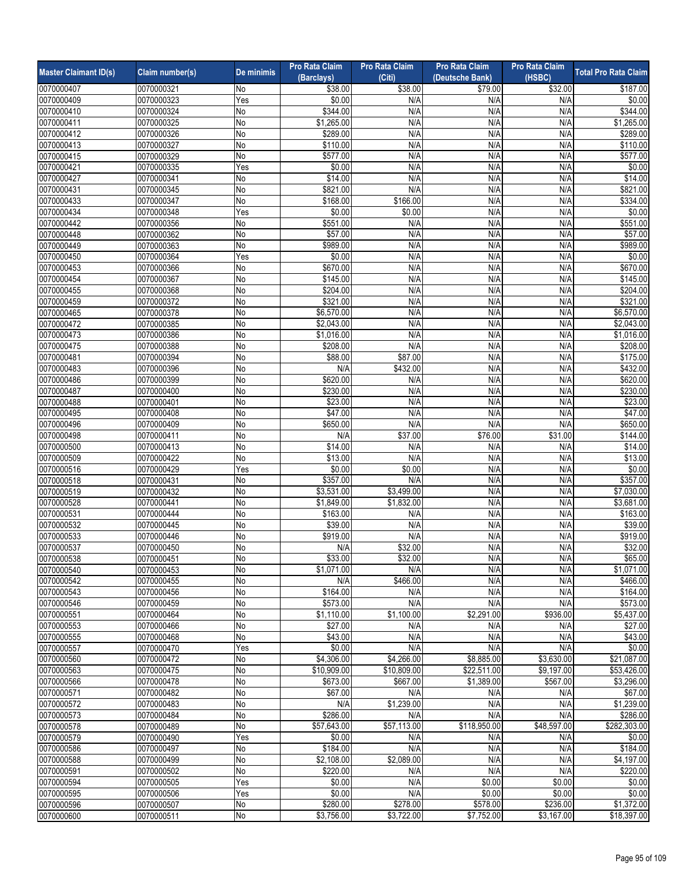| Master Claimant ID(s) | Claim number(s) | De minimis | Pro Rata Claim (Barclays) | Pro Rata Claim (Citi) | Pro Rata Claim (Deutsche Bank) | Pro Rata Claim (HSBC) | Total Pro Rata Claim |
|---|---|---|---|---|---|---|---|
| 0070000407 | 0070000321 | No | $38.00 | $38.00 | $79.00 | $32.00 | $187.00 |
| 0070000409 | 0070000323 | Yes | $0.00 | N/A | N/A | N/A | $0.00 |
| 0070000410 | 0070000324 | No | $344.00 | N/A | N/A | N/A | $344.00 |
| 0070000411 | 0070000325 | No | $1,265.00 | N/A | N/A | N/A | $1,265.00 |
| 0070000412 | 0070000326 | No | $289.00 | N/A | N/A | N/A | $289.00 |
| 0070000413 | 0070000327 | No | $110.00 | N/A | N/A | N/A | $110.00 |
| 0070000415 | 0070000329 | No | $577.00 | N/A | N/A | N/A | $577.00 |
| 0070000421 | 0070000335 | Yes | $0.00 | N/A | N/A | N/A | $0.00 |
| 0070000427 | 0070000341 | No | $14.00 | N/A | N/A | N/A | $14.00 |
| 0070000431 | 0070000345 | No | $821.00 | N/A | N/A | N/A | $821.00 |
| 0070000433 | 0070000347 | No | $168.00 | $166.00 | N/A | N/A | $334.00 |
| 0070000434 | 0070000348 | Yes | $0.00 | $0.00 | N/A | N/A | $0.00 |
| 0070000442 | 0070000356 | No | $551.00 | N/A | N/A | N/A | $551.00 |
| 0070000448 | 0070000362 | No | $57.00 | N/A | N/A | N/A | $57.00 |
| 0070000449 | 0070000363 | No | $989.00 | N/A | N/A | N/A | $989.00 |
| 0070000450 | 0070000364 | Yes | $0.00 | N/A | N/A | N/A | $0.00 |
| 0070000453 | 0070000366 | No | $670.00 | N/A | N/A | N/A | $670.00 |
| 0070000454 | 0070000367 | No | $145.00 | N/A | N/A | N/A | $145.00 |
| 0070000455 | 0070000368 | No | $204.00 | N/A | N/A | N/A | $204.00 |
| 0070000459 | 0070000372 | No | $321.00 | N/A | N/A | N/A | $321.00 |
| 0070000465 | 0070000378 | No | $6,570.00 | N/A | N/A | N/A | $6,570.00 |
| 0070000472 | 0070000385 | No | $2,043.00 | N/A | N/A | N/A | $2,043.00 |
| 0070000473 | 0070000386 | No | $1,016.00 | N/A | N/A | N/A | $1,016.00 |
| 0070000475 | 0070000388 | No | $208.00 | N/A | N/A | N/A | $208.00 |
| 0070000481 | 0070000394 | No | $88.00 | $87.00 | N/A | N/A | $175.00 |
| 0070000483 | 0070000396 | No | N/A | $432.00 | N/A | N/A | $432.00 |
| 0070000486 | 0070000399 | No | $620.00 | N/A | N/A | N/A | $620.00 |
| 0070000487 | 0070000400 | No | $230.00 | N/A | N/A | N/A | $230.00 |
| 0070000488 | 0070000401 | No | $23.00 | N/A | N/A | N/A | $23.00 |
| 0070000495 | 0070000408 | No | $47.00 | N/A | N/A | N/A | $47.00 |
| 0070000496 | 0070000409 | No | $650.00 | N/A | N/A | N/A | $650.00 |
| 0070000498 | 0070000411 | No | N/A | $37.00 | $76.00 | $31.00 | $144.00 |
| 0070000500 | 0070000413 | No | $14.00 | N/A | N/A | N/A | $14.00 |
| 0070000509 | 0070000422 | No | $13.00 | N/A | N/A | N/A | $13.00 |
| 0070000516 | 0070000429 | Yes | $0.00 | $0.00 | N/A | N/A | $0.00 |
| 0070000518 | 0070000431 | No | $357.00 | N/A | N/A | N/A | $357.00 |
| 0070000519 | 0070000432 | No | $3,531.00 | $3,499.00 | N/A | N/A | $7,030.00 |
| 0070000528 | 0070000441 | No | $1,849.00 | $1,832.00 | N/A | N/A | $3,681.00 |
| 0070000531 | 0070000444 | No | $163.00 | N/A | N/A | N/A | $163.00 |
| 0070000532 | 0070000445 | No | $39.00 | N/A | N/A | N/A | $39.00 |
| 0070000533 | 0070000446 | No | $919.00 | N/A | N/A | N/A | $919.00 |
| 0070000537 | 0070000450 | No | N/A | $32.00 | N/A | N/A | $32.00 |
| 0070000538 | 0070000451 | No | $33.00 | $32.00 | N/A | N/A | $65.00 |
| 0070000540 | 0070000453 | No | $1,071.00 | N/A | N/A | N/A | $1,071.00 |
| 0070000542 | 0070000455 | No | N/A | $466.00 | N/A | N/A | $466.00 |
| 0070000543 | 0070000456 | No | $164.00 | N/A | N/A | N/A | $164.00 |
| 0070000546 | 0070000459 | No | $573.00 | N/A | N/A | N/A | $573.00 |
| 0070000551 | 0070000464 | No | $1,110.00 | $1,100.00 | $2,291.00 | $936.00 | $5,437.00 |
| 0070000553 | 0070000466 | No | $27.00 | N/A | N/A | N/A | $27.00 |
| 0070000555 | 0070000468 | No | $43.00 | N/A | N/A | N/A | $43.00 |
| 0070000557 | 0070000470 | Yes | $0.00 | N/A | N/A | N/A | $0.00 |
| 0070000560 | 0070000472 | No | $4,306.00 | $4,266.00 | $8,885.00 | $3,630.00 | $21,087.00 |
| 0070000563 | 0070000475 | No | $10,909.00 | $10,809.00 | $22,511.00 | $9,197.00 | $53,426.00 |
| 0070000566 | 0070000478 | No | $673.00 | $667.00 | $1,389.00 | $567.00 | $3,296.00 |
| 0070000571 | 0070000482 | No | $67.00 | N/A | N/A | N/A | $67.00 |
| 0070000572 | 0070000483 | No | N/A | $1,239.00 | N/A | N/A | $1,239.00 |
| 0070000573 | 0070000484 | No | $286.00 | N/A | N/A | N/A | $286.00 |
| 0070000578 | 0070000489 | No | $57,643.00 | $57,113.00 | $118,950.00 | $48,597.00 | $282,303.00 |
| 0070000579 | 0070000490 | Yes | $0.00 | N/A | N/A | N/A | $0.00 |
| 0070000586 | 0070000497 | No | $184.00 | N/A | N/A | N/A | $184.00 |
| 0070000588 | 0070000499 | No | $2,108.00 | $2,089.00 | N/A | N/A | $4,197.00 |
| 0070000591 | 0070000502 | No | $220.00 | N/A | N/A | N/A | $220.00 |
| 0070000594 | 0070000505 | Yes | $0.00 | N/A | $0.00 | $0.00 | $0.00 |
| 0070000595 | 0070000506 | Yes | $0.00 | N/A | $0.00 | $0.00 | $0.00 |
| 0070000596 | 0070000507 | No | $280.00 | $278.00 | $578.00 | $236.00 | $1,372.00 |
| 0070000600 | 0070000511 | No | $3,756.00 | $3,722.00 | $7,752.00 | $3,167.00 | $18,397.00 |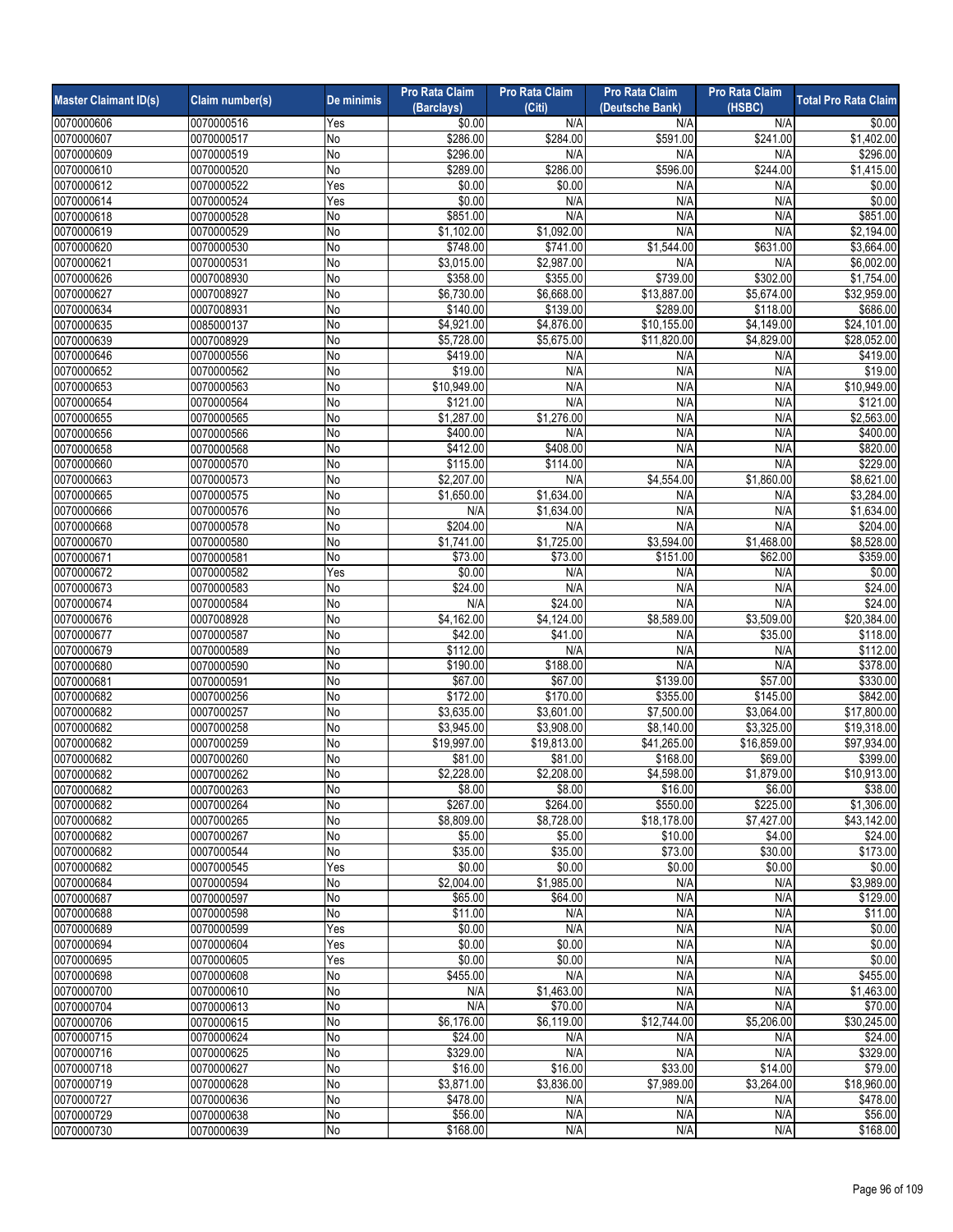| Master Claimant ID(s) | Claim number(s) | De minimis | Pro Rata Claim (Barclays) | Pro Rata Claim (Citi) | Pro Rata Claim (Deutsche Bank) | Pro Rata Claim (HSBC) | Total Pro Rata Claim |
|---|---|---|---|---|---|---|---|
| 0070000606 | 0070000516 | Yes | $0.00 | N/A | N/A | N/A | $0.00 |
| 0070000607 | 0070000517 | No | $286.00 | $284.00 | $591.00 | $241.00 | $1,402.00 |
| 0070000609 | 0070000519 | No | $296.00 | N/A | N/A | N/A | $296.00 |
| 0070000610 | 0070000520 | No | $289.00 | $286.00 | $596.00 | $244.00 | $1,415.00 |
| 0070000612 | 0070000522 | Yes | $0.00 | $0.00 | N/A | N/A | $0.00 |
| 0070000614 | 0070000524 | Yes | $0.00 | N/A | N/A | N/A | $0.00 |
| 0070000618 | 0070000528 | No | $851.00 | N/A | N/A | N/A | $851.00 |
| 0070000619 | 0070000529 | No | $1,102.00 | $1,092.00 | N/A | N/A | $2,194.00 |
| 0070000620 | 0070000530 | No | $748.00 | $741.00 | $1,544.00 | $631.00 | $3,664.00 |
| 0070000621 | 0070000531 | No | $3,015.00 | $2,987.00 | N/A | N/A | $6,002.00 |
| 0070000626 | 0007008930 | No | $358.00 | $355.00 | $739.00 | $302.00 | $1,754.00 |
| 0070000627 | 0007008927 | No | $6,730.00 | $6,668.00 | $13,887.00 | $5,674.00 | $32,959.00 |
| 0070000634 | 0007008931 | No | $140.00 | $139.00 | $289.00 | $118.00 | $686.00 |
| 0070000635 | 0085000137 | No | $4,921.00 | $4,876.00 | $10,155.00 | $4,149.00 | $24,101.00 |
| 0070000639 | 0007008929 | No | $5,728.00 | $5,675.00 | $11,820.00 | $4,829.00 | $28,052.00 |
| 0070000646 | 0070000556 | No | $419.00 | N/A | N/A | N/A | $419.00 |
| 0070000652 | 0070000562 | No | $19.00 | N/A | N/A | N/A | $19.00 |
| 0070000653 | 0070000563 | No | $10,949.00 | N/A | N/A | N/A | $10,949.00 |
| 0070000654 | 0070000564 | No | $121.00 | N/A | N/A | N/A | $121.00 |
| 0070000655 | 0070000565 | No | $1,287.00 | $1,276.00 | N/A | N/A | $2,563.00 |
| 0070000656 | 0070000566 | No | $400.00 | N/A | N/A | N/A | $400.00 |
| 0070000658 | 0070000568 | No | $412.00 | $408.00 | N/A | N/A | $820.00 |
| 0070000660 | 0070000570 | No | $115.00 | $114.00 | N/A | N/A | $229.00 |
| 0070000663 | 0070000573 | No | $2,207.00 | N/A | $4,554.00 | $1,860.00 | $8,621.00 |
| 0070000665 | 0070000575 | No | $1,650.00 | $1,634.00 | N/A | N/A | $3,284.00 |
| 0070000666 | 0070000576 | No | N/A | $1,634.00 | N/A | N/A | $1,634.00 |
| 0070000668 | 0070000578 | No | $204.00 | N/A | N/A | N/A | $204.00 |
| 0070000670 | 0070000580 | No | $1,741.00 | $1,725.00 | $3,594.00 | $1,468.00 | $8,528.00 |
| 0070000671 | 0070000581 | No | $73.00 | $73.00 | $151.00 | $62.00 | $359.00 |
| 0070000672 | 0070000582 | Yes | $0.00 | N/A | N/A | N/A | $0.00 |
| 0070000673 | 0070000583 | No | $24.00 | N/A | N/A | N/A | $24.00 |
| 0070000674 | 0070000584 | No | N/A | $24.00 | N/A | N/A | $24.00 |
| 0070000676 | 0007008928 | No | $4,162.00 | $4,124.00 | $8,589.00 | $3,509.00 | $20,384.00 |
| 0070000677 | 0070000587 | No | $42.00 | $41.00 | N/A | $35.00 | $118.00 |
| 0070000679 | 0070000589 | No | $112.00 | N/A | N/A | N/A | $112.00 |
| 0070000680 | 0070000590 | No | $190.00 | $188.00 | N/A | N/A | $378.00 |
| 0070000681 | 0070000591 | No | $67.00 | $67.00 | $139.00 | $57.00 | $330.00 |
| 0070000682 | 0007000256 | No | $172.00 | $170.00 | $355.00 | $145.00 | $842.00 |
| 0070000682 | 0007000257 | No | $3,635.00 | $3,601.00 | $7,500.00 | $3,064.00 | $17,800.00 |
| 0070000682 | 0007000258 | No | $3,945.00 | $3,908.00 | $8,140.00 | $3,325.00 | $19,318.00 |
| 0070000682 | 0007000259 | No | $19,997.00 | $19,813.00 | $41,265.00 | $16,859.00 | $97,934.00 |
| 0070000682 | 0007000260 | No | $81.00 | $81.00 | $168.00 | $69.00 | $399.00 |
| 0070000682 | 0007000262 | No | $2,228.00 | $2,208.00 | $4,598.00 | $1,879.00 | $10,913.00 |
| 0070000682 | 0007000263 | No | $8.00 | $8.00 | $16.00 | $6.00 | $38.00 |
| 0070000682 | 0007000264 | No | $267.00 | $264.00 | $550.00 | $225.00 | $1,306.00 |
| 0070000682 | 0007000265 | No | $8,809.00 | $8,728.00 | $18,178.00 | $7,427.00 | $43,142.00 |
| 0070000682 | 0007000267 | No | $5.00 | $5.00 | $10.00 | $4.00 | $24.00 |
| 0070000682 | 0007000544 | No | $35.00 | $35.00 | $73.00 | $30.00 | $173.00 |
| 0070000682 | 0007000545 | Yes | $0.00 | $0.00 | $0.00 | $0.00 | $0.00 |
| 0070000684 | 0070000594 | No | $2,004.00 | $1,985.00 | N/A | N/A | $3,989.00 |
| 0070000687 | 0070000597 | No | $65.00 | $64.00 | N/A | N/A | $129.00 |
| 0070000688 | 0070000598 | No | $11.00 | N/A | N/A | N/A | $11.00 |
| 0070000689 | 0070000599 | Yes | $0.00 | N/A | N/A | N/A | $0.00 |
| 0070000694 | 0070000604 | Yes | $0.00 | $0.00 | N/A | N/A | $0.00 |
| 0070000695 | 0070000605 | Yes | $0.00 | $0.00 | N/A | N/A | $0.00 |
| 0070000698 | 0070000608 | No | $455.00 | N/A | N/A | N/A | $455.00 |
| 0070000700 | 0070000610 | No | N/A | $1,463.00 | N/A | N/A | $1,463.00 |
| 0070000704 | 0070000613 | No | N/A | $70.00 | N/A | N/A | $70.00 |
| 0070000706 | 0070000615 | No | $6,176.00 | $6,119.00 | $12,744.00 | $5,206.00 | $30,245.00 |
| 0070000715 | 0070000624 | No | $24.00 | N/A | N/A | N/A | $24.00 |
| 0070000716 | 0070000625 | No | $329.00 | N/A | N/A | N/A | $329.00 |
| 0070000718 | 0070000627 | No | $16.00 | $16.00 | $33.00 | $14.00 | $79.00 |
| 0070000719 | 0070000628 | No | $3,871.00 | $3,836.00 | $7,989.00 | $3,264.00 | $18,960.00 |
| 0070000727 | 0070000636 | No | $478.00 | N/A | N/A | N/A | $478.00 |
| 0070000729 | 0070000638 | No | $56.00 | N/A | N/A | N/A | $56.00 |
| 0070000730 | 0070000639 | No | $168.00 | N/A | N/A | N/A | $168.00 |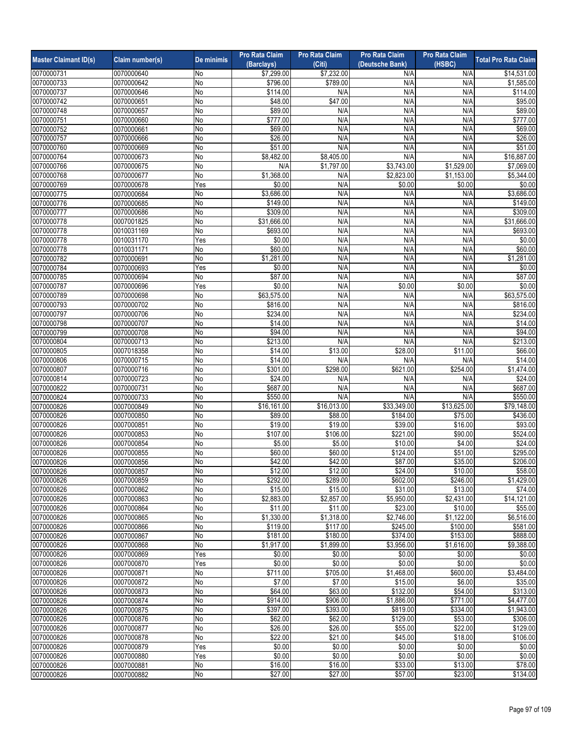| Master Claimant ID(s) | Claim number(s) | De minimis | Pro Rata Claim (Barclays) | Pro Rata Claim (Citi) | Pro Rata Claim (Deutsche Bank) | Pro Rata Claim (HSBC) | Total Pro Rata Claim |
|---|---|---|---|---|---|---|---|
| 0070000731 | 0070000640 | No | $7,299.00 | $7,232.00 | N/A | N/A | $14,531.00 |
| 0070000733 | 0070000642 | No | $796.00 | $789.00 | N/A | N/A | $1,585.00 |
| 0070000737 | 0070000646 | No | $114.00 | N/A | N/A | N/A | $114.00 |
| 0070000742 | 0070000651 | No | $48.00 | $47.00 | N/A | N/A | $95.00 |
| 0070000748 | 0070000657 | No | $89.00 | N/A | N/A | N/A | $89.00 |
| 0070000751 | 0070000660 | No | $777.00 | N/A | N/A | N/A | $777.00 |
| 0070000752 | 0070000661 | No | $69.00 | N/A | N/A | N/A | $69.00 |
| 0070000757 | 0070000666 | No | $26.00 | N/A | N/A | N/A | $26.00 |
| 0070000760 | 0070000669 | No | $51.00 | N/A | N/A | N/A | $51.00 |
| 0070000764 | 0070000673 | No | $8,482.00 | $8,405.00 | N/A | N/A | $16,887.00 |
| 0070000766 | 0070000675 | No | N/A | $1,797.00 | $3,743.00 | $1,529.00 | $7,069.00 |
| 0070000768 | 0070000677 | No | $1,368.00 | N/A | $2,823.00 | $1,153.00 | $5,344.00 |
| 0070000769 | 0070000678 | Yes | $0.00 | N/A | $0.00 | $0.00 | $0.00 |
| 0070000775 | 0070000684 | No | $3,686.00 | N/A | N/A | N/A | $3,686.00 |
| 0070000776 | 0070000685 | No | $149.00 | N/A | N/A | N/A | $149.00 |
| 0070000777 | 0070000686 | No | $309.00 | N/A | N/A | N/A | $309.00 |
| 0070000778 | 0007001825 | No | $31,666.00 | N/A | N/A | N/A | $31,666.00 |
| 0070000778 | 0010031169 | No | $693.00 | N/A | N/A | N/A | $693.00 |
| 0070000778 | 0010031170 | Yes | $0.00 | N/A | N/A | N/A | $0.00 |
| 0070000778 | 0010031171 | No | $60.00 | N/A | N/A | N/A | $60.00 |
| 0070000782 | 0070000691 | No | $1,281.00 | N/A | N/A | N/A | $1,281.00 |
| 0070000784 | 0070000693 | Yes | $0.00 | N/A | N/A | N/A | $0.00 |
| 0070000785 | 0070000694 | No | $87.00 | N/A | N/A | N/A | $87.00 |
| 0070000787 | 0070000696 | Yes | $0.00 | N/A | $0.00 | $0.00 | $0.00 |
| 0070000789 | 0070000698 | No | $63,575.00 | N/A | N/A | N/A | $63,575.00 |
| 0070000793 | 0070000702 | No | $816.00 | N/A | N/A | N/A | $816.00 |
| 0070000797 | 0070000706 | No | $234.00 | N/A | N/A | N/A | $234.00 |
| 0070000798 | 0070000707 | No | $14.00 | N/A | N/A | N/A | $14.00 |
| 0070000799 | 0070000708 | No | $94.00 | N/A | N/A | N/A | $94.00 |
| 0070000804 | 0070000713 | No | $213.00 | N/A | N/A | N/A | $213.00 |
| 0070000805 | 0007018358 | No | $14.00 | $13.00 | $28.00 | $11.00 | $66.00 |
| 0070000806 | 0070000715 | No | $14.00 | N/A | N/A | N/A | $14.00 |
| 0070000807 | 0070000716 | No | $301.00 | $298.00 | $621.00 | $254.00 | $1,474.00 |
| 0070000814 | 0070000723 | No | $24.00 | N/A | N/A | N/A | $24.00 |
| 0070000822 | 0070000731 | No | $687.00 | N/A | N/A | N/A | $687.00 |
| 0070000824 | 0070000733 | No | $550.00 | N/A | N/A | N/A | $550.00 |
| 0070000826 | 0007000849 | No | $16,161.00 | $16,013.00 | $33,349.00 | $13,625.00 | $79,148.00 |
| 0070000826 | 0007000850 | No | $89.00 | $88.00 | $184.00 | $75.00 | $436.00 |
| 0070000826 | 0007000851 | No | $19.00 | $19.00 | $39.00 | $16.00 | $93.00 |
| 0070000826 | 0007000853 | No | $107.00 | $106.00 | $221.00 | $90.00 | $524.00 |
| 0070000826 | 0007000854 | No | $5.00 | $5.00 | $10.00 | $4.00 | $24.00 |
| 0070000826 | 0007000855 | No | $60.00 | $60.00 | $124.00 | $51.00 | $295.00 |
| 0070000826 | 0007000856 | No | $42.00 | $42.00 | $87.00 | $35.00 | $206.00 |
| 0070000826 | 0007000857 | No | $12.00 | $12.00 | $24.00 | $10.00 | $58.00 |
| 0070000826 | 0007000859 | No | $292.00 | $289.00 | $602.00 | $246.00 | $1,429.00 |
| 0070000826 | 0007000862 | No | $15.00 | $15.00 | $31.00 | $13.00 | $74.00 |
| 0070000826 | 0007000863 | No | $2,883.00 | $2,857.00 | $5,950.00 | $2,431.00 | $14,121.00 |
| 0070000826 | 0007000864 | No | $11.00 | $11.00 | $23.00 | $10.00 | $55.00 |
| 0070000826 | 0007000865 | No | $1,330.00 | $1,318.00 | $2,746.00 | $1,122.00 | $6,516.00 |
| 0070000826 | 0007000866 | No | $119.00 | $117.00 | $245.00 | $100.00 | $581.00 |
| 0070000826 | 0007000867 | No | $181.00 | $180.00 | $374.00 | $153.00 | $888.00 |
| 0070000826 | 0007000868 | No | $1,917.00 | $1,899.00 | $3,956.00 | $1,616.00 | $9,388.00 |
| 0070000826 | 0007000869 | Yes | $0.00 | $0.00 | $0.00 | $0.00 | $0.00 |
| 0070000826 | 0007000870 | Yes | $0.00 | $0.00 | $0.00 | $0.00 | $0.00 |
| 0070000826 | 0007000871 | No | $711.00 | $705.00 | $1,468.00 | $600.00 | $3,484.00 |
| 0070000826 | 0007000872 | No | $7.00 | $7.00 | $15.00 | $6.00 | $35.00 |
| 0070000826 | 0007000873 | No | $64.00 | $63.00 | $132.00 | $54.00 | $313.00 |
| 0070000826 | 0007000874 | No | $914.00 | $906.00 | $1,886.00 | $771.00 | $4,477.00 |
| 0070000826 | 0007000875 | No | $397.00 | $393.00 | $819.00 | $334.00 | $1,943.00 |
| 0070000826 | 0007000876 | No | $62.00 | $62.00 | $129.00 | $53.00 | $306.00 |
| 0070000826 | 0007000877 | No | $26.00 | $26.00 | $55.00 | $22.00 | $129.00 |
| 0070000826 | 0007000878 | No | $22.00 | $21.00 | $45.00 | $18.00 | $106.00 |
| 0070000826 | 0007000879 | Yes | $0.00 | $0.00 | $0.00 | $0.00 | $0.00 |
| 0070000826 | 0007000880 | Yes | $0.00 | $0.00 | $0.00 | $0.00 | $0.00 |
| 0070000826 | 0007000881 | No | $16.00 | $16.00 | $33.00 | $13.00 | $78.00 |
| 0070000826 | 0007000882 | No | $27.00 | $27.00 | $57.00 | $23.00 | $134.00 |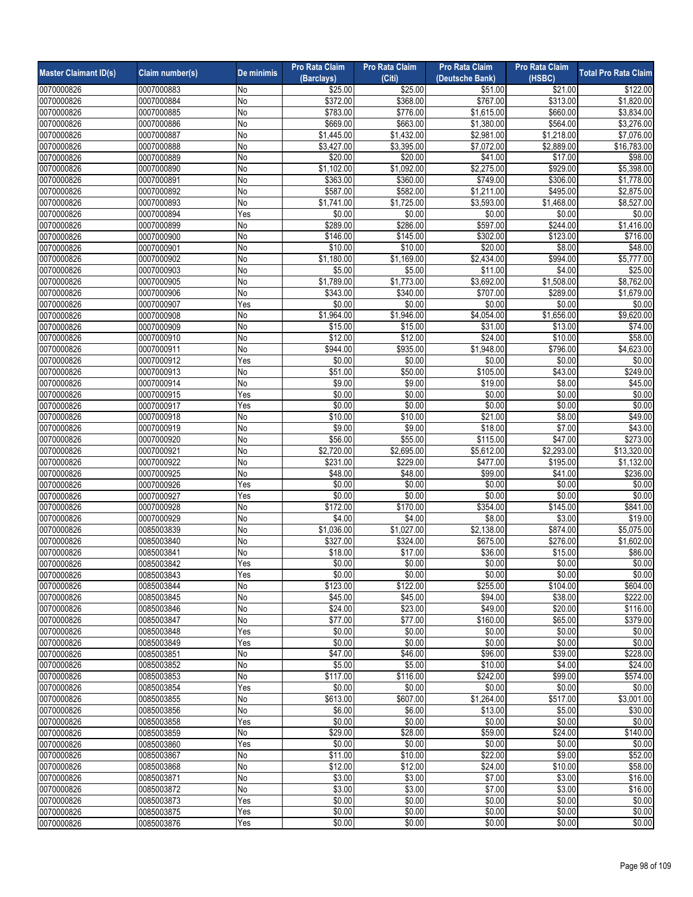| Master Claimant ID(s) | Claim number(s) | De minimis | Pro Rata Claim (Barclays) | Pro Rata Claim (Citi) | Pro Rata Claim (Deutsche Bank) | Pro Rata Claim (HSBC) | Total Pro Rata Claim |
|---|---|---|---|---|---|---|---|
| 0070000826 | 0007000883 | No | $25.00 | $25.00 | $51.00 | $21.00 | $122.00 |
| 0070000826 | 0007000884 | No | $372.00 | $368.00 | $767.00 | $313.00 | $1,820.00 |
| 0070000826 | 0007000885 | No | $783.00 | $776.00 | $1,615.00 | $660.00 | $3,834.00 |
| 0070000826 | 0007000886 | No | $669.00 | $663.00 | $1,380.00 | $564.00 | $3,276.00 |
| 0070000826 | 0007000887 | No | $1,445.00 | $1,432.00 | $2,981.00 | $1,218.00 | $7,076.00 |
| 0070000826 | 0007000888 | No | $3,427.00 | $3,395.00 | $7,072.00 | $2,889.00 | $16,783.00 |
| 0070000826 | 0007000889 | No | $20.00 | $20.00 | $41.00 | $17.00 | $98.00 |
| 0070000826 | 0007000890 | No | $1,102.00 | $1,092.00 | $2,275.00 | $929.00 | $5,398.00 |
| 0070000826 | 0007000891 | No | $363.00 | $360.00 | $749.00 | $306.00 | $1,778.00 |
| 0070000826 | 0007000892 | No | $587.00 | $582.00 | $1,211.00 | $495.00 | $2,875.00 |
| 0070000826 | 0007000893 | No | $1,741.00 | $1,725.00 | $3,593.00 | $1,468.00 | $8,527.00 |
| 0070000826 | 0007000894 | Yes | $0.00 | $0.00 | $0.00 | $0.00 | $0.00 |
| 0070000826 | 0007000899 | No | $289.00 | $286.00 | $597.00 | $244.00 | $1,416.00 |
| 0070000826 | 0007000900 | No | $146.00 | $145.00 | $302.00 | $123.00 | $716.00 |
| 0070000826 | 0007000901 | No | $10.00 | $10.00 | $20.00 | $8.00 | $48.00 |
| 0070000826 | 0007000902 | No | $1,180.00 | $1,169.00 | $2,434.00 | $994.00 | $5,777.00 |
| 0070000826 | 0007000903 | No | $5.00 | $5.00 | $11.00 | $4.00 | $25.00 |
| 0070000826 | 0007000905 | No | $1,789.00 | $1,773.00 | $3,692.00 | $1,508.00 | $8,762.00 |
| 0070000826 | 0007000906 | No | $343.00 | $340.00 | $707.00 | $289.00 | $1,679.00 |
| 0070000826 | 0007000907 | Yes | $0.00 | $0.00 | $0.00 | $0.00 | $0.00 |
| 0070000826 | 0007000908 | No | $1,964.00 | $1,946.00 | $4,054.00 | $1,656.00 | $9,620.00 |
| 0070000826 | 0007000909 | No | $15.00 | $15.00 | $31.00 | $13.00 | $74.00 |
| 0070000826 | 0007000910 | No | $12.00 | $12.00 | $24.00 | $10.00 | $58.00 |
| 0070000826 | 0007000911 | No | $944.00 | $935.00 | $1,948.00 | $796.00 | $4,623.00 |
| 0070000826 | 0007000912 | Yes | $0.00 | $0.00 | $0.00 | $0.00 | $0.00 |
| 0070000826 | 0007000913 | No | $51.00 | $50.00 | $105.00 | $43.00 | $249.00 |
| 0070000826 | 0007000914 | No | $9.00 | $9.00 | $19.00 | $8.00 | $45.00 |
| 0070000826 | 0007000915 | Yes | $0.00 | $0.00 | $0.00 | $0.00 | $0.00 |
| 0070000826 | 0007000917 | Yes | $0.00 | $0.00 | $0.00 | $0.00 | $0.00 |
| 0070000826 | 0007000918 | No | $10.00 | $10.00 | $21.00 | $8.00 | $49.00 |
| 0070000826 | 0007000919 | No | $9.00 | $9.00 | $18.00 | $7.00 | $43.00 |
| 0070000826 | 0007000920 | No | $56.00 | $55.00 | $115.00 | $47.00 | $273.00 |
| 0070000826 | 0007000921 | No | $2,720.00 | $2,695.00 | $5,612.00 | $2,293.00 | $13,320.00 |
| 0070000826 | 0007000922 | No | $231.00 | $229.00 | $477.00 | $195.00 | $1,132.00 |
| 0070000826 | 0007000925 | No | $48.00 | $48.00 | $99.00 | $41.00 | $236.00 |
| 0070000826 | 0007000926 | Yes | $0.00 | $0.00 | $0.00 | $0.00 | $0.00 |
| 0070000826 | 0007000927 | Yes | $0.00 | $0.00 | $0.00 | $0.00 | $0.00 |
| 0070000826 | 0007000928 | No | $172.00 | $170.00 | $354.00 | $145.00 | $841.00 |
| 0070000826 | 0007000929 | No | $4.00 | $4.00 | $8.00 | $3.00 | $19.00 |
| 0070000826 | 0085003839 | No | $1,036.00 | $1,027.00 | $2,138.00 | $874.00 | $5,075.00 |
| 0070000826 | 0085003840 | No | $327.00 | $324.00 | $675.00 | $276.00 | $1,602.00 |
| 0070000826 | 0085003841 | No | $18.00 | $17.00 | $36.00 | $15.00 | $86.00 |
| 0070000826 | 0085003842 | Yes | $0.00 | $0.00 | $0.00 | $0.00 | $0.00 |
| 0070000826 | 0085003843 | Yes | $0.00 | $0.00 | $0.00 | $0.00 | $0.00 |
| 0070000826 | 0085003844 | No | $123.00 | $122.00 | $255.00 | $104.00 | $604.00 |
| 0070000826 | 0085003845 | No | $45.00 | $45.00 | $94.00 | $38.00 | $222.00 |
| 0070000826 | 0085003846 | No | $24.00 | $23.00 | $49.00 | $20.00 | $116.00 |
| 0070000826 | 0085003847 | No | $77.00 | $77.00 | $160.00 | $65.00 | $379.00 |
| 0070000826 | 0085003848 | Yes | $0.00 | $0.00 | $0.00 | $0.00 | $0.00 |
| 0070000826 | 0085003849 | Yes | $0.00 | $0.00 | $0.00 | $0.00 | $0.00 |
| 0070000826 | 0085003851 | No | $47.00 | $46.00 | $96.00 | $39.00 | $228.00 |
| 0070000826 | 0085003852 | No | $5.00 | $5.00 | $10.00 | $4.00 | $24.00 |
| 0070000826 | 0085003853 | No | $117.00 | $116.00 | $242.00 | $99.00 | $574.00 |
| 0070000826 | 0085003854 | Yes | $0.00 | $0.00 | $0.00 | $0.00 | $0.00 |
| 0070000826 | 0085003855 | No | $613.00 | $607.00 | $1,264.00 | $517.00 | $3,001.00 |
| 0070000826 | 0085003856 | No | $6.00 | $6.00 | $13.00 | $5.00 | $30.00 |
| 0070000826 | 0085003858 | Yes | $0.00 | $0.00 | $0.00 | $0.00 | $0.00 |
| 0070000826 | 0085003859 | No | $29.00 | $28.00 | $59.00 | $24.00 | $140.00 |
| 0070000826 | 0085003860 | Yes | $0.00 | $0.00 | $0.00 | $0.00 | $0.00 |
| 0070000826 | 0085003867 | No | $11.00 | $10.00 | $22.00 | $9.00 | $52.00 |
| 0070000826 | 0085003868 | No | $12.00 | $12.00 | $24.00 | $10.00 | $58.00 |
| 0070000826 | 0085003871 | No | $3.00 | $3.00 | $7.00 | $3.00 | $16.00 |
| 0070000826 | 0085003872 | No | $3.00 | $3.00 | $7.00 | $3.00 | $16.00 |
| 0070000826 | 0085003873 | Yes | $0.00 | $0.00 | $0.00 | $0.00 | $0.00 |
| 0070000826 | 0085003875 | Yes | $0.00 | $0.00 | $0.00 | $0.00 | $0.00 |
| 0070000826 | 0085003876 | Yes | $0.00 | $0.00 | $0.00 | $0.00 | $0.00 |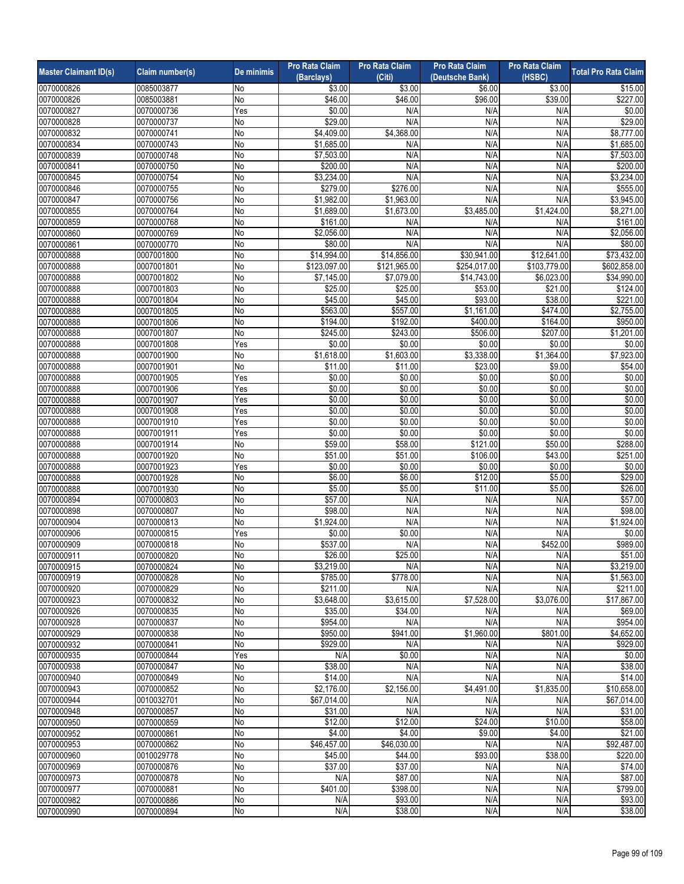| Master Claimant ID(s) | Claim number(s) | De minimis | Pro Rata Claim (Barclays) | Pro Rata Claim (Citi) | Pro Rata Claim (Deutsche Bank) | Pro Rata Claim (HSBC) | Total Pro Rata Claim |
|---|---|---|---|---|---|---|---|
| 0070000826 | 0085003877 | No | $3.00 | $3.00 | $6.00 | $3.00 | $15.00 |
| 0070000826 | 0085003881 | No | $46.00 | $46.00 | $96.00 | $39.00 | $227.00 |
| 0070000827 | 0070000736 | Yes | $0.00 | N/A | N/A | N/A | $0.00 |
| 0070000828 | 0070000737 | No | $29.00 | N/A | N/A | N/A | $29.00 |
| 0070000832 | 0070000741 | No | $4,409.00 | $4,368.00 | N/A | N/A | $8,777.00 |
| 0070000834 | 0070000743 | No | $1,685.00 | N/A | N/A | N/A | $1,685.00 |
| 0070000839 | 0070000748 | No | $7,503.00 | N/A | N/A | N/A | $7,503.00 |
| 0070000841 | 0070000750 | No | $200.00 | N/A | N/A | N/A | $200.00 |
| 0070000845 | 0070000754 | No | $3,234.00 | N/A | N/A | N/A | $3,234.00 |
| 0070000846 | 0070000755 | No | $279.00 | $276.00 | N/A | N/A | $555.00 |
| 0070000847 | 0070000756 | No | $1,982.00 | $1,963.00 | N/A | N/A | $3,945.00 |
| 0070000855 | 0070000764 | No | $1,689.00 | $1,673.00 | $3,485.00 | $1,424.00 | $8,271.00 |
| 0070000859 | 0070000768 | No | $161.00 | N/A | N/A | N/A | $161.00 |
| 0070000860 | 0070000769 | No | $2,056.00 | N/A | N/A | N/A | $2,056.00 |
| 0070000861 | 0070000770 | No | $80.00 | N/A | N/A | N/A | $80.00 |
| 0070000888 | 0007001800 | No | $14,994.00 | $14,856.00 | $30,941.00 | $12,641.00 | $73,432.00 |
| 0070000888 | 0007001801 | No | $123,097.00 | $121,965.00 | $254,017.00 | $103,779.00 | $602,858.00 |
| 0070000888 | 0007001802 | No | $7,145.00 | $7,079.00 | $14,743.00 | $6,023.00 | $34,990.00 |
| 0070000888 | 0007001803 | No | $25.00 | $25.00 | $53.00 | $21.00 | $124.00 |
| 0070000888 | 0007001804 | No | $45.00 | $45.00 | $93.00 | $38.00 | $221.00 |
| 0070000888 | 0007001805 | No | $563.00 | $557.00 | $1,161.00 | $474.00 | $2,755.00 |
| 0070000888 | 0007001806 | No | $194.00 | $192.00 | $400.00 | $164.00 | $950.00 |
| 0070000888 | 0007001807 | No | $245.00 | $243.00 | $506.00 | $207.00 | $1,201.00 |
| 0070000888 | 0007001808 | Yes | $0.00 | $0.00 | $0.00 | $0.00 | $0.00 |
| 0070000888 | 0007001900 | No | $1,618.00 | $1,603.00 | $3,338.00 | $1,364.00 | $7,923.00 |
| 0070000888 | 0007001901 | No | $11.00 | $11.00 | $23.00 | $9.00 | $54.00 |
| 0070000888 | 0007001905 | Yes | $0.00 | $0.00 | $0.00 | $0.00 | $0.00 |
| 0070000888 | 0007001906 | Yes | $0.00 | $0.00 | $0.00 | $0.00 | $0.00 |
| 0070000888 | 0007001907 | Yes | $0.00 | $0.00 | $0.00 | $0.00 | $0.00 |
| 0070000888 | 0007001908 | Yes | $0.00 | $0.00 | $0.00 | $0.00 | $0.00 |
| 0070000888 | 0007001910 | Yes | $0.00 | $0.00 | $0.00 | $0.00 | $0.00 |
| 0070000888 | 0007001911 | Yes | $0.00 | $0.00 | $0.00 | $0.00 | $0.00 |
| 0070000888 | 0007001914 | No | $59.00 | $58.00 | $121.00 | $50.00 | $288.00 |
| 0070000888 | 0007001920 | No | $51.00 | $51.00 | $106.00 | $43.00 | $251.00 |
| 0070000888 | 0007001923 | Yes | $0.00 | $0.00 | $0.00 | $0.00 | $0.00 |
| 0070000888 | 0007001928 | No | $6.00 | $6.00 | $12.00 | $5.00 | $29.00 |
| 0070000888 | 0007001930 | No | $5.00 | $5.00 | $11.00 | $5.00 | $26.00 |
| 0070000894 | 0070000803 | No | $57.00 | N/A | N/A | N/A | $57.00 |
| 0070000898 | 0070000807 | No | $98.00 | N/A | N/A | N/A | $98.00 |
| 0070000904 | 0070000813 | No | $1,924.00 | N/A | N/A | N/A | $1,924.00 |
| 0070000906 | 0070000815 | Yes | $0.00 | $0.00 | N/A | N/A | $0.00 |
| 0070000909 | 0070000818 | No | $537.00 | N/A | N/A | $452.00 | $989.00 |
| 0070000911 | 0070000820 | No | $26.00 | $25.00 | N/A | N/A | $51.00 |
| 0070000915 | 0070000824 | No | $3,219.00 | N/A | N/A | N/A | $3,219.00 |
| 0070000919 | 0070000828 | No | $785.00 | $778.00 | N/A | N/A | $1,563.00 |
| 0070000920 | 0070000829 | No | $211.00 | N/A | N/A | N/A | $211.00 |
| 0070000923 | 0070000832 | No | $3,648.00 | $3,615.00 | $7,528.00 | $3,076.00 | $17,867.00 |
| 0070000926 | 0070000835 | No | $35.00 | $34.00 | N/A | N/A | $69.00 |
| 0070000928 | 0070000837 | No | $954.00 | N/A | N/A | N/A | $954.00 |
| 0070000929 | 0070000838 | No | $950.00 | $941.00 | $1,960.00 | $801.00 | $4,652.00 |
| 0070000932 | 0070000841 | No | $929.00 | N/A | N/A | N/A | $929.00 |
| 0070000935 | 0070000844 | Yes | N/A | $0.00 | N/A | N/A | $0.00 |
| 0070000938 | 0070000847 | No | $38.00 | N/A | N/A | N/A | $38.00 |
| 0070000940 | 0070000849 | No | $14.00 | N/A | N/A | N/A | $14.00 |
| 0070000943 | 0070000852 | No | $2,176.00 | $2,156.00 | $4,491.00 | $1,835.00 | $10,658.00 |
| 0070000944 | 0010032701 | No | $67,014.00 | N/A | N/A | N/A | $67,014.00 |
| 0070000948 | 0070000857 | No | $31.00 | N/A | N/A | N/A | $31.00 |
| 0070000950 | 0070000859 | No | $12.00 | $12.00 | $24.00 | $10.00 | $58.00 |
| 0070000952 | 0070000861 | No | $4.00 | $4.00 | $9.00 | $4.00 | $21.00 |
| 0070000953 | 0070000862 | No | $46,457.00 | $46,030.00 | N/A | N/A | $92,487.00 |
| 0070000960 | 0010029778 | No | $45.00 | $44.00 | $93.00 | $38.00 | $220.00 |
| 0070000969 | 0070000876 | No | $37.00 | $37.00 | N/A | N/A | $74.00 |
| 0070000973 | 0070000878 | No | N/A | $87.00 | N/A | N/A | $87.00 |
| 0070000977 | 0070000881 | No | $401.00 | $398.00 | N/A | N/A | $799.00 |
| 0070000982 | 0070000886 | No | N/A | $93.00 | N/A | N/A | $93.00 |
| 0070000990 | 0070000894 | No | N/A | $38.00 | N/A | N/A | $38.00 |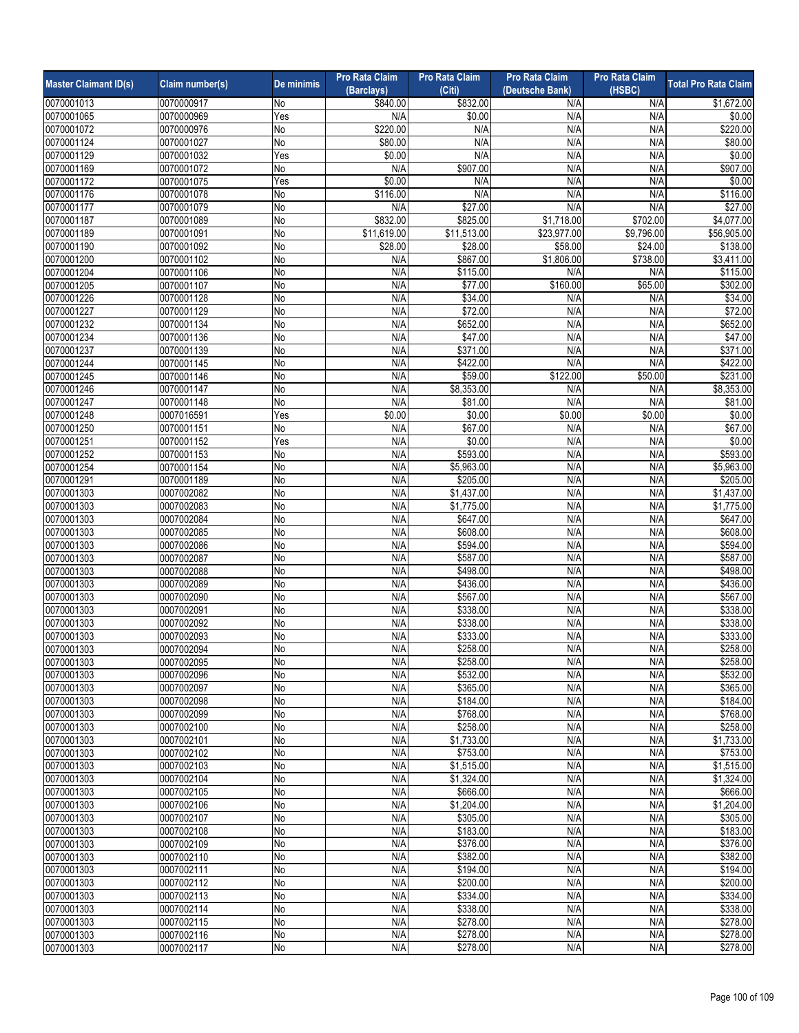| Master Claimant ID(s) | Claim number(s) | De minimis | Pro Rata Claim (Barclays) | Pro Rata Claim (Citi) | Pro Rata Claim (Deutsche Bank) | Pro Rata Claim (HSBC) | Total Pro Rata Claim |
|---|---|---|---|---|---|---|---|
| 0070001013 | 0070000917 | No | $840.00 | $832.00 | N/A | N/A | $1,672.00 |
| 0070001065 | 0070000969 | Yes | N/A | $0.00 | N/A | N/A | $0.00 |
| 0070001072 | 0070000976 | No | $220.00 | N/A | N/A | N/A | $220.00 |
| 0070001124 | 0070001027 | No | $80.00 | N/A | N/A | N/A | $80.00 |
| 0070001129 | 0070001032 | Yes | $0.00 | N/A | N/A | N/A | $0.00 |
| 0070001169 | 0070001072 | No | N/A | $907.00 | N/A | N/A | $907.00 |
| 0070001172 | 0070001075 | Yes | $0.00 | N/A | N/A | N/A | $0.00 |
| 0070001176 | 0070001078 | No | $116.00 | N/A | N/A | N/A | $116.00 |
| 0070001177 | 0070001079 | No | N/A | $27.00 | N/A | N/A | $27.00 |
| 0070001187 | 0070001089 | No | $832.00 | $825.00 | $1,718.00 | $702.00 | $4,077.00 |
| 0070001189 | 0070001091 | No | $11,619.00 | $11,513.00 | $23,977.00 | $9,796.00 | $56,905.00 |
| 0070001190 | 0070001092 | No | $28.00 | $28.00 | $58.00 | $24.00 | $138.00 |
| 0070001200 | 0070001102 | No | N/A | $867.00 | $1,806.00 | $738.00 | $3,411.00 |
| 0070001204 | 0070001106 | No | N/A | $115.00 | N/A | N/A | $115.00 |
| 0070001205 | 0070001107 | No | N/A | $77.00 | $160.00 | $65.00 | $302.00 |
| 0070001226 | 0070001128 | No | N/A | $34.00 | N/A | N/A | $34.00 |
| 0070001227 | 0070001129 | No | N/A | $72.00 | N/A | N/A | $72.00 |
| 0070001232 | 0070001134 | No | N/A | $652.00 | N/A | N/A | $652.00 |
| 0070001234 | 0070001136 | No | N/A | $47.00 | N/A | N/A | $47.00 |
| 0070001237 | 0070001139 | No | N/A | $371.00 | N/A | N/A | $371.00 |
| 0070001244 | 0070001145 | No | N/A | $422.00 | N/A | N/A | $422.00 |
| 0070001245 | 0070001146 | No | N/A | $59.00 | $122.00 | $50.00 | $231.00 |
| 0070001246 | 0070001147 | No | N/A | $8,353.00 | N/A | N/A | $8,353.00 |
| 0070001247 | 0070001148 | No | N/A | $81.00 | N/A | N/A | $81.00 |
| 0070001248 | 0007016591 | Yes | $0.00 | $0.00 | $0.00 | $0.00 | $0.00 |
| 0070001250 | 0070001151 | No | N/A | $67.00 | N/A | N/A | $67.00 |
| 0070001251 | 0070001152 | Yes | N/A | $0.00 | N/A | N/A | $0.00 |
| 0070001252 | 0070001153 | No | N/A | $593.00 | N/A | N/A | $593.00 |
| 0070001254 | 0070001154 | No | N/A | $5,963.00 | N/A | N/A | $5,963.00 |
| 0070001291 | 0070001189 | No | N/A | $205.00 | N/A | N/A | $205.00 |
| 0070001303 | 0007002082 | No | N/A | $1,437.00 | N/A | N/A | $1,437.00 |
| 0070001303 | 0007002083 | No | N/A | $1,775.00 | N/A | N/A | $1,775.00 |
| 0070001303 | 0007002084 | No | N/A | $647.00 | N/A | N/A | $647.00 |
| 0070001303 | 0007002085 | No | N/A | $608.00 | N/A | N/A | $608.00 |
| 0070001303 | 0007002086 | No | N/A | $594.00 | N/A | N/A | $594.00 |
| 0070001303 | 0007002087 | No | N/A | $587.00 | N/A | N/A | $587.00 |
| 0070001303 | 0007002088 | No | N/A | $498.00 | N/A | N/A | $498.00 |
| 0070001303 | 0007002089 | No | N/A | $436.00 | N/A | N/A | $436.00 |
| 0070001303 | 0007002090 | No | N/A | $567.00 | N/A | N/A | $567.00 |
| 0070001303 | 0007002091 | No | N/A | $338.00 | N/A | N/A | $338.00 |
| 0070001303 | 0007002092 | No | N/A | $338.00 | N/A | N/A | $338.00 |
| 0070001303 | 0007002093 | No | N/A | $333.00 | N/A | N/A | $333.00 |
| 0070001303 | 0007002094 | No | N/A | $258.00 | N/A | N/A | $258.00 |
| 0070001303 | 0007002095 | No | N/A | $258.00 | N/A | N/A | $258.00 |
| 0070001303 | 0007002096 | No | N/A | $532.00 | N/A | N/A | $532.00 |
| 0070001303 | 0007002097 | No | N/A | $365.00 | N/A | N/A | $365.00 |
| 0070001303 | 0007002098 | No | N/A | $184.00 | N/A | N/A | $184.00 |
| 0070001303 | 0007002099 | No | N/A | $768.00 | N/A | N/A | $768.00 |
| 0070001303 | 0007002100 | No | N/A | $258.00 | N/A | N/A | $258.00 |
| 0070001303 | 0007002101 | No | N/A | $1,733.00 | N/A | N/A | $1,733.00 |
| 0070001303 | 0007002102 | No | N/A | $753.00 | N/A | N/A | $753.00 |
| 0070001303 | 0007002103 | No | N/A | $1,515.00 | N/A | N/A | $1,515.00 |
| 0070001303 | 0007002104 | No | N/A | $1,324.00 | N/A | N/A | $1,324.00 |
| 0070001303 | 0007002105 | No | N/A | $666.00 | N/A | N/A | $666.00 |
| 0070001303 | 0007002106 | No | N/A | $1,204.00 | N/A | N/A | $1,204.00 |
| 0070001303 | 0007002107 | No | N/A | $305.00 | N/A | N/A | $305.00 |
| 0070001303 | 0007002108 | No | N/A | $183.00 | N/A | N/A | $183.00 |
| 0070001303 | 0007002109 | No | N/A | $376.00 | N/A | N/A | $376.00 |
| 0070001303 | 0007002110 | No | N/A | $382.00 | N/A | N/A | $382.00 |
| 0070001303 | 0007002111 | No | N/A | $194.00 | N/A | N/A | $194.00 |
| 0070001303 | 0007002112 | No | N/A | $200.00 | N/A | N/A | $200.00 |
| 0070001303 | 0007002113 | No | N/A | $334.00 | N/A | N/A | $334.00 |
| 0070001303 | 0007002114 | No | N/A | $338.00 | N/A | N/A | $338.00 |
| 0070001303 | 0007002115 | No | N/A | $278.00 | N/A | N/A | $278.00 |
| 0070001303 | 0007002116 | No | N/A | $278.00 | N/A | N/A | $278.00 |
| 0070001303 | 0007002117 | No | N/A | $278.00 | N/A | N/A | $278.00 |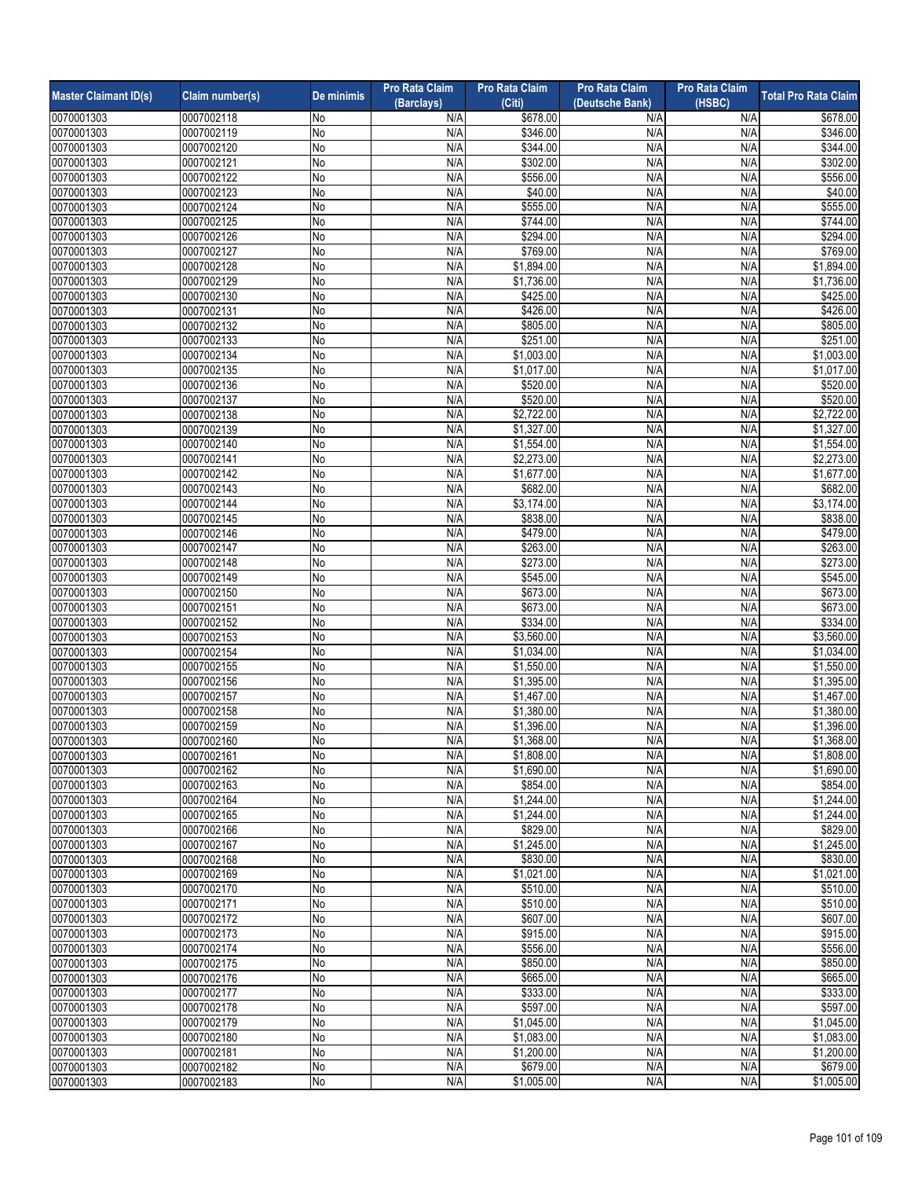| Master Claimant ID(s) | Claim number(s) | De minimis | Pro Rata Claim (Barclays) | Pro Rata Claim (Citi) | Pro Rata Claim (Deutsche Bank) | Pro Rata Claim (HSBC) | Total Pro Rata Claim |
|---|---|---|---|---|---|---|---|
| 0070001303 | 0007002118 | No | N/A | $678.00 | N/A | N/A | $678.00 |
| 0070001303 | 0007002119 | No | N/A | $346.00 | N/A | N/A | $346.00 |
| 0070001303 | 0007002120 | No | N/A | $344.00 | N/A | N/A | $344.00 |
| 0070001303 | 0007002121 | No | N/A | $302.00 | N/A | N/A | $302.00 |
| 0070001303 | 0007002122 | No | N/A | $556.00 | N/A | N/A | $556.00 |
| 0070001303 | 0007002123 | No | N/A | $40.00 | N/A | N/A | $40.00 |
| 0070001303 | 0007002124 | No | N/A | $555.00 | N/A | N/A | $555.00 |
| 0070001303 | 0007002125 | No | N/A | $744.00 | N/A | N/A | $744.00 |
| 0070001303 | 0007002126 | No | N/A | $294.00 | N/A | N/A | $294.00 |
| 0070001303 | 0007002127 | No | N/A | $769.00 | N/A | N/A | $769.00 |
| 0070001303 | 0007002128 | No | N/A | $1,894.00 | N/A | N/A | $1,894.00 |
| 0070001303 | 0007002129 | No | N/A | $1,736.00 | N/A | N/A | $1,736.00 |
| 0070001303 | 0007002130 | No | N/A | $425.00 | N/A | N/A | $425.00 |
| 0070001303 | 0007002131 | No | N/A | $426.00 | N/A | N/A | $426.00 |
| 0070001303 | 0007002132 | No | N/A | $805.00 | N/A | N/A | $805.00 |
| 0070001303 | 0007002133 | No | N/A | $251.00 | N/A | N/A | $251.00 |
| 0070001303 | 0007002134 | No | N/A | $1,003.00 | N/A | N/A | $1,003.00 |
| 0070001303 | 0007002135 | No | N/A | $1,017.00 | N/A | N/A | $1,017.00 |
| 0070001303 | 0007002136 | No | N/A | $520.00 | N/A | N/A | $520.00 |
| 0070001303 | 0007002137 | No | N/A | $520.00 | N/A | N/A | $520.00 |
| 0070001303 | 0007002138 | No | N/A | $2,722.00 | N/A | N/A | $2,722.00 |
| 0070001303 | 0007002139 | No | N/A | $1,327.00 | N/A | N/A | $1,327.00 |
| 0070001303 | 0007002140 | No | N/A | $1,554.00 | N/A | N/A | $1,554.00 |
| 0070001303 | 0007002141 | No | N/A | $2,273.00 | N/A | N/A | $2,273.00 |
| 0070001303 | 0007002142 | No | N/A | $1,677.00 | N/A | N/A | $1,677.00 |
| 0070001303 | 0007002143 | No | N/A | $682.00 | N/A | N/A | $682.00 |
| 0070001303 | 0007002144 | No | N/A | $3,174.00 | N/A | N/A | $3,174.00 |
| 0070001303 | 0007002145 | No | N/A | $838.00 | N/A | N/A | $838.00 |
| 0070001303 | 0007002146 | No | N/A | $479.00 | N/A | N/A | $479.00 |
| 0070001303 | 0007002147 | No | N/A | $263.00 | N/A | N/A | $263.00 |
| 0070001303 | 0007002148 | No | N/A | $273.00 | N/A | N/A | $273.00 |
| 0070001303 | 0007002149 | No | N/A | $545.00 | N/A | N/A | $545.00 |
| 0070001303 | 0007002150 | No | N/A | $673.00 | N/A | N/A | $673.00 |
| 0070001303 | 0007002151 | No | N/A | $673.00 | N/A | N/A | $673.00 |
| 0070001303 | 0007002152 | No | N/A | $334.00 | N/A | N/A | $334.00 |
| 0070001303 | 0007002153 | No | N/A | $3,560.00 | N/A | N/A | $3,560.00 |
| 0070001303 | 0007002154 | No | N/A | $1,034.00 | N/A | N/A | $1,034.00 |
| 0070001303 | 0007002155 | No | N/A | $1,550.00 | N/A | N/A | $1,550.00 |
| 0070001303 | 0007002156 | No | N/A | $1,395.00 | N/A | N/A | $1,395.00 |
| 0070001303 | 0007002157 | No | N/A | $1,467.00 | N/A | N/A | $1,467.00 |
| 0070001303 | 0007002158 | No | N/A | $1,380.00 | N/A | N/A | $1,380.00 |
| 0070001303 | 0007002159 | No | N/A | $1,396.00 | N/A | N/A | $1,396.00 |
| 0070001303 | 0007002160 | No | N/A | $1,368.00 | N/A | N/A | $1,368.00 |
| 0070001303 | 0007002161 | No | N/A | $1,808.00 | N/A | N/A | $1,808.00 |
| 0070001303 | 0007002162 | No | N/A | $1,690.00 | N/A | N/A | $1,690.00 |
| 0070001303 | 0007002163 | No | N/A | $854.00 | N/A | N/A | $854.00 |
| 0070001303 | 0007002164 | No | N/A | $1,244.00 | N/A | N/A | $1,244.00 |
| 0070001303 | 0007002165 | No | N/A | $1,244.00 | N/A | N/A | $1,244.00 |
| 0070001303 | 0007002166 | No | N/A | $829.00 | N/A | N/A | $829.00 |
| 0070001303 | 0007002167 | No | N/A | $1,245.00 | N/A | N/A | $1,245.00 |
| 0070001303 | 0007002168 | No | N/A | $830.00 | N/A | N/A | $830.00 |
| 0070001303 | 0007002169 | No | N/A | $1,021.00 | N/A | N/A | $1,021.00 |
| 0070001303 | 0007002170 | No | N/A | $510.00 | N/A | N/A | $510.00 |
| 0070001303 | 0007002171 | No | N/A | $510.00 | N/A | N/A | $510.00 |
| 0070001303 | 0007002172 | No | N/A | $607.00 | N/A | N/A | $607.00 |
| 0070001303 | 0007002173 | No | N/A | $915.00 | N/A | N/A | $915.00 |
| 0070001303 | 0007002174 | No | N/A | $556.00 | N/A | N/A | $556.00 |
| 0070001303 | 0007002175 | No | N/A | $850.00 | N/A | N/A | $850.00 |
| 0070001303 | 0007002176 | No | N/A | $665.00 | N/A | N/A | $665.00 |
| 0070001303 | 0007002177 | No | N/A | $333.00 | N/A | N/A | $333.00 |
| 0070001303 | 0007002178 | No | N/A | $597.00 | N/A | N/A | $597.00 |
| 0070001303 | 0007002179 | No | N/A | $1,045.00 | N/A | N/A | $1,045.00 |
| 0070001303 | 0007002180 | No | N/A | $1,083.00 | N/A | N/A | $1,083.00 |
| 0070001303 | 0007002181 | No | N/A | $1,200.00 | N/A | N/A | $1,200.00 |
| 0070001303 | 0007002182 | No | N/A | $679.00 | N/A | N/A | $679.00 |
| 0070001303 | 0007002183 | No | N/A | $1,005.00 | N/A | N/A | $1,005.00 |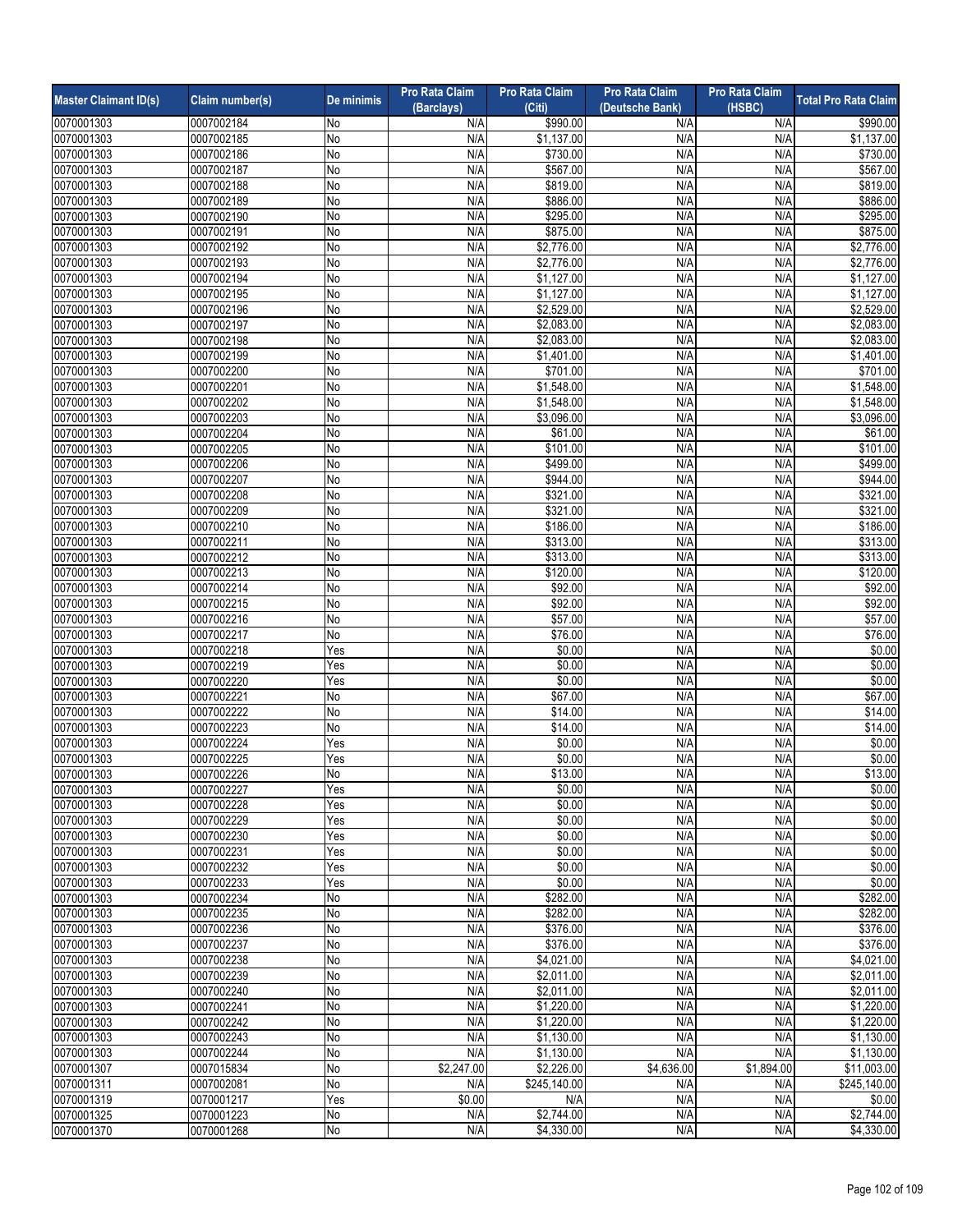| Master Claimant ID(s) | Claim number(s) | De minimis | Pro Rata Claim (Barclays) | Pro Rata Claim (Citi) | Pro Rata Claim (Deutsche Bank) | Pro Rata Claim (HSBC) | Total Pro Rata Claim |
|---|---|---|---|---|---|---|---|
| 0070001303 | 0007002184 | No | N/A | $990.00 | N/A | N/A | $990.00 |
| 0070001303 | 0007002185 | No | N/A | $1,137.00 | N/A | N/A | $1,137.00 |
| 0070001303 | 0007002186 | No | N/A | $730.00 | N/A | N/A | $730.00 |
| 0070001303 | 0007002187 | No | N/A | $567.00 | N/A | N/A | $567.00 |
| 0070001303 | 0007002188 | No | N/A | $819.00 | N/A | N/A | $819.00 |
| 0070001303 | 0007002189 | No | N/A | $886.00 | N/A | N/A | $886.00 |
| 0070001303 | 0007002190 | No | N/A | $295.00 | N/A | N/A | $295.00 |
| 0070001303 | 0007002191 | No | N/A | $875.00 | N/A | N/A | $875.00 |
| 0070001303 | 0007002192 | No | N/A | $2,776.00 | N/A | N/A | $2,776.00 |
| 0070001303 | 0007002193 | No | N/A | $2,776.00 | N/A | N/A | $2,776.00 |
| 0070001303 | 0007002194 | No | N/A | $1,127.00 | N/A | N/A | $1,127.00 |
| 0070001303 | 0007002195 | No | N/A | $1,127.00 | N/A | N/A | $1,127.00 |
| 0070001303 | 0007002196 | No | N/A | $2,529.00 | N/A | N/A | $2,529.00 |
| 0070001303 | 0007002197 | No | N/A | $2,083.00 | N/A | N/A | $2,083.00 |
| 0070001303 | 0007002198 | No | N/A | $2,083.00 | N/A | N/A | $2,083.00 |
| 0070001303 | 0007002199 | No | N/A | $1,401.00 | N/A | N/A | $1,401.00 |
| 0070001303 | 0007002200 | No | N/A | $701.00 | N/A | N/A | $701.00 |
| 0070001303 | 0007002201 | No | N/A | $1,548.00 | N/A | N/A | $1,548.00 |
| 0070001303 | 0007002202 | No | N/A | $1,548.00 | N/A | N/A | $1,548.00 |
| 0070001303 | 0007002203 | No | N/A | $3,096.00 | N/A | N/A | $3,096.00 |
| 0070001303 | 0007002204 | No | N/A | $61.00 | N/A | N/A | $61.00 |
| 0070001303 | 0007002205 | No | N/A | $101.00 | N/A | N/A | $101.00 |
| 0070001303 | 0007002206 | No | N/A | $499.00 | N/A | N/A | $499.00 |
| 0070001303 | 0007002207 | No | N/A | $944.00 | N/A | N/A | $944.00 |
| 0070001303 | 0007002208 | No | N/A | $321.00 | N/A | N/A | $321.00 |
| 0070001303 | 0007002209 | No | N/A | $321.00 | N/A | N/A | $321.00 |
| 0070001303 | 0007002210 | No | N/A | $186.00 | N/A | N/A | $186.00 |
| 0070001303 | 0007002211 | No | N/A | $313.00 | N/A | N/A | $313.00 |
| 0070001303 | 0007002212 | No | N/A | $313.00 | N/A | N/A | $313.00 |
| 0070001303 | 0007002213 | No | N/A | $120.00 | N/A | N/A | $120.00 |
| 0070001303 | 0007002214 | No | N/A | $92.00 | N/A | N/A | $92.00 |
| 0070001303 | 0007002215 | No | N/A | $92.00 | N/A | N/A | $92.00 |
| 0070001303 | 0007002216 | No | N/A | $57.00 | N/A | N/A | $57.00 |
| 0070001303 | 0007002217 | No | N/A | $76.00 | N/A | N/A | $76.00 |
| 0070001303 | 0007002218 | Yes | N/A | $0.00 | N/A | N/A | $0.00 |
| 0070001303 | 0007002219 | Yes | N/A | $0.00 | N/A | N/A | $0.00 |
| 0070001303 | 0007002220 | Yes | N/A | $0.00 | N/A | N/A | $0.00 |
| 0070001303 | 0007002221 | No | N/A | $67.00 | N/A | N/A | $67.00 |
| 0070001303 | 0007002222 | No | N/A | $14.00 | N/A | N/A | $14.00 |
| 0070001303 | 0007002223 | No | N/A | $14.00 | N/A | N/A | $14.00 |
| 0070001303 | 0007002224 | Yes | N/A | $0.00 | N/A | N/A | $0.00 |
| 0070001303 | 0007002225 | Yes | N/A | $0.00 | N/A | N/A | $0.00 |
| 0070001303 | 0007002226 | No | N/A | $13.00 | N/A | N/A | $13.00 |
| 0070001303 | 0007002227 | Yes | N/A | $0.00 | N/A | N/A | $0.00 |
| 0070001303 | 0007002228 | Yes | N/A | $0.00 | N/A | N/A | $0.00 |
| 0070001303 | 0007002229 | Yes | N/A | $0.00 | N/A | N/A | $0.00 |
| 0070001303 | 0007002230 | Yes | N/A | $0.00 | N/A | N/A | $0.00 |
| 0070001303 | 0007002231 | Yes | N/A | $0.00 | N/A | N/A | $0.00 |
| 0070001303 | 0007002232 | Yes | N/A | $0.00 | N/A | N/A | $0.00 |
| 0070001303 | 0007002233 | Yes | N/A | $0.00 | N/A | N/A | $0.00 |
| 0070001303 | 0007002234 | No | N/A | $282.00 | N/A | N/A | $282.00 |
| 0070001303 | 0007002235 | No | N/A | $282.00 | N/A | N/A | $282.00 |
| 0070001303 | 0007002236 | No | N/A | $376.00 | N/A | N/A | $376.00 |
| 0070001303 | 0007002237 | No | N/A | $376.00 | N/A | N/A | $376.00 |
| 0070001303 | 0007002238 | No | N/A | $4,021.00 | N/A | N/A | $4,021.00 |
| 0070001303 | 0007002239 | No | N/A | $2,011.00 | N/A | N/A | $2,011.00 |
| 0070001303 | 0007002240 | No | N/A | $2,011.00 | N/A | N/A | $2,011.00 |
| 0070001303 | 0007002241 | No | N/A | $1,220.00 | N/A | N/A | $1,220.00 |
| 0070001303 | 0007002242 | No | N/A | $1,220.00 | N/A | N/A | $1,220.00 |
| 0070001303 | 0007002243 | No | N/A | $1,130.00 | N/A | N/A | $1,130.00 |
| 0070001303 | 0007002244 | No | N/A | $1,130.00 | N/A | N/A | $1,130.00 |
| 0070001307 | 0007015834 | No | $2,247.00 | $2,226.00 | $4,636.00 | $1,894.00 | $11,003.00 |
| 0070001311 | 0007002081 | No | N/A | $245,140.00 | N/A | N/A | $245,140.00 |
| 0070001319 | 0070001217 | Yes | $0.00 | N/A | N/A | N/A | $0.00 |
| 0070001325 | 0070001223 | No | N/A | $2,744.00 | N/A | N/A | $2,744.00 |
| 0070001370 | 0070001268 | No | N/A | $4,330.00 | N/A | N/A | $4,330.00 |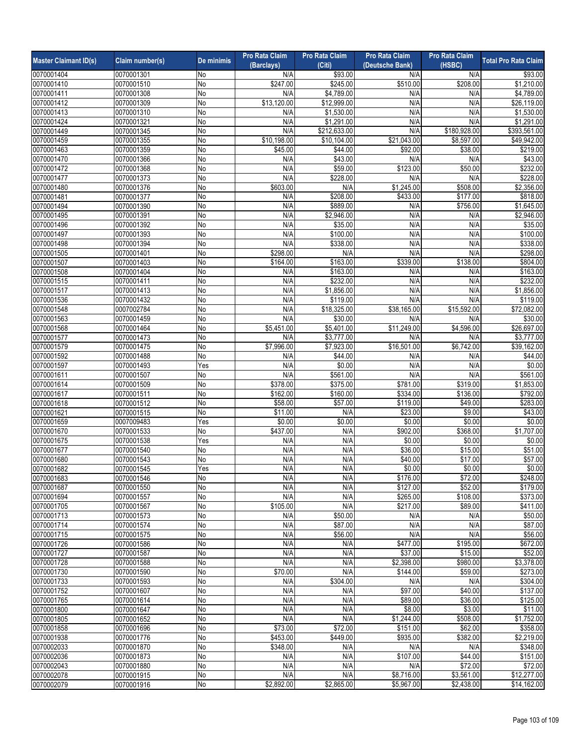| Master Claimant ID(s) | Claim number(s) | De minimis | Pro Rata Claim (Barclays) | Pro Rata Claim (Citi) | Pro Rata Claim (Deutsche Bank) | Pro Rata Claim (HSBC) | Total Pro Rata Claim |
|---|---|---|---|---|---|---|---|
| 0070001404 | 0070001301 | No | N/A | $93.00 | N/A | N/A | $93.00 |
| 0070001410 | 0070001510 | No | $247.00 | $245.00 | $510.00 | $208.00 | $1,210.00 |
| 0070001411 | 0070001308 | No | N/A | $4,789.00 | N/A | N/A | $4,789.00 |
| 0070001412 | 0070001309 | No | $13,120.00 | $12,999.00 | N/A | N/A | $26,119.00 |
| 0070001413 | 0070001310 | No | N/A | $1,530.00 | N/A | N/A | $1,530.00 |
| 0070001424 | 0070001321 | No | N/A | $1,291.00 | N/A | N/A | $1,291.00 |
| 0070001449 | 0070001345 | No | N/A | $212,633.00 | N/A | $180,928.00 | $393,561.00 |
| 0070001459 | 0070001355 | No | $10,198.00 | $10,104.00 | $21,043.00 | $8,597.00 | $49,942.00 |
| 0070001463 | 0070001359 | No | $45.00 | $44.00 | $92.00 | $38.00 | $219.00 |
| 0070001470 | 0070001366 | No | N/A | $43.00 | N/A | N/A | $43.00 |
| 0070001472 | 0070001368 | No | N/A | $59.00 | $123.00 | $50.00 | $232.00 |
| 0070001477 | 0070001373 | No | N/A | $228.00 | N/A | N/A | $228.00 |
| 0070001480 | 0070001376 | No | $603.00 | N/A | $1,245.00 | $508.00 | $2,356.00 |
| 0070001481 | 0070001377 | No | N/A | $208.00 | $433.00 | $177.00 | $818.00 |
| 0070001494 | 0070001390 | No | N/A | $889.00 | N/A | $756.00 | $1,645.00 |
| 0070001495 | 0070001391 | No | N/A | $2,946.00 | N/A | N/A | $2,946.00 |
| 0070001496 | 0070001392 | No | N/A | $35.00 | N/A | N/A | $35.00 |
| 0070001497 | 0070001393 | No | N/A | $100.00 | N/A | N/A | $100.00 |
| 0070001498 | 0070001394 | No | N/A | $338.00 | N/A | N/A | $338.00 |
| 0070001505 | 0070001401 | No | $298.00 | N/A | N/A | N/A | $298.00 |
| 0070001507 | 0070001403 | No | $164.00 | $163.00 | $339.00 | $138.00 | $804.00 |
| 0070001508 | 0070001404 | No | N/A | $163.00 | N/A | N/A | $163.00 |
| 0070001515 | 0070001411 | No | N/A | $232.00 | N/A | N/A | $232.00 |
| 0070001517 | 0070001413 | No | N/A | $1,856.00 | N/A | N/A | $1,856.00 |
| 0070001536 | 0070001432 | No | N/A | $119.00 | N/A | N/A | $119.00 |
| 0070001548 | 0007002784 | No | N/A | $18,325.00 | $38,165.00 | $15,592.00 | $72,082.00 |
| 0070001563 | 0070001459 | No | N/A | $30.00 | N/A | N/A | $30.00 |
| 0070001568 | 0070001464 | No | $5,451.00 | $5,401.00 | $11,249.00 | $4,596.00 | $26,697.00 |
| 0070001577 | 0070001473 | No | N/A | $3,777.00 | N/A | N/A | $3,777.00 |
| 0070001579 | 0070001475 | No | $7,996.00 | $7,923.00 | $16,501.00 | $6,742.00 | $39,162.00 |
| 0070001592 | 0070001488 | No | N/A | $44.00 | N/A | N/A | $44.00 |
| 0070001597 | 0070001493 | Yes | N/A | $0.00 | N/A | N/A | $0.00 |
| 0070001611 | 0070001507 | No | N/A | $561.00 | N/A | N/A | $561.00 |
| 0070001614 | 0070001509 | No | $378.00 | $375.00 | $781.00 | $319.00 | $1,853.00 |
| 0070001617 | 0070001511 | No | $162.00 | $160.00 | $334.00 | $136.00 | $792.00 |
| 0070001618 | 0070001512 | No | $58.00 | $57.00 | $119.00 | $49.00 | $283.00 |
| 0070001621 | 0070001515 | No | $11.00 | N/A | $23.00 | $9.00 | $43.00 |
| 0070001659 | 0007009483 | Yes | $0.00 | $0.00 | $0.00 | $0.00 | $0.00 |
| 0070001670 | 0070001533 | No | $437.00 | N/A | $902.00 | $368.00 | $1,707.00 |
| 0070001675 | 0070001538 | Yes | N/A | N/A | $0.00 | $0.00 | $0.00 |
| 0070001677 | 0070001540 | No | N/A | N/A | $36.00 | $15.00 | $51.00 |
| 0070001680 | 0070001543 | No | N/A | N/A | $40.00 | $17.00 | $57.00 |
| 0070001682 | 0070001545 | Yes | N/A | N/A | $0.00 | $0.00 | $0.00 |
| 0070001683 | 0070001546 | No | N/A | N/A | $176.00 | $72.00 | $248.00 |
| 0070001687 | 0070001550 | No | N/A | N/A | $127.00 | $52.00 | $179.00 |
| 0070001694 | 0070001557 | No | N/A | N/A | $265.00 | $108.00 | $373.00 |
| 0070001705 | 0070001567 | No | $105.00 | N/A | $217.00 | $89.00 | $411.00 |
| 0070001713 | 0070001573 | No | N/A | $50.00 | N/A | N/A | $50.00 |
| 0070001714 | 0070001574 | No | N/A | $87.00 | N/A | N/A | $87.00 |
| 0070001715 | 0070001575 | No | N/A | $56.00 | N/A | N/A | $56.00 |
| 0070001726 | 0070001586 | No | N/A | N/A | $477.00 | $195.00 | $672.00 |
| 0070001727 | 0070001587 | No | N/A | N/A | $37.00 | $15.00 | $52.00 |
| 0070001728 | 0070001588 | No | N/A | N/A | $2,398.00 | $980.00 | $3,378.00 |
| 0070001730 | 0070001590 | No | $70.00 | N/A | $144.00 | $59.00 | $273.00 |
| 0070001733 | 0070001593 | No | N/A | $304.00 | N/A | N/A | $304.00 |
| 0070001752 | 0070001607 | No | N/A | N/A | $97.00 | $40.00 | $137.00 |
| 0070001765 | 0070001614 | No | N/A | N/A | $89.00 | $36.00 | $125.00 |
| 0070001800 | 0070001647 | No | N/A | N/A | $8.00 | $3.00 | $11.00 |
| 0070001805 | 0070001652 | No | N/A | N/A | $1,244.00 | $508.00 | $1,752.00 |
| 0070001858 | 0070001696 | No | $73.00 | $72.00 | $151.00 | $62.00 | $358.00 |
| 0070001938 | 0070001776 | No | $453.00 | $449.00 | $935.00 | $382.00 | $2,219.00 |
| 0070002033 | 0070001870 | No | $348.00 | N/A | N/A | N/A | $348.00 |
| 0070002036 | 0070001873 | No | N/A | N/A | $107.00 | $44.00 | $151.00 |
| 0070002043 | 0070001880 | No | N/A | N/A | N/A | $72.00 | $72.00 |
| 0070002078 | 0070001915 | No | N/A | N/A | $8,716.00 | $3,561.00 | $12,277.00 |
| 0070002079 | 0070001916 | No | $2,892.00 | $2,865.00 | $5,967.00 | $2,438.00 | $14,162.00 |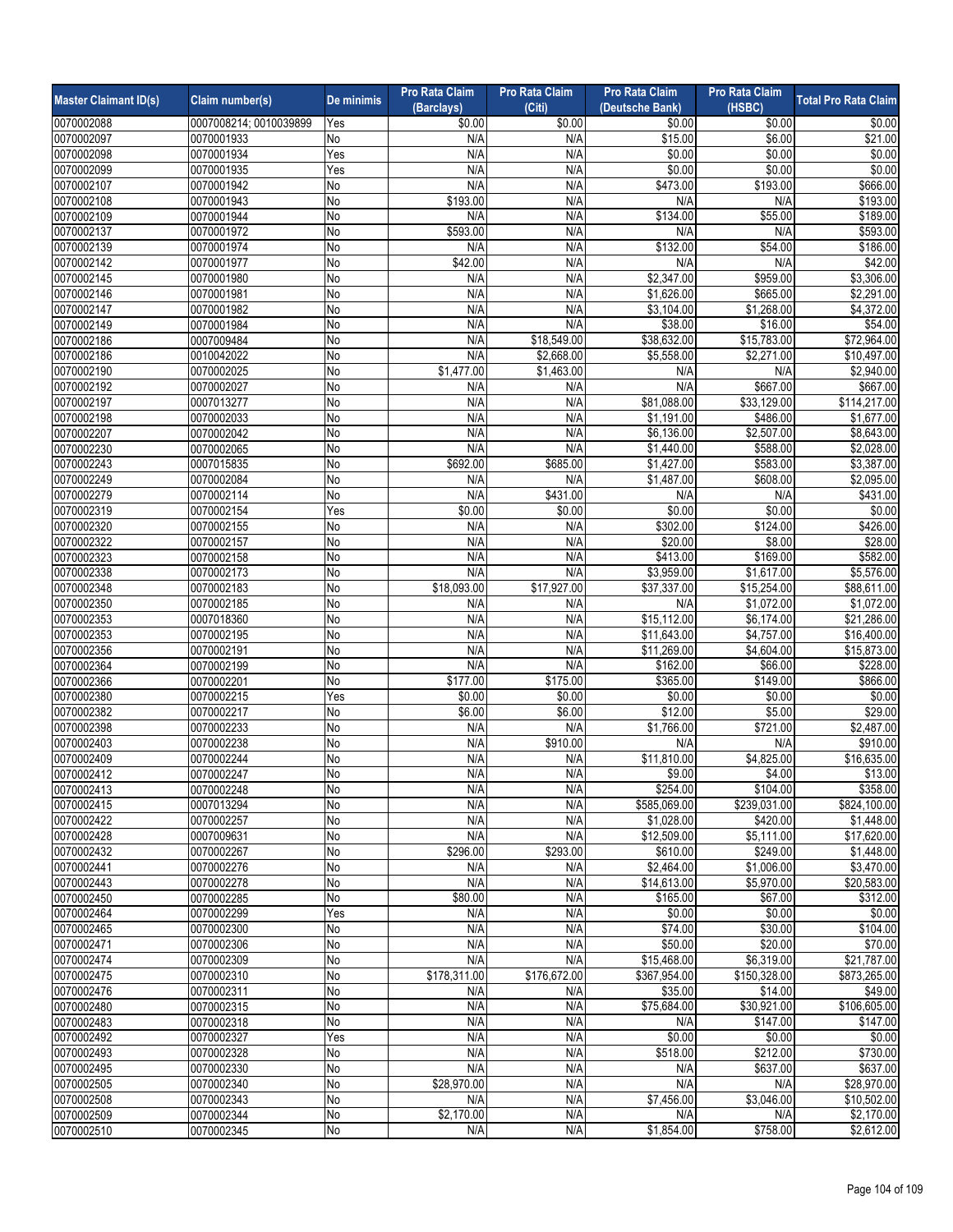| Master Claimant ID(s) | Claim number(s) | De minimis | Pro Rata Claim (Barclays) | Pro Rata Claim (Citi) | Pro Rata Claim (Deutsche Bank) | Pro Rata Claim (HSBC) | Total Pro Rata Claim |
|---|---|---|---|---|---|---|---|
| 0070002088 | 0007008214; 0010039899 | Yes | $0.00 | $0.00 | $0.00 | $0.00 | $0.00 |
| 0070002097 | 0070001933 | No | N/A | N/A | $15.00 | $6.00 | $21.00 |
| 0070002098 | 0070001934 | Yes | N/A | N/A | $0.00 | $0.00 | $0.00 |
| 0070002099 | 0070001935 | Yes | N/A | N/A | $0.00 | $0.00 | $0.00 |
| 0070002107 | 0070001942 | No | N/A | N/A | $473.00 | $193.00 | $666.00 |
| 0070002108 | 0070001943 | No | $193.00 | N/A | N/A | N/A | $193.00 |
| 0070002109 | 0070001944 | No | N/A | N/A | $134.00 | $55.00 | $189.00 |
| 0070002137 | 0070001972 | No | $593.00 | N/A | N/A | N/A | $593.00 |
| 0070002139 | 0070001974 | No | N/A | N/A | $132.00 | $54.00 | $186.00 |
| 0070002142 | 0070001977 | No | $42.00 | N/A | N/A | N/A | $42.00 |
| 0070002145 | 0070001980 | No | N/A | N/A | $2,347.00 | $959.00 | $3,306.00 |
| 0070002146 | 0070001981 | No | N/A | N/A | $1,626.00 | $665.00 | $2,291.00 |
| 0070002147 | 0070001982 | No | N/A | N/A | $3,104.00 | $1,268.00 | $4,372.00 |
| 0070002149 | 0070001984 | No | N/A | N/A | $38.00 | $16.00 | $54.00 |
| 0070002186 | 0007009484 | No | N/A | $18,549.00 | $38,632.00 | $15,783.00 | $72,964.00 |
| 0070002186 | 0010042022 | No | N/A | $2,668.00 | $5,558.00 | $2,271.00 | $10,497.00 |
| 0070002190 | 0070002025 | No | $1,477.00 | $1,463.00 | N/A | N/A | $2,940.00 |
| 0070002192 | 0070002027 | No | N/A | N/A | N/A | $667.00 | $667.00 |
| 0070002197 | 0007013277 | No | N/A | N/A | $81,088.00 | $33,129.00 | $114,217.00 |
| 0070002198 | 0070002033 | No | N/A | N/A | $1,191.00 | $486.00 | $1,677.00 |
| 0070002207 | 0070002042 | No | N/A | N/A | $6,136.00 | $2,507.00 | $8,643.00 |
| 0070002230 | 0070002065 | No | N/A | N/A | $1,440.00 | $588.00 | $2,028.00 |
| 0070002243 | 0007015835 | No | $692.00 | $685.00 | $1,427.00 | $583.00 | $3,387.00 |
| 0070002249 | 0070002084 | No | N/A | N/A | $1,487.00 | $608.00 | $2,095.00 |
| 0070002279 | 0070002114 | No | N/A | $431.00 | N/A | N/A | $431.00 |
| 0070002319 | 0070002154 | Yes | $0.00 | $0.00 | $0.00 | $0.00 | $0.00 |
| 0070002320 | 0070002155 | No | N/A | N/A | $302.00 | $124.00 | $426.00 |
| 0070002322 | 0070002157 | No | N/A | N/A | $20.00 | $8.00 | $28.00 |
| 0070002323 | 0070002158 | No | N/A | N/A | $413.00 | $169.00 | $582.00 |
| 0070002338 | 0070002173 | No | N/A | N/A | $3,959.00 | $1,617.00 | $5,576.00 |
| 0070002348 | 0070002183 | No | $18,093.00 | $17,927.00 | $37,337.00 | $15,254.00 | $88,611.00 |
| 0070002350 | 0070002185 | No | N/A | N/A | N/A | $1,072.00 | $1,072.00 |
| 0070002353 | 0007018360 | No | N/A | N/A | $15,112.00 | $6,174.00 | $21,286.00 |
| 0070002353 | 0070002195 | No | N/A | N/A | $11,643.00 | $4,757.00 | $16,400.00 |
| 0070002356 | 0070002191 | No | N/A | N/A | $11,269.00 | $4,604.00 | $15,873.00 |
| 0070002364 | 0070002199 | No | N/A | N/A | $162.00 | $66.00 | $228.00 |
| 0070002366 | 0070002201 | No | $177.00 | $175.00 | $365.00 | $149.00 | $866.00 |
| 0070002380 | 0070002215 | Yes | $0.00 | $0.00 | $0.00 | $0.00 | $0.00 |
| 0070002382 | 0070002217 | No | $6.00 | $6.00 | $12.00 | $5.00 | $29.00 |
| 0070002398 | 0070002233 | No | N/A | N/A | $1,766.00 | $721.00 | $2,487.00 |
| 0070002403 | 0070002238 | No | N/A | $910.00 | N/A | N/A | $910.00 |
| 0070002409 | 0070002244 | No | N/A | N/A | $11,810.00 | $4,825.00 | $16,635.00 |
| 0070002412 | 0070002247 | No | N/A | N/A | $9.00 | $4.00 | $13.00 |
| 0070002413 | 0070002248 | No | N/A | N/A | $254.00 | $104.00 | $358.00 |
| 0070002415 | 0007013294 | No | N/A | N/A | $585,069.00 | $239,031.00 | $824,100.00 |
| 0070002422 | 0070002257 | No | N/A | N/A | $1,028.00 | $420.00 | $1,448.00 |
| 0070002428 | 0007009631 | No | N/A | N/A | $12,509.00 | $5,111.00 | $17,620.00 |
| 0070002432 | 0070002267 | No | $296.00 | $293.00 | $610.00 | $249.00 | $1,448.00 |
| 0070002441 | 0070002276 | No | N/A | N/A | $2,464.00 | $1,006.00 | $3,470.00 |
| 0070002443 | 0070002278 | No | N/A | N/A | $14,613.00 | $5,970.00 | $20,583.00 |
| 0070002450 | 0070002285 | No | $80.00 | N/A | $165.00 | $67.00 | $312.00 |
| 0070002464 | 0070002299 | Yes | N/A | N/A | $0.00 | $0.00 | $0.00 |
| 0070002465 | 0070002300 | No | N/A | N/A | $74.00 | $30.00 | $104.00 |
| 0070002471 | 0070002306 | No | N/A | N/A | $50.00 | $20.00 | $70.00 |
| 0070002474 | 0070002309 | No | N/A | N/A | $15,468.00 | $6,319.00 | $21,787.00 |
| 0070002475 | 0070002310 | No | $178,311.00 | $176,672.00 | $367,954.00 | $150,328.00 | $873,265.00 |
| 0070002476 | 0070002311 | No | N/A | N/A | $35.00 | $14.00 | $49.00 |
| 0070002480 | 0070002315 | No | N/A | N/A | $75,684.00 | $30,921.00 | $106,605.00 |
| 0070002483 | 0070002318 | No | N/A | N/A | N/A | $147.00 | $147.00 |
| 0070002492 | 0070002327 | Yes | N/A | N/A | $0.00 | $0.00 | $0.00 |
| 0070002493 | 0070002328 | No | N/A | N/A | $518.00 | $212.00 | $730.00 |
| 0070002495 | 0070002330 | No | N/A | N/A | N/A | $637.00 | $637.00 |
| 0070002505 | 0070002340 | No | $28,970.00 | N/A | N/A | N/A | $28,970.00 |
| 0070002508 | 0070002343 | No | N/A | N/A | $7,456.00 | $3,046.00 | $10,502.00 |
| 0070002509 | 0070002344 | No | $2,170.00 | N/A | N/A | N/A | $2,170.00 |
| 0070002510 | 0070002345 | No | N/A | N/A | $1,854.00 | $758.00 | $2,612.00 |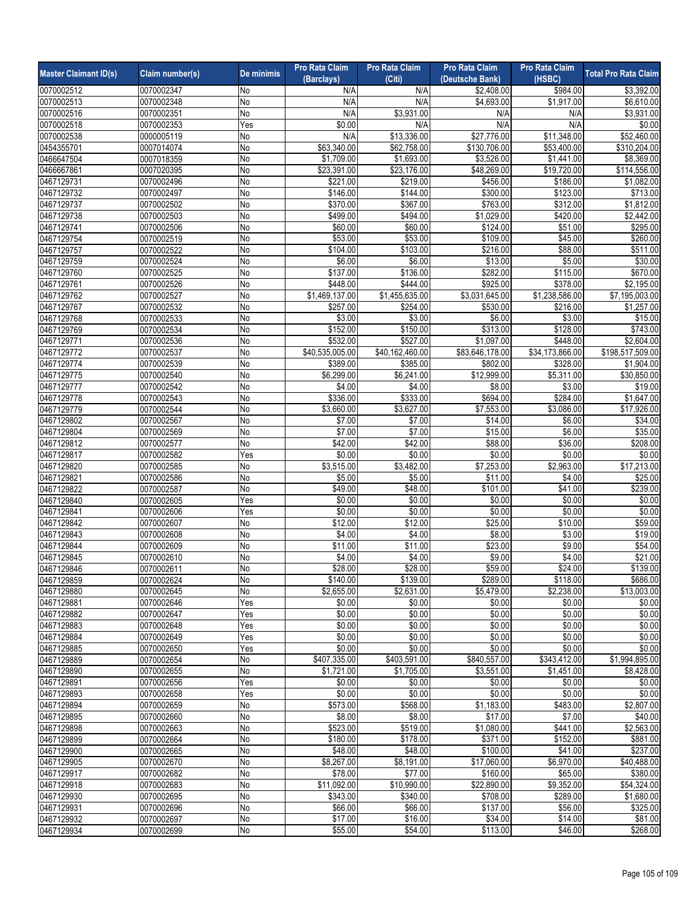| Master Claimant ID(s) | Claim number(s) | De minimis | Pro Rata Claim (Barclays) | Pro Rata Claim (Citi) | Pro Rata Claim (Deutsche Bank) | Pro Rata Claim (HSBC) | Total Pro Rata Claim |
|---|---|---|---|---|---|---|---|
| 0070002512 | 0070002347 | No | N/A | N/A | $2,408.00 | $984.00 | $3,392.00 |
| 0070002513 | 0070002348 | No | N/A | N/A | $4,693.00 | $1,917.00 | $6,610.00 |
| 0070002516 | 0070002351 | No | N/A | $3,931.00 | N/A | N/A | $3,931.00 |
| 0070002518 | 0070002353 | Yes | $0.00 | N/A | N/A | N/A | $0.00 |
| 0070002538 | 0000005119 | No | N/A | $13,336.00 | $27,776.00 | $11,348.00 | $52,460.00 |
| 0454355701 | 0007014074 | No | $63,340.00 | $62,758.00 | $130,706.00 | $53,400.00 | $310,204.00 |
| 0466647504 | 0007018359 | No | $1,709.00 | $1,693.00 | $3,526.00 | $1,441.00 | $8,369.00 |
| 0466667861 | 0007020395 | No | $23,391.00 | $23,176.00 | $48,269.00 | $19,720.00 | $114,556.00 |
| 0467129731 | 0070002496 | No | $221.00 | $219.00 | $456.00 | $186.00 | $1,082.00 |
| 0467129732 | 0070002497 | No | $146.00 | $144.00 | $300.00 | $123.00 | $713.00 |
| 0467129737 | 0070002502 | No | $370.00 | $367.00 | $763.00 | $312.00 | $1,812.00 |
| 0467129738 | 0070002503 | No | $499.00 | $494.00 | $1,029.00 | $420.00 | $2,442.00 |
| 0467129741 | 0070002506 | No | $60.00 | $60.00 | $124.00 | $51.00 | $295.00 |
| 0467129754 | 0070002519 | No | $53.00 | $53.00 | $109.00 | $45.00 | $260.00 |
| 0467129757 | 0070002522 | No | $104.00 | $103.00 | $216.00 | $88.00 | $511.00 |
| 0467129759 | 0070002524 | No | $6.00 | $6.00 | $13.00 | $5.00 | $30.00 |
| 0467129760 | 0070002525 | No | $137.00 | $136.00 | $282.00 | $115.00 | $670.00 |
| 0467129761 | 0070002526 | No | $448.00 | $444.00 | $925.00 | $378.00 | $2,195.00 |
| 0467129762 | 0070002527 | No | $1,469,137.00 | $1,455,635.00 | $3,031,645.00 | $1,238,586.00 | $7,195,003.00 |
| 0467129767 | 0070002532 | No | $257.00 | $254.00 | $530.00 | $216.00 | $1,257.00 |
| 0467129768 | 0070002533 | No | $3.00 | $3.00 | $6.00 | $3.00 | $15.00 |
| 0467129769 | 0070002534 | No | $152.00 | $150.00 | $313.00 | $128.00 | $743.00 |
| 0467129771 | 0070002536 | No | $532.00 | $527.00 | $1,097.00 | $448.00 | $2,604.00 |
| 0467129772 | 0070002537 | No | $40,535,005.00 | $40,162,460.00 | $83,646,178.00 | $34,173,866.00 | $198,517,509.00 |
| 0467129774 | 0070002539 | No | $389.00 | $385.00 | $802.00 | $328.00 | $1,904.00 |
| 0467129775 | 0070002540 | No | $6,299.00 | $6,241.00 | $12,999.00 | $5,311.00 | $30,850.00 |
| 0467129777 | 0070002542 | No | $4.00 | $4.00 | $8.00 | $3.00 | $19.00 |
| 0467129778 | 0070002543 | No | $336.00 | $333.00 | $694.00 | $284.00 | $1,647.00 |
| 0467129779 | 0070002544 | No | $3,660.00 | $3,627.00 | $7,553.00 | $3,086.00 | $17,926.00 |
| 0467129802 | 0070002567 | No | $7.00 | $7.00 | $14.00 | $6.00 | $34.00 |
| 0467129804 | 0070002569 | No | $7.00 | $7.00 | $15.00 | $6.00 | $35.00 |
| 0467129812 | 0070002577 | No | $42.00 | $42.00 | $88.00 | $36.00 | $208.00 |
| 0467129817 | 0070002582 | Yes | $0.00 | $0.00 | $0.00 | $0.00 | $0.00 |
| 0467129820 | 0070002585 | No | $3,515.00 | $3,482.00 | $7,253.00 | $2,963.00 | $17,213.00 |
| 0467129821 | 0070002586 | No | $5.00 | $5.00 | $11.00 | $4.00 | $25.00 |
| 0467129822 | 0070002587 | No | $49.00 | $48.00 | $101.00 | $41.00 | $239.00 |
| 0467129840 | 0070002605 | Yes | $0.00 | $0.00 | $0.00 | $0.00 | $0.00 |
| 0467129841 | 0070002606 | Yes | $0.00 | $0.00 | $0.00 | $0.00 | $0.00 |
| 0467129842 | 0070002607 | No | $12.00 | $12.00 | $25.00 | $10.00 | $59.00 |
| 0467129843 | 0070002608 | No | $4.00 | $4.00 | $8.00 | $3.00 | $19.00 |
| 0467129844 | 0070002609 | No | $11.00 | $11.00 | $23.00 | $9.00 | $54.00 |
| 0467129845 | 0070002610 | No | $4.00 | $4.00 | $9.00 | $4.00 | $21.00 |
| 0467129846 | 0070002611 | No | $28.00 | $28.00 | $59.00 | $24.00 | $139.00 |
| 0467129859 | 0070002624 | No | $140.00 | $139.00 | $289.00 | $118.00 | $686.00 |
| 0467129880 | 0070002645 | No | $2,655.00 | $2,631.00 | $5,479.00 | $2,238.00 | $13,003.00 |
| 0467129881 | 0070002646 | Yes | $0.00 | $0.00 | $0.00 | $0.00 | $0.00 |
| 0467129882 | 0070002647 | Yes | $0.00 | $0.00 | $0.00 | $0.00 | $0.00 |
| 0467129883 | 0070002648 | Yes | $0.00 | $0.00 | $0.00 | $0.00 | $0.00 |
| 0467129884 | 0070002649 | Yes | $0.00 | $0.00 | $0.00 | $0.00 | $0.00 |
| 0467129885 | 0070002650 | Yes | $0.00 | $0.00 | $0.00 | $0.00 | $0.00 |
| 0467129889 | 0070002654 | No | $407,335.00 | $403,591.00 | $840,557.00 | $343,412.00 | $1,994,895.00 |
| 0467129890 | 0070002655 | No | $1,721.00 | $1,705.00 | $3,551.00 | $1,451.00 | $8,428.00 |
| 0467129891 | 0070002656 | Yes | $0.00 | $0.00 | $0.00 | $0.00 | $0.00 |
| 0467129893 | 0070002658 | Yes | $0.00 | $0.00 | $0.00 | $0.00 | $0.00 |
| 0467129894 | 0070002659 | No | $573.00 | $568.00 | $1,183.00 | $483.00 | $2,807.00 |
| 0467129895 | 0070002660 | No | $8.00 | $8.00 | $17.00 | $7.00 | $40.00 |
| 0467129898 | 0070002663 | No | $523.00 | $519.00 | $1,080.00 | $441.00 | $2,563.00 |
| 0467129899 | 0070002664 | No | $180.00 | $178.00 | $371.00 | $152.00 | $881.00 |
| 0467129900 | 0070002665 | No | $48.00 | $48.00 | $100.00 | $41.00 | $237.00 |
| 0467129905 | 0070002670 | No | $8,267.00 | $8,191.00 | $17,060.00 | $6,970.00 | $40,488.00 |
| 0467129917 | 0070002682 | No | $78.00 | $77.00 | $160.00 | $65.00 | $380.00 |
| 0467129918 | 0070002683 | No | $11,092.00 | $10,990.00 | $22,890.00 | $9,352.00 | $54,324.00 |
| 0467129930 | 0070002695 | No | $343.00 | $340.00 | $708.00 | $289.00 | $1,680.00 |
| 0467129931 | 0070002696 | No | $66.00 | $66.00 | $137.00 | $56.00 | $325.00 |
| 0467129932 | 0070002697 | No | $17.00 | $16.00 | $34.00 | $14.00 | $81.00 |
| 0467129934 | 0070002699 | No | $55.00 | $54.00 | $113.00 | $46.00 | $268.00 |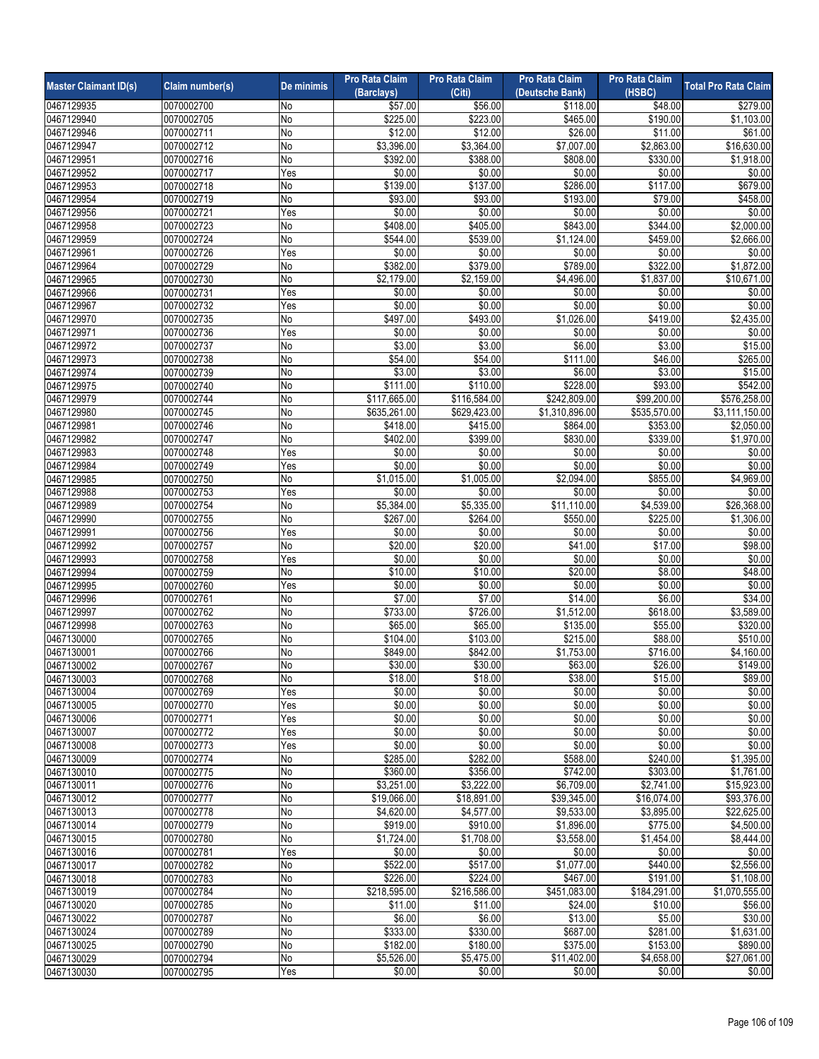| Master Claimant ID(s) | Claim number(s) | De minimis | Pro Rata Claim (Barclays) | Pro Rata Claim (Citi) | Pro Rata Claim (Deutsche Bank) | Pro Rata Claim (HSBC) | Total Pro Rata Claim |
|---|---|---|---|---|---|---|---|
| 0467129935 | 0070002700 | No | $57.00 | $56.00 | $118.00 | $48.00 | $279.00 |
| 0467129940 | 0070002705 | No | $225.00 | $223.00 | $465.00 | $190.00 | $1,103.00 |
| 0467129946 | 0070002711 | No | $12.00 | $12.00 | $26.00 | $11.00 | $61.00 |
| 0467129947 | 0070002712 | No | $3,396.00 | $3,364.00 | $7,007.00 | $2,863.00 | $16,630.00 |
| 0467129951 | 0070002716 | No | $392.00 | $388.00 | $808.00 | $330.00 | $1,918.00 |
| 0467129952 | 0070002717 | Yes | $0.00 | $0.00 | $0.00 | $0.00 | $0.00 |
| 0467129953 | 0070002718 | No | $139.00 | $137.00 | $286.00 | $117.00 | $679.00 |
| 0467129954 | 0070002719 | No | $93.00 | $93.00 | $193.00 | $79.00 | $458.00 |
| 0467129956 | 0070002721 | Yes | $0.00 | $0.00 | $0.00 | $0.00 | $0.00 |
| 0467129958 | 0070002723 | No | $408.00 | $405.00 | $843.00 | $344.00 | $2,000.00 |
| 0467129959 | 0070002724 | No | $544.00 | $539.00 | $1,124.00 | $459.00 | $2,666.00 |
| 0467129961 | 0070002726 | Yes | $0.00 | $0.00 | $0.00 | $0.00 | $0.00 |
| 0467129964 | 0070002729 | No | $382.00 | $379.00 | $789.00 | $322.00 | $1,872.00 |
| 0467129965 | 0070002730 | No | $2,179.00 | $2,159.00 | $4,496.00 | $1,837.00 | $10,671.00 |
| 0467129966 | 0070002731 | Yes | $0.00 | $0.00 | $0.00 | $0.00 | $0.00 |
| 0467129967 | 0070002732 | Yes | $0.00 | $0.00 | $0.00 | $0.00 | $0.00 |
| 0467129970 | 0070002735 | No | $497.00 | $493.00 | $1,026.00 | $419.00 | $2,435.00 |
| 0467129971 | 0070002736 | Yes | $0.00 | $0.00 | $0.00 | $0.00 | $0.00 |
| 0467129972 | 0070002737 | No | $3.00 | $3.00 | $6.00 | $3.00 | $15.00 |
| 0467129973 | 0070002738 | No | $54.00 | $54.00 | $111.00 | $46.00 | $265.00 |
| 0467129974 | 0070002739 | No | $3.00 | $3.00 | $6.00 | $3.00 | $15.00 |
| 0467129975 | 0070002740 | No | $111.00 | $110.00 | $228.00 | $93.00 | $542.00 |
| 0467129979 | 0070002744 | No | $117,665.00 | $116,584.00 | $242,809.00 | $99,200.00 | $576,258.00 |
| 0467129980 | 0070002745 | No | $635,261.00 | $629,423.00 | $1,310,896.00 | $535,570.00 | $3,111,150.00 |
| 0467129981 | 0070002746 | No | $418.00 | $415.00 | $864.00 | $353.00 | $2,050.00 |
| 0467129982 | 0070002747 | No | $402.00 | $399.00 | $830.00 | $339.00 | $1,970.00 |
| 0467129983 | 0070002748 | Yes | $0.00 | $0.00 | $0.00 | $0.00 | $0.00 |
| 0467129984 | 0070002749 | Yes | $0.00 | $0.00 | $0.00 | $0.00 | $0.00 |
| 0467129985 | 0070002750 | No | $1,015.00 | $1,005.00 | $2,094.00 | $855.00 | $4,969.00 |
| 0467129988 | 0070002753 | Yes | $0.00 | $0.00 | $0.00 | $0.00 | $0.00 |
| 0467129989 | 0070002754 | No | $5,384.00 | $5,335.00 | $11,110.00 | $4,539.00 | $26,368.00 |
| 0467129990 | 0070002755 | No | $267.00 | $264.00 | $550.00 | $225.00 | $1,306.00 |
| 0467129991 | 0070002756 | Yes | $0.00 | $0.00 | $0.00 | $0.00 | $0.00 |
| 0467129992 | 0070002757 | No | $20.00 | $20.00 | $41.00 | $17.00 | $98.00 |
| 0467129993 | 0070002758 | Yes | $0.00 | $0.00 | $0.00 | $0.00 | $0.00 |
| 0467129994 | 0070002759 | No | $10.00 | $10.00 | $20.00 | $8.00 | $48.00 |
| 0467129995 | 0070002760 | Yes | $0.00 | $0.00 | $0.00 | $0.00 | $0.00 |
| 0467129996 | 0070002761 | No | $7.00 | $7.00 | $14.00 | $6.00 | $34.00 |
| 0467129997 | 0070002762 | No | $733.00 | $726.00 | $1,512.00 | $618.00 | $3,589.00 |
| 0467129998 | 0070002763 | No | $65.00 | $65.00 | $135.00 | $55.00 | $320.00 |
| 0467130000 | 0070002765 | No | $104.00 | $103.00 | $215.00 | $88.00 | $510.00 |
| 0467130001 | 0070002766 | No | $849.00 | $842.00 | $1,753.00 | $716.00 | $4,160.00 |
| 0467130002 | 0070002767 | No | $30.00 | $30.00 | $63.00 | $26.00 | $149.00 |
| 0467130003 | 0070002768 | No | $18.00 | $18.00 | $38.00 | $15.00 | $89.00 |
| 0467130004 | 0070002769 | Yes | $0.00 | $0.00 | $0.00 | $0.00 | $0.00 |
| 0467130005 | 0070002770 | Yes | $0.00 | $0.00 | $0.00 | $0.00 | $0.00 |
| 0467130006 | 0070002771 | Yes | $0.00 | $0.00 | $0.00 | $0.00 | $0.00 |
| 0467130007 | 0070002772 | Yes | $0.00 | $0.00 | $0.00 | $0.00 | $0.00 |
| 0467130008 | 0070002773 | Yes | $0.00 | $0.00 | $0.00 | $0.00 | $0.00 |
| 0467130009 | 0070002774 | No | $285.00 | $282.00 | $588.00 | $240.00 | $1,395.00 |
| 0467130010 | 0070002775 | No | $360.00 | $356.00 | $742.00 | $303.00 | $1,761.00 |
| 0467130011 | 0070002776 | No | $3,251.00 | $3,222.00 | $6,709.00 | $2,741.00 | $15,923.00 |
| 0467130012 | 0070002777 | No | $19,066.00 | $18,891.00 | $39,345.00 | $16,074.00 | $93,376.00 |
| 0467130013 | 0070002778 | No | $4,620.00 | $4,577.00 | $9,533.00 | $3,895.00 | $22,625.00 |
| 0467130014 | 0070002779 | No | $919.00 | $910.00 | $1,896.00 | $775.00 | $4,500.00 |
| 0467130015 | 0070002780 | No | $1,724.00 | $1,708.00 | $3,558.00 | $1,454.00 | $8,444.00 |
| 0467130016 | 0070002781 | Yes | $0.00 | $0.00 | $0.00 | $0.00 | $0.00 |
| 0467130017 | 0070002782 | No | $522.00 | $517.00 | $1,077.00 | $440.00 | $2,556.00 |
| 0467130018 | 0070002783 | No | $226.00 | $224.00 | $467.00 | $191.00 | $1,108.00 |
| 0467130019 | 0070002784 | No | $218,595.00 | $216,586.00 | $451,083.00 | $184,291.00 | $1,070,555.00 |
| 0467130020 | 0070002785 | No | $11.00 | $11.00 | $24.00 | $10.00 | $56.00 |
| 0467130022 | 0070002787 | No | $6.00 | $6.00 | $13.00 | $5.00 | $30.00 |
| 0467130024 | 0070002789 | No | $333.00 | $330.00 | $687.00 | $281.00 | $1,631.00 |
| 0467130025 | 0070002790 | No | $182.00 | $180.00 | $375.00 | $153.00 | $890.00 |
| 0467130029 | 0070002794 | No | $5,526.00 | $5,475.00 | $11,402.00 | $4,658.00 | $27,061.00 |
| 0467130030 | 0070002795 | Yes | $0.00 | $0.00 | $0.00 | $0.00 | $0.00 |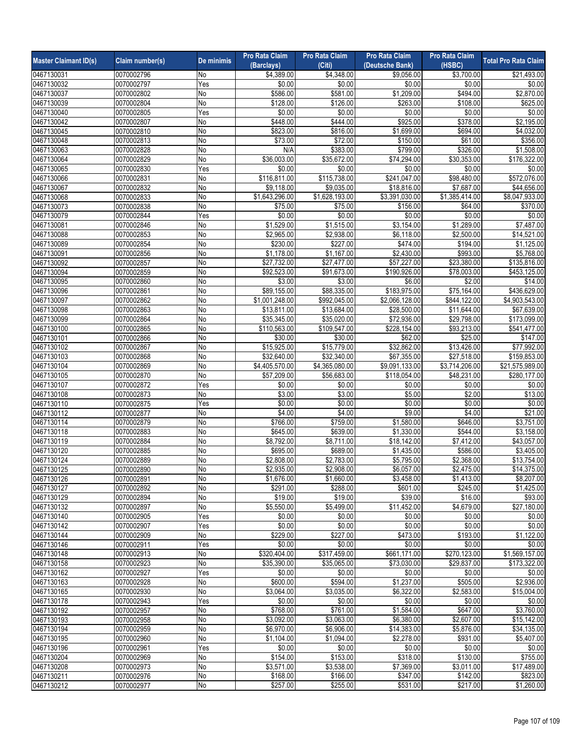| Master Claimant ID(s) | Claim number(s) | De minimis | Pro Rata Claim (Barclays) | Pro Rata Claim (Citi) | Pro Rata Claim (Deutsche Bank) | Pro Rata Claim (HSBC) | Total Pro Rata Claim |
|---|---|---|---|---|---|---|---|
| 0467130031 | 0070002796 | No | $4,389.00 | $4,348.00 | $9,056.00 | $3,700.00 | $21,493.00 |
| 0467130032 | 0070002797 | Yes | $0.00 | $0.00 | $0.00 | $0.00 | $0.00 |
| 0467130037 | 0070002802 | No | $586.00 | $581.00 | $1,209.00 | $494.00 | $2,870.00 |
| 0467130039 | 0070002804 | No | $128.00 | $126.00 | $263.00 | $108.00 | $625.00 |
| 0467130040 | 0070002805 | Yes | $0.00 | $0.00 | $0.00 | $0.00 | $0.00 |
| 0467130042 | 0070002807 | No | $448.00 | $444.00 | $925.00 | $378.00 | $2,195.00 |
| 0467130045 | 0070002810 | No | $823.00 | $816.00 | $1,699.00 | $694.00 | $4,032.00 |
| 0467130048 | 0070002813 | No | $73.00 | $72.00 | $150.00 | $61.00 | $356.00 |
| 0467130063 | 0070002828 | No | N/A | $383.00 | $799.00 | $326.00 | $1,508.00 |
| 0467130064 | 0070002829 | No | $36,003.00 | $35,672.00 | $74,294.00 | $30,353.00 | $176,322.00 |
| 0467130065 | 0070002830 | Yes | $0.00 | $0.00 | $0.00 | $0.00 | $0.00 |
| 0467130066 | 0070002831 | No | $116,811.00 | $115,738.00 | $241,047.00 | $98,480.00 | $572,076.00 |
| 0467130067 | 0070002832 | No | $9,118.00 | $9,035.00 | $18,816.00 | $7,687.00 | $44,656.00 |
| 0467130068 | 0070002833 | No | $1,643,296.00 | $1,628,193.00 | $3,391,030.00 | $1,385,414.00 | $8,047,933.00 |
| 0467130073 | 0070002838 | No | $75.00 | $75.00 | $156.00 | $64.00 | $370.00 |
| 0467130079 | 0070002844 | Yes | $0.00 | $0.00 | $0.00 | $0.00 | $0.00 |
| 0467130081 | 0070002846 | No | $1,529.00 | $1,515.00 | $3,154.00 | $1,289.00 | $7,487.00 |
| 0467130088 | 0070002853 | No | $2,965.00 | $2,938.00 | $6,118.00 | $2,500.00 | $14,521.00 |
| 0467130089 | 0070002854 | No | $230.00 | $227.00 | $474.00 | $194.00 | $1,125.00 |
| 0467130091 | 0070002856 | No | $1,178.00 | $1,167.00 | $2,430.00 | $993.00 | $5,768.00 |
| 0467130092 | 0070002857 | No | $27,732.00 | $27,477.00 | $57,227.00 | $23,380.00 | $135,816.00 |
| 0467130094 | 0070002859 | No | $92,523.00 | $91,673.00 | $190,926.00 | $78,003.00 | $453,125.00 |
| 0467130095 | 0070002860 | No | $3.00 | $3.00 | $6.00 | $2.00 | $14.00 |
| 0467130096 | 0070002861 | No | $89,155.00 | $88,335.00 | $183,975.00 | $75,164.00 | $436,629.00 |
| 0467130097 | 0070002862 | No | $1,001,248.00 | $992,045.00 | $2,066,128.00 | $844,122.00 | $4,903,543.00 |
| 0467130098 | 0070002863 | No | $13,811.00 | $13,684.00 | $28,500.00 | $11,644.00 | $67,639.00 |
| 0467130099 | 0070002864 | No | $35,345.00 | $35,020.00 | $72,936.00 | $29,798.00 | $173,099.00 |
| 0467130100 | 0070002865 | No | $110,563.00 | $109,547.00 | $228,154.00 | $93,213.00 | $541,477.00 |
| 0467130101 | 0070002866 | No | $30.00 | $30.00 | $62.00 | $25.00 | $147.00 |
| 0467130102 | 0070002867 | No | $15,925.00 | $15,779.00 | $32,862.00 | $13,426.00 | $77,992.00 |
| 0467130103 | 0070002868 | No | $32,640.00 | $32,340.00 | $67,355.00 | $27,518.00 | $159,853.00 |
| 0467130104 | 0070002869 | No | $4,405,570.00 | $4,365,080.00 | $9,091,133.00 | $3,714,206.00 | $21,575,989.00 |
| 0467130105 | 0070002870 | No | $57,209.00 | $56,683.00 | $118,054.00 | $48,231.00 | $280,177.00 |
| 0467130107 | 0070002872 | Yes | $0.00 | $0.00 | $0.00 | $0.00 | $0.00 |
| 0467130108 | 0070002873 | No | $3.00 | $3.00 | $5.00 | $2.00 | $13.00 |
| 0467130110 | 0070002875 | Yes | $0.00 | $0.00 | $0.00 | $0.00 | $0.00 |
| 0467130112 | 0070002877 | No | $4.00 | $4.00 | $9.00 | $4.00 | $21.00 |
| 0467130114 | 0070002879 | No | $766.00 | $759.00 | $1,580.00 | $646.00 | $3,751.00 |
| 0467130118 | 0070002883 | No | $645.00 | $639.00 | $1,330.00 | $544.00 | $3,158.00 |
| 0467130119 | 0070002884 | No | $8,792.00 | $8,711.00 | $18,142.00 | $7,412.00 | $43,057.00 |
| 0467130120 | 0070002885 | No | $695.00 | $689.00 | $1,435.00 | $586.00 | $3,405.00 |
| 0467130124 | 0070002889 | No | $2,808.00 | $2,783.00 | $5,795.00 | $2,368.00 | $13,754.00 |
| 0467130125 | 0070002890 | No | $2,935.00 | $2,908.00 | $6,057.00 | $2,475.00 | $14,375.00 |
| 0467130126 | 0070002891 | No | $1,676.00 | $1,660.00 | $3,458.00 | $1,413.00 | $8,207.00 |
| 0467130127 | 0070002892 | No | $291.00 | $288.00 | $601.00 | $245.00 | $1,425.00 |
| 0467130129 | 0070002894 | No | $19.00 | $19.00 | $39.00 | $16.00 | $93.00 |
| 0467130132 | 0070002897 | No | $5,550.00 | $5,499.00 | $11,452.00 | $4,679.00 | $27,180.00 |
| 0467130140 | 0070002905 | Yes | $0.00 | $0.00 | $0.00 | $0.00 | $0.00 |
| 0467130142 | 0070002907 | Yes | $0.00 | $0.00 | $0.00 | $0.00 | $0.00 |
| 0467130144 | 0070002909 | No | $229.00 | $227.00 | $473.00 | $193.00 | $1,122.00 |
| 0467130146 | 0070002911 | Yes | $0.00 | $0.00 | $0.00 | $0.00 | $0.00 |
| 0467130148 | 0070002913 | No | $320,404.00 | $317,459.00 | $661,171.00 | $270,123.00 | $1,569,157.00 |
| 0467130158 | 0070002923 | No | $35,390.00 | $35,065.00 | $73,030.00 | $29,837.00 | $173,322.00 |
| 0467130162 | 0070002927 | Yes | $0.00 | $0.00 | $0.00 | $0.00 | $0.00 |
| 0467130163 | 0070002928 | No | $600.00 | $594.00 | $1,237.00 | $505.00 | $2,936.00 |
| 0467130165 | 0070002930 | No | $3,064.00 | $3,035.00 | $6,322.00 | $2,583.00 | $15,004.00 |
| 0467130178 | 0070002943 | Yes | $0.00 | $0.00 | $0.00 | $0.00 | $0.00 |
| 0467130192 | 0070002957 | No | $768.00 | $761.00 | $1,584.00 | $647.00 | $3,760.00 |
| 0467130193 | 0070002958 | No | $3,092.00 | $3,063.00 | $6,380.00 | $2,607.00 | $15,142.00 |
| 0467130194 | 0070002959 | No | $6,970.00 | $6,906.00 | $14,383.00 | $5,876.00 | $34,135.00 |
| 0467130195 | 0070002960 | No | $1,104.00 | $1,094.00 | $2,278.00 | $931.00 | $5,407.00 |
| 0467130196 | 0070002961 | Yes | $0.00 | $0.00 | $0.00 | $0.00 | $0.00 |
| 0467130204 | 0070002969 | No | $154.00 | $153.00 | $318.00 | $130.00 | $755.00 |
| 0467130208 | 0070002973 | No | $3,571.00 | $3,538.00 | $7,369.00 | $3,011.00 | $17,489.00 |
| 0467130211 | 0070002976 | No | $168.00 | $166.00 | $347.00 | $142.00 | $823.00 |
| 0467130212 | 0070002977 | No | $257.00 | $255.00 | $531.00 | $217.00 | $1,260.00 |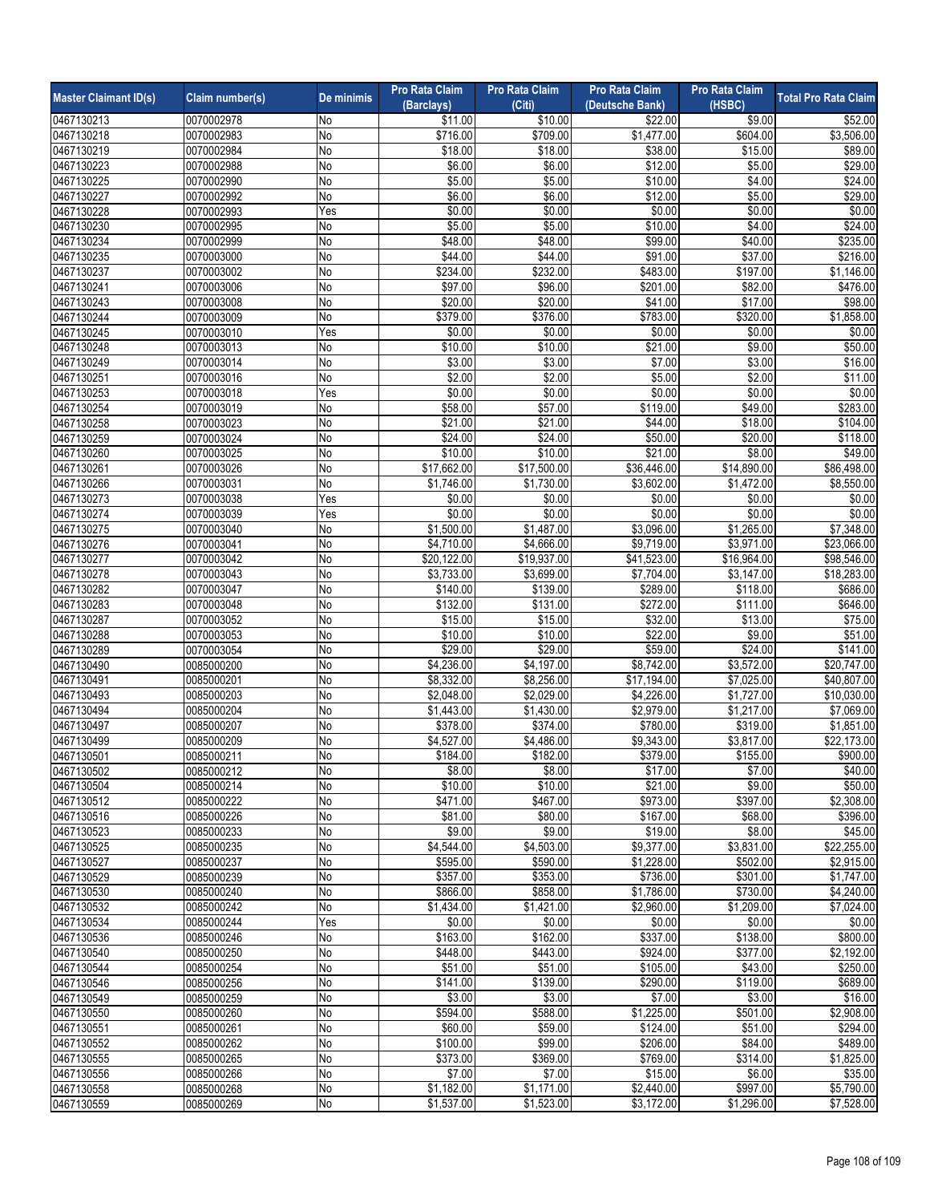| Master Claimant ID(s) | Claim number(s) | De minimis | Pro Rata Claim (Barclays) | Pro Rata Claim (Citi) | Pro Rata Claim (Deutsche Bank) | Pro Rata Claim (HSBC) | Total Pro Rata Claim |
|---|---|---|---|---|---|---|---|
| 0467130213 | 0070002978 | No | $11.00 | $10.00 | $22.00 | $9.00 | $52.00 |
| 0467130218 | 0070002983 | No | $716.00 | $709.00 | $1,477.00 | $604.00 | $3,506.00 |
| 0467130219 | 0070002984 | No | $18.00 | $18.00 | $38.00 | $15.00 | $89.00 |
| 0467130223 | 0070002988 | No | $6.00 | $6.00 | $12.00 | $5.00 | $29.00 |
| 0467130225 | 0070002990 | No | $5.00 | $5.00 | $10.00 | $4.00 | $24.00 |
| 0467130227 | 0070002992 | No | $6.00 | $6.00 | $12.00 | $5.00 | $29.00 |
| 0467130228 | 0070002993 | Yes | $0.00 | $0.00 | $0.00 | $0.00 | $0.00 |
| 0467130230 | 0070002995 | No | $5.00 | $5.00 | $10.00 | $4.00 | $24.00 |
| 0467130234 | 0070002999 | No | $48.00 | $48.00 | $99.00 | $40.00 | $235.00 |
| 0467130235 | 0070003000 | No | $44.00 | $44.00 | $91.00 | $37.00 | $216.00 |
| 0467130237 | 0070003002 | No | $234.00 | $232.00 | $483.00 | $197.00 | $1,146.00 |
| 0467130241 | 0070003006 | No | $97.00 | $96.00 | $201.00 | $82.00 | $476.00 |
| 0467130243 | 0070003008 | No | $20.00 | $20.00 | $41.00 | $17.00 | $98.00 |
| 0467130244 | 0070003009 | No | $379.00 | $376.00 | $783.00 | $320.00 | $1,858.00 |
| 0467130245 | 0070003010 | Yes | $0.00 | $0.00 | $0.00 | $0.00 | $0.00 |
| 0467130248 | 0070003013 | No | $10.00 | $10.00 | $21.00 | $9.00 | $50.00 |
| 0467130249 | 0070003014 | No | $3.00 | $3.00 | $7.00 | $3.00 | $16.00 |
| 0467130251 | 0070003016 | No | $2.00 | $2.00 | $5.00 | $2.00 | $11.00 |
| 0467130253 | 0070003018 | Yes | $0.00 | $0.00 | $0.00 | $0.00 | $0.00 |
| 0467130254 | 0070003019 | No | $58.00 | $57.00 | $119.00 | $49.00 | $283.00 |
| 0467130258 | 0070003023 | No | $21.00 | $21.00 | $44.00 | $18.00 | $104.00 |
| 0467130259 | 0070003024 | No | $24.00 | $24.00 | $50.00 | $20.00 | $118.00 |
| 0467130260 | 0070003025 | No | $10.00 | $10.00 | $21.00 | $8.00 | $49.00 |
| 0467130261 | 0070003026 | No | $17,662.00 | $17,500.00 | $36,446.00 | $14,890.00 | $86,498.00 |
| 0467130266 | 0070003031 | No | $1,746.00 | $1,730.00 | $3,602.00 | $1,472.00 | $8,550.00 |
| 0467130273 | 0070003038 | Yes | $0.00 | $0.00 | $0.00 | $0.00 | $0.00 |
| 0467130274 | 0070003039 | Yes | $0.00 | $0.00 | $0.00 | $0.00 | $0.00 |
| 0467130275 | 0070003040 | No | $1,500.00 | $1,487.00 | $3,096.00 | $1,265.00 | $7,348.00 |
| 0467130276 | 0070003041 | No | $4,710.00 | $4,666.00 | $9,719.00 | $3,971.00 | $23,066.00 |
| 0467130277 | 0070003042 | No | $20,122.00 | $19,937.00 | $41,523.00 | $16,964.00 | $98,546.00 |
| 0467130278 | 0070003043 | No | $3,733.00 | $3,699.00 | $7,704.00 | $3,147.00 | $18,283.00 |
| 0467130282 | 0070003047 | No | $140.00 | $139.00 | $289.00 | $118.00 | $686.00 |
| 0467130283 | 0070003048 | No | $132.00 | $131.00 | $272.00 | $111.00 | $646.00 |
| 0467130287 | 0070003052 | No | $15.00 | $15.00 | $32.00 | $13.00 | $75.00 |
| 0467130288 | 0070003053 | No | $10.00 | $10.00 | $22.00 | $9.00 | $51.00 |
| 0467130289 | 0070003054 | No | $29.00 | $29.00 | $59.00 | $24.00 | $141.00 |
| 0467130490 | 0085000200 | No | $4,236.00 | $4,197.00 | $8,742.00 | $3,572.00 | $20,747.00 |
| 0467130491 | 0085000201 | No | $8,332.00 | $8,256.00 | $17,194.00 | $7,025.00 | $40,807.00 |
| 0467130493 | 0085000203 | No | $2,048.00 | $2,029.00 | $4,226.00 | $1,727.00 | $10,030.00 |
| 0467130494 | 0085000204 | No | $1,443.00 | $1,430.00 | $2,979.00 | $1,217.00 | $7,069.00 |
| 0467130497 | 0085000207 | No | $378.00 | $374.00 | $780.00 | $319.00 | $1,851.00 |
| 0467130499 | 0085000209 | No | $4,527.00 | $4,486.00 | $9,343.00 | $3,817.00 | $22,173.00 |
| 0467130501 | 0085000211 | No | $184.00 | $182.00 | $379.00 | $155.00 | $900.00 |
| 0467130502 | 0085000212 | No | $8.00 | $8.00 | $17.00 | $7.00 | $40.00 |
| 0467130504 | 0085000214 | No | $10.00 | $10.00 | $21.00 | $9.00 | $50.00 |
| 0467130512 | 0085000222 | No | $471.00 | $467.00 | $973.00 | $397.00 | $2,308.00 |
| 0467130516 | 0085000226 | No | $81.00 | $80.00 | $167.00 | $68.00 | $396.00 |
| 0467130523 | 0085000233 | No | $9.00 | $9.00 | $19.00 | $8.00 | $45.00 |
| 0467130525 | 0085000235 | No | $4,544.00 | $4,503.00 | $9,377.00 | $3,831.00 | $22,255.00 |
| 0467130527 | 0085000237 | No | $595.00 | $590.00 | $1,228.00 | $502.00 | $2,915.00 |
| 0467130529 | 0085000239 | No | $357.00 | $353.00 | $736.00 | $301.00 | $1,747.00 |
| 0467130530 | 0085000240 | No | $866.00 | $858.00 | $1,786.00 | $730.00 | $4,240.00 |
| 0467130532 | 0085000242 | No | $1,434.00 | $1,421.00 | $2,960.00 | $1,209.00 | $7,024.00 |
| 0467130534 | 0085000244 | Yes | $0.00 | $0.00 | $0.00 | $0.00 | $0.00 |
| 0467130536 | 0085000246 | No | $163.00 | $162.00 | $337.00 | $138.00 | $800.00 |
| 0467130540 | 0085000250 | No | $448.00 | $443.00 | $924.00 | $377.00 | $2,192.00 |
| 0467130544 | 0085000254 | No | $51.00 | $51.00 | $105.00 | $43.00 | $250.00 |
| 0467130546 | 0085000256 | No | $141.00 | $139.00 | $290.00 | $119.00 | $689.00 |
| 0467130549 | 0085000259 | No | $3.00 | $3.00 | $7.00 | $3.00 | $16.00 |
| 0467130550 | 0085000260 | No | $594.00 | $588.00 | $1,225.00 | $501.00 | $2,908.00 |
| 0467130551 | 0085000261 | No | $60.00 | $59.00 | $124.00 | $51.00 | $294.00 |
| 0467130552 | 0085000262 | No | $100.00 | $99.00 | $206.00 | $84.00 | $489.00 |
| 0467130555 | 0085000265 | No | $373.00 | $369.00 | $769.00 | $314.00 | $1,825.00 |
| 0467130556 | 0085000266 | No | $7.00 | $7.00 | $15.00 | $6.00 | $35.00 |
| 0467130558 | 0085000268 | No | $1,182.00 | $1,171.00 | $2,440.00 | $997.00 | $5,790.00 |
| 0467130559 | 0085000269 | No | $1,537.00 | $1,523.00 | $3,172.00 | $1,296.00 | $7,528.00 |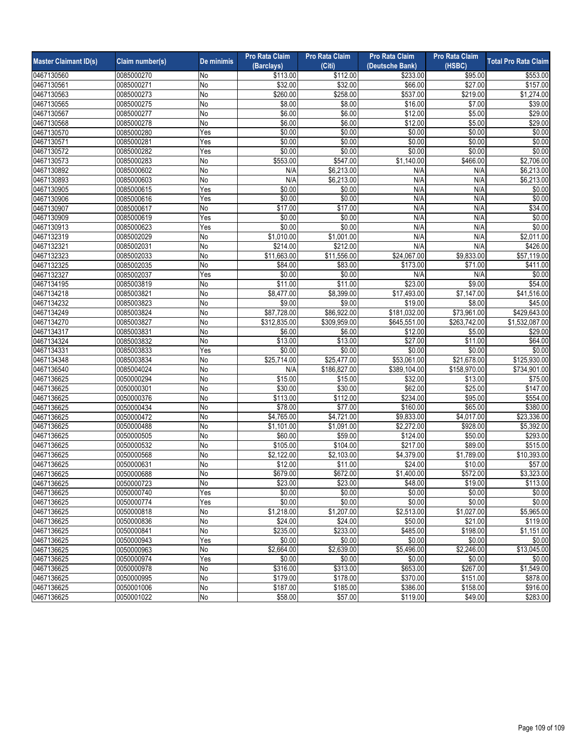| Master Claimant ID(s) | Claim number(s) | De minimis | Pro Rata Claim (Barclays) | Pro Rata Claim (Citi) | Pro Rata Claim (Deutsche Bank) | Pro Rata Claim (HSBC) | Total Pro Rata Claim |
|---|---|---|---|---|---|---|---|
| 0467130560 | 0085000270 | No | $113.00 | $112.00 | $233.00 | $95.00 | $553.00 |
| 0467130561 | 0085000271 | No | $32.00 | $32.00 | $66.00 | $27.00 | $157.00 |
| 0467130563 | 0085000273 | No | $260.00 | $258.00 | $537.00 | $219.00 | $1,274.00 |
| 0467130565 | 0085000275 | No | $8.00 | $8.00 | $16.00 | $7.00 | $39.00 |
| 0467130567 | 0085000277 | No | $6.00 | $6.00 | $12.00 | $5.00 | $29.00 |
| 0467130568 | 0085000278 | No | $6.00 | $6.00 | $12.00 | $5.00 | $29.00 |
| 0467130570 | 0085000280 | Yes | $0.00 | $0.00 | $0.00 | $0.00 | $0.00 |
| 0467130571 | 0085000281 | Yes | $0.00 | $0.00 | $0.00 | $0.00 | $0.00 |
| 0467130572 | 0085000282 | Yes | $0.00 | $0.00 | $0.00 | $0.00 | $0.00 |
| 0467130573 | 0085000283 | No | $553.00 | $547.00 | $1,140.00 | $466.00 | $2,706.00 |
| 0467130892 | 0085000602 | No | N/A | $6,213.00 | N/A | N/A | $6,213.00 |
| 0467130893 | 0085000603 | No | N/A | $6,213.00 | N/A | N/A | $6,213.00 |
| 0467130905 | 0085000615 | Yes | $0.00 | $0.00 | N/A | N/A | $0.00 |
| 0467130906 | 0085000616 | Yes | $0.00 | $0.00 | N/A | N/A | $0.00 |
| 0467130907 | 0085000617 | No | $17.00 | $17.00 | N/A | N/A | $34.00 |
| 0467130909 | 0085000619 | Yes | $0.00 | $0.00 | N/A | N/A | $0.00 |
| 0467130913 | 0085000623 | Yes | $0.00 | $0.00 | N/A | N/A | $0.00 |
| 0467132319 | 0085002029 | No | $1,010.00 | $1,001.00 | N/A | N/A | $2,011.00 |
| 0467132321 | 0085002031 | No | $214.00 | $212.00 | N/A | N/A | $426.00 |
| 0467132323 | 0085002033 | No | $11,663.00 | $11,556.00 | $24,067.00 | $9,833.00 | $57,119.00 |
| 0467132325 | 0085002035 | No | $84.00 | $83.00 | $173.00 | $71.00 | $411.00 |
| 0467132327 | 0085002037 | Yes | $0.00 | $0.00 | N/A | N/A | $0.00 |
| 0467134195 | 0085003819 | No | $11.00 | $11.00 | $23.00 | $9.00 | $54.00 |
| 0467134218 | 0085003821 | No | $8,477.00 | $8,399.00 | $17,493.00 | $7,147.00 | $41,516.00 |
| 0467134232 | 0085003823 | No | $9.00 | $9.00 | $19.00 | $8.00 | $45.00 |
| 0467134249 | 0085003824 | No | $87,728.00 | $86,922.00 | $181,032.00 | $73,961.00 | $429,643.00 |
| 0467134270 | 0085003827 | No | $312,835.00 | $309,959.00 | $645,551.00 | $263,742.00 | $1,532,087.00 |
| 0467134317 | 0085003831 | No | $6.00 | $6.00 | $12.00 | $5.00 | $29.00 |
| 0467134324 | 0085003832 | No | $13.00 | $13.00 | $27.00 | $11.00 | $64.00 |
| 0467134331 | 0085003833 | Yes | $0.00 | $0.00 | $0.00 | $0.00 | $0.00 |
| 0467134348 | 0085003834 | No | $25,714.00 | $25,477.00 | $53,061.00 | $21,678.00 | $125,930.00 |
| 0467136540 | 0085004024 | No | N/A | $186,827.00 | $389,104.00 | $158,970.00 | $734,901.00 |
| 0467136625 | 0050000294 | No | $15.00 | $15.00 | $32.00 | $13.00 | $75.00 |
| 0467136625 | 0050000301 | No | $30.00 | $30.00 | $62.00 | $25.00 | $147.00 |
| 0467136625 | 0050000376 | No | $113.00 | $112.00 | $234.00 | $95.00 | $554.00 |
| 0467136625 | 0050000434 | No | $78.00 | $77.00 | $160.00 | $65.00 | $380.00 |
| 0467136625 | 0050000472 | No | $4,765.00 | $4,721.00 | $9,833.00 | $4,017.00 | $23,336.00 |
| 0467136625 | 0050000488 | No | $1,101.00 | $1,091.00 | $2,272.00 | $928.00 | $5,392.00 |
| 0467136625 | 0050000505 | No | $60.00 | $59.00 | $124.00 | $50.00 | $293.00 |
| 0467136625 | 0050000532 | No | $105.00 | $104.00 | $217.00 | $89.00 | $515.00 |
| 0467136625 | 0050000568 | No | $2,122.00 | $2,103.00 | $4,379.00 | $1,789.00 | $10,393.00 |
| 0467136625 | 0050000631 | No | $12.00 | $11.00 | $24.00 | $10.00 | $57.00 |
| 0467136625 | 0050000688 | No | $679.00 | $672.00 | $1,400.00 | $572.00 | $3,323.00 |
| 0467136625 | 0050000723 | No | $23.00 | $23.00 | $48.00 | $19.00 | $113.00 |
| 0467136625 | 0050000740 | Yes | $0.00 | $0.00 | $0.00 | $0.00 | $0.00 |
| 0467136625 | 0050000774 | Yes | $0.00 | $0.00 | $0.00 | $0.00 | $0.00 |
| 0467136625 | 0050000818 | No | $1,218.00 | $1,207.00 | $2,513.00 | $1,027.00 | $5,965.00 |
| 0467136625 | 0050000836 | No | $24.00 | $24.00 | $50.00 | $21.00 | $119.00 |
| 0467136625 | 0050000841 | No | $235.00 | $233.00 | $485.00 | $198.00 | $1,151.00 |
| 0467136625 | 0050000943 | Yes | $0.00 | $0.00 | $0.00 | $0.00 | $0.00 |
| 0467136625 | 0050000963 | No | $2,664.00 | $2,639.00 | $5,496.00 | $2,246.00 | $13,045.00 |
| 0467136625 | 0050000974 | Yes | $0.00 | $0.00 | $0.00 | $0.00 | $0.00 |
| 0467136625 | 0050000978 | No | $316.00 | $313.00 | $653.00 | $267.00 | $1,549.00 |
| 0467136625 | 0050000995 | No | $179.00 | $178.00 | $370.00 | $151.00 | $878.00 |
| 0467136625 | 0050001006 | No | $187.00 | $185.00 | $386.00 | $158.00 | $916.00 |
| 0467136625 | 0050001022 | No | $58.00 | $57.00 | $119.00 | $49.00 | $283.00 |